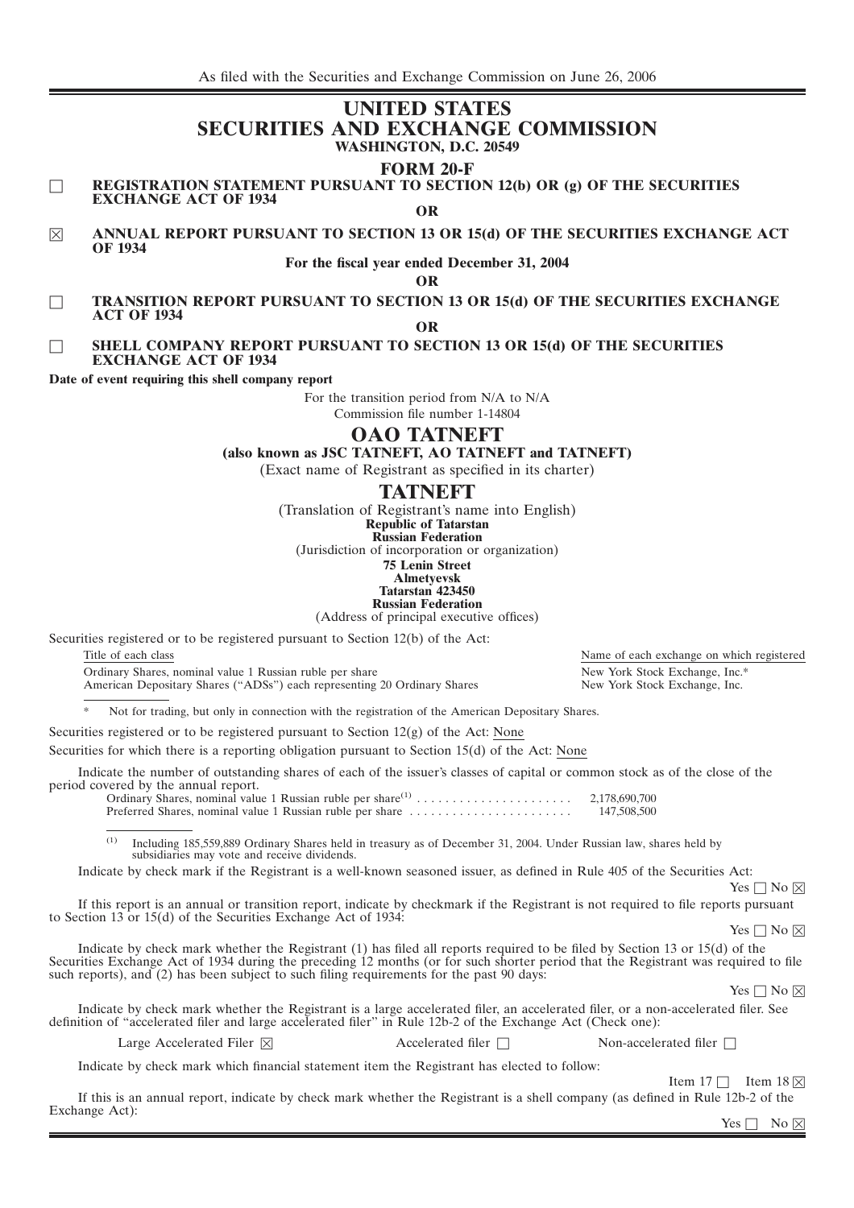As filed with the Securities and Exchange Commission on June 26, 2006

# UNITED STATES
# SECURITIES AND EXCHANGE COMMISSION
**WASHINGTON, D.C. 20549**

## FORM 20-F

☐ **REGISTRATION STATEMENT PURSUANT TO SECTION 12(b) OR (g) OF THE SECURITIES EXCHANGE ACT OF 1934**

**OR**

☒ **ANNUAL REPORT PURSUANT TO SECTION 13 OR 15(d) OF THE SECURITIES EXCHANGE ACT OF 1934**

**For the fiscal year ended December 31, 2004**

**OR**

☐ **TRANSITION REPORT PURSUANT TO SECTION 13 OR 15(d) OF THE SECURITIES EXCHANGE ACT OF 1934**

**OR**

☐ **SHELL COMPANY REPORT PURSUANT TO SECTION 13 OR 15(d) OF THE SECURITIES EXCHANGE ACT OF 1934**

**Date of event requiring this shell company report**

For the transition period from N/A to N/A

Commission file number 1-14804

## OAO TATNEFT
**(also known as JSC TATNEFT, AO TATNEFT and TATNEFT)**

(Exact name of Registrant as specified in its charter)

## TATNEFT
(Translation of Registrant's name into English)

**Republic of Tatarstan**
**Russian Federation**

(Jurisdiction of incorporation or organization)

**75 Lenin Street**
**Almetyevsk**
**Tatarstan 423450**
**Russian Federation**

(Address of principal executive offices)

Securities registered or to be registered pursuant to Section 12(b) of the Act:

| Title of each class | Name of each exchange on which registered |
|---|---|
| Ordinary Shares, nominal value 1 Russian ruble per share | New York Stock Exchange, Inc.* |
| American Depositary Shares ("ADSs") each representing 20 Ordinary Shares | New York Stock Exchange, Inc. |

\* Not for trading, but only in connection with the registration of the American Depositary Shares.

Securities registered or to be registered pursuant to Section 12(g) of the Act: None

Securities for which there is a reporting obligation pursuant to Section 15(d) of the Act: None

Indicate the number of outstanding shares of each of the issuer's classes of capital or common stock as of the close of the period covered by the annual report.

| | |
|---|---|
| Ordinary Shares, nominal value 1 Russian ruble per share[(1)] | 2,178,690,700 |
| Preferred Shares, nominal value 1 Russian ruble per share | 147,508,500 |

(1) Including 185,559,889 Ordinary Shares held in treasury as of December 31, 2004. Under Russian law, shares held by subsidiaries may vote and receive dividends.

Indicate by check mark if the Registrant is a well-known seasoned issuer, as defined in Rule 405 of the Securities Act:

Yes ☐ No ☒

If this report is an annual or transition report, indicate by checkmark if the Registrant is not required to file reports pursuant to Section 13 or 15(d) of the Securities Exchange Act of 1934:

Yes ☐ No ☒

Indicate by check mark whether the Registrant (1) has filed all reports required to be filed by Section 13 or 15(d) of the Securities Exchange Act of 1934 during the preceding 12 months (or for such shorter period that the Registrant was required to file such reports), and (2) has been subject to such filing requirements for the past 90 days:

Yes ☐ No ☒

Indicate by check mark whether the Registrant is a large accelerated filer, an accelerated filer, or a non-accelerated filer. See definition of "accelerated filer and large accelerated filer" in Rule 12b-2 of the Exchange Act (Check one):

Large Accelerated Filer ☒ Accelerated filer ☐ Non-accelerated filer ☐

Indicate by check mark which financial statement item the Registrant has elected to follow:

Item 17 ☐ Item 18 ☒

If this is an annual report, indicate by check mark whether the Registrant is a shell company (as defined in Rule 12b-2 of the Exchange Act):

Yes ☐ No ☒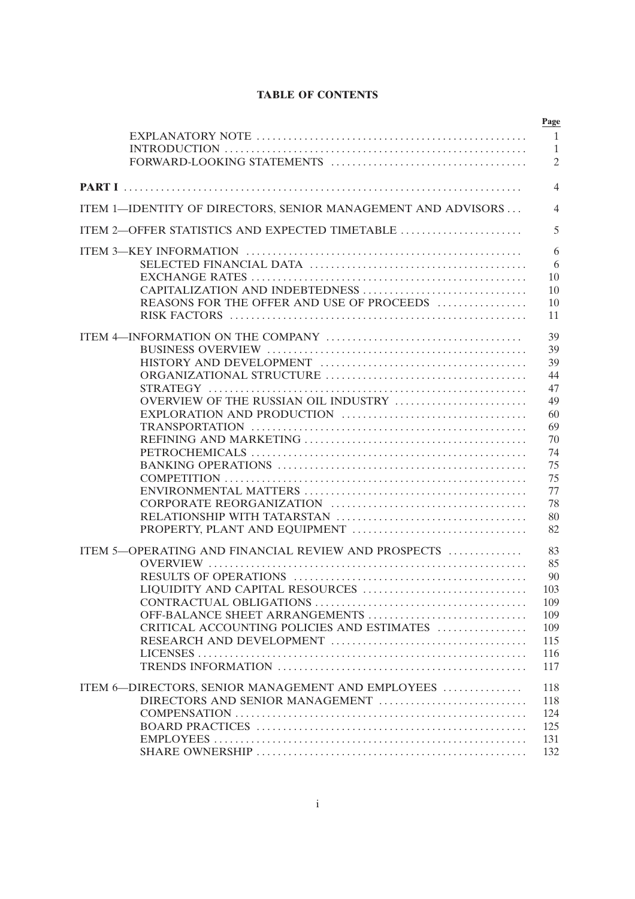# TABLE OF CONTENTS

| | Page |
|---|---|
| EXPLANATORY NOTE | 1 |
| INTRODUCTION | 1 |
| FORWARD-LOOKING STATEMENTS | 2 |
| **PART I** | 4 |
| ITEM 1—IDENTITY OF DIRECTORS, SENIOR MANAGEMENT AND ADVISORS | 4 |
| ITEM 2—OFFER STATISTICS AND EXPECTED TIMETABLE | 5 |
| ITEM 3—KEY INFORMATION | 6 |
| SELECTED FINANCIAL DATA | 6 |
| EXCHANGE RATES | 10 |
| CAPITALIZATION AND INDEBTEDNESS | 10 |
| REASONS FOR THE OFFER AND USE OF PROCEEDS | 10 |
| RISK FACTORS | 11 |
| ITEM 4—INFORMATION ON THE COMPANY | 39 |
| BUSINESS OVERVIEW | 39 |
| HISTORY AND DEVELOPMENT | 39 |
| ORGANIZATIONAL STRUCTURE | 44 |
| STRATEGY | 47 |
| OVERVIEW OF THE RUSSIAN OIL INDUSTRY | 49 |
| EXPLORATION AND PRODUCTION | 60 |
| TRANSPORTATION | 69 |
| REFINING AND MARKETING | 70 |
| PETROCHEMICALS | 74 |
| BANKING OPERATIONS | 75 |
| COMPETITION | 75 |
| ENVIRONMENTAL MATTERS | 77 |
| CORPORATE REORGANIZATION | 78 |
| RELATIONSHIP WITH TATARSTAN | 80 |
| PROPERTY, PLANT AND EQUIPMENT | 82 |
| ITEM 5—OPERATING AND FINANCIAL REVIEW AND PROSPECTS | 83 |
| OVERVIEW | 85 |
| RESULTS OF OPERATIONS | 90 |
| LIQUIDITY AND CAPITAL RESOURCES | 103 |
| CONTRACTUAL OBLIGATIONS | 109 |
| OFF-BALANCE SHEET ARRANGEMENTS | 109 |
| CRITICAL ACCOUNTING POLICIES AND ESTIMATES | 109 |
| RESEARCH AND DEVELOPMENT | 115 |
| LICENSES | 116 |
| TRENDS INFORMATION | 117 |
| ITEM 6—DIRECTORS, SENIOR MANAGEMENT AND EMPLOYEES | 118 |
| DIRECTORS AND SENIOR MANAGEMENT | 118 |
| COMPENSATION | 124 |
| BOARD PRACTICES | 125 |
| EMPLOYEES | 131 |
| SHARE OWNERSHIP | 132 |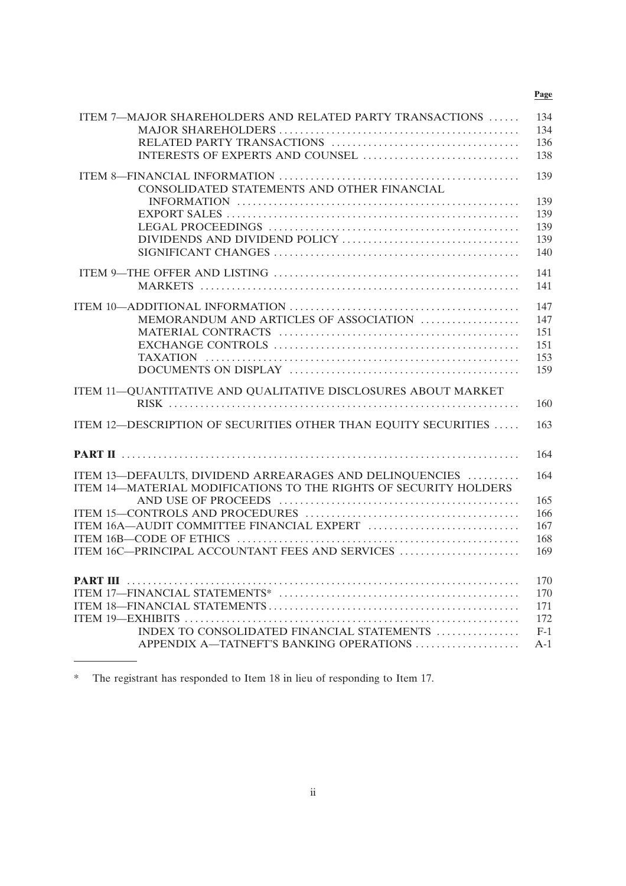| | Page |
|---|---|
| ITEM 7—MAJOR SHAREHOLDERS AND RELATED PARTY TRANSACTIONS | 134 |
| MAJOR SHAREHOLDERS | 134 |
| RELATED PARTY TRANSACTIONS | 136 |
| INTERESTS OF EXPERTS AND COUNSEL | 138 |
| ITEM 8—FINANCIAL INFORMATION | 139 |
| CONSOLIDATED STATEMENTS AND OTHER FINANCIAL INFORMATION | 139 |
| EXPORT SALES | 139 |
| LEGAL PROCEEDINGS | 139 |
| DIVIDENDS AND DIVIDEND POLICY | 139 |
| SIGNIFICANT CHANGES | 140 |
| ITEM 9—THE OFFER AND LISTING | 141 |
| MARKETS | 141 |
| ITEM 10—ADDITIONAL INFORMATION | 147 |
| MEMORANDUM AND ARTICLES OF ASSOCIATION | 147 |
| MATERIAL CONTRACTS | 151 |
| EXCHANGE CONTROLS | 151 |
| TAXATION | 153 |
| DOCUMENTS ON DISPLAY | 159 |
| ITEM 11—QUANTITATIVE AND QUALITATIVE DISCLOSURES ABOUT MARKET RISK | 160 |
| ITEM 12—DESCRIPTION OF SECURITIES OTHER THAN EQUITY SECURITIES | 163 |
| **PART II** | 164 |
| ITEM 13—DEFAULTS, DIVIDEND ARREARAGES AND DELINQUENCIES | 164 |
| ITEM 14—MATERIAL MODIFICATIONS TO THE RIGHTS OF SECURITY HOLDERS AND USE OF PROCEEDS | 165 |
| ITEM 15—CONTROLS AND PROCEDURES | 166 |
| ITEM 16A—AUDIT COMMITTEE FINANCIAL EXPERT | 167 |
| ITEM 16B—CODE OF ETHICS | 168 |
| ITEM 16C—PRINCIPAL ACCOUNTANT FEES AND SERVICES | 169 |
| **PART III** | 170 |
| ITEM 17—FINANCIAL STATEMENTS* | 170 |
| ITEM 18—FINANCIAL STATEMENTS | 171 |
| ITEM 19—EXHIBITS | 172 |
| INDEX TO CONSOLIDATED FINANCIAL STATEMENTS | F-1 |
| APPENDIX A—TATNEFT'S BANKING OPERATIONS | A-1 |

\* The registrant has responded to Item 18 in lieu of responding to Item 17.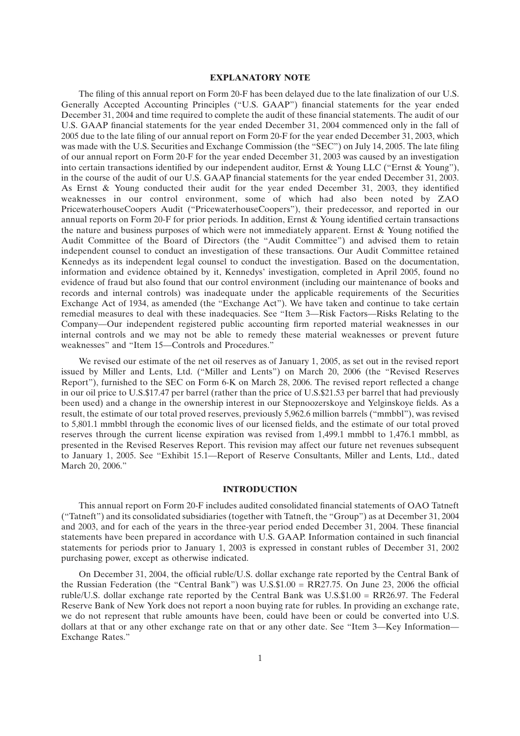## EXPLANATORY NOTE

The filing of this annual report on Form 20-F has been delayed due to the late finalization of our U.S. Generally Accepted Accounting Principles ("U.S. GAAP") financial statements for the year ended December 31, 2004 and time required to complete the audit of these financial statements. The audit of our U.S. GAAP financial statements for the year ended December 31, 2004 commenced only in the fall of 2005 due to the late filing of our annual report on Form 20-F for the year ended December 31, 2003, which was made with the U.S. Securities and Exchange Commission (the "SEC") on July 14, 2005. The late filing of our annual report on Form 20-F for the year ended December 31, 2003 was caused by an investigation into certain transactions identified by our independent auditor, Ernst & Young LLC ("Ernst & Young"), in the course of the audit of our U.S. GAAP financial statements for the year ended December 31, 2003. As Ernst & Young conducted their audit for the year ended December 31, 2003, they identified weaknesses in our control environment, some of which had also been noted by ZAO PricewaterhouseCoopers Audit ("PricewaterhouseCoopers"), their predecessor, and reported in our annual reports on Form 20-F for prior periods. In addition, Ernst & Young identified certain transactions the nature and business purposes of which were not immediately apparent. Ernst & Young notified the Audit Committee of the Board of Directors (the "Audit Committee") and advised them to retain independent counsel to conduct an investigation of these transactions. Our Audit Committee retained Kennedys as its independent legal counsel to conduct the investigation. Based on the documentation, information and evidence obtained by it, Kennedys' investigation, completed in April 2005, found no evidence of fraud but also found that our control environment (including our maintenance of books and records and internal controls) was inadequate under the applicable requirements of the Securities Exchange Act of 1934, as amended (the "Exchange Act"). We have taken and continue to take certain remedial measures to deal with these inadequacies. See "Item 3—Risk Factors—Risks Relating to the Company—Our independent registered public accounting firm reported material weaknesses in our internal controls and we may not be able to remedy these material weaknesses or prevent future weaknesses" and "Item 15—Controls and Procedures."

We revised our estimate of the net oil reserves as of January 1, 2005, as set out in the revised report issued by Miller and Lents, Ltd. ("Miller and Lents") on March 20, 2006 (the "Revised Reserves Report"), furnished to the SEC on Form 6-K on March 28, 2006. The revised report reflected a change in our oil price to U.S.$17.47 per barrel (rather than the price of U.S.$21.53 per barrel that had previously been used) and a change in the ownership interest in our Stepnoozerskoye and Yelginskoye fields. As a result, the estimate of our total proved reserves, previously 5,962.6 million barrels ("mmbbl"), was revised to 5,801.1 mmbbl through the economic lives of our licensed fields, and the estimate of our total proved reserves through the current license expiration was revised from 1,499.1 mmbbl to 1,476.1 mmbbl, as presented in the Revised Reserves Report. This revision may affect our future net revenues subsequent to January 1, 2005. See "Exhibit 15.1—Report of Reserve Consultants, Miller and Lents, Ltd., dated March 20, 2006."

## INTRODUCTION

This annual report on Form 20-F includes audited consolidated financial statements of OAO Tatneft ("Tatneft") and its consolidated subsidiaries (together with Tatneft, the "Group") as at December 31, 2004 and 2003, and for each of the years in the three-year period ended December 31, 2004. These financial statements have been prepared in accordance with U.S. GAAP. Information contained in such financial statements for periods prior to January 1, 2003 is expressed in constant rubles of December 31, 2002 purchasing power, except as otherwise indicated.

On December 31, 2004, the official ruble/U.S. dollar exchange rate reported by the Central Bank of the Russian Federation (the "Central Bank") was U.S.$1.00 = RR27.75. On June 23, 2006 the official ruble/U.S. dollar exchange rate reported by the Central Bank was U.S.$1.00 = RR26.97. The Federal Reserve Bank of New York does not report a noon buying rate for rubles. In providing an exchange rate, we do not represent that ruble amounts have been, could have been or could be converted into U.S. dollars at that or any other exchange rate on that or any other date. See "Item 3—Key Information—Exchange Rates."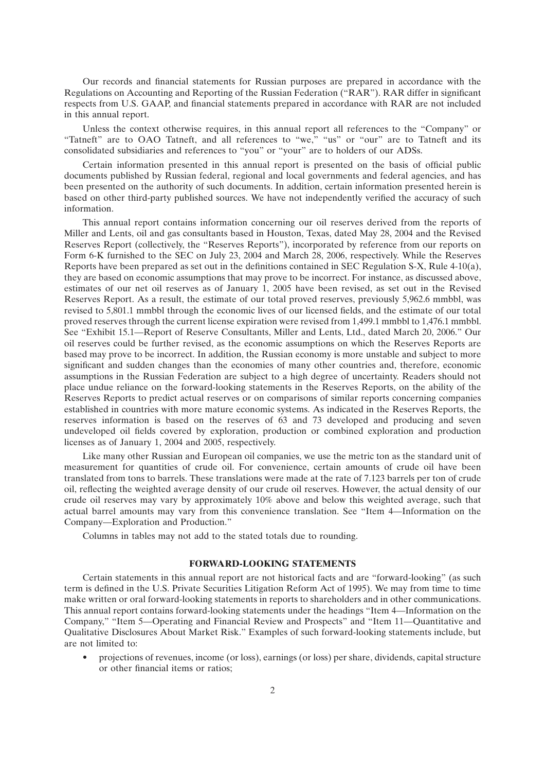Our records and financial statements for Russian purposes are prepared in accordance with the Regulations on Accounting and Reporting of the Russian Federation ("RAR"). RAR differ in significant respects from U.S. GAAP, and financial statements prepared in accordance with RAR are not included in this annual report.

Unless the context otherwise requires, in this annual report all references to the "Company" or "Tatneft" are to OAO Tatneft, and all references to "we," "us" or "our" are to Tatneft and its consolidated subsidiaries and references to "you" or "your" are to holders of our ADSs.

Certain information presented in this annual report is presented on the basis of official public documents published by Russian federal, regional and local governments and federal agencies, and has been presented on the authority of such documents. In addition, certain information presented herein is based on other third-party published sources. We have not independently verified the accuracy of such information.

This annual report contains information concerning our oil reserves derived from the reports of Miller and Lents, oil and gas consultants based in Houston, Texas, dated May 28, 2004 and the Revised Reserves Report (collectively, the "Reserves Reports"), incorporated by reference from our reports on Form 6-K furnished to the SEC on July 23, 2004 and March 28, 2006, respectively. While the Reserves Reports have been prepared as set out in the definitions contained in SEC Regulation S-X, Rule 4-10(a), they are based on economic assumptions that may prove to be incorrect. For instance, as discussed above, estimates of our net oil reserves as of January 1, 2005 have been revised, as set out in the Revised Reserves Report. As a result, the estimate of our total proved reserves, previously 5,962.6 mmbbl, was revised to 5,801.1 mmbbl through the economic lives of our licensed fields, and the estimate of our total proved reserves through the current license expiration were revised from 1,499.1 mmbbl to 1,476.1 mmbbl. See "Exhibit 15.1—Report of Reserve Consultants, Miller and Lents, Ltd., dated March 20, 2006." Our oil reserves could be further revised, as the economic assumptions on which the Reserves Reports are based may prove to be incorrect. In addition, the Russian economy is more unstable and subject to more significant and sudden changes than the economies of many other countries and, therefore, economic assumptions in the Russian Federation are subject to a high degree of uncertainty. Readers should not place undue reliance on the forward-looking statements in the Reserves Reports, on the ability of the Reserves Reports to predict actual reserves or on comparisons of similar reports concerning companies established in countries with more mature economic systems. As indicated in the Reserves Reports, the reserves information is based on the reserves of 63 and 73 developed and producing and seven undeveloped oil fields covered by exploration, production or combined exploration and production licenses as of January 1, 2004 and 2005, respectively.

Like many other Russian and European oil companies, we use the metric ton as the standard unit of measurement for quantities of crude oil. For convenience, certain amounts of crude oil have been translated from tons to barrels. These translations were made at the rate of 7.123 barrels per ton of crude oil, reflecting the weighted average density of our crude oil reserves. However, the actual density of our crude oil reserves may vary by approximately 10% above and below this weighted average, such that actual barrel amounts may vary from this convenience translation. See "Item 4—Information on the Company—Exploration and Production."

Columns in tables may not add to the stated totals due to rounding.

## FORWARD-LOOKING STATEMENTS

Certain statements in this annual report are not historical facts and are "forward-looking" (as such term is defined in the U.S. Private Securities Litigation Reform Act of 1995). We may from time to time make written or oral forward-looking statements in reports to shareholders and in other communications. This annual report contains forward-looking statements under the headings "Item 4—Information on the Company," "Item 5—Operating and Financial Review and Prospects" and "Item 11—Quantitative and Qualitative Disclosures About Market Risk." Examples of such forward-looking statements include, but are not limited to:

- projections of revenues, income (or loss), earnings (or loss) per share, dividends, capital structure or other financial items or ratios;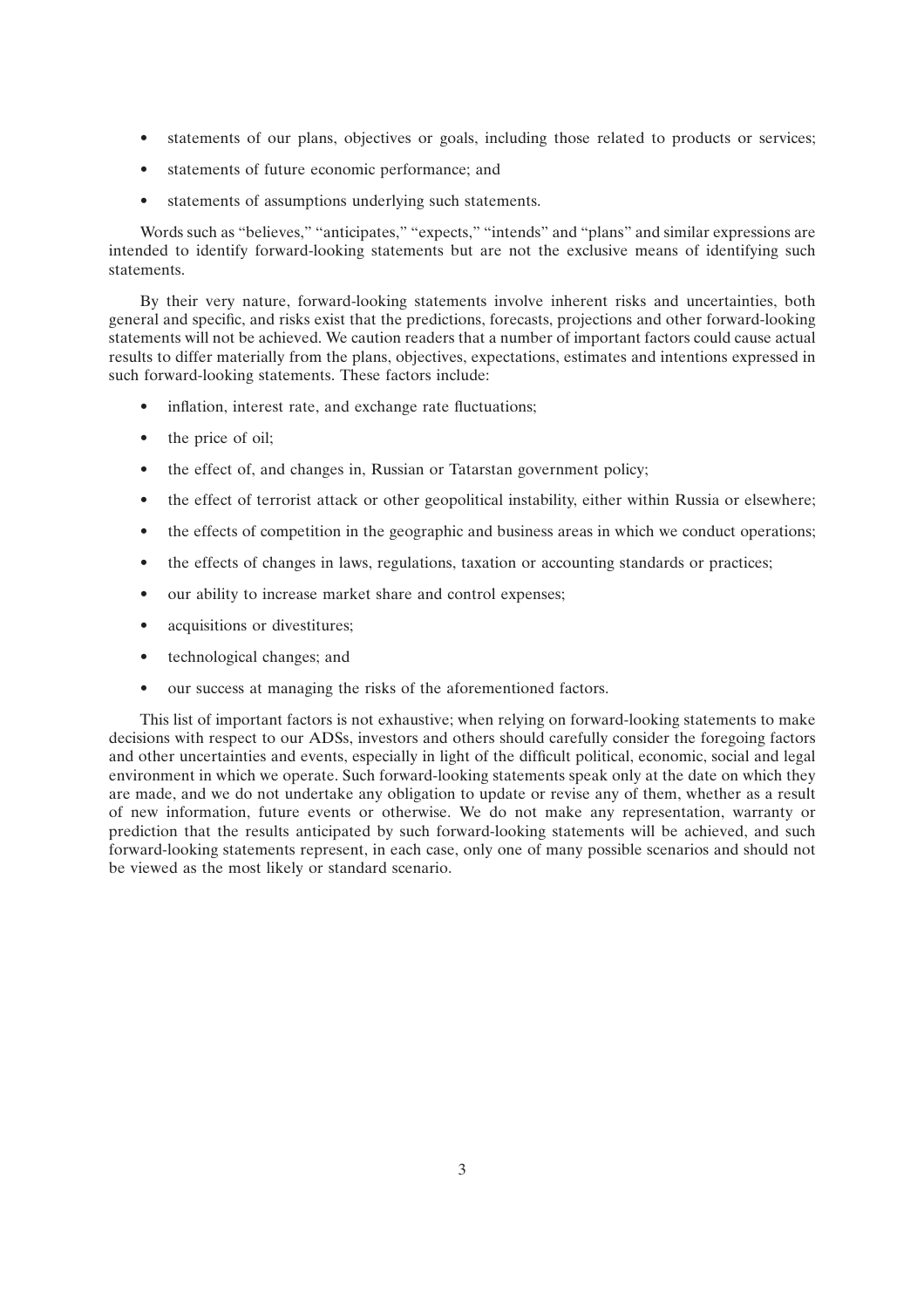- statements of our plans, objectives or goals, including those related to products or services;
- statements of future economic performance; and
- statements of assumptions underlying such statements.

Words such as "believes," "anticipates," "expects," "intends" and "plans" and similar expressions are intended to identify forward-looking statements but are not the exclusive means of identifying such statements.

By their very nature, forward-looking statements involve inherent risks and uncertainties, both general and specific, and risks exist that the predictions, forecasts, projections and other forward-looking statements will not be achieved. We caution readers that a number of important factors could cause actual results to differ materially from the plans, objectives, expectations, estimates and intentions expressed in such forward-looking statements. These factors include:

- inflation, interest rate, and exchange rate fluctuations;
- the price of oil;
- the effect of, and changes in, Russian or Tatarstan government policy;
- the effect of terrorist attack or other geopolitical instability, either within Russia or elsewhere;
- the effects of competition in the geographic and business areas in which we conduct operations;
- the effects of changes in laws, regulations, taxation or accounting standards or practices;
- our ability to increase market share and control expenses;
- acquisitions or divestitures;
- technological changes; and
- our success at managing the risks of the aforementioned factors.

This list of important factors is not exhaustive; when relying on forward-looking statements to make decisions with respect to our ADSs, investors and others should carefully consider the foregoing factors and other uncertainties and events, especially in light of the difficult political, economic, social and legal environment in which we operate. Such forward-looking statements speak only at the date on which they are made, and we do not undertake any obligation to update or revise any of them, whether as a result of new information, future events or otherwise. We do not make any representation, warranty or prediction that the results anticipated by such forward-looking statements will be achieved, and such forward-looking statements represent, in each case, only one of many possible scenarios and should not be viewed as the most likely or standard scenario.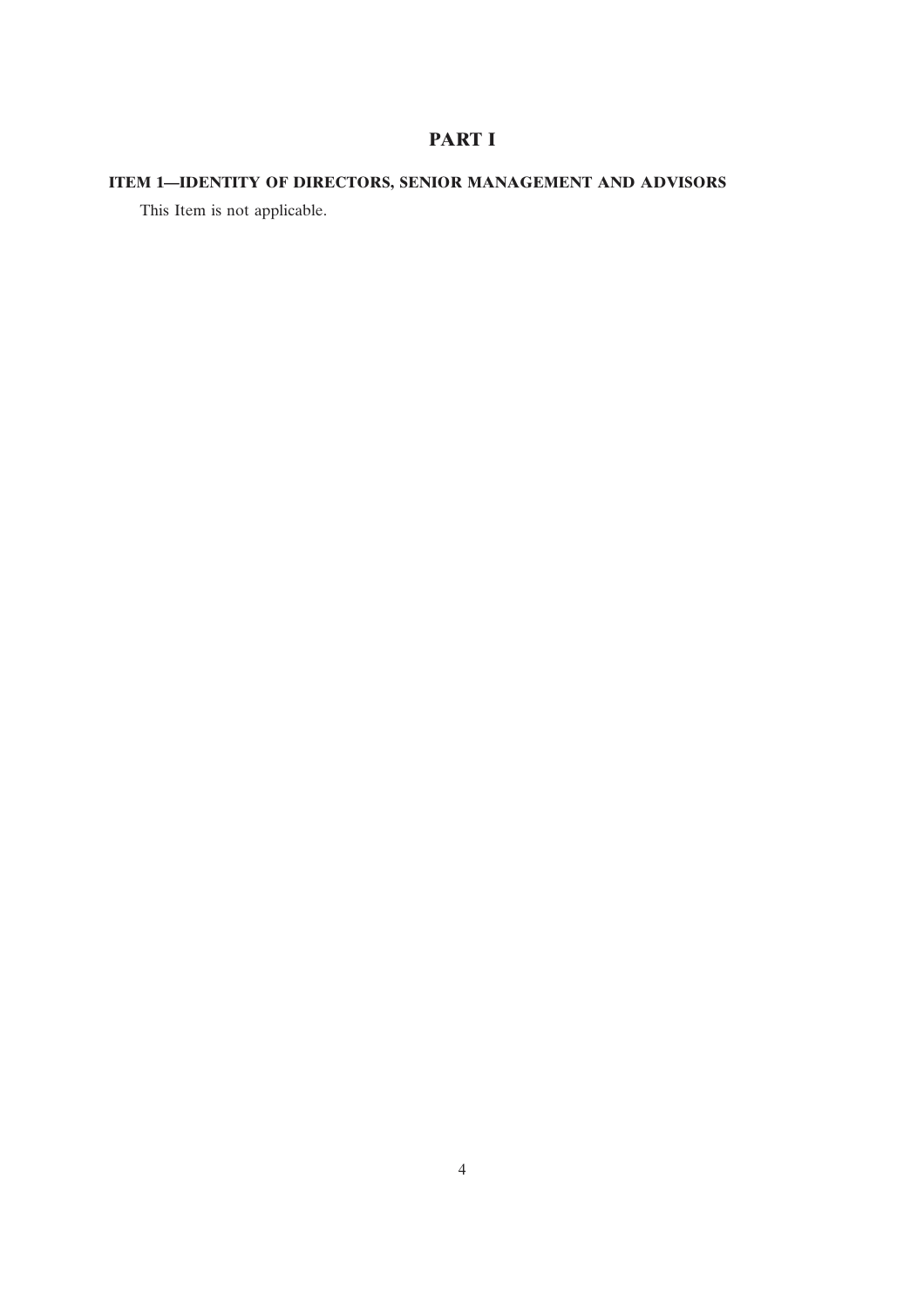# PART I

## ITEM 1—IDENTITY OF DIRECTORS, SENIOR MANAGEMENT AND ADVISORS

This Item is not applicable.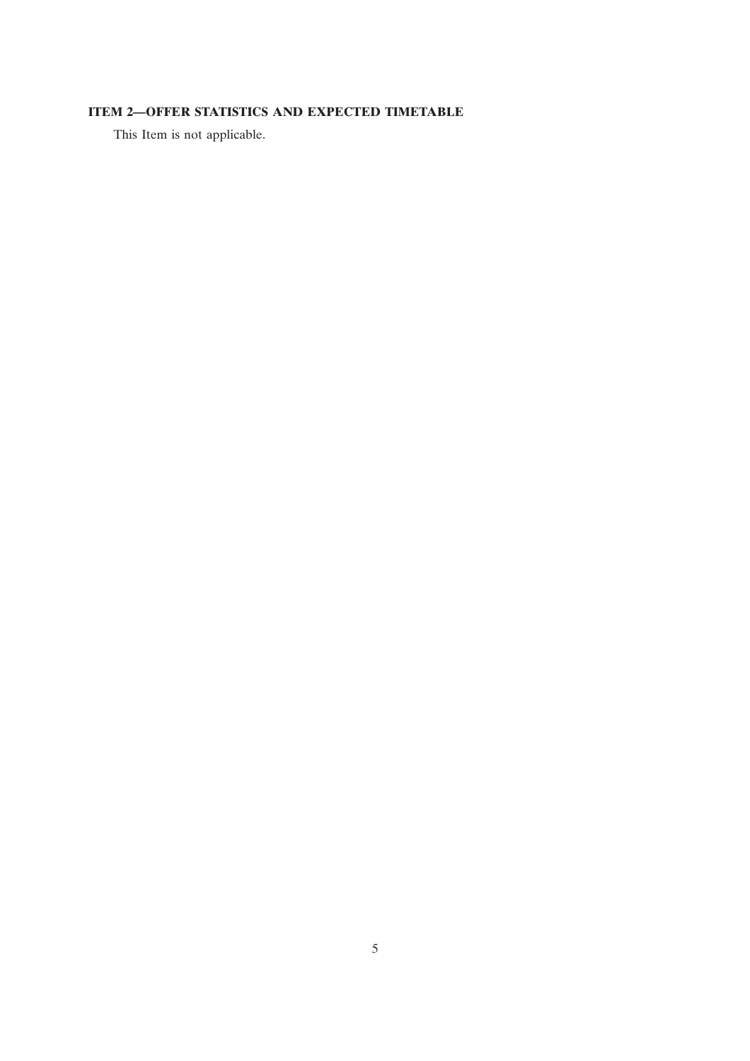## ITEM 2—OFFER STATISTICS AND EXPECTED TIMETABLE

This Item is not applicable.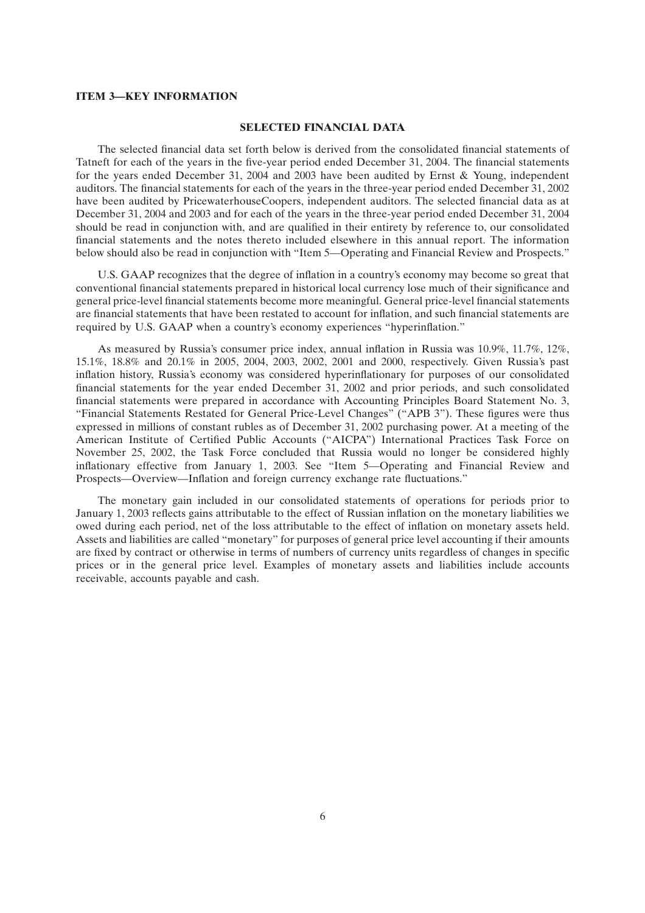## ITEM 3—KEY INFORMATION

### SELECTED FINANCIAL DATA

The selected financial data set forth below is derived from the consolidated financial statements of Tatneft for each of the years in the five-year period ended December 31, 2004. The financial statements for the years ended December 31, 2004 and 2003 have been audited by Ernst & Young, independent auditors. The financial statements for each of the years in the three-year period ended December 31, 2002 have been audited by PricewaterhouseCoopers, independent auditors. The selected financial data as at December 31, 2004 and 2003 and for each of the years in the three-year period ended December 31, 2004 should be read in conjunction with, and are qualified in their entirety by reference to, our consolidated financial statements and the notes thereto included elsewhere in this annual report. The information below should also be read in conjunction with "Item 5—Operating and Financial Review and Prospects."

U.S. GAAP recognizes that the degree of inflation in a country's economy may become so great that conventional financial statements prepared in historical local currency lose much of their significance and general price-level financial statements become more meaningful. General price-level financial statements are financial statements that have been restated to account for inflation, and such financial statements are required by U.S. GAAP when a country's economy experiences "hyperinflation."

As measured by Russia's consumer price index, annual inflation in Russia was 10.9%, 11.7%, 12%, 15.1%, 18.8% and 20.1% in 2005, 2004, 2003, 2002, 2001 and 2000, respectively. Given Russia's past inflation history, Russia's economy was considered hyperinflationary for purposes of our consolidated financial statements for the year ended December 31, 2002 and prior periods, and such consolidated financial statements were prepared in accordance with Accounting Principles Board Statement No. 3, "Financial Statements Restated for General Price-Level Changes" ("APB 3"). These figures were thus expressed in millions of constant rubles as of December 31, 2002 purchasing power. At a meeting of the American Institute of Certified Public Accounts ("AICPA") International Practices Task Force on November 25, 2002, the Task Force concluded that Russia would no longer be considered highly inflationary effective from January 1, 2003. See "Item 5—Operating and Financial Review and Prospects—Overview—Inflation and foreign currency exchange rate fluctuations."

The monetary gain included in our consolidated statements of operations for periods prior to January 1, 2003 reflects gains attributable to the effect of Russian inflation on the monetary liabilities we owed during each period, net of the loss attributable to the effect of inflation on monetary assets held. Assets and liabilities are called "monetary" for purposes of general price level accounting if their amounts are fixed by contract or otherwise in terms of numbers of currency units regardless of changes in specific prices or in the general price level. Examples of monetary assets and liabilities include accounts receivable, accounts payable and cash.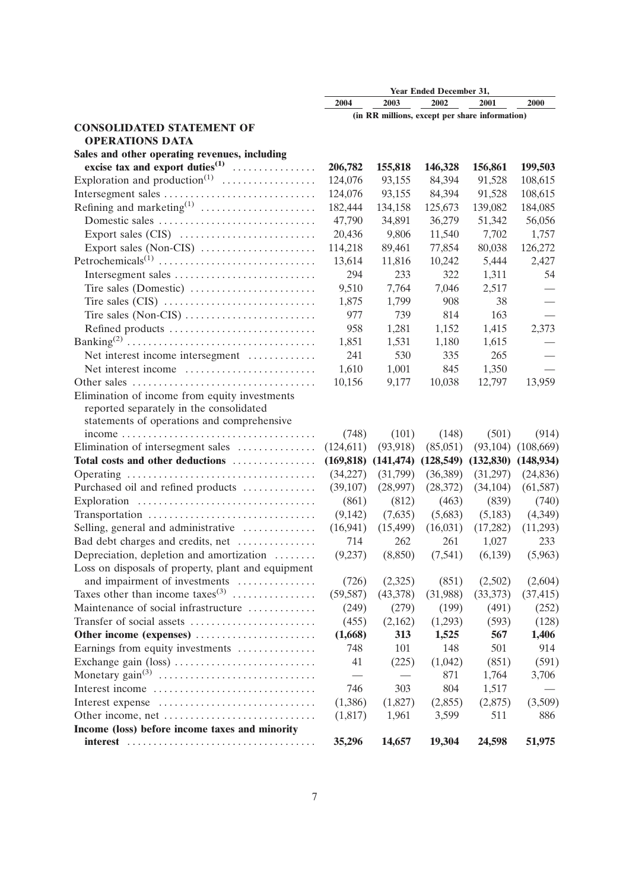| | Year Ended December 31, | | | | |
|---|---|---|---|---|---|
| | 2004 | 2003 | 2002 | 2001 | 2000 |
| | (in RR millions, except per share information) | | | | |
| **CONSOLIDATED STATEMENT OF OPERATIONS DATA** | | | | | |
| **Sales and other operating revenues, including excise tax and export duties[(1)]** | **206,782** | **155,818** | **146,328** | **156,861** | **199,503** |
| Exploration and production[(1)] | 124,076 | 93,155 | 84,394 | 91,528 | 108,615 |
| Intersegment sales | 124,076 | 93,155 | 84,394 | 91,528 | 108,615 |
| Refining and marketing[(1)] | 182,444 | 134,158 | 125,673 | 139,082 | 184,085 |
| Domestic sales | 47,790 | 34,891 | 36,279 | 51,342 | 56,056 |
| Export sales (CIS) | 20,436 | 9,806 | 11,540 | 7,702 | 1,757 |
| Export sales (Non-CIS) | 114,218 | 89,461 | 77,854 | 80,038 | 126,272 |
| Petrochemicals[(1)] | 13,614 | 11,816 | 10,242 | 5,444 | 2,427 |
| Intersegment sales | 294 | 233 | 322 | 1,311 | 54 |
| Tire sales (Domestic) | 9,510 | 7,764 | 7,046 | 2,517 | — |
| Tire sales (CIS) | 1,875 | 1,799 | 908 | 38 | — |
| Tire sales (Non-CIS) | 977 | 739 | 814 | 163 | — |
| Refined products | 958 | 1,281 | 1,152 | 1,415 | 2,373 |
| Banking[(2)] | 1,851 | 1,531 | 1,180 | 1,615 | — |
| Net interest income intersegment | 241 | 530 | 335 | 265 | — |
| Net interest income | 1,610 | 1,001 | 845 | 1,350 | — |
| Other sales | 10,156 | 9,177 | 10,038 | 12,797 | 13,959 |
| Elimination of income from equity investments reported separately in the consolidated statements of operations and comprehensive income | (748) | (101) | (148) | (501) | (914) |
| Elimination of intersegment sales | (124,611) | (93,918) | (85,051) | (93,104) | (108,669) |
| **Total costs and other deductions** | **(169,818)** | **(141,474)** | **(128,549)** | **(132,830)** | **(148,934)** |
| Operating | (34,227) | (31,799) | (36,389) | (31,297) | (24,836) |
| Purchased oil and refined products | (39,107) | (28,997) | (28,372) | (34,104) | (61,587) |
| Exploration | (861) | (812) | (463) | (839) | (740) |
| Transportation | (9,142) | (7,635) | (5,683) | (5,183) | (4,349) |
| Selling, general and administrative | (16,941) | (15,499) | (16,031) | (17,282) | (11,293) |
| Bad debt charges and credits, net | 714 | 262 | 261 | 1,027 | 233 |
| Depreciation, depletion and amortization | (9,237) | (8,850) | (7,541) | (6,139) | (5,963) |
| Loss on disposals of property, plant and equipment and impairment of investments | (726) | (2,325) | (851) | (2,502) | (2,604) |
| Taxes other than income taxes[(3)] | (59,587) | (43,378) | (31,988) | (33,373) | (37,415) |
| Maintenance of social infrastructure | (249) | (279) | (199) | (491) | (252) |
| Transfer of social assets | (455) | (2,162) | (1,293) | (593) | (128) |
| **Other income (expenses)** | **(1,668)** | **313** | **1,525** | **567** | **1,406** |
| Earnings from equity investments | 748 | 101 | 148 | 501 | 914 |
| Exchange gain (loss) | 41 | (225) | (1,042) | (851) | (591) |
| Monetary gain[(3)] | — | — | 871 | 1,764 | 3,706 |
| Interest income | 746 | 303 | 804 | 1,517 | — |
| Interest expense | (1,386) | (1,827) | (2,855) | (2,875) | (3,509) |
| Other income, net | (1,817) | 1,961 | 3,599 | 511 | 886 |
| **Income (loss) before income taxes and minority interest** | **35,296** | **14,657** | **19,304** | **24,598** | **51,975** |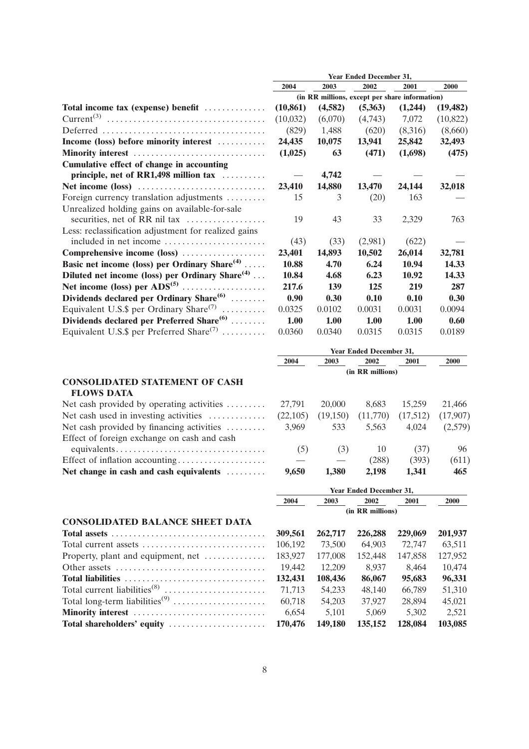| | Year Ended December 31, | | | | |
|---|---|---|---|---|---|
| | 2004 | 2003 | 2002 | 2001 | 2000 |
| | (in RR millions, except per share information) | | | | |
| **Total income tax (expense) benefit** | **(10,861)** | **(4,582)** | **(5,363)** | **(1,244)** | **(19,482)** |
| Current[(3)] | (10,032) | (6,070) | (4,743) | 7,072 | (10,822) |
| Deferred | (829) | 1,488 | (620) | (8,316) | (8,660) |
| **Income (loss) before minority interest** | **24,435** | **10,075** | **13,941** | **25,842** | **32,493** |
| **Minority interest** | **(1,025)** | **63** | **(471)** | **(1,698)** | **(475)** |
| **Cumulative effect of change in accounting principle, net of RR1,498 million tax** | — | **4,742** | — | — | — |
| **Net income (loss)** | **23,410** | **14,880** | **13,470** | **24,144** | **32,018** |
| Foreign currency translation adjustments | 15 | 3 | (20) | 163 | — |
| Unrealized holding gains on available-for-sale securities, net of RR nil tax | 19 | 43 | 33 | 2,329 | 763 |
| Less: reclassification adjustment for realized gains included in net income | (43) | (33) | (2,981) | (622) | — |
| **Comprehensive income (loss)** | **23,401** | **14,893** | **10,502** | **26,014** | **32,781** |
| **Basic net income (loss) per Ordinary Share[(4)]** | **10.88** | **4.70** | **6.24** | **10.94** | **14.33** |
| **Diluted net income (loss) per Ordinary Share[(4)]** | **10.84** | **4.68** | **6.23** | **10.92** | **14.33** |
| **Net income (loss) per ADS[(5)]** | **217.6** | **139** | **125** | **219** | **287** |
| **Dividends declared per Ordinary Share[(6)]** | **0.90** | **0.30** | **0.10** | **0.10** | **0.30** |
| Equivalent U.S.$ per Ordinary Share[(7)] | 0.0325 | 0.0102 | 0.0031 | 0.0031 | 0.0094 |
| **Dividends declared per Preferred Share[(6)]** | **1.00** | **1.00** | **1.00** | **1.00** | **0.60** |
| Equivalent U.S.$ per Preferred Share[(7)] | 0.0360 | 0.0340 | 0.0315 | 0.0315 | 0.0189 |

| | Year Ended December 31, | | | | |
|---|---|---|---|---|---|
| | 2004 | 2003 | 2002 | 2001 | 2000 |
| | (in RR millions) | | | | |
| **CONSOLIDATED STATEMENT OF CASH FLOWS DATA** | | | | | |
| Net cash provided by operating activities | 27,791 | 20,000 | 8,683 | 15,259 | 21,466 |
| Net cash used in investing activities | (22,105) | (19,150) | (11,770) | (17,512) | (17,907) |
| Net cash provided by financing activities | 3,969 | 533 | 5,563 | 4,024 | (2,579) |
| Effect of foreign exchange on cash and cash equivalents | (5) | (3) | 10 | (37) | 96 |
| Effect of inflation accounting | — | — | (288) | (393) | (611) |
| **Net change in cash and cash equivalents** | **9,650** | **1,380** | **2,198** | **1,341** | **465** |

| | Year Ended December 31, | | | | |
|---|---|---|---|---|---|
| | 2004 | 2003 | 2002 | 2001 | 2000 |
| | (in RR millions) | | | | |
| **CONSOLIDATED BALANCE SHEET DATA** | | | | | |
| **Total assets** | **309,561** | **262,717** | **226,288** | **229,069** | **201,937** |
| Total current assets | 106,192 | 73,500 | 64,903 | 72,747 | 63,511 |
| Property, plant and equipment, net | 183,927 | 177,008 | 152,448 | 147,858 | 127,952 |
| Other assets | 19,442 | 12,209 | 8,937 | 8,464 | 10,474 |
| **Total liabilities** | **132,431** | **108,436** | **86,067** | **95,683** | **96,331** |
| Total current liabilities[(8)] | 71,713 | 54,233 | 48,140 | 66,789 | 51,310 |
| Total long-term liabilities[(9)] | 60,718 | 54,203 | 37,927 | 28,894 | 45,021 |
| **Minority interest** | 6,654 | 5,101 | 5,069 | 5,302 | 2,521 |
| **Total shareholders' equity** | **170,476** | **149,180** | **135,152** | **128,084** | **103,085** |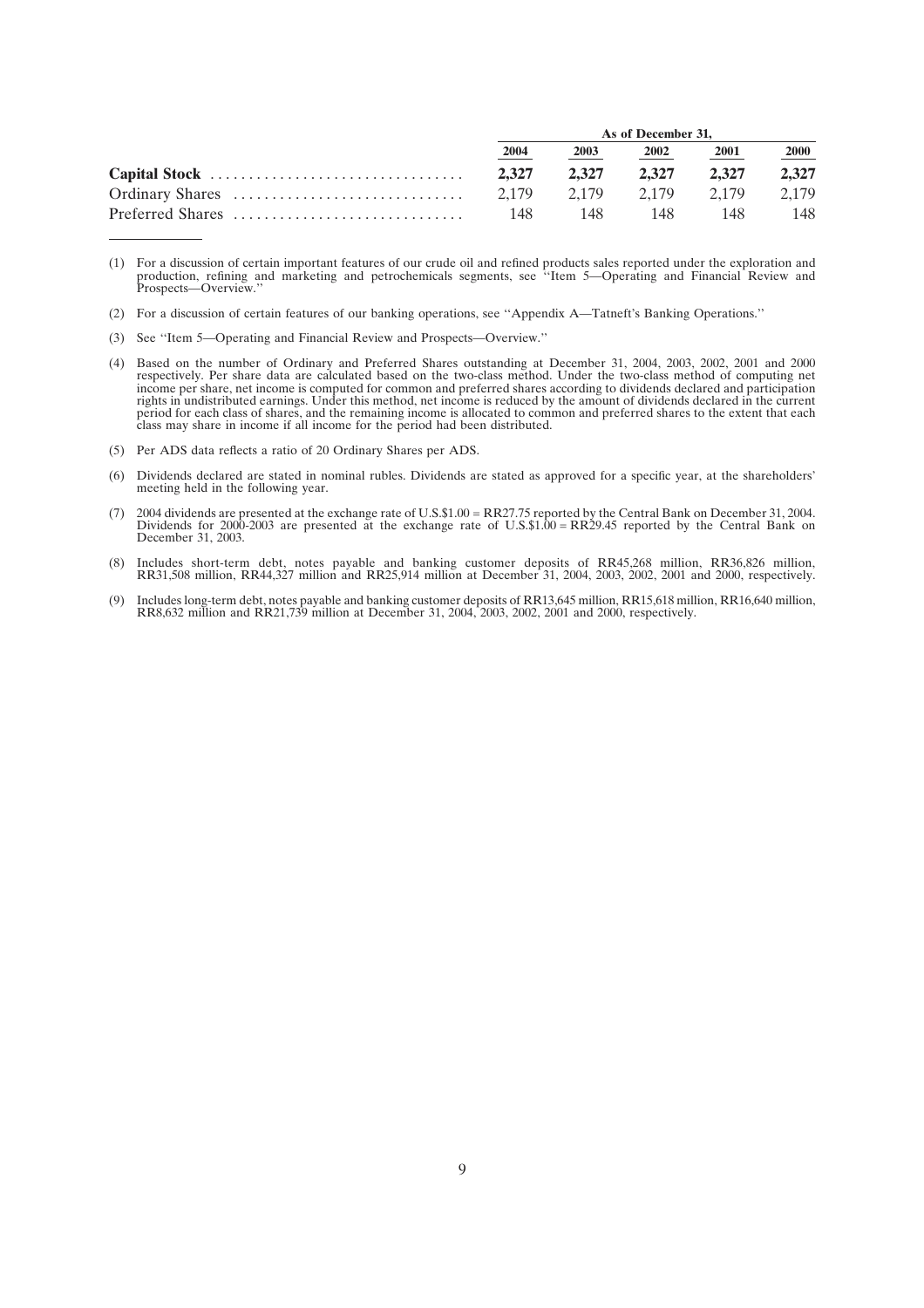| | As of December 31, | | | | |
|---|---|---|---|---|---|
| | 2004 | 2003 | 2002 | 2001 | 2000 |
| **Capital Stock** | **2,327** | **2,327** | **2,327** | **2,327** | **2,327** |
| Ordinary Shares | 2,179 | 2,179 | 2,179 | 2,179 | 2,179 |
| Preferred Shares | 148 | 148 | 148 | 148 | 148 |

(1) For a discussion of certain important features of our crude oil and refined products sales reported under the exploration and production, refining and marketing and petrochemicals segments, see ''Item 5—Operating and Financial Review and Prospects—Overview.''

(2) For a discussion of certain features of our banking operations, see ''Appendix A—Tatneft's Banking Operations.''

(3) See ''Item 5—Operating and Financial Review and Prospects—Overview.''

(4) Based on the number of Ordinary and Preferred Shares outstanding at December 31, 2004, 2003, 2002, 2001 and 2000 respectively. Per share data are calculated based on the two-class method. Under the two-class method of computing net income per share, net income is computed for common and preferred shares according to dividends declared and participation rights in undistributed earnings. Under this method, net income is reduced by the amount of dividends declared in the current period for each class of shares, and the remaining income is allocated to common and preferred shares to the extent that each class may share in income if all income for the period had been distributed.

(5) Per ADS data reflects a ratio of 20 Ordinary Shares per ADS.

(6) Dividends declared are stated in nominal rubles. Dividends are stated as approved for a specific year, at the shareholders' meeting held in the following year.

(7) 2004 dividends are presented at the exchange rate of U.S.$1.00 = RR27.75 reported by the Central Bank on December 31, 2004. Dividends for 2000-2003 are presented at the exchange rate of U.S.$1.00 = RR29.45 reported by the Central Bank on December 31, 2003.

(8) Includes short-term debt, notes payable and banking customer deposits of RR45,268 million, RR36,826 million, RR31,508 million, RR44,327 million and RR25,914 million at December 31, 2004, 2003, 2002, 2001 and 2000, respectively.

(9) Includes long-term debt, notes payable and banking customer deposits of RR13,645 million, RR15,618 million, RR16,640 million, RR8,632 million and RR21,739 million at December 31, 2004, 2003, 2002, 2001 and 2000, respectively.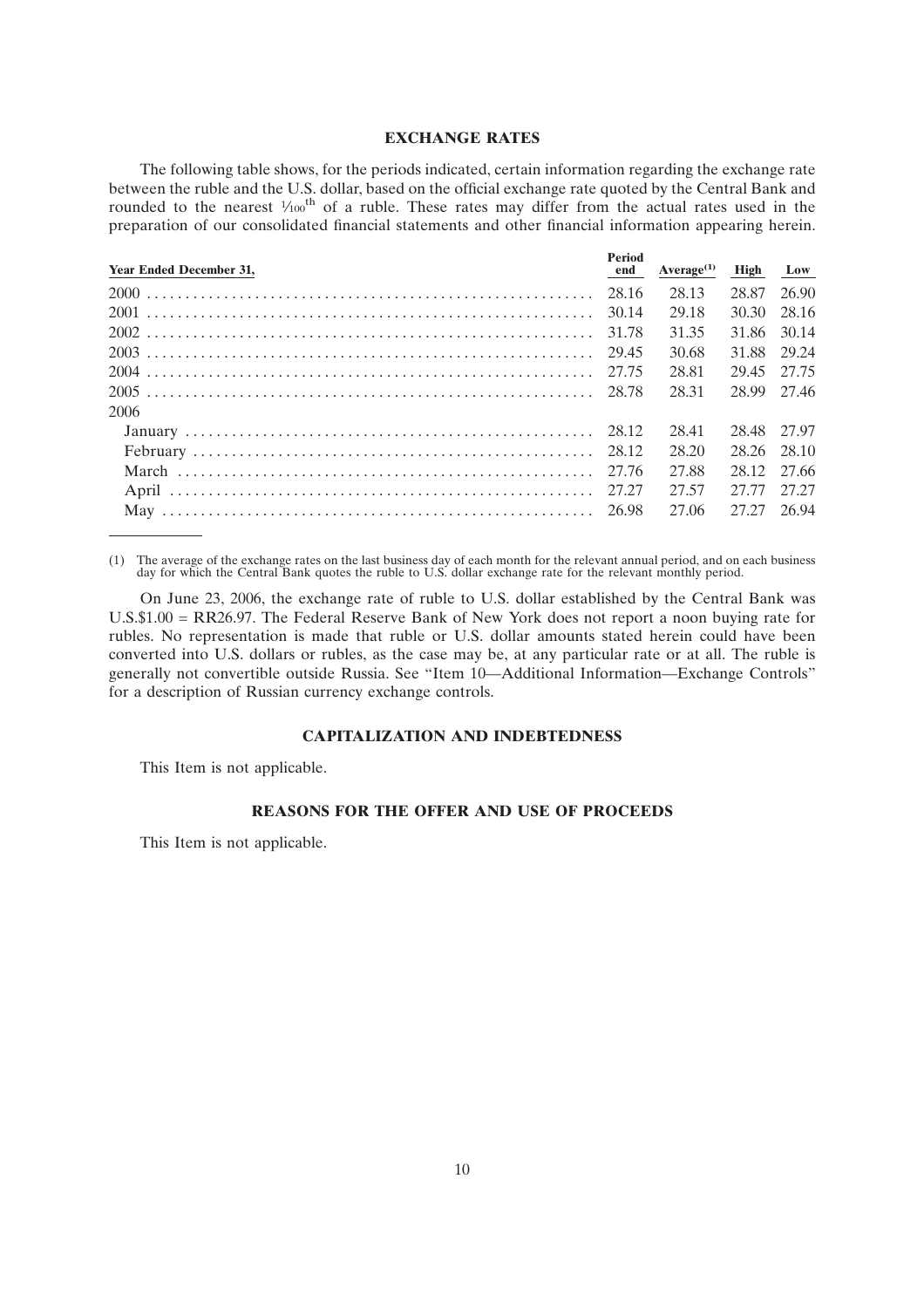## EXCHANGE RATES

The following table shows, for the periods indicated, certain information regarding the exchange rate between the ruble and the U.S. dollar, based on the official exchange rate quoted by the Central Bank and rounded to the nearest 1/100th of a ruble. These rates may differ from the actual rates used in the preparation of our consolidated financial statements and other financial information appearing herein.

| Year Ended December 31, | Period end | Average[(1)] | High | Low |
|---|---|---|---|---|
| 2000 | 28.16 | 28.13 | 28.87 | 26.90 |
| 2001 | 30.14 | 29.18 | 30.30 | 28.16 |
| 2002 | 31.78 | 31.35 | 31.86 | 30.14 |
| 2003 | 29.45 | 30.68 | 31.88 | 29.24 |
| 2004 | 27.75 | 28.81 | 29.45 | 27.75 |
| 2005 | 28.78 | 28.31 | 28.99 | 27.46 |
| 2006 | | | | |
| January | 28.12 | 28.41 | 28.48 | 27.97 |
| February | 28.12 | 28.20 | 28.26 | 28.10 |
| March | 27.76 | 27.88 | 28.12 | 27.66 |
| April | 27.27 | 27.57 | 27.77 | 27.27 |
| May | 26.98 | 27.06 | 27.27 | 26.94 |

(1) The average of the exchange rates on the last business day of each month for the relevant annual period, and on each business day for which the Central Bank quotes the ruble to U.S. dollar exchange rate for the relevant monthly period.

On June 23, 2006, the exchange rate of ruble to U.S. dollar established by the Central Bank was U.S.$1.00 = RR26.97. The Federal Reserve Bank of New York does not report a noon buying rate for rubles. No representation is made that ruble or U.S. dollar amounts stated herein could have been converted into U.S. dollars or rubles, as the case may be, at any particular rate or at all. The ruble is generally not convertible outside Russia. See "Item 10—Additional Information—Exchange Controls" for a description of Russian currency exchange controls.

## CAPITALIZATION AND INDEBTEDNESS

This Item is not applicable.

## REASONS FOR THE OFFER AND USE OF PROCEEDS

This Item is not applicable.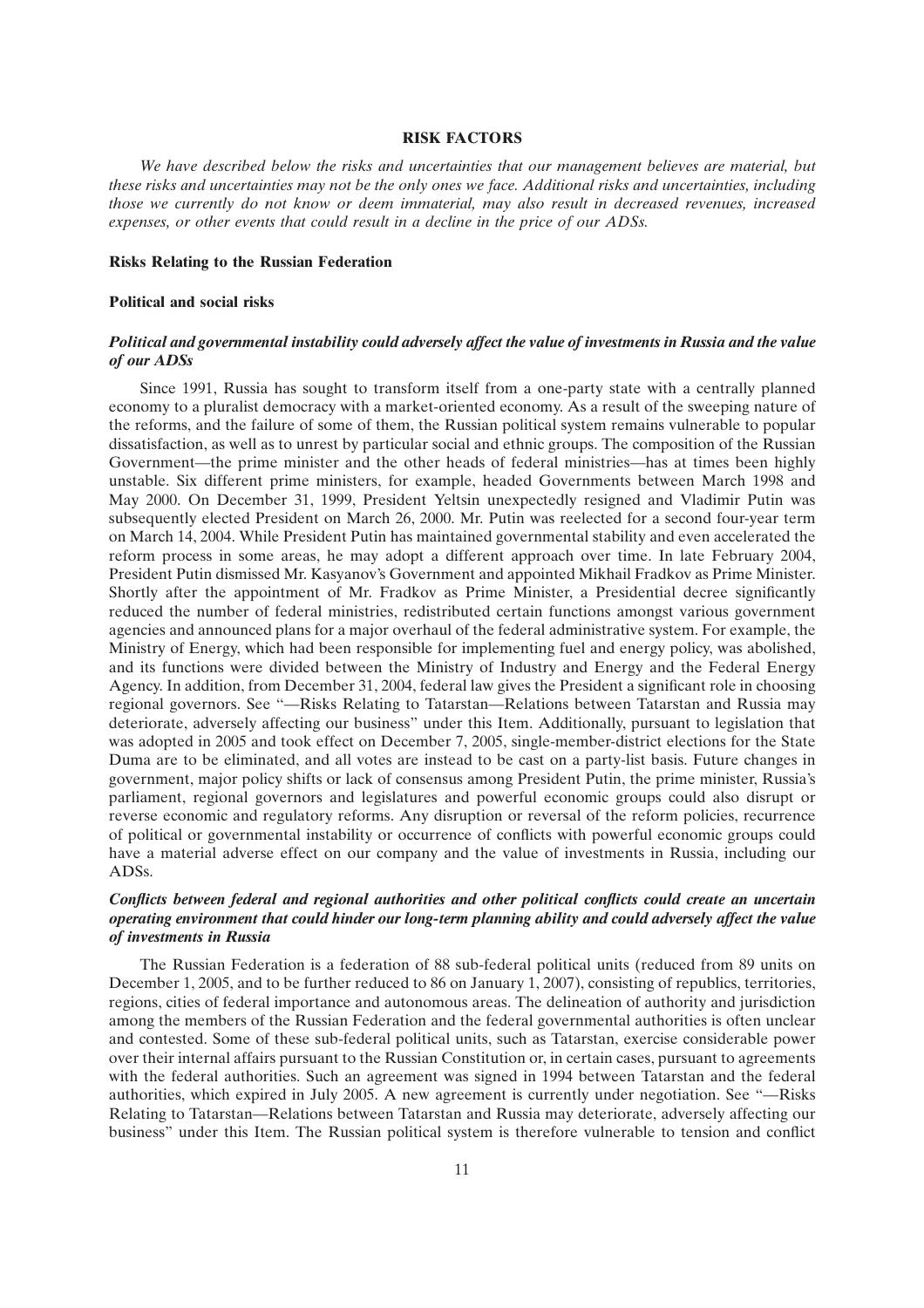## RISK FACTORS

*We have described below the risks and uncertainties that our management believes are material, but these risks and uncertainties may not be the only ones we face. Additional risks and uncertainties, including those we currently do not know or deem immaterial, may also result in decreased revenues, increased expenses, or other events that could result in a decline in the price of our ADSs.*

### Risks Relating to the Russian Federation

#### Political and social risks

***Political and governmental instability could adversely affect the value of investments in Russia and the value of our ADSs***

Since 1991, Russia has sought to transform itself from a one-party state with a centrally planned economy to a pluralist democracy with a market-oriented economy. As a result of the sweeping nature of the reforms, and the failure of some of them, the Russian political system remains vulnerable to popular dissatisfaction, as well as to unrest by particular social and ethnic groups. The composition of the Russian Government—the prime minister and the other heads of federal ministries—has at times been highly unstable. Six different prime ministers, for example, headed Governments between March 1998 and May 2000. On December 31, 1999, President Yeltsin unexpectedly resigned and Vladimir Putin was subsequently elected President on March 26, 2000. Mr. Putin was reelected for a second four-year term on March 14, 2004. While President Putin has maintained governmental stability and even accelerated the reform process in some areas, he may adopt a different approach over time. In late February 2004, President Putin dismissed Mr. Kasyanov's Government and appointed Mikhail Fradkov as Prime Minister. Shortly after the appointment of Mr. Fradkov as Prime Minister, a Presidential decree significantly reduced the number of federal ministries, redistributed certain functions amongst various government agencies and announced plans for a major overhaul of the federal administrative system. For example, the Ministry of Energy, which had been responsible for implementing fuel and energy policy, was abolished, and its functions were divided between the Ministry of Industry and Energy and the Federal Energy Agency. In addition, from December 31, 2004, federal law gives the President a significant role in choosing regional governors. See "—Risks Relating to Tatarstan—Relations between Tatarstan and Russia may deteriorate, adversely affecting our business" under this Item. Additionally, pursuant to legislation that was adopted in 2005 and took effect on December 7, 2005, single-member-district elections for the State Duma are to be eliminated, and all votes are instead to be cast on a party-list basis. Future changes in government, major policy shifts or lack of consensus among President Putin, the prime minister, Russia's parliament, regional governors and legislatures and powerful economic groups could also disrupt or reverse economic and regulatory reforms. Any disruption or reversal of the reform policies, recurrence of political or governmental instability or occurrence of conflicts with powerful economic groups could have a material adverse effect on our company and the value of investments in Russia, including our ADSs.

***Conflicts between federal and regional authorities and other political conflicts could create an uncertain operating environment that could hinder our long-term planning ability and could adversely affect the value of investments in Russia***

The Russian Federation is a federation of 88 sub-federal political units (reduced from 89 units on December 1, 2005, and to be further reduced to 86 on January 1, 2007), consisting of republics, territories, regions, cities of federal importance and autonomous areas. The delineation of authority and jurisdiction among the members of the Russian Federation and the federal governmental authorities is often unclear and contested. Some of these sub-federal political units, such as Tatarstan, exercise considerable power over their internal affairs pursuant to the Russian Constitution or, in certain cases, pursuant to agreements with the federal authorities. Such an agreement was signed in 1994 between Tatarstan and the federal authorities, which expired in July 2005. A new agreement is currently under negotiation. See "—Risks Relating to Tatarstan—Relations between Tatarstan and Russia may deteriorate, adversely affecting our business" under this Item. The Russian political system is therefore vulnerable to tension and conflict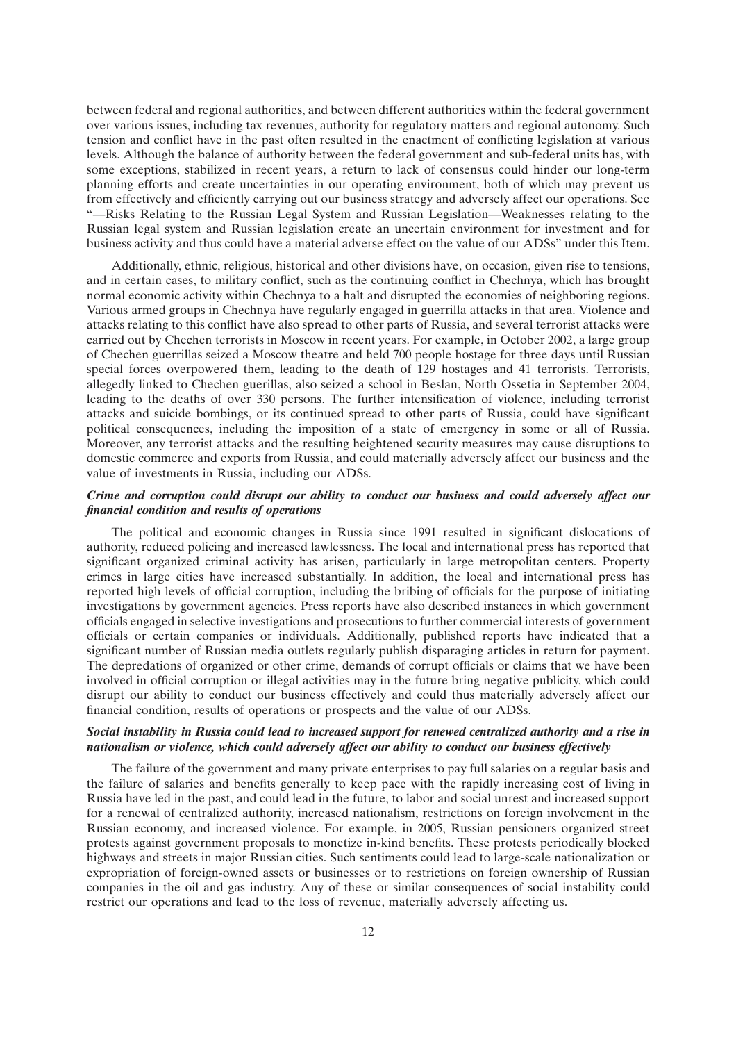between federal and regional authorities, and between different authorities within the federal government over various issues, including tax revenues, authority for regulatory matters and regional autonomy. Such tension and conflict have in the past often resulted in the enactment of conflicting legislation at various levels. Although the balance of authority between the federal government and sub-federal units has, with some exceptions, stabilized in recent years, a return to lack of consensus could hinder our long-term planning efforts and create uncertainties in our operating environment, both of which may prevent us from effectively and efficiently carrying out our business strategy and adversely affect our operations. See "—Risks Relating to the Russian Legal System and Russian Legislation—Weaknesses relating to the Russian legal system and Russian legislation create an uncertain environment for investment and for business activity and thus could have a material adverse effect on the value of our ADSs" under this Item.

Additionally, ethnic, religious, historical and other divisions have, on occasion, given rise to tensions, and in certain cases, to military conflict, such as the continuing conflict in Chechnya, which has brought normal economic activity within Chechnya to a halt and disrupted the economies of neighboring regions. Various armed groups in Chechnya have regularly engaged in guerrilla attacks in that area. Violence and attacks relating to this conflict have also spread to other parts of Russia, and several terrorist attacks were carried out by Chechen terrorists in Moscow in recent years. For example, in October 2002, a large group of Chechen guerrillas seized a Moscow theatre and held 700 people hostage for three days until Russian special forces overpowered them, leading to the death of 129 hostages and 41 terrorists. Terrorists, allegedly linked to Chechen guerillas, also seized a school in Beslan, North Ossetia in September 2004, leading to the deaths of over 330 persons. The further intensification of violence, including terrorist attacks and suicide bombings, or its continued spread to other parts of Russia, could have significant political consequences, including the imposition of a state of emergency in some or all of Russia. Moreover, any terrorist attacks and the resulting heightened security measures may cause disruptions to domestic commerce and exports from Russia, and could materially adversely affect our business and the value of investments in Russia, including our ADSs.

***Crime and corruption could disrupt our ability to conduct our business and could adversely affect our financial condition and results of operations***

The political and economic changes in Russia since 1991 resulted in significant dislocations of authority, reduced policing and increased lawlessness. The local and international press has reported that significant organized criminal activity has arisen, particularly in large metropolitan centers. Property crimes in large cities have increased substantially. In addition, the local and international press has reported high levels of official corruption, including the bribing of officials for the purpose of initiating investigations by government agencies. Press reports have also described instances in which government officials engaged in selective investigations and prosecutions to further commercial interests of government officials or certain companies or individuals. Additionally, published reports have indicated that a significant number of Russian media outlets regularly publish disparaging articles in return for payment. The depredations of organized or other crime, demands of corrupt officials or claims that we have been involved in official corruption or illegal activities may in the future bring negative publicity, which could disrupt our ability to conduct our business effectively and could thus materially adversely affect our financial condition, results of operations or prospects and the value of our ADSs.

***Social instability in Russia could lead to increased support for renewed centralized authority and a rise in nationalism or violence, which could adversely affect our ability to conduct our business effectively***

The failure of the government and many private enterprises to pay full salaries on a regular basis and the failure of salaries and benefits generally to keep pace with the rapidly increasing cost of living in Russia have led in the past, and could lead in the future, to labor and social unrest and increased support for a renewal of centralized authority, increased nationalism, restrictions on foreign involvement in the Russian economy, and increased violence. For example, in 2005, Russian pensioners organized street protests against government proposals to monetize in-kind benefits. These protests periodically blocked highways and streets in major Russian cities. Such sentiments could lead to large-scale nationalization or expropriation of foreign-owned assets or businesses or to restrictions on foreign ownership of Russian companies in the oil and gas industry. Any of these or similar consequences of social instability could restrict our operations and lead to the loss of revenue, materially adversely affecting us.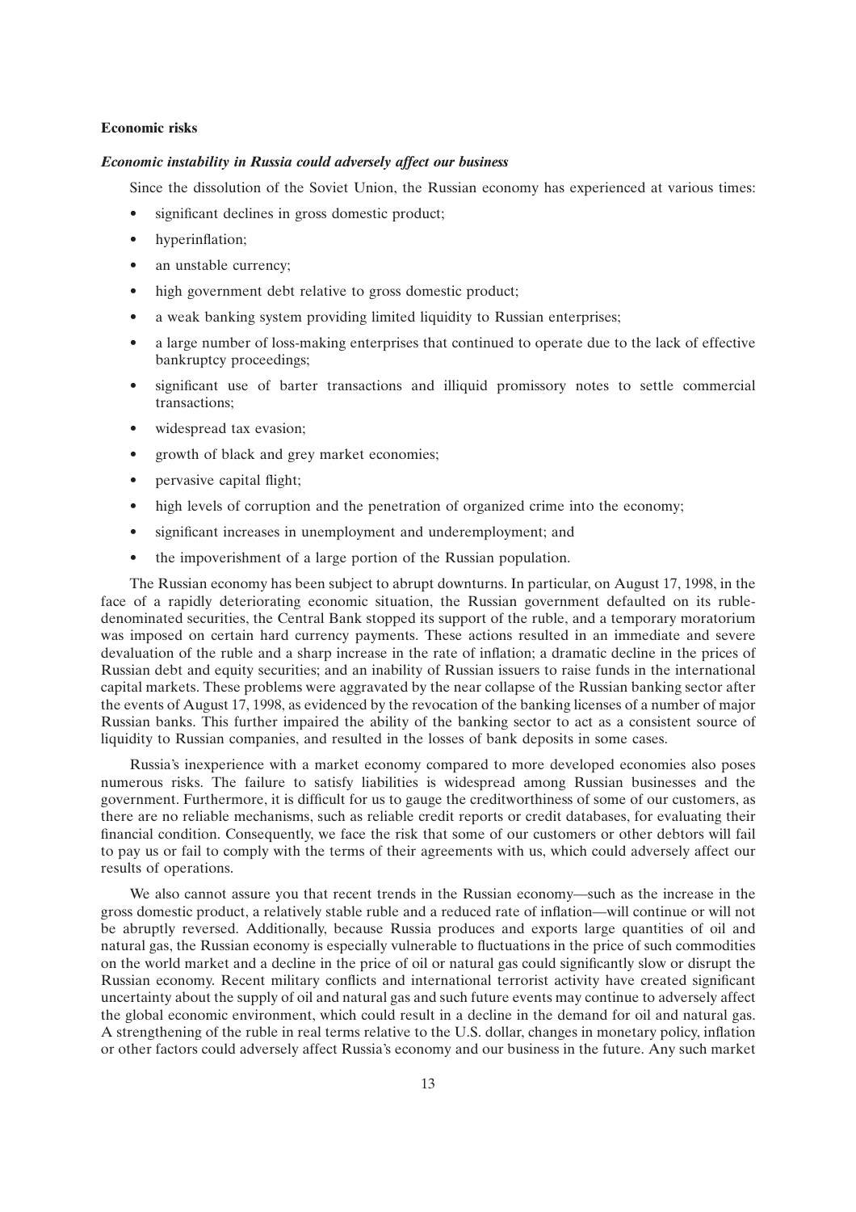## Economic risks

### *Economic instability in Russia could adversely affect our business*

Since the dissolution of the Soviet Union, the Russian economy has experienced at various times:

- significant declines in gross domestic product;
- hyperinflation;
- an unstable currency;
- high government debt relative to gross domestic product;
- a weak banking system providing limited liquidity to Russian enterprises;
- a large number of loss-making enterprises that continued to operate due to the lack of effective bankruptcy proceedings;
- significant use of barter transactions and illiquid promissory notes to settle commercial transactions;
- widespread tax evasion;
- growth of black and grey market economies;
- pervasive capital flight;
- high levels of corruption and the penetration of organized crime into the economy;
- significant increases in unemployment and underemployment; and
- the impoverishment of a large portion of the Russian population.

The Russian economy has been subject to abrupt downturns. In particular, on August 17, 1998, in the face of a rapidly deteriorating economic situation, the Russian government defaulted on its ruble-denominated securities, the Central Bank stopped its support of the ruble, and a temporary moratorium was imposed on certain hard currency payments. These actions resulted in an immediate and severe devaluation of the ruble and a sharp increase in the rate of inflation; a dramatic decline in the prices of Russian debt and equity securities; and an inability of Russian issuers to raise funds in the international capital markets. These problems were aggravated by the near collapse of the Russian banking sector after the events of August 17, 1998, as evidenced by the revocation of the banking licenses of a number of major Russian banks. This further impaired the ability of the banking sector to act as a consistent source of liquidity to Russian companies, and resulted in the losses of bank deposits in some cases.

Russia's inexperience with a market economy compared to more developed economies also poses numerous risks. The failure to satisfy liabilities is widespread among Russian businesses and the government. Furthermore, it is difficult for us to gauge the creditworthiness of some of our customers, as there are no reliable mechanisms, such as reliable credit reports or credit databases, for evaluating their financial condition. Consequently, we face the risk that some of our customers or other debtors will fail to pay us or fail to comply with the terms of their agreements with us, which could adversely affect our results of operations.

We also cannot assure you that recent trends in the Russian economy—such as the increase in the gross domestic product, a relatively stable ruble and a reduced rate of inflation—will continue or will not be abruptly reversed. Additionally, because Russia produces and exports large quantities of oil and natural gas, the Russian economy is especially vulnerable to fluctuations in the price of such commodities on the world market and a decline in the price of oil or natural gas could significantly slow or disrupt the Russian economy. Recent military conflicts and international terrorist activity have created significant uncertainty about the supply of oil and natural gas and such future events may continue to adversely affect the global economic environment, which could result in a decline in the demand for oil and natural gas. A strengthening of the ruble in real terms relative to the U.S. dollar, changes in monetary policy, inflation or other factors could adversely affect Russia's economy and our business in the future. Any such market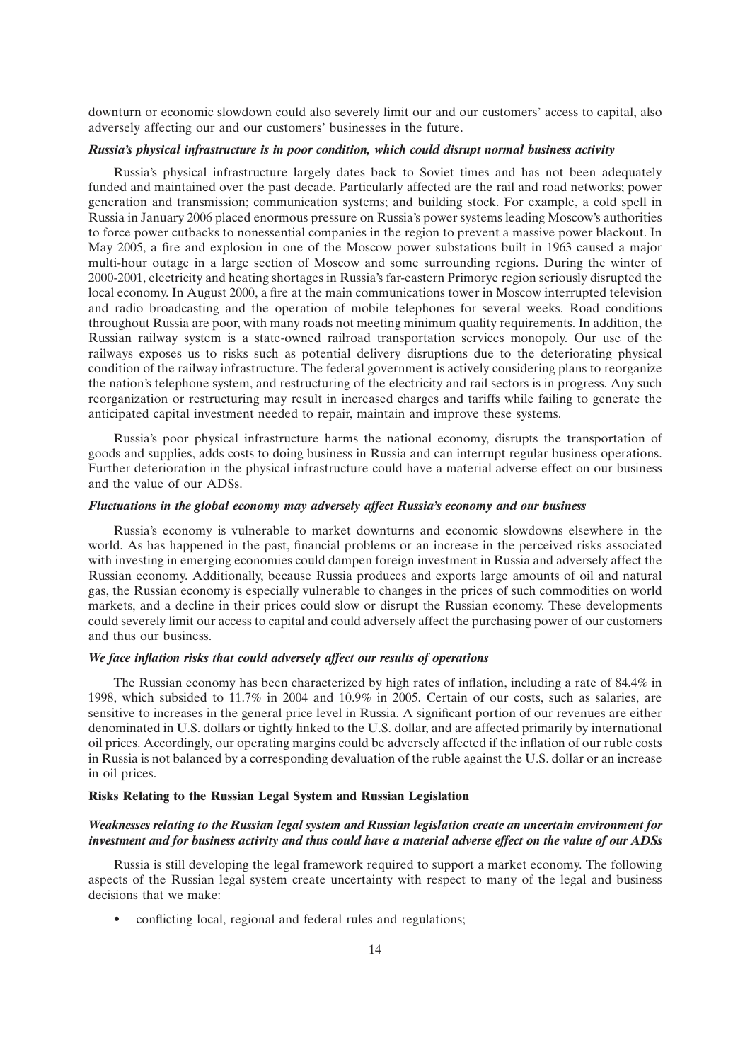downturn or economic slowdown could also severely limit our and our customers' access to capital, also adversely affecting our and our customers' businesses in the future.

***Russia's physical infrastructure is in poor condition, which could disrupt normal business activity***

Russia's physical infrastructure largely dates back to Soviet times and has not been adequately funded and maintained over the past decade. Particularly affected are the rail and road networks; power generation and transmission; communication systems; and building stock. For example, a cold spell in Russia in January 2006 placed enormous pressure on Russia's power systems leading Moscow's authorities to force power cutbacks to nonessential companies in the region to prevent a massive power blackout. In May 2005, a fire and explosion in one of the Moscow power substations built in 1963 caused a major multi-hour outage in a large section of Moscow and some surrounding regions. During the winter of 2000-2001, electricity and heating shortages in Russia's far-eastern Primorye region seriously disrupted the local economy. In August 2000, a fire at the main communications tower in Moscow interrupted television and radio broadcasting and the operation of mobile telephones for several weeks. Road conditions throughout Russia are poor, with many roads not meeting minimum quality requirements. In addition, the Russian railway system is a state-owned railroad transportation services monopoly. Our use of the railways exposes us to risks such as potential delivery disruptions due to the deteriorating physical condition of the railway infrastructure. The federal government is actively considering plans to reorganize the nation's telephone system, and restructuring of the electricity and rail sectors is in progress. Any such reorganization or restructuring may result in increased charges and tariffs while failing to generate the anticipated capital investment needed to repair, maintain and improve these systems.

Russia's poor physical infrastructure harms the national economy, disrupts the transportation of goods and supplies, adds costs to doing business in Russia and can interrupt regular business operations. Further deterioration in the physical infrastructure could have a material adverse effect on our business and the value of our ADSs.

***Fluctuations in the global economy may adversely affect Russia's economy and our business***

Russia's economy is vulnerable to market downturns and economic slowdowns elsewhere in the world. As has happened in the past, financial problems or an increase in the perceived risks associated with investing in emerging economies could dampen foreign investment in Russia and adversely affect the Russian economy. Additionally, because Russia produces and exports large amounts of oil and natural gas, the Russian economy is especially vulnerable to changes in the prices of such commodities on world markets, and a decline in their prices could slow or disrupt the Russian economy. These developments could severely limit our access to capital and could adversely affect the purchasing power of our customers and thus our business.

***We face inflation risks that could adversely affect our results of operations***

The Russian economy has been characterized by high rates of inflation, including a rate of 84.4% in 1998, which subsided to 11.7% in 2004 and 10.9% in 2005. Certain of our costs, such as salaries, are sensitive to increases in the general price level in Russia. A significant portion of our revenues are either denominated in U.S. dollars or tightly linked to the U.S. dollar, and are affected primarily by international oil prices. Accordingly, our operating margins could be adversely affected if the inflation of our ruble costs in Russia is not balanced by a corresponding devaluation of the ruble against the U.S. dollar or an increase in oil prices.

**Risks Relating to the Russian Legal System and Russian Legislation**

***Weaknesses relating to the Russian legal system and Russian legislation create an uncertain environment for investment and for business activity and thus could have a material adverse effect on the value of our ADSs***

Russia is still developing the legal framework required to support a market economy. The following aspects of the Russian legal system create uncertainty with respect to many of the legal and business decisions that we make:

- conflicting local, regional and federal rules and regulations;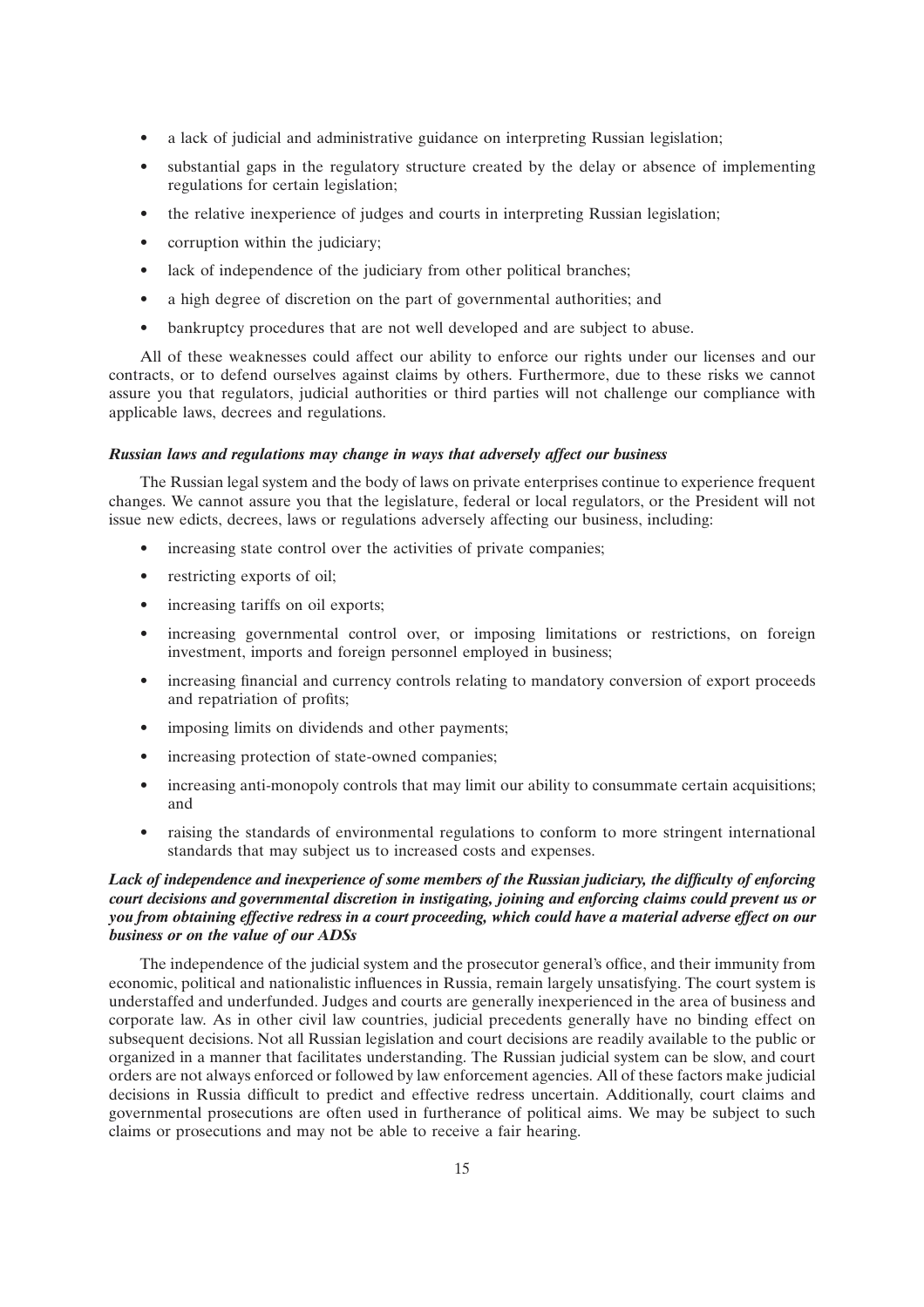- a lack of judicial and administrative guidance on interpreting Russian legislation;
- substantial gaps in the regulatory structure created by the delay or absence of implementing regulations for certain legislation;
- the relative inexperience of judges and courts in interpreting Russian legislation;
- corruption within the judiciary;
- lack of independence of the judiciary from other political branches;
- a high degree of discretion on the part of governmental authorities; and
- bankruptcy procedures that are not well developed and are subject to abuse.

All of these weaknesses could affect our ability to enforce our rights under our licenses and our contracts, or to defend ourselves against claims by others. Furthermore, due to these risks we cannot assure you that regulators, judicial authorities or third parties will not challenge our compliance with applicable laws, decrees and regulations.

***Russian laws and regulations may change in ways that adversely affect our business***

The Russian legal system and the body of laws on private enterprises continue to experience frequent changes. We cannot assure you that the legislature, federal or local regulators, or the President will not issue new edicts, decrees, laws or regulations adversely affecting our business, including:

- increasing state control over the activities of private companies;
- restricting exports of oil;
- increasing tariffs on oil exports;
- increasing governmental control over, or imposing limitations or restrictions, on foreign investment, imports and foreign personnel employed in business;
- increasing financial and currency controls relating to mandatory conversion of export proceeds and repatriation of profits;
- imposing limits on dividends and other payments;
- increasing protection of state-owned companies;
- increasing anti-monopoly controls that may limit our ability to consummate certain acquisitions; and
- raising the standards of environmental regulations to conform to more stringent international standards that may subject us to increased costs and expenses.

***Lack of independence and inexperience of some members of the Russian judiciary, the difficulty of enforcing court decisions and governmental discretion in instigating, joining and enforcing claims could prevent us or you from obtaining effective redress in a court proceeding, which could have a material adverse effect on our business or on the value of our ADSs***

The independence of the judicial system and the prosecutor general's office, and their immunity from economic, political and nationalistic influences in Russia, remain largely unsatisfying. The court system is understaffed and underfunded. Judges and courts are generally inexperienced in the area of business and corporate law. As in other civil law countries, judicial precedents generally have no binding effect on subsequent decisions. Not all Russian legislation and court decisions are readily available to the public or organized in a manner that facilitates understanding. The Russian judicial system can be slow, and court orders are not always enforced or followed by law enforcement agencies. All of these factors make judicial decisions in Russia difficult to predict and effective redress uncertain. Additionally, court claims and governmental prosecutions are often used in furtherance of political aims. We may be subject to such claims or prosecutions and may not be able to receive a fair hearing.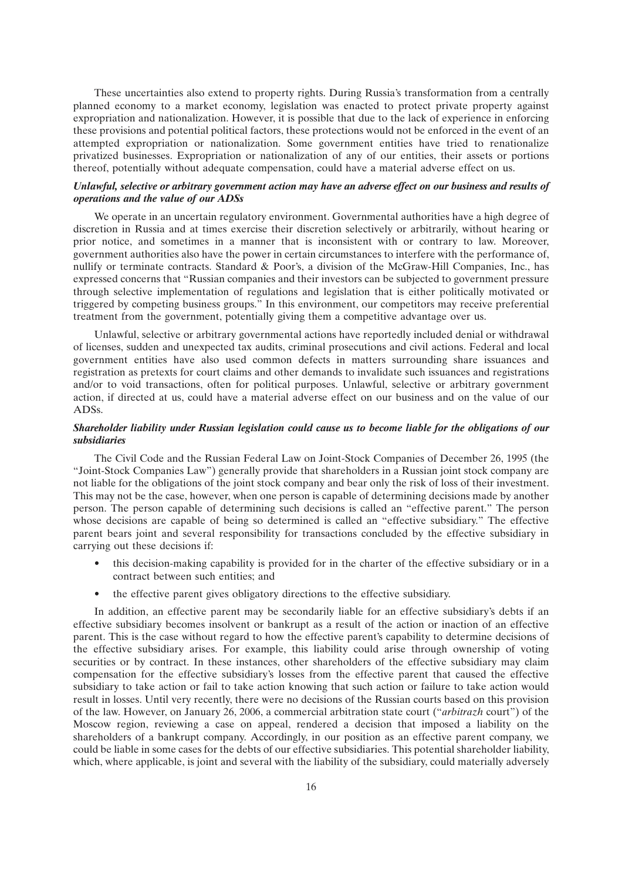These uncertainties also extend to property rights. During Russia's transformation from a centrally planned economy to a market economy, legislation was enacted to protect private property against expropriation and nationalization. However, it is possible that due to the lack of experience in enforcing these provisions and potential political factors, these protections would not be enforced in the event of an attempted expropriation or nationalization. Some government entities have tried to renationalize privatized businesses. Expropriation or nationalization of any of our entities, their assets or portions thereof, potentially without adequate compensation, could have a material adverse effect on us.

### *Unlawful, selective or arbitrary government action may have an adverse effect on our business and results of operations and the value of our ADSs*

We operate in an uncertain regulatory environment. Governmental authorities have a high degree of discretion in Russia and at times exercise their discretion selectively or arbitrarily, without hearing or prior notice, and sometimes in a manner that is inconsistent with or contrary to law. Moreover, government authorities also have the power in certain circumstances to interfere with the performance of, nullify or terminate contracts. Standard & Poor's, a division of the McGraw-Hill Companies, Inc., has expressed concerns that "Russian companies and their investors can be subjected to government pressure through selective implementation of regulations and legislation that is either politically motivated or triggered by competing business groups." In this environment, our competitors may receive preferential treatment from the government, potentially giving them a competitive advantage over us.

Unlawful, selective or arbitrary governmental actions have reportedly included denial or withdrawal of licenses, sudden and unexpected tax audits, criminal prosecutions and civil actions. Federal and local government entities have also used common defects in matters surrounding share issuances and registration as pretexts for court claims and other demands to invalidate such issuances and registrations and/or to void transactions, often for political purposes. Unlawful, selective or arbitrary government action, if directed at us, could have a material adverse effect on our business and on the value of our ADSs.

### *Shareholder liability under Russian legislation could cause us to become liable for the obligations of our subsidiaries*

The Civil Code and the Russian Federal Law on Joint-Stock Companies of December 26, 1995 (the "Joint-Stock Companies Law") generally provide that shareholders in a Russian joint stock company are not liable for the obligations of the joint stock company and bear only the risk of loss of their investment. This may not be the case, however, when one person is capable of determining decisions made by another person. The person capable of determining such decisions is called an "effective parent." The person whose decisions are capable of being so determined is called an "effective subsidiary." The effective parent bears joint and several responsibility for transactions concluded by the effective subsidiary in carrying out these decisions if:

- this decision-making capability is provided for in the charter of the effective subsidiary or in a contract between such entities; and
- the effective parent gives obligatory directions to the effective subsidiary.

In addition, an effective parent may be secondarily liable for an effective subsidiary's debts if an effective subsidiary becomes insolvent or bankrupt as a result of the action or inaction of an effective parent. This is the case without regard to how the effective parent's capability to determine decisions of the effective subsidiary arises. For example, this liability could arise through ownership of voting securities or by contract. In these instances, other shareholders of the effective subsidiary may claim compensation for the effective subsidiary's losses from the effective parent that caused the effective subsidiary to take action or fail to take action knowing that such action or failure to take action would result in losses. Until very recently, there were no decisions of the Russian courts based on this provision of the law. However, on January 26, 2006, a commercial arbitration state court ("*arbitrazh* court") of the Moscow region, reviewing a case on appeal, rendered a decision that imposed a liability on the shareholders of a bankrupt company. Accordingly, in our position as an effective parent company, we could be liable in some cases for the debts of our effective subsidiaries. This potential shareholder liability, which, where applicable, is joint and several with the liability of the subsidiary, could materially adversely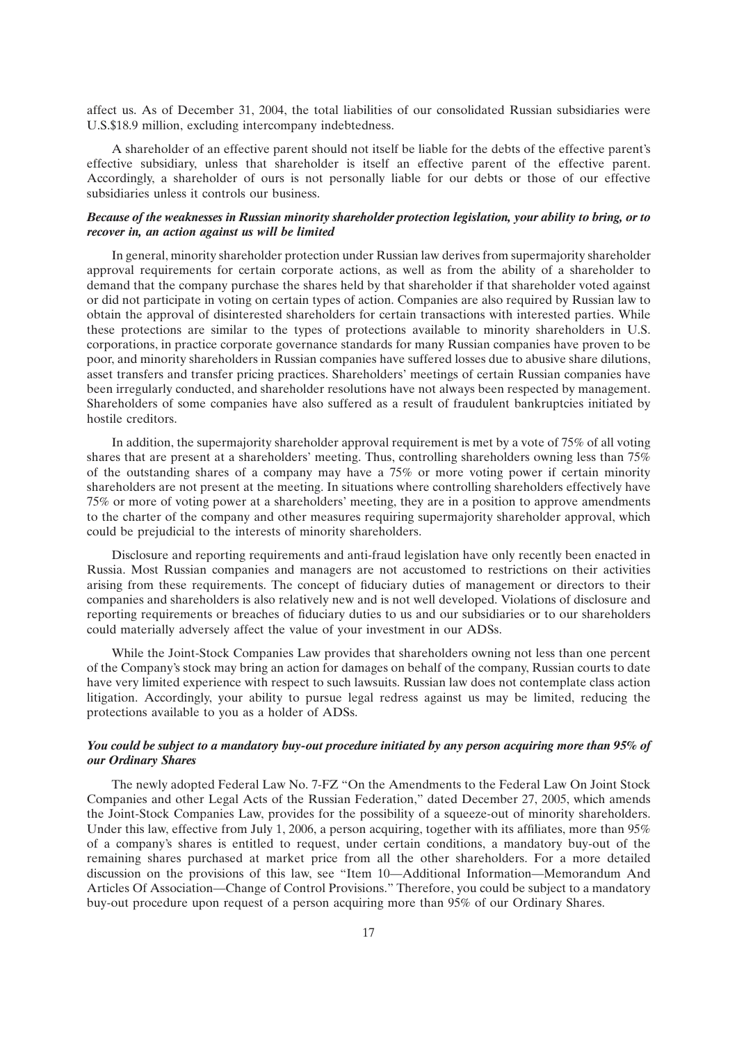affect us. As of December 31, 2004, the total liabilities of our consolidated Russian subsidiaries were U.S.$18.9 million, excluding intercompany indebtedness.

A shareholder of an effective parent should not itself be liable for the debts of the effective parent's effective subsidiary, unless that shareholder is itself an effective parent of the effective parent. Accordingly, a shareholder of ours is not personally liable for our debts or those of our effective subsidiaries unless it controls our business.

***Because of the weaknesses in Russian minority shareholder protection legislation, your ability to bring, or to recover in, an action against us will be limited***

In general, minority shareholder protection under Russian law derives from supermajority shareholder approval requirements for certain corporate actions, as well as from the ability of a shareholder to demand that the company purchase the shares held by that shareholder if that shareholder voted against or did not participate in voting on certain types of action. Companies are also required by Russian law to obtain the approval of disinterested shareholders for certain transactions with interested parties. While these protections are similar to the types of protections available to minority shareholders in U.S. corporations, in practice corporate governance standards for many Russian companies have proven to be poor, and minority shareholders in Russian companies have suffered losses due to abusive share dilutions, asset transfers and transfer pricing practices. Shareholders' meetings of certain Russian companies have been irregularly conducted, and shareholder resolutions have not always been respected by management. Shareholders of some companies have also suffered as a result of fraudulent bankruptcies initiated by hostile creditors.

In addition, the supermajority shareholder approval requirement is met by a vote of 75% of all voting shares that are present at a shareholders' meeting. Thus, controlling shareholders owning less than 75% of the outstanding shares of a company may have a 75% or more voting power if certain minority shareholders are not present at the meeting. In situations where controlling shareholders effectively have 75% or more of voting power at a shareholders' meeting, they are in a position to approve amendments to the charter of the company and other measures requiring supermajority shareholder approval, which could be prejudicial to the interests of minority shareholders.

Disclosure and reporting requirements and anti-fraud legislation have only recently been enacted in Russia. Most Russian companies and managers are not accustomed to restrictions on their activities arising from these requirements. The concept of fiduciary duties of management or directors to their companies and shareholders is also relatively new and is not well developed. Violations of disclosure and reporting requirements or breaches of fiduciary duties to us and our subsidiaries or to our shareholders could materially adversely affect the value of your investment in our ADSs.

While the Joint-Stock Companies Law provides that shareholders owning not less than one percent of the Company's stock may bring an action for damages on behalf of the company, Russian courts to date have very limited experience with respect to such lawsuits. Russian law does not contemplate class action litigation. Accordingly, your ability to pursue legal redress against us may be limited, reducing the protections available to you as a holder of ADSs.

***You could be subject to a mandatory buy-out procedure initiated by any person acquiring more than 95% of our Ordinary Shares***

The newly adopted Federal Law No. 7-FZ "On the Amendments to the Federal Law On Joint Stock Companies and other Legal Acts of the Russian Federation," dated December 27, 2005, which amends the Joint-Stock Companies Law, provides for the possibility of a squeeze-out of minority shareholders. Under this law, effective from July 1, 2006, a person acquiring, together with its affiliates, more than 95% of a company's shares is entitled to request, under certain conditions, a mandatory buy-out of the remaining shares purchased at market price from all the other shareholders. For a more detailed discussion on the provisions of this law, see "Item 10—Additional Information—Memorandum And Articles Of Association—Change of Control Provisions." Therefore, you could be subject to a mandatory buy-out procedure upon request of a person acquiring more than 95% of our Ordinary Shares.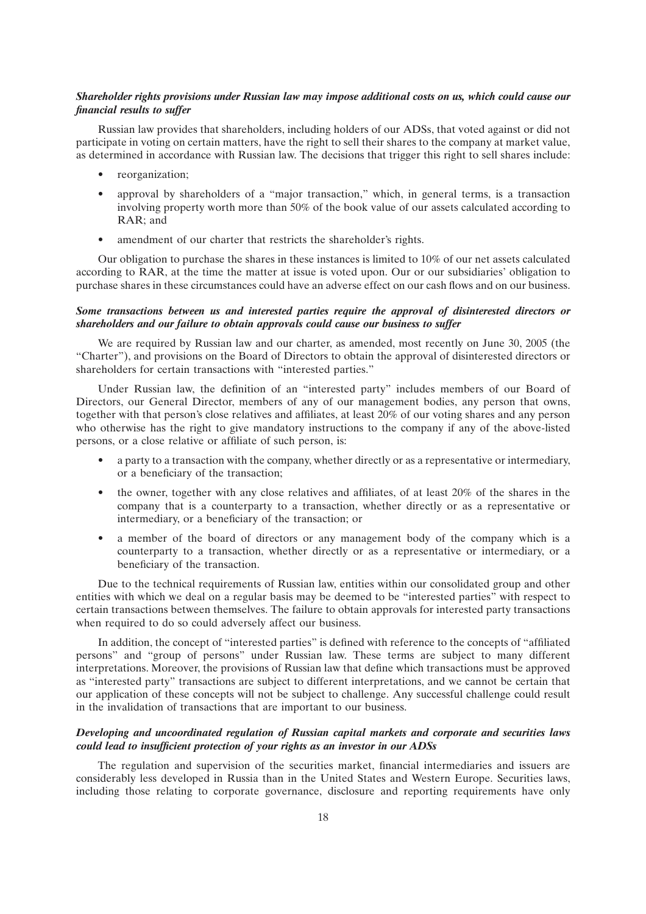***Shareholder rights provisions under Russian law may impose additional costs on us, which could cause our financial results to suffer***

Russian law provides that shareholders, including holders of our ADSs, that voted against or did not participate in voting on certain matters, have the right to sell their shares to the company at market value, as determined in accordance with Russian law. The decisions that trigger this right to sell shares include:

- reorganization;
- approval by shareholders of a "major transaction," which, in general terms, is a transaction involving property worth more than 50% of the book value of our assets calculated according to RAR; and
- amendment of our charter that restricts the shareholder's rights.

Our obligation to purchase the shares in these instances is limited to 10% of our net assets calculated according to RAR, at the time the matter at issue is voted upon. Our or our subsidiaries' obligation to purchase shares in these circumstances could have an adverse effect on our cash flows and on our business.

***Some transactions between us and interested parties require the approval of disinterested directors or shareholders and our failure to obtain approvals could cause our business to suffer***

We are required by Russian law and our charter, as amended, most recently on June 30, 2005 (the "Charter"), and provisions on the Board of Directors to obtain the approval of disinterested directors or shareholders for certain transactions with "interested parties."

Under Russian law, the definition of an "interested party" includes members of our Board of Directors, our General Director, members of any of our management bodies, any person that owns, together with that person's close relatives and affiliates, at least 20% of our voting shares and any person who otherwise has the right to give mandatory instructions to the company if any of the above-listed persons, or a close relative or affiliate of such person, is:

- a party to a transaction with the company, whether directly or as a representative or intermediary, or a beneficiary of the transaction;
- the owner, together with any close relatives and affiliates, of at least 20% of the shares in the company that is a counterparty to a transaction, whether directly or as a representative or intermediary, or a beneficiary of the transaction; or
- a member of the board of directors or any management body of the company which is a counterparty to a transaction, whether directly or as a representative or intermediary, or a beneficiary of the transaction.

Due to the technical requirements of Russian law, entities within our consolidated group and other entities with which we deal on a regular basis may be deemed to be "interested parties" with respect to certain transactions between themselves. The failure to obtain approvals for interested party transactions when required to do so could adversely affect our business.

In addition, the concept of "interested parties" is defined with reference to the concepts of "affiliated persons" and "group of persons" under Russian law. These terms are subject to many different interpretations. Moreover, the provisions of Russian law that define which transactions must be approved as "interested party" transactions are subject to different interpretations, and we cannot be certain that our application of these concepts will not be subject to challenge. Any successful challenge could result in the invalidation of transactions that are important to our business.

***Developing and uncoordinated regulation of Russian capital markets and corporate and securities laws could lead to insufficient protection of your rights as an investor in our ADSs***

The regulation and supervision of the securities market, financial intermediaries and issuers are considerably less developed in Russia than in the United States and Western Europe. Securities laws, including those relating to corporate governance, disclosure and reporting requirements have only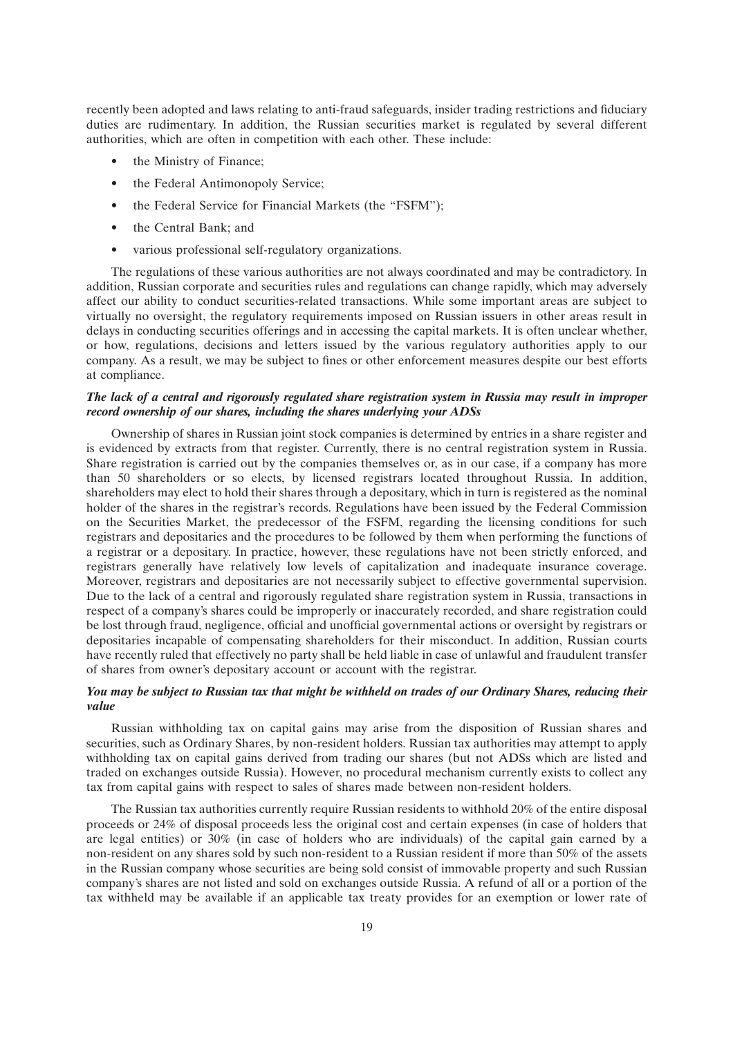recently been adopted and laws relating to anti-fraud safeguards, insider trading restrictions and fiduciary duties are rudimentary. In addition, the Russian securities market is regulated by several different authorities, which are often in competition with each other. These include:

- the Ministry of Finance;
- the Federal Antimonopoly Service;
- the Federal Service for Financial Markets (the "FSFM");
- the Central Bank; and
- various professional self-regulatory organizations.

The regulations of these various authorities are not always coordinated and may be contradictory. In addition, Russian corporate and securities rules and regulations can change rapidly, which may adversely affect our ability to conduct securities-related transactions. While some important areas are subject to virtually no oversight, the regulatory requirements imposed on Russian issuers in other areas result in delays in conducting securities offerings and in accessing the capital markets. It is often unclear whether, or how, regulations, decisions and letters issued by the various regulatory authorities apply to our company. As a result, we may be subject to fines or other enforcement measures despite our best efforts at compliance.

***The lack of a central and rigorously regulated share registration system in Russia may result in improper record ownership of our shares, including the shares underlying your ADSs***

Ownership of shares in Russian joint stock companies is determined by entries in a share register and is evidenced by extracts from that register. Currently, there is no central registration system in Russia. Share registration is carried out by the companies themselves or, as in our case, if a company has more than 50 shareholders or so elects, by licensed registrars located throughout Russia. In addition, shareholders may elect to hold their shares through a depositary, which in turn is registered as the nominal holder of the shares in the registrar's records. Regulations have been issued by the Federal Commission on the Securities Market, the predecessor of the FSFM, regarding the licensing conditions for such registrars and depositaries and the procedures to be followed by them when performing the functions of a registrar or a depositary. In practice, however, these regulations have not been strictly enforced, and registrars generally have relatively low levels of capitalization and inadequate insurance coverage. Moreover, registrars and depositaries are not necessarily subject to effective governmental supervision. Due to the lack of a central and rigorously regulated share registration system in Russia, transactions in respect of a company's shares could be improperly or inaccurately recorded, and share registration could be lost through fraud, negligence, official and unofficial governmental actions or oversight by registrars or depositaries incapable of compensating shareholders for their misconduct. In addition, Russian courts have recently ruled that effectively no party shall be held liable in case of unlawful and fraudulent transfer of shares from owner's depositary account or account with the registrar.

***You may be subject to Russian tax that might be withheld on trades of our Ordinary Shares, reducing their value***

Russian withholding tax on capital gains may arise from the disposition of Russian shares and securities, such as Ordinary Shares, by non-resident holders. Russian tax authorities may attempt to apply withholding tax on capital gains derived from trading our shares (but not ADSs which are listed and traded on exchanges outside Russia). However, no procedural mechanism currently exists to collect any tax from capital gains with respect to sales of shares made between non-resident holders.

The Russian tax authorities currently require Russian residents to withhold 20% of the entire disposal proceeds or 24% of disposal proceeds less the original cost and certain expenses (in case of holders that are legal entities) or 30% (in case of holders who are individuals) of the capital gain earned by a non-resident on any shares sold by such non-resident to a Russian resident if more than 50% of the assets in the Russian company whose securities are being sold consist of immovable property and such Russian company's shares are not listed and sold on exchanges outside Russia. A refund of all or a portion of the tax withheld may be available if an applicable tax treaty provides for an exemption or lower rate of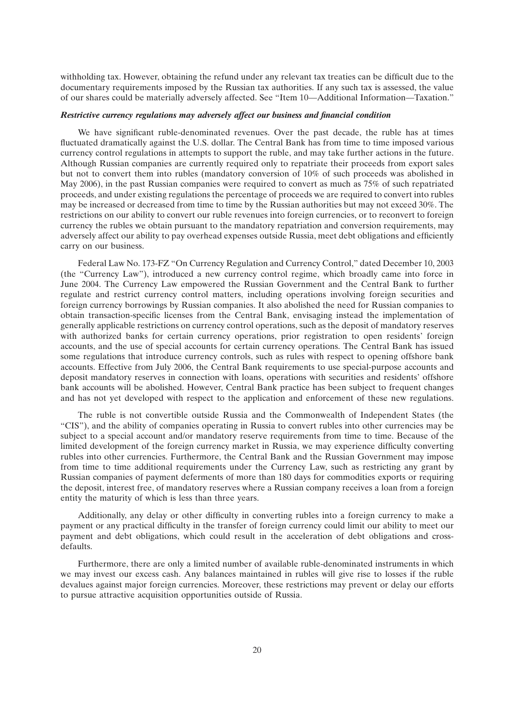withholding tax. However, obtaining the refund under any relevant tax treaties can be difficult due to the documentary requirements imposed by the Russian tax authorities. If any such tax is assessed, the value of our shares could be materially adversely affected. See "Item 10—Additional Information—Taxation."

***Restrictive currency regulations may adversely affect our business and financial condition***

We have significant ruble-denominated revenues. Over the past decade, the ruble has at times fluctuated dramatically against the U.S. dollar. The Central Bank has from time to time imposed various currency control regulations in attempts to support the ruble, and may take further actions in the future. Although Russian companies are currently required only to repatriate their proceeds from export sales but not to convert them into rubles (mandatory conversion of 10% of such proceeds was abolished in May 2006), in the past Russian companies were required to convert as much as 75% of such repatriated proceeds, and under existing regulations the percentage of proceeds we are required to convert into rubles may be increased or decreased from time to time by the Russian authorities but may not exceed 30%. The restrictions on our ability to convert our ruble revenues into foreign currencies, or to reconvert to foreign currency the rubles we obtain pursuant to the mandatory repatriation and conversion requirements, may adversely affect our ability to pay overhead expenses outside Russia, meet debt obligations and efficiently carry on our business.

Federal Law No. 173-FZ "On Currency Regulation and Currency Control," dated December 10, 2003 (the "Currency Law"), introduced a new currency control regime, which broadly came into force in June 2004. The Currency Law empowered the Russian Government and the Central Bank to further regulate and restrict currency control matters, including operations involving foreign securities and foreign currency borrowings by Russian companies. It also abolished the need for Russian companies to obtain transaction-specific licenses from the Central Bank, envisaging instead the implementation of generally applicable restrictions on currency control operations, such as the deposit of mandatory reserves with authorized banks for certain currency operations, prior registration to open residents' foreign accounts, and the use of special accounts for certain currency operations. The Central Bank has issued some regulations that introduce currency controls, such as rules with respect to opening offshore bank accounts. Effective from July 2006, the Central Bank requirements to use special-purpose accounts and deposit mandatory reserves in connection with loans, operations with securities and residents' offshore bank accounts will be abolished. However, Central Bank practice has been subject to frequent changes and has not yet developed with respect to the application and enforcement of these new regulations.

The ruble is not convertible outside Russia and the Commonwealth of Independent States (the "CIS"), and the ability of companies operating in Russia to convert rubles into other currencies may be subject to a special account and/or mandatory reserve requirements from time to time. Because of the limited development of the foreign currency market in Russia, we may experience difficulty converting rubles into other currencies. Furthermore, the Central Bank and the Russian Government may impose from time to time additional requirements under the Currency Law, such as restricting any grant by Russian companies of payment deferments of more than 180 days for commodities exports or requiring the deposit, interest free, of mandatory reserves where a Russian company receives a loan from a foreign entity the maturity of which is less than three years.

Additionally, any delay or other difficulty in converting rubles into a foreign currency to make a payment or any practical difficulty in the transfer of foreign currency could limit our ability to meet our payment and debt obligations, which could result in the acceleration of debt obligations and cross-defaults.

Furthermore, there are only a limited number of available ruble-denominated instruments in which we may invest our excess cash. Any balances maintained in rubles will give rise to losses if the ruble devalues against major foreign currencies. Moreover, these restrictions may prevent or delay our efforts to pursue attractive acquisition opportunities outside of Russia.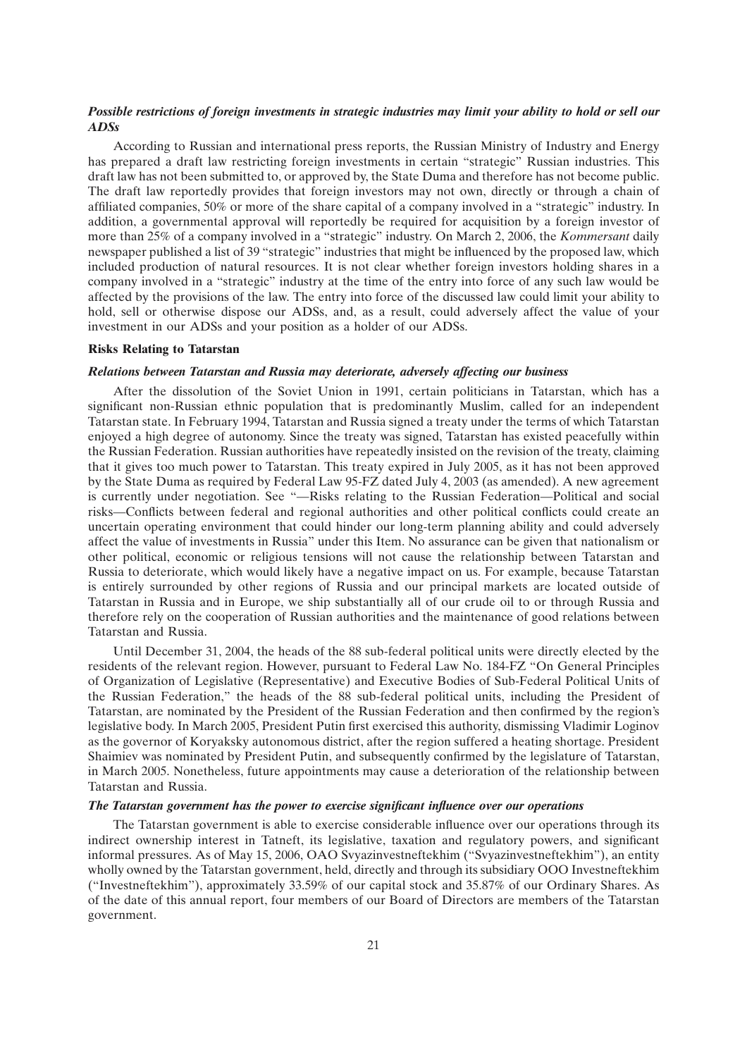***Possible restrictions of foreign investments in strategic industries may limit your ability to hold or sell our ADSs***

According to Russian and international press reports, the Russian Ministry of Industry and Energy has prepared a draft law restricting foreign investments in certain "strategic" Russian industries. This draft law has not been submitted to, or approved by, the State Duma and therefore has not become public. The draft law reportedly provides that foreign investors may not own, directly or through a chain of affiliated companies, 50% or more of the share capital of a company involved in a "strategic" industry. In addition, a governmental approval will reportedly be required for acquisition by a foreign investor of more than 25% of a company involved in a "strategic" industry. On March 2, 2006, the *Kommersant* daily newspaper published a list of 39 "strategic" industries that might be influenced by the proposed law, which included production of natural resources. It is not clear whether foreign investors holding shares in a company involved in a "strategic" industry at the time of the entry into force of any such law would be affected by the provisions of the law. The entry into force of the discussed law could limit your ability to hold, sell or otherwise dispose our ADSs, and, as a result, could adversely affect the value of your investment in our ADSs and your position as a holder of our ADSs.

**Risks Relating to Tatarstan**

***Relations between Tatarstan and Russia may deteriorate, adversely affecting our business***

After the dissolution of the Soviet Union in 1991, certain politicians in Tatarstan, which has a significant non-Russian ethnic population that is predominantly Muslim, called for an independent Tatarstan state. In February 1994, Tatarstan and Russia signed a treaty under the terms of which Tatarstan enjoyed a high degree of autonomy. Since the treaty was signed, Tatarstan has existed peacefully within the Russian Federation. Russian authorities have repeatedly insisted on the revision of the treaty, claiming that it gives too much power to Tatarstan. This treaty expired in July 2005, as it has not been approved by the State Duma as required by Federal Law 95-FZ dated July 4, 2003 (as amended). A new agreement is currently under negotiation. See "—Risks relating to the Russian Federation—Political and social risks—Conflicts between federal and regional authorities and other political conflicts could create an uncertain operating environment that could hinder our long-term planning ability and could adversely affect the value of investments in Russia" under this Item. No assurance can be given that nationalism or other political, economic or religious tensions will not cause the relationship between Tatarstan and Russia to deteriorate, which would likely have a negative impact on us. For example, because Tatarstan is entirely surrounded by other regions of Russia and our principal markets are located outside of Tatarstan in Russia and in Europe, we ship substantially all of our crude oil to or through Russia and therefore rely on the cooperation of Russian authorities and the maintenance of good relations between Tatarstan and Russia.

Until December 31, 2004, the heads of the 88 sub-federal political units were directly elected by the residents of the relevant region. However, pursuant to Federal Law No. 184-FZ "On General Principles of Organization of Legislative (Representative) and Executive Bodies of Sub-Federal Political Units of the Russian Federation," the heads of the 88 sub-federal political units, including the President of Tatarstan, are nominated by the President of the Russian Federation and then confirmed by the region's legislative body. In March 2005, President Putin first exercised this authority, dismissing Vladimir Loginov as the governor of Koryaksky autonomous district, after the region suffered a heating shortage. President Shaimiev was nominated by President Putin, and subsequently confirmed by the legislature of Tatarstan, in March 2005. Nonetheless, future appointments may cause a deterioration of the relationship between Tatarstan and Russia.

***The Tatarstan government has the power to exercise significant influence over our operations***

The Tatarstan government is able to exercise considerable influence over our operations through its indirect ownership interest in Tatneft, its legislative, taxation and regulatory powers, and significant informal pressures. As of May 15, 2006, OAO Svyazinvestneftekhim ("Svyazinvestneftekhim"), an entity wholly owned by the Tatarstan government, held, directly and through its subsidiary OOO Investneftekhim ("Investneftekhim"), approximately 33.59% of our capital stock and 35.87% of our Ordinary Shares. As of the date of this annual report, four members of our Board of Directors are members of the Tatarstan government.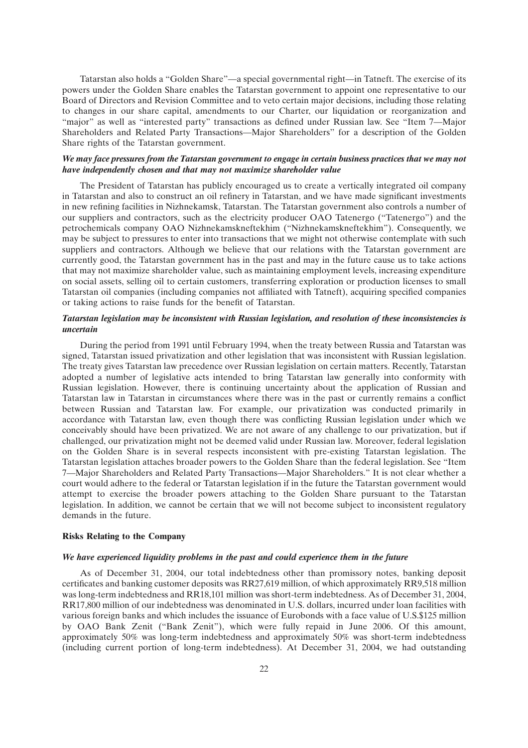Tatarstan also holds a "Golden Share"—a special governmental right—in Tatneft. The exercise of its powers under the Golden Share enables the Tatarstan government to appoint one representative to our Board of Directors and Revision Committee and to veto certain major decisions, including those relating to changes in our share capital, amendments to our Charter, our liquidation or reorganization and "major" as well as "interested party" transactions as defined under Russian law. See "Item 7—Major Shareholders and Related Party Transactions—Major Shareholders" for a description of the Golden Share rights of the Tatarstan government.

### *We may face pressures from the Tatarstan government to engage in certain business practices that we may not have independently chosen and that may not maximize shareholder value*

The President of Tatarstan has publicly encouraged us to create a vertically integrated oil company in Tatarstan and also to construct an oil refinery in Tatarstan, and we have made significant investments in new refining facilities in Nizhnekamsk, Tatarstan. The Tatarstan government also controls a number of our suppliers and contractors, such as the electricity producer OAO Tatenergo ("Tatenergo") and the petrochemicals company OAO Nizhnekamskneftekhim ("Nizhnekamskneftekhim"). Consequently, we may be subject to pressures to enter into transactions that we might not otherwise contemplate with such suppliers and contractors. Although we believe that our relations with the Tatarstan government are currently good, the Tatarstan government has in the past and may in the future cause us to take actions that may not maximize shareholder value, such as maintaining employment levels, increasing expenditure on social assets, selling oil to certain customers, transferring exploration or production licenses to small Tatarstan oil companies (including companies not affiliated with Tatneft), acquiring specified companies or taking actions to raise funds for the benefit of Tatarstan.

### *Tatarstan legislation may be inconsistent with Russian legislation, and resolution of these inconsistencies is uncertain*

During the period from 1991 until February 1994, when the treaty between Russia and Tatarstan was signed, Tatarstan issued privatization and other legislation that was inconsistent with Russian legislation. The treaty gives Tatarstan law precedence over Russian legislation on certain matters. Recently, Tatarstan adopted a number of legislative acts intended to bring Tatarstan law generally into conformity with Russian legislation. However, there is continuing uncertainty about the application of Russian and Tatarstan law in Tatarstan in circumstances where there was in the past or currently remains a conflict between Russian and Tatarstan law. For example, our privatization was conducted primarily in accordance with Tatarstan law, even though there was conflicting Russian legislation under which we conceivably should have been privatized. We are not aware of any challenge to our privatization, but if challenged, our privatization might not be deemed valid under Russian law. Moreover, federal legislation on the Golden Share is in several respects inconsistent with pre-existing Tatarstan legislation. The Tatarstan legislation attaches broader powers to the Golden Share than the federal legislation. See "Item 7—Major Shareholders and Related Party Transactions—Major Shareholders." It is not clear whether a court would adhere to the federal or Tatarstan legislation if in the future the Tatarstan government would attempt to exercise the broader powers attaching to the Golden Share pursuant to the Tatarstan legislation. In addition, we cannot be certain that we will not become subject to inconsistent regulatory demands in the future.

## Risks Relating to the Company

### *We have experienced liquidity problems in the past and could experience them in the future*

As of December 31, 2004, our total indebtedness other than promissory notes, banking deposit certificates and banking customer deposits was RR27,619 million, of which approximately RR9,518 million was long-term indebtedness and RR18,101 million was short-term indebtedness. As of December 31, 2004, RR17,800 million of our indebtedness was denominated in U.S. dollars, incurred under loan facilities with various foreign banks and which includes the issuance of Eurobonds with a face value of U.S.$125 million by OAO Bank Zenit ("Bank Zenit"), which were fully repaid in June 2006. Of this amount, approximately 50% was long-term indebtedness and approximately 50% was short-term indebtedness (including current portion of long-term indebtedness). At December 31, 2004, we had outstanding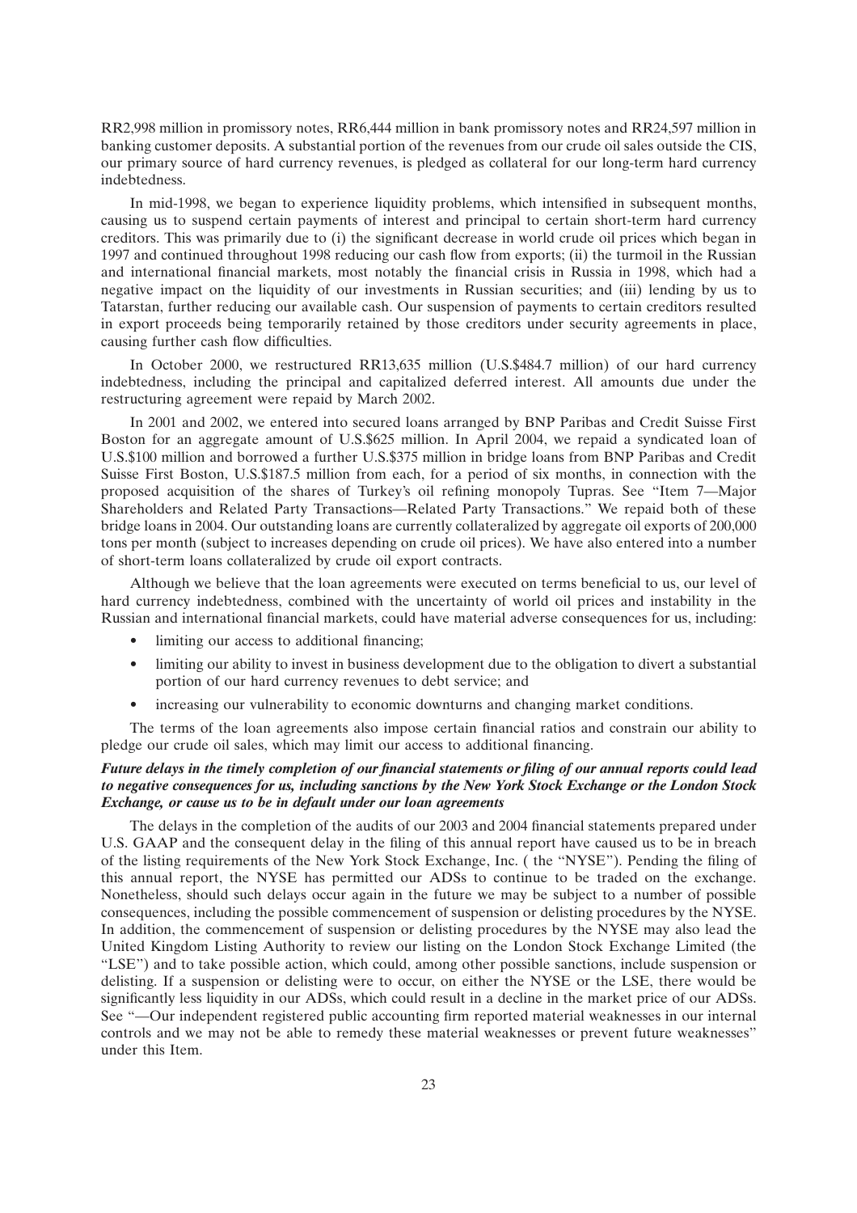RR2,998 million in promissory notes, RR6,444 million in bank promissory notes and RR24,597 million in banking customer deposits. A substantial portion of the revenues from our crude oil sales outside the CIS, our primary source of hard currency revenues, is pledged as collateral for our long-term hard currency indebtedness.

In mid-1998, we began to experience liquidity problems, which intensified in subsequent months, causing us to suspend certain payments of interest and principal to certain short-term hard currency creditors. This was primarily due to (i) the significant decrease in world crude oil prices which began in 1997 and continued throughout 1998 reducing our cash flow from exports; (ii) the turmoil in the Russian and international financial markets, most notably the financial crisis in Russia in 1998, which had a negative impact on the liquidity of our investments in Russian securities; and (iii) lending by us to Tatarstan, further reducing our available cash. Our suspension of payments to certain creditors resulted in export proceeds being temporarily retained by those creditors under security agreements in place, causing further cash flow difficulties.

In October 2000, we restructured RR13,635 million (U.S.$484.7 million) of our hard currency indebtedness, including the principal and capitalized deferred interest. All amounts due under the restructuring agreement were repaid by March 2002.

In 2001 and 2002, we entered into secured loans arranged by BNP Paribas and Credit Suisse First Boston for an aggregate amount of U.S.$625 million. In April 2004, we repaid a syndicated loan of U.S.$100 million and borrowed a further U.S.$375 million in bridge loans from BNP Paribas and Credit Suisse First Boston, U.S.$187.5 million from each, for a period of six months, in connection with the proposed acquisition of the shares of Turkey's oil refining monopoly Tupras. See "Item 7—Major Shareholders and Related Party Transactions—Related Party Transactions." We repaid both of these bridge loans in 2004. Our outstanding loans are currently collateralized by aggregate oil exports of 200,000 tons per month (subject to increases depending on crude oil prices). We have also entered into a number of short-term loans collateralized by crude oil export contracts.

Although we believe that the loan agreements were executed on terms beneficial to us, our level of hard currency indebtedness, combined with the uncertainty of world oil prices and instability in the Russian and international financial markets, could have material adverse consequences for us, including:

- limiting our access to additional financing;
- limiting our ability to invest in business development due to the obligation to divert a substantial portion of our hard currency revenues to debt service; and
- increasing our vulnerability to economic downturns and changing market conditions.

The terms of the loan agreements also impose certain financial ratios and constrain our ability to pledge our crude oil sales, which may limit our access to additional financing.

***Future delays in the timely completion of our financial statements or filing of our annual reports could lead to negative consequences for us, including sanctions by the New York Stock Exchange or the London Stock Exchange, or cause us to be in default under our loan agreements***

The delays in the completion of the audits of our 2003 and 2004 financial statements prepared under U.S. GAAP and the consequent delay in the filing of this annual report have caused us to be in breach of the listing requirements of the New York Stock Exchange, Inc. ( the "NYSE"). Pending the filing of this annual report, the NYSE has permitted our ADSs to continue to be traded on the exchange. Nonetheless, should such delays occur again in the future we may be subject to a number of possible consequences, including the possible commencement of suspension or delisting procedures by the NYSE. In addition, the commencement of suspension or delisting procedures by the NYSE may also lead the United Kingdom Listing Authority to review our listing on the London Stock Exchange Limited (the "LSE") and to take possible action, which could, among other possible sanctions, include suspension or delisting. If a suspension or delisting were to occur, on either the NYSE or the LSE, there would be significantly less liquidity in our ADSs, which could result in a decline in the market price of our ADSs. See "—Our independent registered public accounting firm reported material weaknesses in our internal controls and we may not be able to remedy these material weaknesses or prevent future weaknesses" under this Item.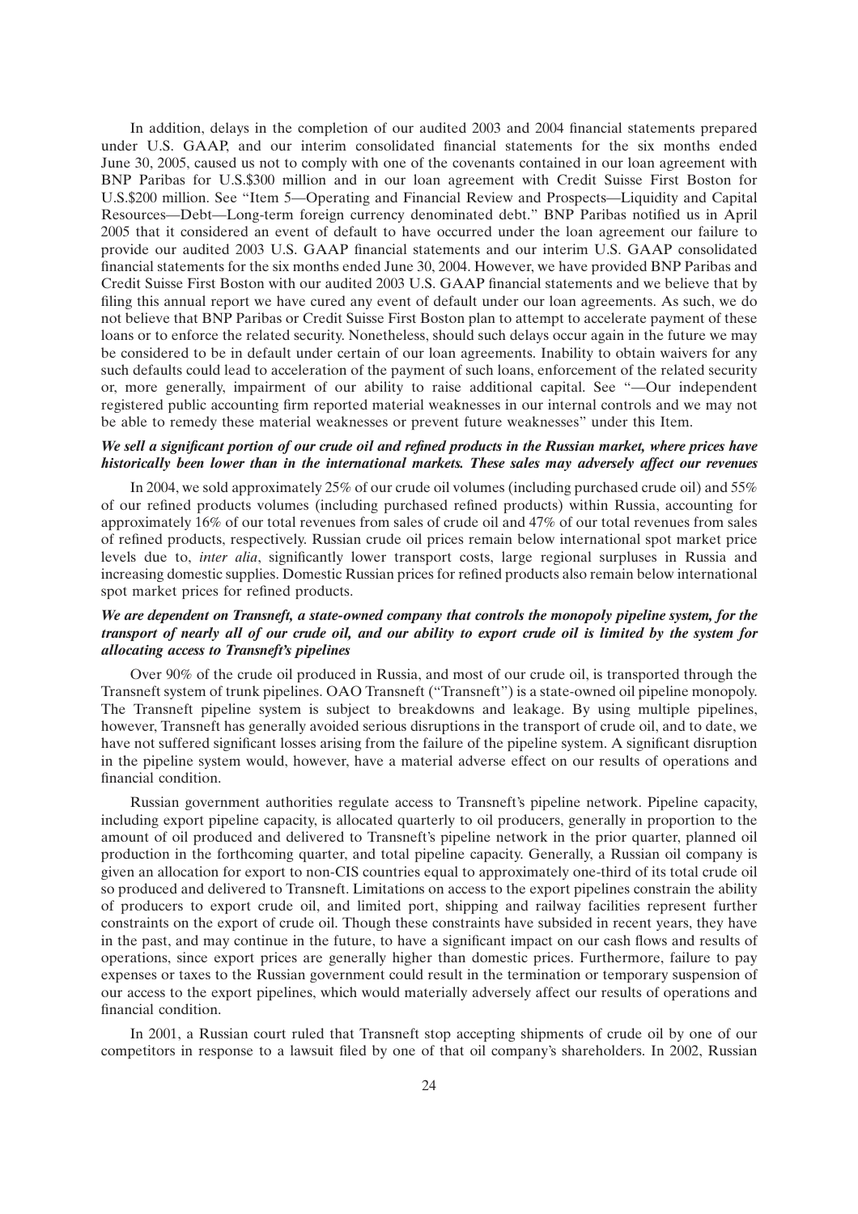In addition, delays in the completion of our audited 2003 and 2004 financial statements prepared under U.S. GAAP, and our interim consolidated financial statements for the six months ended June 30, 2005, caused us not to comply with one of the covenants contained in our loan agreement with BNP Paribas for U.S.$300 million and in our loan agreement with Credit Suisse First Boston for U.S.$200 million. See "Item 5—Operating and Financial Review and Prospects—Liquidity and Capital Resources—Debt—Long-term foreign currency denominated debt." BNP Paribas notified us in April 2005 that it considered an event of default to have occurred under the loan agreement our failure to provide our audited 2003 U.S. GAAP financial statements and our interim U.S. GAAP consolidated financial statements for the six months ended June 30, 2004. However, we have provided BNP Paribas and Credit Suisse First Boston with our audited 2003 U.S. GAAP financial statements and we believe that by filing this annual report we have cured any event of default under our loan agreements. As such, we do not believe that BNP Paribas or Credit Suisse First Boston plan to attempt to accelerate payment of these loans or to enforce the related security. Nonetheless, should such delays occur again in the future we may be considered to be in default under certain of our loan agreements. Inability to obtain waivers for any such defaults could lead to acceleration of the payment of such loans, enforcement of the related security or, more generally, impairment of our ability to raise additional capital. See "—Our independent registered public accounting firm reported material weaknesses in our internal controls and we may not be able to remedy these material weaknesses or prevent future weaknesses" under this Item.

***We sell a significant portion of our crude oil and refined products in the Russian market, where prices have historically been lower than in the international markets. These sales may adversely affect our revenues***

In 2004, we sold approximately 25% of our crude oil volumes (including purchased crude oil) and 55% of our refined products volumes (including purchased refined products) within Russia, accounting for approximately 16% of our total revenues from sales of crude oil and 47% of our total revenues from sales of refined products, respectively. Russian crude oil prices remain below international spot market price levels due to, *inter alia*, significantly lower transport costs, large regional surpluses in Russia and increasing domestic supplies. Domestic Russian prices for refined products also remain below international spot market prices for refined products.

***We are dependent on Transneft, a state-owned company that controls the monopoly pipeline system, for the transport of nearly all of our crude oil, and our ability to export crude oil is limited by the system for allocating access to Transneft's pipelines***

Over 90% of the crude oil produced in Russia, and most of our crude oil, is transported through the Transneft system of trunk pipelines. OAO Transneft ("Transneft") is a state-owned oil pipeline monopoly. The Transneft pipeline system is subject to breakdowns and leakage. By using multiple pipelines, however, Transneft has generally avoided serious disruptions in the transport of crude oil, and to date, we have not suffered significant losses arising from the failure of the pipeline system. A significant disruption in the pipeline system would, however, have a material adverse effect on our results of operations and financial condition.

Russian government authorities regulate access to Transneft's pipeline network. Pipeline capacity, including export pipeline capacity, is allocated quarterly to oil producers, generally in proportion to the amount of oil produced and delivered to Transneft's pipeline network in the prior quarter, planned oil production in the forthcoming quarter, and total pipeline capacity. Generally, a Russian oil company is given an allocation for export to non-CIS countries equal to approximately one-third of its total crude oil so produced and delivered to Transneft. Limitations on access to the export pipelines constrain the ability of producers to export crude oil, and limited port, shipping and railway facilities represent further constraints on the export of crude oil. Though these constraints have subsided in recent years, they have in the past, and may continue in the future, to have a significant impact on our cash flows and results of operations, since export prices are generally higher than domestic prices. Furthermore, failure to pay expenses or taxes to the Russian government could result in the termination or temporary suspension of our access to the export pipelines, which would materially adversely affect our results of operations and financial condition.

In 2001, a Russian court ruled that Transneft stop accepting shipments of crude oil by one of our competitors in response to a lawsuit filed by one of that oil company's shareholders. In 2002, Russian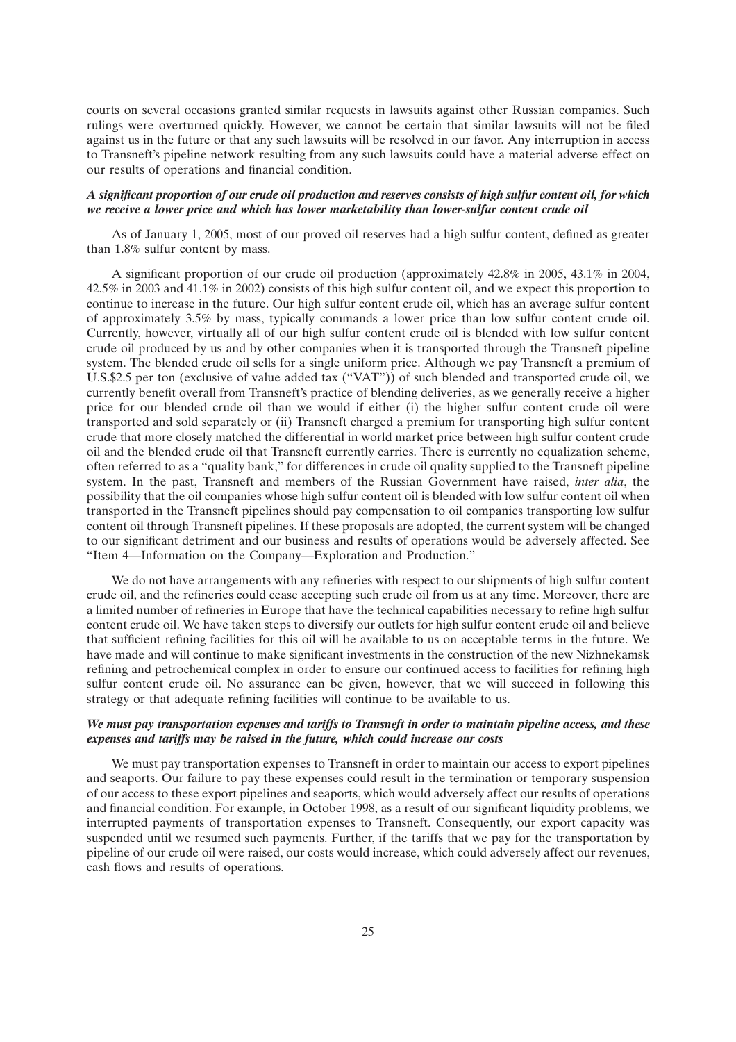courts on several occasions granted similar requests in lawsuits against other Russian companies. Such rulings were overturned quickly. However, we cannot be certain that similar lawsuits will not be filed against us in the future or that any such lawsuits will be resolved in our favor. Any interruption in access to Transneft's pipeline network resulting from any such lawsuits could have a material adverse effect on our results of operations and financial condition.

***A significant proportion of our crude oil production and reserves consists of high sulfur content oil, for which we receive a lower price and which has lower marketability than lower-sulfur content crude oil***

As of January 1, 2005, most of our proved oil reserves had a high sulfur content, defined as greater than 1.8% sulfur content by mass.

A significant proportion of our crude oil production (approximately 42.8% in 2005, 43.1% in 2004, 42.5% in 2003 and 41.1% in 2002) consists of this high sulfur content oil, and we expect this proportion to continue to increase in the future. Our high sulfur content crude oil, which has an average sulfur content of approximately 3.5% by mass, typically commands a lower price than low sulfur content crude oil. Currently, however, virtually all of our high sulfur content crude oil is blended with low sulfur content crude oil produced by us and by other companies when it is transported through the Transneft pipeline system. The blended crude oil sells for a single uniform price. Although we pay Transneft a premium of U.S.$2.5 per ton (exclusive of value added tax ("VAT")) of such blended and transported crude oil, we currently benefit overall from Transneft's practice of blending deliveries, as we generally receive a higher price for our blended crude oil than we would if either (i) the higher sulfur content crude oil were transported and sold separately or (ii) Transneft charged a premium for transporting high sulfur content crude that more closely matched the differential in world market price between high sulfur content crude oil and the blended crude oil that Transneft currently carries. There is currently no equalization scheme, often referred to as a "quality bank," for differences in crude oil quality supplied to the Transneft pipeline system. In the past, Transneft and members of the Russian Government have raised, *inter alia*, the possibility that the oil companies whose high sulfur content oil is blended with low sulfur content oil when transported in the Transneft pipelines should pay compensation to oil companies transporting low sulfur content oil through Transneft pipelines. If these proposals are adopted, the current system will be changed to our significant detriment and our business and results of operations would be adversely affected. See "Item 4—Information on the Company—Exploration and Production."

We do not have arrangements with any refineries with respect to our shipments of high sulfur content crude oil, and the refineries could cease accepting such crude oil from us at any time. Moreover, there are a limited number of refineries in Europe that have the technical capabilities necessary to refine high sulfur content crude oil. We have taken steps to diversify our outlets for high sulfur content crude oil and believe that sufficient refining facilities for this oil will be available to us on acceptable terms in the future. We have made and will continue to make significant investments in the construction of the new Nizhnekamsk refining and petrochemical complex in order to ensure our continued access to facilities for refining high sulfur content crude oil. No assurance can be given, however, that we will succeed in following this strategy or that adequate refining facilities will continue to be available to us.

***We must pay transportation expenses and tariffs to Transneft in order to maintain pipeline access, and these expenses and tariffs may be raised in the future, which could increase our costs***

We must pay transportation expenses to Transneft in order to maintain our access to export pipelines and seaports. Our failure to pay these expenses could result in the termination or temporary suspension of our access to these export pipelines and seaports, which would adversely affect our results of operations and financial condition. For example, in October 1998, as a result of our significant liquidity problems, we interrupted payments of transportation expenses to Transneft. Consequently, our export capacity was suspended until we resumed such payments. Further, if the tariffs that we pay for the transportation by pipeline of our crude oil were raised, our costs would increase, which could adversely affect our revenues, cash flows and results of operations.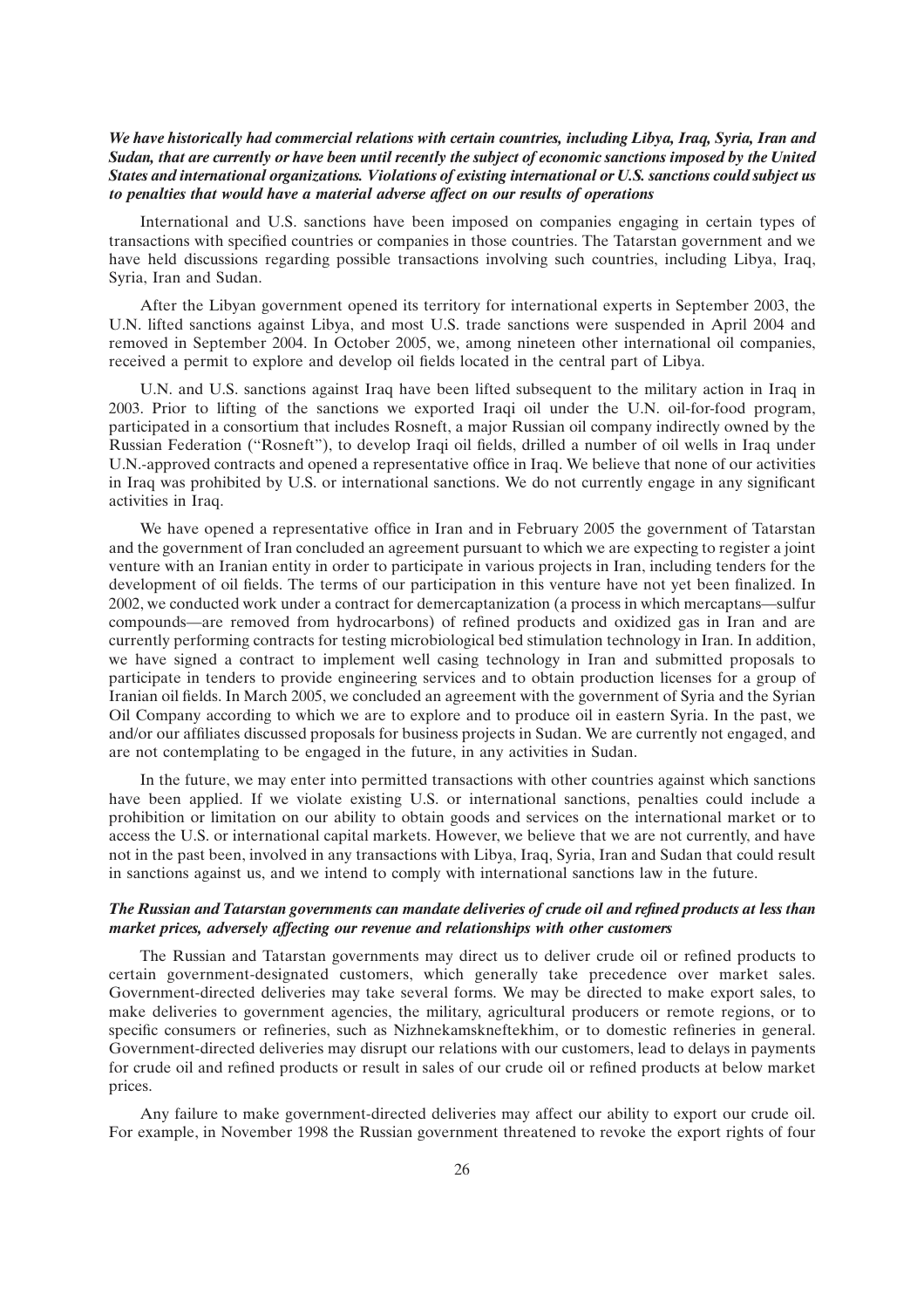***We have historically had commercial relations with certain countries, including Libya, Iraq, Syria, Iran and Sudan, that are currently or have been until recently the subject of economic sanctions imposed by the United States and international organizations. Violations of existing international or U.S. sanctions could subject us to penalties that would have a material adverse affect on our results of operations***

International and U.S. sanctions have been imposed on companies engaging in certain types of transactions with specified countries or companies in those countries. The Tatarstan government and we have held discussions regarding possible transactions involving such countries, including Libya, Iraq, Syria, Iran and Sudan.

After the Libyan government opened its territory for international experts in September 2003, the U.N. lifted sanctions against Libya, and most U.S. trade sanctions were suspended in April 2004 and removed in September 2004. In October 2005, we, among nineteen other international oil companies, received a permit to explore and develop oil fields located in the central part of Libya.

U.N. and U.S. sanctions against Iraq have been lifted subsequent to the military action in Iraq in 2003. Prior to lifting of the sanctions we exported Iraqi oil under the U.N. oil-for-food program, participated in a consortium that includes Rosneft, a major Russian oil company indirectly owned by the Russian Federation ("Rosneft"), to develop Iraqi oil fields, drilled a number of oil wells in Iraq under U.N.-approved contracts and opened a representative office in Iraq. We believe that none of our activities in Iraq was prohibited by U.S. or international sanctions. We do not currently engage in any significant activities in Iraq.

We have opened a representative office in Iran and in February 2005 the government of Tatarstan and the government of Iran concluded an agreement pursuant to which we are expecting to register a joint venture with an Iranian entity in order to participate in various projects in Iran, including tenders for the development of oil fields. The terms of our participation in this venture have not yet been finalized. In 2002, we conducted work under a contract for demercaptanization (a process in which mercaptans—sulfur compounds—are removed from hydrocarbons) of refined products and oxidized gas in Iran and are currently performing contracts for testing microbiological bed stimulation technology in Iran. In addition, we have signed a contract to implement well casing technology in Iran and submitted proposals to participate in tenders to provide engineering services and to obtain production licenses for a group of Iranian oil fields. In March 2005, we concluded an agreement with the government of Syria and the Syrian Oil Company according to which we are to explore and to produce oil in eastern Syria. In the past, we and/or our affiliates discussed proposals for business projects in Sudan. We are currently not engaged, and are not contemplating to be engaged in the future, in any activities in Sudan.

In the future, we may enter into permitted transactions with other countries against which sanctions have been applied. If we violate existing U.S. or international sanctions, penalties could include a prohibition or limitation on our ability to obtain goods and services on the international market or to access the U.S. or international capital markets. However, we believe that we are not currently, and have not in the past been, involved in any transactions with Libya, Iraq, Syria, Iran and Sudan that could result in sanctions against us, and we intend to comply with international sanctions law in the future.

***The Russian and Tatarstan governments can mandate deliveries of crude oil and refined products at less than market prices, adversely affecting our revenue and relationships with other customers***

The Russian and Tatarstan governments may direct us to deliver crude oil or refined products to certain government-designated customers, which generally take precedence over market sales. Government-directed deliveries may take several forms. We may be directed to make export sales, to make deliveries to government agencies, the military, agricultural producers or remote regions, or to specific consumers or refineries, such as Nizhnekamskneftekhim, or to domestic refineries in general. Government-directed deliveries may disrupt our relations with our customers, lead to delays in payments for crude oil and refined products or result in sales of our crude oil or refined products at below market prices.

Any failure to make government-directed deliveries may affect our ability to export our crude oil. For example, in November 1998 the Russian government threatened to revoke the export rights of four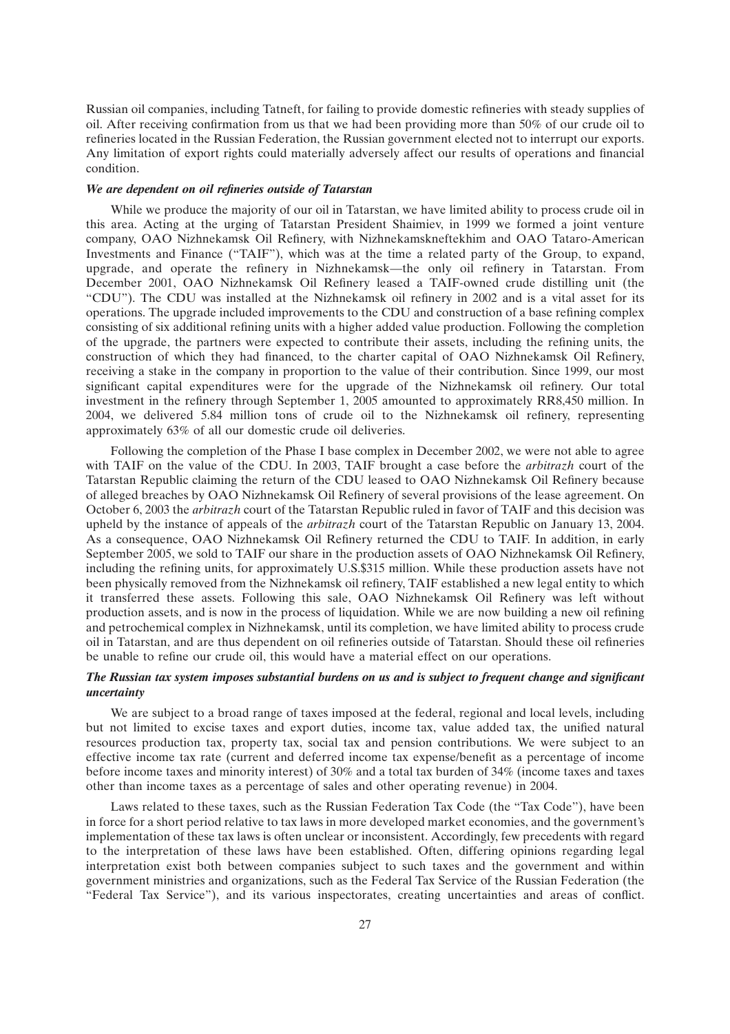Russian oil companies, including Tatneft, for failing to provide domestic refineries with steady supplies of oil. After receiving confirmation from us that we had been providing more than 50% of our crude oil to refineries located in the Russian Federation, the Russian government elected not to interrupt our exports. Any limitation of export rights could materially adversely affect our results of operations and financial condition.

***We are dependent on oil refineries outside of Tatarstan***

While we produce the majority of our oil in Tatarstan, we have limited ability to process crude oil in this area. Acting at the urging of Tatarstan President Shaimiev, in 1999 we formed a joint venture company, OAO Nizhnekamsk Oil Refinery, with Nizhnekamskneftekhim and OAO Tataro-American Investments and Finance ("TAIF"), which was at the time a related party of the Group, to expand, upgrade, and operate the refinery in Nizhnekamsk—the only oil refinery in Tatarstan. From December 2001, OAO Nizhnekamsk Oil Refinery leased a TAIF-owned crude distilling unit (the "CDU"). The CDU was installed at the Nizhnekamsk oil refinery in 2002 and is a vital asset for its operations. The upgrade included improvements to the CDU and construction of a base refining complex consisting of six additional refining units with a higher added value production. Following the completion of the upgrade, the partners were expected to contribute their assets, including the refining units, the construction of which they had financed, to the charter capital of OAO Nizhnekamsk Oil Refinery, receiving a stake in the company in proportion to the value of their contribution. Since 1999, our most significant capital expenditures were for the upgrade of the Nizhnekamsk oil refinery. Our total investment in the refinery through September 1, 2005 amounted to approximately RR8,450 million. In 2004, we delivered 5.84 million tons of crude oil to the Nizhnekamsk oil refinery, representing approximately 63% of all our domestic crude oil deliveries.

Following the completion of the Phase I base complex in December 2002, we were not able to agree with TAIF on the value of the CDU. In 2003, TAIF brought a case before the *arbitrazh* court of the Tatarstan Republic claiming the return of the CDU leased to OAO Nizhnekamsk Oil Refinery because of alleged breaches by OAO Nizhnekamsk Oil Refinery of several provisions of the lease agreement. On October 6, 2003 the *arbitrazh* court of the Tatarstan Republic ruled in favor of TAIF and this decision was upheld by the instance of appeals of the *arbitrazh* court of the Tatarstan Republic on January 13, 2004. As a consequence, OAO Nizhnekamsk Oil Refinery returned the CDU to TAIF. In addition, in early September 2005, we sold to TAIF our share in the production assets of OAO Nizhnekamsk Oil Refinery, including the refining units, for approximately U.S.$315 million. While these production assets have not been physically removed from the Nizhnekamsk oil refinery, TAIF established a new legal entity to which it transferred these assets. Following this sale, OAO Nizhnekamsk Oil Refinery was left without production assets, and is now in the process of liquidation. While we are now building a new oil refining and petrochemical complex in Nizhnekamsk, until its completion, we have limited ability to process crude oil in Tatarstan, and are thus dependent on oil refineries outside of Tatarstan. Should these oil refineries be unable to refine our crude oil, this would have a material effect on our operations.

***The Russian tax system imposes substantial burdens on us and is subject to frequent change and significant uncertainty***

We are subject to a broad range of taxes imposed at the federal, regional and local levels, including but not limited to excise taxes and export duties, income tax, value added tax, the unified natural resources production tax, property tax, social tax and pension contributions. We were subject to an effective income tax rate (current and deferred income tax expense/benefit as a percentage of income before income taxes and minority interest) of 30% and a total tax burden of 34% (income taxes and taxes other than income taxes as a percentage of sales and other operating revenue) in 2004.

Laws related to these taxes, such as the Russian Federation Tax Code (the "Tax Code"), have been in force for a short period relative to tax laws in more developed market economies, and the government's implementation of these tax laws is often unclear or inconsistent. Accordingly, few precedents with regard to the interpretation of these laws have been established. Often, differing opinions regarding legal interpretation exist both between companies subject to such taxes and the government and within government ministries and organizations, such as the Federal Tax Service of the Russian Federation (the "Federal Tax Service"), and its various inspectorates, creating uncertainties and areas of conflict.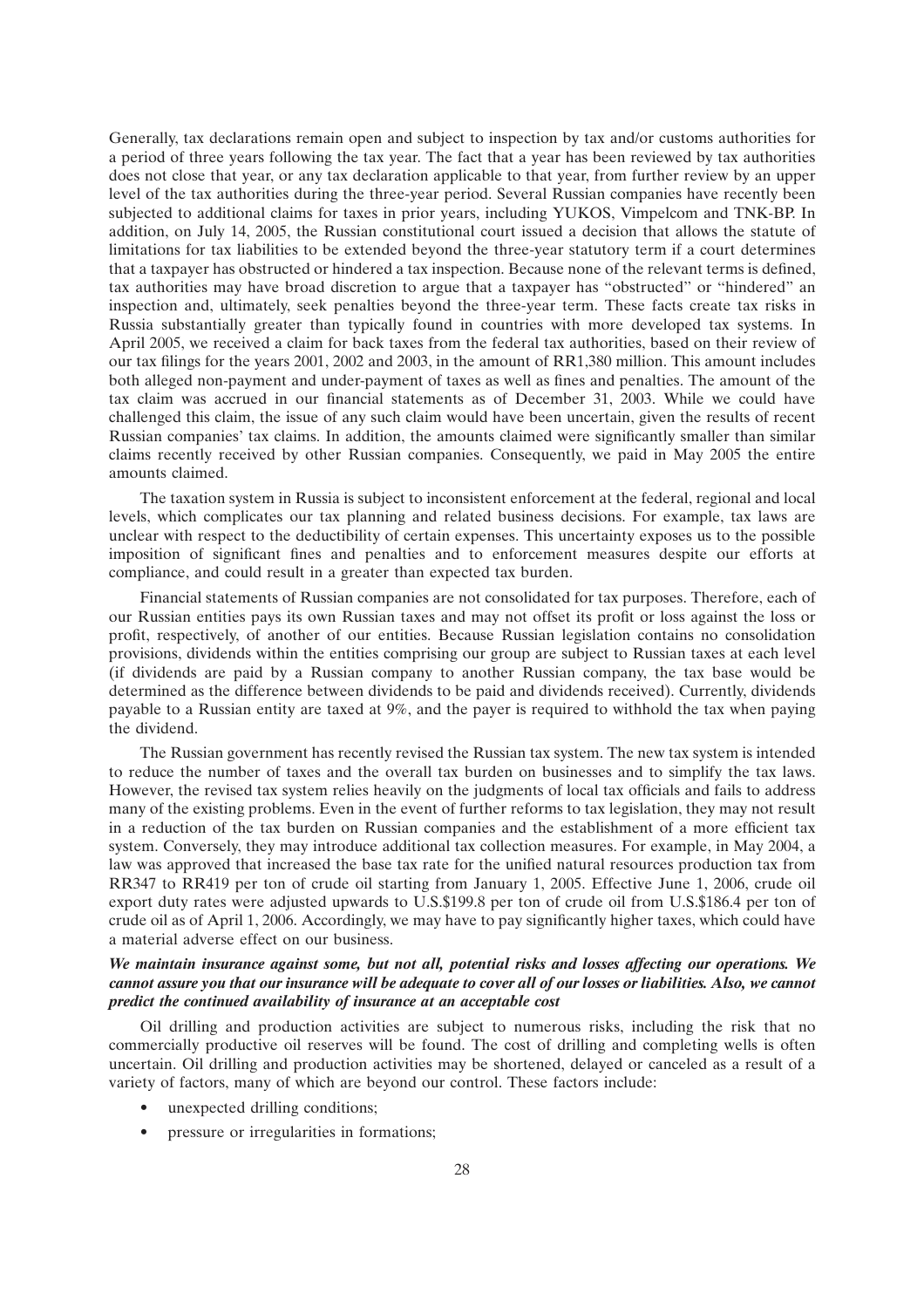Generally, tax declarations remain open and subject to inspection by tax and/or customs authorities for a period of three years following the tax year. The fact that a year has been reviewed by tax authorities does not close that year, or any tax declaration applicable to that year, from further review by an upper level of the tax authorities during the three-year period. Several Russian companies have recently been subjected to additional claims for taxes in prior years, including YUKOS, Vimpelcom and TNK-BP. In addition, on July 14, 2005, the Russian constitutional court issued a decision that allows the statute of limitations for tax liabilities to be extended beyond the three-year statutory term if a court determines that a taxpayer has obstructed or hindered a tax inspection. Because none of the relevant terms is defined, tax authorities may have broad discretion to argue that a taxpayer has "obstructed" or "hindered" an inspection and, ultimately, seek penalties beyond the three-year term. These facts create tax risks in Russia substantially greater than typically found in countries with more developed tax systems. In April 2005, we received a claim for back taxes from the federal tax authorities, based on their review of our tax filings for the years 2001, 2002 and 2003, in the amount of RR1,380 million. This amount includes both alleged non-payment and under-payment of taxes as well as fines and penalties. The amount of the tax claim was accrued in our financial statements as of December 31, 2003. While we could have challenged this claim, the issue of any such claim would have been uncertain, given the results of recent Russian companies' tax claims. In addition, the amounts claimed were significantly smaller than similar claims recently received by other Russian companies. Consequently, we paid in May 2005 the entire amounts claimed.

The taxation system in Russia is subject to inconsistent enforcement at the federal, regional and local levels, which complicates our tax planning and related business decisions. For example, tax laws are unclear with respect to the deductibility of certain expenses. This uncertainty exposes us to the possible imposition of significant fines and penalties and to enforcement measures despite our efforts at compliance, and could result in a greater than expected tax burden.

Financial statements of Russian companies are not consolidated for tax purposes. Therefore, each of our Russian entities pays its own Russian taxes and may not offset its profit or loss against the loss or profit, respectively, of another of our entities. Because Russian legislation contains no consolidation provisions, dividends within the entities comprising our group are subject to Russian taxes at each level (if dividends are paid by a Russian company to another Russian company, the tax base would be determined as the difference between dividends to be paid and dividends received). Currently, dividends payable to a Russian entity are taxed at 9%, and the payer is required to withhold the tax when paying the dividend.

The Russian government has recently revised the Russian tax system. The new tax system is intended to reduce the number of taxes and the overall tax burden on businesses and to simplify the tax laws. However, the revised tax system relies heavily on the judgments of local tax officials and fails to address many of the existing problems. Even in the event of further reforms to tax legislation, they may not result in a reduction of the tax burden on Russian companies and the establishment of a more efficient tax system. Conversely, they may introduce additional tax collection measures. For example, in May 2004, a law was approved that increased the base tax rate for the unified natural resources production tax from RR347 to RR419 per ton of crude oil starting from January 1, 2005. Effective June 1, 2006, crude oil export duty rates were adjusted upwards to U.S.$199.8 per ton of crude oil from U.S.$186.4 per ton of crude oil as of April 1, 2006. Accordingly, we may have to pay significantly higher taxes, which could have a material adverse effect on our business.

***We maintain insurance against some, but not all, potential risks and losses affecting our operations. We cannot assure you that our insurance will be adequate to cover all of our losses or liabilities. Also, we cannot predict the continued availability of insurance at an acceptable cost***

Oil drilling and production activities are subject to numerous risks, including the risk that no commercially productive oil reserves will be found. The cost of drilling and completing wells is often uncertain. Oil drilling and production activities may be shortened, delayed or canceled as a result of a variety of factors, many of which are beyond our control. These factors include:

- unexpected drilling conditions;
- pressure or irregularities in formations;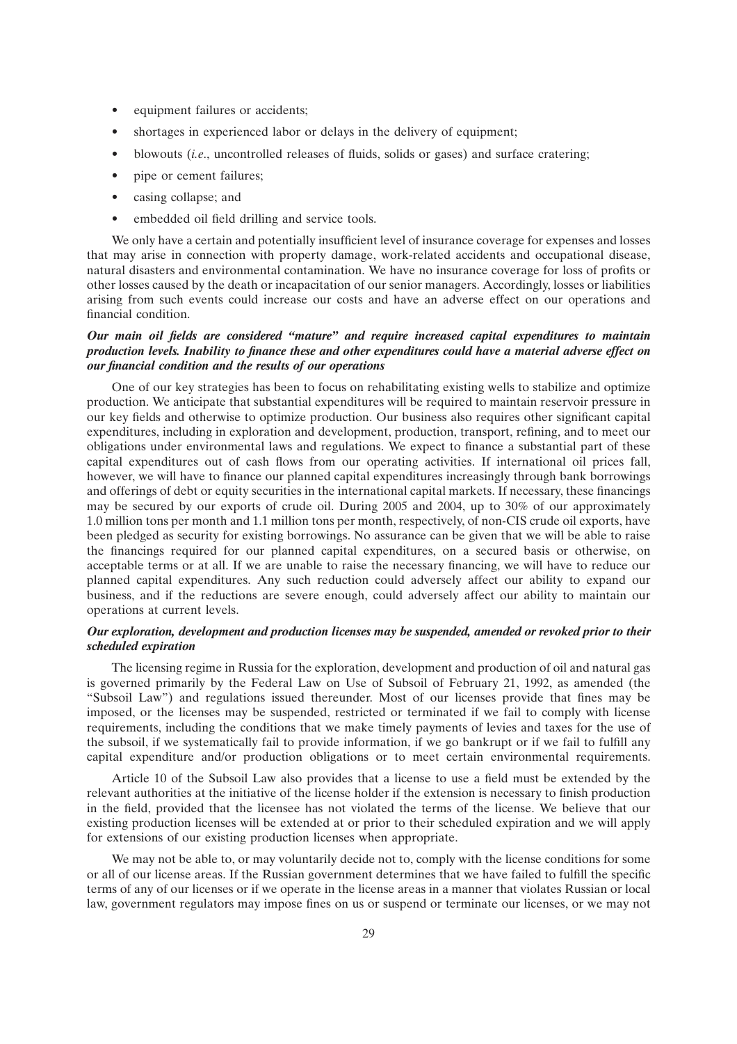- equipment failures or accidents;
- shortages in experienced labor or delays in the delivery of equipment;
- blowouts (*i.e*., uncontrolled releases of fluids, solids or gases) and surface cratering;
- pipe or cement failures;
- casing collapse; and
- embedded oil field drilling and service tools.

We only have a certain and potentially insufficient level of insurance coverage for expenses and losses that may arise in connection with property damage, work-related accidents and occupational disease, natural disasters and environmental contamination. We have no insurance coverage for loss of profits or other losses caused by the death or incapacitation of our senior managers. Accordingly, losses or liabilities arising from such events could increase our costs and have an adverse effect on our operations and financial condition.

***Our main oil fields are considered "mature" and require increased capital expenditures to maintain production levels. Inability to finance these and other expenditures could have a material adverse effect on our financial condition and the results of our operations***

One of our key strategies has been to focus on rehabilitating existing wells to stabilize and optimize production. We anticipate that substantial expenditures will be required to maintain reservoir pressure in our key fields and otherwise to optimize production. Our business also requires other significant capital expenditures, including in exploration and development, production, transport, refining, and to meet our obligations under environmental laws and regulations. We expect to finance a substantial part of these capital expenditures out of cash flows from our operating activities. If international oil prices fall, however, we will have to finance our planned capital expenditures increasingly through bank borrowings and offerings of debt or equity securities in the international capital markets. If necessary, these financings may be secured by our exports of crude oil. During 2005 and 2004, up to 30% of our approximately 1.0 million tons per month and 1.1 million tons per month, respectively, of non-CIS crude oil exports, have been pledged as security for existing borrowings. No assurance can be given that we will be able to raise the financings required for our planned capital expenditures, on a secured basis or otherwise, on acceptable terms or at all. If we are unable to raise the necessary financing, we will have to reduce our planned capital expenditures. Any such reduction could adversely affect our ability to expand our business, and if the reductions are severe enough, could adversely affect our ability to maintain our operations at current levels.

***Our exploration, development and production licenses may be suspended, amended or revoked prior to their scheduled expiration***

The licensing regime in Russia for the exploration, development and production of oil and natural gas is governed primarily by the Federal Law on Use of Subsoil of February 21, 1992, as amended (the "Subsoil Law") and regulations issued thereunder. Most of our licenses provide that fines may be imposed, or the licenses may be suspended, restricted or terminated if we fail to comply with license requirements, including the conditions that we make timely payments of levies and taxes for the use of the subsoil, if we systematically fail to provide information, if we go bankrupt or if we fail to fulfill any capital expenditure and/or production obligations or to meet certain environmental requirements.

Article 10 of the Subsoil Law also provides that a license to use a field must be extended by the relevant authorities at the initiative of the license holder if the extension is necessary to finish production in the field, provided that the licensee has not violated the terms of the license. We believe that our existing production licenses will be extended at or prior to their scheduled expiration and we will apply for extensions of our existing production licenses when appropriate.

We may not be able to, or may voluntarily decide not to, comply with the license conditions for some or all of our license areas. If the Russian government determines that we have failed to fulfill the specific terms of any of our licenses or if we operate in the license areas in a manner that violates Russian or local law, government regulators may impose fines on us or suspend or terminate our licenses, or we may not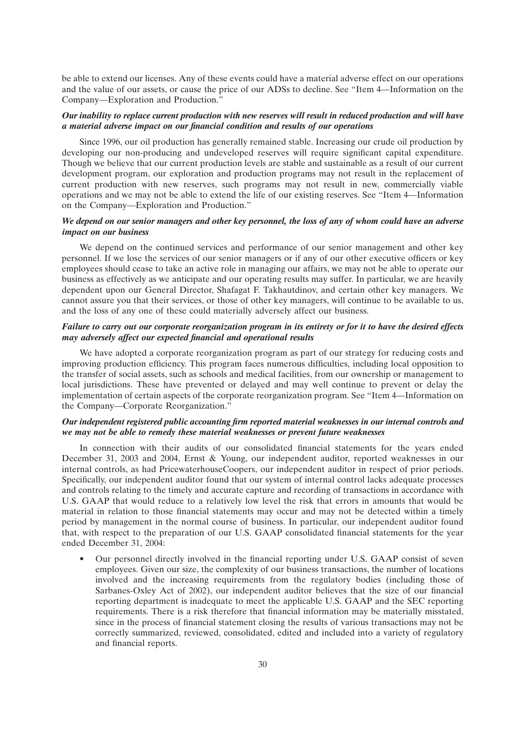be able to extend our licenses. Any of these events could have a material adverse effect on our operations and the value of our assets, or cause the price of our ADSs to decline. See "Item 4—Information on the Company—Exploration and Production."

***Our inability to replace current production with new reserves will result in reduced production and will have a material adverse impact on our financial condition and results of our operations***

Since 1996, our oil production has generally remained stable. Increasing our crude oil production by developing our non-producing and undeveloped reserves will require significant capital expenditure. Though we believe that our current production levels are stable and sustainable as a result of our current development program, our exploration and production programs may not result in the replacement of current production with new reserves, such programs may not result in new, commercially viable operations and we may not be able to extend the life of our existing reserves. See "Item 4—Information on the Company—Exploration and Production."

***We depend on our senior managers and other key personnel, the loss of any of whom could have an adverse impact on our business***

We depend on the continued services and performance of our senior management and other key personnel. If we lose the services of our senior managers or if any of our other executive officers or key employees should cease to take an active role in managing our affairs, we may not be able to operate our business as effectively as we anticipate and our operating results may suffer. In particular, we are heavily dependent upon our General Director, Shafagat F. Takhautdinov, and certain other key managers. We cannot assure you that their services, or those of other key managers, will continue to be available to us, and the loss of any one of these could materially adversely affect our business.

***Failure to carry out our corporate reorganization program in its entirety or for it to have the desired effects may adversely affect our expected financial and operational results***

We have adopted a corporate reorganization program as part of our strategy for reducing costs and improving production efficiency. This program faces numerous difficulties, including local opposition to the transfer of social assets, such as schools and medical facilities, from our ownership or management to local jurisdictions. These have prevented or delayed and may well continue to prevent or delay the implementation of certain aspects of the corporate reorganization program. See "Item 4—Information on the Company—Corporate Reorganization."

***Our independent registered public accounting firm reported material weaknesses in our internal controls and we may not be able to remedy these material weaknesses or prevent future weaknesses***

In connection with their audits of our consolidated financial statements for the years ended December 31, 2003 and 2004, Ernst & Young, our independent auditor, reported weaknesses in our internal controls, as had PricewaterhouseCoopers, our independent auditor in respect of prior periods. Specifically, our independent auditor found that our system of internal control lacks adequate processes and controls relating to the timely and accurate capture and recording of transactions in accordance with U.S. GAAP that would reduce to a relatively low level the risk that errors in amounts that would be material in relation to those financial statements may occur and may not be detected within a timely period by management in the normal course of business. In particular, our independent auditor found that, with respect to the preparation of our U.S. GAAP consolidated financial statements for the year ended December 31, 2004:

- Our personnel directly involved in the financial reporting under U.S. GAAP consist of seven employees. Given our size, the complexity of our business transactions, the number of locations involved and the increasing requirements from the regulatory bodies (including those of Sarbanes-Oxley Act of 2002), our independent auditor believes that the size of our financial reporting department is inadequate to meet the applicable U.S. GAAP and the SEC reporting requirements. There is a risk therefore that financial information may be materially misstated, since in the process of financial statement closing the results of various transactions may not be correctly summarized, reviewed, consolidated, edited and included into a variety of regulatory and financial reports.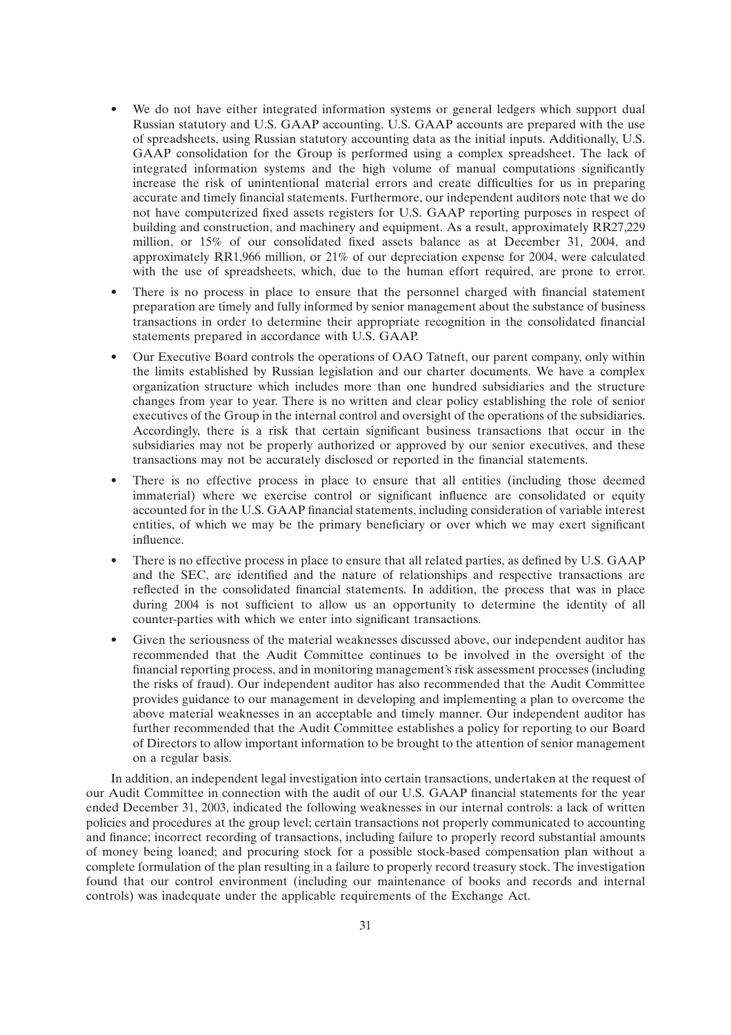- We do not have either integrated information systems or general ledgers which support dual Russian statutory and U.S. GAAP accounting. U.S. GAAP accounts are prepared with the use of spreadsheets, using Russian statutory accounting data as the initial inputs. Additionally, U.S. GAAP consolidation for the Group is performed using a complex spreadsheet. The lack of integrated information systems and the high volume of manual computations significantly increase the risk of unintentional material errors and create difficulties for us in preparing accurate and timely financial statements. Furthermore, our independent auditors note that we do not have computerized fixed assets registers for U.S. GAAP reporting purposes in respect of building and construction, and machinery and equipment. As a result, approximately RR27,229 million, or 15% of our consolidated fixed assets balance as at December 31, 2004, and approximately RR1,966 million, or 21% of our depreciation expense for 2004, were calculated with the use of spreadsheets, which, due to the human effort required, are prone to error.

- There is no process in place to ensure that the personnel charged with financial statement preparation are timely and fully informed by senior management about the substance of business transactions in order to determine their appropriate recognition in the consolidated financial statements prepared in accordance with U.S. GAAP.

- Our Executive Board controls the operations of OAO Tatneft, our parent company, only within the limits established by Russian legislation and our charter documents. We have a complex organization structure which includes more than one hundred subsidiaries and the structure changes from year to year. There is no written and clear policy establishing the role of senior executives of the Group in the internal control and oversight of the operations of the subsidiaries. Accordingly, there is a risk that certain significant business transactions that occur in the subsidiaries may not be properly authorized or approved by our senior executives, and these transactions may not be accurately disclosed or reported in the financial statements.

- There is no effective process in place to ensure that all entities (including those deemed immaterial) where we exercise control or significant influence are consolidated or equity accounted for in the U.S. GAAP financial statements, including consideration of variable interest entities, of which we may be the primary beneficiary or over which we may exert significant influence.

- There is no effective process in place to ensure that all related parties, as defined by U.S. GAAP and the SEC, are identified and the nature of relationships and respective transactions are reflected in the consolidated financial statements. In addition, the process that was in place during 2004 is not sufficient to allow us an opportunity to determine the identity of all counter-parties with which we enter into significant transactions.

- Given the seriousness of the material weaknesses discussed above, our independent auditor has recommended that the Audit Committee continues to be involved in the oversight of the financial reporting process, and in monitoring management's risk assessment processes (including the risks of fraud). Our independent auditor has also recommended that the Audit Committee provides guidance to our management in developing and implementing a plan to overcome the above material weaknesses in an acceptable and timely manner. Our independent auditor has further recommended that the Audit Committee establishes a policy for reporting to our Board of Directors to allow important information to be brought to the attention of senior management on a regular basis.

In addition, an independent legal investigation into certain transactions, undertaken at the request of our Audit Committee in connection with the audit of our U.S. GAAP financial statements for the year ended December 31, 2003, indicated the following weaknesses in our internal controls: a lack of written policies and procedures at the group level; certain transactions not properly communicated to accounting and finance; incorrect recording of transactions, including failure to properly record substantial amounts of money being loaned; and procuring stock for a possible stock-based compensation plan without a complete formulation of the plan resulting in a failure to properly record treasury stock. The investigation found that our control environment (including our maintenance of books and records and internal controls) was inadequate under the applicable requirements of the Exchange Act.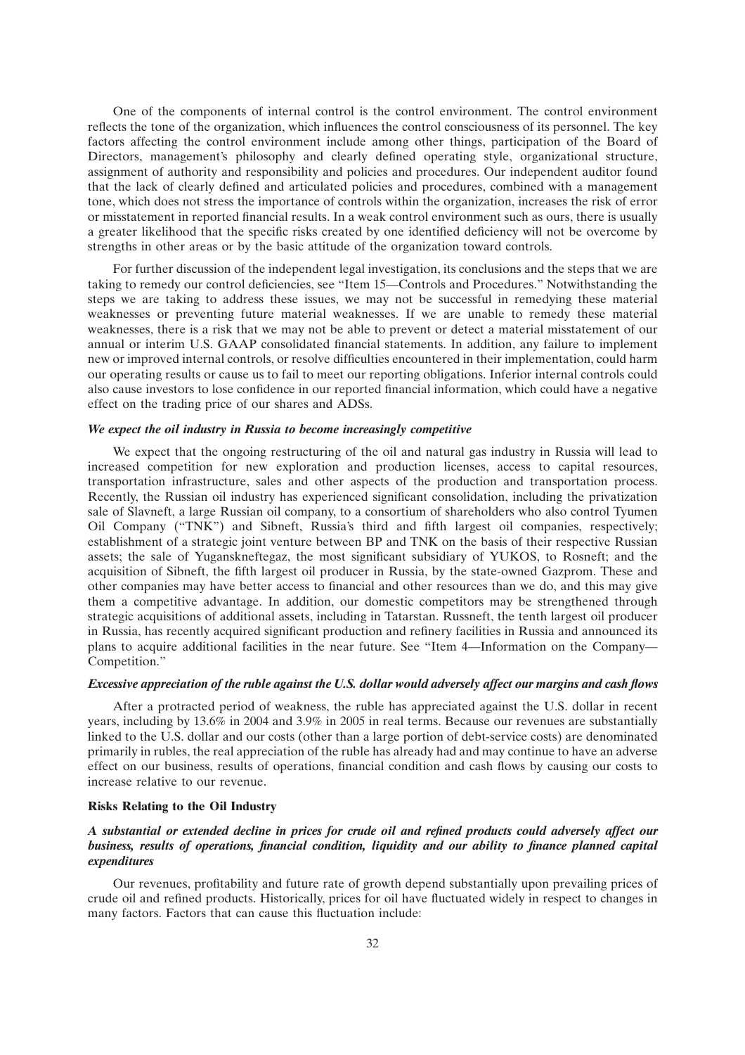One of the components of internal control is the control environment. The control environment reflects the tone of the organization, which influences the control consciousness of its personnel. The key factors affecting the control environment include among other things, participation of the Board of Directors, management's philosophy and clearly defined operating style, organizational structure, assignment of authority and responsibility and policies and procedures. Our independent auditor found that the lack of clearly defined and articulated policies and procedures, combined with a management tone, which does not stress the importance of controls within the organization, increases the risk of error or misstatement in reported financial results. In a weak control environment such as ours, there is usually a greater likelihood that the specific risks created by one identified deficiency will not be overcome by strengths in other areas or by the basic attitude of the organization toward controls.

For further discussion of the independent legal investigation, its conclusions and the steps that we are taking to remedy our control deficiencies, see "Item 15—Controls and Procedures." Notwithstanding the steps we are taking to address these issues, we may not be successful in remedying these material weaknesses or preventing future material weaknesses. If we are unable to remedy these material weaknesses, there is a risk that we may not be able to prevent or detect a material misstatement of our annual or interim U.S. GAAP consolidated financial statements. In addition, any failure to implement new or improved internal controls, or resolve difficulties encountered in their implementation, could harm our operating results or cause us to fail to meet our reporting obligations. Inferior internal controls could also cause investors to lose confidence in our reported financial information, which could have a negative effect on the trading price of our shares and ADSs.

***We expect the oil industry in Russia to become increasingly competitive***

We expect that the ongoing restructuring of the oil and natural gas industry in Russia will lead to increased competition for new exploration and production licenses, access to capital resources, transportation infrastructure, sales and other aspects of the production and transportation process. Recently, the Russian oil industry has experienced significant consolidation, including the privatization sale of Slavneft, a large Russian oil company, to a consortium of shareholders who also control Tyumen Oil Company ("TNK") and Sibneft, Russia's third and fifth largest oil companies, respectively; establishment of a strategic joint venture between BP and TNK on the basis of their respective Russian assets; the sale of Yuganskneftegaz, the most significant subsidiary of YUKOS, to Rosneft; and the acquisition of Sibneft, the fifth largest oil producer in Russia, by the state-owned Gazprom. These and other companies may have better access to financial and other resources than we do, and this may give them a competitive advantage. In addition, our domestic competitors may be strengthened through strategic acquisitions of additional assets, including in Tatarstan. Russneft, the tenth largest oil producer in Russia, has recently acquired significant production and refinery facilities in Russia and announced its plans to acquire additional facilities in the near future. See "Item 4—Information on the Company—Competition."

***Excessive appreciation of the ruble against the U.S. dollar would adversely affect our margins and cash flows***

After a protracted period of weakness, the ruble has appreciated against the U.S. dollar in recent years, including by 13.6% in 2004 and 3.9% in 2005 in real terms. Because our revenues are substantially linked to the U.S. dollar and our costs (other than a large portion of debt-service costs) are denominated primarily in rubles, the real appreciation of the ruble has already had and may continue to have an adverse effect on our business, results of operations, financial condition and cash flows by causing our costs to increase relative to our revenue.

**Risks Relating to the Oil Industry**

***A substantial or extended decline in prices for crude oil and refined products could adversely affect our business, results of operations, financial condition, liquidity and our ability to finance planned capital expenditures***

Our revenues, profitability and future rate of growth depend substantially upon prevailing prices of crude oil and refined products. Historically, prices for oil have fluctuated widely in respect to changes in many factors. Factors that can cause this fluctuation include: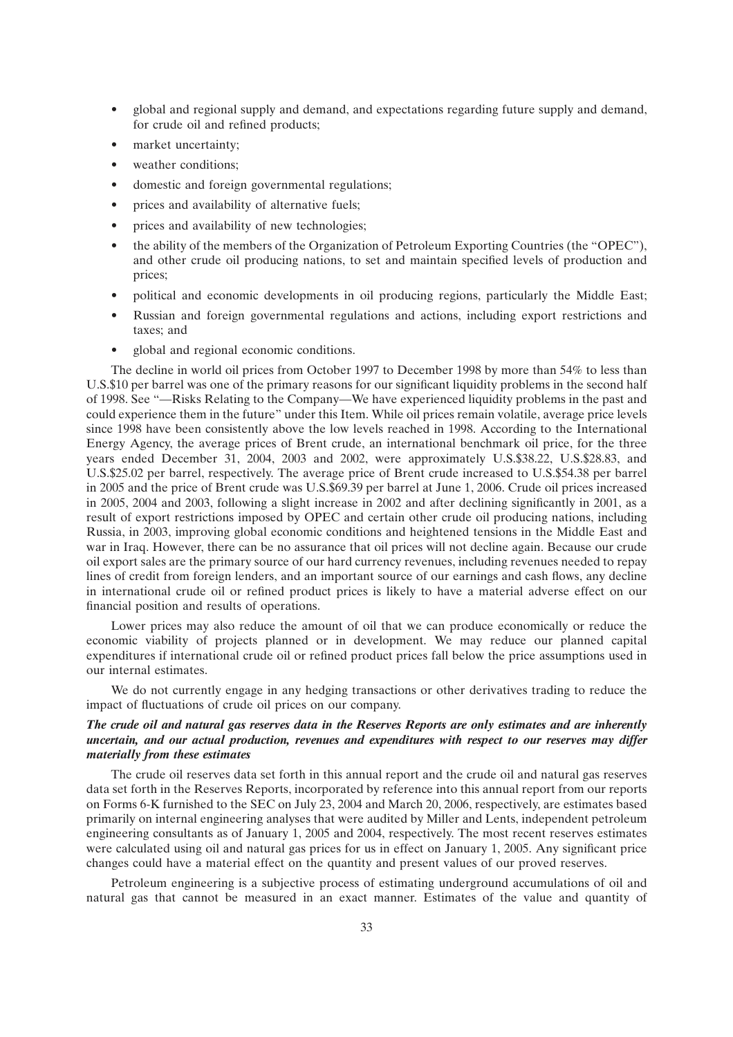- global and regional supply and demand, and expectations regarding future supply and demand, for crude oil and refined products;
- market uncertainty;
- weather conditions;
- domestic and foreign governmental regulations;
- prices and availability of alternative fuels;
- prices and availability of new technologies;
- the ability of the members of the Organization of Petroleum Exporting Countries (the "OPEC"), and other crude oil producing nations, to set and maintain specified levels of production and prices;
- political and economic developments in oil producing regions, particularly the Middle East;
- Russian and foreign governmental regulations and actions, including export restrictions and taxes; and
- global and regional economic conditions.

The decline in world oil prices from October 1997 to December 1998 by more than 54% to less than U.S.$10 per barrel was one of the primary reasons for our significant liquidity problems in the second half of 1998. See "—Risks Relating to the Company—We have experienced liquidity problems in the past and could experience them in the future" under this Item. While oil prices remain volatile, average price levels since 1998 have been consistently above the low levels reached in 1998. According to the International Energy Agency, the average prices of Brent crude, an international benchmark oil price, for the three years ended December 31, 2004, 2003 and 2002, were approximately U.S.$38.22, U.S.$28.83, and U.S.$25.02 per barrel, respectively. The average price of Brent crude increased to U.S.$54.38 per barrel in 2005 and the price of Brent crude was U.S.$69.39 per barrel at June 1, 2006. Crude oil prices increased in 2005, 2004 and 2003, following a slight increase in 2002 and after declining significantly in 2001, as a result of export restrictions imposed by OPEC and certain other crude oil producing nations, including Russia, in 2003, improving global economic conditions and heightened tensions in the Middle East and war in Iraq. However, there can be no assurance that oil prices will not decline again. Because our crude oil export sales are the primary source of our hard currency revenues, including revenues needed to repay lines of credit from foreign lenders, and an important source of our earnings and cash flows, any decline in international crude oil or refined product prices is likely to have a material adverse effect on our financial position and results of operations.

Lower prices may also reduce the amount of oil that we can produce economically or reduce the economic viability of projects planned or in development. We may reduce our planned capital expenditures if international crude oil or refined product prices fall below the price assumptions used in our internal estimates.

We do not currently engage in any hedging transactions or other derivatives trading to reduce the impact of fluctuations of crude oil prices on our company.

***The crude oil and natural gas reserves data in the Reserves Reports are only estimates and are inherently uncertain, and our actual production, revenues and expenditures with respect to our reserves may differ materially from these estimates***

The crude oil reserves data set forth in this annual report and the crude oil and natural gas reserves data set forth in the Reserves Reports, incorporated by reference into this annual report from our reports on Forms 6-K furnished to the SEC on July 23, 2004 and March 20, 2006, respectively, are estimates based primarily on internal engineering analyses that were audited by Miller and Lents, independent petroleum engineering consultants as of January 1, 2005 and 2004, respectively. The most recent reserves estimates were calculated using oil and natural gas prices for us in effect on January 1, 2005. Any significant price changes could have a material effect on the quantity and present values of our proved reserves.

Petroleum engineering is a subjective process of estimating underground accumulations of oil and natural gas that cannot be measured in an exact manner. Estimates of the value and quantity of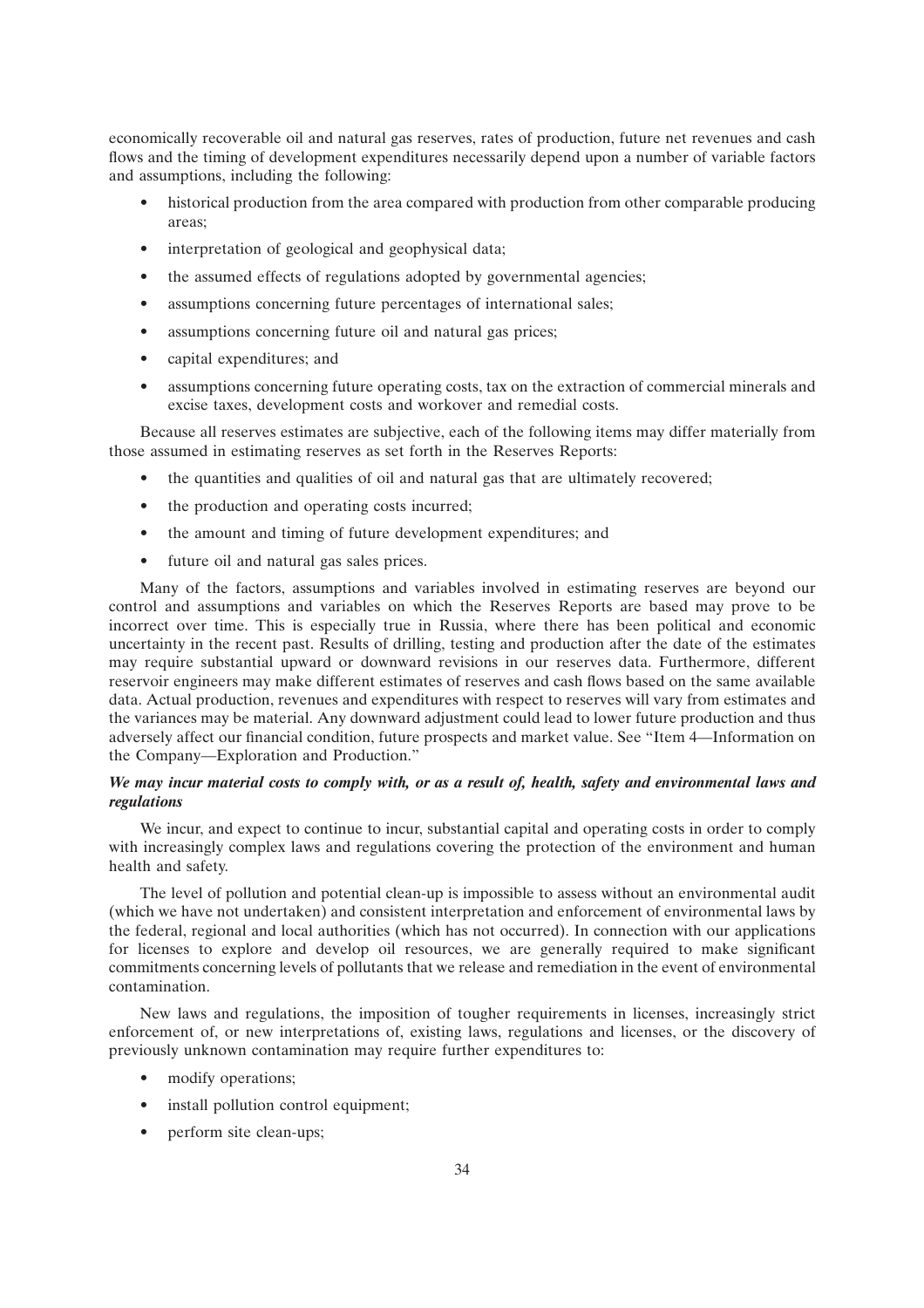economically recoverable oil and natural gas reserves, rates of production, future net revenues and cash flows and the timing of development expenditures necessarily depend upon a number of variable factors and assumptions, including the following:

- historical production from the area compared with production from other comparable producing areas;
- interpretation of geological and geophysical data;
- the assumed effects of regulations adopted by governmental agencies;
- assumptions concerning future percentages of international sales;
- assumptions concerning future oil and natural gas prices;
- capital expenditures; and
- assumptions concerning future operating costs, tax on the extraction of commercial minerals and excise taxes, development costs and workover and remedial costs.

Because all reserves estimates are subjective, each of the following items may differ materially from those assumed in estimating reserves as set forth in the Reserves Reports:

- the quantities and qualities of oil and natural gas that are ultimately recovered;
- the production and operating costs incurred;
- the amount and timing of future development expenditures; and
- future oil and natural gas sales prices.

Many of the factors, assumptions and variables involved in estimating reserves are beyond our control and assumptions and variables on which the Reserves Reports are based may prove to be incorrect over time. This is especially true in Russia, where there has been political and economic uncertainty in the recent past. Results of drilling, testing and production after the date of the estimates may require substantial upward or downward revisions in our reserves data. Furthermore, different reservoir engineers may make different estimates of reserves and cash flows based on the same available data. Actual production, revenues and expenditures with respect to reserves will vary from estimates and the variances may be material. Any downward adjustment could lead to lower future production and thus adversely affect our financial condition, future prospects and market value. See "Item 4—Information on the Company—Exploration and Production."

***We may incur material costs to comply with, or as a result of, health, safety and environmental laws and regulations***

We incur, and expect to continue to incur, substantial capital and operating costs in order to comply with increasingly complex laws and regulations covering the protection of the environment and human health and safety.

The level of pollution and potential clean-up is impossible to assess without an environmental audit (which we have not undertaken) and consistent interpretation and enforcement of environmental laws by the federal, regional and local authorities (which has not occurred). In connection with our applications for licenses to explore and develop oil resources, we are generally required to make significant commitments concerning levels of pollutants that we release and remediation in the event of environmental contamination.

New laws and regulations, the imposition of tougher requirements in licenses, increasingly strict enforcement of, or new interpretations of, existing laws, regulations and licenses, or the discovery of previously unknown contamination may require further expenditures to:

- modify operations;
- install pollution control equipment;
- perform site clean-ups;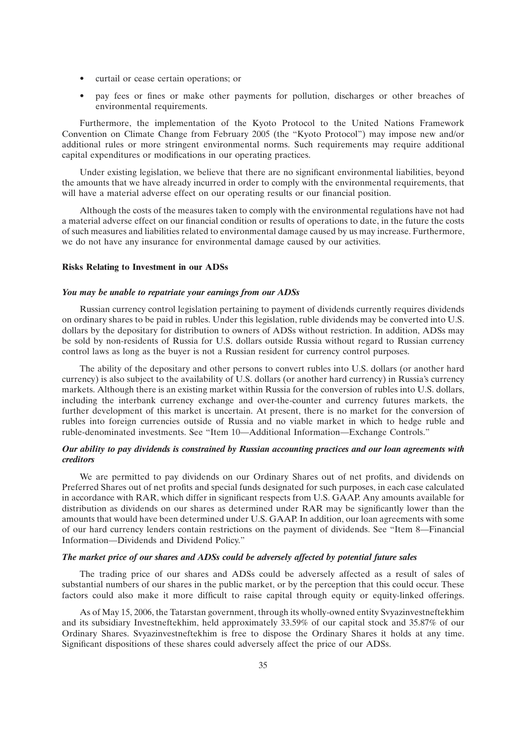- curtail or cease certain operations; or
- pay fees or fines or make other payments for pollution, discharges or other breaches of environmental requirements.

Furthermore, the implementation of the Kyoto Protocol to the United Nations Framework Convention on Climate Change from February 2005 (the "Kyoto Protocol") may impose new and/or additional rules or more stringent environmental norms. Such requirements may require additional capital expenditures or modifications in our operating practices.

Under existing legislation, we believe that there are no significant environmental liabilities, beyond the amounts that we have already incurred in order to comply with the environmental requirements, that will have a material adverse effect on our operating results or our financial position.

Although the costs of the measures taken to comply with the environmental regulations have not had a material adverse effect on our financial condition or results of operations to date, in the future the costs of such measures and liabilities related to environmental damage caused by us may increase. Furthermore, we do not have any insurance for environmental damage caused by our activities.

### Risks Relating to Investment in our ADSs

#### *You may be unable to repatriate your earnings from our ADSs*

Russian currency control legislation pertaining to payment of dividends currently requires dividends on ordinary shares to be paid in rubles. Under this legislation, ruble dividends may be converted into U.S. dollars by the depositary for distribution to owners of ADSs without restriction. In addition, ADSs may be sold by non-residents of Russia for U.S. dollars outside Russia without regard to Russian currency control laws as long as the buyer is not a Russian resident for currency control purposes.

The ability of the depositary and other persons to convert rubles into U.S. dollars (or another hard currency) is also subject to the availability of U.S. dollars (or another hard currency) in Russia's currency markets. Although there is an existing market within Russia for the conversion of rubles into U.S. dollars, including the interbank currency exchange and over-the-counter and currency futures markets, the further development of this market is uncertain. At present, there is no market for the conversion of rubles into foreign currencies outside of Russia and no viable market in which to hedge ruble and ruble-denominated investments. See "Item 10—Additional Information—Exchange Controls."

#### *Our ability to pay dividends is constrained by Russian accounting practices and our loan agreements with creditors*

We are permitted to pay dividends on our Ordinary Shares out of net profits, and dividends on Preferred Shares out of net profits and special funds designated for such purposes, in each case calculated in accordance with RAR, which differ in significant respects from U.S. GAAP. Any amounts available for distribution as dividends on our shares as determined under RAR may be significantly lower than the amounts that would have been determined under U.S. GAAP. In addition, our loan agreements with some of our hard currency lenders contain restrictions on the payment of dividends. See "Item 8—Financial Information—Dividends and Dividend Policy."

#### *The market price of our shares and ADSs could be adversely affected by potential future sales*

The trading price of our shares and ADSs could be adversely affected as a result of sales of substantial numbers of our shares in the public market, or by the perception that this could occur. These factors could also make it more difficult to raise capital through equity or equity-linked offerings.

As of May 15, 2006, the Tatarstan government, through its wholly-owned entity Svyazinvestneftekhim and its subsidiary Investneftekhim, held approximately 33.59% of our capital stock and 35.87% of our Ordinary Shares. Svyazinvestneftekhim is free to dispose the Ordinary Shares it holds at any time. Significant dispositions of these shares could adversely affect the price of our ADSs.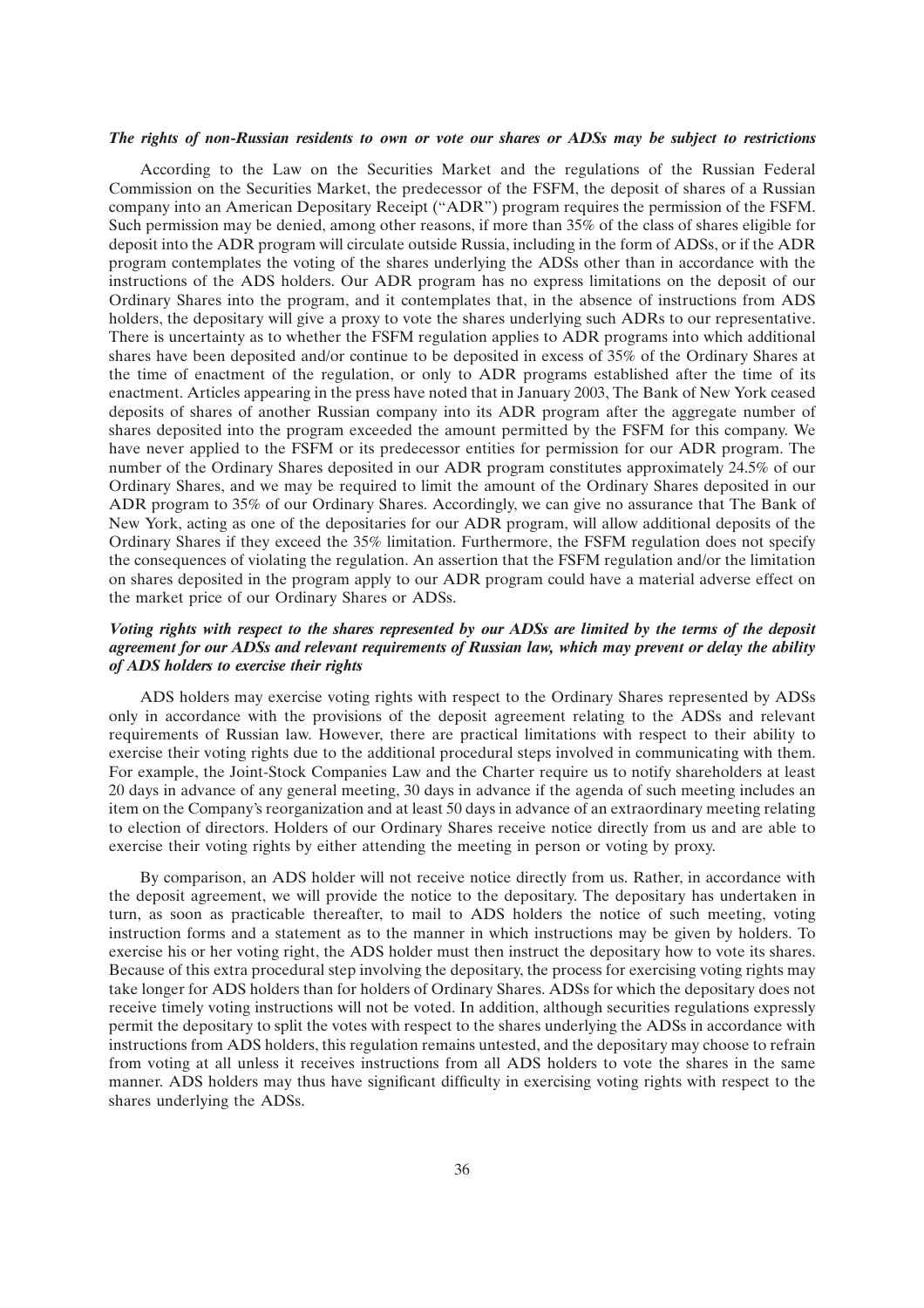***The rights of non-Russian residents to own or vote our shares or ADSs may be subject to restrictions***

According to the Law on the Securities Market and the regulations of the Russian Federal Commission on the Securities Market, the predecessor of the FSFM, the deposit of shares of a Russian company into an American Depositary Receipt ("ADR") program requires the permission of the FSFM. Such permission may be denied, among other reasons, if more than 35% of the class of shares eligible for deposit into the ADR program will circulate outside Russia, including in the form of ADSs, or if the ADR program contemplates the voting of the shares underlying the ADSs other than in accordance with the instructions of the ADS holders. Our ADR program has no express limitations on the deposit of our Ordinary Shares into the program, and it contemplates that, in the absence of instructions from ADS holders, the depositary will give a proxy to vote the shares underlying such ADRs to our representative. There is uncertainty as to whether the FSFM regulation applies to ADR programs into which additional shares have been deposited and/or continue to be deposited in excess of 35% of the Ordinary Shares at the time of enactment of the regulation, or only to ADR programs established after the time of its enactment. Articles appearing in the press have noted that in January 2003, The Bank of New York ceased deposits of shares of another Russian company into its ADR program after the aggregate number of shares deposited into the program exceeded the amount permitted by the FSFM for this company. We have never applied to the FSFM or its predecessor entities for permission for our ADR program. The number of the Ordinary Shares deposited in our ADR program constitutes approximately 24.5% of our Ordinary Shares, and we may be required to limit the amount of the Ordinary Shares deposited in our ADR program to 35% of our Ordinary Shares. Accordingly, we can give no assurance that The Bank of New York, acting as one of the depositaries for our ADR program, will allow additional deposits of the Ordinary Shares if they exceed the 35% limitation. Furthermore, the FSFM regulation does not specify the consequences of violating the regulation. An assertion that the FSFM regulation and/or the limitation on shares deposited in the program apply to our ADR program could have a material adverse effect on the market price of our Ordinary Shares or ADSs.

***Voting rights with respect to the shares represented by our ADSs are limited by the terms of the deposit agreement for our ADSs and relevant requirements of Russian law, which may prevent or delay the ability of ADS holders to exercise their rights***

ADS holders may exercise voting rights with respect to the Ordinary Shares represented by ADSs only in accordance with the provisions of the deposit agreement relating to the ADSs and relevant requirements of Russian law. However, there are practical limitations with respect to their ability to exercise their voting rights due to the additional procedural steps involved in communicating with them. For example, the Joint-Stock Companies Law and the Charter require us to notify shareholders at least 20 days in advance of any general meeting, 30 days in advance if the agenda of such meeting includes an item on the Company's reorganization and at least 50 days in advance of an extraordinary meeting relating to election of directors. Holders of our Ordinary Shares receive notice directly from us and are able to exercise their voting rights by either attending the meeting in person or voting by proxy.

By comparison, an ADS holder will not receive notice directly from us. Rather, in accordance with the deposit agreement, we will provide the notice to the depositary. The depositary has undertaken in turn, as soon as practicable thereafter, to mail to ADS holders the notice of such meeting, voting instruction forms and a statement as to the manner in which instructions may be given by holders. To exercise his or her voting right, the ADS holder must then instruct the depositary how to vote its shares. Because of this extra procedural step involving the depositary, the process for exercising voting rights may take longer for ADS holders than for holders of Ordinary Shares. ADSs for which the depositary does not receive timely voting instructions will not be voted. In addition, although securities regulations expressly permit the depositary to split the votes with respect to the shares underlying the ADSs in accordance with instructions from ADS holders, this regulation remains untested, and the depositary may choose to refrain from voting at all unless it receives instructions from all ADS holders to vote the shares in the same manner. ADS holders may thus have significant difficulty in exercising voting rights with respect to the shares underlying the ADSs.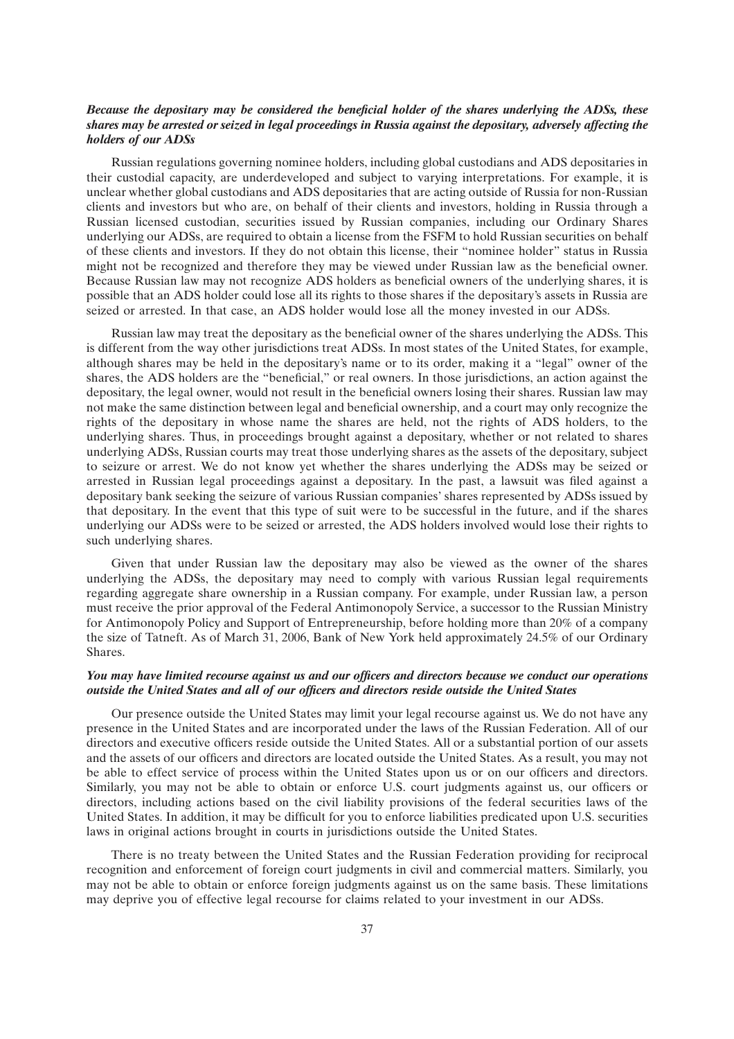***Because the depositary may be considered the beneficial holder of the shares underlying the ADSs, these shares may be arrested or seized in legal proceedings in Russia against the depositary, adversely affecting the holders of our ADSs***

Russian regulations governing nominee holders, including global custodians and ADS depositaries in their custodial capacity, are underdeveloped and subject to varying interpretations. For example, it is unclear whether global custodians and ADS depositaries that are acting outside of Russia for non-Russian clients and investors but who are, on behalf of their clients and investors, holding in Russia through a Russian licensed custodian, securities issued by Russian companies, including our Ordinary Shares underlying our ADSs, are required to obtain a license from the FSFM to hold Russian securities on behalf of these clients and investors. If they do not obtain this license, their "nominee holder" status in Russia might not be recognized and therefore they may be viewed under Russian law as the beneficial owner. Because Russian law may not recognize ADS holders as beneficial owners of the underlying shares, it is possible that an ADS holder could lose all its rights to those shares if the depositary's assets in Russia are seized or arrested. In that case, an ADS holder would lose all the money invested in our ADSs.

Russian law may treat the depositary as the beneficial owner of the shares underlying the ADSs. This is different from the way other jurisdictions treat ADSs. In most states of the United States, for example, although shares may be held in the depositary's name or to its order, making it a "legal" owner of the shares, the ADS holders are the "beneficial," or real owners. In those jurisdictions, an action against the depositary, the legal owner, would not result in the beneficial owners losing their shares. Russian law may not make the same distinction between legal and beneficial ownership, and a court may only recognize the rights of the depositary in whose name the shares are held, not the rights of ADS holders, to the underlying shares. Thus, in proceedings brought against a depositary, whether or not related to shares underlying ADSs, Russian courts may treat those underlying shares as the assets of the depositary, subject to seizure or arrest. We do not know yet whether the shares underlying the ADSs may be seized or arrested in Russian legal proceedings against a depositary. In the past, a lawsuit was filed against a depositary bank seeking the seizure of various Russian companies' shares represented by ADSs issued by that depositary. In the event that this type of suit were to be successful in the future, and if the shares underlying our ADSs were to be seized or arrested, the ADS holders involved would lose their rights to such underlying shares.

Given that under Russian law the depositary may also be viewed as the owner of the shares underlying the ADSs, the depositary may need to comply with various Russian legal requirements regarding aggregate share ownership in a Russian company. For example, under Russian law, a person must receive the prior approval of the Federal Antimonopoly Service, a successor to the Russian Ministry for Antimonopoly Policy and Support of Entrepreneurship, before holding more than 20% of a company the size of Tatneft. As of March 31, 2006, Bank of New York held approximately 24.5% of our Ordinary Shares.

***You may have limited recourse against us and our officers and directors because we conduct our operations outside the United States and all of our officers and directors reside outside the United States***

Our presence outside the United States may limit your legal recourse against us. We do not have any presence in the United States and are incorporated under the laws of the Russian Federation. All of our directors and executive officers reside outside the United States. All or a substantial portion of our assets and the assets of our officers and directors are located outside the United States. As a result, you may not be able to effect service of process within the United States upon us or on our officers and directors. Similarly, you may not be able to obtain or enforce U.S. court judgments against us, our officers or directors, including actions based on the civil liability provisions of the federal securities laws of the United States. In addition, it may be difficult for you to enforce liabilities predicated upon U.S. securities laws in original actions brought in courts in jurisdictions outside the United States.

There is no treaty between the United States and the Russian Federation providing for reciprocal recognition and enforcement of foreign court judgments in civil and commercial matters. Similarly, you may not be able to obtain or enforce foreign judgments against us on the same basis. These limitations may deprive you of effective legal recourse for claims related to your investment in our ADSs.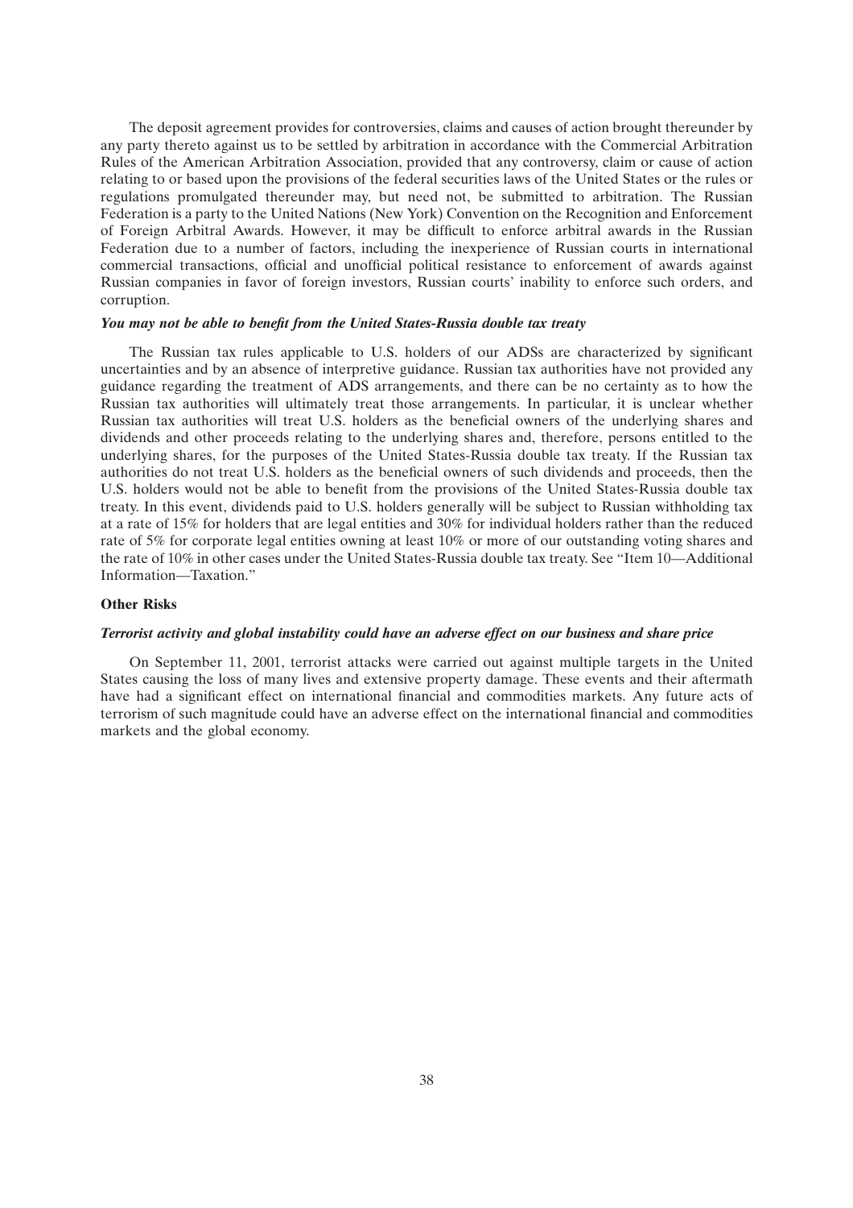The deposit agreement provides for controversies, claims and causes of action brought thereunder by any party thereto against us to be settled by arbitration in accordance with the Commercial Arbitration Rules of the American Arbitration Association, provided that any controversy, claim or cause of action relating to or based upon the provisions of the federal securities laws of the United States or the rules or regulations promulgated thereunder may, but need not, be submitted to arbitration. The Russian Federation is a party to the United Nations (New York) Convention on the Recognition and Enforcement of Foreign Arbitral Awards. However, it may be difficult to enforce arbitral awards in the Russian Federation due to a number of factors, including the inexperience of Russian courts in international commercial transactions, official and unofficial political resistance to enforcement of awards against Russian companies in favor of foreign investors, Russian courts' inability to enforce such orders, and corruption.

***You may not be able to benefit from the United States-Russia double tax treaty***

The Russian tax rules applicable to U.S. holders of our ADSs are characterized by significant uncertainties and by an absence of interpretive guidance. Russian tax authorities have not provided any guidance regarding the treatment of ADS arrangements, and there can be no certainty as to how the Russian tax authorities will ultimately treat those arrangements. In particular, it is unclear whether Russian tax authorities will treat U.S. holders as the beneficial owners of the underlying shares and dividends and other proceeds relating to the underlying shares and, therefore, persons entitled to the underlying shares, for the purposes of the United States-Russia double tax treaty. If the Russian tax authorities do not treat U.S. holders as the beneficial owners of such dividends and proceeds, then the U.S. holders would not be able to benefit from the provisions of the United States-Russia double tax treaty. In this event, dividends paid to U.S. holders generally will be subject to Russian withholding tax at a rate of 15% for holders that are legal entities and 30% for individual holders rather than the reduced rate of 5% for corporate legal entities owning at least 10% or more of our outstanding voting shares and the rate of 10% in other cases under the United States-Russia double tax treaty. See "Item 10—Additional Information—Taxation."

**Other Risks**

***Terrorist activity and global instability could have an adverse effect on our business and share price***

On September 11, 2001, terrorist attacks were carried out against multiple targets in the United States causing the loss of many lives and extensive property damage. These events and their aftermath have had a significant effect on international financial and commodities markets. Any future acts of terrorism of such magnitude could have an adverse effect on the international financial and commodities markets and the global economy.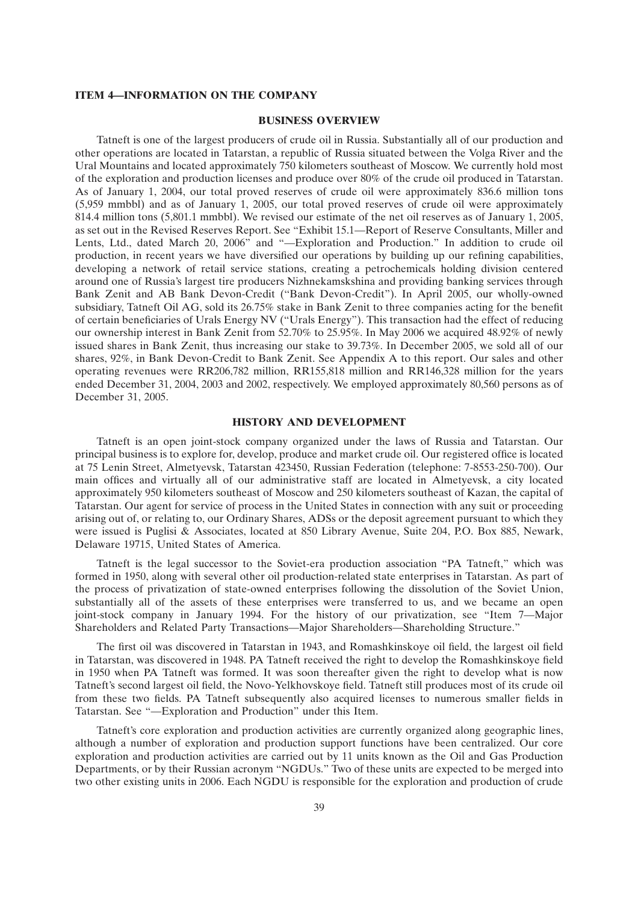## ITEM 4—INFORMATION ON THE COMPANY

### BUSINESS OVERVIEW

Tatneft is one of the largest producers of crude oil in Russia. Substantially all of our production and other operations are located in Tatarstan, a republic of Russia situated between the Volga River and the Ural Mountains and located approximately 750 kilometers southeast of Moscow. We currently hold most of the exploration and production licenses and produce over 80% of the crude oil produced in Tatarstan. As of January 1, 2004, our total proved reserves of crude oil were approximately 836.6 million tons (5,959 mmbbl) and as of January 1, 2005, our total proved reserves of crude oil were approximately 814.4 million tons (5,801.1 mmbbl). We revised our estimate of the net oil reserves as of January 1, 2005, as set out in the Revised Reserves Report. See "Exhibit 15.1—Report of Reserve Consultants, Miller and Lents, Ltd., dated March 20, 2006" and "—Exploration and Production." In addition to crude oil production, in recent years we have diversified our operations by building up our refining capabilities, developing a network of retail service stations, creating a petrochemicals holding division centered around one of Russia's largest tire producers Nizhnekamskshina and providing banking services through Bank Zenit and AB Bank Devon-Credit ("Bank Devon-Credit"). In April 2005, our wholly-owned subsidiary, Tatneft Oil AG, sold its 26.75% stake in Bank Zenit to three companies acting for the benefit of certain beneficiaries of Urals Energy NV ("Urals Energy"). This transaction had the effect of reducing our ownership interest in Bank Zenit from 52.70% to 25.95%. In May 2006 we acquired 48.92% of newly issued shares in Bank Zenit, thus increasing our stake to 39.73%. In December 2005, we sold all of our shares, 92%, in Bank Devon-Credit to Bank Zenit. See Appendix A to this report. Our sales and other operating revenues were RR206,782 million, RR155,818 million and RR146,328 million for the years ended December 31, 2004, 2003 and 2002, respectively. We employed approximately 80,560 persons as of December 31, 2005.

### HISTORY AND DEVELOPMENT

Tatneft is an open joint-stock company organized under the laws of Russia and Tatarstan. Our principal business is to explore for, develop, produce and market crude oil. Our registered office is located at 75 Lenin Street, Almetyevsk, Tatarstan 423450, Russian Federation (telephone: 7-8553-250-700). Our main offices and virtually all of our administrative staff are located in Almetyevsk, a city located approximately 950 kilometers southeast of Moscow and 250 kilometers southeast of Kazan, the capital of Tatarstan. Our agent for service of process in the United States in connection with any suit or proceeding arising out of, or relating to, our Ordinary Shares, ADSs or the deposit agreement pursuant to which they were issued is Puglisi & Associates, located at 850 Library Avenue, Suite 204, P.O. Box 885, Newark, Delaware 19715, United States of America.

Tatneft is the legal successor to the Soviet-era production association "PA Tatneft," which was formed in 1950, along with several other oil production-related state enterprises in Tatarstan. As part of the process of privatization of state-owned enterprises following the dissolution of the Soviet Union, substantially all of the assets of these enterprises were transferred to us, and we became an open joint-stock company in January 1994. For the history of our privatization, see "Item 7—Major Shareholders and Related Party Transactions—Major Shareholders—Shareholding Structure."

The first oil was discovered in Tatarstan in 1943, and Romashkinskoye oil field, the largest oil field in Tatarstan, was discovered in 1948. PA Tatneft received the right to develop the Romashkinskoye field in 1950 when PA Tatneft was formed. It was soon thereafter given the right to develop what is now Tatneft's second largest oil field, the Novo-Yelkhovskoye field. Tatneft still produces most of its crude oil from these two fields. PA Tatneft subsequently also acquired licenses to numerous smaller fields in Tatarstan. See "—Exploration and Production" under this Item.

Tatneft's core exploration and production activities are currently organized along geographic lines, although a number of exploration and production support functions have been centralized. Our core exploration and production activities are carried out by 11 units known as the Oil and Gas Production Departments, or by their Russian acronym "NGDUs." Two of these units are expected to be merged into two other existing units in 2006. Each NGDU is responsible for the exploration and production of crude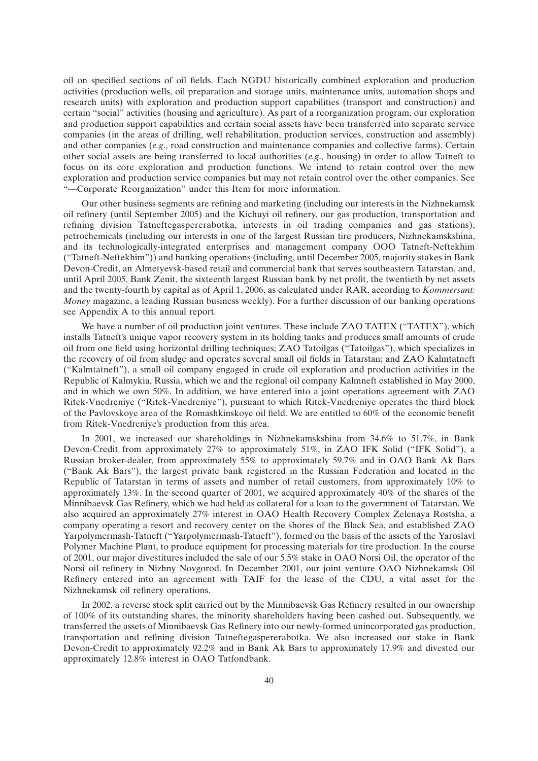oil on specified sections of oil fields. Each NGDU historically combined exploration and production activities (production wells, oil preparation and storage units, maintenance units, automation shops and research units) with exploration and production support capabilities (transport and construction) and certain "social" activities (housing and agriculture). As part of a reorganization program, our exploration and production support capabilities and certain social assets have been transferred into separate service companies (in the areas of drilling, well rehabilitation, production services, construction and assembly) and other companies (*e.g*., road construction and maintenance companies and collective farms). Certain other social assets are being transferred to local authorities (*e.g*., housing) in order to allow Tatneft to focus on its core exploration and production functions. We intend to retain control over the new exploration and production service companies but may not retain control over the other companies. See "—Corporate Reorganization" under this Item for more information.

Our other business segments are refining and marketing (including our interests in the Nizhnekamsk oil refinery (until September 2005) and the Kichuyi oil refinery, our gas production, transportation and refining division Tatneftegaspererabotka, interests in oil trading companies and gas stations), petrochemicals (including our interests in one of the largest Russian tire producers, Nizhnekamskshina, and its technologically-integrated enterprises and management company OOO Tatneft-Neftekhim ("Tatneft-Neftekhim")) and banking operations (including, until December 2005, majority stakes in Bank Devon-Credit, an Almetyevsk-based retail and commercial bank that serves southeastern Tatarstan, and, until April 2005, Bank Zenit, the sixteenth largest Russian bank by net profit, the twentieth by net assets and the twenty-fourth by capital as of April 1, 2006, as calculated under RAR, according to *Kommersant: Money* magazine, a leading Russian business weekly). For a further discussion of our banking operations see Appendix A to this annual report.

We have a number of oil production joint ventures. These include ZAO TATEX ("TATEX"), which installs Tatneft's unique vapor recovery system in its holding tanks and produces small amounts of crude oil from one field using horizontal drilling techniques; ZAO Tatoilgas ("Tatoilgas"), which specializes in the recovery of oil from sludge and operates several small oil fields in Tatarstan; and ZAO Kalmtatneft ("Kalmtatneft"), a small oil company engaged in crude oil exploration and production activities in the Republic of Kalmykia, Russia, which we and the regional oil company Kalmneft established in May 2000, and in which we own 50%. In addition, we have entered into a joint operations agreement with ZAO Ritek-Vnedreniye ("Ritek-Vnedreniye"), pursuant to which Ritek-Vnedreniye operates the third block of the Pavlovskoye area of the Romashkinskoye oil field. We are entitled to 60% of the economic benefit from Ritek-Vnedreniye's production from this area.

In 2001, we increased our shareholdings in Nizhnekamskshina from 34.6% to 51.7%, in Bank Devon-Credit from approximately 27% to approximately 51%, in ZAO IFK Solid ("IFK Solid"), a Russian broker-dealer, from approximately 55% to approximately 59.7% and in OAO Bank Ak Bars ("Bank Ak Bars"), the largest private bank registered in the Russian Federation and located in the Republic of Tatarstan in terms of assets and number of retail customers, from approximately 10% to approximately 13%. In the second quarter of 2001, we acquired approximately 40% of the shares of the Minnibaevsk Gas Refinery, which we had held as collateral for a loan to the government of Tatarstan. We also acquired an approximately 27% interest in OAO Health Recovery Complex Zelenaya Rostsha, a company operating a resort and recovery center on the shores of the Black Sea, and established ZAO Yarpolymermash-Tatneft ("Yarpolymermash-Tatneft"), formed on the basis of the assets of the Yaroslavl Polymer Machine Plant, to produce equipment for processing materials for tire production. In the course of 2001, our major divestitures included the sale of our 5.5% stake in OAO Norsi Oil, the operator of the Norsi oil refinery in Nizhny Novgorod. In December 2001, our joint venture OAO Nizhnekamsk Oil Refinery entered into an agreement with TAIF for the lease of the CDU, a vital asset for the Nizhnekamsk oil refinery operations.

In 2002, a reverse stock split carried out by the Minnibaevsk Gas Refinery resulted in our ownership of 100% of its outstanding shares, the minority shareholders having been cashed out. Subsequently, we transferred the assets of Minnibaevsk Gas Refinery into our newly-formed unincorporated gas production, transportation and refining division Tatneftegaspererabotka. We also increased our stake in Bank Devon-Credit to approximately 92.2% and in Bank Ak Bars to approximately 17.9% and divested our approximately 12.8% interest in OAO Tatfondbank.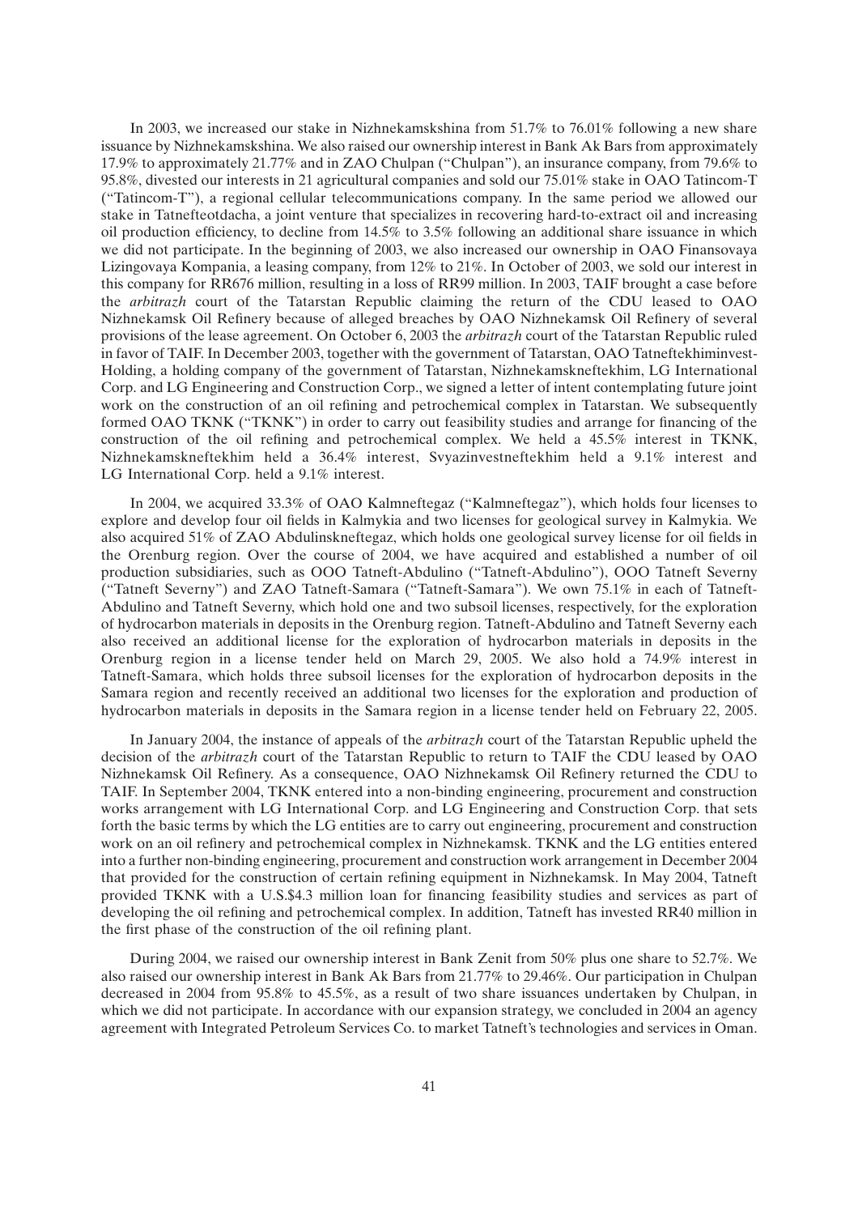In 2003, we increased our stake in Nizhnekamskshina from 51.7% to 76.01% following a new share issuance by Nizhnekamskshina. We also raised our ownership interest in Bank Ak Bars from approximately 17.9% to approximately 21.77% and in ZAO Chulpan ("Chulpan"), an insurance company, from 79.6% to 95.8%, divested our interests in 21 agricultural companies and sold our 75.01% stake in OAO Tatincom-T ("Tatincom-T"), a regional cellular telecommunications company. In the same period we allowed our stake in Tatnefteotdacha, a joint venture that specializes in recovering hard-to-extract oil and increasing oil production efficiency, to decline from 14.5% to 3.5% following an additional share issuance in which we did not participate. In the beginning of 2003, we also increased our ownership in OAO Finansovaya Lizingovaya Kompania, a leasing company, from 12% to 21%. In October of 2003, we sold our interest in this company for RR676 million, resulting in a loss of RR99 million. In 2003, TAIF brought a case before the *arbitrazh* court of the Tatarstan Republic claiming the return of the CDU leased to OAO Nizhnekamsk Oil Refinery because of alleged breaches by OAO Nizhnekamsk Oil Refinery of several provisions of the lease agreement. On October 6, 2003 the *arbitrazh* court of the Tatarstan Republic ruled in favor of TAIF. In December 2003, together with the government of Tatarstan, OAO Tatneftekhiminvest-Holding, a holding company of the government of Tatarstan, Nizhnekamskneftekhim, LG International Corp. and LG Engineering and Construction Corp., we signed a letter of intent contemplating future joint work on the construction of an oil refining and petrochemical complex in Tatarstan. We subsequently formed OAO TKNK ("TKNK") in order to carry out feasibility studies and arrange for financing of the construction of the oil refining and petrochemical complex. We held a 45.5% interest in TKNK, Nizhnekamskneftekhim held a 36.4% interest, Svyazinvestneftekhim held a 9.1% interest and LG International Corp. held a 9.1% interest.

In 2004, we acquired 33.3% of OAO Kalmneftegaz ("Kalmneftegaz"), which holds four licenses to explore and develop four oil fields in Kalmykia and two licenses for geological survey in Kalmykia. We also acquired 51% of ZAO Abdulinskneftegaz, which holds one geological survey license for oil fields in the Orenburg region. Over the course of 2004, we have acquired and established a number of oil production subsidiaries, such as OOO Tatneft-Abdulino ("Tatneft-Abdulino"), OOO Tatneft Severny ("Tatneft Severny") and ZAO Tatneft-Samara ("Tatneft-Samara"). We own 75.1% in each of Tatneft-Abdulino and Tatneft Severny, which hold one and two subsoil licenses, respectively, for the exploration of hydrocarbon materials in deposits in the Orenburg region. Tatneft-Abdulino and Tatneft Severny each also received an additional license for the exploration of hydrocarbon materials in deposits in the Orenburg region in a license tender held on March 29, 2005. We also hold a 74.9% interest in Tatneft-Samara, which holds three subsoil licenses for the exploration of hydrocarbon deposits in the Samara region and recently received an additional two licenses for the exploration and production of hydrocarbon materials in deposits in the Samara region in a license tender held on February 22, 2005.

In January 2004, the instance of appeals of the *arbitrazh* court of the Tatarstan Republic upheld the decision of the *arbitrazh* court of the Tatarstan Republic to return to TAIF the CDU leased by OAO Nizhnekamsk Oil Refinery. As a consequence, OAO Nizhnekamsk Oil Refinery returned the CDU to TAIF. In September 2004, TKNK entered into a non-binding engineering, procurement and construction works arrangement with LG International Corp. and LG Engineering and Construction Corp. that sets forth the basic terms by which the LG entities are to carry out engineering, procurement and construction work on an oil refinery and petrochemical complex in Nizhnekamsk. TKNK and the LG entities entered into a further non-binding engineering, procurement and construction work arrangement in December 2004 that provided for the construction of certain refining equipment in Nizhnekamsk. In May 2004, Tatneft provided TKNK with a U.S.$4.3 million loan for financing feasibility studies and services as part of developing the oil refining and petrochemical complex. In addition, Tatneft has invested RR40 million in the first phase of the construction of the oil refining plant.

During 2004, we raised our ownership interest in Bank Zenit from 50% plus one share to 52.7%. We also raised our ownership interest in Bank Ak Bars from 21.77% to 29.46%. Our participation in Chulpan decreased in 2004 from 95.8% to 45.5%, as a result of two share issuances undertaken by Chulpan, in which we did not participate. In accordance with our expansion strategy, we concluded in 2004 an agency agreement with Integrated Petroleum Services Co. to market Tatneft's technologies and services in Oman.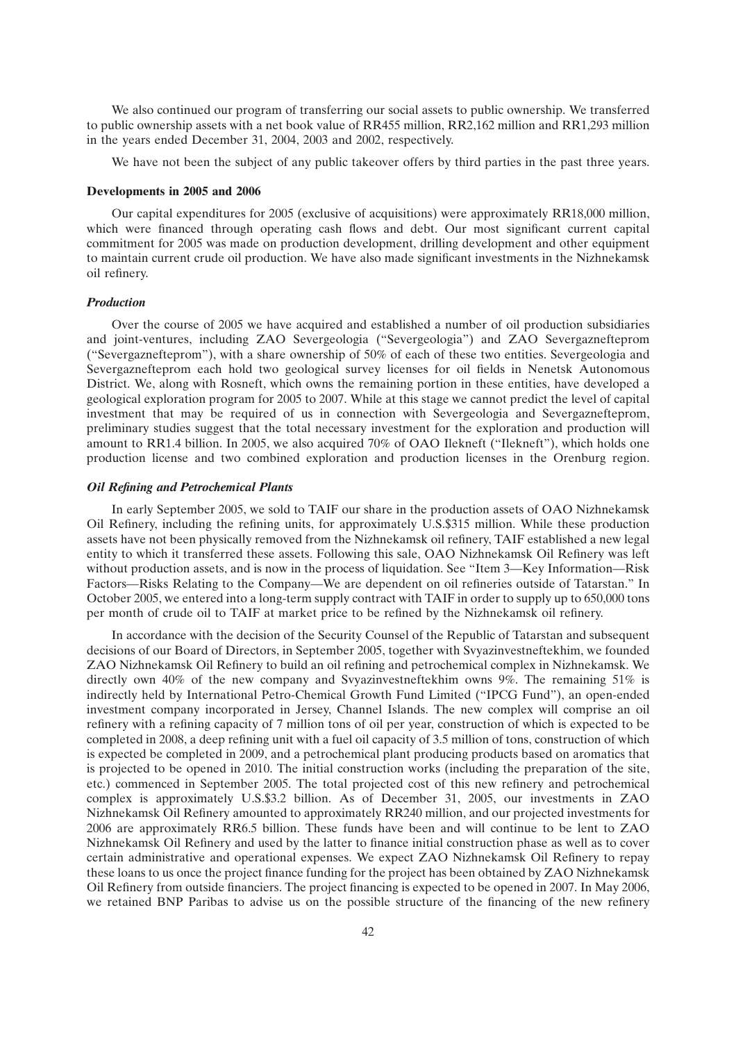We also continued our program of transferring our social assets to public ownership. We transferred to public ownership assets with a net book value of RR455 million, RR2,162 million and RR1,293 million in the years ended December 31, 2004, 2003 and 2002, respectively.

We have not been the subject of any public takeover offers by third parties in the past three years.

### Developments in 2005 and 2006

Our capital expenditures for 2005 (exclusive of acquisitions) were approximately RR18,000 million, which were financed through operating cash flows and debt. Our most significant current capital commitment for 2005 was made on production development, drilling development and other equipment to maintain current crude oil production. We have also made significant investments in the Nizhnekamsk oil refinery.

#### *Production*

Over the course of 2005 we have acquired and established a number of oil production subsidiaries and joint-ventures, including ZAO Severgeologia ("Severgeologia") and ZAO Severgazneftеprom ("Severgazneftеprom"), with a share ownership of 50% of each of these two entities. Severgeologia and Severgazneftеprom each hold two geological survey licenses for oil fields in Nenetsk Autonomous District. We, along with Rosneft, which owns the remaining portion in these entities, have developed a geological exploration program for 2005 to 2007. While at this stage we cannot predict the level of capital investment that may be required of us in connection with Severgeologia and Severgazneftеprom, preliminary studies suggest that the total necessary investment for the exploration and production will amount to RR1.4 billion. In 2005, we also acquired 70% of OAO Ilekneft ("Ilekneft"), which holds one production license and two combined exploration and production licenses in the Orenburg region.

#### *Oil Refining and Petrochemical Plants*

In early September 2005, we sold to TAIF our share in the production assets of OAO Nizhnekamsk Oil Refinery, including the refining units, for approximately U.S.$315 million. While these production assets have not been physically removed from the Nizhnekamsk oil refinery, TAIF established a new legal entity to which it transferred these assets. Following this sale, OAO Nizhnekamsk Oil Refinery was left without production assets, and is now in the process of liquidation. See "Item 3—Key Information—Risk Factors—Risks Relating to the Company—We are dependent on oil refineries outside of Tatarstan." In October 2005, we entered into a long-term supply contract with TAIF in order to supply up to 650,000 tons per month of crude oil to TAIF at market price to be refined by the Nizhnekamsk oil refinery.

In accordance with the decision of the Security Counsel of the Republic of Tatarstan and subsequent decisions of our Board of Directors, in September 2005, together with Svyazinvestneftekhim, we founded ZAO Nizhnekamsk Oil Refinery to build an oil refining and petrochemical complex in Nizhnekamsk. We directly own 40% of the new company and Svyazinvestneftekhim owns 9%. The remaining 51% is indirectly held by International Petro-Chemical Growth Fund Limited ("IPCG Fund"), an open-ended investment company incorporated in Jersey, Channel Islands. The new complex will comprise an oil refinery with a refining capacity of 7 million tons of oil per year, construction of which is expected to be completed in 2008, a deep refining unit with a fuel oil capacity of 3.5 million of tons, construction of which is expected be completed in 2009, and a petrochemical plant producing products based on aromatics that is projected to be opened in 2010. The initial construction works (including the preparation of the site, etc.) commenced in September 2005. The total projected cost of this new refinery and petrochemical complex is approximately U.S.$3.2 billion. As of December 31, 2005, our investments in ZAO Nizhnekamsk Oil Refinery amounted to approximately RR240 million, and our projected investments for 2006 are approximately RR6.5 billion. These funds have been and will continue to be lent to ZAO Nizhnekamsk Oil Refinery and used by the latter to finance initial construction phase as well as to cover certain administrative and operational expenses. We expect ZAO Nizhnekamsk Oil Refinery to repay these loans to us once the project finance funding for the project has been obtained by ZAO Nizhnekamsk Oil Refinery from outside financiers. The project financing is expected to be opened in 2007. In May 2006, we retained BNP Paribas to advise us on the possible structure of the financing of the new refinery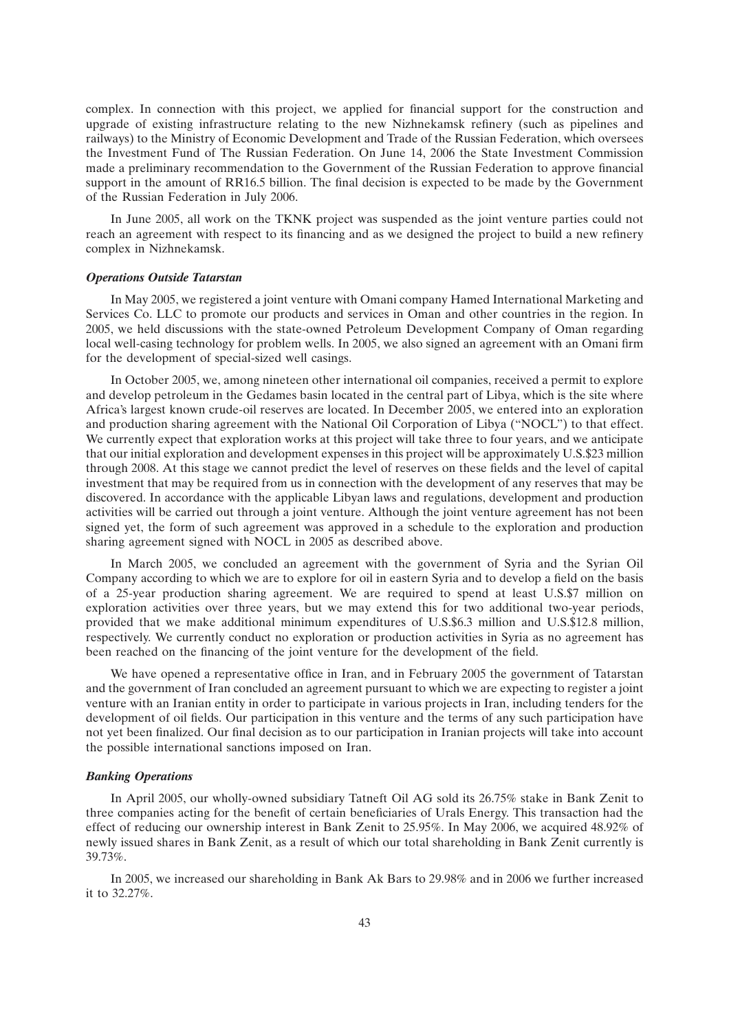complex. In connection with this project, we applied for financial support for the construction and upgrade of existing infrastructure relating to the new Nizhnekamsk refinery (such as pipelines and railways) to the Ministry of Economic Development and Trade of the Russian Federation, which oversees the Investment Fund of The Russian Federation. On June 14, 2006 the State Investment Commission made a preliminary recommendation to the Government of the Russian Federation to approve financial support in the amount of RR16.5 billion. The final decision is expected to be made by the Government of the Russian Federation in July 2006.

In June 2005, all work on the TKNK project was suspended as the joint venture parties could not reach an agreement with respect to its financing and as we designed the project to build a new refinery complex in Nizhnekamsk.

***Operations Outside Tatarstan***

In May 2005, we registered a joint venture with Omani company Hamed International Marketing and Services Co. LLC to promote our products and services in Oman and other countries in the region. In 2005, we held discussions with the state-owned Petroleum Development Company of Oman regarding local well-casing technology for problem wells. In 2005, we also signed an agreement with an Omani firm for the development of special-sized well casings.

In October 2005, we, among nineteen other international oil companies, received a permit to explore and develop petroleum in the Gedames basin located in the central part of Libya, which is the site where Africa's largest known crude-oil reserves are located. In December 2005, we entered into an exploration and production sharing agreement with the National Oil Corporation of Libya ("NOCL") to that effect. We currently expect that exploration works at this project will take three to four years, and we anticipate that our initial exploration and development expenses in this project will be approximately U.S.$23 million through 2008. At this stage we cannot predict the level of reserves on these fields and the level of capital investment that may be required from us in connection with the development of any reserves that may be discovered. In accordance with the applicable Libyan laws and regulations, development and production activities will be carried out through a joint venture. Although the joint venture agreement has not been signed yet, the form of such agreement was approved in a schedule to the exploration and production sharing agreement signed with NOCL in 2005 as described above.

In March 2005, we concluded an agreement with the government of Syria and the Syrian Oil Company according to which we are to explore for oil in eastern Syria and to develop a field on the basis of a 25-year production sharing agreement. We are required to spend at least U.S.$7 million on exploration activities over three years, but we may extend this for two additional two-year periods, provided that we make additional minimum expenditures of U.S.$6.3 million and U.S.$12.8 million, respectively. We currently conduct no exploration or production activities in Syria as no agreement has been reached on the financing of the joint venture for the development of the field.

We have opened a representative office in Iran, and in February 2005 the government of Tatarstan and the government of Iran concluded an agreement pursuant to which we are expecting to register a joint venture with an Iranian entity in order to participate in various projects in Iran, including tenders for the development of oil fields. Our participation in this venture and the terms of any such participation have not yet been finalized. Our final decision as to our participation in Iranian projects will take into account the possible international sanctions imposed on Iran.

***Banking Operations***

In April 2005, our wholly-owned subsidiary Tatneft Oil AG sold its 26.75% stake in Bank Zenit to three companies acting for the benefit of certain beneficiaries of Urals Energy. This transaction had the effect of reducing our ownership interest in Bank Zenit to 25.95%. In May 2006, we acquired 48.92% of newly issued shares in Bank Zenit, as a result of which our total shareholding in Bank Zenit currently is 39.73%.

In 2005, we increased our shareholding in Bank Ak Bars to 29.98% and in 2006 we further increased it to 32.27%.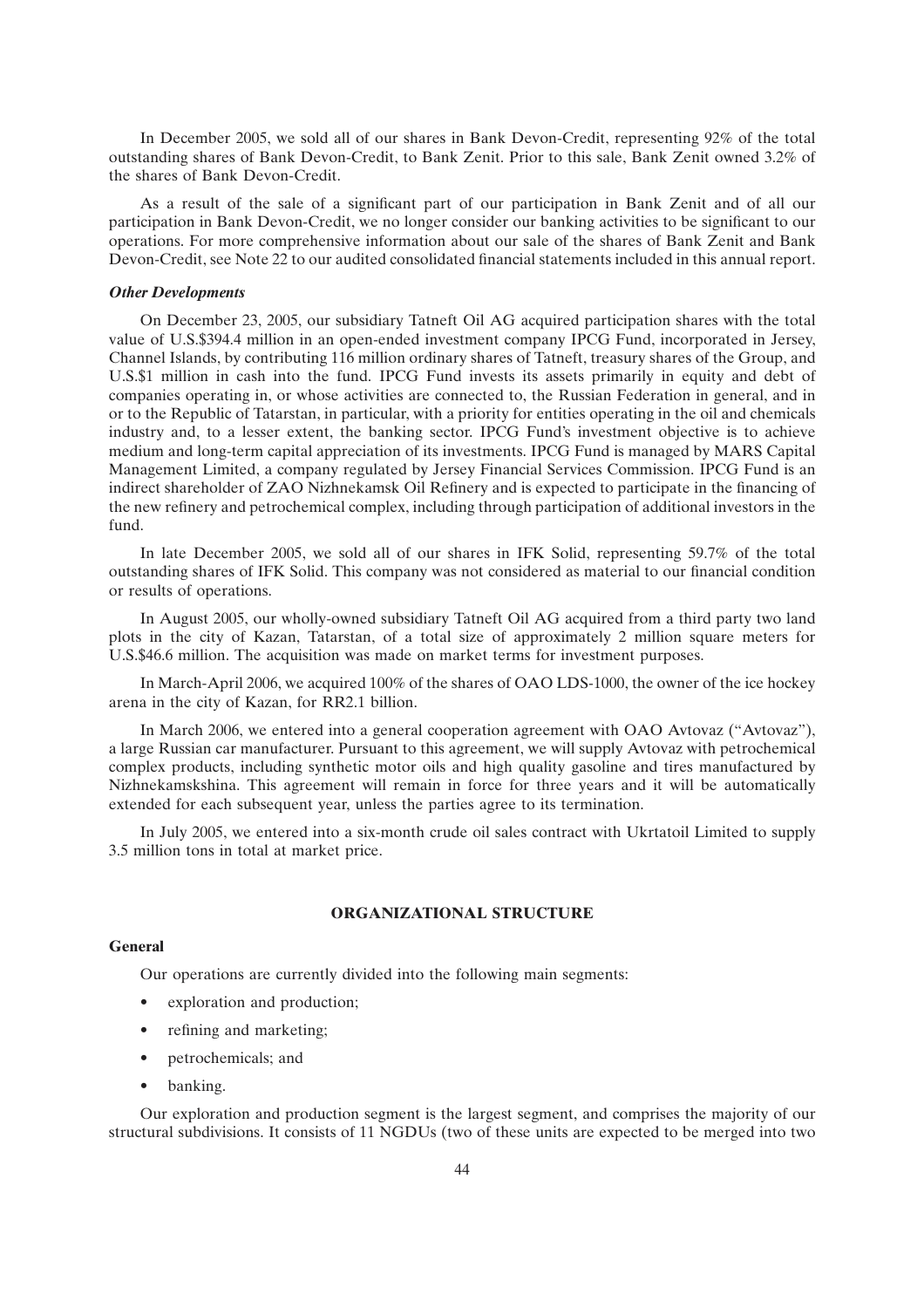In December 2005, we sold all of our shares in Bank Devon-Credit, representing 92% of the total outstanding shares of Bank Devon-Credit, to Bank Zenit. Prior to this sale, Bank Zenit owned 3.2% of the shares of Bank Devon-Credit.

As a result of the sale of a significant part of our participation in Bank Zenit and of all our participation in Bank Devon-Credit, we no longer consider our banking activities to be significant to our operations. For more comprehensive information about our sale of the shares of Bank Zenit and Bank Devon-Credit, see Note 22 to our audited consolidated financial statements included in this annual report.

### *Other Developments*

On December 23, 2005, our subsidiary Tatneft Oil AG acquired participation shares with the total value of U.S.$394.4 million in an open-ended investment company IPCG Fund, incorporated in Jersey, Channel Islands, by contributing 116 million ordinary shares of Tatneft, treasury shares of the Group, and U.S.$1 million in cash into the fund. IPCG Fund invests its assets primarily in equity and debt of companies operating in, or whose activities are connected to, the Russian Federation in general, and in or to the Republic of Tatarstan, in particular, with a priority for entities operating in the oil and chemicals industry and, to a lesser extent, the banking sector. IPCG Fund's investment objective is to achieve medium and long-term capital appreciation of its investments. IPCG Fund is managed by MARS Capital Management Limited, a company regulated by Jersey Financial Services Commission. IPCG Fund is an indirect shareholder of ZAO Nizhnekamsk Oil Refinery and is expected to participate in the financing of the new refinery and petrochemical complex, including through participation of additional investors in the fund.

In late December 2005, we sold all of our shares in IFK Solid, representing 59.7% of the total outstanding shares of IFK Solid. This company was not considered as material to our financial condition or results of operations.

In August 2005, our wholly-owned subsidiary Tatneft Oil AG acquired from a third party two land plots in the city of Kazan, Tatarstan, of a total size of approximately 2 million square meters for U.S.$46.6 million. The acquisition was made on market terms for investment purposes.

In March-April 2006, we acquired 100% of the shares of OAO LDS-1000, the owner of the ice hockey arena in the city of Kazan, for RR2.1 billion.

In March 2006, we entered into a general cooperation agreement with OAO Avtovaz ("Avtovaz"), a large Russian car manufacturer. Pursuant to this agreement, we will supply Avtovaz with petrochemical complex products, including synthetic motor oils and high quality gasoline and tires manufactured by Nizhnekamskshina. This agreement will remain in force for three years and it will be automatically extended for each subsequent year, unless the parties agree to its termination.

In July 2005, we entered into a six-month crude oil sales contract with Ukrtatoil Limited to supply 3.5 million tons in total at market price.

## ORGANIZATIONAL STRUCTURE

### General

Our operations are currently divided into the following main segments:

- exploration and production;
- refining and marketing;
- petrochemicals; and
- banking.

Our exploration and production segment is the largest segment, and comprises the majority of our structural subdivisions. It consists of 11 NGDUs (two of these units are expected to be merged into two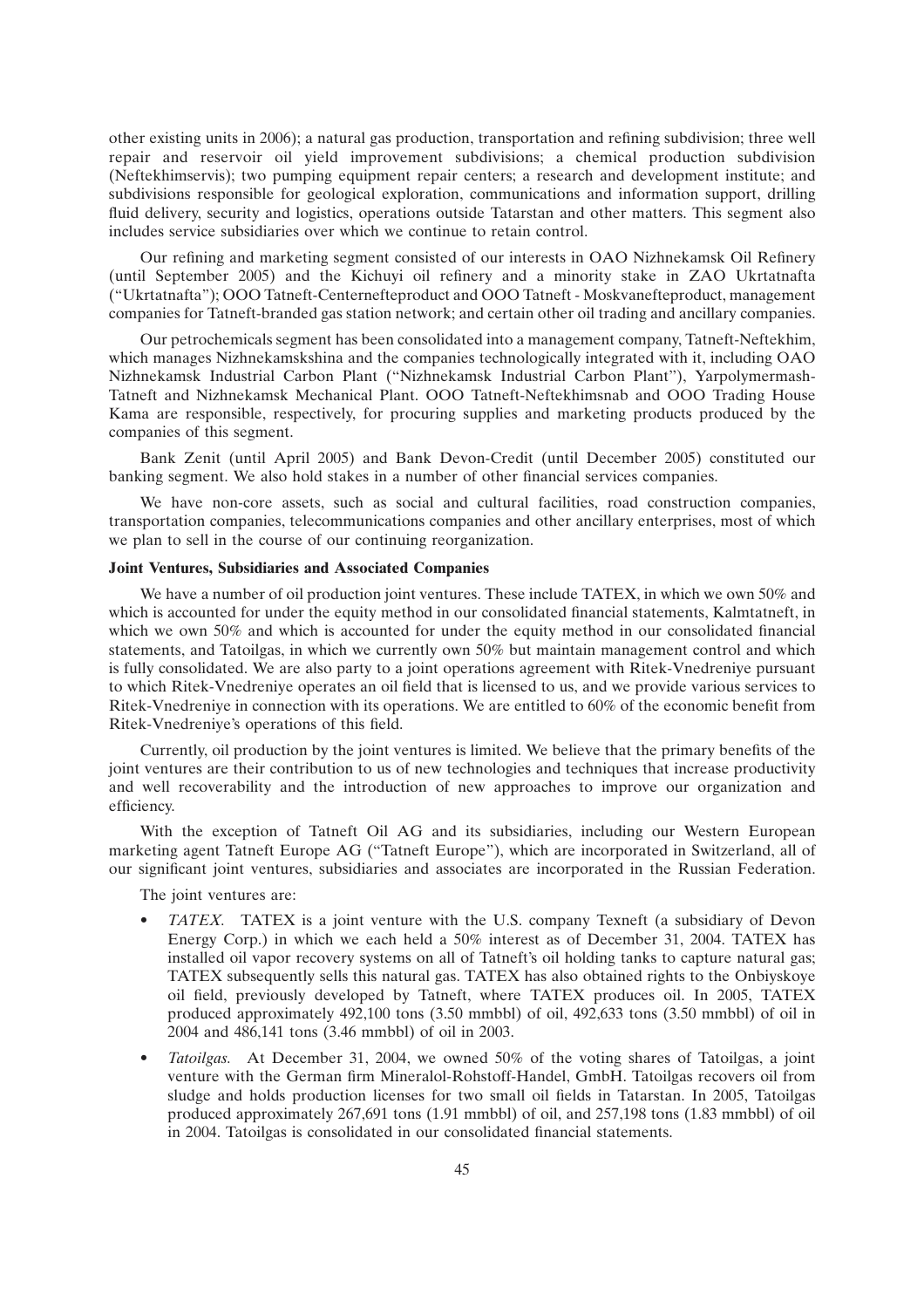other existing units in 2006); a natural gas production, transportation and refining subdivision; three well repair and reservoir oil yield improvement subdivisions; a chemical production subdivision (Neftekhimservis); two pumping equipment repair centers; a research and development institute; and subdivisions responsible for geological exploration, communications and information support, drilling fluid delivery, security and logistics, operations outside Tatarstan and other matters. This segment also includes service subsidiaries over which we continue to retain control.

Our refining and marketing segment consisted of our interests in OAO Nizhnekamsk Oil Refinery (until September 2005) and the Kichuyi oil refinery and a minority stake in ZAO Ukrtatnafta ("Ukrtatnafta"); OOO Tatneft-Centernefteproduct and OOO Tatneft - Moskvanefteproduct, management companies for Tatneft-branded gas station network; and certain other oil trading and ancillary companies.

Our petrochemicals segment has been consolidated into a management company, Tatneft-Neftekhim, which manages Nizhnekamskshina and the companies technologically integrated with it, including OAO Nizhnekamsk Industrial Carbon Plant ("Nizhnekamsk Industrial Carbon Plant"), Yarpolymermash-Tatneft and Nizhnekamsk Mechanical Plant. OOO Tatneft-Neftekhimsnab and OOO Trading House Kama are responsible, respectively, for procuring supplies and marketing products produced by the companies of this segment.

Bank Zenit (until April 2005) and Bank Devon-Credit (until December 2005) constituted our banking segment. We also hold stakes in a number of other financial services companies.

We have non-core assets, such as social and cultural facilities, road construction companies, transportation companies, telecommunications companies and other ancillary enterprises, most of which we plan to sell in the course of our continuing reorganization.

#### Joint Ventures, Subsidiaries and Associated Companies

We have a number of oil production joint ventures. These include TATEX, in which we own 50% and which is accounted for under the equity method in our consolidated financial statements, Kalmtatneft, in which we own 50% and which is accounted for under the equity method in our consolidated financial statements, and Tatoilgas, in which we currently own 50% but maintain management control and which is fully consolidated. We are also party to a joint operations agreement with Ritek-Vnedreniye pursuant to which Ritek-Vnedreniye operates an oil field that is licensed to us, and we provide various services to Ritek-Vnedreniye in connection with its operations. We are entitled to 60% of the economic benefit from Ritek-Vnedreniye's operations of this field.

Currently, oil production by the joint ventures is limited. We believe that the primary benefits of the joint ventures are their contribution to us of new technologies and techniques that increase productivity and well recoverability and the introduction of new approaches to improve our organization and efficiency.

With the exception of Tatneft Oil AG and its subsidiaries, including our Western European marketing agent Tatneft Europe AG ("Tatneft Europe"), which are incorporated in Switzerland, all of our significant joint ventures, subsidiaries and associates are incorporated in the Russian Federation.

The joint ventures are:

- *TATEX.* TATEX is a joint venture with the U.S. company Texneft (a subsidiary of Devon Energy Corp.) in which we each held a 50% interest as of December 31, 2004. TATEX has installed oil vapor recovery systems on all of Tatneft's oil holding tanks to capture natural gas; TATEX subsequently sells this natural gas. TATEX has also obtained rights to the Onbiyskoye oil field, previously developed by Tatneft, where TATEX produces oil. In 2005, TATEX produced approximately 492,100 tons (3.50 mmbbl) of oil, 492,633 tons (3.50 mmbbl) of oil in 2004 and 486,141 tons (3.46 mmbbl) of oil in 2003.
- *Tatoilgas.* At December 31, 2004, we owned 50% of the voting shares of Tatoilgas, a joint venture with the German firm Mineralol-Rohstoff-Handel, GmbH. Tatoilgas recovers oil from sludge and holds production licenses for two small oil fields in Tatarstan. In 2005, Tatoilgas produced approximately 267,691 tons (1.91 mmbbl) of oil, and 257,198 tons (1.83 mmbbl) of oil in 2004. Tatoilgas is consolidated in our consolidated financial statements.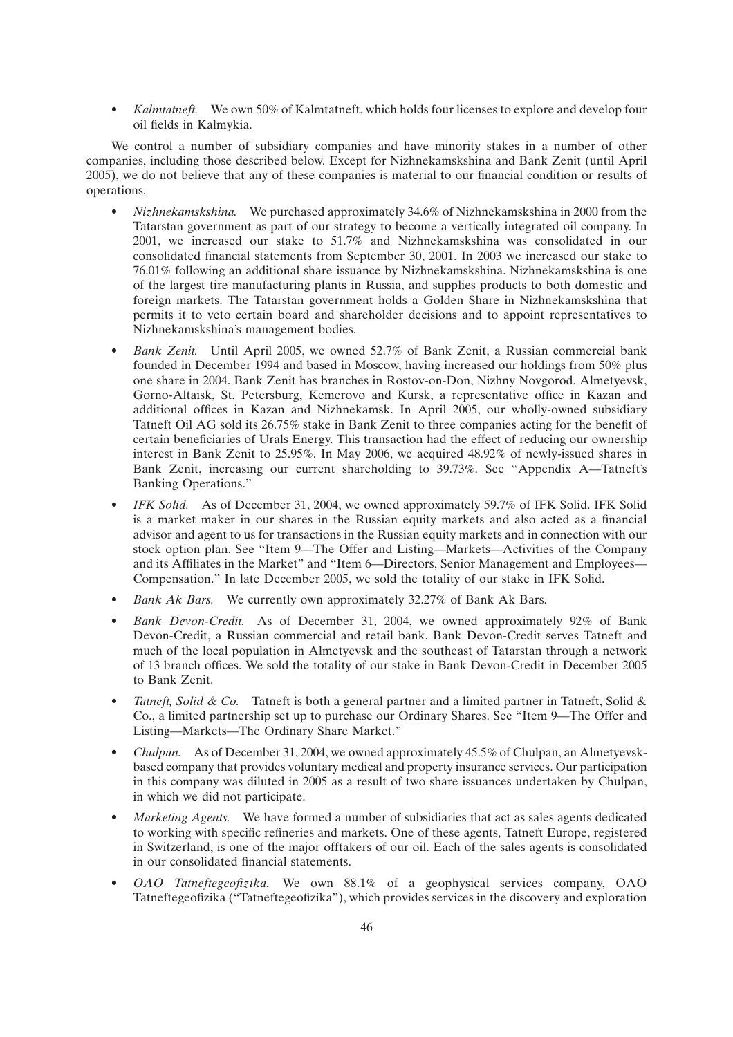- *Kalmtatneft.* We own 50% of Kalmtatneft, which holds four licenses to explore and develop four oil fields in Kalmykia.

We control a number of subsidiary companies and have minority stakes in a number of other companies, including those described below. Except for Nizhnekamskshina and Bank Zenit (until April 2005), we do not believe that any of these companies is material to our financial condition or results of operations.

- *Nizhnekamskshina.* We purchased approximately 34.6% of Nizhnekamskshina in 2000 from the Tatarstan government as part of our strategy to become a vertically integrated oil company. In 2001, we increased our stake to 51.7% and Nizhnekamskshina was consolidated in our consolidated financial statements from September 30, 2001. In 2003 we increased our stake to 76.01% following an additional share issuance by Nizhnekamskshina. Nizhnekamskshina is one of the largest tire manufacturing plants in Russia, and supplies products to both domestic and foreign markets. The Tatarstan government holds a Golden Share in Nizhnekamskshina that permits it to veto certain board and shareholder decisions and to appoint representatives to Nizhnekamskshina's management bodies.
- *Bank Zenit.* Until April 2005, we owned 52.7% of Bank Zenit, a Russian commercial bank founded in December 1994 and based in Moscow, having increased our holdings from 50% plus one share in 2004. Bank Zenit has branches in Rostov-on-Don, Nizhny Novgorod, Almetyevsk, Gorno-Altaisk, St. Petersburg, Kemerovo and Kursk, a representative office in Kazan and additional offices in Kazan and Nizhnekamsk. In April 2005, our wholly-owned subsidiary Tatneft Oil AG sold its 26.75% stake in Bank Zenit to three companies acting for the benefit of certain beneficiaries of Urals Energy. This transaction had the effect of reducing our ownership interest in Bank Zenit to 25.95%. In May 2006, we acquired 48.92% of newly-issued shares in Bank Zenit, increasing our current shareholding to 39.73%. See "Appendix A—Tatneft's Banking Operations."
- *IFK Solid.* As of December 31, 2004, we owned approximately 59.7% of IFK Solid. IFK Solid is a market maker in our shares in the Russian equity markets and also acted as a financial advisor and agent to us for transactions in the Russian equity markets and in connection with our stock option plan. See "Item 9—The Offer and Listing—Markets—Activities of the Company and its Affiliates in the Market" and "Item 6—Directors, Senior Management and Employees—Compensation." In late December 2005, we sold the totality of our stake in IFK Solid.
- *Bank Ak Bars.* We currently own approximately 32.27% of Bank Ak Bars.
- *Bank Devon-Credit.* As of December 31, 2004, we owned approximately 92% of Bank Devon-Credit, a Russian commercial and retail bank. Bank Devon-Credit serves Tatneft and much of the local population in Almetyevsk and the southeast of Tatarstan through a network of 13 branch offices. We sold the totality of our stake in Bank Devon-Credit in December 2005 to Bank Zenit.
- *Tatneft, Solid & Co.* Tatneft is both a general partner and a limited partner in Tatneft, Solid & Co., a limited partnership set up to purchase our Ordinary Shares. See "Item 9—The Offer and Listing—Markets—The Ordinary Share Market."
- *Chulpan.* As of December 31, 2004, we owned approximately 45.5% of Chulpan, an Almetyevsk-based company that provides voluntary medical and property insurance services. Our participation in this company was diluted in 2005 as a result of two share issuances undertaken by Chulpan, in which we did not participate.
- *Marketing Agents.* We have formed a number of subsidiaries that act as sales agents dedicated to working with specific refineries and markets. One of these agents, Tatneft Europe, registered in Switzerland, is one of the major offtakers of our oil. Each of the sales agents is consolidated in our consolidated financial statements.
- *OAO Tatneftegeofizika.* We own 88.1% of a geophysical services company, OAO Tatneftegeofizika ("Tatneftegeofizika"), which provides services in the discovery and exploration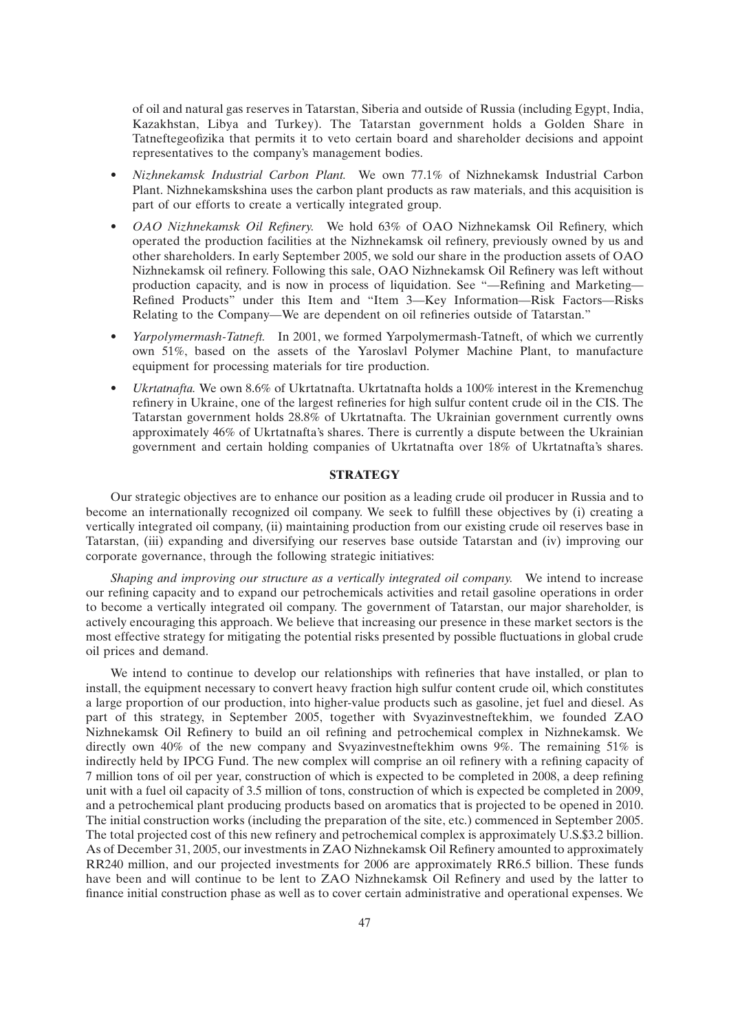of oil and natural gas reserves in Tatarstan, Siberia and outside of Russia (including Egypt, India, Kazakhstan, Libya and Turkey). The Tatarstan government holds a Golden Share in Tatneftegeofizika that permits it to veto certain board and shareholder decisions and appoint representatives to the company's management bodies.

- *Nizhnekamsk Industrial Carbon Plant.* We own 77.1% of Nizhnekamsk Industrial Carbon Plant. Nizhnekamskshina uses the carbon plant products as raw materials, and this acquisition is part of our efforts to create a vertically integrated group.
- *OAO Nizhnekamsk Oil Refinery.* We hold 63% of OAO Nizhnekamsk Oil Refinery, which operated the production facilities at the Nizhnekamsk oil refinery, previously owned by us and other shareholders. In early September 2005, we sold our share in the production assets of OAO Nizhnekamsk oil refinery. Following this sale, OAO Nizhnekamsk Oil Refinery was left without production capacity, and is now in process of liquidation. See "—Refining and Marketing—Refined Products" under this Item and "Item 3—Key Information—Risk Factors—Risks Relating to the Company—We are dependent on oil refineries outside of Tatarstan."
- *Yarpolymermash-Tatneft.* In 2001, we formed Yarpolymermash-Tatneft, of which we currently own 51%, based on the assets of the Yaroslavl Polymer Machine Plant, to manufacture equipment for processing materials for tire production.
- *Ukrtatnafta.* We own 8.6% of Ukrtatnafta. Ukrtatnafta holds a 100% interest in the Kremenchug refinery in Ukraine, one of the largest refineries for high sulfur content crude oil in the CIS. The Tatarstan government holds 28.8% of Ukrtatnafta. The Ukrainian government currently owns approximately 46% of Ukrtatnafta's shares. There is currently a dispute between the Ukrainian government and certain holding companies of Ukrtatnafta over 18% of Ukrtatnafta's shares.

## STRATEGY

Our strategic objectives are to enhance our position as a leading crude oil producer in Russia and to become an internationally recognized oil company. We seek to fulfill these objectives by (i) creating a vertically integrated oil company, (ii) maintaining production from our existing crude oil reserves base in Tatarstan, (iii) expanding and diversifying our reserves base outside Tatarstan and (iv) improving our corporate governance, through the following strategic initiatives:

*Shaping and improving our structure as a vertically integrated oil company.* We intend to increase our refining capacity and to expand our petrochemicals activities and retail gasoline operations in order to become a vertically integrated oil company. The government of Tatarstan, our major shareholder, is actively encouraging this approach. We believe that increasing our presence in these market sectors is the most effective strategy for mitigating the potential risks presented by possible fluctuations in global crude oil prices and demand.

We intend to continue to develop our relationships with refineries that have installed, or plan to install, the equipment necessary to convert heavy fraction high sulfur content crude oil, which constitutes a large proportion of our production, into higher-value products such as gasoline, jet fuel and diesel. As part of this strategy, in September 2005, together with Svyazinvestneftekhim, we founded ZAO Nizhnekamsk Oil Refinery to build an oil refining and petrochemical complex in Nizhnekamsk. We directly own 40% of the new company and Svyazinvestneftekhim owns 9%. The remaining 51% is indirectly held by IPCG Fund. The new complex will comprise an oil refinery with a refining capacity of 7 million tons of oil per year, construction of which is expected to be completed in 2008, a deep refining unit with a fuel oil capacity of 3.5 million of tons, construction of which is expected be completed in 2009, and a petrochemical plant producing products based on aromatics that is projected to be opened in 2010. The initial construction works (including the preparation of the site, etc.) commenced in September 2005. The total projected cost of this new refinery and petrochemical complex is approximately U.S.$3.2 billion. As of December 31, 2005, our investments in ZAO Nizhnekamsk Oil Refinery amounted to approximately RR240 million, and our projected investments for 2006 are approximately RR6.5 billion. These funds have been and will continue to be lent to ZAO Nizhnekamsk Oil Refinery and used by the latter to finance initial construction phase as well as to cover certain administrative and operational expenses. We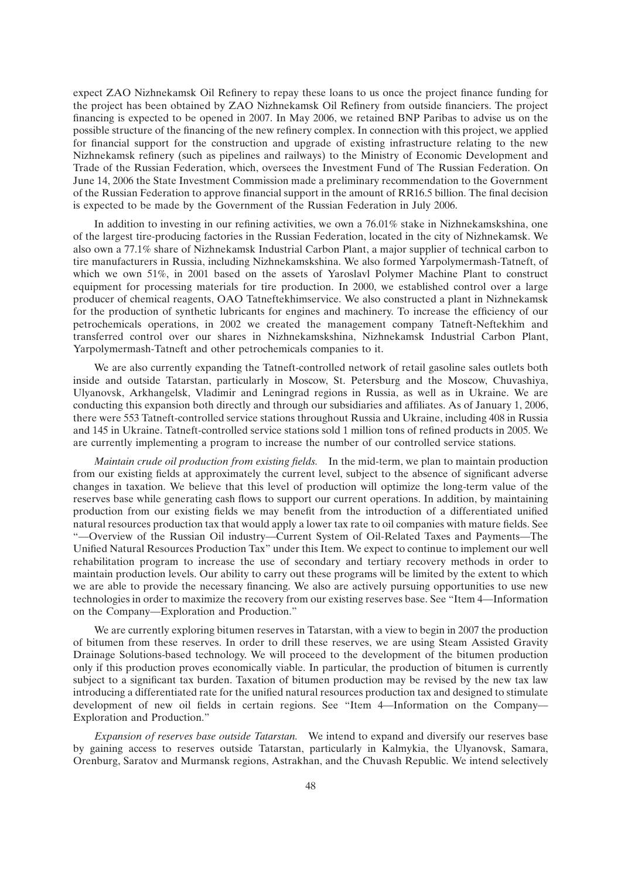expect ZAO Nizhnekamsk Oil Refinery to repay these loans to us once the project finance funding for the project has been obtained by ZAO Nizhnekamsk Oil Refinery from outside financiers. The project financing is expected to be opened in 2007. In May 2006, we retained BNP Paribas to advise us on the possible structure of the financing of the new refinery complex. In connection with this project, we applied for financial support for the construction and upgrade of existing infrastructure relating to the new Nizhnekamsk refinery (such as pipelines and railways) to the Ministry of Economic Development and Trade of the Russian Federation, which, oversees the Investment Fund of The Russian Federation. On June 14, 2006 the State Investment Commission made a preliminary recommendation to the Government of the Russian Federation to approve financial support in the amount of RR16.5 billion. The final decision is expected to be made by the Government of the Russian Federation in July 2006.

In addition to investing in our refining activities, we own a 76.01% stake in Nizhnekamskshina, one of the largest tire-producing factories in the Russian Federation, located in the city of Nizhnekamsk. We also own a 77.1% share of Nizhnekamsk Industrial Carbon Plant, a major supplier of technical carbon to tire manufacturers in Russia, including Nizhnekamskshina. We also formed Yarpolymermash-Tatneft, of which we own 51%, in 2001 based on the assets of Yaroslavl Polymer Machine Plant to construct equipment for processing materials for tire production. In 2000, we established control over a large producer of chemical reagents, OAO Tatneftekhimservice. We also constructed a plant in Nizhnekamsk for the production of synthetic lubricants for engines and machinery. To increase the efficiency of our petrochemicals operations, in 2002 we created the management company Tatneft-Neftekhim and transferred control over our shares in Nizhnekamskshina, Nizhnekamsk Industrial Carbon Plant, Yarpolymermash-Tatneft and other petrochemicals companies to it.

We are also currently expanding the Tatneft-controlled network of retail gasoline sales outlets both inside and outside Tatarstan, particularly in Moscow, St. Petersburg and the Moscow, Chuvashiya, Ulyanovsk, Arkhangelsk, Vladimir and Leningrad regions in Russia, as well as in Ukraine. We are conducting this expansion both directly and through our subsidiaries and affiliates. As of January 1, 2006, there were 553 Tatneft-controlled service stations throughout Russia and Ukraine, including 408 in Russia and 145 in Ukraine. Tatneft-controlled service stations sold 1 million tons of refined products in 2005. We are currently implementing a program to increase the number of our controlled service stations.

*Maintain crude oil production from existing fields.* In the mid-term, we plan to maintain production from our existing fields at approximately the current level, subject to the absence of significant adverse changes in taxation. We believe that this level of production will optimize the long-term value of the reserves base while generating cash flows to support our current operations. In addition, by maintaining production from our existing fields we may benefit from the introduction of a differentiated unified natural resources production tax that would apply a lower tax rate to oil companies with mature fields. See "—Overview of the Russian Oil industry—Current System of Oil-Related Taxes and Payments—The Unified Natural Resources Production Tax" under this Item. We expect to continue to implement our well rehabilitation program to increase the use of secondary and tertiary recovery methods in order to maintain production levels. Our ability to carry out these programs will be limited by the extent to which we are able to provide the necessary financing. We also are actively pursuing opportunities to use new technologies in order to maximize the recovery from our existing reserves base. See "Item 4—Information on the Company—Exploration and Production."

We are currently exploring bitumen reserves in Tatarstan, with a view to begin in 2007 the production of bitumen from these reserves. In order to drill these reserves, we are using Steam Assisted Gravity Drainage Solutions-based technology. We will proceed to the development of the bitumen production only if this production proves economically viable. In particular, the production of bitumen is currently subject to a significant tax burden. Taxation of bitumen production may be revised by the new tax law introducing a differentiated rate for the unified natural resources production tax and designed to stimulate development of new oil fields in certain regions. See "Item 4—Information on the Company—Exploration and Production."

*Expansion of reserves base outside Tatarstan.* We intend to expand and diversify our reserves base by gaining access to reserves outside Tatarstan, particularly in Kalmykia, the Ulyanovsk, Samara, Orenburg, Saratov and Murmansk regions, Astrakhan, and the Chuvash Republic. We intend selectively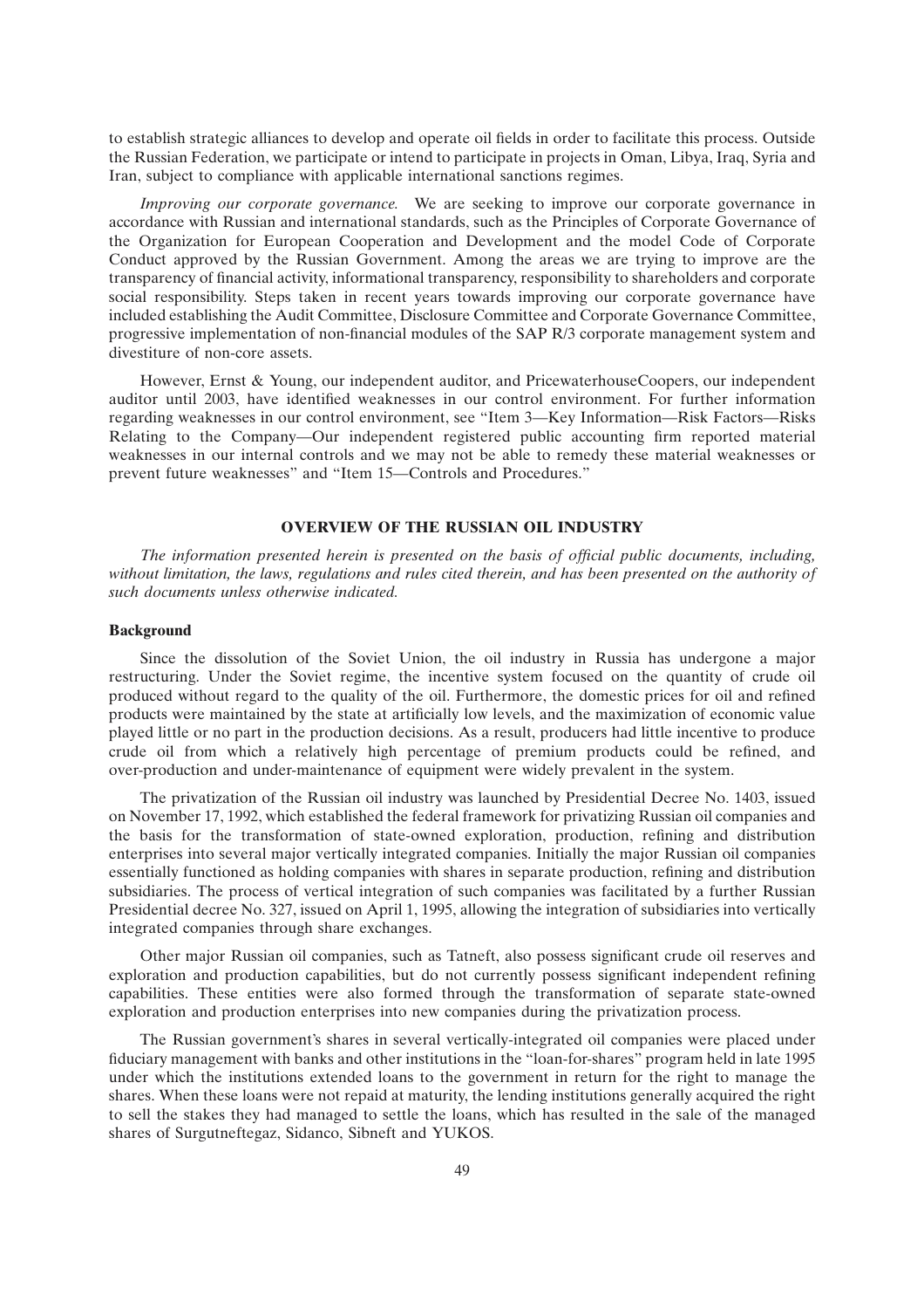to establish strategic alliances to develop and operate oil fields in order to facilitate this process. Outside the Russian Federation, we participate or intend to participate in projects in Oman, Libya, Iraq, Syria and Iran, subject to compliance with applicable international sanctions regimes.

*Improving our corporate governance.* We are seeking to improve our corporate governance in accordance with Russian and international standards, such as the Principles of Corporate Governance of the Organization for European Cooperation and Development and the model Code of Corporate Conduct approved by the Russian Government. Among the areas we are trying to improve are the transparency of financial activity, informational transparency, responsibility to shareholders and corporate social responsibility. Steps taken in recent years towards improving our corporate governance have included establishing the Audit Committee, Disclosure Committee and Corporate Governance Committee, progressive implementation of non-financial modules of the SAP R/3 corporate management system and divestiture of non-core assets.

However, Ernst & Young, our independent auditor, and PricewaterhouseCoopers, our independent auditor until 2003, have identified weaknesses in our control environment. For further information regarding weaknesses in our control environment, see "Item 3—Key Information—Risk Factors—Risks Relating to the Company—Our independent registered public accounting firm reported material weaknesses in our internal controls and we may not be able to remedy these material weaknesses or prevent future weaknesses" and "Item 15—Controls and Procedures."

## OVERVIEW OF THE RUSSIAN OIL INDUSTRY

*The information presented herein is presented on the basis of official public documents, including, without limitation, the laws, regulations and rules cited therein, and has been presented on the authority of such documents unless otherwise indicated.*

### Background

Since the dissolution of the Soviet Union, the oil industry in Russia has undergone a major restructuring. Under the Soviet regime, the incentive system focused on the quantity of crude oil produced without regard to the quality of the oil. Furthermore, the domestic prices for oil and refined products were maintained by the state at artificially low levels, and the maximization of economic value played little or no part in the production decisions. As a result, producers had little incentive to produce crude oil from which a relatively high percentage of premium products could be refined, and over-production and under-maintenance of equipment were widely prevalent in the system.

The privatization of the Russian oil industry was launched by Presidential Decree No. 1403, issued on November 17, 1992, which established the federal framework for privatizing Russian oil companies and the basis for the transformation of state-owned exploration, production, refining and distribution enterprises into several major vertically integrated companies. Initially the major Russian oil companies essentially functioned as holding companies with shares in separate production, refining and distribution subsidiaries. The process of vertical integration of such companies was facilitated by a further Russian Presidential decree No. 327, issued on April 1, 1995, allowing the integration of subsidiaries into vertically integrated companies through share exchanges.

Other major Russian oil companies, such as Tatneft, also possess significant crude oil reserves and exploration and production capabilities, but do not currently possess significant independent refining capabilities. These entities were also formed through the transformation of separate state-owned exploration and production enterprises into new companies during the privatization process.

The Russian government's shares in several vertically-integrated oil companies were placed under fiduciary management with banks and other institutions in the "loan-for-shares" program held in late 1995 under which the institutions extended loans to the government in return for the right to manage the shares. When these loans were not repaid at maturity, the lending institutions generally acquired the right to sell the stakes they had managed to settle the loans, which has resulted in the sale of the managed shares of Surgutneftegaz, Sidanco, Sibneft and YUKOS.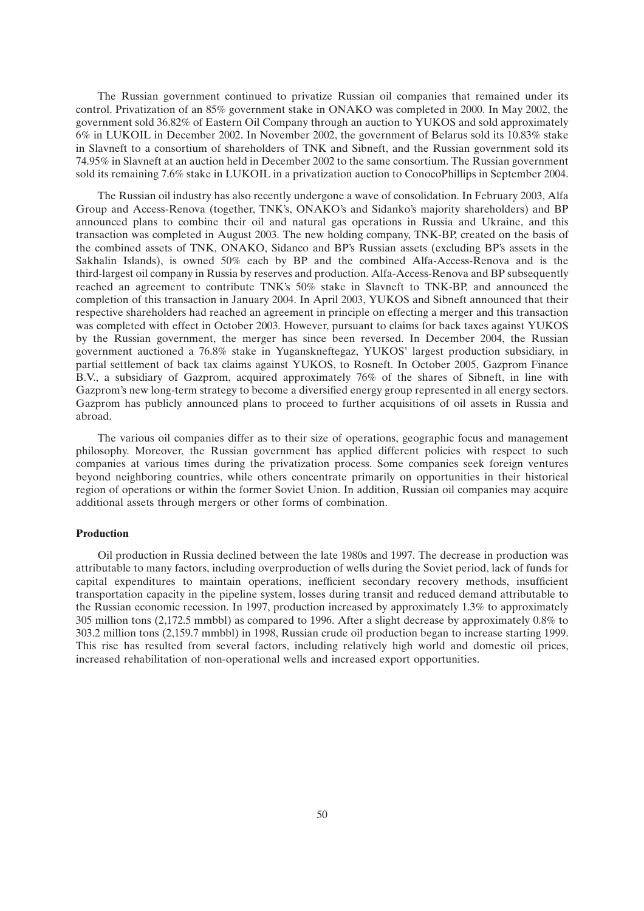The Russian government continued to privatize Russian oil companies that remained under its control. Privatization of an 85% government stake in ONAKO was completed in 2000. In May 2002, the government sold 36.82% of Eastern Oil Company through an auction to YUKOS and sold approximately 6% in LUKOIL in December 2002. In November 2002, the government of Belarus sold its 10.83% stake in Slavneft to a consortium of shareholders of TNK and Sibneft, and the Russian government sold its 74.95% in Slavneft at an auction held in December 2002 to the same consortium. The Russian government sold its remaining 7.6% stake in LUKOIL in a privatization auction to ConocoPhillips in September 2004.

The Russian oil industry has also recently undergone a wave of consolidation. In February 2003, Alfa Group and Access-Renova (together, TNK's, ONAKO's and Sidanko's majority shareholders) and BP announced plans to combine their oil and natural gas operations in Russia and Ukraine, and this transaction was completed in August 2003. The new holding company, TNK-BP, created on the basis of the combined assets of TNK, ONAKO, Sidanco and BP's Russian assets (excluding BP's assets in the Sakhalin Islands), is owned 50% each by BP and the combined Alfa-Access-Renova and is the third-largest oil company in Russia by reserves and production. Alfa-Access-Renova and BP subsequently reached an agreement to contribute TNK's 50% stake in Slavneft to TNK-BP, and announced the completion of this transaction in January 2004. In April 2003, YUKOS and Sibneft announced that their respective shareholders had reached an agreement in principle on effecting a merger and this transaction was completed with effect in October 2003. However, pursuant to claims for back taxes against YUKOS by the Russian government, the merger has since been reversed. In December 2004, the Russian government auctioned a 76.8% stake in Yuganskneftegaz, YUKOS' largest production subsidiary, in partial settlement of back tax claims against YUKOS, to Rosneft. In October 2005, Gazprom Finance B.V., a subsidiary of Gazprom, acquired approximately 76% of the shares of Sibneft, in line with Gazprom's new long-term strategy to become a diversified energy group represented in all energy sectors. Gazprom has publicly announced plans to proceed to further acquisitions of oil assets in Russia and abroad.

The various oil companies differ as to their size of operations, geographic focus and management philosophy. Moreover, the Russian government has applied different policies with respect to such companies at various times during the privatization process. Some companies seek foreign ventures beyond neighboring countries, while others concentrate primarily on opportunities in their historical region of operations or within the former Soviet Union. In addition, Russian oil companies may acquire additional assets through mergers or other forms of combination.

### Production

Oil production in Russia declined between the late 1980s and 1997. The decrease in production was attributable to many factors, including overproduction of wells during the Soviet period, lack of funds for capital expenditures to maintain operations, inefficient secondary recovery methods, insufficient transportation capacity in the pipeline system, losses during transit and reduced demand attributable to the Russian economic recession. In 1997, production increased by approximately 1.3% to approximately 305 million tons (2,172.5 mmbbl) as compared to 1996. After a slight decrease by approximately 0.8% to 303.2 million tons (2,159.7 mmbbl) in 1998, Russian crude oil production began to increase starting 1999. This rise has resulted from several factors, including relatively high world and domestic oil prices, increased rehabilitation of non-operational wells and increased export opportunities.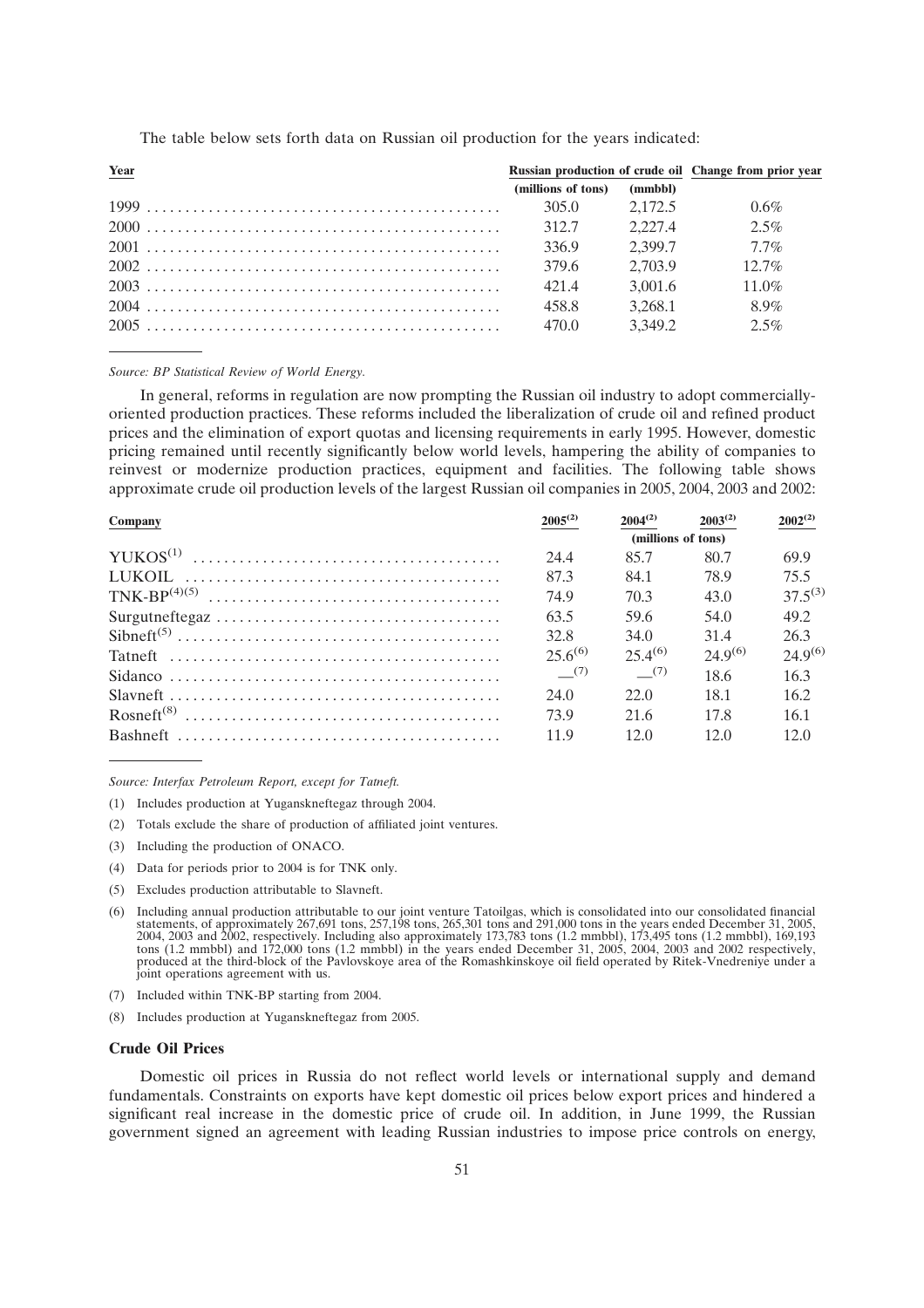The table below sets forth data on Russian oil production for the years indicated:

| Year | Russian production of crude oil | | Change from prior year |
|---|---|---|---|
| | (millions of tons) | (mmbbl) | |
| 1999 | 305.0 | 2,172.5 | 0.6% |
| 2000 | 312.7 | 2,227.4 | 2.5% |
| 2001 | 336.9 | 2,399.7 | 7.7% |
| 2002 | 379.6 | 2,703.9 | 12.7% |
| 2003 | 421.4 | 3,001.6 | 11.0% |
| 2004 | 458.8 | 3,268.1 | 8.9% |
| 2005 | 470.0 | 3,349.2 | 2.5% |

*Source: BP Statistical Review of World Energy.*

In general, reforms in regulation are now prompting the Russian oil industry to adopt commercially-oriented production practices. These reforms included the liberalization of crude oil and refined product prices and the elimination of export quotas and licensing requirements in early 1995. However, domestic pricing remained until recently significantly below world levels, hampering the ability of companies to reinvest or modernize production practices, equipment and facilities. The following table shows approximate crude oil production levels of the largest Russian oil companies in 2005, 2004, 2003 and 2002:

| Company | 2005[(2)] | 2004[(2)] | 2003[(2)] | 2002[(2)] |
|---|---|---|---|---|
| | (millions of tons) | | | |
| YUKOS[(1)] | 24.4 | 85.7 | 80.7 | 69.9 |
| LUKOIL | 87.3 | 84.1 | 78.9 | 75.5 |
| TNK-BP[(4)(5)] | 74.9 | 70.3 | 43.0 | 37.5[(3)] |
| Surgutneftegaz | 63.5 | 59.6 | 54.0 | 49.2 |
| Sibneft[(5)] | 32.8 | 34.0 | 31.4 | 26.3 |
| Tatneft | 25.6[(6)] | 25.4[(6)] | 24.9[(6)] | 24.9[(6)] |
| Sidanco | —[(7)] | —[(7)] | 18.6 | 16.3 |
| Slavneft | 24.0 | 22.0 | 18.1 | 16.2 |
| Rosneft[(8)] | 73.9 | 21.6 | 17.8 | 16.1 |
| Bashneft | 11.9 | 12.0 | 12.0 | 12.0 |

*Source: Interfax Petroleum Report, except for Tatneft.*

(1) Includes production at Yuganskneftegaz through 2004.

(2) Totals exclude the share of production of affiliated joint ventures.

(3) Including the production of ONACO.

(4) Data for periods prior to 2004 is for TNK only.

(5) Excludes production attributable to Slavneft.

(6) Including annual production attributable to our joint venture Tatoilgas, which is consolidated into our consolidated financial statements, of approximately 267,691 tons, 257,198 tons, 265,301 tons and 291,000 tons in the years ended December 31, 2005, 2004, 2003 and 2002, respectively. Including also approximately 173,783 tons (1.2 mmbbl), 173,495 tons (1.2 mmbbl), 169,193 tons (1.2 mmbbl) and 172,000 tons (1.2 mmbbl) in the years ended December 31, 2005, 2004, 2003 and 2002 respectively, produced at the third-block of the Pavlovskoye area of the Romashkinskoye oil field operated by Ritek-Vnedreniye under a joint operations agreement with us.

(7) Included within TNK-BP starting from 2004.

(8) Includes production at Yuganskneftegaz from 2005.

### Crude Oil Prices

Domestic oil prices in Russia do not reflect world levels or international supply and demand fundamentals. Constraints on exports have kept domestic oil prices below export prices and hindered a significant real increase in the domestic price of crude oil. In addition, in June 1999, the Russian government signed an agreement with leading Russian industries to impose price controls on energy,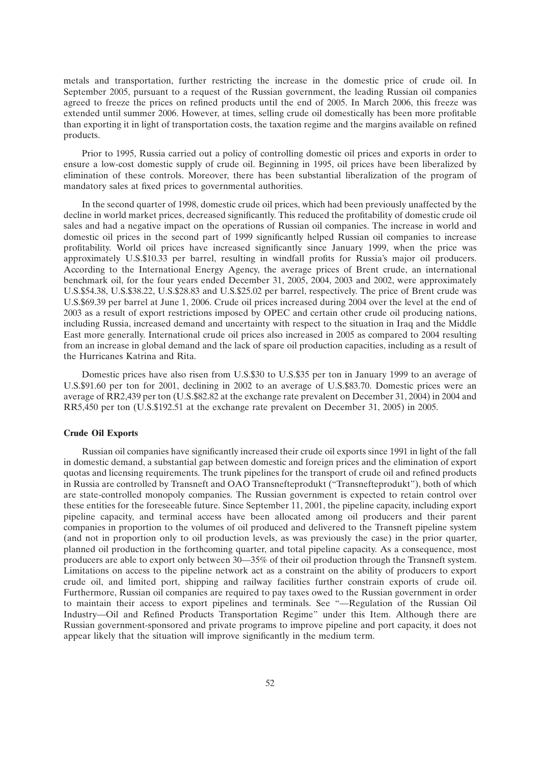metals and transportation, further restricting the increase in the domestic price of crude oil. In September 2005, pursuant to a request of the Russian government, the leading Russian oil companies agreed to freeze the prices on refined products until the end of 2005. In March 2006, this freeze was extended until summer 2006. However, at times, selling crude oil domestically has been more profitable than exporting it in light of transportation costs, the taxation regime and the margins available on refined products.

Prior to 1995, Russia carried out a policy of controlling domestic oil prices and exports in order to ensure a low-cost domestic supply of crude oil. Beginning in 1995, oil prices have been liberalized by elimination of these controls. Moreover, there has been substantial liberalization of the program of mandatory sales at fixed prices to governmental authorities.

In the second quarter of 1998, domestic crude oil prices, which had been previously unaffected by the decline in world market prices, decreased significantly. This reduced the profitability of domestic crude oil sales and had a negative impact on the operations of Russian oil companies. The increase in world and domestic oil prices in the second part of 1999 significantly helped Russian oil companies to increase profitability. World oil prices have increased significantly since January 1999, when the price was approximately U.S.$10.33 per barrel, resulting in windfall profits for Russia's major oil producers. According to the International Energy Agency, the average prices of Brent crude, an international benchmark oil, for the four years ended December 31, 2005, 2004, 2003 and 2002, were approximately U.S.$54.38, U.S.$38.22, U.S.$28.83 and U.S.$25.02 per barrel, respectively. The price of Brent crude was U.S.$69.39 per barrel at June 1, 2006. Crude oil prices increased during 2004 over the level at the end of 2003 as a result of export restrictions imposed by OPEC and certain other crude oil producing nations, including Russia, increased demand and uncertainty with respect to the situation in Iraq and the Middle East more generally. International crude oil prices also increased in 2005 as compared to 2004 resulting from an increase in global demand and the lack of spare oil production capacities, including as a result of the Hurricanes Katrina and Rita.

Domestic prices have also risen from U.S.$30 to U.S.$35 per ton in January 1999 to an average of U.S.$91.60 per ton for 2001, declining in 2002 to an average of U.S.$83.70. Domestic prices were an average of RR2,439 per ton (U.S.$82.82 at the exchange rate prevalent on December 31, 2004) in 2004 and RR5,450 per ton (U.S.$192.51 at the exchange rate prevalent on December 31, 2005) in 2005.

**Crude Oil Exports**

Russian oil companies have significantly increased their crude oil exports since 1991 in light of the fall in domestic demand, a substantial gap between domestic and foreign prices and the elimination of export quotas and licensing requirements. The trunk pipelines for the transport of crude oil and refined products in Russia are controlled by Transneft and OAO Transnefteprodukt ("Transnefteprodukt"), both of which are state-controlled monopoly companies. The Russian government is expected to retain control over these entities for the foreseeable future. Since September 11, 2001, the pipeline capacity, including export pipeline capacity, and terminal access have been allocated among oil producers and their parent companies in proportion to the volumes of oil produced and delivered to the Transneft pipeline system (and not in proportion only to oil production levels, as was previously the case) in the prior quarter, planned oil production in the forthcoming quarter, and total pipeline capacity. As a consequence, most producers are able to export only between 30—35% of their oil production through the Transneft system. Limitations on access to the pipeline network act as a constraint on the ability of producers to export crude oil, and limited port, shipping and railway facilities further constrain exports of crude oil. Furthermore, Russian oil companies are required to pay taxes owed to the Russian government in order to maintain their access to export pipelines and terminals. See "—Regulation of the Russian Oil Industry—Oil and Refined Products Transportation Regime" under this Item. Although there are Russian government-sponsored and private programs to improve pipeline and port capacity, it does not appear likely that the situation will improve significantly in the medium term.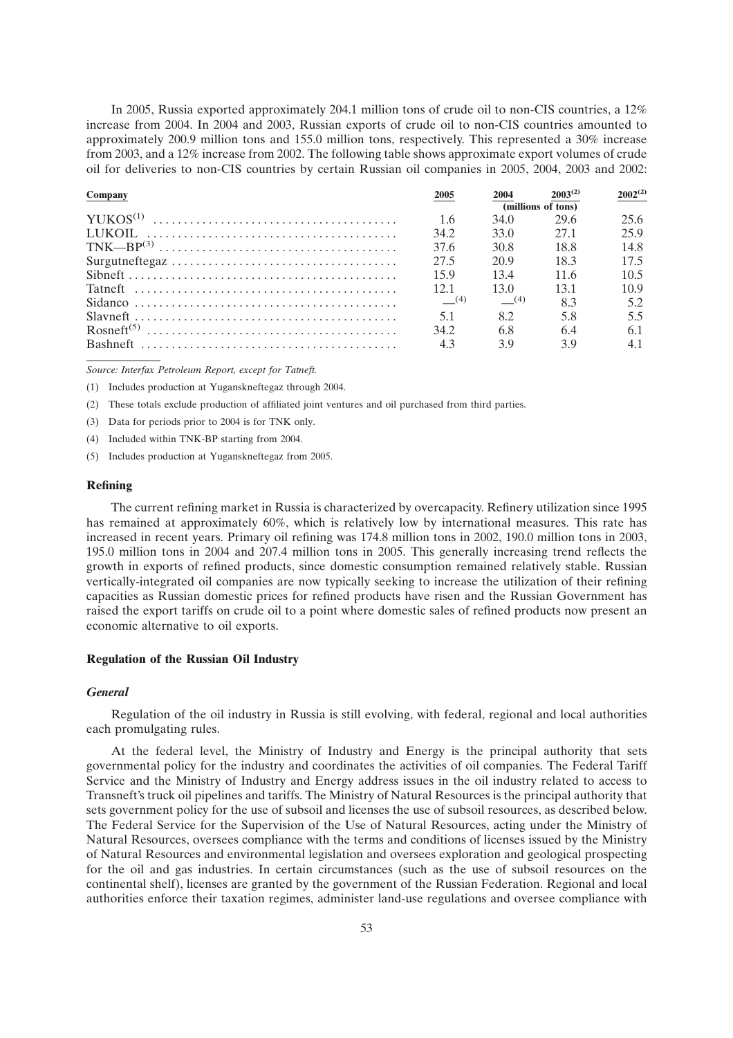In 2005, Russia exported approximately 204.1 million tons of crude oil to non-CIS countries, a 12% increase from 2004. In 2004 and 2003, Russian exports of crude oil to non-CIS countries amounted to approximately 200.9 million tons and 155.0 million tons, respectively. This represented a 30% increase from 2003, and a 12% increase from 2002. The following table shows approximate export volumes of crude oil for deliveries to non-CIS countries by certain Russian oil companies in 2005, 2004, 2003 and 2002:

| Company | 2005 | 2004 | 2003[2] | 2002[2] |
|---|---|---|---|---|
| | (millions of tons) | | | |
| YUKOS[1] | 1.6 | 34.0 | 29.6 | 25.6 |
| LUKOIL | 34.2 | 33.0 | 27.1 | 25.9 |
| TNK—BP[3] | 37.6 | 30.8 | 18.8 | 14.8 |
| Surgutneftegaz | 27.5 | 20.9 | 18.3 | 17.5 |
| Sibneft | 15.9 | 13.4 | 11.6 | 10.5 |
| Tatneft | 12.1 | 13.0 | 13.1 | 10.9 |
| Sidanco | —[4] | —[4] | 8.3 | 5.2 |
| Slavneft | 5.1 | 8.2 | 5.8 | 5.5 |
| Rosneft[5] | 34.2 | 6.8 | 6.4 | 6.1 |
| Bashneft | 4.3 | 3.9 | 3.9 | 4.1 |

*Source: Interfax Petroleum Report, except for Tatneft.*

(1) Includes production at Yuganskneftegaz through 2004.

(2) These totals exclude production of affiliated joint ventures and oil purchased from third parties.

(3) Data for periods prior to 2004 is for TNK only.

(4) Included within TNK-BP starting from 2004.

(5) Includes production at Yuganskneftegaz from 2005.

### Refining

The current refining market in Russia is characterized by overcapacity. Refinery utilization since 1995 has remained at approximately 60%, which is relatively low by international measures. This rate has increased in recent years. Primary oil refining was 174.8 million tons in 2002, 190.0 million tons in 2003, 195.0 million tons in 2004 and 207.4 million tons in 2005. This generally increasing trend reflects the growth in exports of refined products, since domestic consumption remained relatively stable. Russian vertically-integrated oil companies are now typically seeking to increase the utilization of their refining capacities as Russian domestic prices for refined products have risen and the Russian Government has raised the export tariffs on crude oil to a point where domestic sales of refined products now present an economic alternative to oil exports.

### Regulation of the Russian Oil Industry

#### *General*

Regulation of the oil industry in Russia is still evolving, with federal, regional and local authorities each promulgating rules.

At the federal level, the Ministry of Industry and Energy is the principal authority that sets governmental policy for the industry and coordinates the activities of oil companies. The Federal Tariff Service and the Ministry of Industry and Energy address issues in the oil industry related to access to Transneft's truck oil pipelines and tariffs. The Ministry of Natural Resources is the principal authority that sets government policy for the use of subsoil and licenses the use of subsoil resources, as described below. The Federal Service for the Supervision of the Use of Natural Resources, acting under the Ministry of Natural Resources, oversees compliance with the terms and conditions of licenses issued by the Ministry of Natural Resources and environmental legislation and oversees exploration and geological prospecting for the oil and gas industries. In certain circumstances (such as the use of subsoil resources on the continental shelf), licenses are granted by the government of the Russian Federation. Regional and local authorities enforce their taxation regimes, administer land-use regulations and oversee compliance with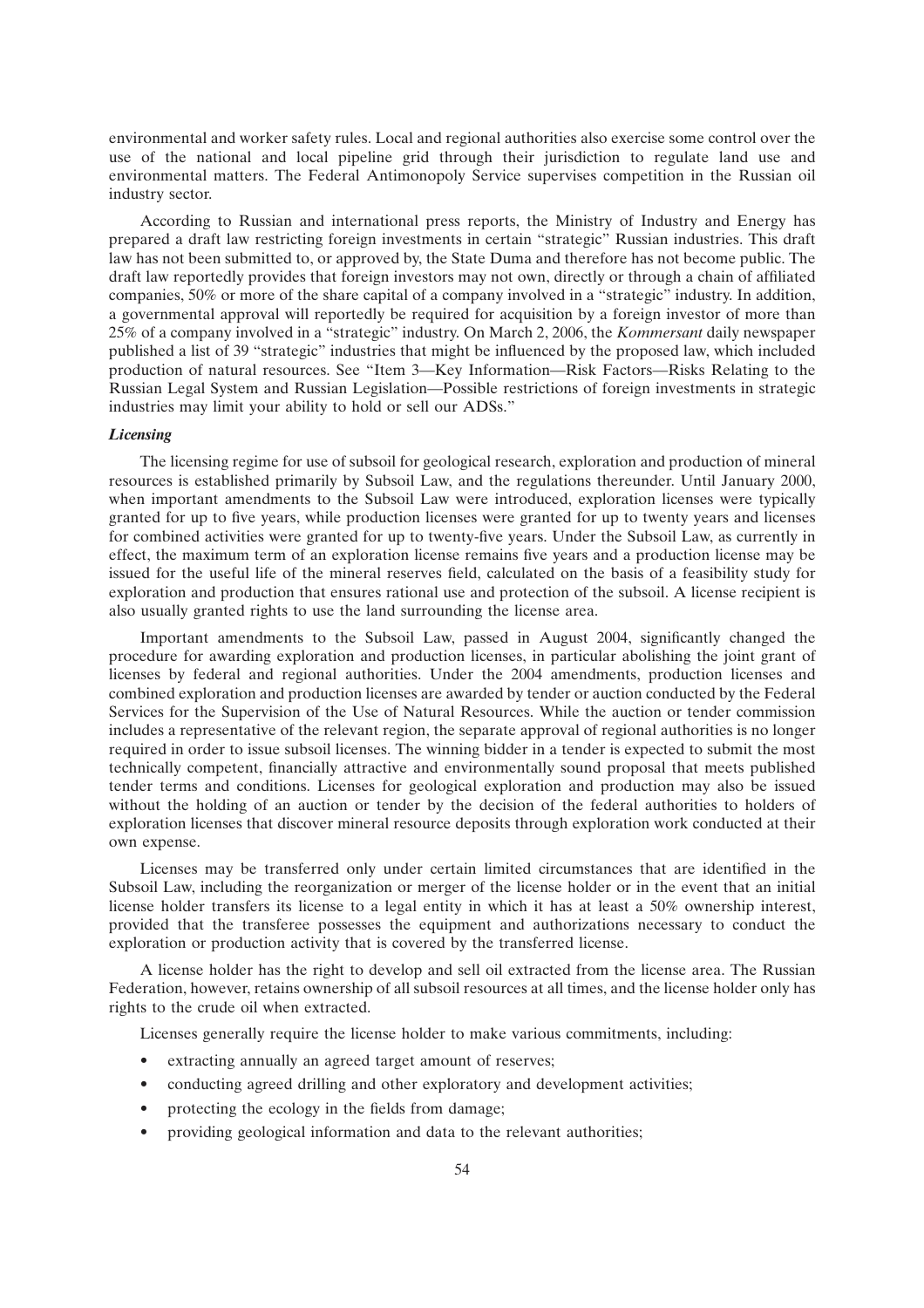environmental and worker safety rules. Local and regional authorities also exercise some control over the use of the national and local pipeline grid through their jurisdiction to regulate land use and environmental matters. The Federal Antimonopoly Service supervises competition in the Russian oil industry sector.

According to Russian and international press reports, the Ministry of Industry and Energy has prepared a draft law restricting foreign investments in certain "strategic" Russian industries. This draft law has not been submitted to, or approved by, the State Duma and therefore has not become public. The draft law reportedly provides that foreign investors may not own, directly or through a chain of affiliated companies, 50% or more of the share capital of a company involved in a "strategic" industry. In addition, a governmental approval will reportedly be required for acquisition by a foreign investor of more than 25% of a company involved in a "strategic" industry. On March 2, 2006, the *Kommersant* daily newspaper published a list of 39 "strategic" industries that might be influenced by the proposed law, which included production of natural resources. See "Item 3—Key Information—Risk Factors—Risks Relating to the Russian Legal System and Russian Legislation—Possible restrictions of foreign investments in strategic industries may limit your ability to hold or sell our ADSs."

***Licensing***

The licensing regime for use of subsoil for geological research, exploration and production of mineral resources is established primarily by Subsoil Law, and the regulations thereunder. Until January 2000, when important amendments to the Subsoil Law were introduced, exploration licenses were typically granted for up to five years, while production licenses were granted for up to twenty years and licenses for combined activities were granted for up to twenty-five years. Under the Subsoil Law, as currently in effect, the maximum term of an exploration license remains five years and a production license may be issued for the useful life of the mineral reserves field, calculated on the basis of a feasibility study for exploration and production that ensures rational use and protection of the subsoil. A license recipient is also usually granted rights to use the land surrounding the license area.

Important amendments to the Subsoil Law, passed in August 2004, significantly changed the procedure for awarding exploration and production licenses, in particular abolishing the joint grant of licenses by federal and regional authorities. Under the 2004 amendments, production licenses and combined exploration and production licenses are awarded by tender or auction conducted by the Federal Services for the Supervision of the Use of Natural Resources. While the auction or tender commission includes a representative of the relevant region, the separate approval of regional authorities is no longer required in order to issue subsoil licenses. The winning bidder in a tender is expected to submit the most technically competent, financially attractive and environmentally sound proposal that meets published tender terms and conditions. Licenses for geological exploration and production may also be issued without the holding of an auction or tender by the decision of the federal authorities to holders of exploration licenses that discover mineral resource deposits through exploration work conducted at their own expense.

Licenses may be transferred only under certain limited circumstances that are identified in the Subsoil Law, including the reorganization or merger of the license holder or in the event that an initial license holder transfers its license to a legal entity in which it has at least a 50% ownership interest, provided that the transferee possesses the equipment and authorizations necessary to conduct the exploration or production activity that is covered by the transferred license.

A license holder has the right to develop and sell oil extracted from the license area. The Russian Federation, however, retains ownership of all subsoil resources at all times, and the license holder only has rights to the crude oil when extracted.

Licenses generally require the license holder to make various commitments, including:

- extracting annually an agreed target amount of reserves;
- conducting agreed drilling and other exploratory and development activities;
- protecting the ecology in the fields from damage;
- providing geological information and data to the relevant authorities;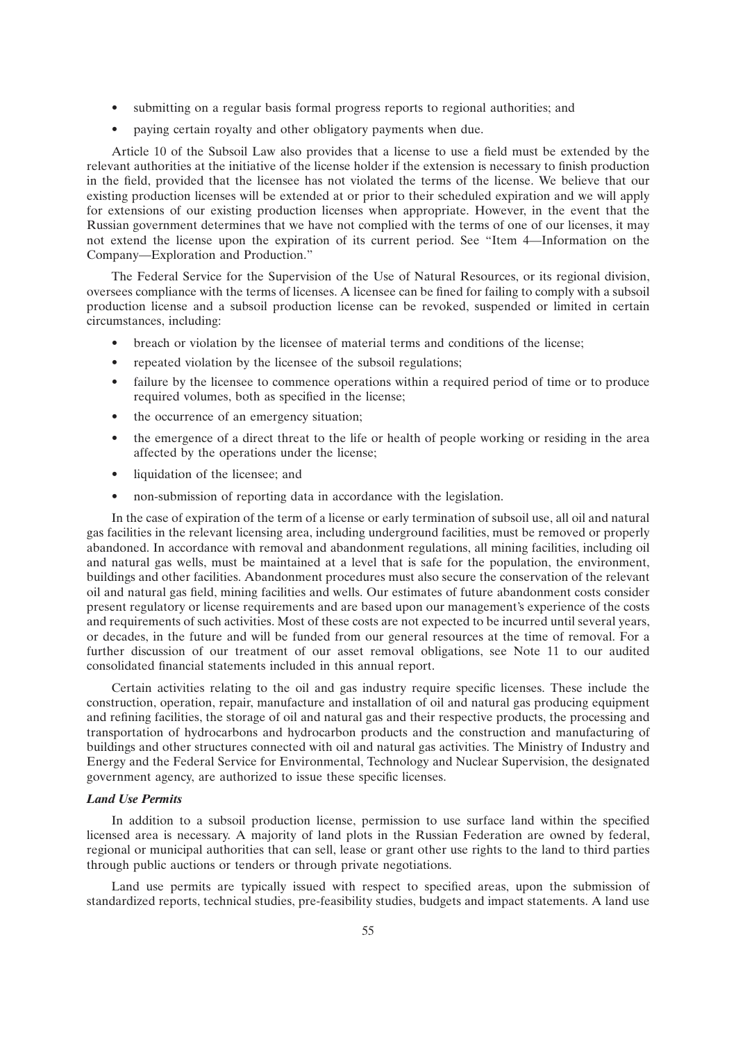- submitting on a regular basis formal progress reports to regional authorities; and
- paying certain royalty and other obligatory payments when due.

Article 10 of the Subsoil Law also provides that a license to use a field must be extended by the relevant authorities at the initiative of the license holder if the extension is necessary to finish production in the field, provided that the licensee has not violated the terms of the license. We believe that our existing production licenses will be extended at or prior to their scheduled expiration and we will apply for extensions of our existing production licenses when appropriate. However, in the event that the Russian government determines that we have not complied with the terms of one of our licenses, it may not extend the license upon the expiration of its current period. See "Item 4—Information on the Company—Exploration and Production."

The Federal Service for the Supervision of the Use of Natural Resources, or its regional division, oversees compliance with the terms of licenses. A licensee can be fined for failing to comply with a subsoil production license and a subsoil production license can be revoked, suspended or limited in certain circumstances, including:

- breach or violation by the licensee of material terms and conditions of the license;
- repeated violation by the licensee of the subsoil regulations;
- failure by the licensee to commence operations within a required period of time or to produce required volumes, both as specified in the license;
- the occurrence of an emergency situation;
- the emergence of a direct threat to the life or health of people working or residing in the area affected by the operations under the license;
- liquidation of the licensee; and
- non-submission of reporting data in accordance with the legislation.

In the case of expiration of the term of a license or early termination of subsoil use, all oil and natural gas facilities in the relevant licensing area, including underground facilities, must be removed or properly abandoned. In accordance with removal and abandonment regulations, all mining facilities, including oil and natural gas wells, must be maintained at a level that is safe for the population, the environment, buildings and other facilities. Abandonment procedures must also secure the conservation of the relevant oil and natural gas field, mining facilities and wells. Our estimates of future abandonment costs consider present regulatory or license requirements and are based upon our management's experience of the costs and requirements of such activities. Most of these costs are not expected to be incurred until several years, or decades, in the future and will be funded from our general resources at the time of removal. For a further discussion of our treatment of our asset removal obligations, see Note 11 to our audited consolidated financial statements included in this annual report.

Certain activities relating to the oil and gas industry require specific licenses. These include the construction, operation, repair, manufacture and installation of oil and natural gas producing equipment and refining facilities, the storage of oil and natural gas and their respective products, the processing and transportation of hydrocarbons and hydrocarbon products and the construction and manufacturing of buildings and other structures connected with oil and natural gas activities. The Ministry of Industry and Energy and the Federal Service for Environmental, Technology and Nuclear Supervision, the designated government agency, are authorized to issue these specific licenses.

***Land Use Permits***

In addition to a subsoil production license, permission to use surface land within the specified licensed area is necessary. A majority of land plots in the Russian Federation are owned by federal, regional or municipal authorities that can sell, lease or grant other use rights to the land to third parties through public auctions or tenders or through private negotiations.

Land use permits are typically issued with respect to specified areas, upon the submission of standardized reports, technical studies, pre-feasibility studies, budgets and impact statements. A land use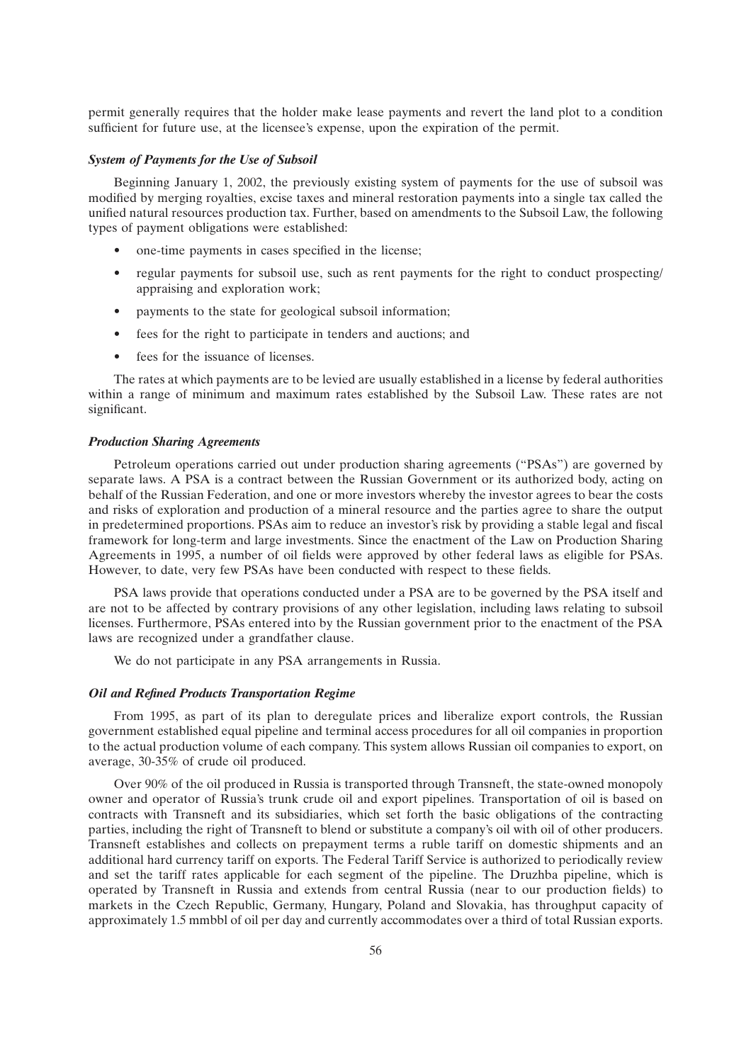permit generally requires that the holder make lease payments and revert the land plot to a condition sufficient for future use, at the licensee's expense, upon the expiration of the permit.

### *System of Payments for the Use of Subsoil*

Beginning January 1, 2002, the previously existing system of payments for the use of subsoil was modified by merging royalties, excise taxes and mineral restoration payments into a single tax called the unified natural resources production tax. Further, based on amendments to the Subsoil Law, the following types of payment obligations were established:

- one-time payments in cases specified in the license;
- regular payments for subsoil use, such as rent payments for the right to conduct prospecting/ appraising and exploration work;
- payments to the state for geological subsoil information;
- fees for the right to participate in tenders and auctions; and
- fees for the issuance of licenses.

The rates at which payments are to be levied are usually established in a license by federal authorities within a range of minimum and maximum rates established by the Subsoil Law. These rates are not significant.

### *Production Sharing Agreements*

Petroleum operations carried out under production sharing agreements ("PSAs") are governed by separate laws. A PSA is a contract between the Russian Government or its authorized body, acting on behalf of the Russian Federation, and one or more investors whereby the investor agrees to bear the costs and risks of exploration and production of a mineral resource and the parties agree to share the output in predetermined proportions. PSAs aim to reduce an investor's risk by providing a stable legal and fiscal framework for long-term and large investments. Since the enactment of the Law on Production Sharing Agreements in 1995, a number of oil fields were approved by other federal laws as eligible for PSAs. However, to date, very few PSAs have been conducted with respect to these fields.

PSA laws provide that operations conducted under a PSA are to be governed by the PSA itself and are not to be affected by contrary provisions of any other legislation, including laws relating to subsoil licenses. Furthermore, PSAs entered into by the Russian government prior to the enactment of the PSA laws are recognized under a grandfather clause.

We do not participate in any PSA arrangements in Russia.

### *Oil and Refined Products Transportation Regime*

From 1995, as part of its plan to deregulate prices and liberalize export controls, the Russian government established equal pipeline and terminal access procedures for all oil companies in proportion to the actual production volume of each company. This system allows Russian oil companies to export, on average, 30-35% of crude oil produced.

Over 90% of the oil produced in Russia is transported through Transneft, the state-owned monopoly owner and operator of Russia's trunk crude oil and export pipelines. Transportation of oil is based on contracts with Transneft and its subsidiaries, which set forth the basic obligations of the contracting parties, including the right of Transneft to blend or substitute a company's oil with oil of other producers. Transneft establishes and collects on prepayment terms a ruble tariff on domestic shipments and an additional hard currency tariff on exports. The Federal Tariff Service is authorized to periodically review and set the tariff rates applicable for each segment of the pipeline. The Druzhba pipeline, which is operated by Transneft in Russia and extends from central Russia (near to our production fields) to markets in the Czech Republic, Germany, Hungary, Poland and Slovakia, has throughput capacity of approximately 1.5 mmbbl of oil per day and currently accommodates over a third of total Russian exports.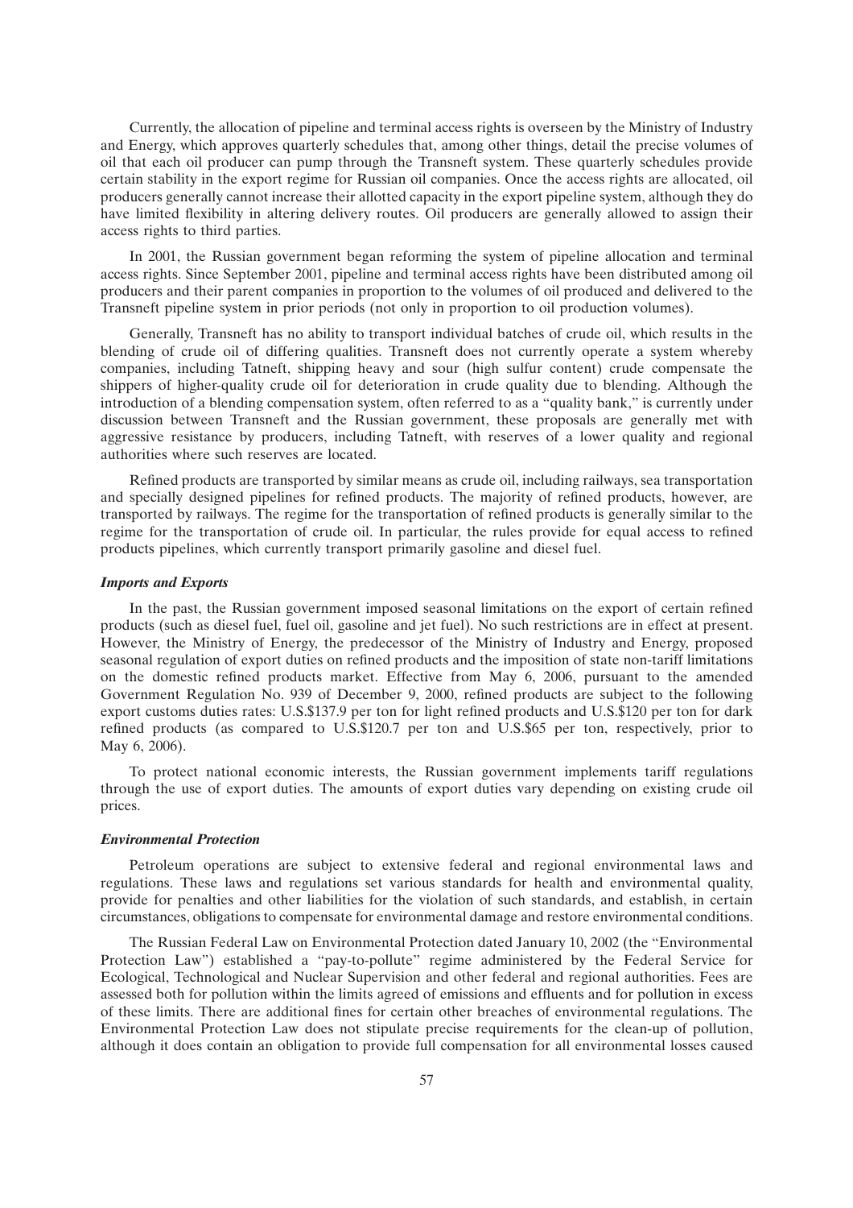Currently, the allocation of pipeline and terminal access rights is overseen by the Ministry of Industry and Energy, which approves quarterly schedules that, among other things, detail the precise volumes of oil that each oil producer can pump through the Transneft system. These quarterly schedules provide certain stability in the export regime for Russian oil companies. Once the access rights are allocated, oil producers generally cannot increase their allotted capacity in the export pipeline system, although they do have limited flexibility in altering delivery routes. Oil producers are generally allowed to assign their access rights to third parties.

In 2001, the Russian government began reforming the system of pipeline allocation and terminal access rights. Since September 2001, pipeline and terminal access rights have been distributed among oil producers and their parent companies in proportion to the volumes of oil produced and delivered to the Transneft pipeline system in prior periods (not only in proportion to oil production volumes).

Generally, Transneft has no ability to transport individual batches of crude oil, which results in the blending of crude oil of differing qualities. Transneft does not currently operate a system whereby companies, including Tatneft, shipping heavy and sour (high sulfur content) crude compensate the shippers of higher-quality crude oil for deterioration in crude quality due to blending. Although the introduction of a blending compensation system, often referred to as a "quality bank," is currently under discussion between Transneft and the Russian government, these proposals are generally met with aggressive resistance by producers, including Tatneft, with reserves of a lower quality and regional authorities where such reserves are located.

Refined products are transported by similar means as crude oil, including railways, sea transportation and specially designed pipelines for refined products. The majority of refined products, however, are transported by railways. The regime for the transportation of refined products is generally similar to the regime for the transportation of crude oil. In particular, the rules provide for equal access to refined products pipelines, which currently transport primarily gasoline and diesel fuel.

### *Imports and Exports*

In the past, the Russian government imposed seasonal limitations on the export of certain refined products (such as diesel fuel, fuel oil, gasoline and jet fuel). No such restrictions are in effect at present. However, the Ministry of Energy, the predecessor of the Ministry of Industry and Energy, proposed seasonal regulation of export duties on refined products and the imposition of state non-tariff limitations on the domestic refined products market. Effective from May 6, 2006, pursuant to the amended Government Regulation No. 939 of December 9, 2000, refined products are subject to the following export customs duties rates: U.S.$137.9 per ton for light refined products and U.S.$120 per ton for dark refined products (as compared to U.S.$120.7 per ton and U.S.$65 per ton, respectively, prior to May 6, 2006).

To protect national economic interests, the Russian government implements tariff regulations through the use of export duties. The amounts of export duties vary depending on existing crude oil prices.

### *Environmental Protection*

Petroleum operations are subject to extensive federal and regional environmental laws and regulations. These laws and regulations set various standards for health and environmental quality, provide for penalties and other liabilities for the violation of such standards, and establish, in certain circumstances, obligations to compensate for environmental damage and restore environmental conditions.

The Russian Federal Law on Environmental Protection dated January 10, 2002 (the "Environmental Protection Law") established a "pay-to-pollute" regime administered by the Federal Service for Ecological, Technological and Nuclear Supervision and other federal and regional authorities. Fees are assessed both for pollution within the limits agreed of emissions and effluents and for pollution in excess of these limits. There are additional fines for certain other breaches of environmental regulations. The Environmental Protection Law does not stipulate precise requirements for the clean-up of pollution, although it does contain an obligation to provide full compensation for all environmental losses caused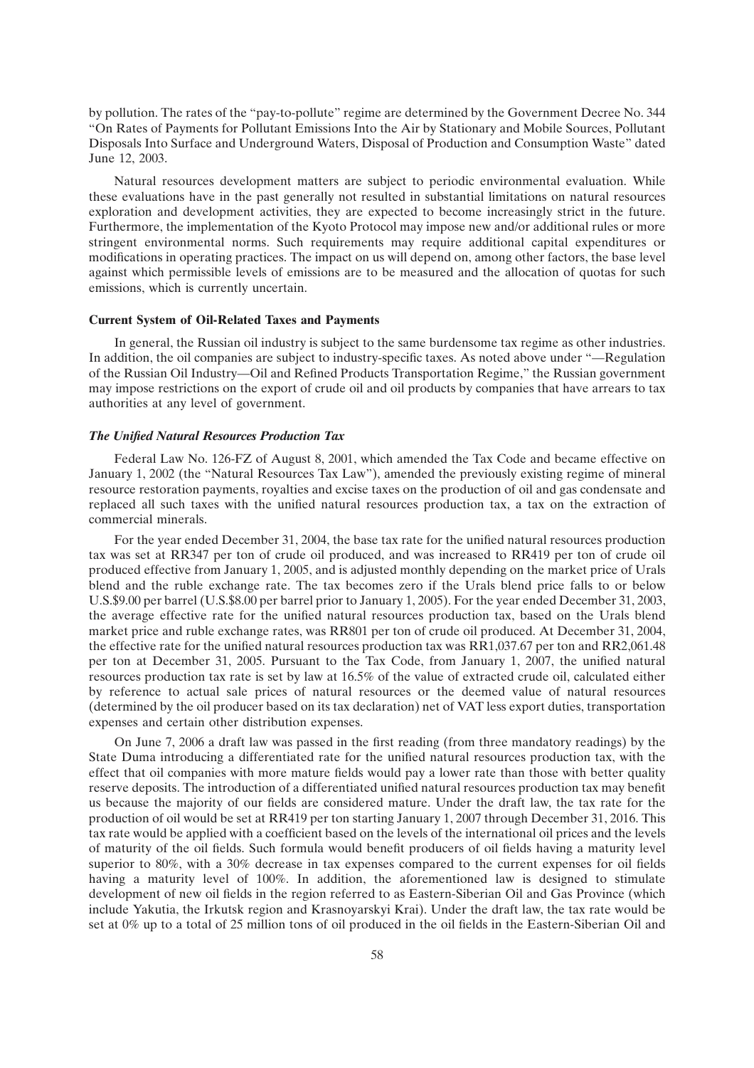by pollution. The rates of the "pay-to-pollute" regime are determined by the Government Decree No. 344 "On Rates of Payments for Pollutant Emissions Into the Air by Stationary and Mobile Sources, Pollutant Disposals Into Surface and Underground Waters, Disposal of Production and Consumption Waste" dated June 12, 2003.

Natural resources development matters are subject to periodic environmental evaluation. While these evaluations have in the past generally not resulted in substantial limitations on natural resources exploration and development activities, they are expected to become increasingly strict in the future. Furthermore, the implementation of the Kyoto Protocol may impose new and/or additional rules or more stringent environmental norms. Such requirements may require additional capital expenditures or modifications in operating practices. The impact on us will depend on, among other factors, the base level against which permissible levels of emissions are to be measured and the allocation of quotas for such emissions, which is currently uncertain.

**Current System of Oil-Related Taxes and Payments**

In general, the Russian oil industry is subject to the same burdensome tax regime as other industries. In addition, the oil companies are subject to industry-specific taxes. As noted above under "—Regulation of the Russian Oil Industry—Oil and Refined Products Transportation Regime," the Russian government may impose restrictions on the export of crude oil and oil products by companies that have arrears to tax authorities at any level of government.

***The Unified Natural Resources Production Tax***

Federal Law No. 126-FZ of August 8, 2001, which amended the Tax Code and became effective on January 1, 2002 (the "Natural Resources Tax Law"), amended the previously existing regime of mineral resource restoration payments, royalties and excise taxes on the production of oil and gas condensate and replaced all such taxes with the unified natural resources production tax, a tax on the extraction of commercial minerals.

For the year ended December 31, 2004, the base tax rate for the unified natural resources production tax was set at RR347 per ton of crude oil produced, and was increased to RR419 per ton of crude oil produced effective from January 1, 2005, and is adjusted monthly depending on the market price of Urals blend and the ruble exchange rate. The tax becomes zero if the Urals blend price falls to or below U.S.$9.00 per barrel (U.S.$8.00 per barrel prior to January 1, 2005). For the year ended December 31, 2003, the average effective rate for the unified natural resources production tax, based on the Urals blend market price and ruble exchange rates, was RR801 per ton of crude oil produced. At December 31, 2004, the effective rate for the unified natural resources production tax was RR1,037.67 per ton and RR2,061.48 per ton at December 31, 2005. Pursuant to the Tax Code, from January 1, 2007, the unified natural resources production tax rate is set by law at 16.5% of the value of extracted crude oil, calculated either by reference to actual sale prices of natural resources or the deemed value of natural resources (determined by the oil producer based on its tax declaration) net of VAT less export duties, transportation expenses and certain other distribution expenses.

On June 7, 2006 a draft law was passed in the first reading (from three mandatory readings) by the State Duma introducing a differentiated rate for the unified natural resources production tax, with the effect that oil companies with more mature fields would pay a lower rate than those with better quality reserve deposits. The introduction of a differentiated unified natural resources production tax may benefit us because the majority of our fields are considered mature. Under the draft law, the tax rate for the production of oil would be set at RR419 per ton starting January 1, 2007 through December 31, 2016. This tax rate would be applied with a coefficient based on the levels of the international oil prices and the levels of maturity of the oil fields. Such formula would benefit producers of oil fields having a maturity level superior to 80%, with a 30% decrease in tax expenses compared to the current expenses for oil fields having a maturity level of 100%. In addition, the aforementioned law is designed to stimulate development of new oil fields in the region referred to as Eastern-Siberian Oil and Gas Province (which include Yakutia, the Irkutsk region and Krasnoyarskyi Krai). Under the draft law, the tax rate would be set at 0% up to a total of 25 million tons of oil produced in the oil fields in the Eastern-Siberian Oil and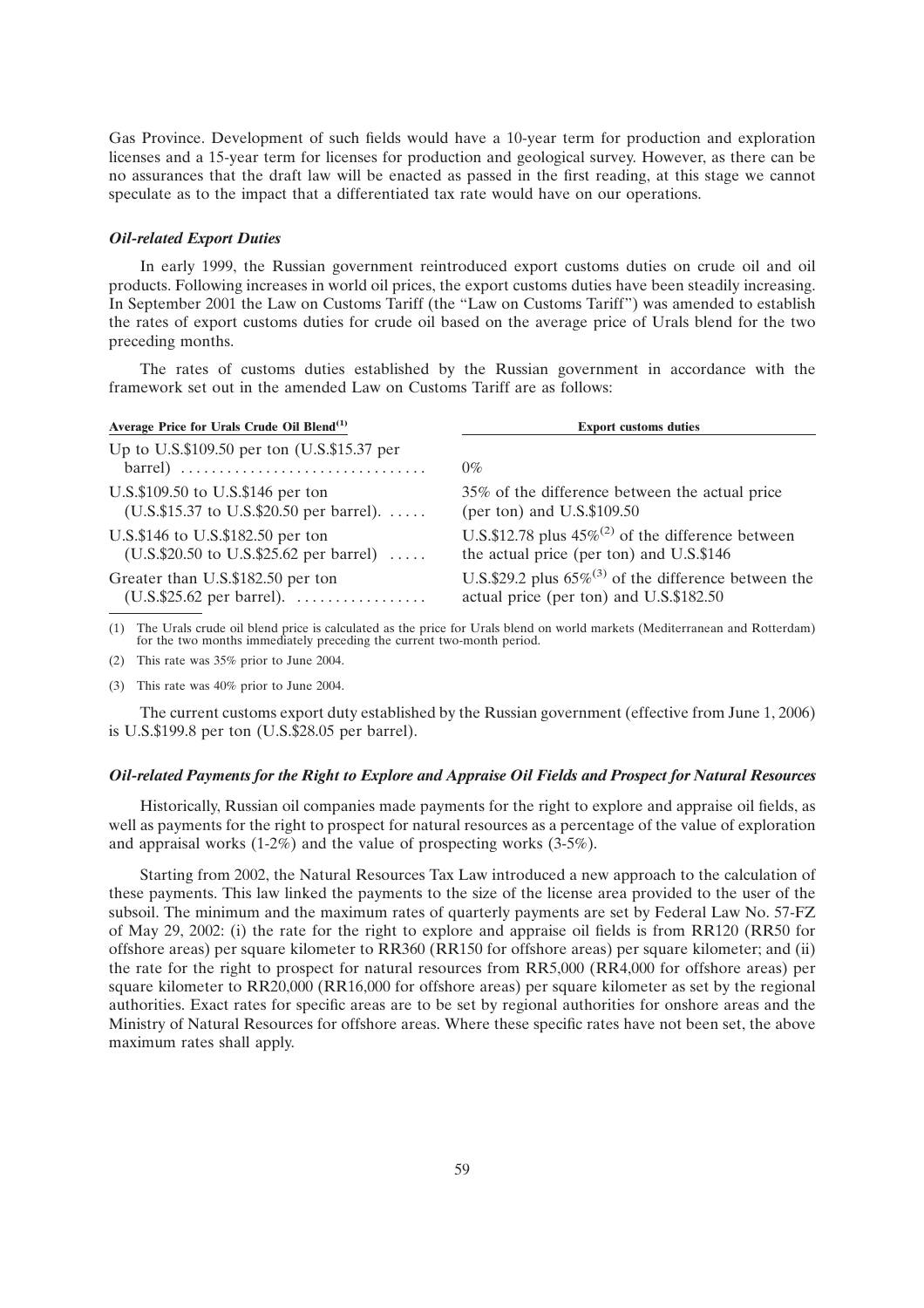Gas Province. Development of such fields would have a 10-year term for production and exploration licenses and a 15-year term for licenses for production and geological survey. However, as there can be no assurances that the draft law will be enacted as passed in the first reading, at this stage we cannot speculate as to the impact that a differentiated tax rate would have on our operations.

### *Oil-related Export Duties*

In early 1999, the Russian government reintroduced export customs duties on crude oil and oil products. Following increases in world oil prices, the export customs duties have been steadily increasing. In September 2001 the Law on Customs Tariff (the "Law on Customs Tariff") was amended to establish the rates of export customs duties for crude oil based on the average price of Urals blend for the two preceding months.

The rates of customs duties established by the Russian government in accordance with the framework set out in the amended Law on Customs Tariff are as follows:

| Average Price for Urals Crude Oil Blend[(1)] | Export customs duties |
|---|---|
| Up to U.S.$109.50 per ton (U.S.$15.37 per barrel) | 0% |
| U.S.$109.50 to U.S.$146 per ton (U.S.$15.37 to U.S.$20.50 per barrel). | 35% of the difference between the actual price (per ton) and U.S.$109.50 |
| U.S.$146 to U.S.$182.50 per ton (U.S.$20.50 to U.S.$25.62 per barrel) | U.S.$12.78 plus 45%[(2)] of the difference between the actual price (per ton) and U.S.$146 |
| Greater than U.S.$182.50 per ton (U.S.$25.62 per barrel). | U.S.$29.2 plus 65%[(3)] of the difference between the actual price (per ton) and U.S.$182.50 |

(1) The Urals crude oil blend price is calculated as the price for Urals blend on world markets (Mediterranean and Rotterdam) for the two months immediately preceding the current two-month period.

(2) This rate was 35% prior to June 2004.

(3) This rate was 40% prior to June 2004.

The current customs export duty established by the Russian government (effective from June 1, 2006) is U.S.$199.8 per ton (U.S.$28.05 per barrel).

### *Oil-related Payments for the Right to Explore and Appraise Oil Fields and Prospect for Natural Resources*

Historically, Russian oil companies made payments for the right to explore and appraise oil fields, as well as payments for the right to prospect for natural resources as a percentage of the value of exploration and appraisal works (1-2%) and the value of prospecting works (3-5%).

Starting from 2002, the Natural Resources Tax Law introduced a new approach to the calculation of these payments. This law linked the payments to the size of the license area provided to the user of the subsoil. The minimum and the maximum rates of quarterly payments are set by Federal Law No. 57-FZ of May 29, 2002: (i) the rate for the right to explore and appraise oil fields is from RR120 (RR50 for offshore areas) per square kilometer to RR360 (RR150 for offshore areas) per square kilometer; and (ii) the rate for the right to prospect for natural resources from RR5,000 (RR4,000 for offshore areas) per square kilometer to RR20,000 (RR16,000 for offshore areas) per square kilometer as set by the regional authorities. Exact rates for specific areas are to be set by regional authorities for onshore areas and the Ministry of Natural Resources for offshore areas. Where these specific rates have not been set, the above maximum rates shall apply.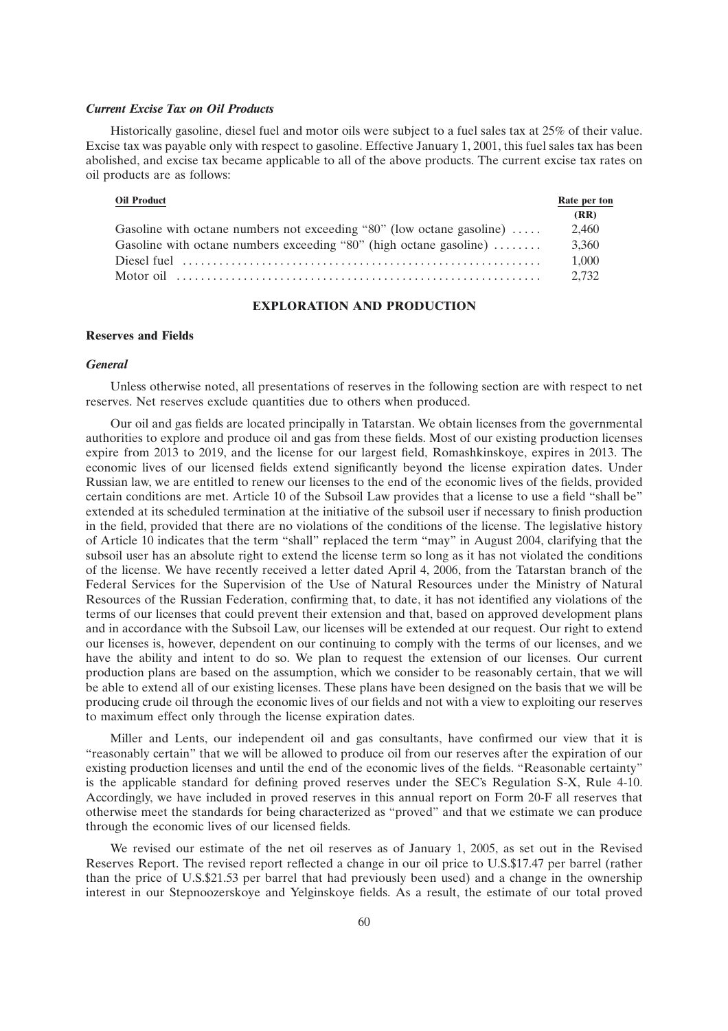### *Current Excise Tax on Oil Products*

Historically gasoline, diesel fuel and motor oils were subject to a fuel sales tax at 25% of their value. Excise tax was payable only with respect to gasoline. Effective January 1, 2001, this fuel sales tax has been abolished, and excise tax became applicable to all of the above products. The current excise tax rates on oil products are as follows:

| Oil Product | Rate per ton (RR) |
|---|---|
| Gasoline with octane numbers not exceeding "80" (low octane gasoline) | 2,460 |
| Gasoline with octane numbers exceeding "80" (high octane gasoline) | 3,360 |
| Diesel fuel | 1,000 |
| Motor oil | 2,732 |

## EXPLORATION AND PRODUCTION

### Reserves and Fields

#### *General*

Unless otherwise noted, all presentations of reserves in the following section are with respect to net reserves. Net reserves exclude quantities due to others when produced.

Our oil and gas fields are located principally in Tatarstan. We obtain licenses from the governmental authorities to explore and produce oil and gas from these fields. Most of our existing production licenses expire from 2013 to 2019, and the license for our largest field, Romashkinskoye, expires in 2013. The economic lives of our licensed fields extend significantly beyond the license expiration dates. Under Russian law, we are entitled to renew our licenses to the end of the economic lives of the fields, provided certain conditions are met. Article 10 of the Subsoil Law provides that a license to use a field "shall be" extended at its scheduled termination at the initiative of the subsoil user if necessary to finish production in the field, provided that there are no violations of the conditions of the license. The legislative history of Article 10 indicates that the term "shall" replaced the term "may" in August 2004, clarifying that the subsoil user has an absolute right to extend the license term so long as it has not violated the conditions of the license. We have recently received a letter dated April 4, 2006, from the Tatarstan branch of the Federal Services for the Supervision of the Use of Natural Resources under the Ministry of Natural Resources of the Russian Federation, confirming that, to date, it has not identified any violations of the terms of our licenses that could prevent their extension and that, based on approved development plans and in accordance with the Subsoil Law, our licenses will be extended at our request. Our right to extend our licenses is, however, dependent on our continuing to comply with the terms of our licenses, and we have the ability and intent to do so. We plan to request the extension of our licenses. Our current production plans are based on the assumption, which we consider to be reasonably certain, that we will be able to extend all of our existing licenses. These plans have been designed on the basis that we will be producing crude oil through the economic lives of our fields and not with a view to exploiting our reserves to maximum effect only through the license expiration dates.

Miller and Lents, our independent oil and gas consultants, have confirmed our view that it is "reasonably certain" that we will be allowed to produce oil from our reserves after the expiration of our existing production licenses and until the end of the economic lives of the fields. "Reasonable certainty" is the applicable standard for defining proved reserves under the SEC's Regulation S-X, Rule 4-10. Accordingly, we have included in proved reserves in this annual report on Form 20-F all reserves that otherwise meet the standards for being characterized as "proved" and that we estimate we can produce through the economic lives of our licensed fields.

We revised our estimate of the net oil reserves as of January 1, 2005, as set out in the Revised Reserves Report. The revised report reflected a change in our oil price to U.S.$17.47 per barrel (rather than the price of U.S.$21.53 per barrel that had previously been used) and a change in the ownership interest in our Stepnoozerskoye and Yelginskoye fields. As a result, the estimate of our total proved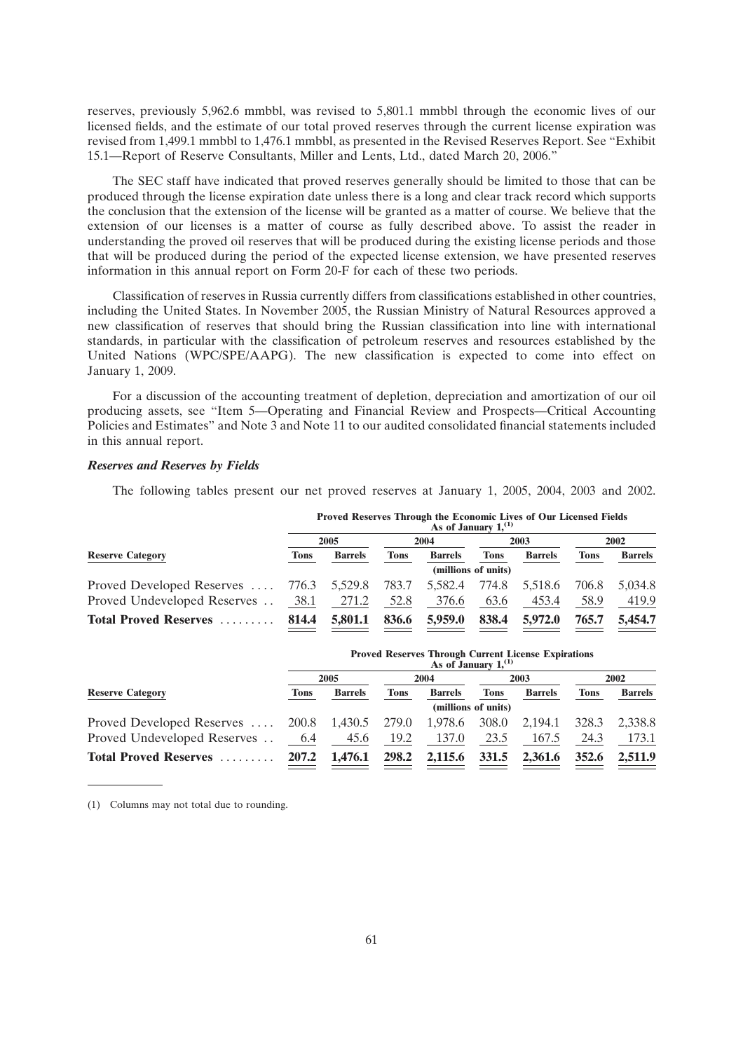reserves, previously 5,962.6 mmbbl, was revised to 5,801.1 mmbbl through the economic lives of our licensed fields, and the estimate of our total proved reserves through the current license expiration was revised from 1,499.1 mmbbl to 1,476.1 mmbbl, as presented in the Revised Reserves Report. See "Exhibit 15.1—Report of Reserve Consultants, Miller and Lents, Ltd., dated March 20, 2006."

The SEC staff have indicated that proved reserves generally should be limited to those that can be produced through the license expiration date unless there is a long and clear track record which supports the conclusion that the extension of the license will be granted as a matter of course. We believe that the extension of our licenses is a matter of course as fully described above. To assist the reader in understanding the proved oil reserves that will be produced during the existing license periods and those that will be produced during the period of the expected license extension, we have presented reserves information in this annual report on Form 20-F for each of these two periods.

Classification of reserves in Russia currently differs from classifications established in other countries, including the United States. In November 2005, the Russian Ministry of Natural Resources approved a new classification of reserves that should bring the Russian classification into line with international standards, in particular with the classification of petroleum reserves and resources established by the United Nations (WPC/SPE/AAPG). The new classification is expected to come into effect on January 1, 2009.

For a discussion of the accounting treatment of depletion, depreciation and amortization of our oil producing assets, see "Item 5—Operating and Financial Review and Prospects—Critical Accounting Policies and Estimates" and Note 3 and Note 11 to our audited consolidated financial statements included in this annual report.

### *Reserves and Reserves by Fields*

The following tables present our net proved reserves at January 1, 2005, 2004, 2003 and 2002.

| | Proved Reserves Through the Economic Lives of Our Licensed Fields As of January 1,[1] | | | | | | | |
|---|---|---|---|---|---|---|---|---|
| | 2005 | | 2004 | | 2003 | | 2002 | |
| **Reserve Category** | **Tons** | **Barrels** | **Tons** | **Barrels** | **Tons** | **Barrels** | **Tons** | **Barrels** |
| | (millions of units) | | | | | | | |
| Proved Developed Reserves | 776.3 | 5,529.8 | 783.7 | 5,582.4 | 774.8 | 5,518.6 | 706.8 | 5,034.8 |
| Proved Undeveloped Reserves | 38.1 | 271.2 | 52.8 | 376.6 | 63.6 | 453.4 | 58.9 | 419.9 |
| **Total Proved Reserves** | **814.4** | **5,801.1** | **836.6** | **5,959.0** | **838.4** | **5,972.0** | **765.7** | **5,454.7** |

| | Proved Reserves Through Current License Expirations As of January 1,[1] | | | | | | | |
|---|---|---|---|---|---|---|---|---|
| | 2005 | | 2004 | | 2003 | | 2002 | |
| **Reserve Category** | **Tons** | **Barrels** | **Tons** | **Barrels** | **Tons** | **Barrels** | **Tons** | **Barrels** |
| | (millions of units) | | | | | | | |
| Proved Developed Reserves | 200.8 | 1,430.5 | 279.0 | 1,978.6 | 308.0 | 2,194.1 | 328.3 | 2,338.8 |
| Proved Undeveloped Reserves | 6.4 | 45.6 | 19.2 | 137.0 | 23.5 | 167.5 | 24.3 | 173.1 |
| **Total Proved Reserves** | **207.2** | **1,476.1** | **298.2** | **2,115.6** | **331.5** | **2,361.6** | **352.6** | **2,511.9** |

(1) Columns may not total due to rounding.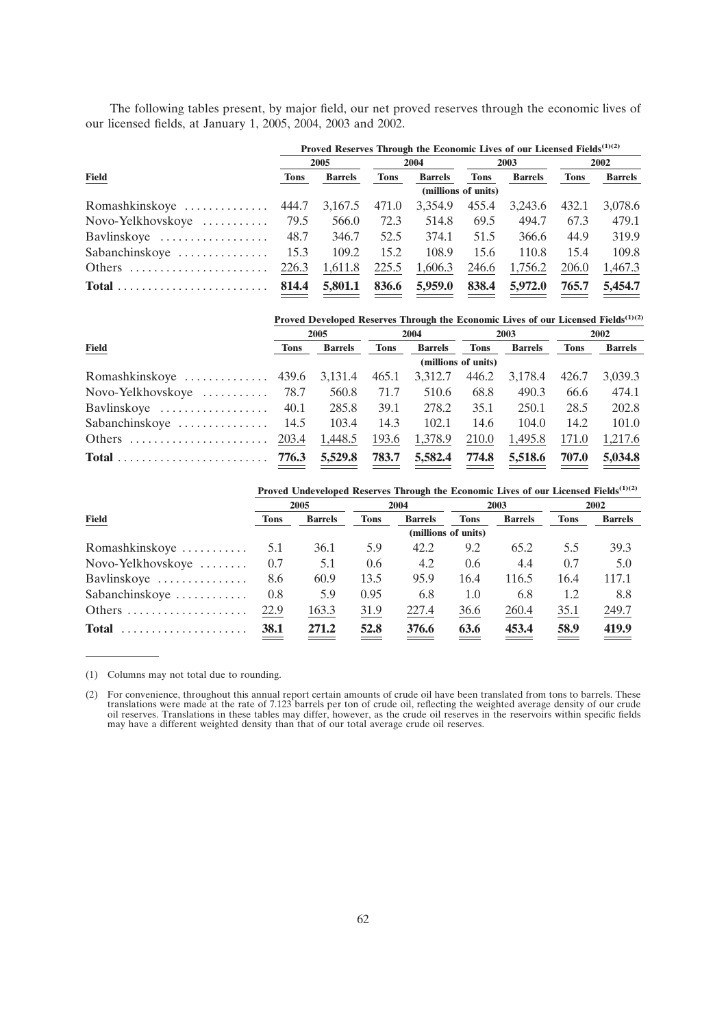The following tables present, by major field, our net proved reserves through the economic lives of our licensed fields, at January 1, 2005, 2004, 2003 and 2002.

| Field | Proved Reserves Through the Economic Lives of our Licensed Fields[(1)(2)] | | | | | | | |
|---|---|---|---|---|---|---|---|---|
| | 2005 | | 2004 | | 2003 | | 2002 | |
| | Tons | Barrels | Tons | Barrels | Tons | Barrels | Tons | Barrels |
| | (millions of units) | | | | | | | |
| Romashkinskoye | 444.7 | 3,167.5 | 471.0 | 3,354.9 | 455.4 | 3,243.6 | 432.1 | 3,078.6 |
| Novo-Yelkhovskoye | 79.5 | 566.0 | 72.3 | 514.8 | 69.5 | 494.7 | 67.3 | 479.1 |
| Bavlinskoye | 48.7 | 346.7 | 52.5 | 374.1 | 51.5 | 366.6 | 44.9 | 319.9 |
| Sabanchinskoye | 15.3 | 109.2 | 15.2 | 108.9 | 15.6 | 110.8 | 15.4 | 109.8 |
| Others | 226.3 | 1,611.8 | 225.5 | 1,606.3 | 246.6 | 1,756.2 | 206.0 | 1,467.3 |
| **Total** | **814.4** | **5,801.1** | **836.6** | **5,959.0** | **838.4** | **5,972.0** | **765.7** | **5,454.7** |

| Field | Proved Developed Reserves Through the Economic Lives of our Licensed Fields[(1)(2)] | | | | | | | |
|---|---|---|---|---|---|---|---|---|
| | 2005 | | 2004 | | 2003 | | 2002 | |
| | Tons | Barrels | Tons | Barrels | Tons | Barrels | Tons | Barrels |
| | (millions of units) | | | | | | | |
| Romashkinskoye | 439.6 | 3,131.4 | 465.1 | 3,312.7 | 446.2 | 3,178.4 | 426.7 | 3,039.3 |
| Novo-Yelkhovskoye | 78.7 | 560.8 | 71.7 | 510.6 | 68.8 | 490.3 | 66.6 | 474.1 |
| Bavlinskoye | 40.1 | 285.8 | 39.1 | 278.2 | 35.1 | 250.1 | 28.5 | 202.8 |
| Sabanchinskoye | 14.5 | 103.4 | 14.3 | 102.1 | 14.6 | 104.0 | 14.2 | 101.0 |
| Others | 203.4 | 1,448.5 | 193.6 | 1,378.9 | 210.0 | 1,495.8 | 171.0 | 1,217.6 |
| **Total** | **776.3** | **5,529.8** | **783.7** | **5,582.4** | **774.8** | **5,518.6** | **707.0** | **5,034.8** |

| Field | Proved Undeveloped Reserves Through the Economic Lives of our Licensed Fields[(1)(2)] | | | | | | | |
|---|---|---|---|---|---|---|---|---|
| | 2005 | | 2004 | | 2003 | | 2002 | |
| | Tons | Barrels | Tons | Barrels | Tons | Barrels | Tons | Barrels |
| | (millions of units) | | | | | | | |
| Romashkinskoye | 5.1 | 36.1 | 5.9 | 42.2 | 9.2 | 65.2 | 5.5 | 39.3 |
| Novo-Yelkhovskoye | 0.7 | 5.1 | 0.6 | 4.2 | 0.6 | 4.4 | 0.7 | 5.0 |
| Bavlinskoye | 8.6 | 60.9 | 13.5 | 95.9 | 16.4 | 116.5 | 16.4 | 117.1 |
| Sabanchinskoye | 0.8 | 5.9 | 0.95 | 6.8 | 1.0 | 6.8 | 1.2 | 8.8 |
| Others | 22.9 | 163.3 | 31.9 | 227.4 | 36.6 | 260.4 | 35.1 | 249.7 |
| **Total** | **38.1** | **271.2** | **52.8** | **376.6** | **63.6** | **453.4** | **58.9** | **419.9** |

(1) Columns may not total due to rounding.

(2) For convenience, throughout this annual report certain amounts of crude oil have been translated from tons to barrels. These translations were made at the rate of 7.123 barrels per ton of crude oil, reflecting the weighted average density of our crude oil reserves. Translations in these tables may differ, however, as the crude oil reserves in the reservoirs within specific fields may have a different weighted density than that of our total average crude oil reserves.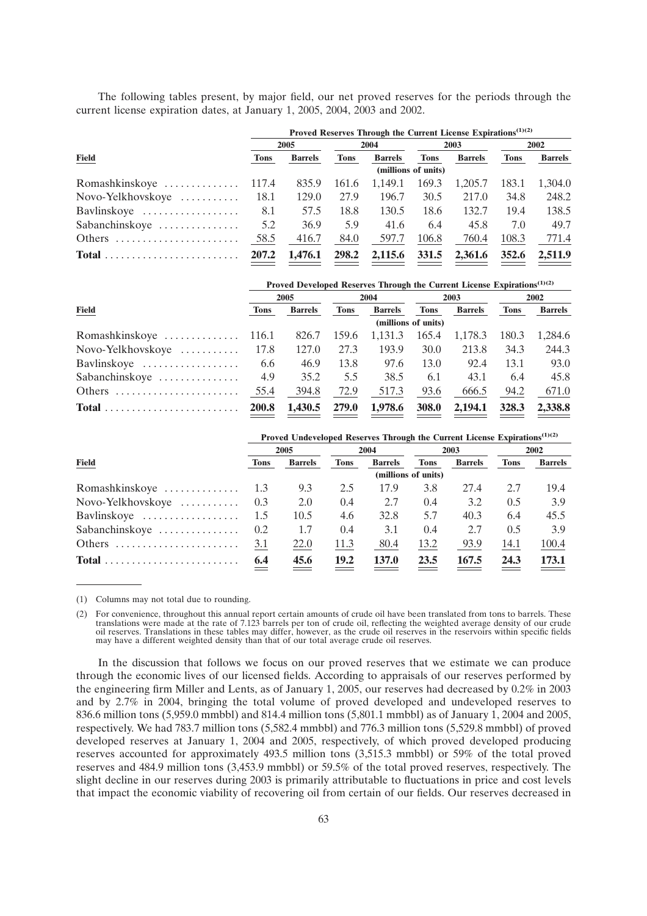The following tables present, by major field, our net proved reserves for the periods through the current license expiration dates, at January 1, 2005, 2004, 2003 and 2002.

| | Proved Reserves Through the Current License Expirations[(1)(2)] | | | | | | | |
|---|---|---|---|---|---|---|---|---|
| | 2005 | | 2004 | | 2003 | | 2002 | |
| **Field** | **Tons** | **Barrels** | **Tons** | **Barrels** | **Tons** | **Barrels** | **Tons** | **Barrels** |
| | | | | (millions of units) | | | | |
| Romashkinskoye | 117.4 | 835.9 | 161.6 | 1,149.1 | 169.3 | 1,205.7 | 183.1 | 1,304.0 |
| Novo-Yelkhovskoye | 18.1 | 129.0 | 27.9 | 196.7 | 30.5 | 217.0 | 34.8 | 248.2 |
| Bavlinskoye | 8.1 | 57.5 | 18.8 | 130.5 | 18.6 | 132.7 | 19.4 | 138.5 |
| Sabanchinskoye | 5.2 | 36.9 | 5.9 | 41.6 | 6.4 | 45.8 | 7.0 | 49.7 |
| Others | 58.5 | 416.7 | 84.0 | 597.7 | 106.8 | 760.4 | 108.3 | 771.4 |
| **Total** | **207.2** | **1,476.1** | **298.2** | **2,115.6** | **331.5** | **2,361.6** | **352.6** | **2,511.9** |

| | Proved Developed Reserves Through the Current License Expirations[(1)(2)] | | | | | | | |
|---|---|---|---|---|---|---|---|---|
| | 2005 | | 2004 | | 2003 | | 2002 | |
| **Field** | **Tons** | **Barrels** | **Tons** | **Barrels** | **Tons** | **Barrels** | **Tons** | **Barrels** |
| | | | | (millions of units) | | | | |
| Romashkinskoye | 116.1 | 826.7 | 159.6 | 1,131.3 | 165.4 | 1,178.3 | 180.3 | 1,284.6 |
| Novo-Yelkhovskoye | 17.8 | 127.0 | 27.3 | 193.9 | 30.0 | 213.8 | 34.3 | 244.3 |
| Bavlinskoye | 6.6 | 46.9 | 13.8 | 97.6 | 13.0 | 92.4 | 13.1 | 93.0 |
| Sabanchinskoye | 4.9 | 35.2 | 5.5 | 38.5 | 6.1 | 43.1 | 6.4 | 45.8 |
| Others | 55.4 | 394.8 | 72.9 | 517.3 | 93.6 | 666.5 | 94.2 | 671.0 |
| **Total** | **200.8** | **1,430.5** | **279.0** | **1,978.6** | **308.0** | **2,194.1** | **328.3** | **2,338.8** |

| | Proved Undeveloped Reserves Through the Current License Expirations[(1)(2)] | | | | | | | |
|---|---|---|---|---|---|---|---|---|
| | 2005 | | 2004 | | 2003 | | 2002 | |
| **Field** | **Tons** | **Barrels** | **Tons** | **Barrels** | **Tons** | **Barrels** | **Tons** | **Barrels** |
| | | | | (millions of units) | | | | |
| Romashkinskoye | 1.3 | 9.3 | 2.5 | 17.9 | 3.8 | 27.4 | 2.7 | 19.4 |
| Novo-Yelkhovskoye | 0.3 | 2.0 | 0.4 | 2.7 | 0.4 | 3.2 | 0.5 | 3.9 |
| Bavlinskoye | 1.5 | 10.5 | 4.6 | 32.8 | 5.7 | 40.3 | 6.4 | 45.5 |
| Sabanchinskoye | 0.2 | 1.7 | 0.4 | 3.1 | 0.4 | 2.7 | 0.5 | 3.9 |
| Others | 3.1 | 22.0 | 11.3 | 80.4 | 13.2 | 93.9 | 14.1 | 100.4 |
| **Total** | **6.4** | **45.6** | **19.2** | **137.0** | **23.5** | **167.5** | **24.3** | **173.1** |

(1) Columns may not total due to rounding.

(2) For convenience, throughout this annual report certain amounts of crude oil have been translated from tons to barrels. These translations were made at the rate of 7.123 barrels per ton of crude oil, reflecting the weighted average density of our crude oil reserves. Translations in these tables may differ, however, as the crude oil reserves in the reservoirs within specific fields may have a different weighted density than that of our total average crude oil reserves.

In the discussion that follows we focus on our proved reserves that we estimate we can produce through the economic lives of our licensed fields. According to appraisals of our reserves performed by the engineering firm Miller and Lents, as of January 1, 2005, our reserves had decreased by 0.2% in 2003 and by 2.7% in 2004, bringing the total volume of proved developed and undeveloped reserves to 836.6 million tons (5,959.0 mmbbl) and 814.4 million tons (5,801.1 mmbbl) as of January 1, 2004 and 2005, respectively. We had 783.7 million tons (5,582.4 mmbbl) and 776.3 million tons (5,529.8 mmbbl) of proved developed reserves at January 1, 2004 and 2005, respectively, of which proved developed producing reserves accounted for approximately 493.5 million tons (3,515.3 mmbbl) or 59% of the total proved reserves and 484.9 million tons (3,453.9 mmbbl) or 59.5% of the total proved reserves, respectively. The slight decline in our reserves during 2003 is primarily attributable to fluctuations in price and cost levels that impact the economic viability of recovering oil from certain of our fields. Our reserves decreased in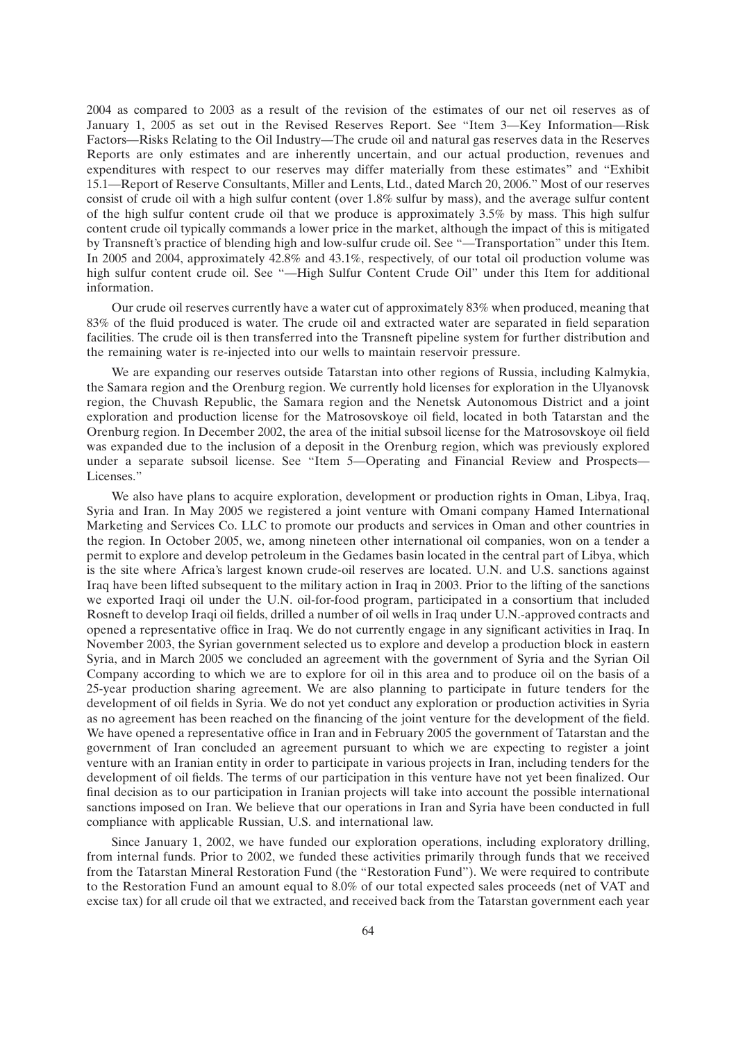2004 as compared to 2003 as a result of the revision of the estimates of our net oil reserves as of January 1, 2005 as set out in the Revised Reserves Report. See "Item 3—Key Information—Risk Factors—Risks Relating to the Oil Industry—The crude oil and natural gas reserves data in the Reserves Reports are only estimates and are inherently uncertain, and our actual production, revenues and expenditures with respect to our reserves may differ materially from these estimates" and "Exhibit 15.1—Report of Reserve Consultants, Miller and Lents, Ltd., dated March 20, 2006." Most of our reserves consist of crude oil with a high sulfur content (over 1.8% sulfur by mass), and the average sulfur content of the high sulfur content crude oil that we produce is approximately 3.5% by mass. This high sulfur content crude oil typically commands a lower price in the market, although the impact of this is mitigated by Transneft's practice of blending high and low-sulfur crude oil. See "—Transportation" under this Item. In 2005 and 2004, approximately 42.8% and 43.1%, respectively, of our total oil production volume was high sulfur content crude oil. See "—High Sulfur Content Crude Oil" under this Item for additional information.

Our crude oil reserves currently have a water cut of approximately 83% when produced, meaning that 83% of the fluid produced is water. The crude oil and extracted water are separated in field separation facilities. The crude oil is then transferred into the Transneft pipeline system for further distribution and the remaining water is re-injected into our wells to maintain reservoir pressure.

We are expanding our reserves outside Tatarstan into other regions of Russia, including Kalmykia, the Samara region and the Orenburg region. We currently hold licenses for exploration in the Ulyanovsk region, the Chuvash Republic, the Samara region and the Nenetsk Autonomous District and a joint exploration and production license for the Matrosovskoye oil field, located in both Tatarstan and the Orenburg region. In December 2002, the area of the initial subsoil license for the Matrosovskoye oil field was expanded due to the inclusion of a deposit in the Orenburg region, which was previously explored under a separate subsoil license. See "Item 5—Operating and Financial Review and Prospects—Licenses."

We also have plans to acquire exploration, development or production rights in Oman, Libya, Iraq, Syria and Iran. In May 2005 we registered a joint venture with Omani company Hamed International Marketing and Services Co. LLC to promote our products and services in Oman and other countries in the region. In October 2005, we, among nineteen other international oil companies, won on a tender a permit to explore and develop petroleum in the Gedames basin located in the central part of Libya, which is the site where Africa's largest known crude-oil reserves are located. U.N. and U.S. sanctions against Iraq have been lifted subsequent to the military action in Iraq in 2003. Prior to the lifting of the sanctions we exported Iraqi oil under the U.N. oil-for-food program, participated in a consortium that included Rosneft to develop Iraqi oil fields, drilled a number of oil wells in Iraq under U.N.-approved contracts and opened a representative office in Iraq. We do not currently engage in any significant activities in Iraq. In November 2003, the Syrian government selected us to explore and develop a production block in eastern Syria, and in March 2005 we concluded an agreement with the government of Syria and the Syrian Oil Company according to which we are to explore for oil in this area and to produce oil on the basis of a 25-year production sharing agreement. We are also planning to participate in future tenders for the development of oil fields in Syria. We do not yet conduct any exploration or production activities in Syria as no agreement has been reached on the financing of the joint venture for the development of the field. We have opened a representative office in Iran and in February 2005 the government of Tatarstan and the government of Iran concluded an agreement pursuant to which we are expecting to register a joint venture with an Iranian entity in order to participate in various projects in Iran, including tenders for the development of oil fields. The terms of our participation in this venture have not yet been finalized. Our final decision as to our participation in Iranian projects will take into account the possible international sanctions imposed on Iran. We believe that our operations in Iran and Syria have been conducted in full compliance with applicable Russian, U.S. and international law.

Since January 1, 2002, we have funded our exploration operations, including exploratory drilling, from internal funds. Prior to 2002, we funded these activities primarily through funds that we received from the Tatarstan Mineral Restoration Fund (the "Restoration Fund"). We were required to contribute to the Restoration Fund an amount equal to 8.0% of our total expected sales proceeds (net of VAT and excise tax) for all crude oil that we extracted, and received back from the Tatarstan government each year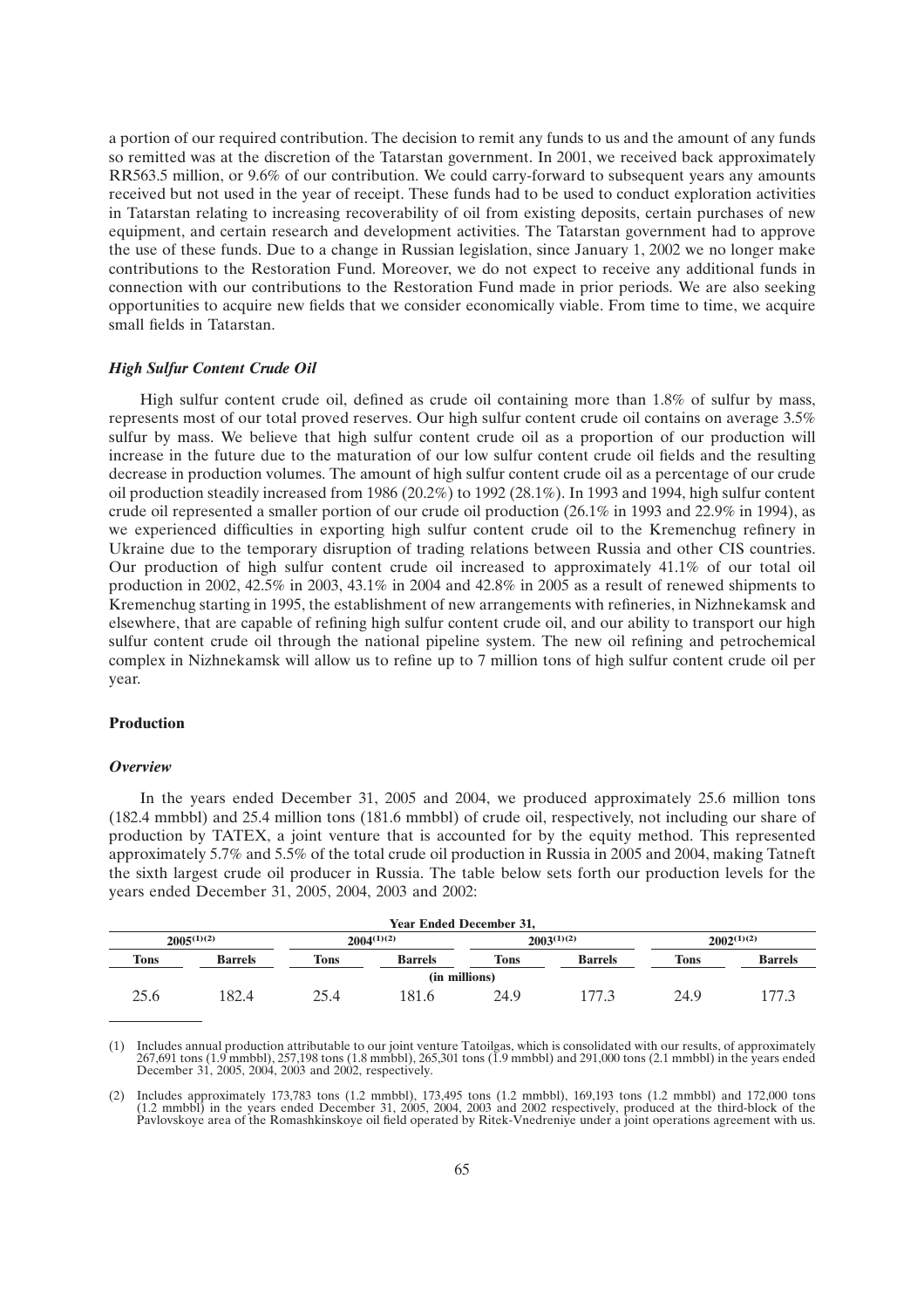a portion of our required contribution. The decision to remit any funds to us and the amount of any funds so remitted was at the discretion of the Tatarstan government. In 2001, we received back approximately RR563.5 million, or 9.6% of our contribution. We could carry-forward to subsequent years any amounts received but not used in the year of receipt. These funds had to be used to conduct exploration activities in Tatarstan relating to increasing recoverability of oil from existing deposits, certain purchases of new equipment, and certain research and development activities. The Tatarstan government had to approve the use of these funds. Due to a change in Russian legislation, since January 1, 2002 we no longer make contributions to the Restoration Fund. Moreover, we do not expect to receive any additional funds in connection with our contributions to the Restoration Fund made in prior periods. We are also seeking opportunities to acquire new fields that we consider economically viable. From time to time, we acquire small fields in Tatarstan.

### *High Sulfur Content Crude Oil*

High sulfur content crude oil, defined as crude oil containing more than 1.8% of sulfur by mass, represents most of our total proved reserves. Our high sulfur content crude oil contains on average 3.5% sulfur by mass. We believe that high sulfur content crude oil as a proportion of our production will increase in the future due to the maturation of our low sulfur content crude oil fields and the resulting decrease in production volumes. The amount of high sulfur content crude oil as a percentage of our crude oil production steadily increased from 1986 (20.2%) to 1992 (28.1%). In 1993 and 1994, high sulfur content crude oil represented a smaller portion of our crude oil production (26.1% in 1993 and 22.9% in 1994), as we experienced difficulties in exporting high sulfur content crude oil to the Kremenchug refinery in Ukraine due to the temporary disruption of trading relations between Russia and other CIS countries. Our production of high sulfur content crude oil increased to approximately 41.1% of our total oil production in 2002, 42.5% in 2003, 43.1% in 2004 and 42.8% in 2005 as a result of renewed shipments to Kremenchug starting in 1995, the establishment of new arrangements with refineries, in Nizhnekamsk and elsewhere, that are capable of refining high sulfur content crude oil, and our ability to transport our high sulfur content crude oil through the national pipeline system. The new oil refining and petrochemical complex in Nizhnekamsk will allow us to refine up to 7 million tons of high sulfur content crude oil per year.

## **Production**

### *Overview*

In the years ended December 31, 2005 and 2004, we produced approximately 25.6 million tons (182.4 mmbbl) and 25.4 million tons (181.6 mmbbl) of crude oil, respectively, not including our share of production by TATEX, a joint venture that is accounted for by the equity method. This represented approximately 5.7% and 5.5% of the total crude oil production in Russia in 2005 and 2004, making Tatneft the sixth largest crude oil producer in Russia. The table below sets forth our production levels for the years ended December 31, 2005, 2004, 2003 and 2002:

| Year Ended December 31, | | | | | | | |
|---|---|---|---|---|---|---|---|
| 2005(1)(2) | | 2004(1)(2) | | 2003(1)(2) | | 2002(1)(2) | |
| Tons | Barrels | Tons | Barrels | Tons | Barrels | Tons | Barrels |
| (in millions) | | | | | | | |
| 25.6 | 182.4 | 25.4 | 181.6 | 24.9 | 177.3 | 24.9 | 177.3 |

(1) Includes annual production attributable to our joint venture Tatoilgas, which is consolidated with our results, of approximately 267,691 tons (1.9 mmbbl), 257,198 tons (1.8 mmbbl), 265,301 tons (1.9 mmbbl) and 291,000 tons (2.1 mmbbl) in the years ended December 31, 2005, 2004, 2003 and 2002, respectively.

(2) Includes approximately 173,783 tons (1.2 mmbbl), 173,495 tons (1.2 mmbbl), 169,193 tons (1.2 mmbbl) and 172,000 tons (1.2 mmbbl) in the years ended December 31, 2005, 2004, 2003 and 2002 respectively, produced at the third-block of the Pavlovskoye area of the Romashkinskoye oil field operated by Ritek-Vnedreniye under a joint operations agreement with us.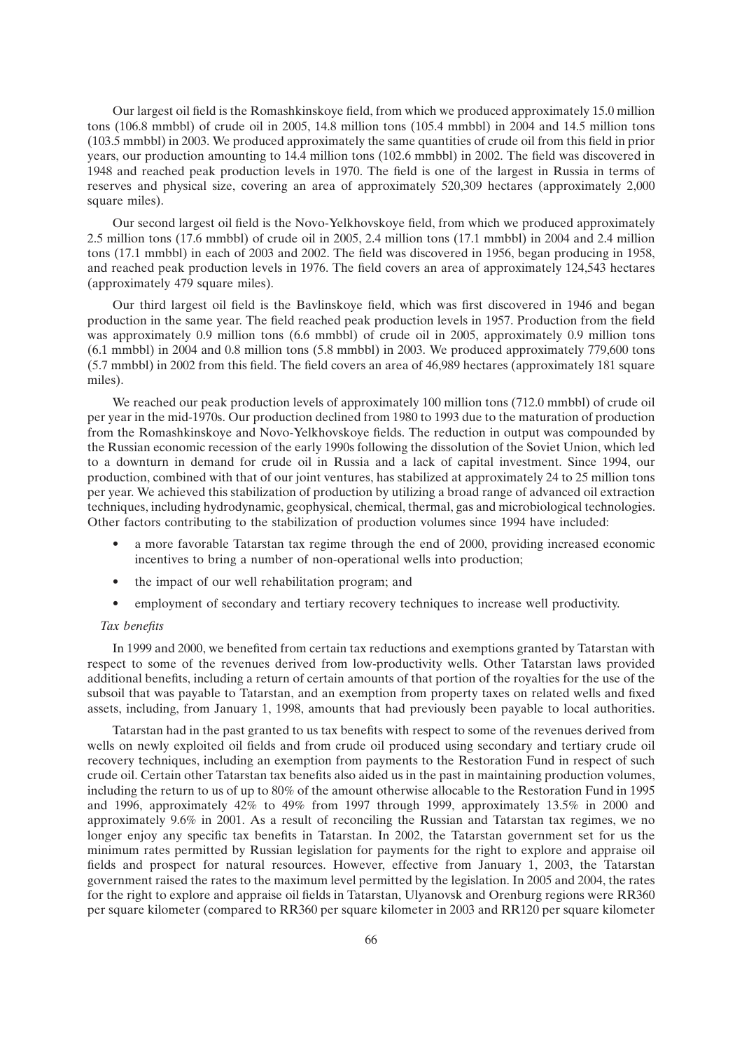Our largest oil field is the Romashkinskoye field, from which we produced approximately 15.0 million tons (106.8 mmbbl) of crude oil in 2005, 14.8 million tons (105.4 mmbbl) in 2004 and 14.5 million tons (103.5 mmbbl) in 2003. We produced approximately the same quantities of crude oil from this field in prior years, our production amounting to 14.4 million tons (102.6 mmbbl) in 2002. The field was discovered in 1948 and reached peak production levels in 1970. The field is one of the largest in Russia in terms of reserves and physical size, covering an area of approximately 520,309 hectares (approximately 2,000 square miles).

Our second largest oil field is the Novo-Yelkhovskoye field, from which we produced approximately 2.5 million tons (17.6 mmbbl) of crude oil in 2005, 2.4 million tons (17.1 mmbbl) in 2004 and 2.4 million tons (17.1 mmbbl) in each of 2003 and 2002. The field was discovered in 1956, began producing in 1958, and reached peak production levels in 1976. The field covers an area of approximately 124,543 hectares (approximately 479 square miles).

Our third largest oil field is the Bavlinskoye field, which was first discovered in 1946 and began production in the same year. The field reached peak production levels in 1957. Production from the field was approximately 0.9 million tons (6.6 mmbbl) of crude oil in 2005, approximately 0.9 million tons (6.1 mmbbl) in 2004 and 0.8 million tons (5.8 mmbbl) in 2003. We produced approximately 779,600 tons (5.7 mmbbl) in 2002 from this field. The field covers an area of 46,989 hectares (approximately 181 square miles).

We reached our peak production levels of approximately 100 million tons (712.0 mmbbl) of crude oil per year in the mid-1970s. Our production declined from 1980 to 1993 due to the maturation of production from the Romashkinskoye and Novo-Yelkhovskoye fields. The reduction in output was compounded by the Russian economic recession of the early 1990s following the dissolution of the Soviet Union, which led to a downturn in demand for crude oil in Russia and a lack of capital investment. Since 1994, our production, combined with that of our joint ventures, has stabilized at approximately 24 to 25 million tons per year. We achieved this stabilization of production by utilizing a broad range of advanced oil extraction techniques, including hydrodynamic, geophysical, chemical, thermal, gas and microbiological technologies. Other factors contributing to the stabilization of production volumes since 1994 have included:

- a more favorable Tatarstan tax regime through the end of 2000, providing increased economic incentives to bring a number of non-operational wells into production;
- the impact of our well rehabilitation program; and
- employment of secondary and tertiary recovery techniques to increase well productivity.

*Tax benefits*

In 1999 and 2000, we benefited from certain tax reductions and exemptions granted by Tatarstan with respect to some of the revenues derived from low-productivity wells. Other Tatarstan laws provided additional benefits, including a return of certain amounts of that portion of the royalties for the use of the subsoil that was payable to Tatarstan, and an exemption from property taxes on related wells and fixed assets, including, from January 1, 1998, amounts that had previously been payable to local authorities.

Tatarstan had in the past granted to us tax benefits with respect to some of the revenues derived from wells on newly exploited oil fields and from crude oil produced using secondary and tertiary crude oil recovery techniques, including an exemption from payments to the Restoration Fund in respect of such crude oil. Certain other Tatarstan tax benefits also aided us in the past in maintaining production volumes, including the return to us of up to 80% of the amount otherwise allocable to the Restoration Fund in 1995 and 1996, approximately 42% to 49% from 1997 through 1999, approximately 13.5% in 2000 and approximately 9.6% in 2001. As a result of reconciling the Russian and Tatarstan tax regimes, we no longer enjoy any specific tax benefits in Tatarstan. In 2002, the Tatarstan government set for us the minimum rates permitted by Russian legislation for payments for the right to explore and appraise oil fields and prospect for natural resources. However, effective from January 1, 2003, the Tatarstan government raised the rates to the maximum level permitted by the legislation. In 2005 and 2004, the rates for the right to explore and appraise oil fields in Tatarstan, Ulyanovsk and Orenburg regions were RR360 per square kilometer (compared to RR360 per square kilometer in 2003 and RR120 per square kilometer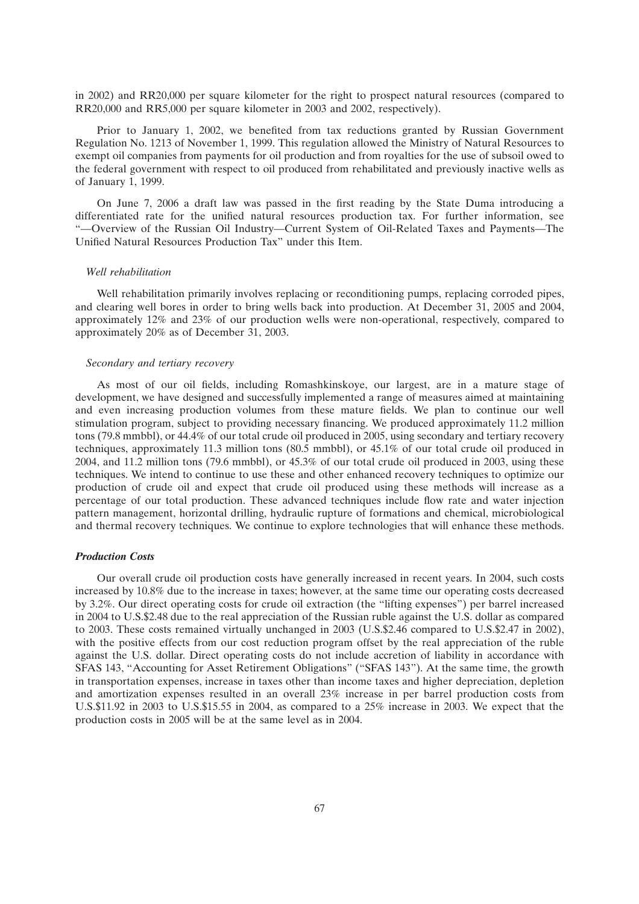in 2002) and RR20,000 per square kilometer for the right to prospect natural resources (compared to RR20,000 and RR5,000 per square kilometer in 2003 and 2002, respectively).

Prior to January 1, 2002, we benefited from tax reductions granted by Russian Government Regulation No. 1213 of November 1, 1999. This regulation allowed the Ministry of Natural Resources to exempt oil companies from payments for oil production and from royalties for the use of subsoil owed to the federal government with respect to oil produced from rehabilitated and previously inactive wells as of January 1, 1999.

On June 7, 2006 a draft law was passed in the first reading by the State Duma introducing a differentiated rate for the unified natural resources production tax. For further information, see "—Overview of the Russian Oil Industry—Current System of Oil-Related Taxes and Payments—The Unified Natural Resources Production Tax" under this Item.

*Well rehabilitation*

Well rehabilitation primarily involves replacing or reconditioning pumps, replacing corroded pipes, and clearing well bores in order to bring wells back into production. At December 31, 2005 and 2004, approximately 12% and 23% of our production wells were non-operational, respectively, compared to approximately 20% as of December 31, 2003.

*Secondary and tertiary recovery*

As most of our oil fields, including Romashkinskoye, our largest, are in a mature stage of development, we have designed and successfully implemented a range of measures aimed at maintaining and even increasing production volumes from these mature fields. We plan to continue our well stimulation program, subject to providing necessary financing. We produced approximately 11.2 million tons (79.8 mmbbl), or 44.4% of our total crude oil produced in 2005, using secondary and tertiary recovery techniques, approximately 11.3 million tons (80.5 mmbbl), or 45.1% of our total crude oil produced in 2004, and 11.2 million tons (79.6 mmbbl), or 45.3% of our total crude oil produced in 2003, using these techniques. We intend to continue to use these and other enhanced recovery techniques to optimize our production of crude oil and expect that crude oil produced using these methods will increase as a percentage of our total production. These advanced techniques include flow rate and water injection pattern management, horizontal drilling, hydraulic rupture of formations and chemical, microbiological and thermal recovery techniques. We continue to explore technologies that will enhance these methods.

***Production Costs***

Our overall crude oil production costs have generally increased in recent years. In 2004, such costs increased by 10.8% due to the increase in taxes; however, at the same time our operating costs decreased by 3.2%. Our direct operating costs for crude oil extraction (the "lifting expenses") per barrel increased in 2004 to U.S.$2.48 due to the real appreciation of the Russian ruble against the U.S. dollar as compared to 2003. These costs remained virtually unchanged in 2003 (U.S.$2.46 compared to U.S.$2.47 in 2002), with the positive effects from our cost reduction program offset by the real appreciation of the ruble against the U.S. dollar. Direct operating costs do not include accretion of liability in accordance with SFAS 143, "Accounting for Asset Retirement Obligations" ("SFAS 143"). At the same time, the growth in transportation expenses, increase in taxes other than income taxes and higher depreciation, depletion and amortization expenses resulted in an overall 23% increase in per barrel production costs from U.S.$11.92 in 2003 to U.S.$15.55 in 2004, as compared to a 25% increase in 2003. We expect that the production costs in 2005 will be at the same level as in 2004.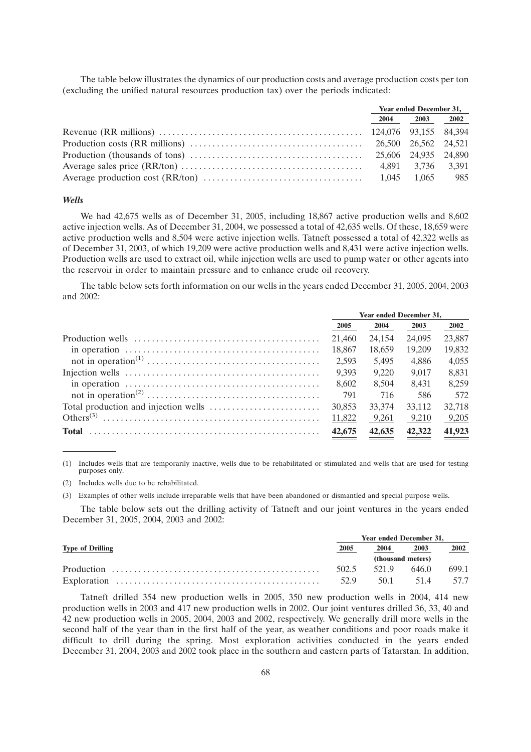The table below illustrates the dynamics of our production costs and average production costs per ton (excluding the unified natural resources production tax) over the periods indicated:

| | Year ended December 31, | | |
|---|---|---|---|
| | 2004 | 2003 | 2002 |
| Revenue (RR millions) | 124,076 | 93,155 | 84,394 |
| Production costs (RR millions) | 26,500 | 26,562 | 24,521 |
| Production (thousands of tons) | 25,606 | 24,935 | 24,890 |
| Average sales price (RR/ton) | 4,891 | 3,736 | 3,391 |
| Average production cost (RR/ton) | 1,045 | 1,065 | 985 |

### *Wells*

We had 42,675 wells as of December 31, 2005, including 18,867 active production wells and 8,602 active injection wells. As of December 31, 2004, we possessed a total of 42,635 wells. Of these, 18,659 were active production wells and 8,504 were active injection wells. Tatneft possessed a total of 42,322 wells as of December 31, 2003, of which 19,209 were active production wells and 8,431 were active injection wells. Production wells are used to extract oil, while injection wells are used to pump water or other agents into the reservoir in order to maintain pressure and to enhance crude oil recovery.

The table below sets forth information on our wells in the years ended December 31, 2005, 2004, 2003 and 2002:

| | Year ended December 31, | | | |
|---|---|---|---|---|
| | 2005 | 2004 | 2003 | 2002 |
| Production wells | 21,460 | 24,154 | 24,095 | 23,887 |
| in operation | 18,867 | 18,659 | 19,209 | 19,832 |
| not in operation[1] | 2,593 | 5,495 | 4,886 | 4,055 |
| Injection wells | 9,393 | 9,220 | 9,017 | 8,831 |
| in operation | 8,602 | 8,504 | 8,431 | 8,259 |
| not in operation[2] | 791 | 716 | 586 | 572 |
| Total production and injection wells | 30,853 | 33,374 | 33,112 | 32,718 |
| Others[3] | 11,822 | 9,261 | 9,210 | 9,205 |
| **Total** | 42,675 | 42,635 | 42,322 | 41,923 |

(1) Includes wells that are temporarily inactive, wells due to be rehabilitated or stimulated and wells that are used for testing purposes only.

(2) Includes wells due to be rehabilitated.

(3) Examples of other wells include irreparable wells that have been abandoned or dismantled and special purpose wells.

The table below sets out the drilling activity of Tatneft and our joint ventures in the years ended December 31, 2005, 2004, 2003 and 2002:

| | Year ended December 31, | | | |
|---|---|---|---|---|
| **Type of Drilling** | 2005 | 2004 | 2003 | 2002 |
| | (thousand meters) | | | |
| Production | 502.5 | 521.9 | 646.0 | 699.1 |
| Exploration | 52.9 | 50.1 | 51.4 | 57.7 |

Tatneft drilled 354 new production wells in 2005, 350 new production wells in 2004, 414 new production wells in 2003 and 417 new production wells in 2002. Our joint ventures drilled 36, 33, 40 and 42 new production wells in 2005, 2004, 2003 and 2002, respectively. We generally drill more wells in the second half of the year than in the first half of the year, as weather conditions and poor roads make it difficult to drill during the spring. Most exploration activities conducted in the years ended December 31, 2004, 2003 and 2002 took place in the southern and eastern parts of Tatarstan. In addition,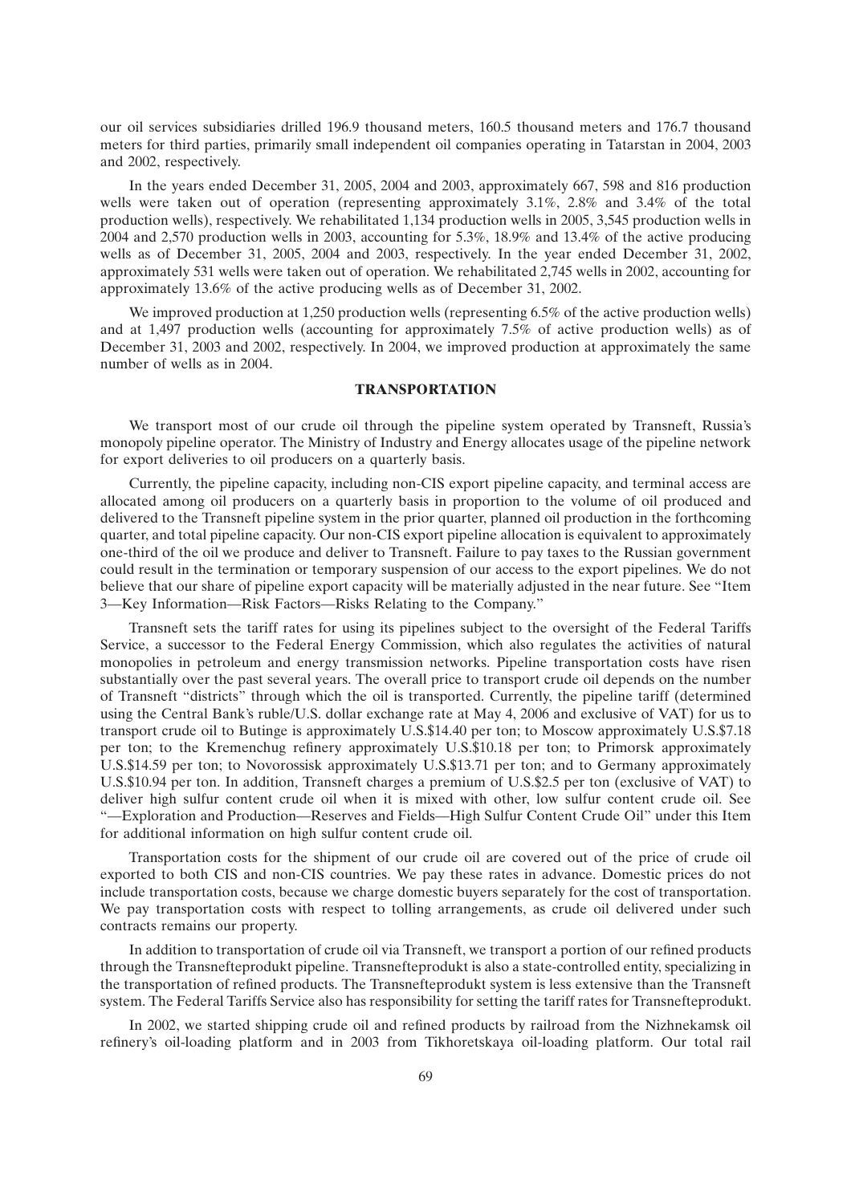our oil services subsidiaries drilled 196.9 thousand meters, 160.5 thousand meters and 176.7 thousand meters for third parties, primarily small independent oil companies operating in Tatarstan in 2004, 2003 and 2002, respectively.

In the years ended December 31, 2005, 2004 and 2003, approximately 667, 598 and 816 production wells were taken out of operation (representing approximately 3.1%, 2.8% and 3.4% of the total production wells), respectively. We rehabilitated 1,134 production wells in 2005, 3,545 production wells in 2004 and 2,570 production wells in 2003, accounting for 5.3%, 18.9% and 13.4% of the active producing wells as of December 31, 2005, 2004 and 2003, respectively. In the year ended December 31, 2002, approximately 531 wells were taken out of operation. We rehabilitated 2,745 wells in 2002, accounting for approximately 13.6% of the active producing wells as of December 31, 2002.

We improved production at 1,250 production wells (representing 6.5% of the active production wells) and at 1,497 production wells (accounting for approximately 7.5% of active production wells) as of December 31, 2003 and 2002, respectively. In 2004, we improved production at approximately the same number of wells as in 2004.

## TRANSPORTATION

We transport most of our crude oil through the pipeline system operated by Transneft, Russia's monopoly pipeline operator. The Ministry of Industry and Energy allocates usage of the pipeline network for export deliveries to oil producers on a quarterly basis.

Currently, the pipeline capacity, including non-CIS export pipeline capacity, and terminal access are allocated among oil producers on a quarterly basis in proportion to the volume of oil produced and delivered to the Transneft pipeline system in the prior quarter, planned oil production in the forthcoming quarter, and total pipeline capacity. Our non-CIS export pipeline allocation is equivalent to approximately one-third of the oil we produce and deliver to Transneft. Failure to pay taxes to the Russian government could result in the termination or temporary suspension of our access to the export pipelines. We do not believe that our share of pipeline export capacity will be materially adjusted in the near future. See "Item 3—Key Information—Risk Factors—Risks Relating to the Company."

Transneft sets the tariff rates for using its pipelines subject to the oversight of the Federal Tariffs Service, a successor to the Federal Energy Commission, which also regulates the activities of natural monopolies in petroleum and energy transmission networks. Pipeline transportation costs have risen substantially over the past several years. The overall price to transport crude oil depends on the number of Transneft "districts" through which the oil is transported. Currently, the pipeline tariff (determined using the Central Bank's ruble/U.S. dollar exchange rate at May 4, 2006 and exclusive of VAT) for us to transport crude oil to Butinge is approximately U.S.$14.40 per ton; to Moscow approximately U.S.$7.18 per ton; to the Kremenchug refinery approximately U.S.$10.18 per ton; to Primorsk approximately U.S.$14.59 per ton; to Novorossisk approximately U.S.$13.71 per ton; and to Germany approximately U.S.$10.94 per ton. In addition, Transneft charges a premium of U.S.$2.5 per ton (exclusive of VAT) to deliver high sulfur content crude oil when it is mixed with other, low sulfur content crude oil. See "—Exploration and Production—Reserves and Fields—High Sulfur Content Crude Oil" under this Item for additional information on high sulfur content crude oil.

Transportation costs for the shipment of our crude oil are covered out of the price of crude oil exported to both CIS and non-CIS countries. We pay these rates in advance. Domestic prices do not include transportation costs, because we charge domestic buyers separately for the cost of transportation. We pay transportation costs with respect to tolling arrangements, as crude oil delivered under such contracts remains our property.

In addition to transportation of crude oil via Transneft, we transport a portion of our refined products through the Transnefteprodukt pipeline. Transnefteprodukt is also a state-controlled entity, specializing in the transportation of refined products. The Transnefteprodukt system is less extensive than the Transneft system. The Federal Tariffs Service also has responsibility for setting the tariff rates for Transnefteprodukt.

In 2002, we started shipping crude oil and refined products by railroad from the Nizhnekamsk oil refinery's oil-loading platform and in 2003 from Tikhoretskaya oil-loading platform. Our total rail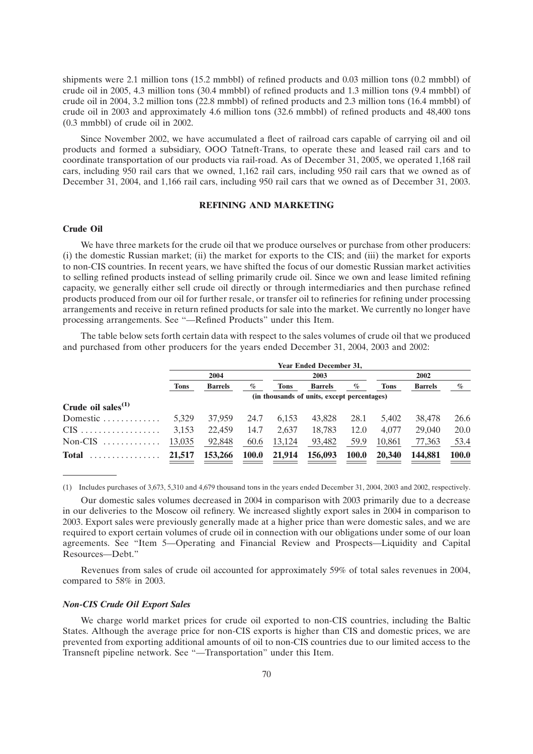shipments were 2.1 million tons (15.2 mmbbl) of refined products and 0.03 million tons (0.2 mmbbl) of crude oil in 2005, 4.3 million tons (30.4 mmbbl) of refined products and 1.3 million tons (9.4 mmbbl) of crude oil in 2004, 3.2 million tons (22.8 mmbbl) of refined products and 2.3 million tons (16.4 mmbbl) of crude oil in 2003 and approximately 4.6 million tons (32.6 mmbbl) of refined products and 48,400 tons (0.3 mmbbl) of crude oil in 2002.

Since November 2002, we have accumulated a fleet of railroad cars capable of carrying oil and oil products and formed a subsidiary, OOO Tatneft-Trans, to operate these and leased rail cars and to coordinate transportation of our products via rail-road. As of December 31, 2005, we operated 1,168 rail cars, including 950 rail cars that we owned, 1,162 rail cars, including 950 rail cars that we owned as of December 31, 2004, and 1,166 rail cars, including 950 rail cars that we owned as of December 31, 2003.

## REFINING AND MARKETING

### Crude Oil

We have three markets for the crude oil that we produce ourselves or purchase from other producers: (i) the domestic Russian market; (ii) the market for exports to the CIS; and (iii) the market for exports to non-CIS countries. In recent years, we have shifted the focus of our domestic Russian market activities to selling refined products instead of selling primarily crude oil. Since we own and lease limited refining capacity, we generally either sell crude oil directly or through intermediaries and then purchase refined products produced from our oil for further resale, or transfer oil to refineries for refining under processing arrangements and receive in return refined products for sale into the market. We currently no longer have processing arrangements. See "—Refined Products" under this Item.

The table below sets forth certain data with respect to the sales volumes of crude oil that we produced and purchased from other producers for the years ended December 31, 2004, 2003 and 2002:

| | Year Ended December 31, | | | | | | | | |
|---|---|---|---|---|---|---|---|---|---|
| | 2004 | | | 2003 | | | 2002 | | |
| | Tons | Barrels | % | Tons | Barrels | % | Tons | Barrels | % |
| | (in thousands of units, except percentages) | | | | | | | | |
| **Crude oil sales**[(1)] | | | | | | | | | |
| Domestic | 5,329 | 37,959 | 24.7 | 6,153 | 43,828 | 28.1 | 5,402 | 38,478 | 26.6 |
| CIS | 3,153 | 22,459 | 14.7 | 2,637 | 18,783 | 12.0 | 4,077 | 29,040 | 20.0 |
| Non-CIS | 13,035 | 92,848 | 60.6 | 13,124 | 93,482 | 59.9 | 10,861 | 77,363 | 53.4 |
| **Total** | **21,517** | **153,266** | **100.0** | **21,914** | **156,093** | **100.0** | **20,340** | **144,881** | **100.0** |

(1) Includes purchases of 3,673, 5,310 and 4,679 thousand tons in the years ended December 31, 2004, 2003 and 2002, respectively.

Our domestic sales volumes decreased in 2004 in comparison with 2003 primarily due to a decrease in our deliveries to the Moscow oil refinery. We increased slightly export sales in 2004 in comparison to 2003. Export sales were previously generally made at a higher price than were domestic sales, and we are required to export certain volumes of crude oil in connection with our obligations under some of our loan agreements. See "Item 5—Operating and Financial Review and Prospects—Liquidity and Capital Resources—Debt."

Revenues from sales of crude oil accounted for approximately 59% of total sales revenues in 2004, compared to 58% in 2003.

#### *Non-CIS Crude Oil Export Sales*

We charge world market prices for crude oil exported to non-CIS countries, including the Baltic States. Although the average price for non-CIS exports is higher than CIS and domestic prices, we are prevented from exporting additional amounts of oil to non-CIS countries due to our limited access to the Transneft pipeline network. See "—Transportation" under this Item.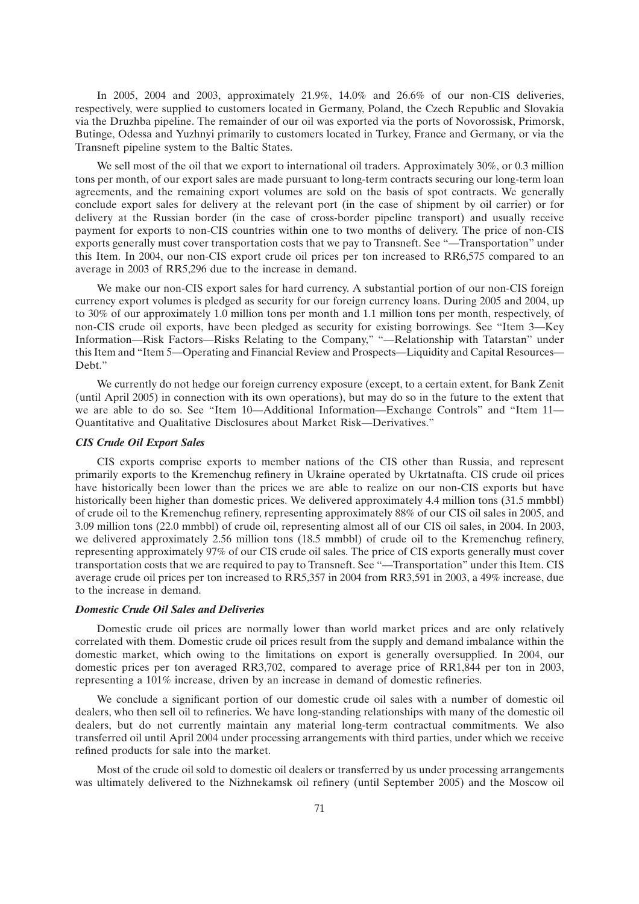In 2005, 2004 and 2003, approximately 21.9%, 14.0% and 26.6% of our non-CIS deliveries, respectively, were supplied to customers located in Germany, Poland, the Czech Republic and Slovakia via the Druzhba pipeline. The remainder of our oil was exported via the ports of Novorossisk, Primorsk, Butinge, Odessa and Yuzhnyi primarily to customers located in Turkey, France and Germany, or via the Transneft pipeline system to the Baltic States.

We sell most of the oil that we export to international oil traders. Approximately 30%, or 0.3 million tons per month, of our export sales are made pursuant to long-term contracts securing our long-term loan agreements, and the remaining export volumes are sold on the basis of spot contracts. We generally conclude export sales for delivery at the relevant port (in the case of shipment by oil carrier) or for delivery at the Russian border (in the case of cross-border pipeline transport) and usually receive payment for exports to non-CIS countries within one to two months of delivery. The price of non-CIS exports generally must cover transportation costs that we pay to Transneft. See "—Transportation" under this Item. In 2004, our non-CIS export crude oil prices per ton increased to RR6,575 compared to an average in 2003 of RR5,296 due to the increase in demand.

We make our non-CIS export sales for hard currency. A substantial portion of our non-CIS foreign currency export volumes is pledged as security for our foreign currency loans. During 2005 and 2004, up to 30% of our approximately 1.0 million tons per month and 1.1 million tons per month, respectively, of non-CIS crude oil exports, have been pledged as security for existing borrowings. See "Item 3—Key Information—Risk Factors—Risks Relating to the Company," "—Relationship with Tatarstan" under this Item and "Item 5—Operating and Financial Review and Prospects—Liquidity and Capital Resources—Debt."

We currently do not hedge our foreign currency exposure (except, to a certain extent, for Bank Zenit (until April 2005) in connection with its own operations), but may do so in the future to the extent that we are able to do so. See "Item 10—Additional Information—Exchange Controls" and "Item 11—Quantitative and Qualitative Disclosures about Market Risk—Derivatives."

### *CIS Crude Oil Export Sales*

CIS exports comprise exports to member nations of the CIS other than Russia, and represent primarily exports to the Kremenchug refinery in Ukraine operated by Ukrtatnafta. CIS crude oil prices have historically been lower than the prices we are able to realize on our non-CIS exports but have historically been higher than domestic prices. We delivered approximately 4.4 million tons (31.5 mmbbl) of crude oil to the Kremenchug refinery, representing approximately 88% of our CIS oil sales in 2005, and 3.09 million tons (22.0 mmbbl) of crude oil, representing almost all of our CIS oil sales, in 2004. In 2003, we delivered approximately 2.56 million tons (18.5 mmbbl) of crude oil to the Kremenchug refinery, representing approximately 97% of our CIS crude oil sales. The price of CIS exports generally must cover transportation costs that we are required to pay to Transneft. See "—Transportation" under this Item. CIS average crude oil prices per ton increased to RR5,357 in 2004 from RR3,591 in 2003, a 49% increase, due to the increase in demand.

### *Domestic Crude Oil Sales and Deliveries*

Domestic crude oil prices are normally lower than world market prices and are only relatively correlated with them. Domestic crude oil prices result from the supply and demand imbalance within the domestic market, which owing to the limitations on export is generally oversupplied. In 2004, our domestic prices per ton averaged RR3,702, compared to average price of RR1,844 per ton in 2003, representing a 101% increase, driven by an increase in demand of domestic refineries.

We conclude a significant portion of our domestic crude oil sales with a number of domestic oil dealers, who then sell oil to refineries. We have long-standing relationships with many of the domestic oil dealers, but do not currently maintain any material long-term contractual commitments. We also transferred oil until April 2004 under processing arrangements with third parties, under which we receive refined products for sale into the market.

Most of the crude oil sold to domestic oil dealers or transferred by us under processing arrangements was ultimately delivered to the Nizhnekamsk oil refinery (until September 2005) and the Moscow oil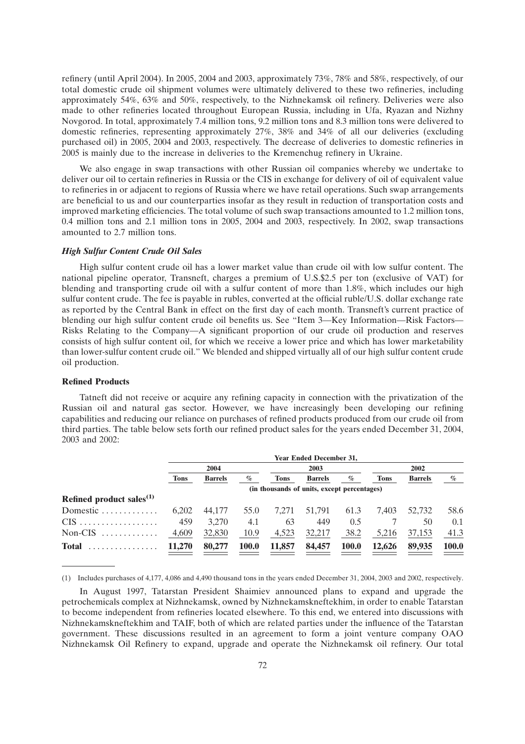refinery (until April 2004). In 2005, 2004 and 2003, approximately 73%, 78% and 58%, respectively, of our total domestic crude oil shipment volumes were ultimately delivered to these two refineries, including approximately 54%, 63% and 50%, respectively, to the Nizhnekamsk oil refinery. Deliveries were also made to other refineries located throughout European Russia, including in Ufa, Ryazan and Nizhny Novgorod. In total, approximately 7.4 million tons, 9.2 million tons and 8.3 million tons were delivered to domestic refineries, representing approximately 27%, 38% and 34% of all our deliveries (excluding purchased oil) in 2005, 2004 and 2003, respectively. The decrease of deliveries to domestic refineries in 2005 is mainly due to the increase in deliveries to the Kremenchug refinery in Ukraine.

We also engage in swap transactions with other Russian oil companies whereby we undertake to deliver our oil to certain refineries in Russia or the CIS in exchange for delivery of oil of equivalent value to refineries in or adjacent to regions of Russia where we have retail operations. Such swap arrangements are beneficial to us and our counterparties insofar as they result in reduction of transportation costs and improved marketing efficiencies. The total volume of such swap transactions amounted to 1.2 million tons, 0.4 million tons and 2.1 million tons in 2005, 2004 and 2003, respectively. In 2002, swap transactions amounted to 2.7 million tons.

### *High Sulfur Content Crude Oil Sales*

High sulfur content crude oil has a lower market value than crude oil with low sulfur content. The national pipeline operator, Transneft, charges a premium of U.S.$2.5 per ton (exclusive of VAT) for blending and transporting crude oil with a sulfur content of more than 1.8%, which includes our high sulfur content crude. The fee is payable in rubles, converted at the official ruble/U.S. dollar exchange rate as reported by the Central Bank in effect on the first day of each month. Transneft's current practice of blending our high sulfur content crude oil benefits us. See "Item 3—Key Information—Risk Factors—Risks Relating to the Company—A significant proportion of our crude oil production and reserves consists of high sulfur content oil, for which we receive a lower price and which has lower marketability than lower-sulfur content crude oil." We blended and shipped virtually all of our high sulfur content crude oil production.

### Refined Products

Tatneft did not receive or acquire any refining capacity in connection with the privatization of the Russian oil and natural gas sector. However, we have increasingly been developing our refining capabilities and reducing our reliance on purchases of refined products produced from our crude oil from third parties. The table below sets forth our refined product sales for the years ended December 31, 2004, 2003 and 2002:

| | Year Ended December 31, | | | | | | | | |
|---|---|---|---|---|---|---|---|---|---|
| | 2004 | | | 2003 | | | 2002 | | |
| | Tons | Barrels | % | Tons | Barrels | % | Tons | Barrels | % |
| | (in thousands of units, except percentages) | | | | | | | | |
| **Refined product sales[(1)]** | | | | | | | | | |
| Domestic | 6,202 | 44,177 | 55.0 | 7,271 | 51,791 | 61.3 | 7,403 | 52,732 | 58.6 |
| CIS | 459 | 3,270 | 4.1 | 63 | 449 | 0.5 | 7 | 50 | 0.1 |
| Non-CIS | 4,609 | 32,830 | 10.9 | 4,523 | 32,217 | 38.2 | 5,216 | 37,153 | 41.3 |
| **Total** | **11,270** | **80,277** | **100.0** | **11,857** | **84,457** | **100.0** | **12,626** | **89,935** | **100.0** |

(1) Includes purchases of 4,177, 4,086 and 4,490 thousand tons in the years ended December 31, 2004, 2003 and 2002, respectively.

In August 1997, Tatarstan President Shaimiev announced plans to expand and upgrade the petrochemicals complex at Nizhnekamsk, owned by Nizhnekamskneftekhim, in order to enable Tatarstan to become independent from refineries located elsewhere. To this end, we entered into discussions with Nizhnekamskneftekhim and TAIF, both of which are related parties under the influence of the Tatarstan government. These discussions resulted in an agreement to form a joint venture company OAO Nizhnekamsk Oil Refinery to expand, upgrade and operate the Nizhnekamsk oil refinery. Our total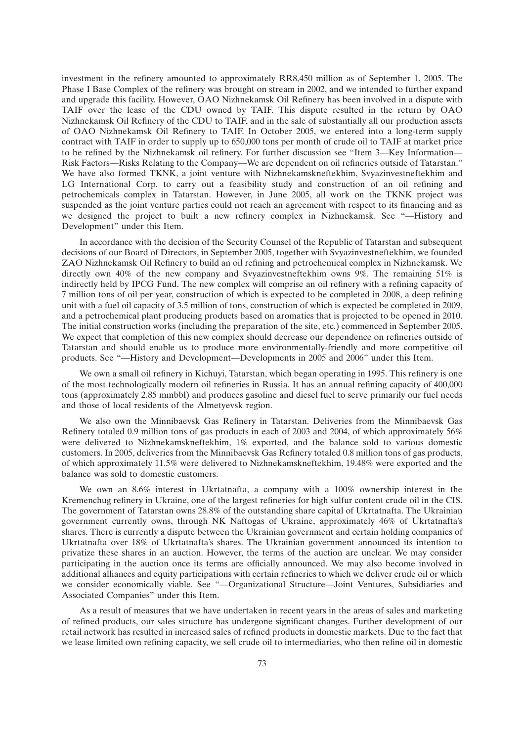investment in the refinery amounted to approximately RR8,450 million as of September 1, 2005. The Phase I Base Complex of the refinery was brought on stream in 2002, and we intended to further expand and upgrade this facility. However, OAO Nizhnekamsk Oil Refinery has been involved in a dispute with TAIF over the lease of the CDU owned by TAIF. This dispute resulted in the return by OAO Nizhnekamsk Oil Refinery of the CDU to TAIF, and in the sale of substantially all our production assets of OAO Nizhnekamsk Oil Refinery to TAIF. In October 2005, we entered into a long-term supply contract with TAIF in order to supply up to 650,000 tons per month of crude oil to TAIF at market price to be refined by the Nizhnekamsk oil refinery. For further discussion see "Item 3—Key Information—Risk Factors—Risks Relating to the Company—We are dependent on oil refineries outside of Tatarstan." We have also formed TKNK, a joint venture with Nizhnekamskneftekhim, Svyazinvestneftekhim and LG International Corp. to carry out a feasibility study and construction of an oil refining and petrochemicals complex in Tatarstan. However, in June 2005, all work on the TKNK project was suspended as the joint venture parties could not reach an agreement with respect to its financing and as we designed the project to built a new refinery complex in Nizhnekamsk. See "—History and Development" under this Item.

In accordance with the decision of the Security Counsel of the Republic of Tatarstan and subsequent decisions of our Board of Directors, in September 2005, together with Svyazinvestneftekhim, we founded ZAO Nizhnekamsk Oil Refinery to build an oil refining and petrochemical complex in Nizhnekamsk. We directly own 40% of the new company and Svyazinvestneftekhim owns 9%. The remaining 51% is indirectly held by IPCG Fund. The new complex will comprise an oil refinery with a refining capacity of 7 million tons of oil per year, construction of which is expected to be completed in 2008, a deep refining unit with a fuel oil capacity of 3.5 million of tons, construction of which is expected be completed in 2009, and a petrochemical plant producing products based on aromatics that is projected to be opened in 2010. The initial construction works (including the preparation of the site, etc.) commenced in September 2005. We expect that completion of this new complex should decrease our dependence on refineries outside of Tatarstan and should enable us to produce more environmentally-friendly and more competitive oil products. See "—History and Development—Developments in 2005 and 2006" under this Item.

We own a small oil refinery in Kichuyi, Tatarstan, which began operating in 1995. This refinery is one of the most technologically modern oil refineries in Russia. It has an annual refining capacity of 400,000 tons (approximately 2.85 mmbbl) and produces gasoline and diesel fuel to serve primarily our fuel needs and those of local residents of the Almetyevsk region.

We also own the Minnibaevsk Gas Refinery in Tatarstan. Deliveries from the Minnibaevsk Gas Refinery totaled 0.9 million tons of gas products in each of 2003 and 2004, of which approximately 56% were delivered to Nizhnekamskneftekhim, 1% exported, and the balance sold to various domestic customers. In 2005, deliveries from the Minnibaevsk Gas Refinery totaled 0.8 million tons of gas products, of which approximately 11.5% were delivered to Nizhnekamskneftekhim, 19.48% were exported and the balance was sold to domestic customers.

We own an 8.6% interest in Ukrtatnafta, a company with a 100% ownership interest in the Kremenchug refinery in Ukraine, one of the largest refineries for high sulfur content crude oil in the CIS. The government of Tatarstan owns 28.8% of the outstanding share capital of Ukrtatnafta. The Ukrainian government currently owns, through NK Naftogas of Ukraine, approximately 46% of Ukrtatnafta's shares. There is currently a dispute between the Ukrainian government and certain holding companies of Ukrtatnafta over 18% of Ukrtatnafta's shares. The Ukrainian government announced its intention to privatize these shares in an auction. However, the terms of the auction are unclear. We may consider participating in the auction once its terms are officially announced. We may also become involved in additional alliances and equity participations with certain refineries to which we deliver crude oil or which we consider economically viable. See "—Organizational Structure—Joint Ventures, Subsidiaries and Associated Companies" under this Item.

As a result of measures that we have undertaken in recent years in the areas of sales and marketing of refined products, our sales structure has undergone significant changes. Further development of our retail network has resulted in increased sales of refined products in domestic markets. Due to the fact that we lease limited own refining capacity, we sell crude oil to intermediaries, who then refine oil in domestic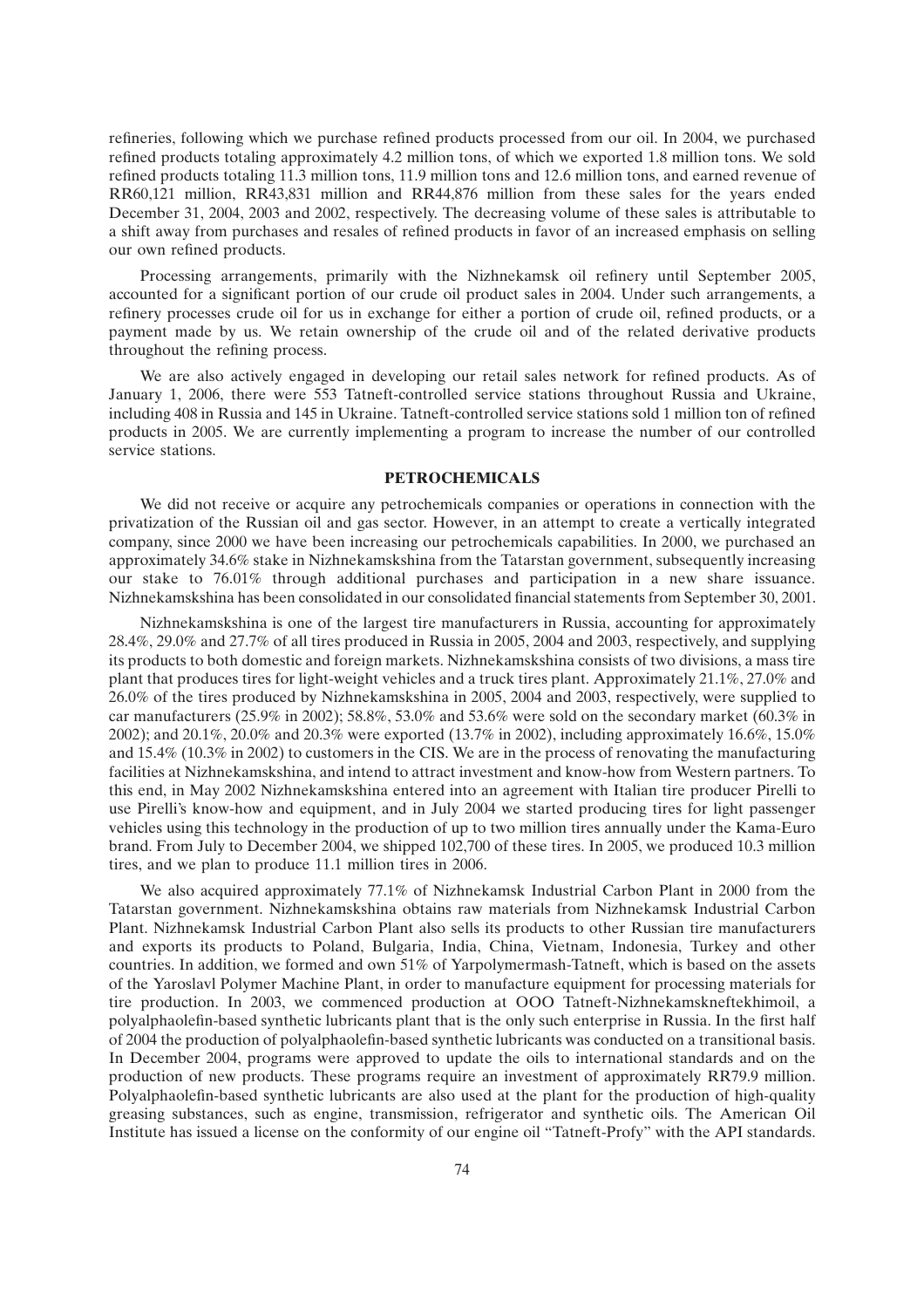refineries, following which we purchase refined products processed from our oil. In 2004, we purchased refined products totaling approximately 4.2 million tons, of which we exported 1.8 million tons. We sold refined products totaling 11.3 million tons, 11.9 million tons and 12.6 million tons, and earned revenue of RR60,121 million, RR43,831 million and RR44,876 million from these sales for the years ended December 31, 2004, 2003 and 2002, respectively. The decreasing volume of these sales is attributable to a shift away from purchases and resales of refined products in favor of an increased emphasis on selling our own refined products.

Processing arrangements, primarily with the Nizhnekamsk oil refinery until September 2005, accounted for a significant portion of our crude oil product sales in 2004. Under such arrangements, a refinery processes crude oil for us in exchange for either a portion of crude oil, refined products, or a payment made by us. We retain ownership of the crude oil and of the related derivative products throughout the refining process.

We are also actively engaged in developing our retail sales network for refined products. As of January 1, 2006, there were 553 Tatneft-controlled service stations throughout Russia and Ukraine, including 408 in Russia and 145 in Ukraine. Tatneft-controlled service stations sold 1 million ton of refined products in 2005. We are currently implementing a program to increase the number of our controlled service stations.

## PETROCHEMICALS

We did not receive or acquire any petrochemicals companies or operations in connection with the privatization of the Russian oil and gas sector. However, in an attempt to create a vertically integrated company, since 2000 we have been increasing our petrochemicals capabilities. In 2000, we purchased an approximately 34.6% stake in Nizhnekamskshina from the Tatarstan government, subsequently increasing our stake to 76.01% through additional purchases and participation in a new share issuance. Nizhnekamskshina has been consolidated in our consolidated financial statements from September 30, 2001.

Nizhnekamskshina is one of the largest tire manufacturers in Russia, accounting for approximately 28.4%, 29.0% and 27.7% of all tires produced in Russia in 2005, 2004 and 2003, respectively, and supplying its products to both domestic and foreign markets. Nizhnekamskshina consists of two divisions, a mass tire plant that produces tires for light-weight vehicles and a truck tires plant. Approximately 21.1%, 27.0% and 26.0% of the tires produced by Nizhnekamskshina in 2005, 2004 and 2003, respectively, were supplied to car manufacturers (25.9% in 2002); 58.8%, 53.0% and 53.6% were sold on the secondary market (60.3% in 2002); and 20.1%, 20.0% and 20.3% were exported (13.7% in 2002), including approximately 16.6%, 15.0% and 15.4% (10.3% in 2002) to customers in the CIS. We are in the process of renovating the manufacturing facilities at Nizhnekamskshina, and intend to attract investment and know-how from Western partners. To this end, in May 2002 Nizhnekamskshina entered into an agreement with Italian tire producer Pirelli to use Pirelli's know-how and equipment, and in July 2004 we started producing tires for light passenger vehicles using this technology in the production of up to two million tires annually under the Kama-Euro brand. From July to December 2004, we shipped 102,700 of these tires. In 2005, we produced 10.3 million tires, and we plan to produce 11.1 million tires in 2006.

We also acquired approximately 77.1% of Nizhnekamsk Industrial Carbon Plant in 2000 from the Tatarstan government. Nizhnekamskshina obtains raw materials from Nizhnekamsk Industrial Carbon Plant. Nizhnekamsk Industrial Carbon Plant also sells its products to other Russian tire manufacturers and exports its products to Poland, Bulgaria, India, China, Vietnam, Indonesia, Turkey and other countries. In addition, we formed and own 51% of Yarpolymermash-Tatneft, which is based on the assets of the Yaroslavl Polymer Machine Plant, in order to manufacture equipment for processing materials for tire production. In 2003, we commenced production at OOO Tatneft-Nizhnekamskneftekhimoil, a polyalphaolefin-based synthetic lubricants plant that is the only such enterprise in Russia. In the first half of 2004 the production of polyalphaolefin-based synthetic lubricants was conducted on a transitional basis. In December 2004, programs were approved to update the oils to international standards and on the production of new products. These programs require an investment of approximately RR79.9 million. Polyalphaolefin-based synthetic lubricants are also used at the plant for the production of high-quality greasing substances, such as engine, transmission, refrigerator and synthetic oils. The American Oil Institute has issued a license on the conformity of our engine oil "Tatneft-Profy" with the API standards.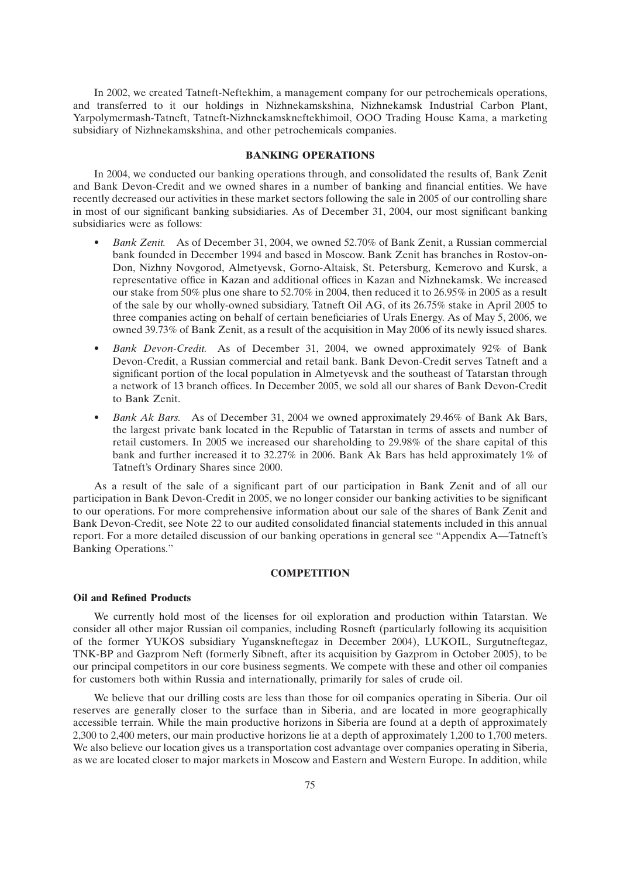In 2002, we created Tatneft-Neftekhim, a management company for our petrochemicals operations, and transferred to it our holdings in Nizhnekamskshina, Nizhnekamsk Industrial Carbon Plant, Yarpolymermash-Tatneft, Tatneft-Nizhnekamskneftekhimoil, OOO Trading House Kama, a marketing subsidiary of Nizhnekamskshina, and other petrochemicals companies.

## BANKING OPERATIONS

In 2004, we conducted our banking operations through, and consolidated the results of, Bank Zenit and Bank Devon-Credit and we owned shares in a number of banking and financial entities. We have recently decreased our activities in these market sectors following the sale in 2005 of our controlling share in most of our significant banking subsidiaries. As of December 31, 2004, our most significant banking subsidiaries were as follows:

- *Bank Zenit.* As of December 31, 2004, we owned 52.70% of Bank Zenit, a Russian commercial bank founded in December 1994 and based in Moscow. Bank Zenit has branches in Rostov-on-Don, Nizhny Novgorod, Almetyevsk, Gorno-Altaisk, St. Petersburg, Kemerovo and Kursk, a representative office in Kazan and additional offices in Kazan and Nizhnekamsk. We increased our stake from 50% plus one share to 52.70% in 2004, then reduced it to 26.95% in 2005 as a result of the sale by our wholly-owned subsidiary, Tatneft Oil AG, of its 26.75% stake in April 2005 to three companies acting on behalf of certain beneficiaries of Urals Energy. As of May 5, 2006, we owned 39.73% of Bank Zenit, as a result of the acquisition in May 2006 of its newly issued shares.
- *Bank Devon-Credit.* As of December 31, 2004, we owned approximately 92% of Bank Devon-Credit, a Russian commercial and retail bank. Bank Devon-Credit serves Tatneft and a significant portion of the local population in Almetyevsk and the southeast of Tatarstan through a network of 13 branch offices. In December 2005, we sold all our shares of Bank Devon-Credit to Bank Zenit.
- *Bank Ak Bars.* As of December 31, 2004 we owned approximately 29.46% of Bank Ak Bars, the largest private bank located in the Republic of Tatarstan in terms of assets and number of retail customers. In 2005 we increased our shareholding to 29.98% of the share capital of this bank and further increased it to 32.27% in 2006. Bank Ak Bars has held approximately 1% of Tatneft's Ordinary Shares since 2000.

As a result of the sale of a significant part of our participation in Bank Zenit and of all our participation in Bank Devon-Credit in 2005, we no longer consider our banking activities to be significant to our operations. For more comprehensive information about our sale of the shares of Bank Zenit and Bank Devon-Credit, see Note 22 to our audited consolidated financial statements included in this annual report. For a more detailed discussion of our banking operations in general see "Appendix A—Tatneft's Banking Operations."

## COMPETITION

### Oil and Refined Products

We currently hold most of the licenses for oil exploration and production within Tatarstan. We consider all other major Russian oil companies, including Rosneft (particularly following its acquisition of the former YUKOS subsidiary Yuganskneftegaz in December 2004), LUKOIL, Surgutneftegaz, TNK-BP and Gazprom Neft (formerly Sibneft, after its acquisition by Gazprom in October 2005), to be our principal competitors in our core business segments. We compete with these and other oil companies for customers both within Russia and internationally, primarily for sales of crude oil.

We believe that our drilling costs are less than those for oil companies operating in Siberia. Our oil reserves are generally closer to the surface than in Siberia, and are located in more geographically accessible terrain. While the main productive horizons in Siberia are found at a depth of approximately 2,300 to 2,400 meters, our main productive horizons lie at a depth of approximately 1,200 to 1,700 meters. We also believe our location gives us a transportation cost advantage over companies operating in Siberia, as we are located closer to major markets in Moscow and Eastern and Western Europe. In addition, while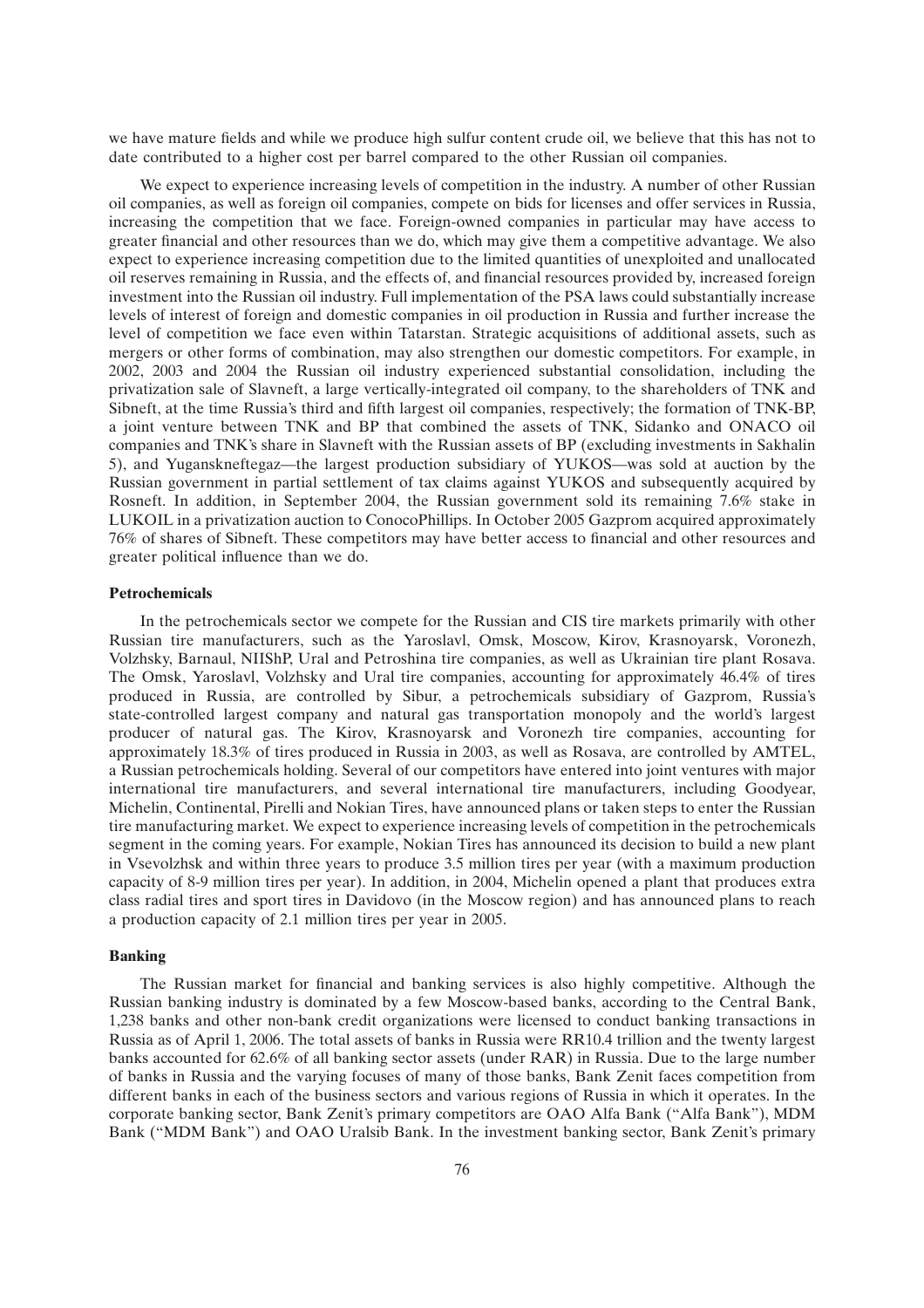we have mature fields and while we produce high sulfur content crude oil, we believe that this has not to date contributed to a higher cost per barrel compared to the other Russian oil companies.

We expect to experience increasing levels of competition in the industry. A number of other Russian oil companies, as well as foreign oil companies, compete on bids for licenses and offer services in Russia, increasing the competition that we face. Foreign-owned companies in particular may have access to greater financial and other resources than we do, which may give them a competitive advantage. We also expect to experience increasing competition due to the limited quantities of unexploited and unallocated oil reserves remaining in Russia, and the effects of, and financial resources provided by, increased foreign investment into the Russian oil industry. Full implementation of the PSA laws could substantially increase levels of interest of foreign and domestic companies in oil production in Russia and further increase the level of competition we face even within Tatarstan. Strategic acquisitions of additional assets, such as mergers or other forms of combination, may also strengthen our domestic competitors. For example, in 2002, 2003 and 2004 the Russian oil industry experienced substantial consolidation, including the privatization sale of Slavneft, a large vertically-integrated oil company, to the shareholders of TNK and Sibneft, at the time Russia's third and fifth largest oil companies, respectively; the formation of TNK-BP, a joint venture between TNK and BP that combined the assets of TNK, Sidanko and ONACO oil companies and TNK's share in Slavneft with the Russian assets of BP (excluding investments in Sakhalin 5), and Yuganskneftegaz—the largest production subsidiary of YUKOS—was sold at auction by the Russian government in partial settlement of tax claims against YUKOS and subsequently acquired by Rosneft. In addition, in September 2004, the Russian government sold its remaining 7.6% stake in LUKOIL in a privatization auction to ConocoPhillips. In October 2005 Gazprom acquired approximately 76% of shares of Sibneft. These competitors may have better access to financial and other resources and greater political influence than we do.

**Petrochemicals**

In the petrochemicals sector we compete for the Russian and CIS tire markets primarily with other Russian tire manufacturers, such as the Yaroslavl, Omsk, Moscow, Kirov, Krasnoyarsk, Voronezh, Volzhsky, Barnaul, NIIShP, Ural and Petroshina tire companies, as well as Ukrainian tire plant Rosava. The Omsk, Yaroslavl, Volzhsky and Ural tire companies, accounting for approximately 46.4% of tires produced in Russia, are controlled by Sibur, a petrochemicals subsidiary of Gazprom, Russia's state-controlled largest company and natural gas transportation monopoly and the world's largest producer of natural gas. The Kirov, Krasnoyarsk and Voronezh tire companies, accounting for approximately 18.3% of tires produced in Russia in 2003, as well as Rosava, are controlled by AMTEL, a Russian petrochemicals holding. Several of our competitors have entered into joint ventures with major international tire manufacturers, and several international tire manufacturers, including Goodyear, Michelin, Continental, Pirelli and Nokian Tires, have announced plans or taken steps to enter the Russian tire manufacturing market. We expect to experience increasing levels of competition in the petrochemicals segment in the coming years. For example, Nokian Tires has announced its decision to build a new plant in Vsevolzhsk and within three years to produce 3.5 million tires per year (with a maximum production capacity of 8-9 million tires per year). In addition, in 2004, Michelin opened a plant that produces extra class radial tires and sport tires in Davidovo (in the Moscow region) and has announced plans to reach a production capacity of 2.1 million tires per year in 2005.

**Banking**

The Russian market for financial and banking services is also highly competitive. Although the Russian banking industry is dominated by a few Moscow-based banks, according to the Central Bank, 1,238 banks and other non-bank credit organizations were licensed to conduct banking transactions in Russia as of April 1, 2006. The total assets of banks in Russia were RR10.4 trillion and the twenty largest banks accounted for 62.6% of all banking sector assets (under RAR) in Russia. Due to the large number of banks in Russia and the varying focuses of many of those banks, Bank Zenit faces competition from different banks in each of the business sectors and various regions of Russia in which it operates. In the corporate banking sector, Bank Zenit's primary competitors are OAO Alfa Bank ("Alfa Bank"), MDM Bank ("MDM Bank") and OAO Uralsib Bank. In the investment banking sector, Bank Zenit's primary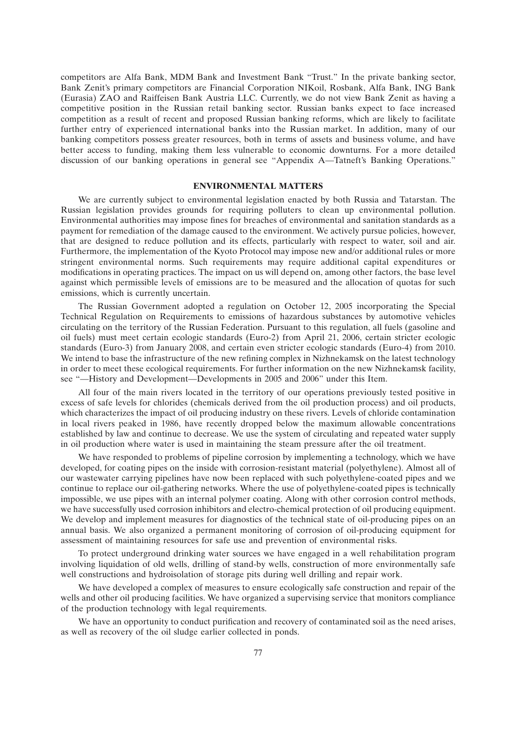competitors are Alfa Bank, MDM Bank and Investment Bank "Trust." In the private banking sector, Bank Zenit's primary competitors are Financial Corporation NIKoil, Rosbank, Alfa Bank, ING Bank (Eurasia) ZAO and Raiffeisen Bank Austria LLC. Currently, we do not view Bank Zenit as having a competitive position in the Russian retail banking sector. Russian banks expect to face increased competition as a result of recent and proposed Russian banking reforms, which are likely to facilitate further entry of experienced international banks into the Russian market. In addition, many of our banking competitors possess greater resources, both in terms of assets and business volume, and have better access to funding, making them less vulnerable to economic downturns. For a more detailed discussion of our banking operations in general see "Appendix A—Tatneft's Banking Operations."

## ENVIRONMENTAL MATTERS

We are currently subject to environmental legislation enacted by both Russia and Tatarstan. The Russian legislation provides grounds for requiring polluters to clean up environmental pollution. Environmental authorities may impose fines for breaches of environmental and sanitation standards as a payment for remediation of the damage caused to the environment. We actively pursue policies, however, that are designed to reduce pollution and its effects, particularly with respect to water, soil and air. Furthermore, the implementation of the Kyoto Protocol may impose new and/or additional rules or more stringent environmental norms. Such requirements may require additional capital expenditures or modifications in operating practices. The impact on us will depend on, among other factors, the base level against which permissible levels of emissions are to be measured and the allocation of quotas for such emissions, which is currently uncertain.

The Russian Government adopted a regulation on October 12, 2005 incorporating the Special Technical Regulation on Requirements to emissions of hazardous substances by automotive vehicles circulating on the territory of the Russian Federation. Pursuant to this regulation, all fuels (gasoline and oil fuels) must meet certain ecologic standards (Euro-2) from April 21, 2006, certain stricter ecologic standards (Euro-3) from January 2008, and certain even stricter ecologic standards (Euro-4) from 2010. We intend to base the infrastructure of the new refining complex in Nizhnekamsk on the latest technology in order to meet these ecological requirements. For further information on the new Nizhnekamsk facility, see "—History and Development—Developments in 2005 and 2006" under this Item.

All four of the main rivers located in the territory of our operations previously tested positive in excess of safe levels for chlorides (chemicals derived from the oil production process) and oil products, which characterizes the impact of oil producing industry on these rivers. Levels of chloride contamination in local rivers peaked in 1986, have recently dropped below the maximum allowable concentrations established by law and continue to decrease. We use the system of circulating and repeated water supply in oil production where water is used in maintaining the steam pressure after the oil treatment.

We have responded to problems of pipeline corrosion by implementing a technology, which we have developed, for coating pipes on the inside with corrosion-resistant material (polyethylene). Almost all of our wastewater carrying pipelines have now been replaced with such polyethylene-coated pipes and we continue to replace our oil-gathering networks. Where the use of polyethylene-coated pipes is technically impossible, we use pipes with an internal polymer coating. Along with other corrosion control methods, we have successfully used corrosion inhibitors and electro-chemical protection of oil producing equipment. We develop and implement measures for diagnostics of the technical state of oil-producing pipes on an annual basis. We also organized a permanent monitoring of corrosion of oil-producing equipment for assessment of maintaining resources for safe use and prevention of environmental risks.

To protect underground drinking water sources we have engaged in a well rehabilitation program involving liquidation of old wells, drilling of stand-by wells, construction of more environmentally safe well constructions and hydroisolation of storage pits during well drilling and repair work.

We have developed a complex of measures to ensure ecologically safe construction and repair of the wells and other oil producing facilities. We have organized a supervising service that monitors compliance of the production technology with legal requirements.

We have an opportunity to conduct purification and recovery of contaminated soil as the need arises, as well as recovery of the oil sludge earlier collected in ponds.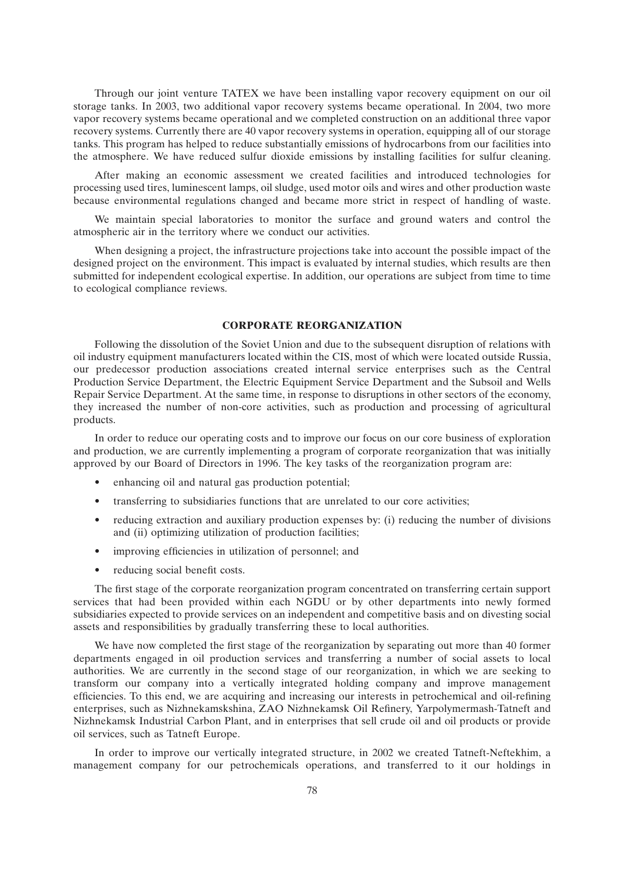Through our joint venture TATEX we have been installing vapor recovery equipment on our oil storage tanks. In 2003, two additional vapor recovery systems became operational. In 2004, two more vapor recovery systems became operational and we completed construction on an additional three vapor recovery systems. Currently there are 40 vapor recovery systems in operation, equipping all of our storage tanks. This program has helped to reduce substantially emissions of hydrocarbons from our facilities into the atmosphere. We have reduced sulfur dioxide emissions by installing facilities for sulfur cleaning.

After making an economic assessment we created facilities and introduced technologies for processing used tires, luminescent lamps, oil sludge, used motor oils and wires and other production waste because environmental regulations changed and became more strict in respect of handling of waste.

We maintain special laboratories to monitor the surface and ground waters and control the atmospheric air in the territory where we conduct our activities.

When designing a project, the infrastructure projections take into account the possible impact of the designed project on the environment. This impact is evaluated by internal studies, which results are then submitted for independent ecological expertise. In addition, our operations are subject from time to time to ecological compliance reviews.

## CORPORATE REORGANIZATION

Following the dissolution of the Soviet Union and due to the subsequent disruption of relations with oil industry equipment manufacturers located within the CIS, most of which were located outside Russia, our predecessor production associations created internal service enterprises such as the Central Production Service Department, the Electric Equipment Service Department and the Subsoil and Wells Repair Service Department. At the same time, in response to disruptions in other sectors of the economy, they increased the number of non-core activities, such as production and processing of agricultural products.

In order to reduce our operating costs and to improve our focus on our core business of exploration and production, we are currently implementing a program of corporate reorganization that was initially approved by our Board of Directors in 1996. The key tasks of the reorganization program are:

- enhancing oil and natural gas production potential;
- transferring to subsidiaries functions that are unrelated to our core activities;
- reducing extraction and auxiliary production expenses by: (i) reducing the number of divisions and (ii) optimizing utilization of production facilities;
- improving efficiencies in utilization of personnel; and
- reducing social benefit costs.

The first stage of the corporate reorganization program concentrated on transferring certain support services that had been provided within each NGDU or by other departments into newly formed subsidiaries expected to provide services on an independent and competitive basis and on divesting social assets and responsibilities by gradually transferring these to local authorities.

We have now completed the first stage of the reorganization by separating out more than 40 former departments engaged in oil production services and transferring a number of social assets to local authorities. We are currently in the second stage of our reorganization, in which we are seeking to transform our company into a vertically integrated holding company and improve management efficiencies. To this end, we are acquiring and increasing our interests in petrochemical and oil-refining enterprises, such as Nizhnekamskshina, ZAO Nizhnekamsk Oil Refinery, Yarpolymermash-Tatneft and Nizhnekamsk Industrial Carbon Plant, and in enterprises that sell crude oil and oil products or provide oil services, such as Tatneft Europe.

In order to improve our vertically integrated structure, in 2002 we created Tatneft-Neftekhim, a management company for our petrochemicals operations, and transferred to it our holdings in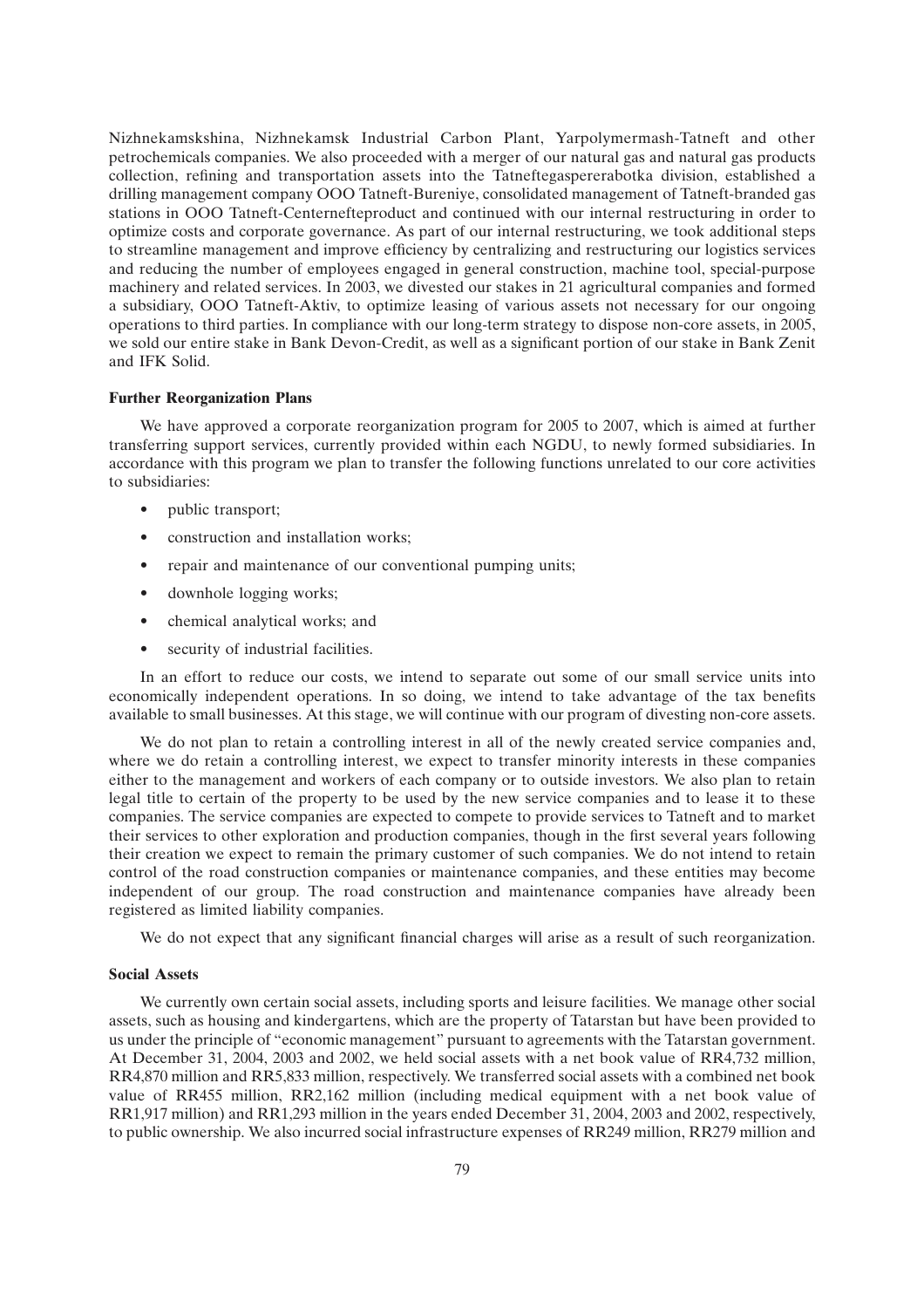Nizhnekamskshina, Nizhnekamsk Industrial Carbon Plant, Yarpolymermash-Tatneft and other petrochemicals companies. We also proceeded with a merger of our natural gas and natural gas products collection, refining and transportation assets into the Tatneftegaspererabotka division, established a drilling management company OOO Tatneft-Bureniye, consolidated management of Tatneft-branded gas stations in OOO Tatneft-Centernefteproduct and continued with our internal restructuring in order to optimize costs and corporate governance. As part of our internal restructuring, we took additional steps to streamline management and improve efficiency by centralizing and restructuring our logistics services and reducing the number of employees engaged in general construction, machine tool, special-purpose machinery and related services. In 2003, we divested our stakes in 21 agricultural companies and formed a subsidiary, OOO Tatneft-Aktiv, to optimize leasing of various assets not necessary for our ongoing operations to third parties. In compliance with our long-term strategy to dispose non-core assets, in 2005, we sold our entire stake in Bank Devon-Credit, as well as a significant portion of our stake in Bank Zenit and IFK Solid.

**Further Reorganization Plans**

We have approved a corporate reorganization program for 2005 to 2007, which is aimed at further transferring support services, currently provided within each NGDU, to newly formed subsidiaries. In accordance with this program we plan to transfer the following functions unrelated to our core activities to subsidiaries:

- public transport;
- construction and installation works;
- repair and maintenance of our conventional pumping units;
- downhole logging works;
- chemical analytical works; and
- security of industrial facilities.

In an effort to reduce our costs, we intend to separate out some of our small service units into economically independent operations. In so doing, we intend to take advantage of the tax benefits available to small businesses. At this stage, we will continue with our program of divesting non-core assets.

We do not plan to retain a controlling interest in all of the newly created service companies and, where we do retain a controlling interest, we expect to transfer minority interests in these companies either to the management and workers of each company or to outside investors. We also plan to retain legal title to certain of the property to be used by the new service companies and to lease it to these companies. The service companies are expected to compete to provide services to Tatneft and to market their services to other exploration and production companies, though in the first several years following their creation we expect to remain the primary customer of such companies. We do not intend to retain control of the road construction companies or maintenance companies, and these entities may become independent of our group. The road construction and maintenance companies have already been registered as limited liability companies.

We do not expect that any significant financial charges will arise as a result of such reorganization.

**Social Assets**

We currently own certain social assets, including sports and leisure facilities. We manage other social assets, such as housing and kindergartens, which are the property of Tatarstan but have been provided to us under the principle of "economic management" pursuant to agreements with the Tatarstan government. At December 31, 2004, 2003 and 2002, we held social assets with a net book value of RR4,732 million, RR4,870 million and RR5,833 million, respectively. We transferred social assets with a combined net book value of RR455 million, RR2,162 million (including medical equipment with a net book value of RR1,917 million) and RR1,293 million in the years ended December 31, 2004, 2003 and 2002, respectively, to public ownership. We also incurred social infrastructure expenses of RR249 million, RR279 million and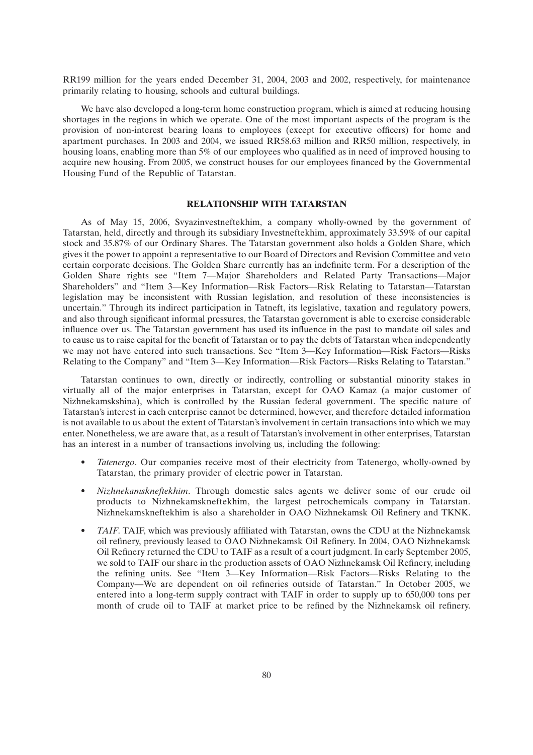RR199 million for the years ended December 31, 2004, 2003 and 2002, respectively, for maintenance primarily relating to housing, schools and cultural buildings.

We have also developed a long-term home construction program, which is aimed at reducing housing shortages in the regions in which we operate. One of the most important aspects of the program is the provision of non-interest bearing loans to employees (except for executive officers) for home and apartment purchases. In 2003 and 2004, we issued RR58.63 million and RR50 million, respectively, in housing loans, enabling more than 5% of our employees who qualified as in need of improved housing to acquire new housing. From 2005, we construct houses for our employees financed by the Governmental Housing Fund of the Republic of Tatarstan.

## RELATIONSHIP WITH TATARSTAN

As of May 15, 2006, Svyazinvestneftekhim, a company wholly-owned by the government of Tatarstan, held, directly and through its subsidiary Investneftekhim, approximately 33.59% of our capital stock and 35.87% of our Ordinary Shares. The Tatarstan government also holds a Golden Share, which gives it the power to appoint a representative to our Board of Directors and Revision Committee and veto certain corporate decisions. The Golden Share currently has an indefinite term. For a description of the Golden Share rights see "Item 7—Major Shareholders and Related Party Transactions—Major Shareholders" and "Item 3—Key Information—Risk Factors—Risk Relating to Tatarstan—Tatarstan legislation may be inconsistent with Russian legislation, and resolution of these inconsistencies is uncertain." Through its indirect participation in Tatneft, its legislative, taxation and regulatory powers, and also through significant informal pressures, the Tatarstan government is able to exercise considerable influence over us. The Tatarstan government has used its influence in the past to mandate oil sales and to cause us to raise capital for the benefit of Tatarstan or to pay the debts of Tatarstan when independently we may not have entered into such transactions. See "Item 3—Key Information—Risk Factors—Risks Relating to the Company" and "Item 3—Key Information—Risk Factors—Risks Relating to Tatarstan."

Tatarstan continues to own, directly or indirectly, controlling or substantial minority stakes in virtually all of the major enterprises in Tatarstan, except for OAO Kamaz (a major customer of Nizhnekamskshina), which is controlled by the Russian federal government. The specific nature of Tatarstan's interest in each enterprise cannot be determined, however, and therefore detailed information is not available to us about the extent of Tatarstan's involvement in certain transactions into which we may enter. Nonetheless, we are aware that, as a result of Tatarstan's involvement in other enterprises, Tatarstan has an interest in a number of transactions involving us, including the following:

- *Tatenergo*. Our companies receive most of their electricity from Tatenergo, wholly-owned by Tatarstan, the primary provider of electric power in Tatarstan.
- *Nizhnekamskneftekhim*. Through domestic sales agents we deliver some of our crude oil products to Nizhnekamskneftekhim, the largest petrochemicals company in Tatarstan. Nizhnekamskneftekhim is also a shareholder in OAO Nizhnekamsk Oil Refinery and TKNK.
- *TAIF*. TAIF, which was previously affiliated with Tatarstan, owns the CDU at the Nizhnekamsk oil refinery, previously leased to OAO Nizhnekamsk Oil Refinery. In 2004, OAO Nizhnekamsk Oil Refinery returned the CDU to TAIF as a result of a court judgment. In early September 2005, we sold to TAIF our share in the production assets of OAO Nizhnekamsk Oil Refinery, including the refining units. See "Item 3—Key Information—Risk Factors—Risks Relating to the Company—We are dependent on oil refineries outside of Tatarstan." In October 2005, we entered into a long-term supply contract with TAIF in order to supply up to 650,000 tons per month of crude oil to TAIF at market price to be refined by the Nizhnekamsk oil refinery.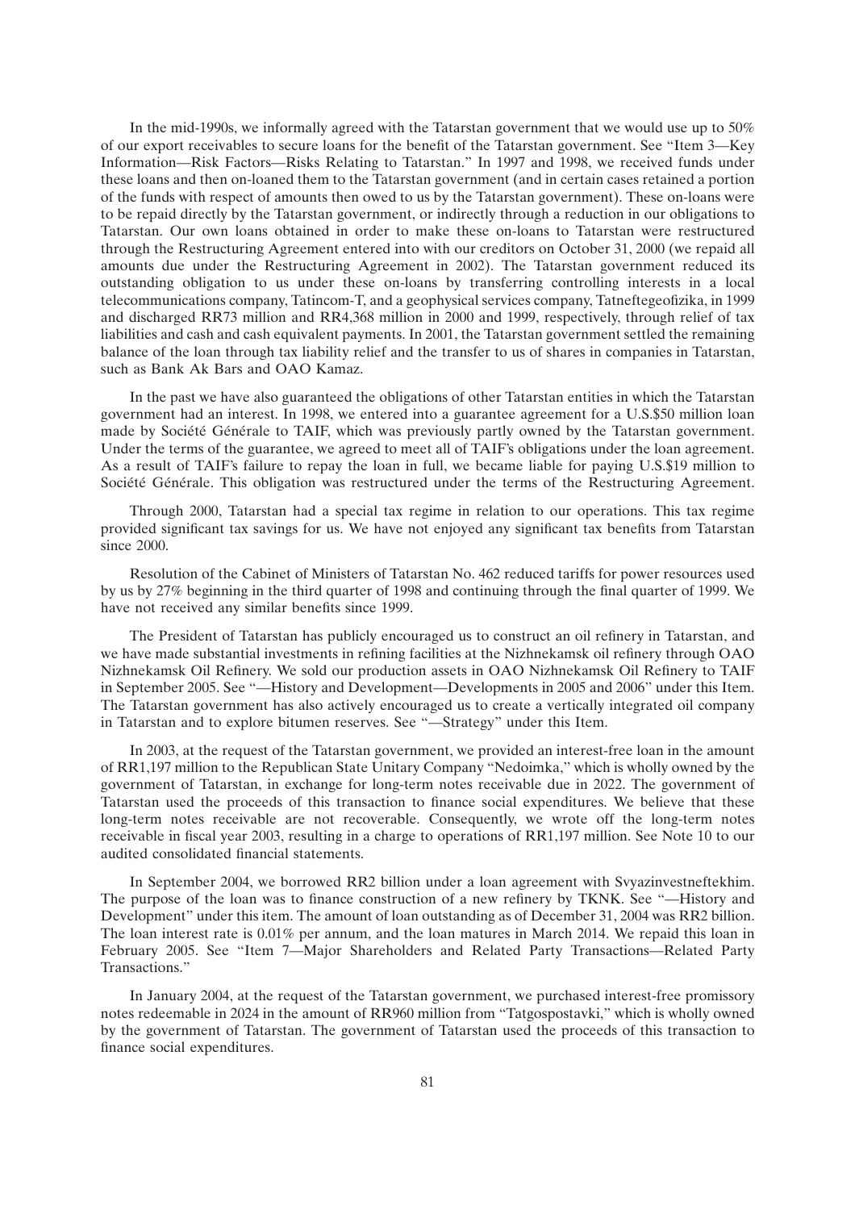In the mid-1990s, we informally agreed with the Tatarstan government that we would use up to 50% of our export receivables to secure loans for the benefit of the Tatarstan government. See "Item 3—Key Information—Risk Factors—Risks Relating to Tatarstan." In 1997 and 1998, we received funds under these loans and then on-loaned them to the Tatarstan government (and in certain cases retained a portion of the funds with respect of amounts then owed to us by the Tatarstan government). These on-loans were to be repaid directly by the Tatarstan government, or indirectly through a reduction in our obligations to Tatarstan. Our own loans obtained in order to make these on-loans to Tatarstan were restructured through the Restructuring Agreement entered into with our creditors on October 31, 2000 (we repaid all amounts due under the Restructuring Agreement in 2002). The Tatarstan government reduced its outstanding obligation to us under these on-loans by transferring controlling interests in a local telecommunications company, Tatincom-T, and a geophysical services company, Tatneftegeofizika, in 1999 and discharged RR73 million and RR4,368 million in 2000 and 1999, respectively, through relief of tax liabilities and cash and cash equivalent payments. In 2001, the Tatarstan government settled the remaining balance of the loan through tax liability relief and the transfer to us of shares in companies in Tatarstan, such as Bank Ak Bars and OAO Kamaz.

In the past we have also guaranteed the obligations of other Tatarstan entities in which the Tatarstan government had an interest. In 1998, we entered into a guarantee agreement for a U.S.$50 million loan made by Société Générale to TAIF, which was previously partly owned by the Tatarstan government. Under the terms of the guarantee, we agreed to meet all of TAIF's obligations under the loan agreement. As a result of TAIF's failure to repay the loan in full, we became liable for paying U.S.$19 million to Société Générale. This obligation was restructured under the terms of the Restructuring Agreement.

Through 2000, Tatarstan had a special tax regime in relation to our operations. This tax regime provided significant tax savings for us. We have not enjoyed any significant tax benefits from Tatarstan since 2000.

Resolution of the Cabinet of Ministers of Tatarstan No. 462 reduced tariffs for power resources used by us by 27% beginning in the third quarter of 1998 and continuing through the final quarter of 1999. We have not received any similar benefits since 1999.

The President of Tatarstan has publicly encouraged us to construct an oil refinery in Tatarstan, and we have made substantial investments in refining facilities at the Nizhnekamsk oil refinery through OAO Nizhnekamsk Oil Refinery. We sold our production assets in OAO Nizhnekamsk Oil Refinery to TAIF in September 2005. See "—History and Development—Developments in 2005 and 2006" under this Item. The Tatarstan government has also actively encouraged us to create a vertically integrated oil company in Tatarstan and to explore bitumen reserves. See "—Strategy" under this Item.

In 2003, at the request of the Tatarstan government, we provided an interest-free loan in the amount of RR1,197 million to the Republican State Unitary Company "Nedoimka," which is wholly owned by the government of Tatarstan, in exchange for long-term notes receivable due in 2022. The government of Tatarstan used the proceeds of this transaction to finance social expenditures. We believe that these long-term notes receivable are not recoverable. Consequently, we wrote off the long-term notes receivable in fiscal year 2003, resulting in a charge to operations of RR1,197 million. See Note 10 to our audited consolidated financial statements.

In September 2004, we borrowed RR2 billion under a loan agreement with Svyazinvestneftekhim. The purpose of the loan was to finance construction of a new refinery by TKNK. See "—History and Development" under this item. The amount of loan outstanding as of December 31, 2004 was RR2 billion. The loan interest rate is 0.01% per annum, and the loan matures in March 2014. We repaid this loan in February 2005. See "Item 7—Major Shareholders and Related Party Transactions—Related Party Transactions."

In January 2004, at the request of the Tatarstan government, we purchased interest-free promissory notes redeemable in 2024 in the amount of RR960 million from "Tatgospostavki," which is wholly owned by the government of Tatarstan. The government of Tatarstan used the proceeds of this transaction to finance social expenditures.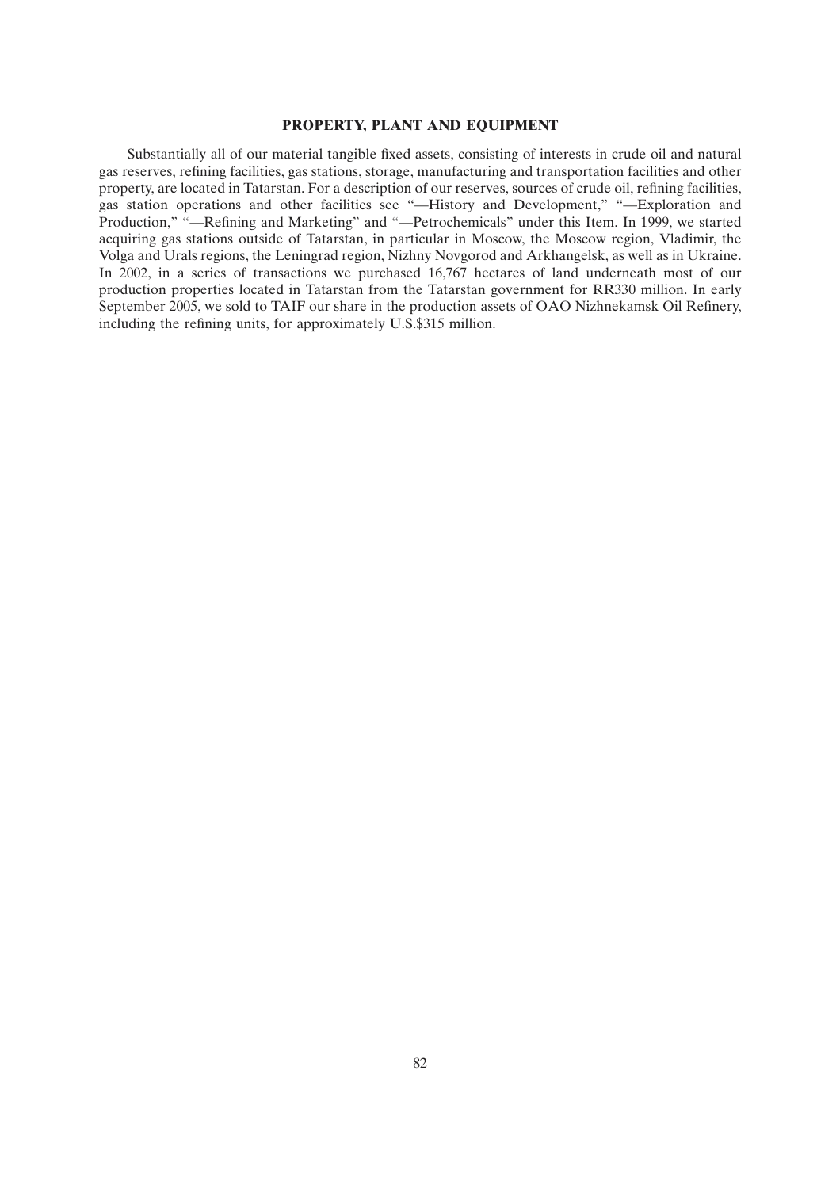## PROPERTY, PLANT AND EQUIPMENT

Substantially all of our material tangible fixed assets, consisting of interests in crude oil and natural gas reserves, refining facilities, gas stations, storage, manufacturing and transportation facilities and other property, are located in Tatarstan. For a description of our reserves, sources of crude oil, refining facilities, gas station operations and other facilities see "—History and Development," "—Exploration and Production," "—Refining and Marketing" and "—Petrochemicals" under this Item. In 1999, we started acquiring gas stations outside of Tatarstan, in particular in Moscow, the Moscow region, Vladimir, the Volga and Urals regions, the Leningrad region, Nizhny Novgorod and Arkhangelsk, as well as in Ukraine. In 2002, in a series of transactions we purchased 16,767 hectares of land underneath most of our production properties located in Tatarstan from the Tatarstan government for RR330 million. In early September 2005, we sold to TAIF our share in the production assets of OAO Nizhnekamsk Oil Refinery, including the refining units, for approximately U.S.$315 million.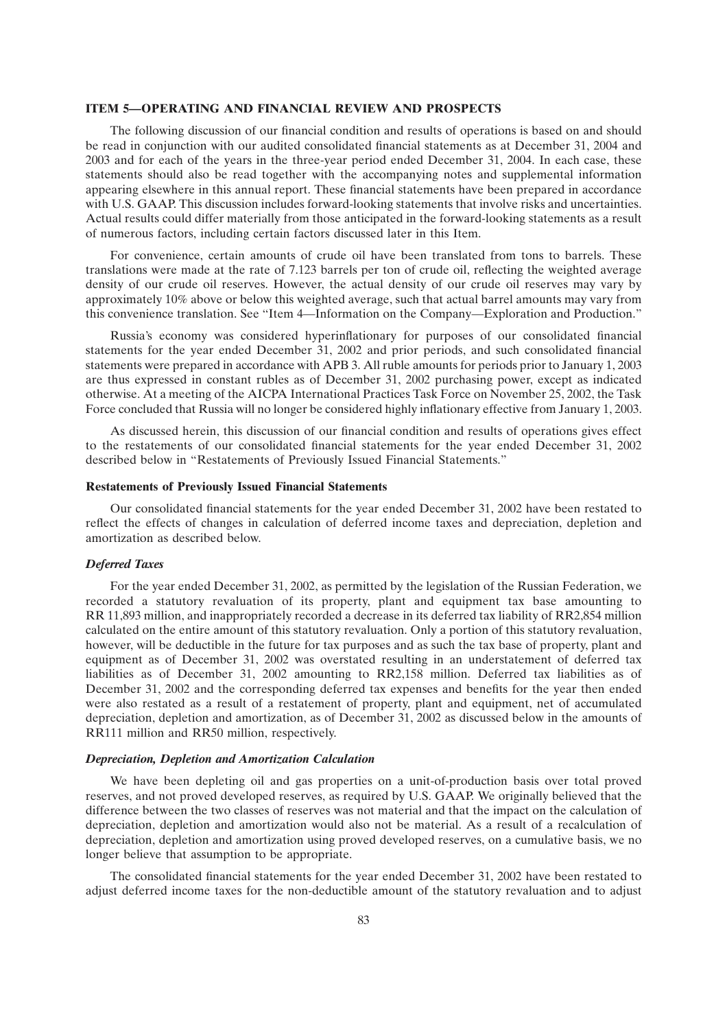## ITEM 5—OPERATING AND FINANCIAL REVIEW AND PROSPECTS

The following discussion of our financial condition and results of operations is based on and should be read in conjunction with our audited consolidated financial statements as at December 31, 2004 and 2003 and for each of the years in the three-year period ended December 31, 2004. In each case, these statements should also be read together with the accompanying notes and supplemental information appearing elsewhere in this annual report. These financial statements have been prepared in accordance with U.S. GAAP. This discussion includes forward-looking statements that involve risks and uncertainties. Actual results could differ materially from those anticipated in the forward-looking statements as a result of numerous factors, including certain factors discussed later in this Item.

For convenience, certain amounts of crude oil have been translated from tons to barrels. These translations were made at the rate of 7.123 barrels per ton of crude oil, reflecting the weighted average density of our crude oil reserves. However, the actual density of our crude oil reserves may vary by approximately 10% above or below this weighted average, such that actual barrel amounts may vary from this convenience translation. See "Item 4—Information on the Company—Exploration and Production."

Russia's economy was considered hyperinflationary for purposes of our consolidated financial statements for the year ended December 31, 2002 and prior periods, and such consolidated financial statements were prepared in accordance with APB 3. All ruble amounts for periods prior to January 1, 2003 are thus expressed in constant rubles as of December 31, 2002 purchasing power, except as indicated otherwise. At a meeting of the AICPA International Practices Task Force on November 25, 2002, the Task Force concluded that Russia will no longer be considered highly inflationary effective from January 1, 2003.

As discussed herein, this discussion of our financial condition and results of operations gives effect to the restatements of our consolidated financial statements for the year ended December 31, 2002 described below in "Restatements of Previously Issued Financial Statements."

### Restatements of Previously Issued Financial Statements

Our consolidated financial statements for the year ended December 31, 2002 have been restated to reflect the effects of changes in calculation of deferred income taxes and depreciation, depletion and amortization as described below.

#### *Deferred Taxes*

For the year ended December 31, 2002, as permitted by the legislation of the Russian Federation, we recorded a statutory revaluation of its property, plant and equipment tax base amounting to RR 11,893 million, and inappropriately recorded a decrease in its deferred tax liability of RR2,854 million calculated on the entire amount of this statutory revaluation. Only a portion of this statutory revaluation, however, will be deductible in the future for tax purposes and as such the tax base of property, plant and equipment as of December 31, 2002 was overstated resulting in an understatement of deferred tax liabilities as of December 31, 2002 amounting to RR2,158 million. Deferred tax liabilities as of December 31, 2002 and the corresponding deferred tax expenses and benefits for the year then ended were also restated as a result of a restatement of property, plant and equipment, net of accumulated depreciation, depletion and amortization, as of December 31, 2002 as discussed below in the amounts of RR111 million and RR50 million, respectively.

#### *Depreciation, Depletion and Amortization Calculation*

We have been depleting oil and gas properties on a unit-of-production basis over total proved reserves, and not proved developed reserves, as required by U.S. GAAP. We originally believed that the difference between the two classes of reserves was not material and that the impact on the calculation of depreciation, depletion and amortization would also not be material. As a result of a recalculation of depreciation, depletion and amortization using proved developed reserves, on a cumulative basis, we no longer believe that assumption to be appropriate.

The consolidated financial statements for the year ended December 31, 2002 have been restated to adjust deferred income taxes for the non-deductible amount of the statutory revaluation and to adjust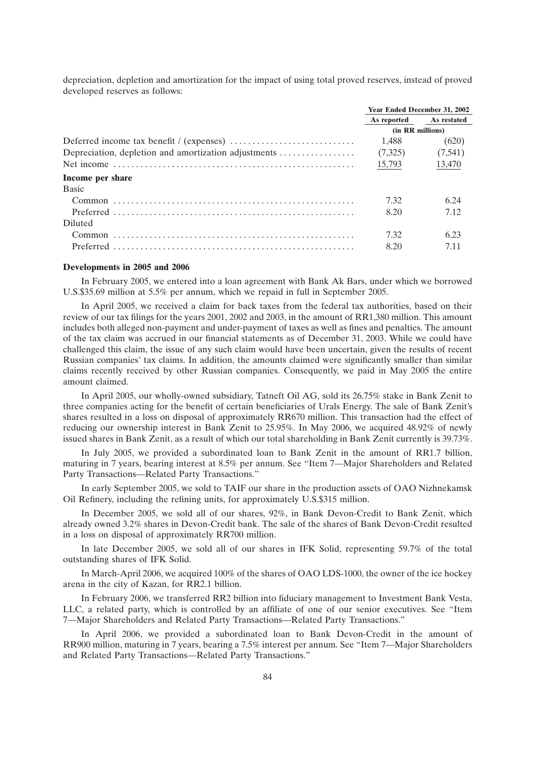depreciation, depletion and amortization for the impact of using total proved reserves, instead of proved developed reserves as follows:

| | Year Ended December 31, 2002 | |
|---|---|---|
| | As reported | As restated |
| | (in RR millions) | |
| Deferred income tax benefit / (expenses) | 1,488 | (620) |
| Depreciation, depletion and amortization adjustments | (7,325) | (7,541) |
| Net income | 15,793 | 13,470 |
| **Income per share** | | |
| Basic | | |
| Common | 7.32 | 6.24 |
| Preferred | 8.20 | 7.12 |
| Diluted | | |
| Common | 7.32 | 6.23 |
| Preferred | 8.20 | 7.11 |

**Developments in 2005 and 2006**

In February 2005, we entered into a loan agreement with Bank Ak Bars, under which we borrowed U.S.$35.69 million at 5.5% per annum, which we repaid in full in September 2005.

In April 2005, we received a claim for back taxes from the federal tax authorities, based on their review of our tax filings for the years 2001, 2002 and 2003, in the amount of RR1,380 million. This amount includes both alleged non-payment and under-payment of taxes as well as fines and penalties. The amount of the tax claim was accrued in our financial statements as of December 31, 2003. While we could have challenged this claim, the issue of any such claim would have been uncertain, given the results of recent Russian companies' tax claims. In addition, the amounts claimed were significantly smaller than similar claims recently received by other Russian companies. Consequently, we paid in May 2005 the entire amount claimed.

In April 2005, our wholly-owned subsidiary, Tatneft Oil AG, sold its 26.75% stake in Bank Zenit to three companies acting for the benefit of certain beneficiaries of Urals Energy. The sale of Bank Zenit's shares resulted in a loss on disposal of approximately RR670 million. This transaction had the effect of reducing our ownership interest in Bank Zenit to 25.95%. In May 2006, we acquired 48.92% of newly issued shares in Bank Zenit, as a result of which our total shareholding in Bank Zenit currently is 39.73%.

In July 2005, we provided a subordinated loan to Bank Zenit in the amount of RR1.7 billion, maturing in 7 years, bearing interest at 8.5% per annum. See "Item 7—Major Shareholders and Related Party Transactions—Related Party Transactions."

In early September 2005, we sold to TAIF our share in the production assets of OAO Nizhnekamsk Oil Refinery, including the refining units, for approximately U.S.$315 million.

In December 2005, we sold all of our shares, 92%, in Bank Devon-Credit to Bank Zenit, which already owned 3.2% shares in Devon-Credit bank. The sale of the shares of Bank Devon-Credit resulted in a loss on disposal of approximately RR700 million.

In late December 2005, we sold all of our shares in IFK Solid, representing 59.7% of the total outstanding shares of IFK Solid.

In March-April 2006, we acquired 100% of the shares of OAO LDS-1000, the owner of the ice hockey arena in the city of Kazan, for RR2.1 billion.

In February 2006, we transferred RR2 billion into fiduciary management to Investment Bank Vesta, LLC, a related party, which is controlled by an affiliate of one of our senior executives. See "Item 7—Major Shareholders and Related Party Transactions—Related Party Transactions."

In April 2006, we provided a subordinated loan to Bank Devon-Credit in the amount of RR900 million, maturing in 7 years, bearing a 7.5% interest per annum. See "Item 7—Major Shareholders and Related Party Transactions—Related Party Transactions."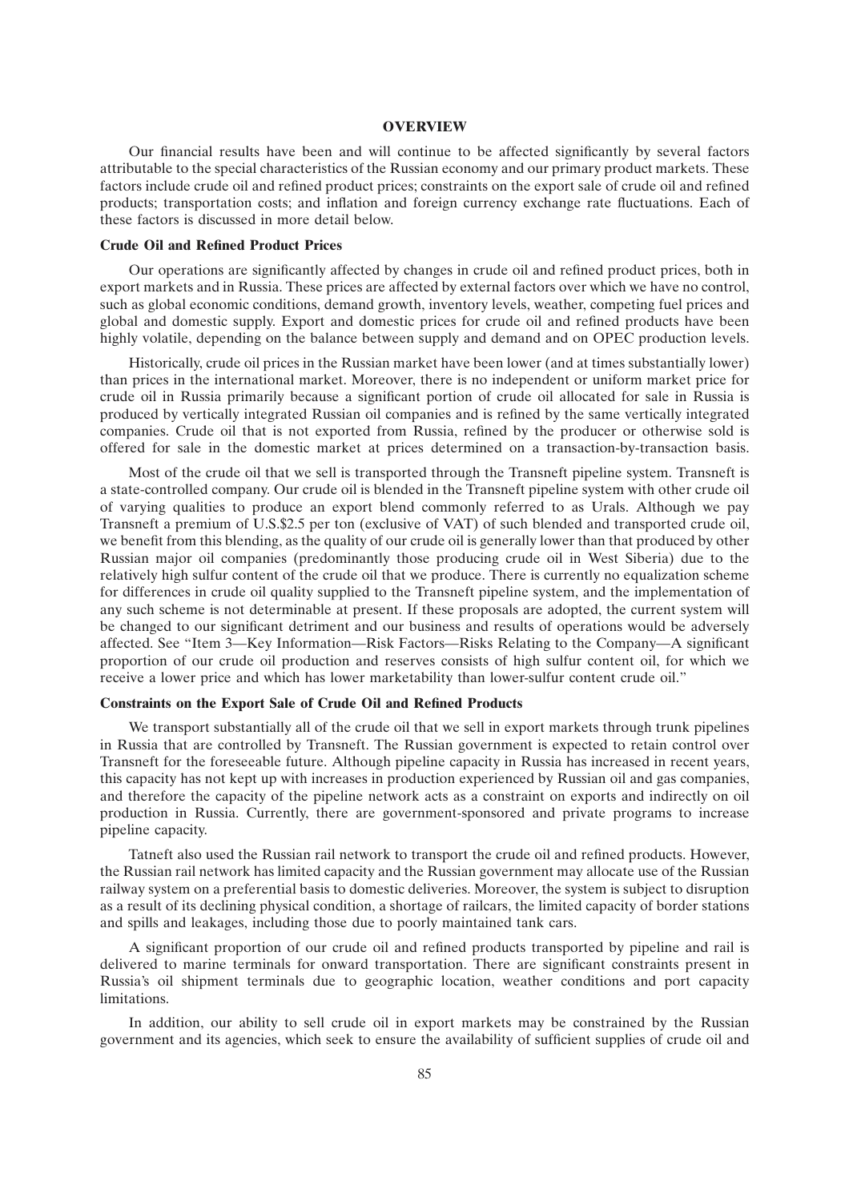# OVERVIEW

Our financial results have been and will continue to be affected significantly by several factors attributable to the special characteristics of the Russian economy and our primary product markets. These factors include crude oil and refined product prices; constraints on the export sale of crude oil and refined products; transportation costs; and inflation and foreign currency exchange rate fluctuations. Each of these factors is discussed in more detail below.

## Crude Oil and Refined Product Prices

Our operations are significantly affected by changes in crude oil and refined product prices, both in export markets and in Russia. These prices are affected by external factors over which we have no control, such as global economic conditions, demand growth, inventory levels, weather, competing fuel prices and global and domestic supply. Export and domestic prices for crude oil and refined products have been highly volatile, depending on the balance between supply and demand and on OPEC production levels.

Historically, crude oil prices in the Russian market have been lower (and at times substantially lower) than prices in the international market. Moreover, there is no independent or uniform market price for crude oil in Russia primarily because a significant portion of crude oil allocated for sale in Russia is produced by vertically integrated Russian oil companies and is refined by the same vertically integrated companies. Crude oil that is not exported from Russia, refined by the producer or otherwise sold is offered for sale in the domestic market at prices determined on a transaction-by-transaction basis.

Most of the crude oil that we sell is transported through the Transneft pipeline system. Transneft is a state-controlled company. Our crude oil is blended in the Transneft pipeline system with other crude oil of varying qualities to produce an export blend commonly referred to as Urals. Although we pay Transneft a premium of U.S.$2.5 per ton (exclusive of VAT) of such blended and transported crude oil, we benefit from this blending, as the quality of our crude oil is generally lower than that produced by other Russian major oil companies (predominantly those producing crude oil in West Siberia) due to the relatively high sulfur content of the crude oil that we produce. There is currently no equalization scheme for differences in crude oil quality supplied to the Transneft pipeline system, and the implementation of any such scheme is not determinable at present. If these proposals are adopted, the current system will be changed to our significant detriment and our business and results of operations would be adversely affected. See "Item 3—Key Information—Risk Factors—Risks Relating to the Company—A significant proportion of our crude oil production and reserves consists of high sulfur content oil, for which we receive a lower price and which has lower marketability than lower-sulfur content crude oil."

## Constraints on the Export Sale of Crude Oil and Refined Products

We transport substantially all of the crude oil that we sell in export markets through trunk pipelines in Russia that are controlled by Transneft. The Russian government is expected to retain control over Transneft for the foreseeable future. Although pipeline capacity in Russia has increased in recent years, this capacity has not kept up with increases in production experienced by Russian oil and gas companies, and therefore the capacity of the pipeline network acts as a constraint on exports and indirectly on oil production in Russia. Currently, there are government-sponsored and private programs to increase pipeline capacity.

Tatneft also used the Russian rail network to transport the crude oil and refined products. However, the Russian rail network has limited capacity and the Russian government may allocate use of the Russian railway system on a preferential basis to domestic deliveries. Moreover, the system is subject to disruption as a result of its declining physical condition, a shortage of railcars, the limited capacity of border stations and spills and leakages, including those due to poorly maintained tank cars.

A significant proportion of our crude oil and refined products transported by pipeline and rail is delivered to marine terminals for onward transportation. There are significant constraints present in Russia's oil shipment terminals due to geographic location, weather conditions and port capacity limitations.

In addition, our ability to sell crude oil in export markets may be constrained by the Russian government and its agencies, which seek to ensure the availability of sufficient supplies of crude oil and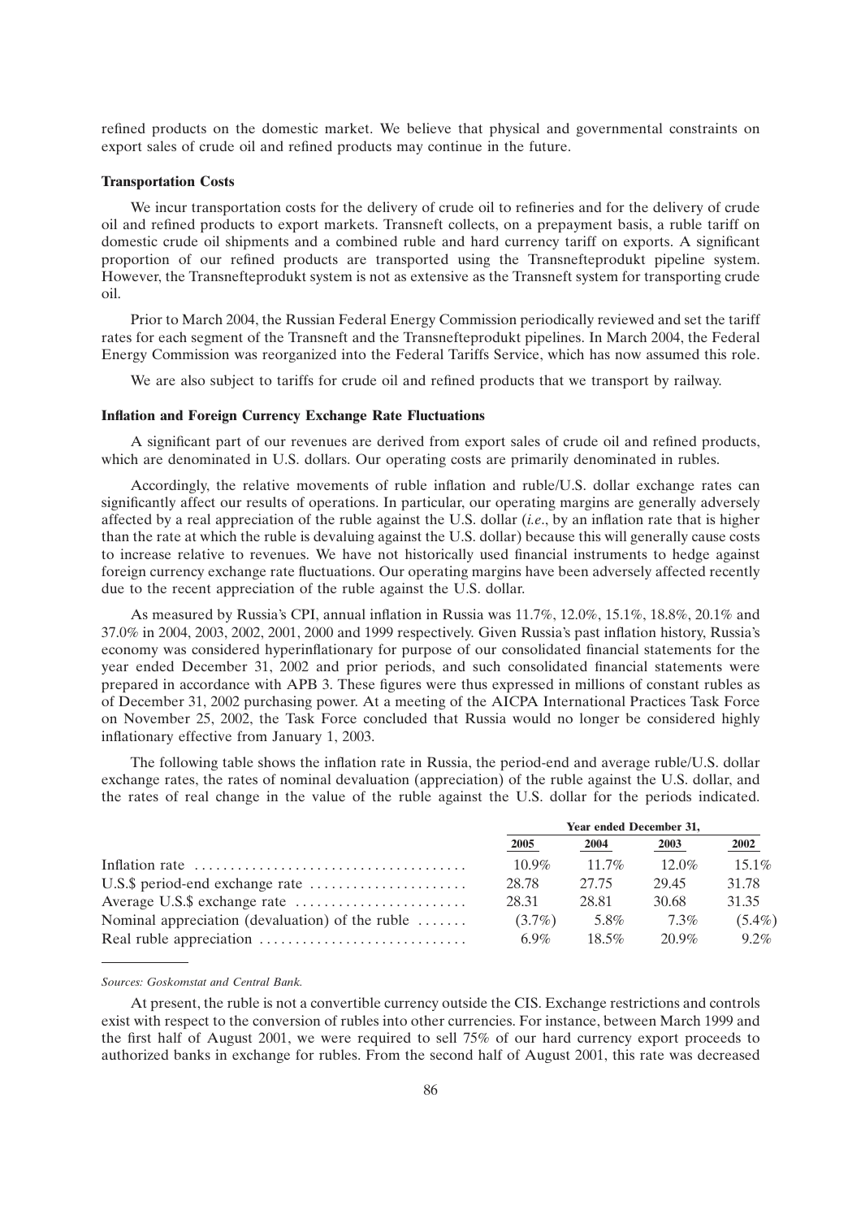refined products on the domestic market. We believe that physical and governmental constraints on export sales of crude oil and refined products may continue in the future.

### Transportation Costs

We incur transportation costs for the delivery of crude oil to refineries and for the delivery of crude oil and refined products to export markets. Transneft collects, on a prepayment basis, a ruble tariff on domestic crude oil shipments and a combined ruble and hard currency tariff on exports. A significant proportion of our refined products are transported using the Transnefteprodukt pipeline system. However, the Transnefteprodukt system is not as extensive as the Transneft system for transporting crude oil.

Prior to March 2004, the Russian Federal Energy Commission periodically reviewed and set the tariff rates for each segment of the Transneft and the Transnefteprodukt pipelines. In March 2004, the Federal Energy Commission was reorganized into the Federal Tariffs Service, which has now assumed this role.

We are also subject to tariffs for crude oil and refined products that we transport by railway.

### Inflation and Foreign Currency Exchange Rate Fluctuations

A significant part of our revenues are derived from export sales of crude oil and refined products, which are denominated in U.S. dollars. Our operating costs are primarily denominated in rubles.

Accordingly, the relative movements of ruble inflation and ruble/U.S. dollar exchange rates can significantly affect our results of operations. In particular, our operating margins are generally adversely affected by a real appreciation of the ruble against the U.S. dollar (*i.e*., by an inflation rate that is higher than the rate at which the ruble is devaluing against the U.S. dollar) because this will generally cause costs to increase relative to revenues. We have not historically used financial instruments to hedge against foreign currency exchange rate fluctuations. Our operating margins have been adversely affected recently due to the recent appreciation of the ruble against the U.S. dollar.

As measured by Russia's CPI, annual inflation in Russia was 11.7%, 12.0%, 15.1%, 18.8%, 20.1% and 37.0% in 2004, 2003, 2002, 2001, 2000 and 1999 respectively. Given Russia's past inflation history, Russia's economy was considered hyperinflationary for purpose of our consolidated financial statements for the year ended December 31, 2002 and prior periods, and such consolidated financial statements were prepared in accordance with APB 3. These figures were thus expressed in millions of constant rubles as of December 31, 2002 purchasing power. At a meeting of the AICPA International Practices Task Force on November 25, 2002, the Task Force concluded that Russia would no longer be considered highly inflationary effective from January 1, 2003.

The following table shows the inflation rate in Russia, the period-end and average ruble/U.S. dollar exchange rates, the rates of nominal devaluation (appreciation) of the ruble against the U.S. dollar, and the rates of real change in the value of the ruble against the U.S. dollar for the periods indicated.

| | Year ended December 31, | | | |
|---|---|---|---|---|
| | 2005 | 2004 | 2003 | 2002 |
| Inflation rate | 10.9% | 11.7% | 12.0% | 15.1% |
| U.S.$ period-end exchange rate | 28.78 | 27.75 | 29.45 | 31.78 |
| Average U.S.$ exchange rate | 28.31 | 28.81 | 30.68 | 31.35 |
| Nominal appreciation (devaluation) of the ruble | (3.7%) | 5.8% | 7.3% | (5.4%) |
| Real ruble appreciation | 6.9% | 18.5% | 20.9% | 9.2% |

*Sources: Goskomstat and Central Bank.*

At present, the ruble is not a convertible currency outside the CIS. Exchange restrictions and controls exist with respect to the conversion of rubles into other currencies. For instance, between March 1999 and the first half of August 2001, we were required to sell 75% of our hard currency export proceeds to authorized banks in exchange for rubles. From the second half of August 2001, this rate was decreased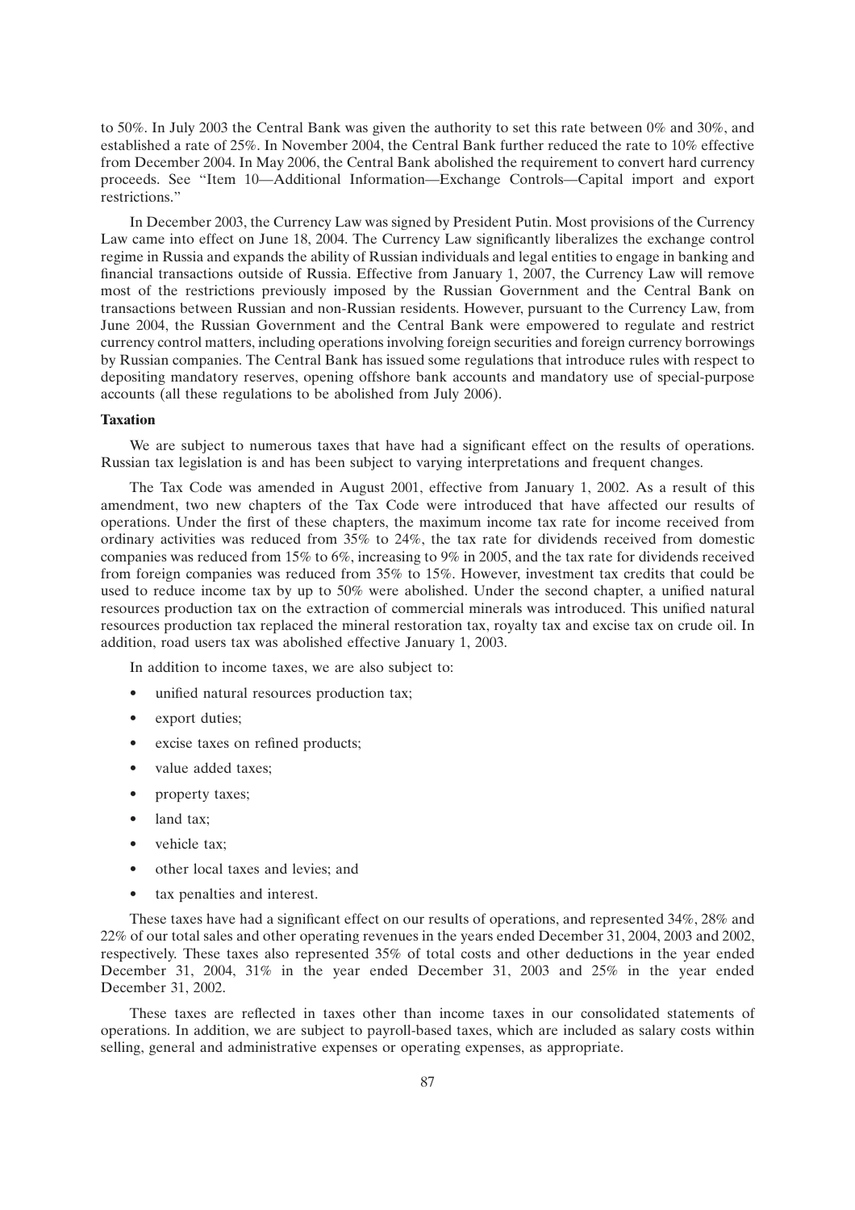to 50%. In July 2003 the Central Bank was given the authority to set this rate between 0% and 30%, and established a rate of 25%. In November 2004, the Central Bank further reduced the rate to 10% effective from December 2004. In May 2006, the Central Bank abolished the requirement to convert hard currency proceeds. See "Item 10—Additional Information—Exchange Controls—Capital import and export restrictions."

In December 2003, the Currency Law was signed by President Putin. Most provisions of the Currency Law came into effect on June 18, 2004. The Currency Law significantly liberalizes the exchange control regime in Russia and expands the ability of Russian individuals and legal entities to engage in banking and financial transactions outside of Russia. Effective from January 1, 2007, the Currency Law will remove most of the restrictions previously imposed by the Russian Government and the Central Bank on transactions between Russian and non-Russian residents. However, pursuant to the Currency Law, from June 2004, the Russian Government and the Central Bank were empowered to regulate and restrict currency control matters, including operations involving foreign securities and foreign currency borrowings by Russian companies. The Central Bank has issued some regulations that introduce rules with respect to depositing mandatory reserves, opening offshore bank accounts and mandatory use of special-purpose accounts (all these regulations to be abolished from July 2006).

**Taxation**

We are subject to numerous taxes that have had a significant effect on the results of operations. Russian tax legislation is and has been subject to varying interpretations and frequent changes.

The Tax Code was amended in August 2001, effective from January 1, 2002. As a result of this amendment, two new chapters of the Tax Code were introduced that have affected our results of operations. Under the first of these chapters, the maximum income tax rate for income received from ordinary activities was reduced from 35% to 24%, the tax rate for dividends received from domestic companies was reduced from 15% to 6%, increasing to 9% in 2005, and the tax rate for dividends received from foreign companies was reduced from 35% to 15%. However, investment tax credits that could be used to reduce income tax by up to 50% were abolished. Under the second chapter, a unified natural resources production tax on the extraction of commercial minerals was introduced. This unified natural resources production tax replaced the mineral restoration tax, royalty tax and excise tax on crude oil. In addition, road users tax was abolished effective January 1, 2003.

In addition to income taxes, we are also subject to:

- unified natural resources production tax;
- export duties;
- excise taxes on refined products;
- value added taxes;
- property taxes;
- land tax;
- vehicle tax;
- other local taxes and levies; and
- tax penalties and interest.

These taxes have had a significant effect on our results of operations, and represented 34%, 28% and 22% of our total sales and other operating revenues in the years ended December 31, 2004, 2003 and 2002, respectively. These taxes also represented 35% of total costs and other deductions in the year ended December 31, 2004, 31% in the year ended December 31, 2003 and 25% in the year ended December 31, 2002.

These taxes are reflected in taxes other than income taxes in our consolidated statements of operations. In addition, we are subject to payroll-based taxes, which are included as salary costs within selling, general and administrative expenses or operating expenses, as appropriate.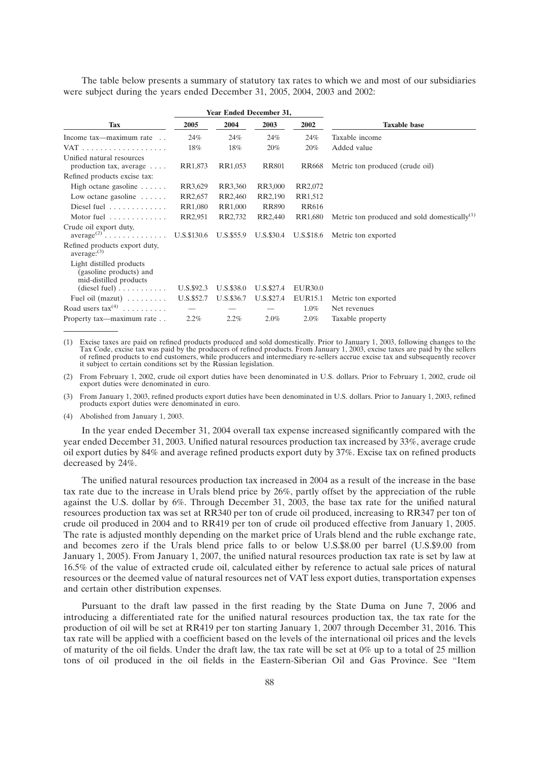The table below presents a summary of statutory tax rates to which we and most of our subsidiaries were subject during the years ended December 31, 2005, 2004, 2003 and 2002:

| Tax | Year Ended December 31, | | | | Taxable base |
|---|---|---|---|---|---|
| | 2005 | 2004 | 2003 | 2002 | |
| Income tax—maximum rate | 24% | 24% | 24% | 24% | Taxable income |
| VAT | 18% | 18% | 20% | 20% | Added value |
| Unified natural resources production tax, average | RR1,873 | RR1,053 | RR801 | RR668 | Metric ton produced (crude oil) |
| Refined products excise tax: | | | | | |
| High octane gasoline | RR3,629 | RR3,360 | RR3,000 | RR2,072 | |
| Low octane gasoline | RR2,657 | RR2,460 | RR2,190 | RR1,512 | |
| Diesel fuel | RR1,080 | RR1,000 | RR890 | RR616 | |
| Motor fuel | RR2,951 | RR2,732 | RR2,440 | RR1,680 | Metric ton produced and sold domestically[1] |
| Crude oil export duty, average[2] | U.S.$130.6 | U.S.$55.9 | U.S.$30.4 | U.S.$18.6 | Metric ton exported |
| Refined products export duty, average:[3] | | | | | |
| Light distilled products (gasoline products) and mid-distilled products (diesel fuel) | U.S.$92.3 | U.S.$38.0 | U.S.$27.4 | EUR30.0 | |
| Fuel oil (mazut) | U.S.$52.7 | U.S.$36.7 | U.S.$27.4 | EUR15.1 | Metric ton exported |
| Road users tax[4] | — | — | — | 1.0% | Net revenues |
| Property tax—maximum rate | 2.2% | 2.2% | 2.0% | 2.0% | Taxable property |

(1) Excise taxes are paid on refined products produced and sold domestically. Prior to January 1, 2003, following changes to the Tax Code, excise tax was paid by the producers of refined products. From January 1, 2003, excise taxes are paid by the sellers of refined products to end customers, while producers and intermediary re-sellers accrue excise tax and subsequently recover it subject to certain conditions set by the Russian legislation.

(2) From February 1, 2002, crude oil export duties have been denominated in U.S. dollars. Prior to February 1, 2002, crude oil export duties were denominated in euro.

(3) From January 1, 2003, refined products export duties have been denominated in U.S. dollars. Prior to January 1, 2003, refined products export duties were denominated in euro.

(4) Abolished from January 1, 2003.

In the year ended December 31, 2004 overall tax expense increased significantly compared with the year ended December 31, 2003. Unified natural resources production tax increased by 33%, average crude oil export duties by 84% and average refined products export duty by 37%. Excise tax on refined products decreased by 24%.

The unified natural resources production tax increased in 2004 as a result of the increase in the base tax rate due to the increase in Urals blend price by 26%, partly offset by the appreciation of the ruble against the U.S. dollar by 6%. Through December 31, 2003, the base tax rate for the unified natural resources production tax was set at RR340 per ton of crude oil produced, increasing to RR347 per ton of crude oil produced in 2004 and to RR419 per ton of crude oil produced effective from January 1, 2005. The rate is adjusted monthly depending on the market price of Urals blend and the ruble exchange rate, and becomes zero if the Urals blend price falls to or below U.S.$8.00 per barrel (U.S.$9.00 from January 1, 2005). From January 1, 2007, the unified natural resources production tax rate is set by law at 16.5% of the value of extracted crude oil, calculated either by reference to actual sale prices of natural resources or the deemed value of natural resources net of VAT less export duties, transportation expenses and certain other distribution expenses.

Pursuant to the draft law passed in the first reading by the State Duma on June 7, 2006 and introducing a differentiated rate for the unified natural resources production tax, the tax rate for the production of oil will be set at RR419 per ton starting January 1, 2007 through December 31, 2016. This tax rate will be applied with a coefficient based on the levels of the international oil prices and the levels of maturity of the oil fields. Under the draft law, the tax rate will be set at 0% up to a total of 25 million tons of oil produced in the oil fields in the Eastern-Siberian Oil and Gas Province. See "Item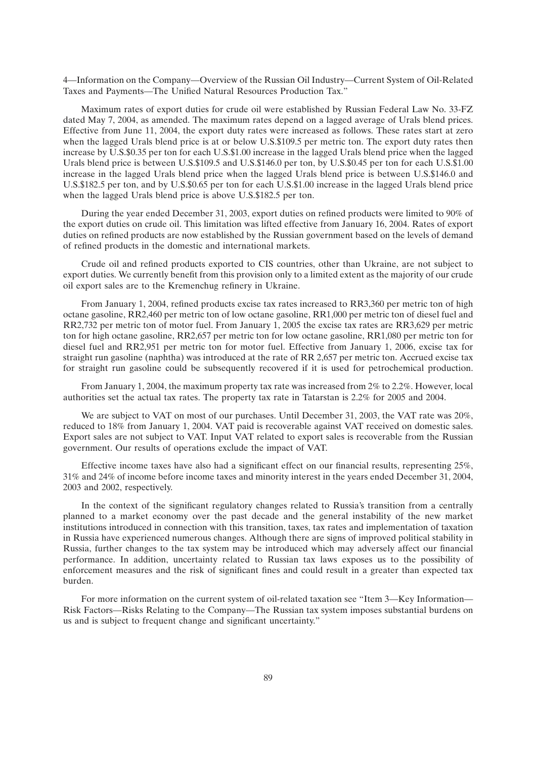4—Information on the Company—Overview of the Russian Oil Industry—Current System of Oil-Related Taxes and Payments—The Unified Natural Resources Production Tax.''

Maximum rates of export duties for crude oil were established by Russian Federal Law No. 33-FZ dated May 7, 2004, as amended. The maximum rates depend on a lagged average of Urals blend prices. Effective from June 11, 2004, the export duty rates were increased as follows. These rates start at zero when the lagged Urals blend price is at or below U.S.$109.5 per metric ton. The export duty rates then increase by U.S.$0.35 per ton for each U.S.$1.00 increase in the lagged Urals blend price when the lagged Urals blend price is between U.S.$109.5 and U.S.$146.0 per ton, by U.S.$0.45 per ton for each U.S.$1.00 increase in the lagged Urals blend price when the lagged Urals blend price is between U.S.$146.0 and U.S.$182.5 per ton, and by U.S.$0.65 per ton for each U.S.$1.00 increase in the lagged Urals blend price when the lagged Urals blend price is above U.S.$182.5 per ton.

During the year ended December 31, 2003, export duties on refined products were limited to 90% of the export duties on crude oil. This limitation was lifted effective from January 16, 2004. Rates of export duties on refined products are now established by the Russian government based on the levels of demand of refined products in the domestic and international markets.

Crude oil and refined products exported to CIS countries, other than Ukraine, are not subject to export duties. We currently benefit from this provision only to a limited extent as the majority of our crude oil export sales are to the Kremenchug refinery in Ukraine.

From January 1, 2004, refined products excise tax rates increased to RR3,360 per metric ton of high octane gasoline, RR2,460 per metric ton of low octane gasoline, RR1,000 per metric ton of diesel fuel and RR2,732 per metric ton of motor fuel. From January 1, 2005 the excise tax rates are RR3,629 per metric ton for high octane gasoline, RR2,657 per metric ton for low octane gasoline, RR1,080 per metric ton for diesel fuel and RR2,951 per metric ton for motor fuel. Effective from January 1, 2006, excise tax for straight run gasoline (naphtha) was introduced at the rate of RR 2,657 per metric ton. Accrued excise tax for straight run gasoline could be subsequently recovered if it is used for petrochemical production.

From January 1, 2004, the maximum property tax rate was increased from 2% to 2.2%. However, local authorities set the actual tax rates. The property tax rate in Tatarstan is 2.2% for 2005 and 2004.

We are subject to VAT on most of our purchases. Until December 31, 2003, the VAT rate was 20%, reduced to 18% from January 1, 2004. VAT paid is recoverable against VAT received on domestic sales. Export sales are not subject to VAT. Input VAT related to export sales is recoverable from the Russian government. Our results of operations exclude the impact of VAT.

Effective income taxes have also had a significant effect on our financial results, representing 25%, 31% and 24% of income before income taxes and minority interest in the years ended December 31, 2004, 2003 and 2002, respectively.

In the context of the significant regulatory changes related to Russia's transition from a centrally planned to a market economy over the past decade and the general instability of the new market institutions introduced in connection with this transition, taxes, tax rates and implementation of taxation in Russia have experienced numerous changes. Although there are signs of improved political stability in Russia, further changes to the tax system may be introduced which may adversely affect our financial performance. In addition, uncertainty related to Russian tax laws exposes us to the possibility of enforcement measures and the risk of significant fines and could result in a greater than expected tax burden.

For more information on the current system of oil-related taxation see ''Item 3—Key Information—Risk Factors—Risks Relating to the Company—The Russian tax system imposes substantial burdens on us and is subject to frequent change and significant uncertainty.''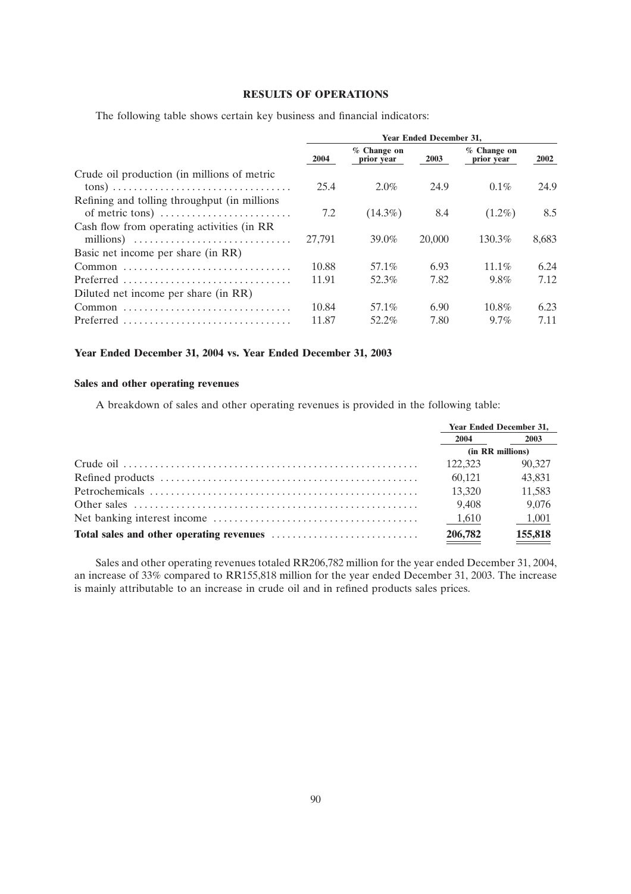## RESULTS OF OPERATIONS

The following table shows certain key business and financial indicators:

| | Year Ended December 31, | | | | |
|---|---|---|---|---|---|
| | 2004 | % Change on prior year | 2003 | % Change on prior year | 2002 |
| Crude oil production (in millions of metric tons) | 25.4 | 2.0% | 24.9 | 0.1% | 24.9 |
| Refining and tolling throughput (in millions of metric tons) | 7.2 | (14.3%) | 8.4 | (1.2%) | 8.5 |
| Cash flow from operating activities (in RR millions) | 27,791 | 39.0% | 20,000 | 130.3% | 8,683 |
| Basic net income per share (in RR) | | | | | |
| Common | 10.88 | 57.1% | 6.93 | 11.1% | 6.24 |
| Preferred | 11.91 | 52.3% | 7.82 | 9.8% | 7.12 |
| Diluted net income per share (in RR) | | | | | |
| Common | 10.84 | 57.1% | 6.90 | 10.8% | 6.23 |
| Preferred | 11.87 | 52.2% | 7.80 | 9.7% | 7.11 |

### Year Ended December 31, 2004 vs. Year Ended December 31, 2003

#### Sales and other operating revenues

A breakdown of sales and other operating revenues is provided in the following table:

| | Year Ended December 31, | |
|---|---|---|
| | 2004 | 2003 |
| | (in RR millions) | |
| Crude oil | 122,323 | 90,327 |
| Refined products | 60,121 | 43,831 |
| Petrochemicals | 13,320 | 11,583 |
| Other sales | 9,408 | 9,076 |
| Net banking interest income | 1,610 | 1,001 |
| **Total sales and other operating revenues** | **206,782** | **155,818** |

Sales and other operating revenues totaled RR206,782 million for the year ended December 31, 2004, an increase of 33% compared to RR155,818 million for the year ended December 31, 2003. The increase is mainly attributable to an increase in crude oil and in refined products sales prices.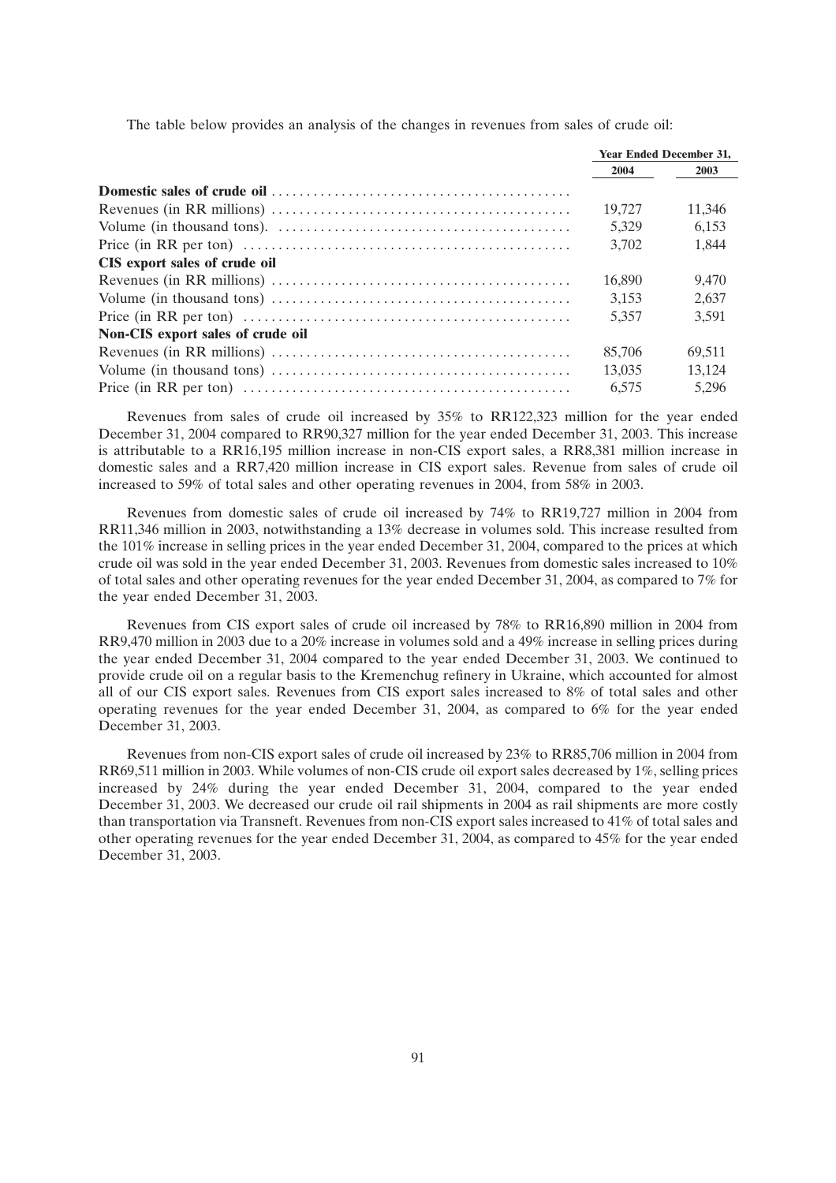The table below provides an analysis of the changes in revenues from sales of crude oil:

| | Year Ended December 31, | |
|---|---|---|
| | 2004 | 2003 |
| **Domestic sales of crude oil** | | |
| Revenues (in RR millions) | 19,727 | 11,346 |
| Volume (in thousand tons). | 5,329 | 6,153 |
| Price (in RR per ton) | 3,702 | 1,844 |
| **CIS export sales of crude oil** | | |
| Revenues (in RR millions) | 16,890 | 9,470 |
| Volume (in thousand tons) | 3,153 | 2,637 |
| Price (in RR per ton) | 5,357 | 3,591 |
| **Non-CIS export sales of crude oil** | | |
| Revenues (in RR millions) | 85,706 | 69,511 |
| Volume (in thousand tons) | 13,035 | 13,124 |
| Price (in RR per ton) | 6,575 | 5,296 |

Revenues from sales of crude oil increased by 35% to RR122,323 million for the year ended December 31, 2004 compared to RR90,327 million for the year ended December 31, 2003. This increase is attributable to a RR16,195 million increase in non-CIS export sales, a RR8,381 million increase in domestic sales and a RR7,420 million increase in CIS export sales. Revenue from sales of crude oil increased to 59% of total sales and other operating revenues in 2004, from 58% in 2003.

Revenues from domestic sales of crude oil increased by 74% to RR19,727 million in 2004 from RR11,346 million in 2003, notwithstanding a 13% decrease in volumes sold. This increase resulted from the 101% increase in selling prices in the year ended December 31, 2004, compared to the prices at which crude oil was sold in the year ended December 31, 2003. Revenues from domestic sales increased to 10% of total sales and other operating revenues for the year ended December 31, 2004, as compared to 7% for the year ended December 31, 2003.

Revenues from CIS export sales of crude oil increased by 78% to RR16,890 million in 2004 from RR9,470 million in 2003 due to a 20% increase in volumes sold and a 49% increase in selling prices during the year ended December 31, 2004 compared to the year ended December 31, 2003. We continued to provide crude oil on a regular basis to the Kremenchug refinery in Ukraine, which accounted for almost all of our CIS export sales. Revenues from CIS export sales increased to 8% of total sales and other operating revenues for the year ended December 31, 2004, as compared to 6% for the year ended December 31, 2003.

Revenues from non-CIS export sales of crude oil increased by 23% to RR85,706 million in 2004 from RR69,511 million in 2003. While volumes of non-CIS crude oil export sales decreased by 1%, selling prices increased by 24% during the year ended December 31, 2004, compared to the year ended December 31, 2003. We decreased our crude oil rail shipments in 2004 as rail shipments are more costly than transportation via Transneft. Revenues from non-CIS export sales increased to 41% of total sales and other operating revenues for the year ended December 31, 2004, as compared to 45% for the year ended December 31, 2003.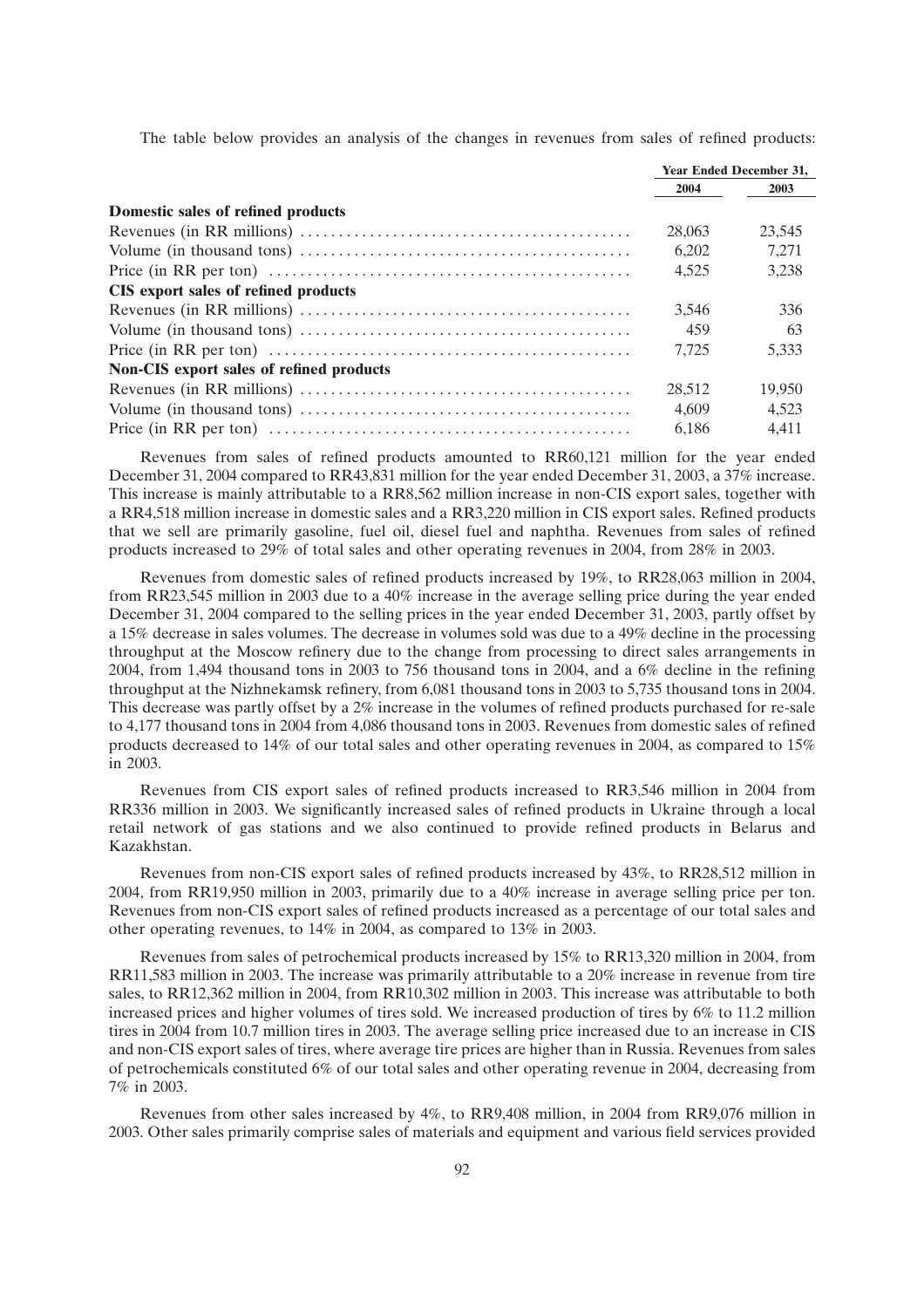The table below provides an analysis of the changes in revenues from sales of refined products:

| | Year Ended December 31, | |
|---|---|---|
| | 2004 | 2003 |
| **Domestic sales of refined products** | | |
| Revenues (in RR millions) | 28,063 | 23,545 |
| Volume (in thousand tons) | 6,202 | 7,271 |
| Price (in RR per ton) | 4,525 | 3,238 |
| **CIS export sales of refined products** | | |
| Revenues (in RR millions) | 3,546 | 336 |
| Volume (in thousand tons) | 459 | 63 |
| Price (in RR per ton) | 7,725 | 5,333 |
| **Non-CIS export sales of refined products** | | |
| Revenues (in RR millions) | 28,512 | 19,950 |
| Volume (in thousand tons) | 4,609 | 4,523 |
| Price (in RR per ton) | 6,186 | 4,411 |

Revenues from sales of refined products amounted to RR60,121 million for the year ended December 31, 2004 compared to RR43,831 million for the year ended December 31, 2003, a 37% increase. This increase is mainly attributable to a RR8,562 million increase in non-CIS export sales, together with a RR4,518 million increase in domestic sales and a RR3,220 million in CIS export sales. Refined products that we sell are primarily gasoline, fuel oil, diesel fuel and naphtha. Revenues from sales of refined products increased to 29% of total sales and other operating revenues in 2004, from 28% in 2003.

Revenues from domestic sales of refined products increased by 19%, to RR28,063 million in 2004, from RR23,545 million in 2003 due to a 40% increase in the average selling price during the year ended December 31, 2004 compared to the selling prices in the year ended December 31, 2003, partly offset by a 15% decrease in sales volumes. The decrease in volumes sold was due to a 49% decline in the processing throughput at the Moscow refinery due to the change from processing to direct sales arrangements in 2004, from 1,494 thousand tons in 2003 to 756 thousand tons in 2004, and a 6% decline in the refining throughput at the Nizhnekamsk refinery, from 6,081 thousand tons in 2003 to 5,735 thousand tons in 2004. This decrease was partly offset by a 2% increase in the volumes of refined products purchased for re-sale to 4,177 thousand tons in 2004 from 4,086 thousand tons in 2003. Revenues from domestic sales of refined products decreased to 14% of our total sales and other operating revenues in 2004, as compared to 15% in 2003.

Revenues from CIS export sales of refined products increased to RR3,546 million in 2004 from RR336 million in 2003. We significantly increased sales of refined products in Ukraine through a local retail network of gas stations and we also continued to provide refined products in Belarus and Kazakhstan.

Revenues from non-CIS export sales of refined products increased by 43%, to RR28,512 million in 2004, from RR19,950 million in 2003, primarily due to a 40% increase in average selling price per ton. Revenues from non-CIS export sales of refined products increased as a percentage of our total sales and other operating revenues, to 14% in 2004, as compared to 13% in 2003.

Revenues from sales of petrochemical products increased by 15% to RR13,320 million in 2004, from RR11,583 million in 2003. The increase was primarily attributable to a 20% increase in revenue from tire sales, to RR12,362 million in 2004, from RR10,302 million in 2003. This increase was attributable to both increased prices and higher volumes of tires sold. We increased production of tires by 6% to 11.2 million tires in 2004 from 10.7 million tires in 2003. The average selling price increased due to an increase in CIS and non-CIS export sales of tires, where average tire prices are higher than in Russia. Revenues from sales of petrochemicals constituted 6% of our total sales and other operating revenue in 2004, decreasing from 7% in 2003.

Revenues from other sales increased by 4%, to RR9,408 million, in 2004 from RR9,076 million in 2003. Other sales primarily comprise sales of materials and equipment and various field services provided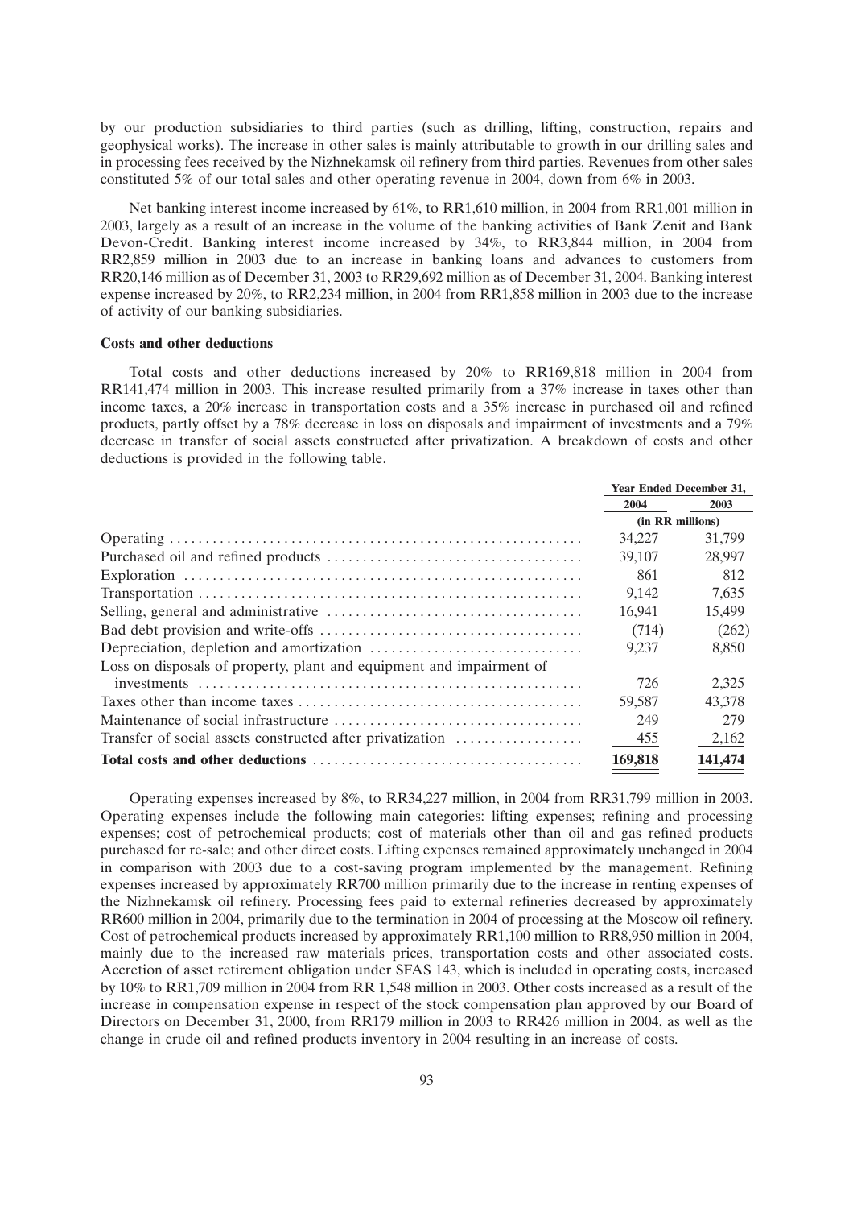by our production subsidiaries to third parties (such as drilling, lifting, construction, repairs and geophysical works). The increase in other sales is mainly attributable to growth in our drilling sales and in processing fees received by the Nizhnekamsk oil refinery from third parties. Revenues from other sales constituted 5% of our total sales and other operating revenue in 2004, down from 6% in 2003.

Net banking interest income increased by 61%, to RR1,610 million, in 2004 from RR1,001 million in 2003, largely as a result of an increase in the volume of the banking activities of Bank Zenit and Bank Devon-Credit. Banking interest income increased by 34%, to RR3,844 million, in 2004 from RR2,859 million in 2003 due to an increase in banking loans and advances to customers from RR20,146 million as of December 31, 2003 to RR29,692 million as of December 31, 2004. Banking interest expense increased by 20%, to RR2,234 million, in 2004 from RR1,858 million in 2003 due to the increase of activity of our banking subsidiaries.

**Costs and other deductions**

Total costs and other deductions increased by 20% to RR169,818 million in 2004 from RR141,474 million in 2003. This increase resulted primarily from a 37% increase in taxes other than income taxes, a 20% increase in transportation costs and a 35% increase in purchased oil and refined products, partly offset by a 78% decrease in loss on disposals and impairment of investments and a 79% decrease in transfer of social assets constructed after privatization. A breakdown of costs and other deductions is provided in the following table.

| | Year Ended December 31, | |
|---|---|---|
| | 2004 | 2003 |
| | (in RR millions) | |
| Operating | 34,227 | 31,799 |
| Purchased oil and refined products | 39,107 | 28,997 |
| Exploration | 861 | 812 |
| Transportation | 9,142 | 7,635 |
| Selling, general and administrative | 16,941 | 15,499 |
| Bad debt provision and write-offs | (714) | (262) |
| Depreciation, depletion and amortization | 9,237 | 8,850 |
| Loss on disposals of property, plant and equipment and impairment of investments | 726 | 2,325 |
| Taxes other than income taxes | 59,587 | 43,378 |
| Maintenance of social infrastructure | 249 | 279 |
| Transfer of social assets constructed after privatization | 455 | 2,162 |
| **Total costs and other deductions** | **169,818** | **141,474** |

Operating expenses increased by 8%, to RR34,227 million, in 2004 from RR31,799 million in 2003. Operating expenses include the following main categories: lifting expenses; refining and processing expenses; cost of petrochemical products; cost of materials other than oil and gas refined products purchased for re-sale; and other direct costs. Lifting expenses remained approximately unchanged in 2004 in comparison with 2003 due to a cost-saving program implemented by the management. Refining expenses increased by approximately RR700 million primarily due to the increase in renting expenses of the Nizhnekamsk oil refinery. Processing fees paid to external refineries decreased by approximately RR600 million in 2004, primarily due to the termination in 2004 of processing at the Moscow oil refinery. Cost of petrochemical products increased by approximately RR1,100 million to RR8,950 million in 2004, mainly due to the increased raw materials prices, transportation costs and other associated costs. Accretion of asset retirement obligation under SFAS 143, which is included in operating costs, increased by 10% to RR1,709 million in 2004 from RR 1,548 million in 2003. Other costs increased as a result of the increase in compensation expense in respect of the stock compensation plan approved by our Board of Directors on December 31, 2000, from RR179 million in 2003 to RR426 million in 2004, as well as the change in crude oil and refined products inventory in 2004 resulting in an increase of costs.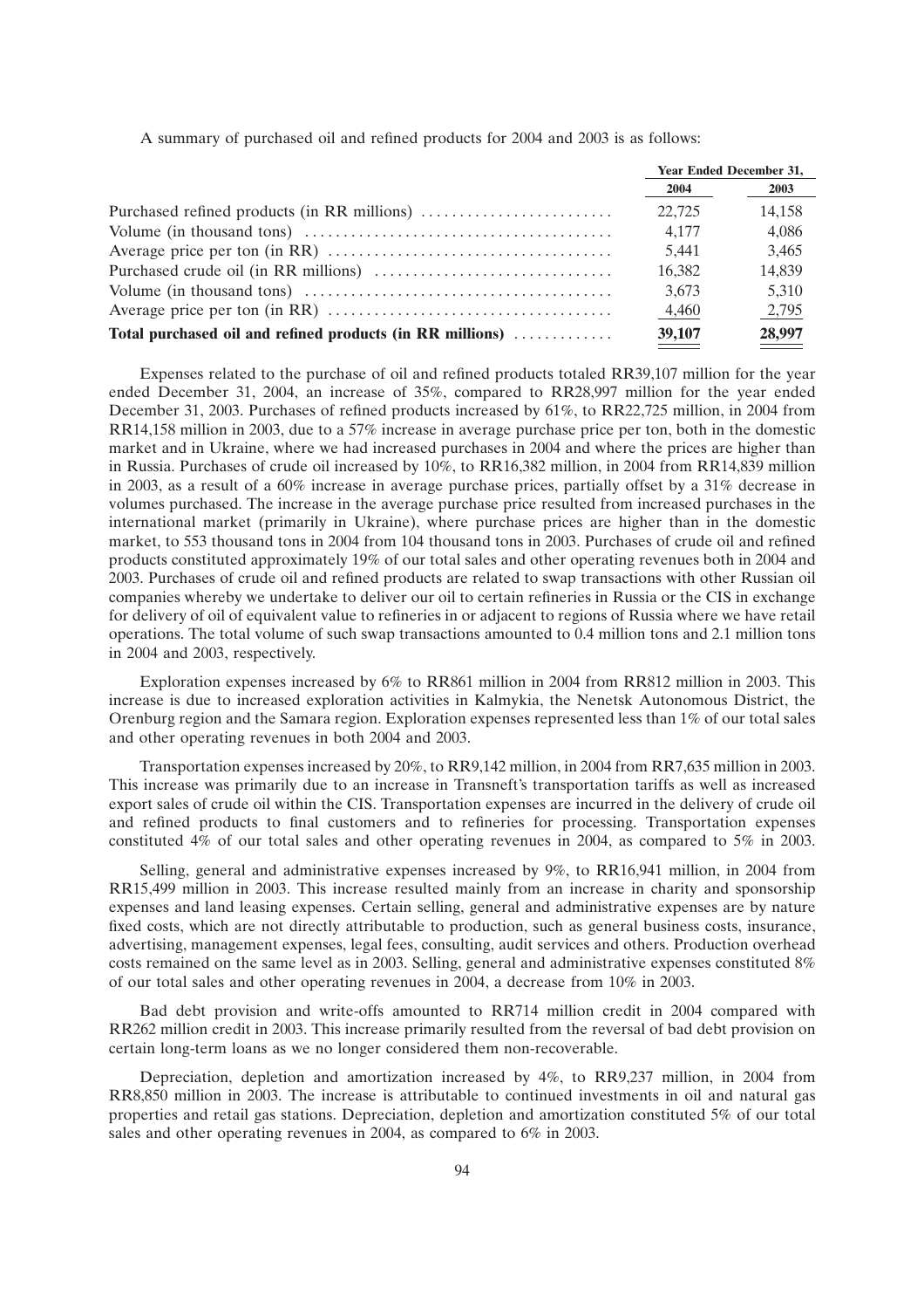A summary of purchased oil and refined products for 2004 and 2003 is as follows:

| | Year Ended December 31, | |
|---|---|---|
| | 2004 | 2003 |
| Purchased refined products (in RR millions) | 22,725 | 14,158 |
| Volume (in thousand tons) | 4,177 | 4,086 |
| Average price per ton (in RR) | 5,441 | 3,465 |
| Purchased crude oil (in RR millions) | 16,382 | 14,839 |
| Volume (in thousand tons) | 3,673 | 5,310 |
| Average price per ton (in RR) | 4,460 | 2,795 |
| **Total purchased oil and refined products (in RR millions)** | **39,107** | **28,997** |

Expenses related to the purchase of oil and refined products totaled RR39,107 million for the year ended December 31, 2004, an increase of 35%, compared to RR28,997 million for the year ended December 31, 2003. Purchases of refined products increased by 61%, to RR22,725 million, in 2004 from RR14,158 million in 2003, due to a 57% increase in average purchase price per ton, both in the domestic market and in Ukraine, where we had increased purchases in 2004 and where the prices are higher than in Russia. Purchases of crude oil increased by 10%, to RR16,382 million, in 2004 from RR14,839 million in 2003, as a result of a 60% increase in average purchase prices, partially offset by a 31% decrease in volumes purchased. The increase in the average purchase price resulted from increased purchases in the international market (primarily in Ukraine), where purchase prices are higher than in the domestic market, to 553 thousand tons in 2004 from 104 thousand tons in 2003. Purchases of crude oil and refined products constituted approximately 19% of our total sales and other operating revenues both in 2004 and 2003. Purchases of crude oil and refined products are related to swap transactions with other Russian oil companies whereby we undertake to deliver our oil to certain refineries in Russia or the CIS in exchange for delivery of oil of equivalent value to refineries in or adjacent to regions of Russia where we have retail operations. The total volume of such swap transactions amounted to 0.4 million tons and 2.1 million tons in 2004 and 2003, respectively.

Exploration expenses increased by 6% to RR861 million in 2004 from RR812 million in 2003. This increase is due to increased exploration activities in Kalmykia, the Nenetsk Autonomous District, the Orenburg region and the Samara region. Exploration expenses represented less than 1% of our total sales and other operating revenues in both 2004 and 2003.

Transportation expenses increased by 20%, to RR9,142 million, in 2004 from RR7,635 million in 2003. This increase was primarily due to an increase in Transneft's transportation tariffs as well as increased export sales of crude oil within the CIS. Transportation expenses are incurred in the delivery of crude oil and refined products to final customers and to refineries for processing. Transportation expenses constituted 4% of our total sales and other operating revenues in 2004, as compared to 5% in 2003.

Selling, general and administrative expenses increased by 9%, to RR16,941 million, in 2004 from RR15,499 million in 2003. This increase resulted mainly from an increase in charity and sponsorship expenses and land leasing expenses. Certain selling, general and administrative expenses are by nature fixed costs, which are not directly attributable to production, such as general business costs, insurance, advertising, management expenses, legal fees, consulting, audit services and others. Production overhead costs remained on the same level as in 2003. Selling, general and administrative expenses constituted 8% of our total sales and other operating revenues in 2004, a decrease from 10% in 2003.

Bad debt provision and write-offs amounted to RR714 million credit in 2004 compared with RR262 million credit in 2003. This increase primarily resulted from the reversal of bad debt provision on certain long-term loans as we no longer considered them non-recoverable.

Depreciation, depletion and amortization increased by 4%, to RR9,237 million, in 2004 from RR8,850 million in 2003. The increase is attributable to continued investments in oil and natural gas properties and retail gas stations. Depreciation, depletion and amortization constituted 5% of our total sales and other operating revenues in 2004, as compared to 6% in 2003.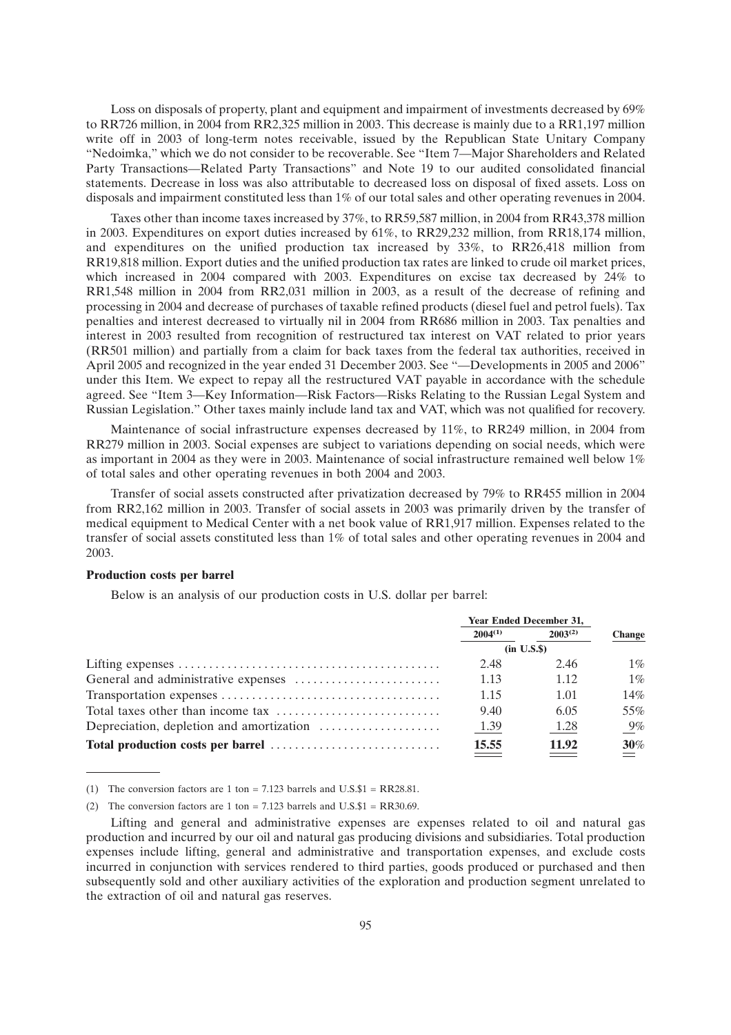Loss on disposals of property, plant and equipment and impairment of investments decreased by 69% to RR726 million, in 2004 from RR2,325 million in 2003. This decrease is mainly due to a RR1,197 million write off in 2003 of long-term notes receivable, issued by the Republican State Unitary Company "Nedoimka," which we do not consider to be recoverable. See "Item 7—Major Shareholders and Related Party Transactions—Related Party Transactions" and Note 19 to our audited consolidated financial statements. Decrease in loss was also attributable to decreased loss on disposal of fixed assets. Loss on disposals and impairment constituted less than 1% of our total sales and other operating revenues in 2004.

Taxes other than income taxes increased by 37%, to RR59,587 million, in 2004 from RR43,378 million in 2003. Expenditures on export duties increased by 61%, to RR29,232 million, from RR18,174 million, and expenditures on the unified production tax increased by 33%, to RR26,418 million from RR19,818 million. Export duties and the unified production tax rates are linked to crude oil market prices, which increased in 2004 compared with 2003. Expenditures on excise tax decreased by 24% to RR1,548 million in 2004 from RR2,031 million in 2003, as a result of the decrease of refining and processing in 2004 and decrease of purchases of taxable refined products (diesel fuel and petrol fuels). Tax penalties and interest decreased to virtually nil in 2004 from RR686 million in 2003. Tax penalties and interest in 2003 resulted from recognition of restructured tax interest on VAT related to prior years (RR501 million) and partially from a claim for back taxes from the federal tax authorities, received in April 2005 and recognized in the year ended 31 December 2003. See "—Developments in 2005 and 2006" under this Item. We expect to repay all the restructured VAT payable in accordance with the schedule agreed. See "Item 3—Key Information—Risk Factors—Risks Relating to the Russian Legal System and Russian Legislation." Other taxes mainly include land tax and VAT, which was not qualified for recovery.

Maintenance of social infrastructure expenses decreased by 11%, to RR249 million, in 2004 from RR279 million in 2003. Social expenses are subject to variations depending on social needs, which were as important in 2004 as they were in 2003. Maintenance of social infrastructure remained well below 1% of total sales and other operating revenues in both 2004 and 2003.

Transfer of social assets constructed after privatization decreased by 79% to RR455 million in 2004 from RR2,162 million in 2003. Transfer of social assets in 2003 was primarily driven by the transfer of medical equipment to Medical Center with a net book value of RR1,917 million. Expenses related to the transfer of social assets constituted less than 1% of total sales and other operating revenues in 2004 and 2003.

**Production costs per barrel**

Below is an analysis of our production costs in U.S. dollar per barrel:

| | Year Ended December 31, | | |
|---|---|---|---|
| | 2004[(1)] | 2003[(2)] | Change |
| | (in U.S.$) | | |
| Lifting expenses | 2.48 | 2.46 | 1% |
| General and administrative expenses | 1.13 | 1.12 | 1% |
| Transportation expenses | 1.15 | 1.01 | 14% |
| Total taxes other than income tax | 9.40 | 6.05 | 55% |
| Depreciation, depletion and amortization | 1.39 | 1.28 | 9% |
| **Total production costs per barrel** | **15.55** | **11.92** | **30%** |

(1) The conversion factors are 1 ton = 7.123 barrels and U.S.$1 = RR28.81.

(2) The conversion factors are 1 ton = 7.123 barrels and U.S.$1 = RR30.69.

Lifting and general and administrative expenses are expenses related to oil and natural gas production and incurred by our oil and natural gas producing divisions and subsidiaries. Total production expenses include lifting, general and administrative and transportation expenses, and exclude costs incurred in conjunction with services rendered to third parties, goods produced or purchased and then subsequently sold and other auxiliary activities of the exploration and production segment unrelated to the extraction of oil and natural gas reserves.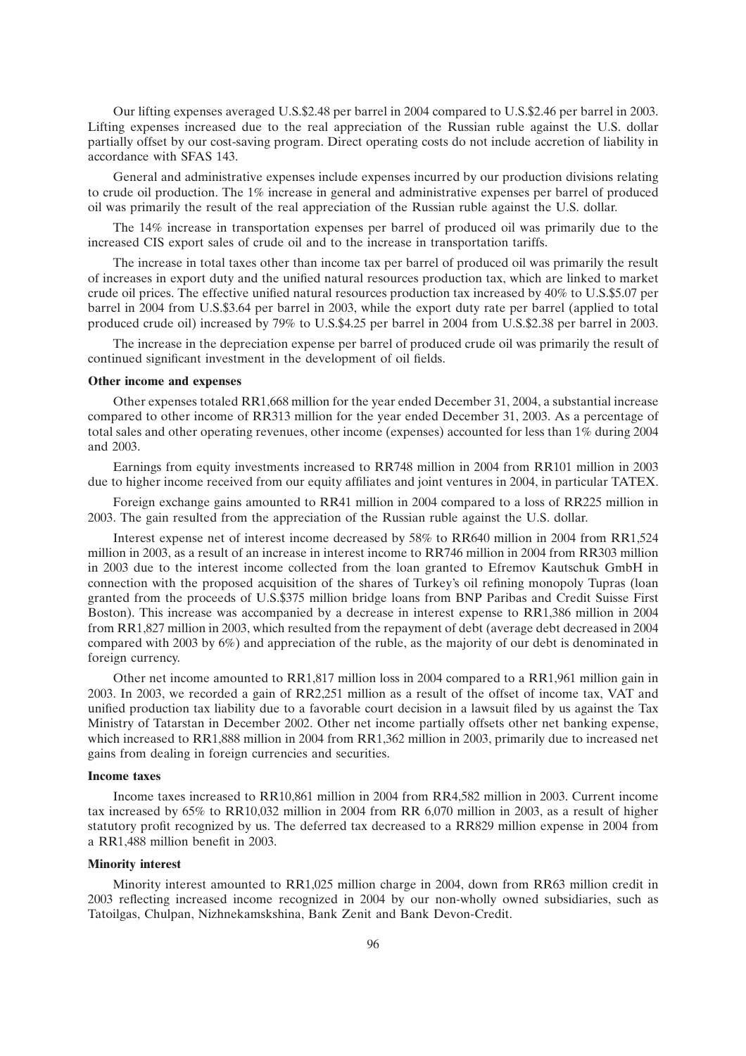Our lifting expenses averaged U.S.$2.48 per barrel in 2004 compared to U.S.$2.46 per barrel in 2003. Lifting expenses increased due to the real appreciation of the Russian ruble against the U.S. dollar partially offset by our cost-saving program. Direct operating costs do not include accretion of liability in accordance with SFAS 143.

General and administrative expenses include expenses incurred by our production divisions relating to crude oil production. The 1% increase in general and administrative expenses per barrel of produced oil was primarily the result of the real appreciation of the Russian ruble against the U.S. dollar.

The 14% increase in transportation expenses per barrel of produced oil was primarily due to the increased CIS export sales of crude oil and to the increase in transportation tariffs.

The increase in total taxes other than income tax per barrel of produced oil was primarily the result of increases in export duty and the unified natural resources production tax, which are linked to market crude oil prices. The effective unified natural resources production tax increased by 40% to U.S.$5.07 per barrel in 2004 from U.S.$3.64 per barrel in 2003, while the export duty rate per barrel (applied to total produced crude oil) increased by 79% to U.S.$4.25 per barrel in 2004 from U.S.$2.38 per barrel in 2003.

The increase in the depreciation expense per barrel of produced crude oil was primarily the result of continued significant investment in the development of oil fields.

**Other income and expenses**

Other expenses totaled RR1,668 million for the year ended December 31, 2004, a substantial increase compared to other income of RR313 million for the year ended December 31, 2003. As a percentage of total sales and other operating revenues, other income (expenses) accounted for less than 1% during 2004 and 2003.

Earnings from equity investments increased to RR748 million in 2004 from RR101 million in 2003 due to higher income received from our equity affiliates and joint ventures in 2004, in particular TATEX.

Foreign exchange gains amounted to RR41 million in 2004 compared to a loss of RR225 million in 2003. The gain resulted from the appreciation of the Russian ruble against the U.S. dollar.

Interest expense net of interest income decreased by 58% to RR640 million in 2004 from RR1,524 million in 2003, as a result of an increase in interest income to RR746 million in 2004 from RR303 million in 2003 due to the interest income collected from the loan granted to Efremov Kautschuk GmbH in connection with the proposed acquisition of the shares of Turkey's oil refining monopoly Tupras (loan granted from the proceeds of U.S.$375 million bridge loans from BNP Paribas and Credit Suisse First Boston). This increase was accompanied by a decrease in interest expense to RR1,386 million in 2004 from RR1,827 million in 2003, which resulted from the repayment of debt (average debt decreased in 2004 compared with 2003 by 6%) and appreciation of the ruble, as the majority of our debt is denominated in foreign currency.

Other net income amounted to RR1,817 million loss in 2004 compared to a RR1,961 million gain in 2003. In 2003, we recorded a gain of RR2,251 million as a result of the offset of income tax, VAT and unified production tax liability due to a favorable court decision in a lawsuit filed by us against the Tax Ministry of Tatarstan in December 2002. Other net income partially offsets other net banking expense, which increased to RR1,888 million in 2004 from RR1,362 million in 2003, primarily due to increased net gains from dealing in foreign currencies and securities.

**Income taxes**

Income taxes increased to RR10,861 million in 2004 from RR4,582 million in 2003. Current income tax increased by 65% to RR10,032 million in 2004 from RR 6,070 million in 2003, as a result of higher statutory profit recognized by us. The deferred tax decreased to a RR829 million expense in 2004 from a RR1,488 million benefit in 2003.

**Minority interest**

Minority interest amounted to RR1,025 million charge in 2004, down from RR63 million credit in 2003 reflecting increased income recognized in 2004 by our non-wholly owned subsidiaries, such as Tatoilgas, Chulpan, Nizhnekamskshina, Bank Zenit and Bank Devon-Credit.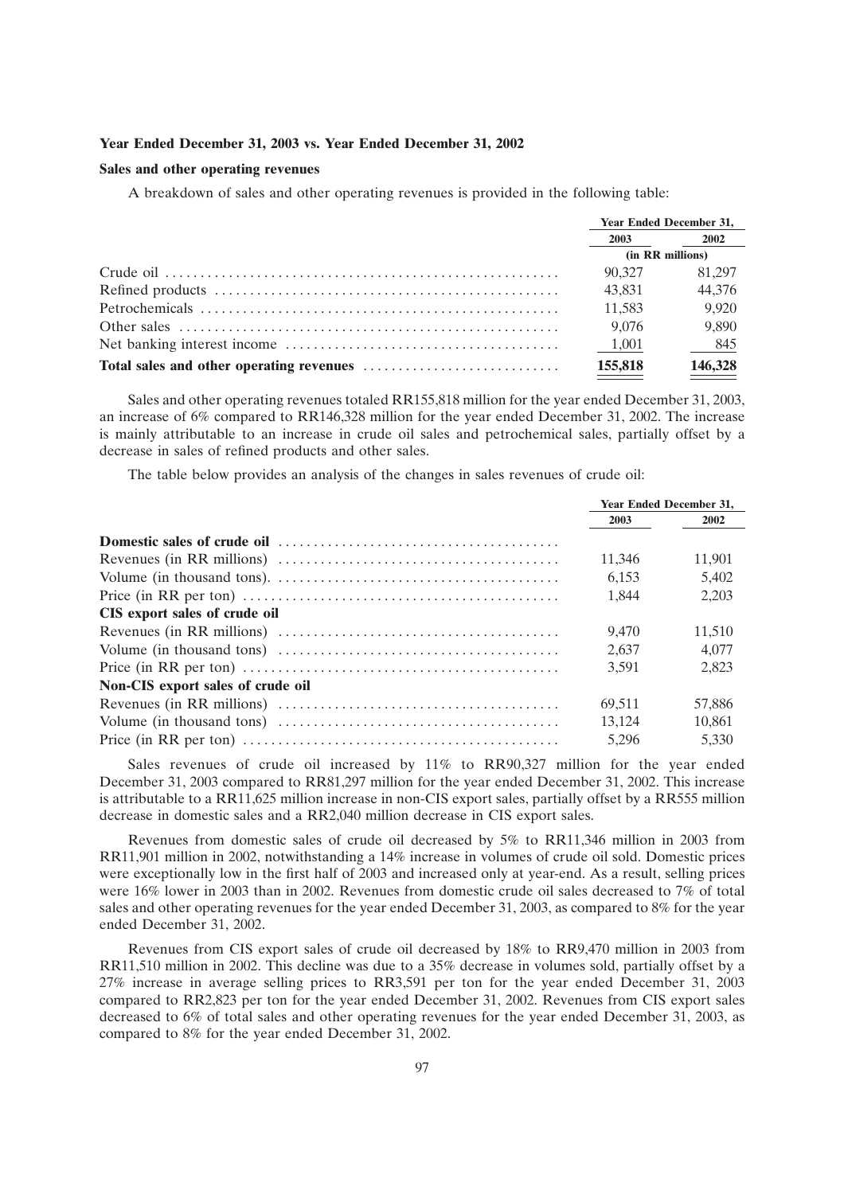**Year Ended December 31, 2003 vs. Year Ended December 31, 2002**

**Sales and other operating revenues**

A breakdown of sales and other operating revenues is provided in the following table:

| | Year Ended December 31, | |
|---|---|---|
| | 2003 | 2002 |
| | (in RR millions) | |
| Crude oil | 90,327 | 81,297 |
| Refined products | 43,831 | 44,376 |
| Petrochemicals | 11,583 | 9,920 |
| Other sales | 9,076 | 9,890 |
| Net banking interest income | 1,001 | 845 |
| **Total sales and other operating revenues** | **155,818** | **146,328** |

Sales and other operating revenues totaled RR155,818 million for the year ended December 31, 2003, an increase of 6% compared to RR146,328 million for the year ended December 31, 2002. The increase is mainly attributable to an increase in crude oil sales and petrochemical sales, partially offset by a decrease in sales of refined products and other sales.

The table below provides an analysis of the changes in sales revenues of crude oil:

| | Year Ended December 31, | |
|---|---|---|
| | 2003 | 2002 |
| **Domestic sales of crude oil** | | |
| Revenues (in RR millions) | 11,346 | 11,901 |
| Volume (in thousand tons). | 6,153 | 5,402 |
| Price (in RR per ton) | 1,844 | 2,203 |
| **CIS export sales of crude oil** | | |
| Revenues (in RR millions) | 9,470 | 11,510 |
| Volume (in thousand tons) | 2,637 | 4,077 |
| Price (in RR per ton) | 3,591 | 2,823 |
| **Non-CIS export sales of crude oil** | | |
| Revenues (in RR millions) | 69,511 | 57,886 |
| Volume (in thousand tons) | 13,124 | 10,861 |
| Price (in RR per ton) | 5,296 | 5,330 |

Sales revenues of crude oil increased by 11% to RR90,327 million for the year ended December 31, 2003 compared to RR81,297 million for the year ended December 31, 2002. This increase is attributable to a RR11,625 million increase in non-CIS export sales, partially offset by a RR555 million decrease in domestic sales and a RR2,040 million decrease in CIS export sales.

Revenues from domestic sales of crude oil decreased by 5% to RR11,346 million in 2003 from RR11,901 million in 2002, notwithstanding a 14% increase in volumes of crude oil sold. Domestic prices were exceptionally low in the first half of 2003 and increased only at year-end. As a result, selling prices were 16% lower in 2003 than in 2002. Revenues from domestic crude oil sales decreased to 7% of total sales and other operating revenues for the year ended December 31, 2003, as compared to 8% for the year ended December 31, 2002.

Revenues from CIS export sales of crude oil decreased by 18% to RR9,470 million in 2003 from RR11,510 million in 2002. This decline was due to a 35% decrease in volumes sold, partially offset by a 27% increase in average selling prices to RR3,591 per ton for the year ended December 31, 2003 compared to RR2,823 per ton for the year ended December 31, 2002. Revenues from CIS export sales decreased to 6% of total sales and other operating revenues for the year ended December 31, 2003, as compared to 8% for the year ended December 31, 2002.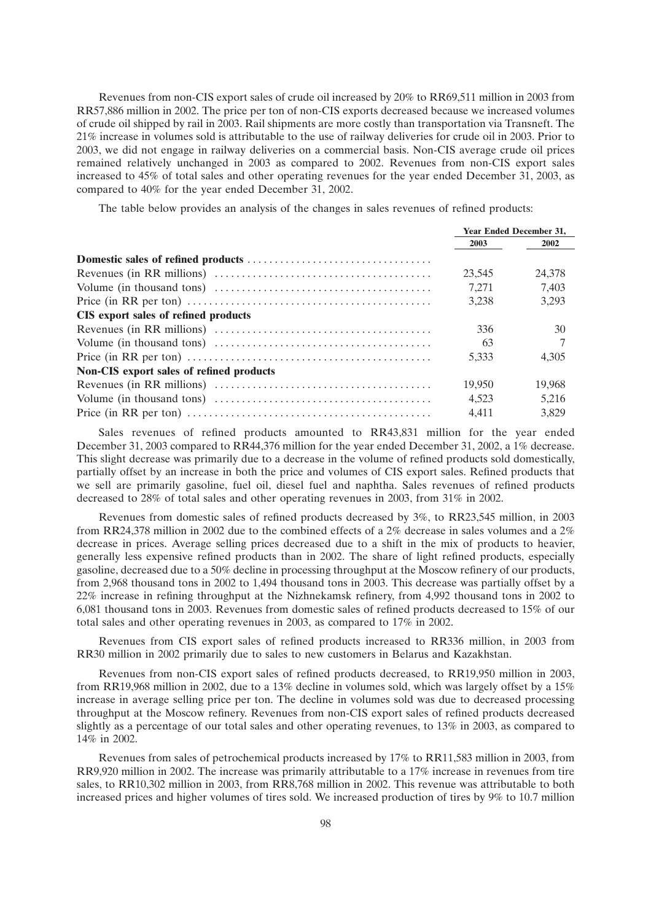Revenues from non-CIS export sales of crude oil increased by 20% to RR69,511 million in 2003 from RR57,886 million in 2002. The price per ton of non-CIS exports decreased because we increased volumes of crude oil shipped by rail in 2003. Rail shipments are more costly than transportation via Transneft. The 21% increase in volumes sold is attributable to the use of railway deliveries for crude oil in 2003. Prior to 2003, we did not engage in railway deliveries on a commercial basis. Non-CIS average crude oil prices remained relatively unchanged in 2003 as compared to 2002. Revenues from non-CIS export sales increased to 45% of total sales and other operating revenues for the year ended December 31, 2003, as compared to 40% for the year ended December 31, 2002.

The table below provides an analysis of the changes in sales revenues of refined products:

| | Year Ended December 31, | |
|---|---|---|
| | 2003 | 2002 |
| **Domestic sales of refined products** | | |
| Revenues (in RR millions) | 23,545 | 24,378 |
| Volume (in thousand tons) | 7,271 | 7,403 |
| Price (in RR per ton) | 3,238 | 3,293 |
| **CIS export sales of refined products** | | |
| Revenues (in RR millions) | 336 | 30 |
| Volume (in thousand tons) | 63 | 7 |
| Price (in RR per ton) | 5,333 | 4,305 |
| **Non-CIS export sales of refined products** | | |
| Revenues (in RR millions) | 19,950 | 19,968 |
| Volume (in thousand tons) | 4,523 | 5,216 |
| Price (in RR per ton) | 4,411 | 3,829 |

Sales revenues of refined products amounted to RR43,831 million for the year ended December 31, 2003 compared to RR44,376 million for the year ended December 31, 2002, a 1% decrease. This slight decrease was primarily due to a decrease in the volume of refined products sold domestically, partially offset by an increase in both the price and volumes of CIS export sales. Refined products that we sell are primarily gasoline, fuel oil, diesel fuel and naphtha. Sales revenues of refined products decreased to 28% of total sales and other operating revenues in 2003, from 31% in 2002.

Revenues from domestic sales of refined products decreased by 3%, to RR23,545 million, in 2003 from RR24,378 million in 2002 due to the combined effects of a 2% decrease in sales volumes and a 2% decrease in prices. Average selling prices decreased due to a shift in the mix of products to heavier, generally less expensive refined products than in 2002. The share of light refined products, especially gasoline, decreased due to a 50% decline in processing throughput at the Moscow refinery of our products, from 2,968 thousand tons in 2002 to 1,494 thousand tons in 2003. This decrease was partially offset by a 22% increase in refining throughput at the Nizhnekamsk refinery, from 4,992 thousand tons in 2002 to 6,081 thousand tons in 2003. Revenues from domestic sales of refined products decreased to 15% of our total sales and other operating revenues in 2003, as compared to 17% in 2002.

Revenues from CIS export sales of refined products increased to RR336 million, in 2003 from RR30 million in 2002 primarily due to sales to new customers in Belarus and Kazakhstan.

Revenues from non-CIS export sales of refined products decreased, to RR19,950 million in 2003, from RR19,968 million in 2002, due to a 13% decline in volumes sold, which was largely offset by a 15% increase in average selling price per ton. The decline in volumes sold was due to decreased processing throughput at the Moscow refinery. Revenues from non-CIS export sales of refined products decreased slightly as a percentage of our total sales and other operating revenues, to 13% in 2003, as compared to 14% in 2002.

Revenues from sales of petrochemical products increased by 17% to RR11,583 million in 2003, from RR9,920 million in 2002. The increase was primarily attributable to a 17% increase in revenues from tire sales, to RR10,302 million in 2003, from RR8,768 million in 2002. This revenue was attributable to both increased prices and higher volumes of tires sold. We increased production of tires by 9% to 10.7 million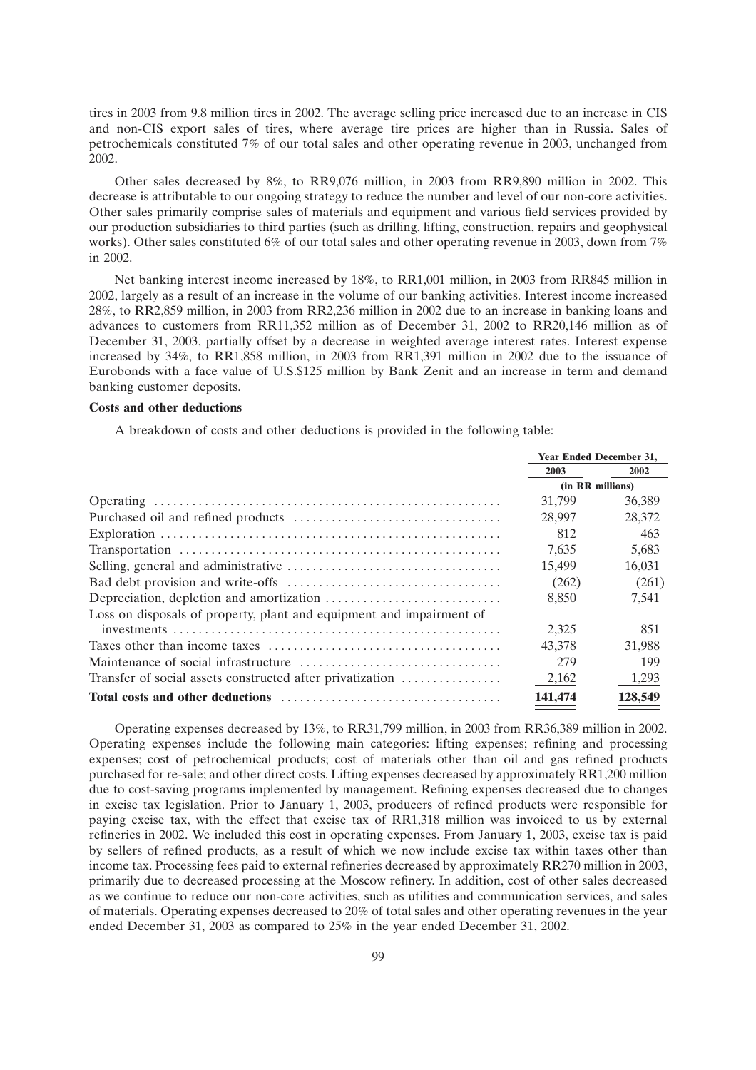tires in 2003 from 9.8 million tires in 2002. The average selling price increased due to an increase in CIS and non-CIS export sales of tires, where average tire prices are higher than in Russia. Sales of petrochemicals constituted 7% of our total sales and other operating revenue in 2003, unchanged from 2002.

Other sales decreased by 8%, to RR9,076 million, in 2003 from RR9,890 million in 2002. This decrease is attributable to our ongoing strategy to reduce the number and level of our non-core activities. Other sales primarily comprise sales of materials and equipment and various field services provided by our production subsidiaries to third parties (such as drilling, lifting, construction, repairs and geophysical works). Other sales constituted 6% of our total sales and other operating revenue in 2003, down from 7% in 2002.

Net banking interest income increased by 18%, to RR1,001 million, in 2003 from RR845 million in 2002, largely as a result of an increase in the volume of our banking activities. Interest income increased 28%, to RR2,859 million, in 2003 from RR2,236 million in 2002 due to an increase in banking loans and advances to customers from RR11,352 million as of December 31, 2002 to RR20,146 million as of December 31, 2003, partially offset by a decrease in weighted average interest rates. Interest expense increased by 34%, to RR1,858 million, in 2003 from RR1,391 million in 2002 due to the issuance of Eurobonds with a face value of U.S.$125 million by Bank Zenit and an increase in term and demand banking customer deposits.

**Costs and other deductions**

A breakdown of costs and other deductions is provided in the following table:

| | Year Ended December 31, | |
|---|---|---|
| | 2003 | 2002 |
| | (in RR millions) | |
| Operating | 31,799 | 36,389 |
| Purchased oil and refined products | 28,997 | 28,372 |
| Exploration | 812 | 463 |
| Transportation | 7,635 | 5,683 |
| Selling, general and administrative | 15,499 | 16,031 |
| Bad debt provision and write-offs | (262) | (261) |
| Depreciation, depletion and amortization | 8,850 | 7,541 |
| Loss on disposals of property, plant and equipment and impairment of investments | 2,325 | 851 |
| Taxes other than income taxes | 43,378 | 31,988 |
| Maintenance of social infrastructure | 279 | 199 |
| Transfer of social assets constructed after privatization | 2,162 | 1,293 |
| **Total costs and other deductions** | **141,474** | **128,549** |

Operating expenses decreased by 13%, to RR31,799 million, in 2003 from RR36,389 million in 2002. Operating expenses include the following main categories: lifting expenses; refining and processing expenses; cost of petrochemical products; cost of materials other than oil and gas refined products purchased for re-sale; and other direct costs. Lifting expenses decreased by approximately RR1,200 million due to cost-saving programs implemented by management. Refining expenses decreased due to changes in excise tax legislation. Prior to January 1, 2003, producers of refined products were responsible for paying excise tax, with the effect that excise tax of RR1,318 million was invoiced to us by external refineries in 2002. We included this cost in operating expenses. From January 1, 2003, excise tax is paid by sellers of refined products, as a result of which we now include excise tax within taxes other than income tax. Processing fees paid to external refineries decreased by approximately RR270 million in 2003, primarily due to decreased processing at the Moscow refinery. In addition, cost of other sales decreased as we continue to reduce our non-core activities, such as utilities and communication services, and sales of materials. Operating expenses decreased to 20% of total sales and other operating revenues in the year ended December 31, 2003 as compared to 25% in the year ended December 31, 2002.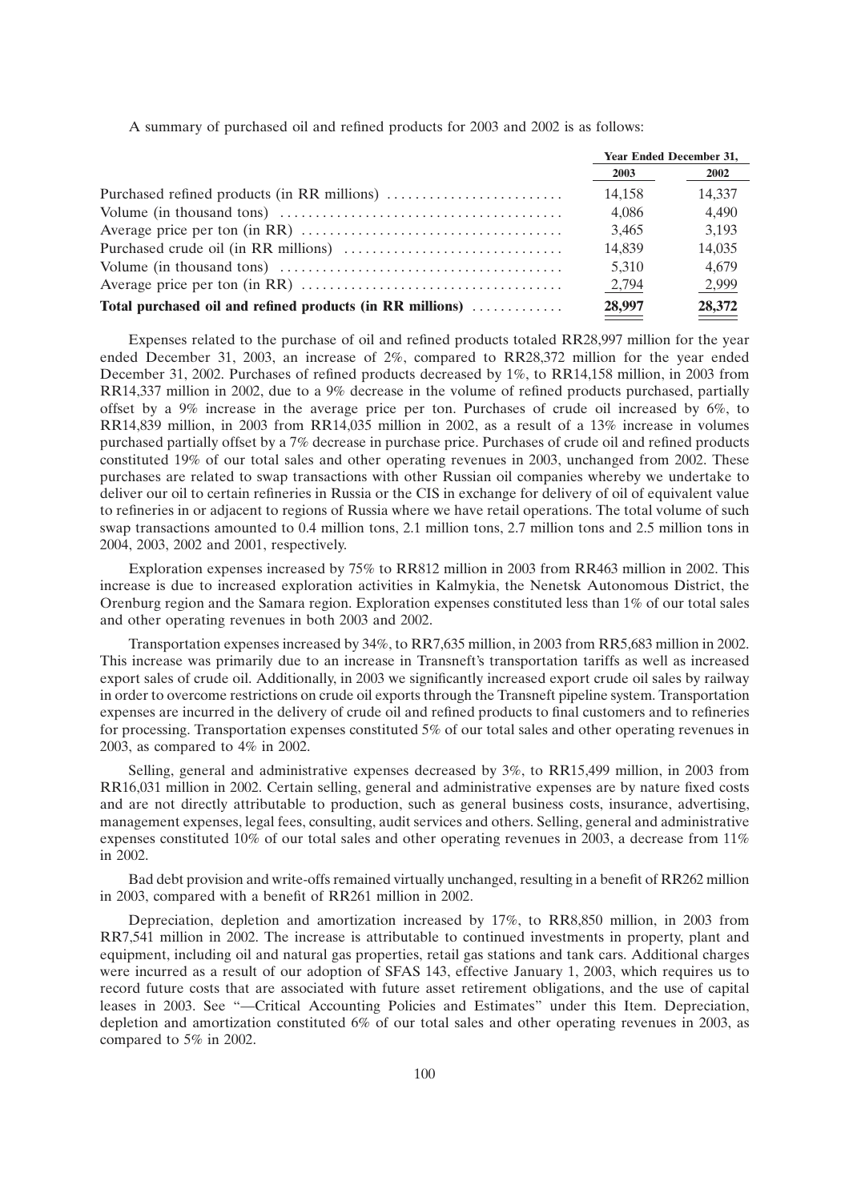A summary of purchased oil and refined products for 2003 and 2002 is as follows:

| | Year Ended December 31, | |
|---|---|---|
| | 2003 | 2002 |
| Purchased refined products (in RR millions) | 14,158 | 14,337 |
| Volume (in thousand tons) | 4,086 | 4,490 |
| Average price per ton (in RR) | 3,465 | 3,193 |
| Purchased crude oil (in RR millions) | 14,839 | 14,035 |
| Volume (in thousand tons) | 5,310 | 4,679 |
| Average price per ton (in RR) | 2,794 | 2,999 |
| **Total purchased oil and refined products (in RR millions)** | **28,997** | **28,372** |

Expenses related to the purchase of oil and refined products totaled RR28,997 million for the year ended December 31, 2003, an increase of 2%, compared to RR28,372 million for the year ended December 31, 2002. Purchases of refined products decreased by 1%, to RR14,158 million, in 2003 from RR14,337 million in 2002, due to a 9% decrease in the volume of refined products purchased, partially offset by a 9% increase in the average price per ton. Purchases of crude oil increased by 6%, to RR14,839 million, in 2003 from RR14,035 million in 2002, as a result of a 13% increase in volumes purchased partially offset by a 7% decrease in purchase price. Purchases of crude oil and refined products constituted 19% of our total sales and other operating revenues in 2003, unchanged from 2002. These purchases are related to swap transactions with other Russian oil companies whereby we undertake to deliver our oil to certain refineries in Russia or the CIS in exchange for delivery of oil of equivalent value to refineries in or adjacent to regions of Russia where we have retail operations. The total volume of such swap transactions amounted to 0.4 million tons, 2.1 million tons, 2.7 million tons and 2.5 million tons in 2004, 2003, 2002 and 2001, respectively.

Exploration expenses increased by 75% to RR812 million in 2003 from RR463 million in 2002. This increase is due to increased exploration activities in Kalmykia, the Nenetsk Autonomous District, the Orenburg region and the Samara region. Exploration expenses constituted less than 1% of our total sales and other operating revenues in both 2003 and 2002.

Transportation expenses increased by 34%, to RR7,635 million, in 2003 from RR5,683 million in 2002. This increase was primarily due to an increase in Transneft's transportation tariffs as well as increased export sales of crude oil. Additionally, in 2003 we significantly increased export crude oil sales by railway in order to overcome restrictions on crude oil exports through the Transneft pipeline system. Transportation expenses are incurred in the delivery of crude oil and refined products to final customers and to refineries for processing. Transportation expenses constituted 5% of our total sales and other operating revenues in 2003, as compared to 4% in 2002.

Selling, general and administrative expenses decreased by 3%, to RR15,499 million, in 2003 from RR16,031 million in 2002. Certain selling, general and administrative expenses are by nature fixed costs and are not directly attributable to production, such as general business costs, insurance, advertising, management expenses, legal fees, consulting, audit services and others. Selling, general and administrative expenses constituted 10% of our total sales and other operating revenues in 2003, a decrease from 11% in 2002.

Bad debt provision and write-offs remained virtually unchanged, resulting in a benefit of RR262 million in 2003, compared with a benefit of RR261 million in 2002.

Depreciation, depletion and amortization increased by 17%, to RR8,850 million, in 2003 from RR7,541 million in 2002. The increase is attributable to continued investments in property, plant and equipment, including oil and natural gas properties, retail gas stations and tank cars. Additional charges were incurred as a result of our adoption of SFAS 143, effective January 1, 2003, which requires us to record future costs that are associated with future asset retirement obligations, and the use of capital leases in 2003. See "—Critical Accounting Policies and Estimates" under this Item. Depreciation, depletion and amortization constituted 6% of our total sales and other operating revenues in 2003, as compared to 5% in 2002.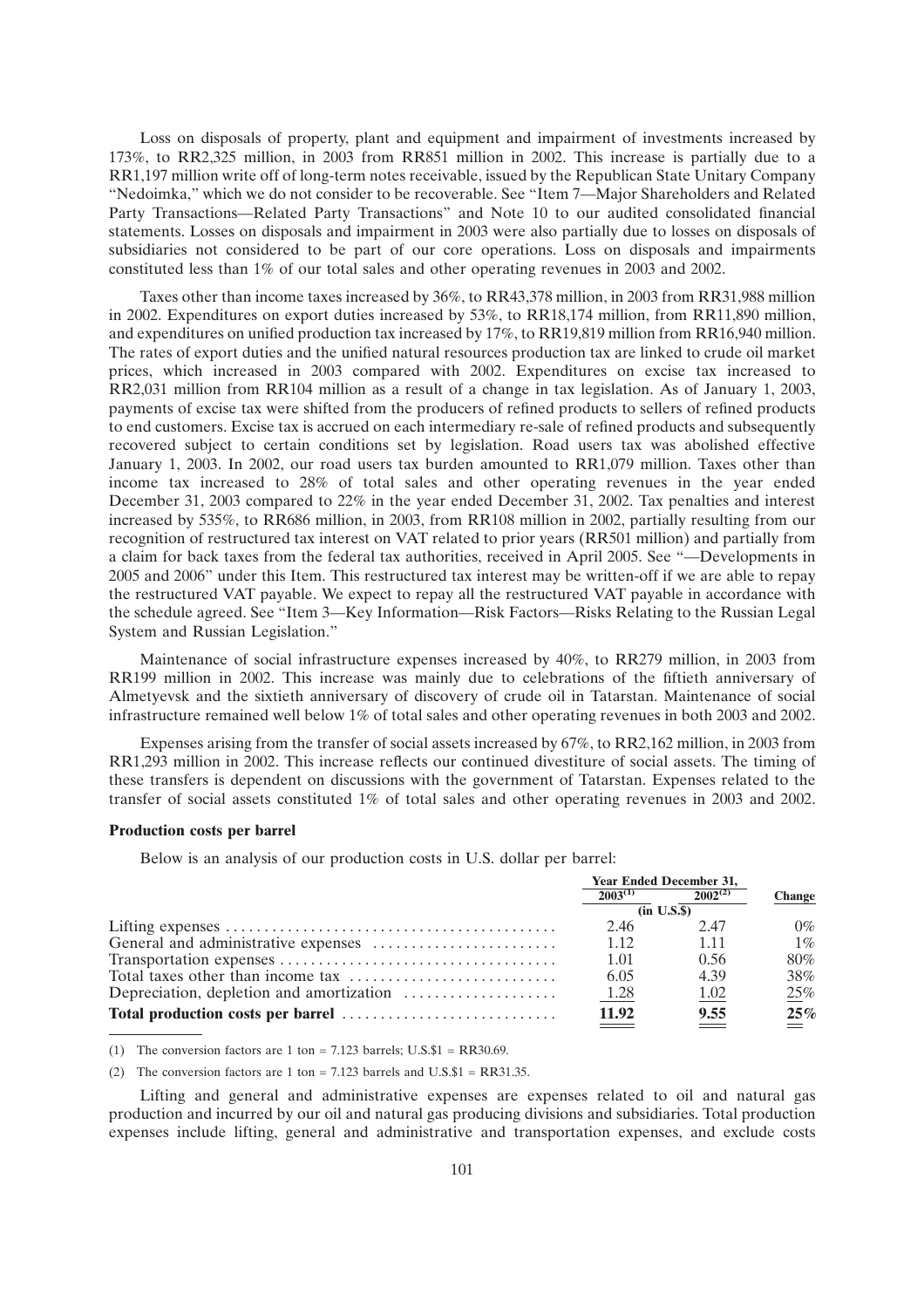Loss on disposals of property, plant and equipment and impairment of investments increased by 173%, to RR2,325 million, in 2003 from RR851 million in 2002. This increase is partially due to a RR1,197 million write off of long-term notes receivable, issued by the Republican State Unitary Company "Nedoimka," which we do not consider to be recoverable. See "Item 7—Major Shareholders and Related Party Transactions—Related Party Transactions" and Note 10 to our audited consolidated financial statements. Losses on disposals and impairment in 2003 were also partially due to losses on disposals of subsidiaries not considered to be part of our core operations. Loss on disposals and impairments constituted less than 1% of our total sales and other operating revenues in 2003 and 2002.

Taxes other than income taxes increased by 36%, to RR43,378 million, in 2003 from RR31,988 million in 2002. Expenditures on export duties increased by 53%, to RR18,174 million, from RR11,890 million, and expenditures on unified production tax increased by 17%, to RR19,819 million from RR16,940 million. The rates of export duties and the unified natural resources production tax are linked to crude oil market prices, which increased in 2003 compared with 2002. Expenditures on excise tax increased to RR2,031 million from RR104 million as a result of a change in tax legislation. As of January 1, 2003, payments of excise tax were shifted from the producers of refined products to sellers of refined products to end customers. Excise tax is accrued on each intermediary re-sale of refined products and subsequently recovered subject to certain conditions set by legislation. Road users tax was abolished effective January 1, 2003. In 2002, our road users tax burden amounted to RR1,079 million. Taxes other than income tax increased to 28% of total sales and other operating revenues in the year ended December 31, 2003 compared to 22% in the year ended December 31, 2002. Tax penalties and interest increased by 535%, to RR686 million, in 2003, from RR108 million in 2002, partially resulting from our recognition of restructured tax interest on VAT related to prior years (RR501 million) and partially from a claim for back taxes from the federal tax authorities, received in April 2005. See "—Developments in 2005 and 2006" under this Item. This restructured tax interest may be written-off if we are able to repay the restructured VAT payable. We expect to repay all the restructured VAT payable in accordance with the schedule agreed. See "Item 3—Key Information—Risk Factors—Risks Relating to the Russian Legal System and Russian Legislation."

Maintenance of social infrastructure expenses increased by 40%, to RR279 million, in 2003 from RR199 million in 2002. This increase was mainly due to celebrations of the fiftieth anniversary of Almetyevsk and the sixtieth anniversary of discovery of crude oil in Tatarstan. Maintenance of social infrastructure remained well below 1% of total sales and other operating revenues in both 2003 and 2002.

Expenses arising from the transfer of social assets increased by 67%, to RR2,162 million, in 2003 from RR1,293 million in 2002. This increase reflects our continued divestiture of social assets. The timing of these transfers is dependent on discussions with the government of Tatarstan. Expenses related to the transfer of social assets constituted 1% of total sales and other operating revenues in 2003 and 2002.

**Production costs per barrel**

Below is an analysis of our production costs in U.S. dollar per barrel:

| | Year Ended December 31, | | |
|---|---|---|---|
| | 2003(1) | 2002(2) | Change |
| | (in U.S.$) | | |
| Lifting expenses | 2.46 | 2.47 | 0% |
| General and administrative expenses | 1.12 | 1.11 | 1% |
| Transportation expenses | 1.01 | 0.56 | 80% |
| Total taxes other than income tax | 6.05 | 4.39 | 38% |
| Depreciation, depletion and amortization | 1.28 | 1.02 | 25% |
| **Total production costs per barrel** | **11.92** | **9.55** | **25%** |

(1) The conversion factors are 1 ton = 7.123 barrels; U.S.$1 = RR30.69.

(2) The conversion factors are 1 ton = 7.123 barrels and U.S.$1 = RR31.35.

Lifting and general and administrative expenses are expenses related to oil and natural gas production and incurred by our oil and natural gas producing divisions and subsidiaries. Total production expenses include lifting, general and administrative and transportation expenses, and exclude costs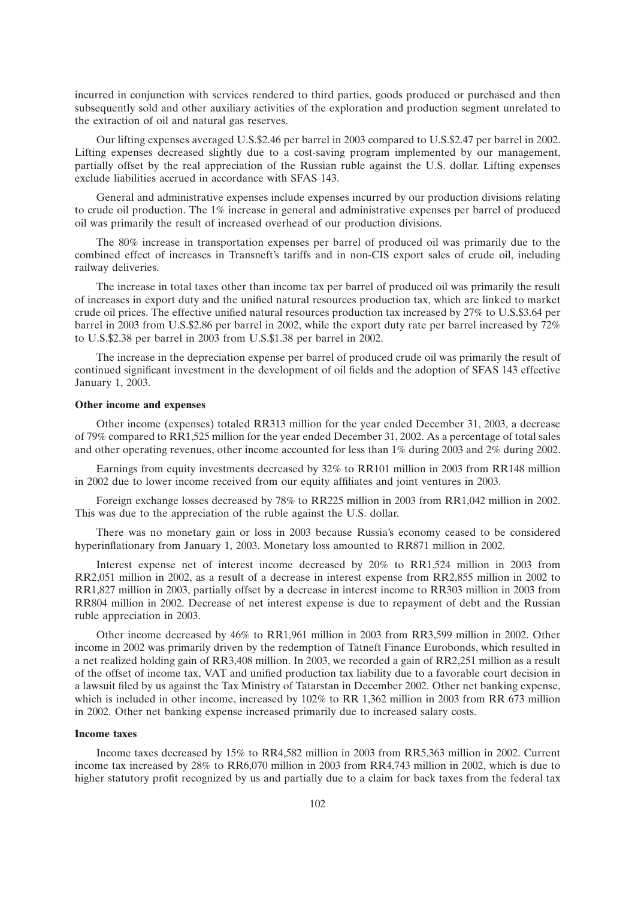incurred in conjunction with services rendered to third parties, goods produced or purchased and then subsequently sold and other auxiliary activities of the exploration and production segment unrelated to the extraction of oil and natural gas reserves.

Our lifting expenses averaged U.S.$2.46 per barrel in 2003 compared to U.S.$2.47 per barrel in 2002. Lifting expenses decreased slightly due to a cost-saving program implemented by our management, partially offset by the real appreciation of the Russian ruble against the U.S. dollar. Lifting expenses exclude liabilities accrued in accordance with SFAS 143.

General and administrative expenses include expenses incurred by our production divisions relating to crude oil production. The 1% increase in general and administrative expenses per barrel of produced oil was primarily the result of increased overhead of our production divisions.

The 80% increase in transportation expenses per barrel of produced oil was primarily due to the combined effect of increases in Transneft's tariffs and in non-CIS export sales of crude oil, including railway deliveries.

The increase in total taxes other than income tax per barrel of produced oil was primarily the result of increases in export duty and the unified natural resources production tax, which are linked to market crude oil prices. The effective unified natural resources production tax increased by 27% to U.S.$3.64 per barrel in 2003 from U.S.$2.86 per barrel in 2002, while the export duty rate per barrel increased by 72% to U.S.$2.38 per barrel in 2003 from U.S.$1.38 per barrel in 2002.

The increase in the depreciation expense per barrel of produced crude oil was primarily the result of continued significant investment in the development of oil fields and the adoption of SFAS 143 effective January 1, 2003.

**Other income and expenses**

Other income (expenses) totaled RR313 million for the year ended December 31, 2003, a decrease of 79% compared to RR1,525 million for the year ended December 31, 2002. As a percentage of total sales and other operating revenues, other income accounted for less than 1% during 2003 and 2% during 2002.

Earnings from equity investments decreased by 32% to RR101 million in 2003 from RR148 million in 2002 due to lower income received from our equity affiliates and joint ventures in 2003.

Foreign exchange losses decreased by 78% to RR225 million in 2003 from RR1,042 million in 2002. This was due to the appreciation of the ruble against the U.S. dollar.

There was no monetary gain or loss in 2003 because Russia's economy ceased to be considered hyperinflationary from January 1, 2003. Monetary loss amounted to RR871 million in 2002.

Interest expense net of interest income decreased by 20% to RR1,524 million in 2003 from RR2,051 million in 2002, as a result of a decrease in interest expense from RR2,855 million in 2002 to RR1,827 million in 2003, partially offset by a decrease in interest income to RR303 million in 2003 from RR804 million in 2002. Decrease of net interest expense is due to repayment of debt and the Russian ruble appreciation in 2003.

Other income decreased by 46% to RR1,961 million in 2003 from RR3,599 million in 2002. Other income in 2002 was primarily driven by the redemption of Tatneft Finance Eurobonds, which resulted in a net realized holding gain of RR3,408 million. In 2003, we recorded a gain of RR2,251 million as a result of the offset of income tax, VAT and unified production tax liability due to a favorable court decision in a lawsuit filed by us against the Tax Ministry of Tatarstan in December 2002. Other net banking expense, which is included in other income, increased by 102% to RR 1,362 million in 2003 from RR 673 million in 2002. Other net banking expense increased primarily due to increased salary costs.

**Income taxes**

Income taxes decreased by 15% to RR4,582 million in 2003 from RR5,363 million in 2002. Current income tax increased by 28% to RR6,070 million in 2003 from RR4,743 million in 2002, which is due to higher statutory profit recognized by us and partially due to a claim for back taxes from the federal tax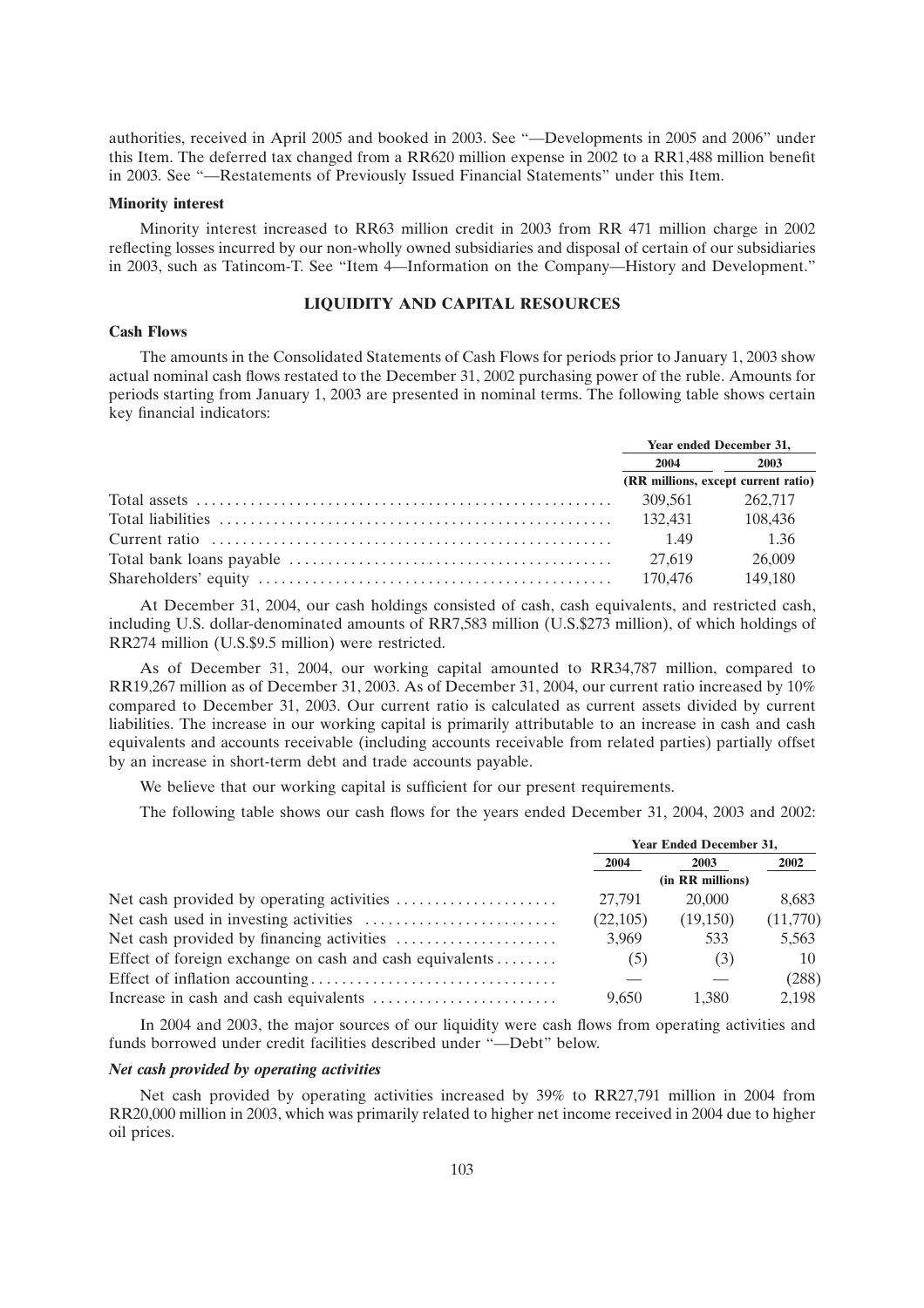authorities, received in April 2005 and booked in 2003. See "—Developments in 2005 and 2006" under this Item. The deferred tax changed from a RR620 million expense in 2002 to a RR1,488 million benefit in 2003. See "—Restatements of Previously Issued Financial Statements" under this Item.

### Minority interest

Minority interest increased to RR63 million credit in 2003 from RR 471 million charge in 2002 reflecting losses incurred by our non-wholly owned subsidiaries and disposal of certain of our subsidiaries in 2003, such as Tatincom-T. See "Item 4—Information on the Company—History and Development."

## LIQUIDITY AND CAPITAL RESOURCES

### Cash Flows

The amounts in the Consolidated Statements of Cash Flows for periods prior to January 1, 2003 show actual nominal cash flows restated to the December 31, 2002 purchasing power of the ruble. Amounts for periods starting from January 1, 2003 are presented in nominal terms. The following table shows certain key financial indicators:

| | Year ended December 31, | |
|---|---|---|
| | 2004 | 2003 |
| | (RR millions, except current ratio) | |
| Total assets | 309,561 | 262,717 |
| Total liabilities | 132,431 | 108,436 |
| Current ratio | 1.49 | 1.36 |
| Total bank loans payable | 27,619 | 26,009 |
| Shareholders' equity | 170,476 | 149,180 |

At December 31, 2004, our cash holdings consisted of cash, cash equivalents, and restricted cash, including U.S. dollar-denominated amounts of RR7,583 million (U.S.$273 million), of which holdings of RR274 million (U.S.$9.5 million) were restricted.

As of December 31, 2004, our working capital amounted to RR34,787 million, compared to RR19,267 million as of December 31, 2003. As of December 31, 2004, our current ratio increased by 10% compared to December 31, 2003. Our current ratio is calculated as current assets divided by current liabilities. The increase in our working capital is primarily attributable to an increase in cash and cash equivalents and accounts receivable (including accounts receivable from related parties) partially offset by an increase in short-term debt and trade accounts payable.

We believe that our working capital is sufficient for our present requirements.

The following table shows our cash flows for the years ended December 31, 2004, 2003 and 2002:

| | Year Ended December 31, | | |
|---|---|---|---|
| | 2004 | 2003 | 2002 |
| | (in RR millions) | | |
| Net cash provided by operating activities | 27,791 | 20,000 | 8,683 |
| Net cash used in investing activities | (22,105) | (19,150) | (11,770) |
| Net cash provided by financing activities | 3,969 | 533 | 5,563 |
| Effect of foreign exchange on cash and cash equivalents | (5) | (3) | 10 |
| Effect of inflation accounting | — | — | (288) |
| Increase in cash and cash equivalents | 9,650 | 1,380 | 2,198 |

In 2004 and 2003, the major sources of our liquidity were cash flows from operating activities and funds borrowed under credit facilities described under "—Debt" below.

#### *Net cash provided by operating activities*

Net cash provided by operating activities increased by 39% to RR27,791 million in 2004 from RR20,000 million in 2003, which was primarily related to higher net income received in 2004 due to higher oil prices.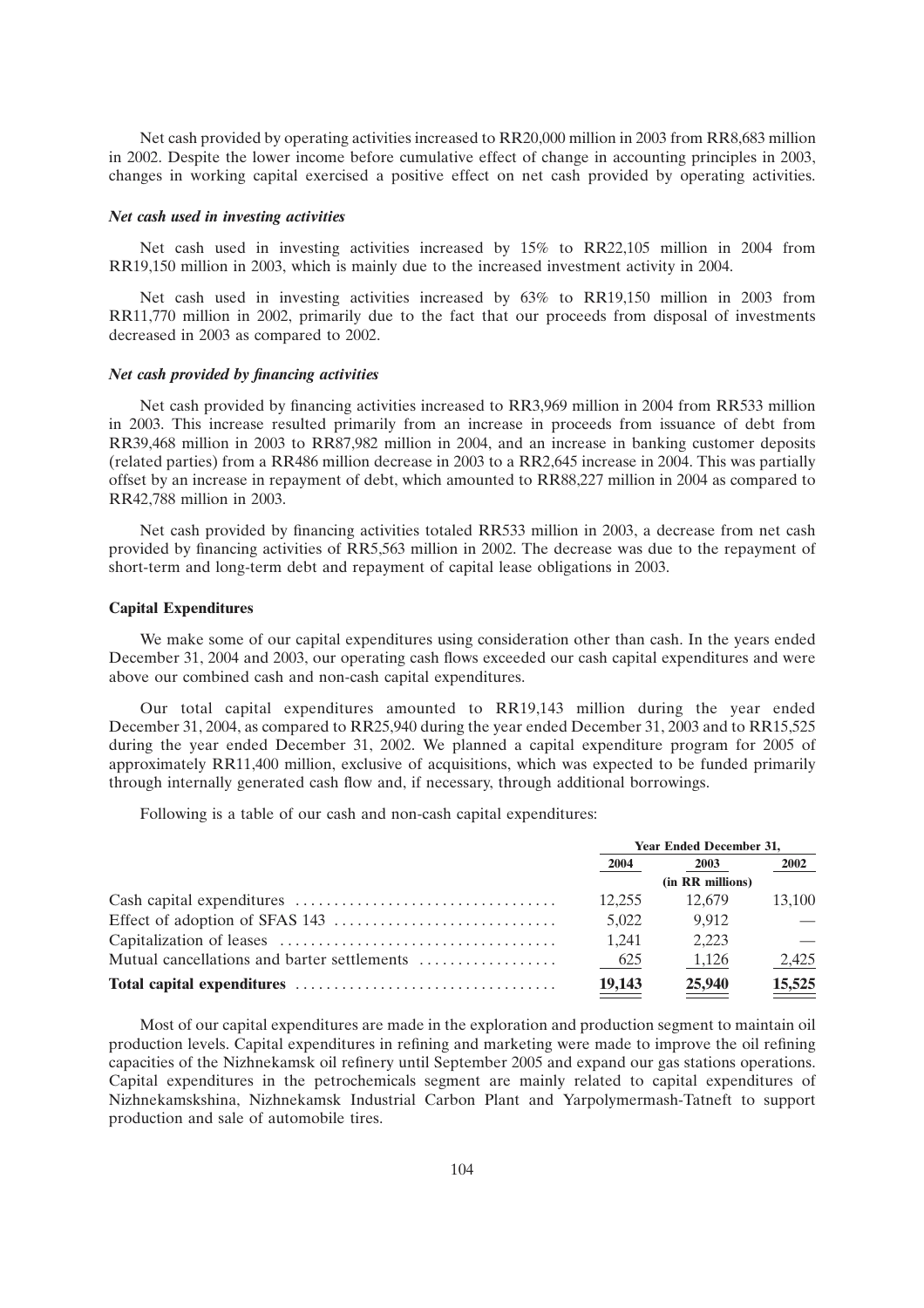Net cash provided by operating activities increased to RR20,000 million in 2003 from RR8,683 million in 2002. Despite the lower income before cumulative effect of change in accounting principles in 2003, changes in working capital exercised a positive effect on net cash provided by operating activities.

***Net cash used in investing activities***

Net cash used in investing activities increased by 15% to RR22,105 million in 2004 from RR19,150 million in 2003, which is mainly due to the increased investment activity in 2004.

Net cash used in investing activities increased by 63% to RR19,150 million in 2003 from RR11,770 million in 2002, primarily due to the fact that our proceeds from disposal of investments decreased in 2003 as compared to 2002.

***Net cash provided by financing activities***

Net cash provided by financing activities increased to RR3,969 million in 2004 from RR533 million in 2003. This increase resulted primarily from an increase in proceeds from issuance of debt from RR39,468 million in 2003 to RR87,982 million in 2004, and an increase in banking customer deposits (related parties) from a RR486 million decrease in 2003 to a RR2,645 increase in 2004. This was partially offset by an increase in repayment of debt, which amounted to RR88,227 million in 2004 as compared to RR42,788 million in 2003.

Net cash provided by financing activities totaled RR533 million in 2003, a decrease from net cash provided by financing activities of RR5,563 million in 2002. The decrease was due to the repayment of short-term and long-term debt and repayment of capital lease obligations in 2003.

**Capital Expenditures**

We make some of our capital expenditures using consideration other than cash. In the years ended December 31, 2004 and 2003, our operating cash flows exceeded our cash capital expenditures and were above our combined cash and non-cash capital expenditures.

Our total capital expenditures amounted to RR19,143 million during the year ended December 31, 2004, as compared to RR25,940 during the year ended December 31, 2003 and to RR15,525 during the year ended December 31, 2002. We planned a capital expenditure program for 2005 of approximately RR11,400 million, exclusive of acquisitions, which was expected to be funded primarily through internally generated cash flow and, if necessary, through additional borrowings.

Following is a table of our cash and non-cash capital expenditures:

| | Year Ended December 31, | | |
|---|---|---|---|
| | 2004 | 2003 | 2002 |
| | (in RR millions) | | |
| Cash capital expenditures | 12,255 | 12,679 | 13,100 |
| Effect of adoption of SFAS 143 | 5,022 | 9,912 | — |
| Capitalization of leases | 1,241 | 2,223 | — |
| Mutual cancellations and barter settlements | 625 | 1,126 | 2,425 |
| **Total capital expenditures** | **19,143** | **25,940** | **15,525** |

Most of our capital expenditures are made in the exploration and production segment to maintain oil production levels. Capital expenditures in refining and marketing were made to improve the oil refining capacities of the Nizhnekamsk oil refinery until September 2005 and expand our gas stations operations. Capital expenditures in the petrochemicals segment are mainly related to capital expenditures of Nizhnekamskshina, Nizhnekamsk Industrial Carbon Plant and Yarpolymermash-Tatneft to support production and sale of automobile tires.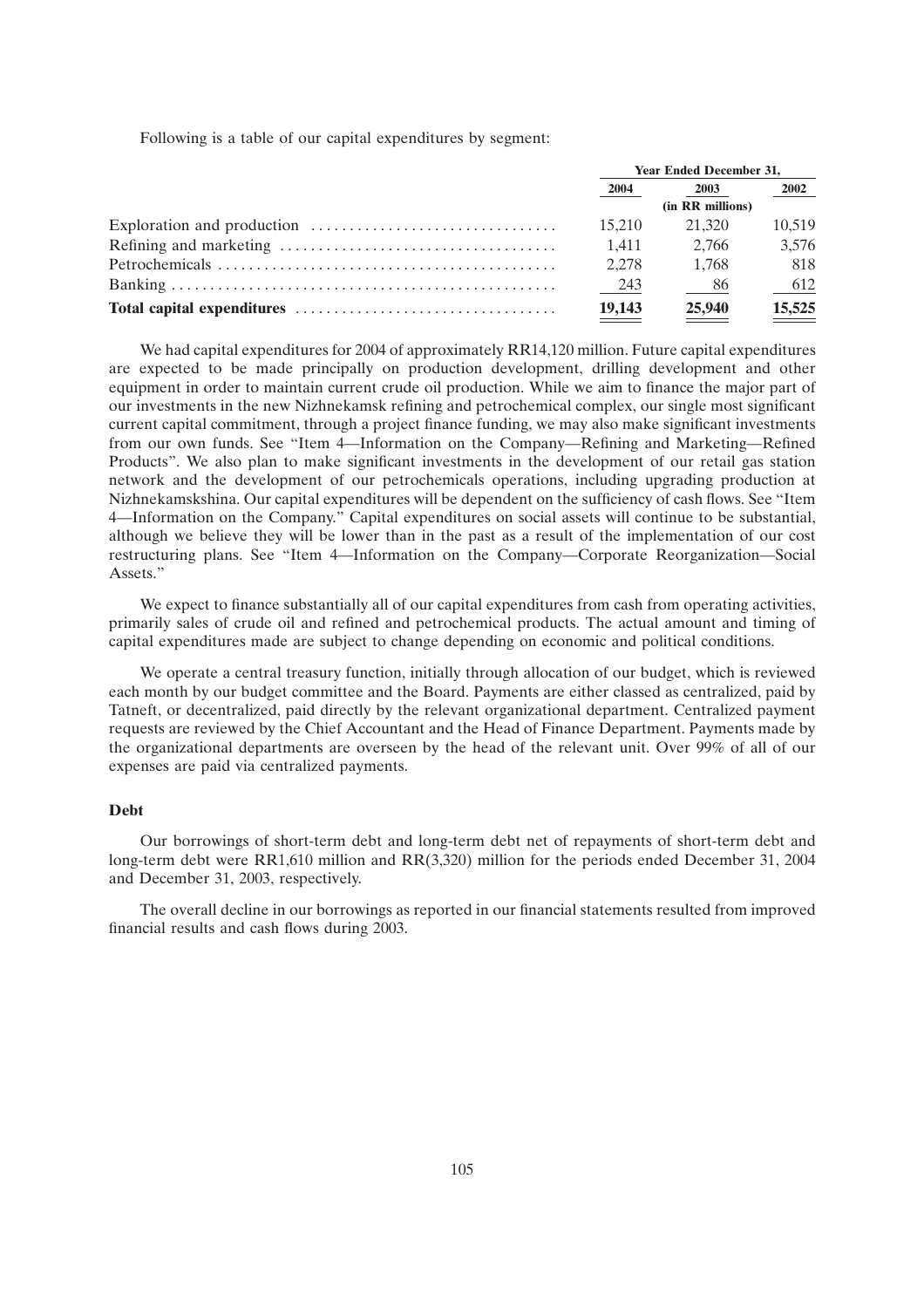Following is a table of our capital expenditures by segment:

| | Year Ended December 31, | | |
|---|---|---|---|
| | 2004 | 2003 | 2002 |
| | (in RR millions) | | |
| Exploration and production | 15,210 | 21,320 | 10,519 |
| Refining and marketing | 1,411 | 2,766 | 3,576 |
| Petrochemicals | 2,278 | 1,768 | 818 |
| Banking | 243 | 86 | 612 |
| **Total capital expenditures** | **19,143** | **25,940** | **15,525** |

We had capital expenditures for 2004 of approximately RR14,120 million. Future capital expenditures are expected to be made principally on production development, drilling development and other equipment in order to maintain current crude oil production. While we aim to finance the major part of our investments in the new Nizhnekamsk refining and petrochemical complex, our single most significant current capital commitment, through a project finance funding, we may also make significant investments from our own funds. See "Item 4—Information on the Company—Refining and Marketing—Refined Products". We also plan to make significant investments in the development of our retail gas station network and the development of our petrochemicals operations, including upgrading production at Nizhnekamskshina. Our capital expenditures will be dependent on the sufficiency of cash flows. See "Item 4—Information on the Company." Capital expenditures on social assets will continue to be substantial, although we believe they will be lower than in the past as a result of the implementation of our cost restructuring plans. See "Item 4—Information on the Company—Corporate Reorganization—Social Assets."

We expect to finance substantially all of our capital expenditures from cash from operating activities, primarily sales of crude oil and refined and petrochemical products. The actual amount and timing of capital expenditures made are subject to change depending on economic and political conditions.

We operate a central treasury function, initially through allocation of our budget, which is reviewed each month by our budget committee and the Board. Payments are either classed as centralized, paid by Tatneft, or decentralized, paid directly by the relevant organizational department. Centralized payment requests are reviewed by the Chief Accountant and the Head of Finance Department. Payments made by the organizational departments are overseen by the head of the relevant unit. Over 99% of all of our expenses are paid via centralized payments.

### Debt

Our borrowings of short-term debt and long-term debt net of repayments of short-term debt and long-term debt were RR1,610 million and RR(3,320) million for the periods ended December 31, 2004 and December 31, 2003, respectively.

The overall decline in our borrowings as reported in our financial statements resulted from improved financial results and cash flows during 2003.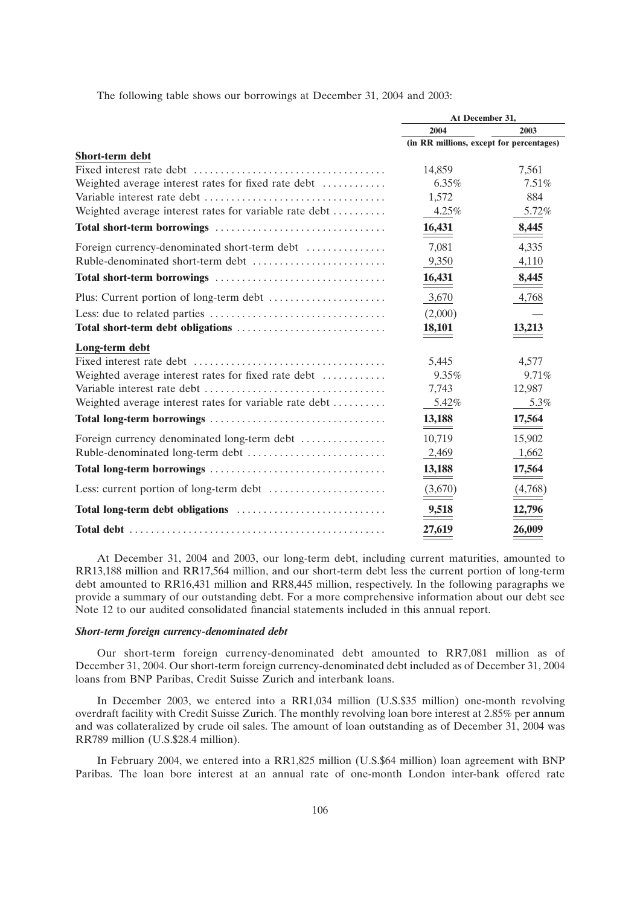The following table shows our borrowings at December 31, 2004 and 2003:

| | At December 31, | |
|---|---|---|
| | 2004 | 2003 |
| | (in RR millions, except for percentages) | |
| **Short-term debt** | | |
| Fixed interest rate debt | 14,859 | 7,561 |
| Weighted average interest rates for fixed rate debt | 6.35% | 7.51% |
| Variable interest rate debt | 1,572 | 884 |
| Weighted average interest rates for variable rate debt | 4.25% | 5.72% |
| **Total short-term borrowings** | **16,431** | **8,445** |
| Foreign currency-denominated short-term debt | 7,081 | 4,335 |
| Ruble-denominated short-term debt | 9,350 | 4,110 |
| **Total short-term borrowings** | **16,431** | **8,445** |
| Plus: Current portion of long-term debt | 3,670 | 4,768 |
| Less: due to related parties | (2,000) | — |
| **Total short-term debt obligations** | **18,101** | **13,213** |
| **Long-term debt** | | |
| Fixed interest rate debt | 5,445 | 4,577 |
| Weighted average interest rates for fixed rate debt | 9.35% | 9.71% |
| Variable interest rate debt | 7,743 | 12,987 |
| Weighted average interest rates for variable rate debt | 5.42% | 5.3% |
| **Total long-term borrowings** | **13,188** | **17,564** |
| Foreign currency denominated long-term debt | 10,719 | 15,902 |
| Ruble-denominated long-term debt | 2,469 | 1,662 |
| **Total long-term borrowings** | **13,188** | **17,564** |
| Less: current portion of long-term debt | (3,670) | (4,768) |
| **Total long-term debt obligations** | **9,518** | **12,796** |
| **Total debt** | **27,619** | **26,009** |

At December 31, 2004 and 2003, our long-term debt, including current maturities, amounted to RR13,188 million and RR17,564 million, and our short-term debt less the current portion of long-term debt amounted to RR16,431 million and RR8,445 million, respectively. In the following paragraphs we provide a summary of our outstanding debt. For a more comprehensive information about our debt see Note 12 to our audited consolidated financial statements included in this annual report.

***Short-term foreign currency-denominated debt***

Our short-term foreign currency-denominated debt amounted to RR7,081 million as of December 31, 2004. Our short-term foreign currency-denominated debt included as of December 31, 2004 loans from BNP Paribas, Credit Suisse Zurich and interbank loans.

In December 2003, we entered into a RR1,034 million (U.S.$35 million) one-month revolving overdraft facility with Credit Suisse Zurich. The monthly revolving loan bore interest at 2.85% per annum and was collateralized by crude oil sales. The amount of loan outstanding as of December 31, 2004 was RR789 million (U.S.$28.4 million).

In February 2004, we entered into a RR1,825 million (U.S.$64 million) loan agreement with BNP Paribas. The loan bore interest at an annual rate of one-month London inter-bank offered rate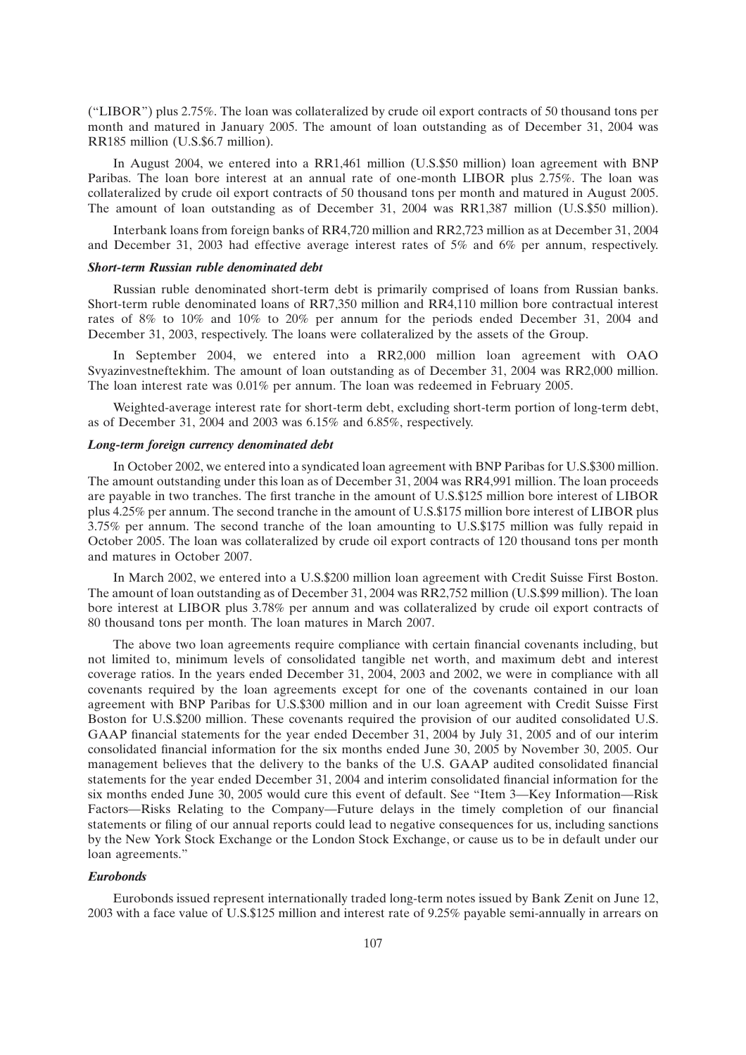("LIBOR") plus 2.75%. The loan was collateralized by crude oil export contracts of 50 thousand tons per month and matured in January 2005. The amount of loan outstanding as of December 31, 2004 was RR185 million (U.S.$6.7 million).

In August 2004, we entered into a RR1,461 million (U.S.$50 million) loan agreement with BNP Paribas. The loan bore interest at an annual rate of one-month LIBOR plus 2.75%. The loan was collateralized by crude oil export contracts of 50 thousand tons per month and matured in August 2005. The amount of loan outstanding as of December 31, 2004 was RR1,387 million (U.S.$50 million).

Interbank loans from foreign banks of RR4,720 million and RR2,723 million as at December 31, 2004 and December 31, 2003 had effective average interest rates of 5% and 6% per annum, respectively.

***Short-term Russian ruble denominated debt***

Russian ruble denominated short-term debt is primarily comprised of loans from Russian banks. Short-term ruble denominated loans of RR7,350 million and RR4,110 million bore contractual interest rates of 8% to 10% and 10% to 20% per annum for the periods ended December 31, 2004 and December 31, 2003, respectively. The loans were collateralized by the assets of the Group.

In September 2004, we entered into a RR2,000 million loan agreement with OAO Svyazinvestneftekhim. The amount of loan outstanding as of December 31, 2004 was RR2,000 million. The loan interest rate was 0.01% per annum. The loan was redeemed in February 2005.

Weighted-average interest rate for short-term debt, excluding short-term portion of long-term debt, as of December 31, 2004 and 2003 was 6.15% and 6.85%, respectively.

***Long-term foreign currency denominated debt***

In October 2002, we entered into a syndicated loan agreement with BNP Paribas for U.S.$300 million. The amount outstanding under this loan as of December 31, 2004 was RR4,991 million. The loan proceeds are payable in two tranches. The first tranche in the amount of U.S.$125 million bore interest of LIBOR plus 4.25% per annum. The second tranche in the amount of U.S.$175 million bore interest of LIBOR plus 3.75% per annum. The second tranche of the loan amounting to U.S.$175 million was fully repaid in October 2005. The loan was collateralized by crude oil export contracts of 120 thousand tons per month and matures in October 2007.

In March 2002, we entered into a U.S.$200 million loan agreement with Credit Suisse First Boston. The amount of loan outstanding as of December 31, 2004 was RR2,752 million (U.S.$99 million). The loan bore interest at LIBOR plus 3.78% per annum and was collateralized by crude oil export contracts of 80 thousand tons per month. The loan matures in March 2007.

The above two loan agreements require compliance with certain financial covenants including, but not limited to, minimum levels of consolidated tangible net worth, and maximum debt and interest coverage ratios. In the years ended December 31, 2004, 2003 and 2002, we were in compliance with all covenants required by the loan agreements except for one of the covenants contained in our loan agreement with BNP Paribas for U.S.$300 million and in our loan agreement with Credit Suisse First Boston for U.S.$200 million. These covenants required the provision of our audited consolidated U.S. GAAP financial statements for the year ended December 31, 2004 by July 31, 2005 and of our interim consolidated financial information for the six months ended June 30, 2005 by November 30, 2005. Our management believes that the delivery to the banks of the U.S. GAAP audited consolidated financial statements for the year ended December 31, 2004 and interim consolidated financial information for the six months ended June 30, 2005 would cure this event of default. See "Item 3—Key Information—Risk Factors—Risks Relating to the Company—Future delays in the timely completion of our financial statements or filing of our annual reports could lead to negative consequences for us, including sanctions by the New York Stock Exchange or the London Stock Exchange, or cause us to be in default under our loan agreements."

***Eurobonds***

Eurobonds issued represent internationally traded long-term notes issued by Bank Zenit on June 12, 2003 with a face value of U.S.$125 million and interest rate of 9.25% payable semi-annually in arrears on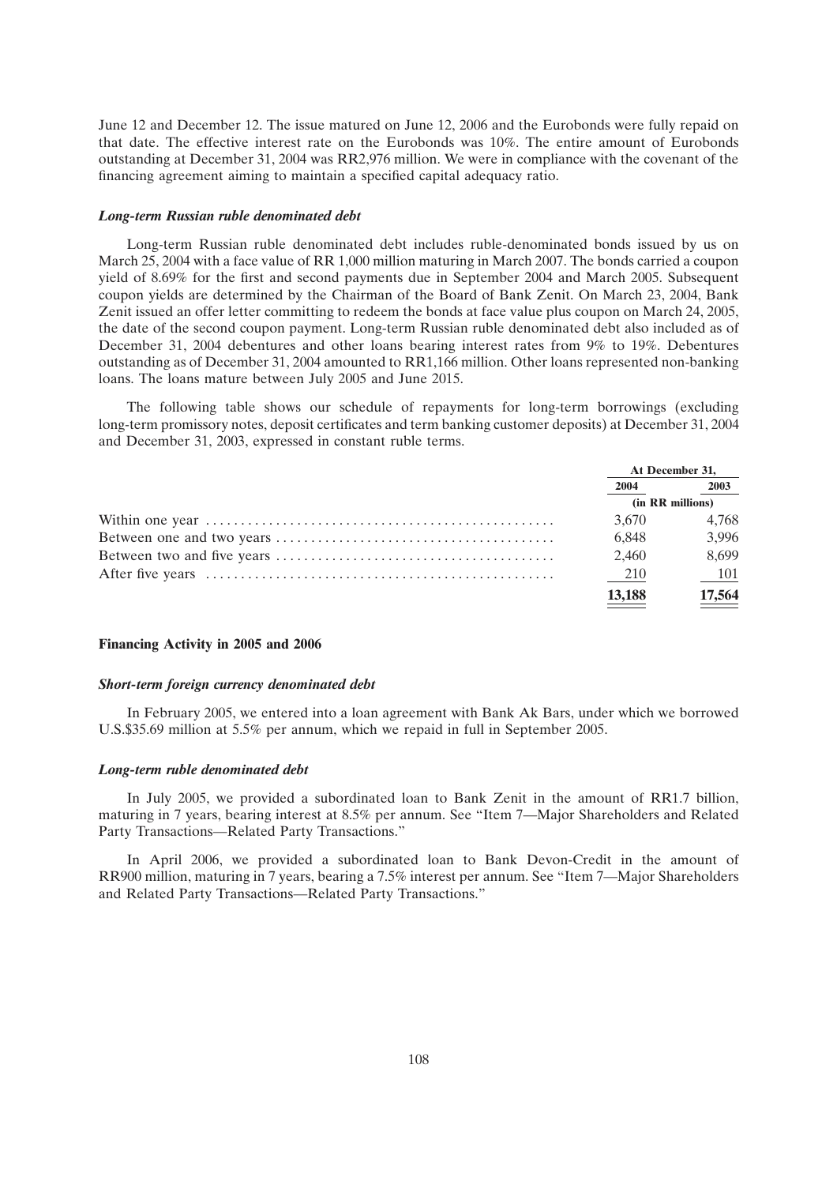June 12 and December 12. The issue matured on June 12, 2006 and the Eurobonds were fully repaid on that date. The effective interest rate on the Eurobonds was 10%. The entire amount of Eurobonds outstanding at December 31, 2004 was RR2,976 million. We were in compliance with the covenant of the financing agreement aiming to maintain a specified capital adequacy ratio.

### *Long-term Russian ruble denominated debt*

Long-term Russian ruble denominated debt includes ruble-denominated bonds issued by us on March 25, 2004 with a face value of RR 1,000 million maturing in March 2007. The bonds carried a coupon yield of 8.69% for the first and second payments due in September 2004 and March 2005. Subsequent coupon yields are determined by the Chairman of the Board of Bank Zenit. On March 23, 2004, Bank Zenit issued an offer letter committing to redeem the bonds at face value plus coupon on March 24, 2005, the date of the second coupon payment. Long-term Russian ruble denominated debt also included as of December 31, 2004 debentures and other loans bearing interest rates from 9% to 19%. Debentures outstanding as of December 31, 2004 amounted to RR1,166 million. Other loans represented non-banking loans. The loans mature between July 2005 and June 2015.

The following table shows our schedule of repayments for long-term borrowings (excluding long-term promissory notes, deposit certificates and term banking customer deposits) at December 31, 2004 and December 31, 2003, expressed in constant ruble terms.

| | At December 31, | |
|---|---|---|
| | 2004 | 2003 |
| | (in RR millions) | |
| Within one year | 3,670 | 4,768 |
| Between one and two years | 6,848 | 3,996 |
| Between two and five years | 2,460 | 8,699 |
| After five years | 210 | 101 |
| | **13,188** | **17,564** |

## Financing Activity in 2005 and 2006

### *Short-term foreign currency denominated debt*

In February 2005, we entered into a loan agreement with Bank Ak Bars, under which we borrowed U.S.$35.69 million at 5.5% per annum, which we repaid in full in September 2005.

### *Long-term ruble denominated debt*

In July 2005, we provided a subordinated loan to Bank Zenit in the amount of RR1.7 billion, maturing in 7 years, bearing interest at 8.5% per annum. See "Item 7—Major Shareholders and Related Party Transactions—Related Party Transactions."

In April 2006, we provided a subordinated loan to Bank Devon-Credit in the amount of RR900 million, maturing in 7 years, bearing a 7.5% interest per annum. See "Item 7—Major Shareholders and Related Party Transactions—Related Party Transactions."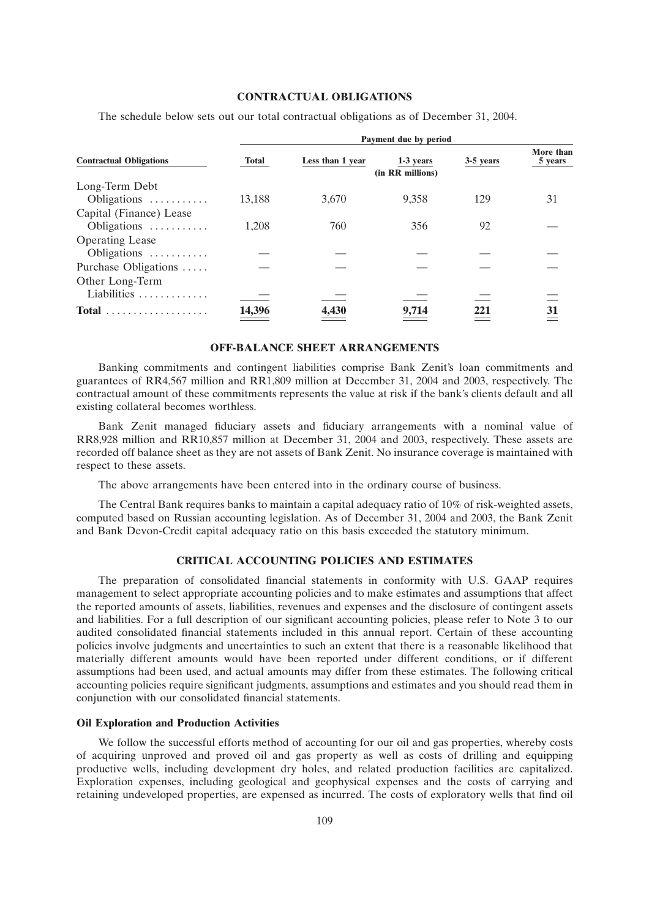## CONTRACTUAL OBLIGATIONS

The schedule below sets out our total contractual obligations as of December 31, 2004.

| Contractual Obligations | Payment due by period | | | | |
|---|---|---|---|---|---|
| | Total | Less than 1 year | 1-3 years | 3-5 years | More than 5 years |
| | | | (in RR millions) | | |
| Long-Term Debt Obligations | 13,188 | 3,670 | 9,358 | 129 | 31 |
| Capital (Finance) Lease Obligations | 1,208 | 760 | 356 | 92 | — |
| Operating Lease Obligations | — | — | — | — | — |
| Purchase Obligations | — | — | — | — | — |
| Other Long-Term Liabilities | — | — | — | — | — |
| **Total** | **14,396** | **4,430** | **9,714** | **221** | **31** |

## OFF-BALANCE SHEET ARRANGEMENTS

Banking commitments and contingent liabilities comprise Bank Zenit's loan commitments and guarantees of RR4,567 million and RR1,809 million at December 31, 2004 and 2003, respectively. The contractual amount of these commitments represents the value at risk if the bank's clients default and all existing collateral becomes worthless.

Bank Zenit managed fiduciary assets and fiduciary arrangements with a nominal value of RR8,928 million and RR10,857 million at December 31, 2004 and 2003, respectively. These assets are recorded off balance sheet as they are not assets of Bank Zenit. No insurance coverage is maintained with respect to these assets.

The above arrangements have been entered into in the ordinary course of business.

The Central Bank requires banks to maintain a capital adequacy ratio of 10% of risk-weighted assets, computed based on Russian accounting legislation. As of December 31, 2004 and 2003, the Bank Zenit and Bank Devon-Credit capital adequacy ratio on this basis exceeded the statutory minimum.

## CRITICAL ACCOUNTING POLICIES AND ESTIMATES

The preparation of consolidated financial statements in conformity with U.S. GAAP requires management to select appropriate accounting policies and to make estimates and assumptions that affect the reported amounts of assets, liabilities, revenues and expenses and the disclosure of contingent assets and liabilities. For a full description of our significant accounting policies, please refer to Note 3 to our audited consolidated financial statements included in this annual report. Certain of these accounting policies involve judgments and uncertainties to such an extent that there is a reasonable likelihood that materially different amounts would have been reported under different conditions, or if different assumptions had been used, and actual amounts may differ from these estimates. The following critical accounting policies require significant judgments, assumptions and estimates and you should read them in conjunction with our consolidated financial statements.

### Oil Exploration and Production Activities

We follow the successful efforts method of accounting for our oil and gas properties, whereby costs of acquiring unproved and proved oil and gas property as well as costs of drilling and equipping productive wells, including development dry holes, and related production facilities are capitalized. Exploration expenses, including geological and geophysical expenses and the costs of carrying and retaining undeveloped properties, are expensed as incurred. The costs of exploratory wells that find oil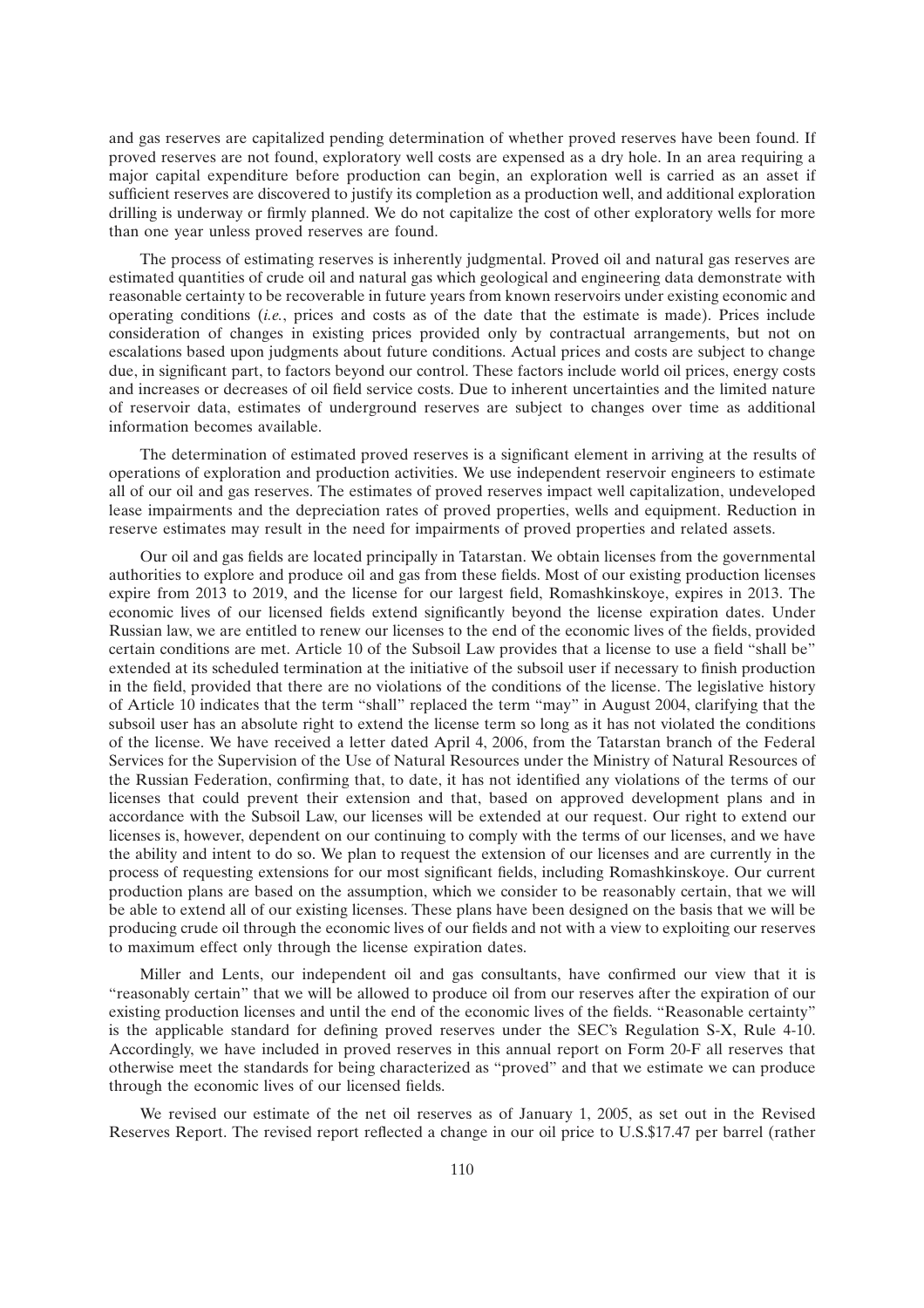and gas reserves are capitalized pending determination of whether proved reserves have been found. If proved reserves are not found, exploratory well costs are expensed as a dry hole. In an area requiring a major capital expenditure before production can begin, an exploration well is carried as an asset if sufficient reserves are discovered to justify its completion as a production well, and additional exploration drilling is underway or firmly planned. We do not capitalize the cost of other exploratory wells for more than one year unless proved reserves are found.

The process of estimating reserves is inherently judgmental. Proved oil and natural gas reserves are estimated quantities of crude oil and natural gas which geological and engineering data demonstrate with reasonable certainty to be recoverable in future years from known reservoirs under existing economic and operating conditions (*i.e.*, prices and costs as of the date that the estimate is made). Prices include consideration of changes in existing prices provided only by contractual arrangements, but not on escalations based upon judgments about future conditions. Actual prices and costs are subject to change due, in significant part, to factors beyond our control. These factors include world oil prices, energy costs and increases or decreases of oil field service costs. Due to inherent uncertainties and the limited nature of reservoir data, estimates of underground reserves are subject to changes over time as additional information becomes available.

The determination of estimated proved reserves is a significant element in arriving at the results of operations of exploration and production activities. We use independent reservoir engineers to estimate all of our oil and gas reserves. The estimates of proved reserves impact well capitalization, undeveloped lease impairments and the depreciation rates of proved properties, wells and equipment. Reduction in reserve estimates may result in the need for impairments of proved properties and related assets.

Our oil and gas fields are located principally in Tatarstan. We obtain licenses from the governmental authorities to explore and produce oil and gas from these fields. Most of our existing production licenses expire from 2013 to 2019, and the license for our largest field, Romashkinskoye, expires in 2013. The economic lives of our licensed fields extend significantly beyond the license expiration dates. Under Russian law, we are entitled to renew our licenses to the end of the economic lives of the fields, provided certain conditions are met. Article 10 of the Subsoil Law provides that a license to use a field "shall be" extended at its scheduled termination at the initiative of the subsoil user if necessary to finish production in the field, provided that there are no violations of the conditions of the license. The legislative history of Article 10 indicates that the term "shall" replaced the term "may" in August 2004, clarifying that the subsoil user has an absolute right to extend the license term so long as it has not violated the conditions of the license. We have received a letter dated April 4, 2006, from the Tatarstan branch of the Federal Services for the Supervision of the Use of Natural Resources under the Ministry of Natural Resources of the Russian Federation, confirming that, to date, it has not identified any violations of the terms of our licenses that could prevent their extension and that, based on approved development plans and in accordance with the Subsoil Law, our licenses will be extended at our request. Our right to extend our licenses is, however, dependent on our continuing to comply with the terms of our licenses, and we have the ability and intent to do so. We plan to request the extension of our licenses and are currently in the process of requesting extensions for our most significant fields, including Romashkinskoye. Our current production plans are based on the assumption, which we consider to be reasonably certain, that we will be able to extend all of our existing licenses. These plans have been designed on the basis that we will be producing crude oil through the economic lives of our fields and not with a view to exploiting our reserves to maximum effect only through the license expiration dates.

Miller and Lents, our independent oil and gas consultants, have confirmed our view that it is "reasonably certain" that we will be allowed to produce oil from our reserves after the expiration of our existing production licenses and until the end of the economic lives of the fields. "Reasonable certainty" is the applicable standard for defining proved reserves under the SEC's Regulation S-X, Rule 4-10. Accordingly, we have included in proved reserves in this annual report on Form 20-F all reserves that otherwise meet the standards for being characterized as "proved" and that we estimate we can produce through the economic lives of our licensed fields.

We revised our estimate of the net oil reserves as of January 1, 2005, as set out in the Revised Reserves Report. The revised report reflected a change in our oil price to U.S.$17.47 per barrel (rather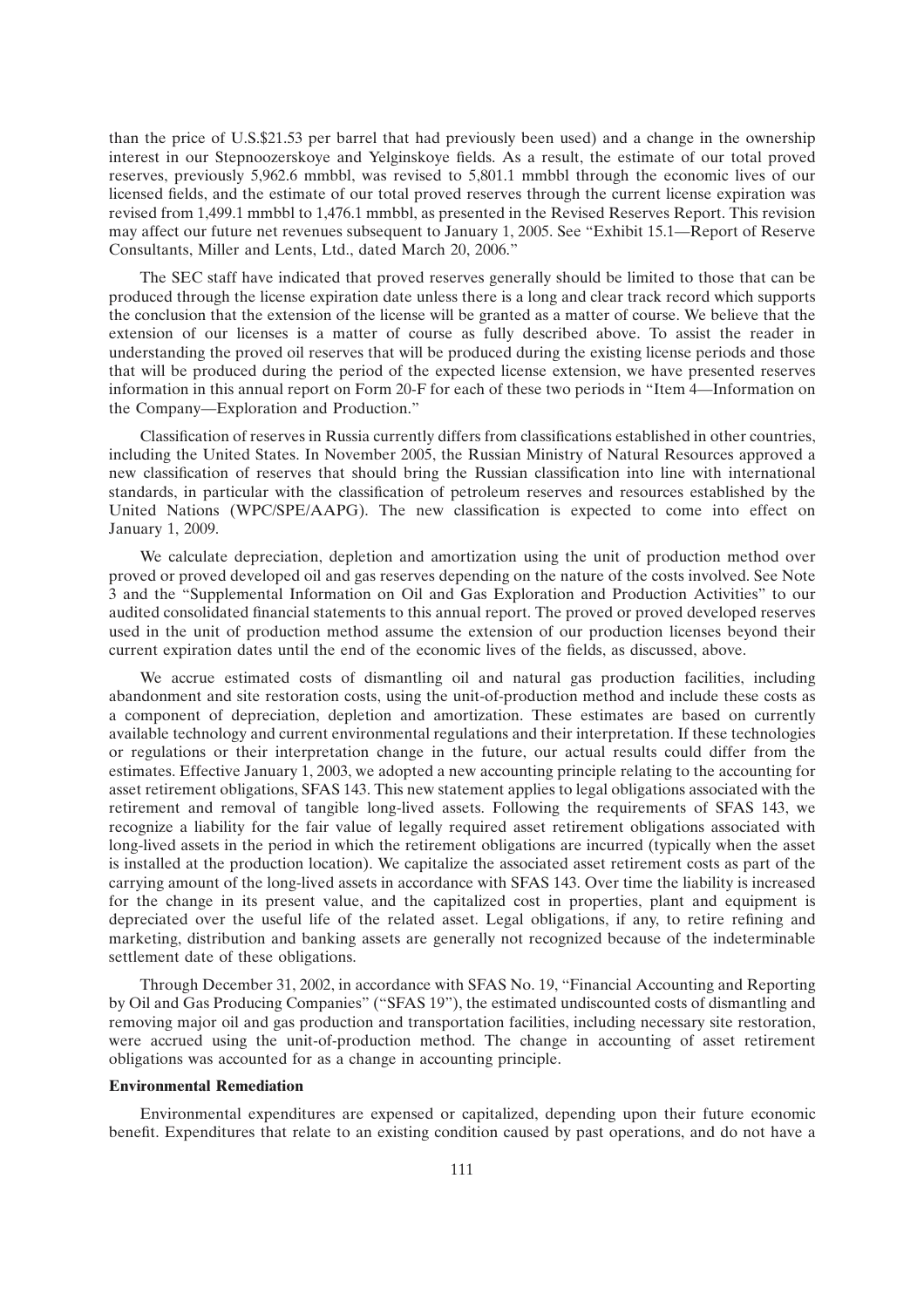than the price of U.S.$21.53 per barrel that had previously been used) and a change in the ownership interest in our Stepnoozerskoye and Yelginskoye fields. As a result, the estimate of our total proved reserves, previously 5,962.6 mmbbl, was revised to 5,801.1 mmbbl through the economic lives of our licensed fields, and the estimate of our total proved reserves through the current license expiration was revised from 1,499.1 mmbbl to 1,476.1 mmbbl, as presented in the Revised Reserves Report. This revision may affect our future net revenues subsequent to January 1, 2005. See "Exhibit 15.1—Report of Reserve Consultants, Miller and Lents, Ltd., dated March 20, 2006."

The SEC staff have indicated that proved reserves generally should be limited to those that can be produced through the license expiration date unless there is a long and clear track record which supports the conclusion that the extension of the license will be granted as a matter of course. We believe that the extension of our licenses is a matter of course as fully described above. To assist the reader in understanding the proved oil reserves that will be produced during the existing license periods and those that will be produced during the period of the expected license extension, we have presented reserves information in this annual report on Form 20-F for each of these two periods in "Item 4—Information on the Company—Exploration and Production."

Classification of reserves in Russia currently differs from classifications established in other countries, including the United States. In November 2005, the Russian Ministry of Natural Resources approved a new classification of reserves that should bring the Russian classification into line with international standards, in particular with the classification of petroleum reserves and resources established by the United Nations (WPC/SPE/AAPG). The new classification is expected to come into effect on January 1, 2009.

We calculate depreciation, depletion and amortization using the unit of production method over proved or proved developed oil and gas reserves depending on the nature of the costs involved. See Note 3 and the "Supplemental Information on Oil and Gas Exploration and Production Activities" to our audited consolidated financial statements to this annual report. The proved or proved developed reserves used in the unit of production method assume the extension of our production licenses beyond their current expiration dates until the end of the economic lives of the fields, as discussed, above.

We accrue estimated costs of dismantling oil and natural gas production facilities, including abandonment and site restoration costs, using the unit-of-production method and include these costs as a component of depreciation, depletion and amortization. These estimates are based on currently available technology and current environmental regulations and their interpretation. If these technologies or regulations or their interpretation change in the future, our actual results could differ from the estimates. Effective January 1, 2003, we adopted a new accounting principle relating to the accounting for asset retirement obligations, SFAS 143. This new statement applies to legal obligations associated with the retirement and removal of tangible long-lived assets. Following the requirements of SFAS 143, we recognize a liability for the fair value of legally required asset retirement obligations associated with long-lived assets in the period in which the retirement obligations are incurred (typically when the asset is installed at the production location). We capitalize the associated asset retirement costs as part of the carrying amount of the long-lived assets in accordance with SFAS 143. Over time the liability is increased for the change in its present value, and the capitalized cost in properties, plant and equipment is depreciated over the useful life of the related asset. Legal obligations, if any, to retire refining and marketing, distribution and banking assets are generally not recognized because of the indeterminable settlement date of these obligations.

Through December 31, 2002, in accordance with SFAS No. 19, "Financial Accounting and Reporting by Oil and Gas Producing Companies" ("SFAS 19"), the estimated undiscounted costs of dismantling and removing major oil and gas production and transportation facilities, including necessary site restoration, were accrued using the unit-of-production method. The change in accounting of asset retirement obligations was accounted for as a change in accounting principle.

**Environmental Remediation**

Environmental expenditures are expensed or capitalized, depending upon their future economic benefit. Expenditures that relate to an existing condition caused by past operations, and do not have a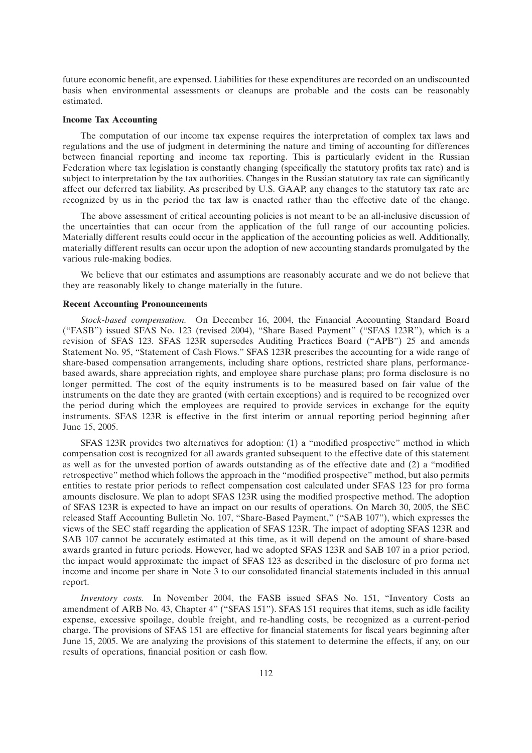future economic benefit, are expensed. Liabilities for these expenditures are recorded on an undiscounted basis when environmental assessments or cleanups are probable and the costs can be reasonably estimated.

### Income Tax Accounting

The computation of our income tax expense requires the interpretation of complex tax laws and regulations and the use of judgment in determining the nature and timing of accounting for differences between financial reporting and income tax reporting. This is particularly evident in the Russian Federation where tax legislation is constantly changing (specifically the statutory profits tax rate) and is subject to interpretation by the tax authorities. Changes in the Russian statutory tax rate can significantly affect our deferred tax liability. As prescribed by U.S. GAAP, any changes to the statutory tax rate are recognized by us in the period the tax law is enacted rather than the effective date of the change.

The above assessment of critical accounting policies is not meant to be an all-inclusive discussion of the uncertainties that can occur from the application of the full range of our accounting policies. Materially different results could occur in the application of the accounting policies as well. Additionally, materially different results can occur upon the adoption of new accounting standards promulgated by the various rule-making bodies.

We believe that our estimates and assumptions are reasonably accurate and we do not believe that they are reasonably likely to change materially in the future.

### Recent Accounting Pronouncements

*Stock-based compensation.* On December 16, 2004, the Financial Accounting Standard Board ("FASB") issued SFAS No. 123 (revised 2004), "Share Based Payment" ("SFAS 123R"), which is a revision of SFAS 123. SFAS 123R supersedes Auditing Practices Board ("APB") 25 and amends Statement No. 95, "Statement of Cash Flows." SFAS 123R prescribes the accounting for a wide range of share-based compensation arrangements, including share options, restricted share plans, performance-based awards, share appreciation rights, and employee share purchase plans; pro forma disclosure is no longer permitted. The cost of the equity instruments is to be measured based on fair value of the instruments on the date they are granted (with certain exceptions) and is required to be recognized over the period during which the employees are required to provide services in exchange for the equity instruments. SFAS 123R is effective in the first interim or annual reporting period beginning after June 15, 2005.

SFAS 123R provides two alternatives for adoption: (1) a "modified prospective" method in which compensation cost is recognized for all awards granted subsequent to the effective date of this statement as well as for the unvested portion of awards outstanding as of the effective date and (2) a "modified retrospective" method which follows the approach in the "modified prospective" method, but also permits entities to restate prior periods to reflect compensation cost calculated under SFAS 123 for pro forma amounts disclosure. We plan to adopt SFAS 123R using the modified prospective method. The adoption of SFAS 123R is expected to have an impact on our results of operations. On March 30, 2005, the SEC released Staff Accounting Bulletin No. 107, "Share-Based Payment," ("SAB 107"), which expresses the views of the SEC staff regarding the application of SFAS 123R. The impact of adopting SFAS 123R and SAB 107 cannot be accurately estimated at this time, as it will depend on the amount of share-based awards granted in future periods. However, had we adopted SFAS 123R and SAB 107 in a prior period, the impact would approximate the impact of SFAS 123 as described in the disclosure of pro forma net income and income per share in Note 3 to our consolidated financial statements included in this annual report.

*Inventory costs.* In November 2004, the FASB issued SFAS No. 151, "Inventory Costs an amendment of ARB No. 43, Chapter 4" ("SFAS 151"). SFAS 151 requires that items, such as idle facility expense, excessive spoilage, double freight, and re-handling costs, be recognized as a current-period charge. The provisions of SFAS 151 are effective for financial statements for fiscal years beginning after June 15, 2005. We are analyzing the provisions of this statement to determine the effects, if any, on our results of operations, financial position or cash flow.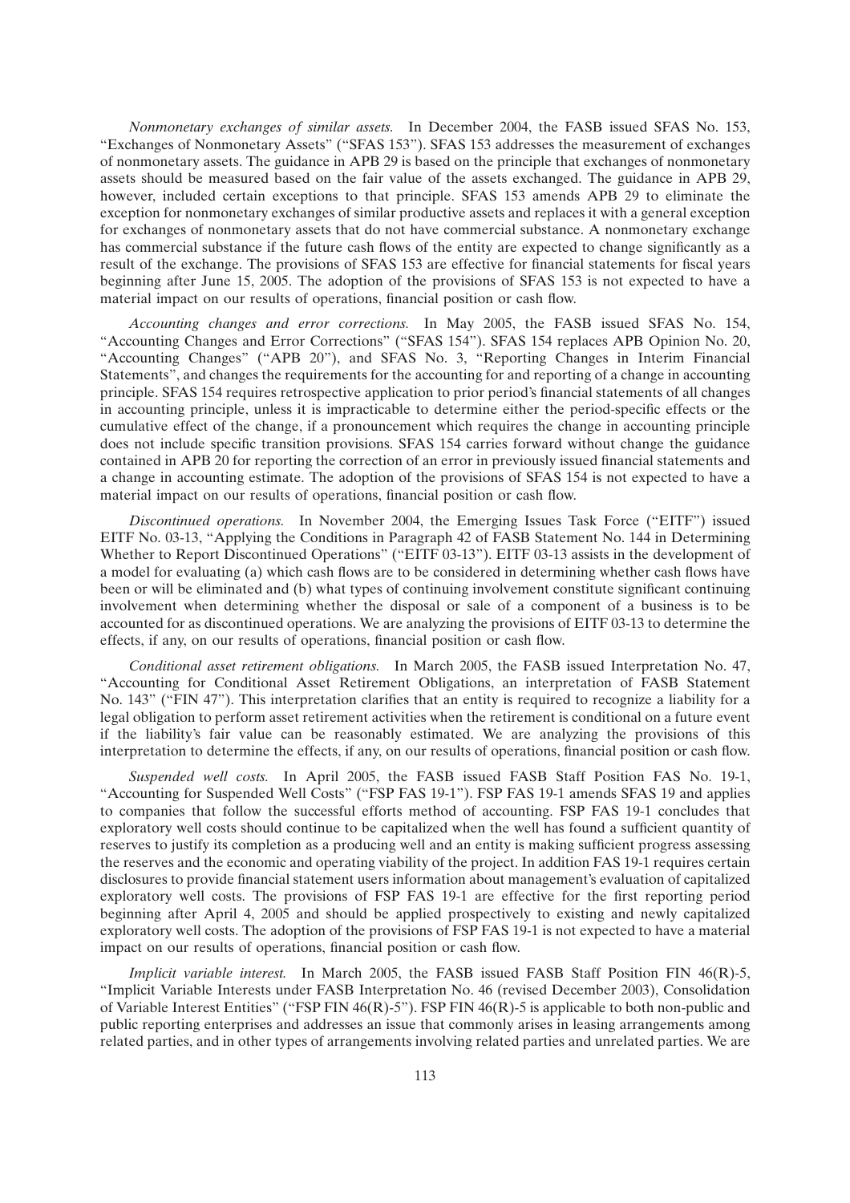*Nonmonetary exchanges of similar assets.* In December 2004, the FASB issued SFAS No. 153, "Exchanges of Nonmonetary Assets" ("SFAS 153"). SFAS 153 addresses the measurement of exchanges of nonmonetary assets. The guidance in APB 29 is based on the principle that exchanges of nonmonetary assets should be measured based on the fair value of the assets exchanged. The guidance in APB 29, however, included certain exceptions to that principle. SFAS 153 amends APB 29 to eliminate the exception for nonmonetary exchanges of similar productive assets and replaces it with a general exception for exchanges of nonmonetary assets that do not have commercial substance. A nonmonetary exchange has commercial substance if the future cash flows of the entity are expected to change significantly as a result of the exchange. The provisions of SFAS 153 are effective for financial statements for fiscal years beginning after June 15, 2005. The adoption of the provisions of SFAS 153 is not expected to have a material impact on our results of operations, financial position or cash flow.

*Accounting changes and error corrections.* In May 2005, the FASB issued SFAS No. 154, "Accounting Changes and Error Corrections" ("SFAS 154"). SFAS 154 replaces APB Opinion No. 20, "Accounting Changes" ("APB 20"), and SFAS No. 3, "Reporting Changes in Interim Financial Statements", and changes the requirements for the accounting for and reporting of a change in accounting principle. SFAS 154 requires retrospective application to prior period's financial statements of all changes in accounting principle, unless it is impracticable to determine either the period-specific effects or the cumulative effect of the change, if a pronouncement which requires the change in accounting principle does not include specific transition provisions. SFAS 154 carries forward without change the guidance contained in APB 20 for reporting the correction of an error in previously issued financial statements and a change in accounting estimate. The adoption of the provisions of SFAS 154 is not expected to have a material impact on our results of operations, financial position or cash flow.

*Discontinued operations.* In November 2004, the Emerging Issues Task Force ("EITF") issued EITF No. 03-13, "Applying the Conditions in Paragraph 42 of FASB Statement No. 144 in Determining Whether to Report Discontinued Operations" ("EITF 03-13"). EITF 03-13 assists in the development of a model for evaluating (a) which cash flows are to be considered in determining whether cash flows have been or will be eliminated and (b) what types of continuing involvement constitute significant continuing involvement when determining whether the disposal or sale of a component of a business is to be accounted for as discontinued operations. We are analyzing the provisions of EITF 03-13 to determine the effects, if any, on our results of operations, financial position or cash flow.

*Conditional asset retirement obligations.* In March 2005, the FASB issued Interpretation No. 47, "Accounting for Conditional Asset Retirement Obligations, an interpretation of FASB Statement No. 143" ("FIN 47"). This interpretation clarifies that an entity is required to recognize a liability for a legal obligation to perform asset retirement activities when the retirement is conditional on a future event if the liability's fair value can be reasonably estimated. We are analyzing the provisions of this interpretation to determine the effects, if any, on our results of operations, financial position or cash flow.

*Suspended well costs.* In April 2005, the FASB issued FASB Staff Position FAS No. 19-1, "Accounting for Suspended Well Costs" ("FSP FAS 19-1"). FSP FAS 19-1 amends SFAS 19 and applies to companies that follow the successful efforts method of accounting. FSP FAS 19-1 concludes that exploratory well costs should continue to be capitalized when the well has found a sufficient quantity of reserves to justify its completion as a producing well and an entity is making sufficient progress assessing the reserves and the economic and operating viability of the project. In addition FAS 19-1 requires certain disclosures to provide financial statement users information about management's evaluation of capitalized exploratory well costs. The provisions of FSP FAS 19-1 are effective for the first reporting period beginning after April 4, 2005 and should be applied prospectively to existing and newly capitalized exploratory well costs. The adoption of the provisions of FSP FAS 19-1 is not expected to have a material impact on our results of operations, financial position or cash flow.

*Implicit variable interest.* In March 2005, the FASB issued FASB Staff Position FIN 46(R)-5, "Implicit Variable Interests under FASB Interpretation No. 46 (revised December 2003), Consolidation of Variable Interest Entities" ("FSP FIN 46(R)-5"). FSP FIN 46(R)-5 is applicable to both non-public and public reporting enterprises and addresses an issue that commonly arises in leasing arrangements among related parties, and in other types of arrangements involving related parties and unrelated parties. We are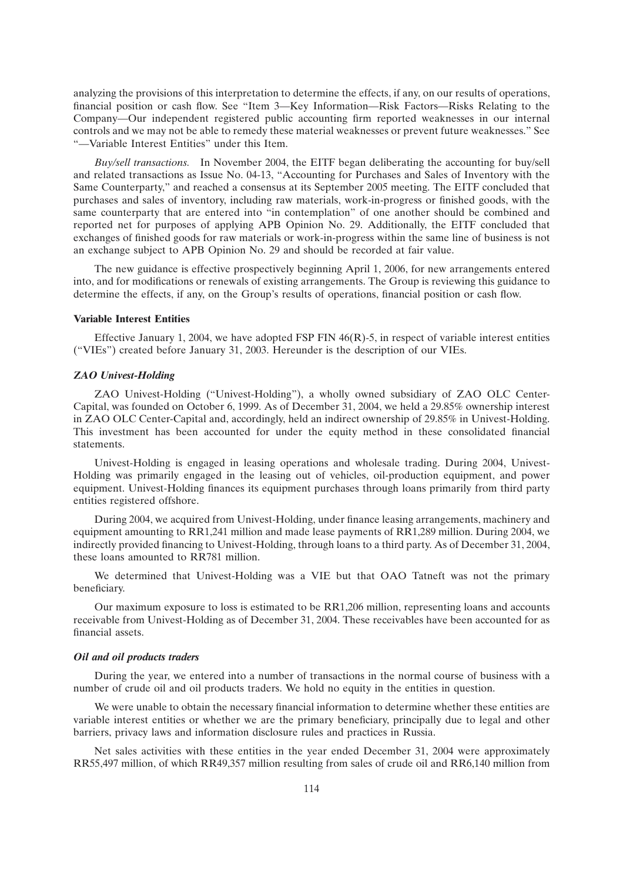analyzing the provisions of this interpretation to determine the effects, if any, on our results of operations, financial position or cash flow. See "Item 3—Key Information—Risk Factors—Risks Relating to the Company—Our independent registered public accounting firm reported weaknesses in our internal controls and we may not be able to remedy these material weaknesses or prevent future weaknesses." See "—Variable Interest Entities" under this Item.

*Buy/sell transactions.* In November 2004, the EITF began deliberating the accounting for buy/sell and related transactions as Issue No. 04-13, "Accounting for Purchases and Sales of Inventory with the Same Counterparty," and reached a consensus at its September 2005 meeting. The EITF concluded that purchases and sales of inventory, including raw materials, work-in-progress or finished goods, with the same counterparty that are entered into "in contemplation" of one another should be combined and reported net for purposes of applying APB Opinion No. 29. Additionally, the EITF concluded that exchanges of finished goods for raw materials or work-in-progress within the same line of business is not an exchange subject to APB Opinion No. 29 and should be recorded at fair value.

The new guidance is effective prospectively beginning April 1, 2006, for new arrangements entered into, and for modifications or renewals of existing arrangements. The Group is reviewing this guidance to determine the effects, if any, on the Group's results of operations, financial position or cash flow.

### Variable Interest Entities

Effective January 1, 2004, we have adopted FSP FIN 46(R)-5, in respect of variable interest entities ("VIEs") created before January 31, 2003. Hereunder is the description of our VIEs.

#### *ZAO Univest-Holding*

ZAO Univest-Holding ("Univest-Holding"), a wholly owned subsidiary of ZAO OLC Center-Capital, was founded on October 6, 1999. As of December 31, 2004, we held a 29.85% ownership interest in ZAO OLC Center-Capital and, accordingly, held an indirect ownership of 29.85% in Univest-Holding. This investment has been accounted for under the equity method in these consolidated financial statements.

Univest-Holding is engaged in leasing operations and wholesale trading. During 2004, Univest-Holding was primarily engaged in the leasing out of vehicles, oil-production equipment, and power equipment. Univest-Holding finances its equipment purchases through loans primarily from third party entities registered offshore.

During 2004, we acquired from Univest-Holding, under finance leasing arrangements, machinery and equipment amounting to RR1,241 million and made lease payments of RR1,289 million. During 2004, we indirectly provided financing to Univest-Holding, through loans to a third party. As of December 31, 2004, these loans amounted to RR781 million.

We determined that Univest-Holding was a VIE but that OAO Tatneft was not the primary beneficiary.

Our maximum exposure to loss is estimated to be RR1,206 million, representing loans and accounts receivable from Univest-Holding as of December 31, 2004. These receivables have been accounted for as financial assets.

#### *Oil and oil products traders*

During the year, we entered into a number of transactions in the normal course of business with a number of crude oil and oil products traders. We hold no equity in the entities in question.

We were unable to obtain the necessary financial information to determine whether these entities are variable interest entities or whether we are the primary beneficiary, principally due to legal and other barriers, privacy laws and information disclosure rules and practices in Russia.

Net sales activities with these entities in the year ended December 31, 2004 were approximately RR55,497 million, of which RR49,357 million resulting from sales of crude oil and RR6,140 million from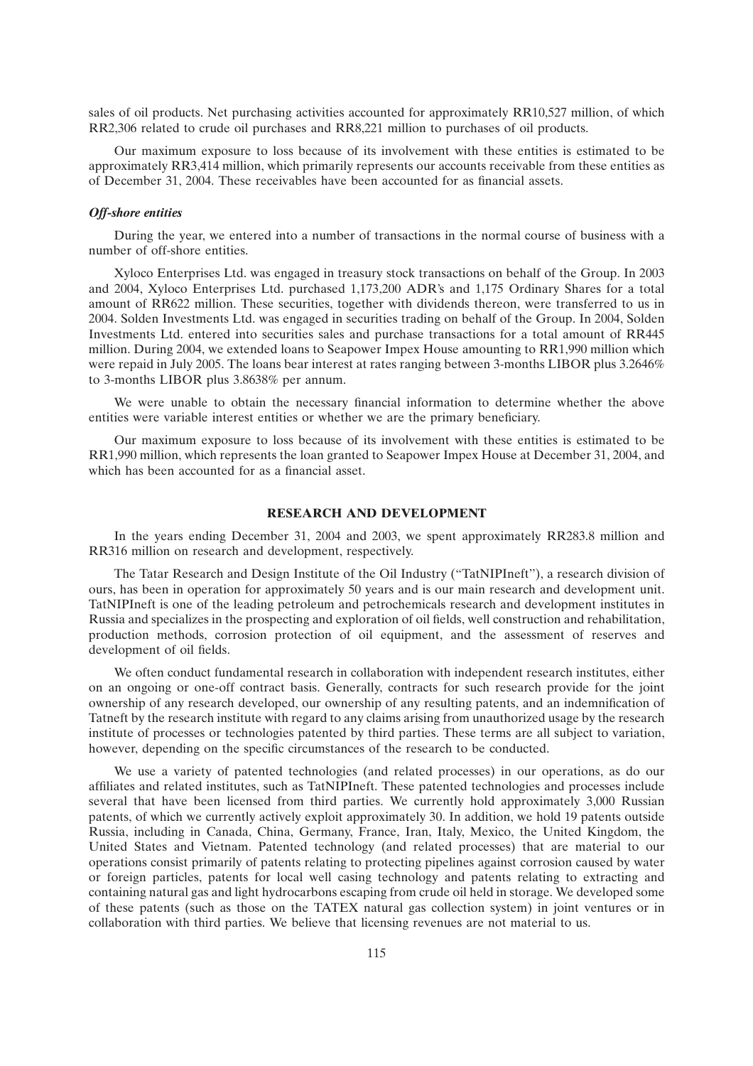sales of oil products. Net purchasing activities accounted for approximately RR10,527 million, of which RR2,306 related to crude oil purchases and RR8,221 million to purchases of oil products.

Our maximum exposure to loss because of its involvement with these entities is estimated to be approximately RR3,414 million, which primarily represents our accounts receivable from these entities as of December 31, 2004. These receivables have been accounted for as financial assets.

***Off-shore entities***

During the year, we entered into a number of transactions in the normal course of business with a number of off-shore entities.

Xyloco Enterprises Ltd. was engaged in treasury stock transactions on behalf of the Group. In 2003 and 2004, Xyloco Enterprises Ltd. purchased 1,173,200 ADR's and 1,175 Ordinary Shares for a total amount of RR622 million. These securities, together with dividends thereon, were transferred to us in 2004. Solden Investments Ltd. was engaged in securities trading on behalf of the Group. In 2004, Solden Investments Ltd. entered into securities sales and purchase transactions for a total amount of RR445 million. During 2004, we extended loans to Seapower Impex House amounting to RR1,990 million which were repaid in July 2005. The loans bear interest at rates ranging between 3-months LIBOR plus 3.2646% to 3-months LIBOR plus 3.8638% per annum.

We were unable to obtain the necessary financial information to determine whether the above entities were variable interest entities or whether we are the primary beneficiary.

Our maximum exposure to loss because of its involvement with these entities is estimated to be RR1,990 million, which represents the loan granted to Seapower Impex House at December 31, 2004, and which has been accounted for as a financial asset.

## RESEARCH AND DEVELOPMENT

In the years ending December 31, 2004 and 2003, we spent approximately RR283.8 million and RR316 million on research and development, respectively.

The Tatar Research and Design Institute of the Oil Industry ("TatNIPIneft"), a research division of ours, has been in operation for approximately 50 years and is our main research and development unit. TatNIPIneft is one of the leading petroleum and petrochemicals research and development institutes in Russia and specializes in the prospecting and exploration of oil fields, well construction and rehabilitation, production methods, corrosion protection of oil equipment, and the assessment of reserves and development of oil fields.

We often conduct fundamental research in collaboration with independent research institutes, either on an ongoing or one-off contract basis. Generally, contracts for such research provide for the joint ownership of any research developed, our ownership of any resulting patents, and an indemnification of Tatneft by the research institute with regard to any claims arising from unauthorized usage by the research institute of processes or technologies patented by third parties. These terms are all subject to variation, however, depending on the specific circumstances of the research to be conducted.

We use a variety of patented technologies (and related processes) in our operations, as do our affiliates and related institutes, such as TatNIPIneft. These patented technologies and processes include several that have been licensed from third parties. We currently hold approximately 3,000 Russian patents, of which we currently actively exploit approximately 30. In addition, we hold 19 patents outside Russia, including in Canada, China, Germany, France, Iran, Italy, Mexico, the United Kingdom, the United States and Vietnam. Patented technology (and related processes) that are material to our operations consist primarily of patents relating to protecting pipelines against corrosion caused by water or foreign particles, patents for local well casing technology and patents relating to extracting and containing natural gas and light hydrocarbons escaping from crude oil held in storage. We developed some of these patents (such as those on the TATEX natural gas collection system) in joint ventures or in collaboration with third parties. We believe that licensing revenues are not material to us.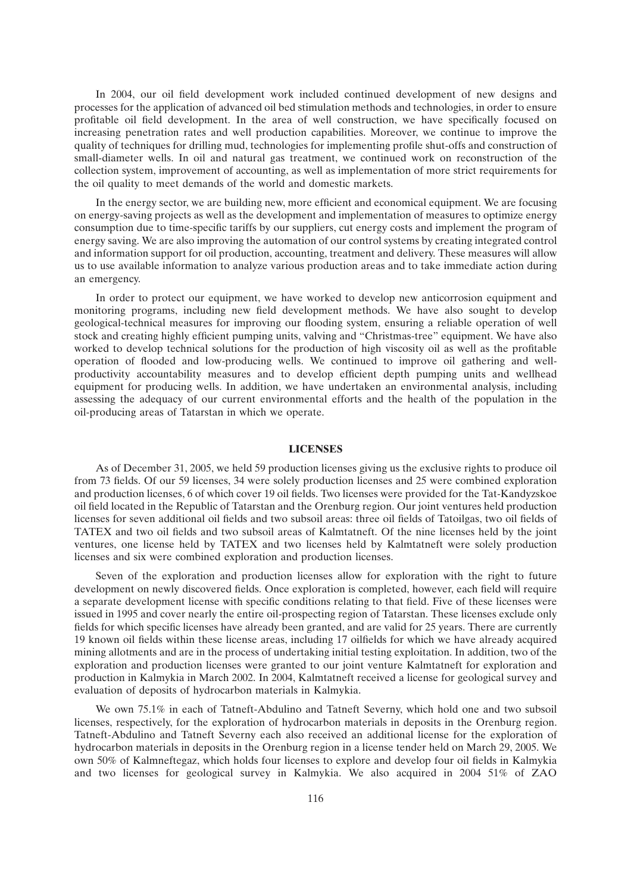In 2004, our oil field development work included continued development of new designs and processes for the application of advanced oil bed stimulation methods and technologies, in order to ensure profitable oil field development. In the area of well construction, we have specifically focused on increasing penetration rates and well production capabilities. Moreover, we continue to improve the quality of techniques for drilling mud, technologies for implementing profile shut-offs and construction of small-diameter wells. In oil and natural gas treatment, we continued work on reconstruction of the collection system, improvement of accounting, as well as implementation of more strict requirements for the oil quality to meet demands of the world and domestic markets.

In the energy sector, we are building new, more efficient and economical equipment. We are focusing on energy-saving projects as well as the development and implementation of measures to optimize energy consumption due to time-specific tariffs by our suppliers, cut energy costs and implement the program of energy saving. We are also improving the automation of our control systems by creating integrated control and information support for oil production, accounting, treatment and delivery. These measures will allow us to use available information to analyze various production areas and to take immediate action during an emergency.

In order to protect our equipment, we have worked to develop new anticorrosion equipment and monitoring programs, including new field development methods. We have also sought to develop geological-technical measures for improving our flooding system, ensuring a reliable operation of well stock and creating highly efficient pumping units, valving and "Christmas-tree" equipment. We have also worked to develop technical solutions for the production of high viscosity oil as well as the profitable operation of flooded and low-producing wells. We continued to improve oil gathering and well-productivity accountability measures and to develop efficient depth pumping units and wellhead equipment for producing wells. In addition, we have undertaken an environmental analysis, including assessing the adequacy of our current environmental efforts and the health of the population in the oil-producing areas of Tatarstan in which we operate.

## LICENSES

As of December 31, 2005, we held 59 production licenses giving us the exclusive rights to produce oil from 73 fields. Of our 59 licenses, 34 were solely production licenses and 25 were combined exploration and production licenses, 6 of which cover 19 oil fields. Two licenses were provided for the Tat-Kandyzskoe oil field located in the Republic of Tatarstan and the Orenburg region. Our joint ventures held production licenses for seven additional oil fields and two subsoil areas: three oil fields of Tatoilgas, two oil fields of TATEX and two oil fields and two subsoil areas of Kalmtatneft. Of the nine licenses held by the joint ventures, one license held by TATEX and two licenses held by Kalmtatneft were solely production licenses and six were combined exploration and production licenses.

Seven of the exploration and production licenses allow for exploration with the right to future development on newly discovered fields. Once exploration is completed, however, each field will require a separate development license with specific conditions relating to that field. Five of these licenses were issued in 1995 and cover nearly the entire oil-prospecting region of Tatarstan. These licenses exclude only fields for which specific licenses have already been granted, and are valid for 25 years. There are currently 19 known oil fields within these license areas, including 17 oilfields for which we have already acquired mining allotments and are in the process of undertaking initial testing exploitation. In addition, two of the exploration and production licenses were granted to our joint venture Kalmtatneft for exploration and production in Kalmykia in March 2002. In 2004, Kalmtatneft received a license for geological survey and evaluation of deposits of hydrocarbon materials in Kalmykia.

We own 75.1% in each of Tatneft-Abdulino and Tatneft Severny, which hold one and two subsoil licenses, respectively, for the exploration of hydrocarbon materials in deposits in the Orenburg region. Tatneft-Abdulino and Tatneft Severny each also received an additional license for the exploration of hydrocarbon materials in deposits in the Orenburg region in a license tender held on March 29, 2005. We own 50% of Kalmneftegaz, which holds four licenses to explore and develop four oil fields in Kalmykia and two licenses for geological survey in Kalmykia. We also acquired in 2004 51% of ZAO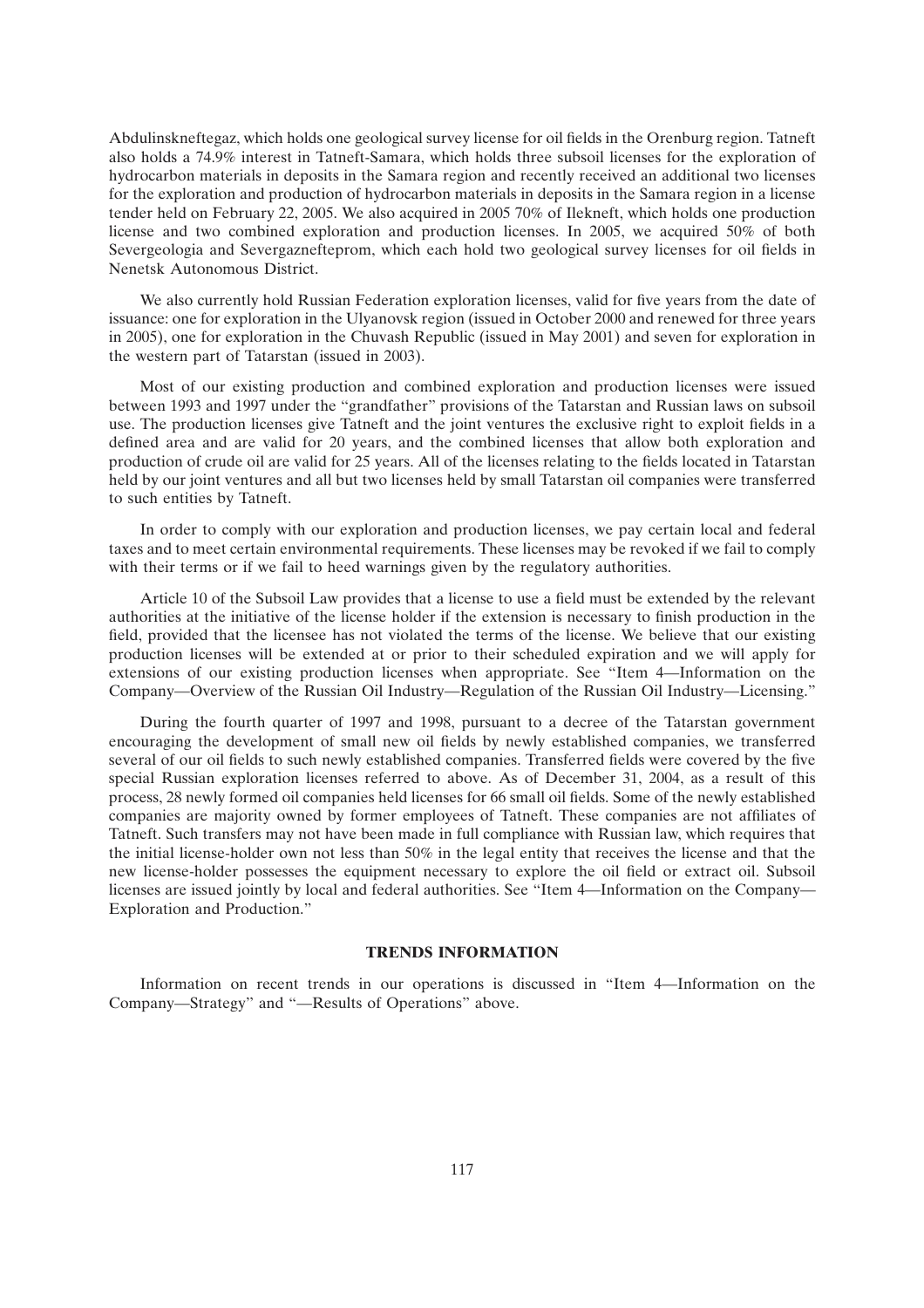Abdulinskneftegaz, which holds one geological survey license for oil fields in the Orenburg region. Tatneft also holds a 74.9% interest in Tatneft-Samara, which holds three subsoil licenses for the exploration of hydrocarbon materials in deposits in the Samara region and recently received an additional two licenses for the exploration and production of hydrocarbon materials in deposits in the Samara region in a license tender held on February 22, 2005. We also acquired in 2005 70% of Ilekneft, which holds one production license and two combined exploration and production licenses. In 2005, we acquired 50% of both Severgeologia and Severgaznefteprom, which each hold two geological survey licenses for oil fields in Nenetsk Autonomous District.

We also currently hold Russian Federation exploration licenses, valid for five years from the date of issuance: one for exploration in the Ulyanovsk region (issued in October 2000 and renewed for three years in 2005), one for exploration in the Chuvash Republic (issued in May 2001) and seven for exploration in the western part of Tatarstan (issued in 2003).

Most of our existing production and combined exploration and production licenses were issued between 1993 and 1997 under the "grandfather" provisions of the Tatarstan and Russian laws on subsoil use. The production licenses give Tatneft and the joint ventures the exclusive right to exploit fields in a defined area and are valid for 20 years, and the combined licenses that allow both exploration and production of crude oil are valid for 25 years. All of the licenses relating to the fields located in Tatarstan held by our joint ventures and all but two licenses held by small Tatarstan oil companies were transferred to such entities by Tatneft.

In order to comply with our exploration and production licenses, we pay certain local and federal taxes and to meet certain environmental requirements. These licenses may be revoked if we fail to comply with their terms or if we fail to heed warnings given by the regulatory authorities.

Article 10 of the Subsoil Law provides that a license to use a field must be extended by the relevant authorities at the initiative of the license holder if the extension is necessary to finish production in the field, provided that the licensee has not violated the terms of the license. We believe that our existing production licenses will be extended at or prior to their scheduled expiration and we will apply for extensions of our existing production licenses when appropriate. See "Item 4—Information on the Company—Overview of the Russian Oil Industry—Regulation of the Russian Oil Industry—Licensing."

During the fourth quarter of 1997 and 1998, pursuant to a decree of the Tatarstan government encouraging the development of small new oil fields by newly established companies, we transferred several of our oil fields to such newly established companies. Transferred fields were covered by the five special Russian exploration licenses referred to above. As of December 31, 2004, as a result of this process, 28 newly formed oil companies held licenses for 66 small oil fields. Some of the newly established companies are majority owned by former employees of Tatneft. These companies are not affiliates of Tatneft. Such transfers may not have been made in full compliance with Russian law, which requires that the initial license-holder own not less than 50% in the legal entity that receives the license and that the new license-holder possesses the equipment necessary to explore the oil field or extract oil. Subsoil licenses are issued jointly by local and federal authorities. See "Item 4—Information on the Company—Exploration and Production."

## TRENDS INFORMATION

Information on recent trends in our operations is discussed in "Item 4—Information on the Company—Strategy" and "—Results of Operations" above.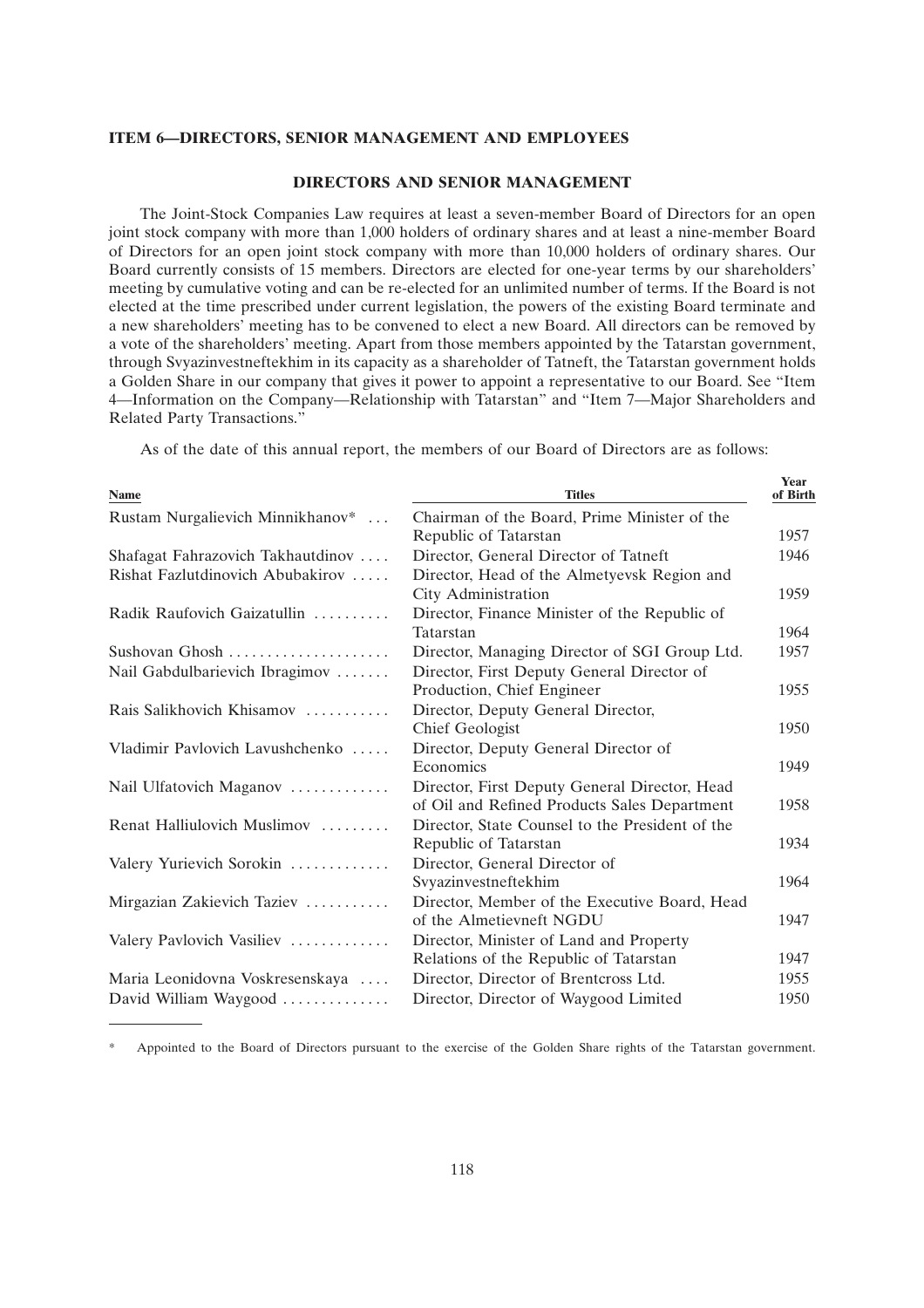## ITEM 6—DIRECTORS, SENIOR MANAGEMENT AND EMPLOYEES

### DIRECTORS AND SENIOR MANAGEMENT

The Joint-Stock Companies Law requires at least a seven-member Board of Directors for an open joint stock company with more than 1,000 holders of ordinary shares and at least a nine-member Board of Directors for an open joint stock company with more than 10,000 holders of ordinary shares. Our Board currently consists of 15 members. Directors are elected for one-year terms by our shareholders' meeting by cumulative voting and can be re-elected for an unlimited number of terms. If the Board is not elected at the time prescribed under current legislation, the powers of the existing Board terminate and a new shareholders' meeting has to be convened to elect a new Board. All directors can be removed by a vote of the shareholders' meeting. Apart from those members appointed by the Tatarstan government, through Svyazinvestneftekhim in its capacity as a shareholder of Tatneft, the Tatarstan government holds a Golden Share in our company that gives it power to appoint a representative to our Board. See "Item 4—Information on the Company—Relationship with Tatarstan" and "Item 7—Major Shareholders and Related Party Transactions."

As of the date of this annual report, the members of our Board of Directors are as follows:

| Name | Titles | Year of Birth |
|---|---|---|
| Rustam Nurgalievich Minnikhanov* | Chairman of the Board, Prime Minister of the Republic of Tatarstan | 1957 |
| Shafagat Fahrazovich Takhautdinov | Director, General Director of Tatneft | 1946 |
| Rishat Fazlutdinovich Abubakirov | Director, Head of the Almetyevsk Region and City Administration | 1959 |
| Radik Raufovich Gaizatullin | Director, Finance Minister of the Republic of Tatarstan | 1964 |
| Sushovan Ghosh | Director, Managing Director of SGI Group Ltd. | 1957 |
| Nail Gabdulbarievich Ibragimov | Director, First Deputy General Director of Production, Chief Engineer | 1955 |
| Rais Salikhovich Khisamov | Director, Deputy General Director, Chief Geologist | 1950 |
| Vladimir Pavlovich Lavushchenko | Director, Deputy General Director of Economics | 1949 |
| Nail Ulfatovich Maganov | Director, First Deputy General Director, Head of Oil and Refined Products Sales Department | 1958 |
| Renat Halliulovich Muslimov | Director, State Counsel to the President of the Republic of Tatarstan | 1934 |
| Valery Yurievich Sorokin | Director, General Director of Svyazinvestneftekhim | 1964 |
| Mirgazian Zakievich Taziev | Director, Member of the Executive Board, Head of the Almetievneft NGDU | 1947 |
| Valery Pavlovich Vasiliev | Director, Minister of Land and Property Relations of the Republic of Tatarstan | 1947 |
| Maria Leonidovna Voskresenskaya | Director, Director of Brentcross Ltd. | 1955 |
| David William Waygood | Director, Director of Waygood Limited | 1950 |

\* Appointed to the Board of Directors pursuant to the exercise of the Golden Share rights of the Tatarstan government.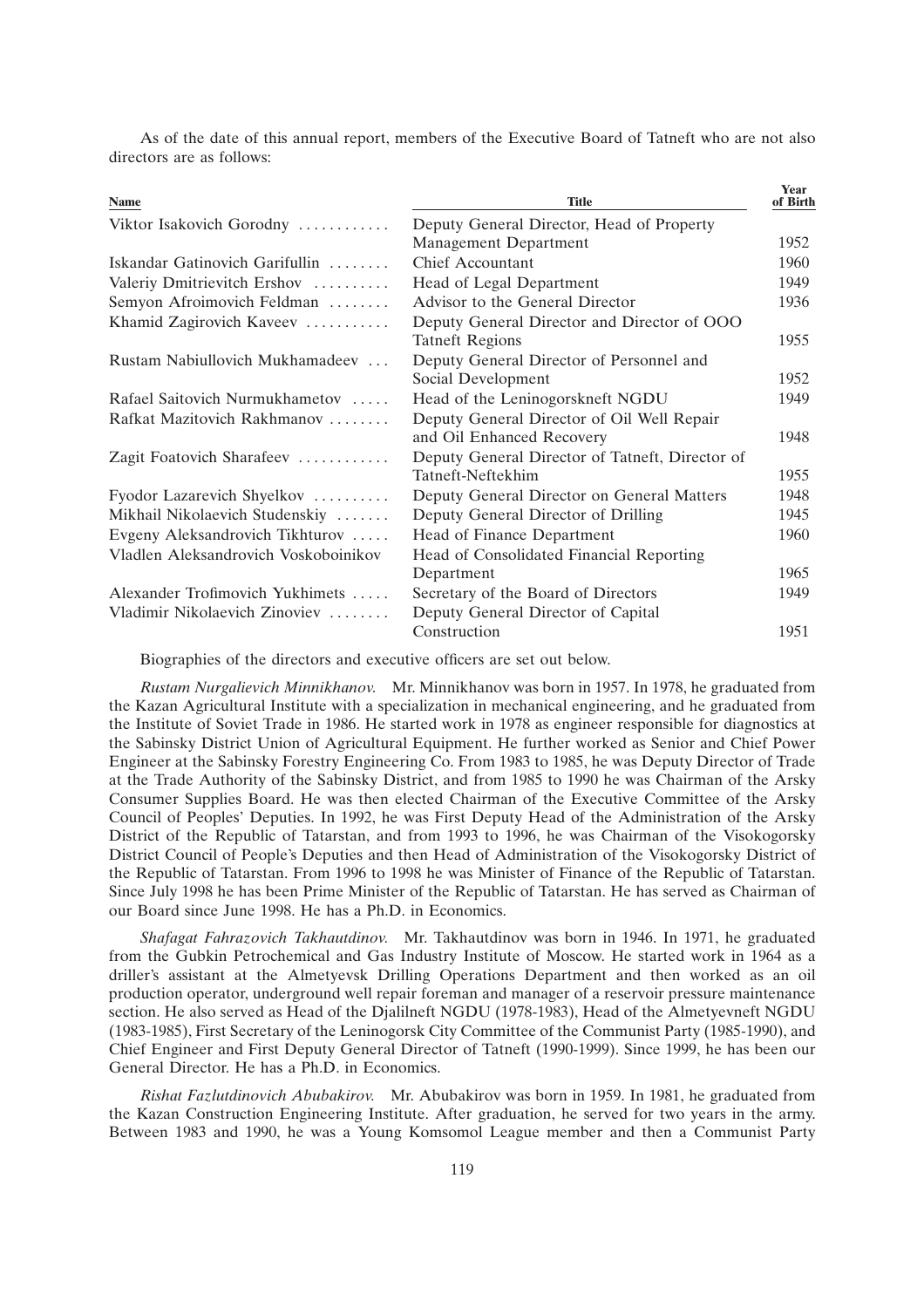As of the date of this annual report, members of the Executive Board of Tatneft who are not also directors are as follows:

| Name | Title | Year of Birth |
|---|---|---|
| Viktor Isakovich Gorodny | Deputy General Director, Head of Property Management Department | 1952 |
| Iskandar Gatinovich Garifullin | Chief Accountant | 1960 |
| Valeriy Dmitrievitch Ershov | Head of Legal Department | 1949 |
| Semyon Afroimovich Feldman | Advisor to the General Director | 1936 |
| Khamid Zagirovich Kaveev | Deputy General Director and Director of OOO Tatneft Regions | 1955 |
| Rustam Nabiullovich Mukhamadeev | Deputy General Director of Personnel and Social Development | 1952 |
| Rafael Saitovich Nurmukhametov | Head of the Leninogorskneft NGDU | 1949 |
| Rafkat Mazitovich Rakhmanov | Deputy General Director of Oil Well Repair and Oil Enhanced Recovery | 1948 |
| Zagit Foatovich Sharafeev | Deputy General Director of Tatneft, Director of Tatneft-Neftekhim | 1955 |
| Fyodor Lazarevich Shyelkov | Deputy General Director on General Matters | 1948 |
| Mikhail Nikolaevich Studenskiy | Deputy General Director of Drilling | 1945 |
| Evgeny Aleksandrovich Tikhturov | Head of Finance Department | 1960 |
| Vladlen Aleksandrovich Voskoboinikov | Head of Consolidated Financial Reporting Department | 1965 |
| Alexander Trofimovich Yukhimets | Secretary of the Board of Directors | 1949 |
| Vladimir Nikolaevich Zinoviev | Deputy General Director of Capital Construction | 1951 |

Biographies of the directors and executive officers are set out below.

*Rustam Nurgalievich Minnikhanov.* Mr. Minnikhanov was born in 1957. In 1978, he graduated from the Kazan Agricultural Institute with a specialization in mechanical engineering, and he graduated from the Institute of Soviet Trade in 1986. He started work in 1978 as engineer responsible for diagnostics at the Sabinsky District Union of Agricultural Equipment. He further worked as Senior and Chief Power Engineer at the Sabinsky Forestry Engineering Co. From 1983 to 1985, he was Deputy Director of Trade at the Trade Authority of the Sabinsky District, and from 1985 to 1990 he was Chairman of the Arsky Consumer Supplies Board. He was then elected Chairman of the Executive Committee of the Arsky Council of Peoples' Deputies. In 1992, he was First Deputy Head of the Administration of the Arsky District of the Republic of Tatarstan, and from 1993 to 1996, he was Chairman of the Visokogorsky District Council of People's Deputies and then Head of Administration of the Visokogorsky District of the Republic of Tatarstan. From 1996 to 1998 he was Minister of Finance of the Republic of Tatarstan. Since July 1998 he has been Prime Minister of the Republic of Tatarstan. He has served as Chairman of our Board since June 1998. He has a Ph.D. in Economics.

*Shafagat Fahrazovich Takhautdinov.* Mr. Takhautdinov was born in 1946. In 1971, he graduated from the Gubkin Petrochemical and Gas Industry Institute of Moscow. He started work in 1964 as a driller's assistant at the Almetyevsk Drilling Operations Department and then worked as an oil production operator, underground well repair foreman and manager of a reservoir pressure maintenance section. He also served as Head of the Djalilneft NGDU (1978-1983), Head of the Almetyevneft NGDU (1983-1985), First Secretary of the Leninogorsk City Committee of the Communist Party (1985-1990), and Chief Engineer and First Deputy General Director of Tatneft (1990-1999). Since 1999, he has been our General Director. He has a Ph.D. in Economics.

*Rishat Fazlutdinovich Abubakirov.* Mr. Abubakirov was born in 1959. In 1981, he graduated from the Kazan Construction Engineering Institute. After graduation, he served for two years in the army. Between 1983 and 1990, he was a Young Komsomol League member and then a Communist Party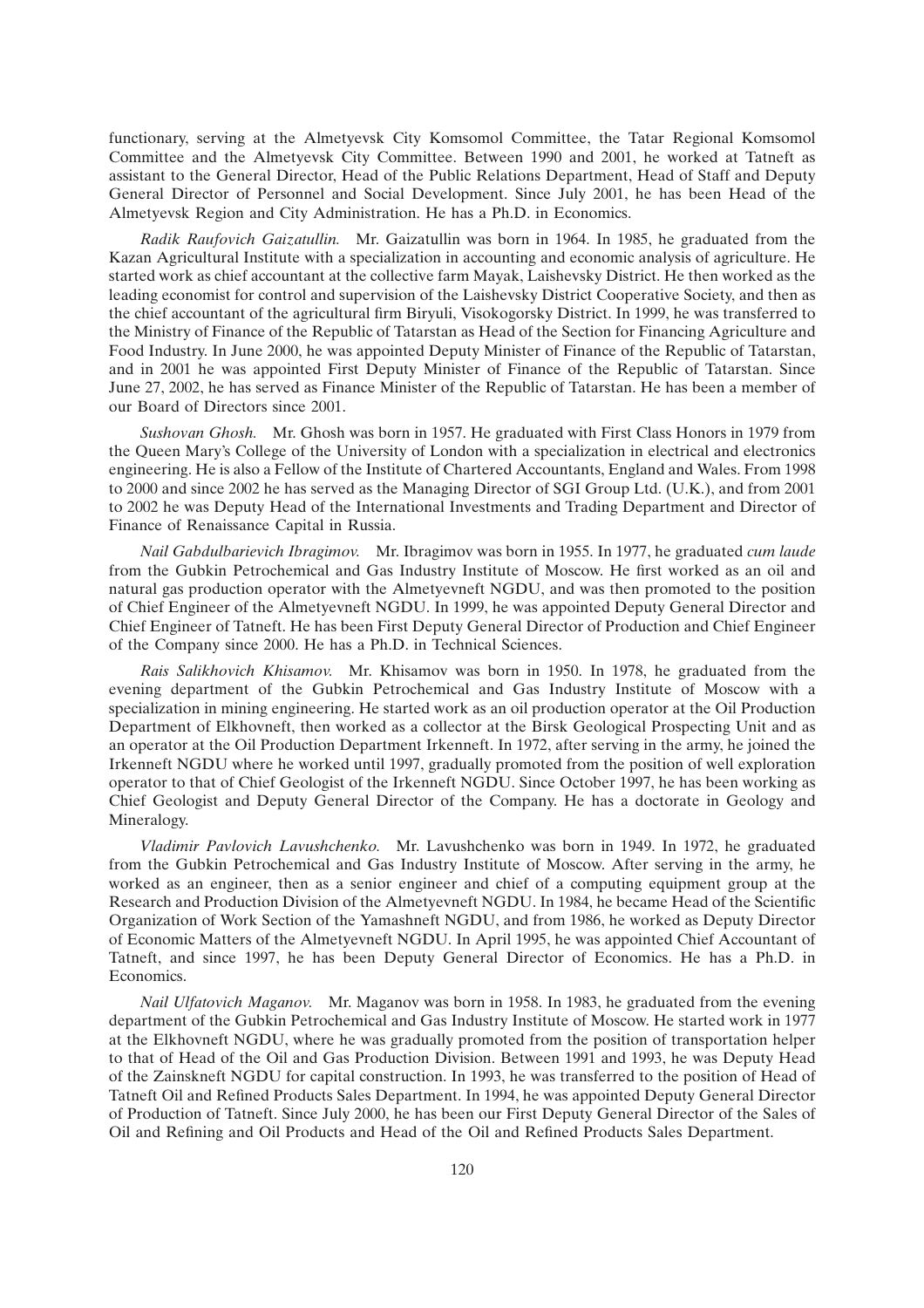functionary, serving at the Almetyevsk City Komsomol Committee, the Tatar Regional Komsomol Committee and the Almetyevsk City Committee. Between 1990 and 2001, he worked at Tatneft as assistant to the General Director, Head of the Public Relations Department, Head of Staff and Deputy General Director of Personnel and Social Development. Since July 2001, he has been Head of the Almetyevsk Region and City Administration. He has a Ph.D. in Economics.

*Radik Raufovich Gaizatullin.* Mr. Gaizatullin was born in 1964. In 1985, he graduated from the Kazan Agricultural Institute with a specialization in accounting and economic analysis of agriculture. He started work as chief accountant at the collective farm Mayak, Laishevsky District. He then worked as the leading economist for control and supervision of the Laishevsky District Cooperative Society, and then as the chief accountant of the agricultural firm Biryuli, Visokogorsky District. In 1999, he was transferred to the Ministry of Finance of the Republic of Tatarstan as Head of the Section for Financing Agriculture and Food Industry. In June 2000, he was appointed Deputy Minister of Finance of the Republic of Tatarstan, and in 2001 he was appointed First Deputy Minister of Finance of the Republic of Tatarstan. Since June 27, 2002, he has served as Finance Minister of the Republic of Tatarstan. He has been a member of our Board of Directors since 2001.

*Sushovan Ghosh.* Mr. Ghosh was born in 1957. He graduated with First Class Honors in 1979 from the Queen Mary's College of the University of London with a specialization in electrical and electronics engineering. He is also a Fellow of the Institute of Chartered Accountants, England and Wales. From 1998 to 2000 and since 2002 he has served as the Managing Director of SGI Group Ltd. (U.K.), and from 2001 to 2002 he was Deputy Head of the International Investments and Trading Department and Director of Finance of Renaissance Capital in Russia.

*Nail Gabdulbarievich Ibragimov.* Mr. Ibragimov was born in 1955. In 1977, he graduated *cum laude* from the Gubkin Petrochemical and Gas Industry Institute of Moscow. He first worked as an oil and natural gas production operator with the Almetyevneft NGDU, and was then promoted to the position of Chief Engineer of the Almetyevneft NGDU. In 1999, he was appointed Deputy General Director and Chief Engineer of Tatneft. He has been First Deputy General Director of Production and Chief Engineer of the Company since 2000. He has a Ph.D. in Technical Sciences.

*Rais Salikhovich Khisamov.* Mr. Khisamov was born in 1950. In 1978, he graduated from the evening department of the Gubkin Petrochemical and Gas Industry Institute of Moscow with a specialization in mining engineering. He started work as an oil production operator at the Oil Production Department of Elkhovneft, then worked as a collector at the Birsk Geological Prospecting Unit and as an operator at the Oil Production Department Irkenneft. In 1972, after serving in the army, he joined the Irkenneft NGDU where he worked until 1997, gradually promoted from the position of well exploration operator to that of Chief Geologist of the Irkenneft NGDU. Since October 1997, he has been working as Chief Geologist and Deputy General Director of the Company. He has a doctorate in Geology and Mineralogy.

*Vladimir Pavlovich Lavushchenko.* Mr. Lavushchenko was born in 1949. In 1972, he graduated from the Gubkin Petrochemical and Gas Industry Institute of Moscow. After serving in the army, he worked as an engineer, then as a senior engineer and chief of a computing equipment group at the Research and Production Division of the Almetyevneft NGDU. In 1984, he became Head of the Scientific Organization of Work Section of the Yamashneft NGDU, and from 1986, he worked as Deputy Director of Economic Matters of the Almetyevneft NGDU. In April 1995, he was appointed Chief Accountant of Tatneft, and since 1997, he has been Deputy General Director of Economics. He has a Ph.D. in Economics.

*Nail Ulfatovich Maganov.* Mr. Maganov was born in 1958. In 1983, he graduated from the evening department of the Gubkin Petrochemical and Gas Industry Institute of Moscow. He started work in 1977 at the Elkhovneft NGDU, where he was gradually promoted from the position of transportation helper to that of Head of the Oil and Gas Production Division. Between 1991 and 1993, he was Deputy Head of the Zainskneft NGDU for capital construction. In 1993, he was transferred to the position of Head of Tatneft Oil and Refined Products Sales Department. In 1994, he was appointed Deputy General Director of Production of Tatneft. Since July 2000, he has been our First Deputy General Director of the Sales of Oil and Refining and Oil Products and Head of the Oil and Refined Products Sales Department.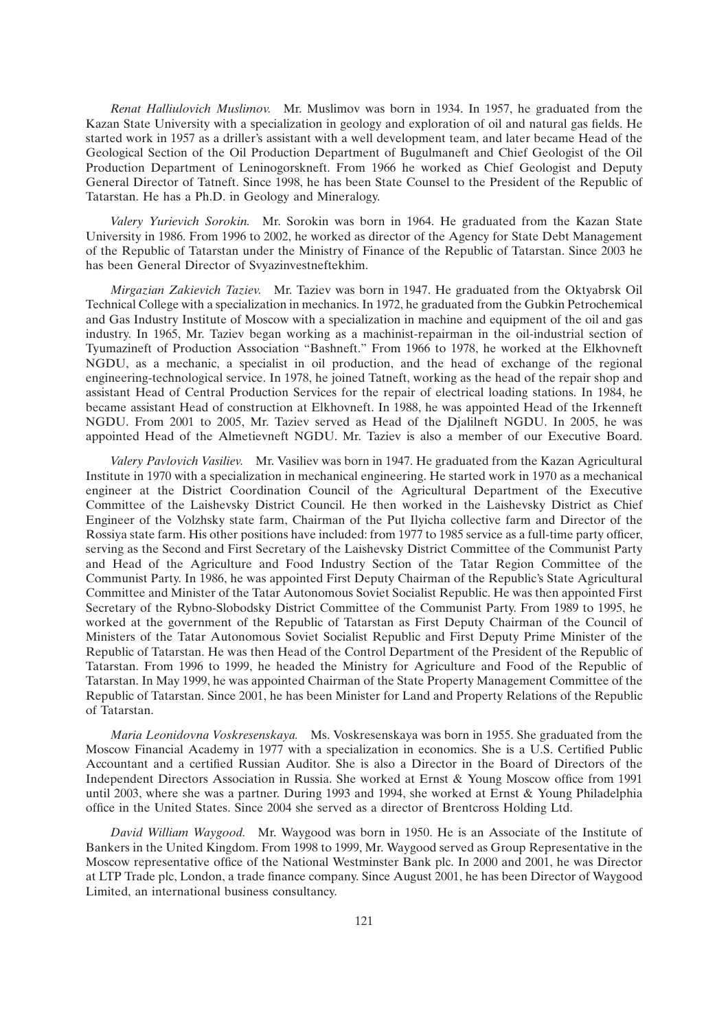*Renat Halliulovich Muslimov.* Mr. Muslimov was born in 1934. In 1957, he graduated from the Kazan State University with a specialization in geology and exploration of oil and natural gas fields. He started work in 1957 as a driller's assistant with a well development team, and later became Head of the Geological Section of the Oil Production Department of Bugulmaneft and Chief Geologist of the Oil Production Department of Leninogorskneft. From 1966 he worked as Chief Geologist and Deputy General Director of Tatneft. Since 1998, he has been State Counsel to the President of the Republic of Tatarstan. He has a Ph.D. in Geology and Mineralogy.

*Valery Yurievich Sorokin.* Mr. Sorokin was born in 1964. He graduated from the Kazan State University in 1986. From 1996 to 2002, he worked as director of the Agency for State Debt Management of the Republic of Tatarstan under the Ministry of Finance of the Republic of Tatarstan. Since 2003 he has been General Director of Svyazinvestneftekhim.

*Mirgazian Zakievich Taziev.* Mr. Taziev was born in 1947. He graduated from the Oktyabrsk Oil Technical College with a specialization in mechanics. In 1972, he graduated from the Gubkin Petrochemical and Gas Industry Institute of Moscow with a specialization in machine and equipment of the oil and gas industry. In 1965, Mr. Taziev began working as a machinist-repairman in the oil-industrial section of Tyumazineft of Production Association "Bashneft." From 1966 to 1978, he worked at the Elkhovneft NGDU, as a mechanic, a specialist in oil production, and the head of exchange of the regional engineering-technological service. In 1978, he joined Tatneft, working as the head of the repair shop and assistant Head of Central Production Services for the repair of electrical loading stations. In 1984, he became assistant Head of construction at Elkhovneft. In 1988, he was appointed Head of the Irkenneft NGDU. From 2001 to 2005, Mr. Taziev served as Head of the Djalilneft NGDU. In 2005, he was appointed Head of the Almetievneft NGDU. Mr. Taziev is also a member of our Executive Board.

*Valery Pavlovich Vasiliev.* Mr. Vasiliev was born in 1947. He graduated from the Kazan Agricultural Institute in 1970 with a specialization in mechanical engineering. He started work in 1970 as a mechanical engineer at the District Coordination Council of the Agricultural Department of the Executive Committee of the Laishevsky District Council. He then worked in the Laishevsky District as Chief Engineer of the Volzhsky state farm, Chairman of the Put Ilyicha collective farm and Director of the Rossiya state farm. His other positions have included: from 1977 to 1985 service as a full-time party officer, serving as the Second and First Secretary of the Laishevsky District Committee of the Communist Party and Head of the Agriculture and Food Industry Section of the Tatar Region Committee of the Communist Party. In 1986, he was appointed First Deputy Chairman of the Republic's State Agricultural Committee and Minister of the Tatar Autonomous Soviet Socialist Republic. He was then appointed First Secretary of the Rybno-Slobodsky District Committee of the Communist Party. From 1989 to 1995, he worked at the government of the Republic of Tatarstan as First Deputy Chairman of the Council of Ministers of the Tatar Autonomous Soviet Socialist Republic and First Deputy Prime Minister of the Republic of Tatarstan. He was then Head of the Control Department of the President of the Republic of Tatarstan. From 1996 to 1999, he headed the Ministry for Agriculture and Food of the Republic of Tatarstan. In May 1999, he was appointed Chairman of the State Property Management Committee of the Republic of Tatarstan. Since 2001, he has been Minister for Land and Property Relations of the Republic of Tatarstan.

*Maria Leonidovna Voskresenskaya.* Ms. Voskresenskaya was born in 1955. She graduated from the Moscow Financial Academy in 1977 with a specialization in economics. She is a U.S. Certified Public Accountant and a certified Russian Auditor. She is also a Director in the Board of Directors of the Independent Directors Association in Russia. She worked at Ernst & Young Moscow office from 1991 until 2003, where she was a partner. During 1993 and 1994, she worked at Ernst & Young Philadelphia office in the United States. Since 2004 she served as a director of Brentcross Holding Ltd.

*David William Waygood.* Mr. Waygood was born in 1950. He is an Associate of the Institute of Bankers in the United Kingdom. From 1998 to 1999, Mr. Waygood served as Group Representative in the Moscow representative office of the National Westminster Bank plc. In 2000 and 2001, he was Director at LTP Trade plc, London, a trade finance company. Since August 2001, he has been Director of Waygood Limited, an international business consultancy.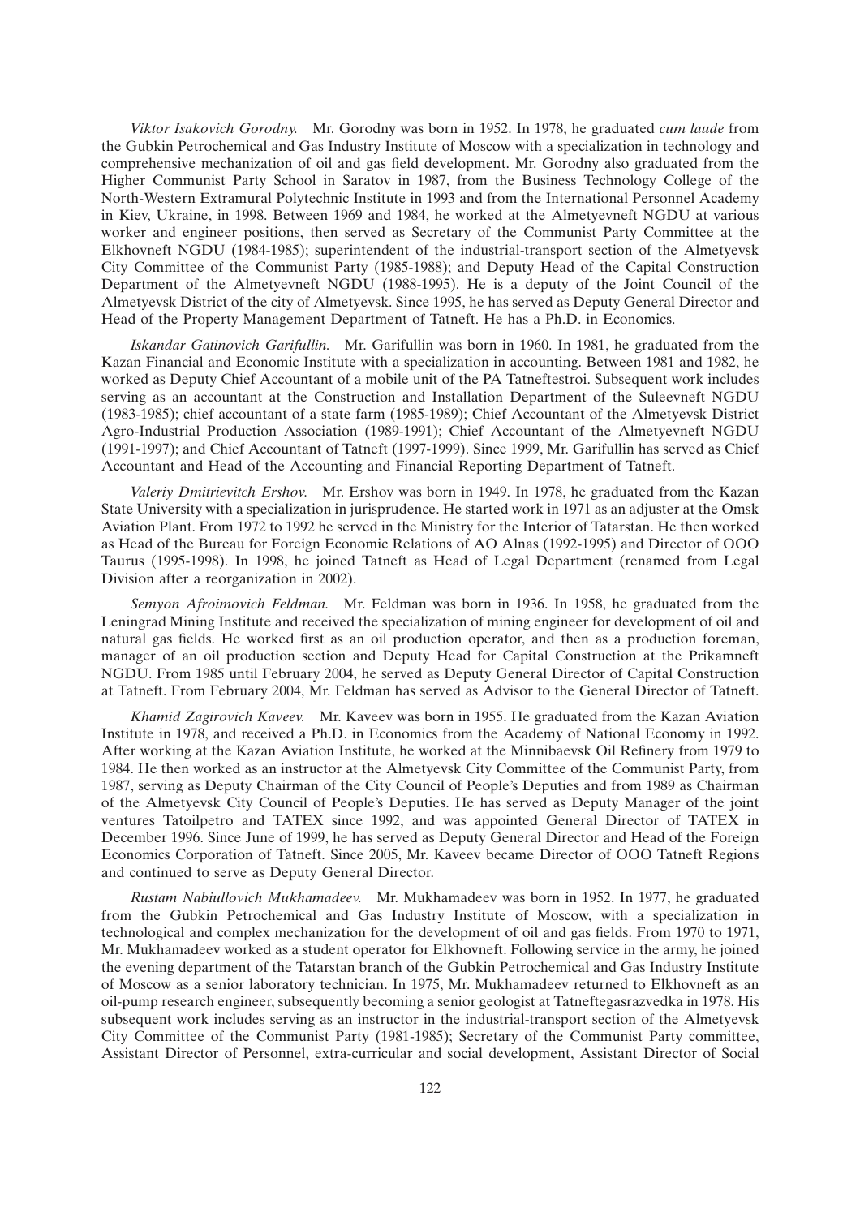*Viktor Isakovich Gorodny.* Mr. Gorodny was born in 1952. In 1978, he graduated *cum laude* from the Gubkin Petrochemical and Gas Industry Institute of Moscow with a specialization in technology and comprehensive mechanization of oil and gas field development. Mr. Gorodny also graduated from the Higher Communist Party School in Saratov in 1987, from the Business Technology College of the North-Western Extramural Polytechnic Institute in 1993 and from the International Personnel Academy in Kiev, Ukraine, in 1998. Between 1969 and 1984, he worked at the Almetyevneft NGDU at various worker and engineer positions, then served as Secretary of the Communist Party Committee at the Elkhovneft NGDU (1984-1985); superintendent of the industrial-transport section of the Almetyevsk City Committee of the Communist Party (1985-1988); and Deputy Head of the Capital Construction Department of the Almetyevneft NGDU (1988-1995). He is a deputy of the Joint Council of the Almetyevsk District of the city of Almetyevsk. Since 1995, he has served as Deputy General Director and Head of the Property Management Department of Tatneft. He has a Ph.D. in Economics.

*Iskandar Gatinovich Garifullin.* Mr. Garifullin was born in 1960. In 1981, he graduated from the Kazan Financial and Economic Institute with a specialization in accounting. Between 1981 and 1982, he worked as Deputy Chief Accountant of a mobile unit of the PA Tatneftestroi. Subsequent work includes serving as an accountant at the Construction and Installation Department of the Suleevneft NGDU (1983-1985); chief accountant of a state farm (1985-1989); Chief Accountant of the Almetyevsk District Agro-Industrial Production Association (1989-1991); Chief Accountant of the Almetyevneft NGDU (1991-1997); and Chief Accountant of Tatneft (1997-1999). Since 1999, Mr. Garifullin has served as Chief Accountant and Head of the Accounting and Financial Reporting Department of Tatneft.

*Valeriy Dmitrievitch Ershov.* Mr. Ershov was born in 1949. In 1978, he graduated from the Kazan State University with a specialization in jurisprudence. He started work in 1971 as an adjuster at the Omsk Aviation Plant. From 1972 to 1992 he served in the Ministry for the Interior of Tatarstan. He then worked as Head of the Bureau for Foreign Economic Relations of AO Alnas (1992-1995) and Director of OOO Taurus (1995-1998). In 1998, he joined Tatneft as Head of Legal Department (renamed from Legal Division after a reorganization in 2002).

*Semyon Afroimovich Feldman.* Mr. Feldman was born in 1936. In 1958, he graduated from the Leningrad Mining Institute and received the specialization of mining engineer for development of oil and natural gas fields. He worked first as an oil production operator, and then as a production foreman, manager of an oil production section and Deputy Head for Capital Construction at the Prikamneft NGDU. From 1985 until February 2004, he served as Deputy General Director of Capital Construction at Tatneft. From February 2004, Mr. Feldman has served as Advisor to the General Director of Tatneft.

*Khamid Zagirovich Kaveev.* Mr. Kaveev was born in 1955. He graduated from the Kazan Aviation Institute in 1978, and received a Ph.D. in Economics from the Academy of National Economy in 1992. After working at the Kazan Aviation Institute, he worked at the Minnibaevsk Oil Refinery from 1979 to 1984. He then worked as an instructor at the Almetyevsk City Committee of the Communist Party, from 1987, serving as Deputy Chairman of the City Council of People's Deputies and from 1989 as Chairman of the Almetyevsk City Council of People's Deputies. He has served as Deputy Manager of the joint ventures Tatoilpetro and TATEX since 1992, and was appointed General Director of TATEX in December 1996. Since June of 1999, he has served as Deputy General Director and Head of the Foreign Economics Corporation of Tatneft. Since 2005, Mr. Kaveev became Director of OOO Tatneft Regions and continued to serve as Deputy General Director.

*Rustam Nabiullovich Mukhamadeev.* Mr. Mukhamadeev was born in 1952. In 1977, he graduated from the Gubkin Petrochemical and Gas Industry Institute of Moscow, with a specialization in technological and complex mechanization for the development of oil and gas fields. From 1970 to 1971, Mr. Mukhamadeev worked as a student operator for Elkhovneft. Following service in the army, he joined the evening department of the Tatarstan branch of the Gubkin Petrochemical and Gas Industry Institute of Moscow as a senior laboratory technician. In 1975, Mr. Mukhamadeev returned to Elkhovneft as an oil-pump research engineer, subsequently becoming a senior geologist at Tatneftegasrazvedka in 1978. His subsequent work includes serving as an instructor in the industrial-transport section of the Almetyevsk City Committee of the Communist Party (1981-1985); Secretary of the Communist Party committee, Assistant Director of Personnel, extra-curricular and social development, Assistant Director of Social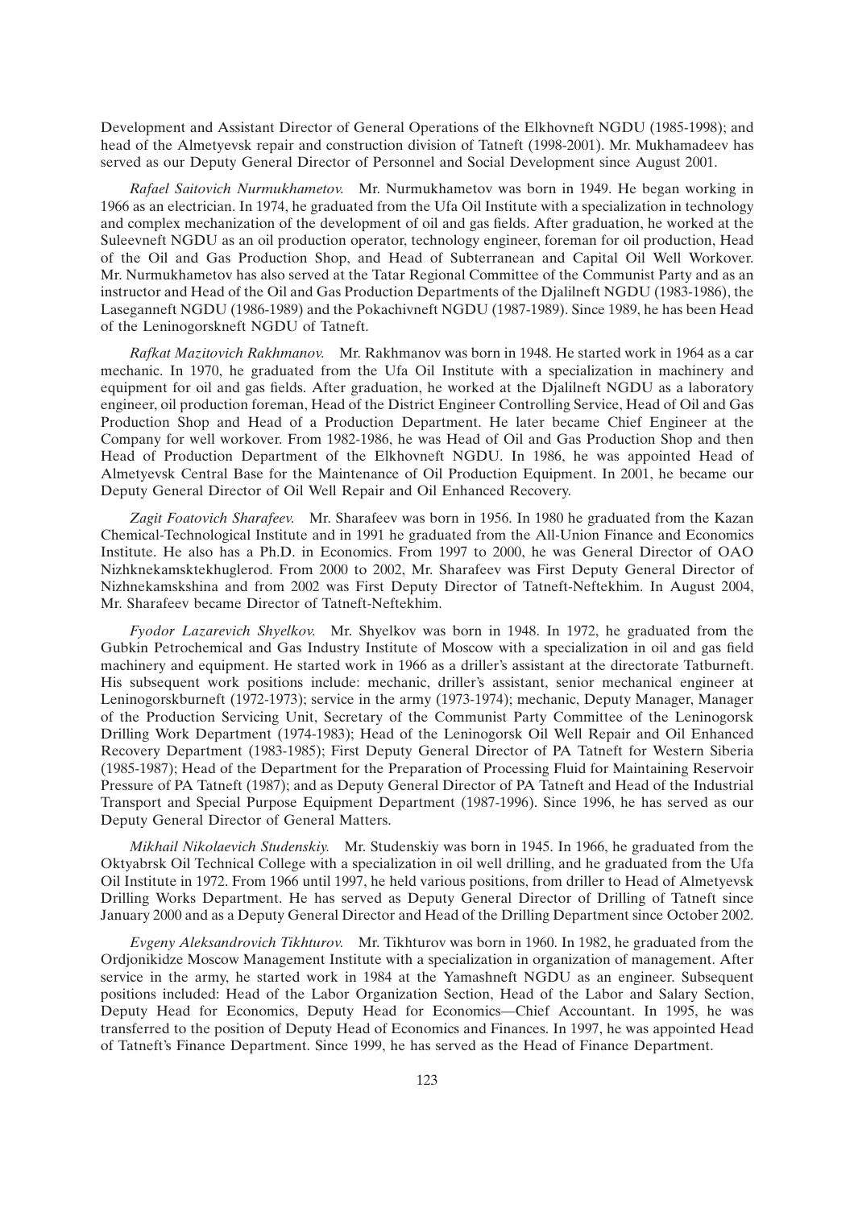Development and Assistant Director of General Operations of the Elkhovneft NGDU (1985-1998); and head of the Almetyevsk repair and construction division of Tatneft (1998-2001). Mr. Mukhamadeev has served as our Deputy General Director of Personnel and Social Development since August 2001.

*Rafael Saitovich Nurmukhametov.* Mr. Nurmukhametov was born in 1949. He began working in 1966 as an electrician. In 1974, he graduated from the Ufa Oil Institute with a specialization in technology and complex mechanization of the development of oil and gas fields. After graduation, he worked at the Suleevneft NGDU as an oil production operator, technology engineer, foreman for oil production, Head of the Oil and Gas Production Shop, and Head of Subterranean and Capital Oil Well Workover. Mr. Nurmukhametov has also served at the Tatar Regional Committee of the Communist Party and as an instructor and Head of the Oil and Gas Production Departments of the Djalilneft NGDU (1983-1986), the Laseganneft NGDU (1986-1989) and the Pokachivneft NGDU (1987-1989). Since 1989, he has been Head of the Leninogorskneft NGDU of Tatneft.

*Rafkat Mazitovich Rakhmanov.* Mr. Rakhmanov was born in 1948. He started work in 1964 as a car mechanic. In 1970, he graduated from the Ufa Oil Institute with a specialization in machinery and equipment for oil and gas fields. After graduation, he worked at the Djalilneft NGDU as a laboratory engineer, oil production foreman, Head of the District Engineer Controlling Service, Head of Oil and Gas Production Shop and Head of a Production Department. He later became Chief Engineer at the Company for well workover. From 1982-1986, he was Head of Oil and Gas Production Shop and then Head of Production Department of the Elkhovneft NGDU. In 1986, he was appointed Head of Almetyevsk Central Base for the Maintenance of Oil Production Equipment. In 2001, he became our Deputy General Director of Oil Well Repair and Oil Enhanced Recovery.

*Zagit Foatovich Sharafeev.* Mr. Sharafeev was born in 1956. In 1980 he graduated from the Kazan Chemical-Technological Institute and in 1991 he graduated from the All-Union Finance and Economics Institute. He also has a Ph.D. in Economics. From 1997 to 2000, he was General Director of OAO Nizhknekamsktekhuglerod. From 2000 to 2002, Mr. Sharafeev was First Deputy General Director of Nizhnekamskshina and from 2002 was First Deputy Director of Tatneft-Neftekhim. In August 2004, Mr. Sharafeev became Director of Tatneft-Neftekhim.

*Fyodor Lazarevich Shyelkov.* Mr. Shyelkov was born in 1948. In 1972, he graduated from the Gubkin Petrochemical and Gas Industry Institute of Moscow with a specialization in oil and gas field machinery and equipment. He started work in 1966 as a driller's assistant at the directorate Tatburneft. His subsequent work positions include: mechanic, driller's assistant, senior mechanical engineer at Leninogorskburneft (1972-1973); service in the army (1973-1974); mechanic, Deputy Manager, Manager of the Production Servicing Unit, Secretary of the Communist Party Committee of the Leninogorsk Drilling Work Department (1974-1983); Head of the Leninogorsk Oil Well Repair and Oil Enhanced Recovery Department (1983-1985); First Deputy General Director of PA Tatneft for Western Siberia (1985-1987); Head of the Department for the Preparation of Processing Fluid for Maintaining Reservoir Pressure of PA Tatneft (1987); and as Deputy General Director of PA Tatneft and Head of the Industrial Transport and Special Purpose Equipment Department (1987-1996). Since 1996, he has served as our Deputy General Director of General Matters.

*Mikhail Nikolaevich Studenskiy.* Mr. Studenskiy was born in 1945. In 1966, he graduated from the Oktyabrsk Oil Technical College with a specialization in oil well drilling, and he graduated from the Ufa Oil Institute in 1972. From 1966 until 1997, he held various positions, from driller to Head of Almetyevsk Drilling Works Department. He has served as Deputy General Director of Drilling of Tatneft since January 2000 and as a Deputy General Director and Head of the Drilling Department since October 2002.

*Evgeny Aleksandrovich Tikhturov.* Mr. Tikhturov was born in 1960. In 1982, he graduated from the Ordjonikidze Moscow Management Institute with a specialization in organization of management. After service in the army, he started work in 1984 at the Yamashneft NGDU as an engineer. Subsequent positions included: Head of the Labor Organization Section, Head of the Labor and Salary Section, Deputy Head for Economics, Deputy Head for Economics—Chief Accountant. In 1995, he was transferred to the position of Deputy Head of Economics and Finances. In 1997, he was appointed Head of Tatneft's Finance Department. Since 1999, he has served as the Head of Finance Department.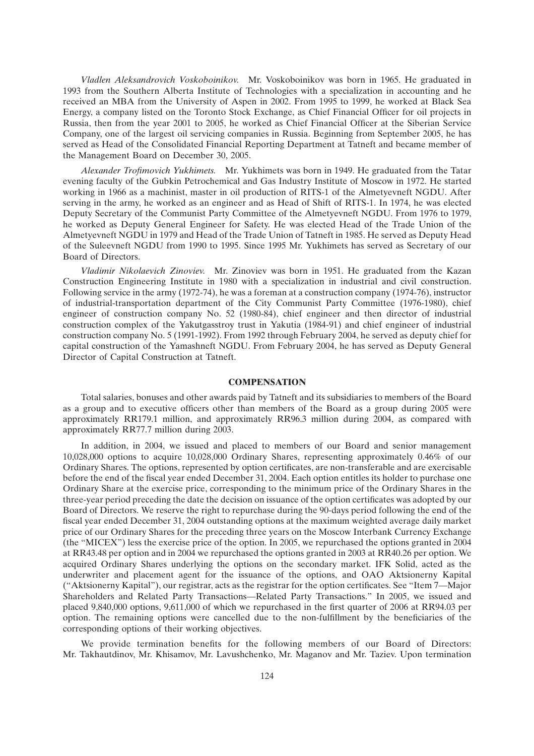*Vladlen Aleksandrovich Voskoboinikov.* Mr. Voskoboinikov was born in 1965. He graduated in 1993 from the Southern Alberta Institute of Technologies with a specialization in accounting and he received an MBA from the University of Aspen in 2002. From 1995 to 1999, he worked at Black Sea Energy, a company listed on the Toronto Stock Exchange, as Chief Financial Officer for oil projects in Russia, then from the year 2001 to 2005, he worked as Chief Financial Officer at the Siberian Service Company, one of the largest oil servicing companies in Russia. Beginning from September 2005, he has served as Head of the Consolidated Financial Reporting Department at Tatneft and became member of the Management Board on December 30, 2005.

*Alexander Trofimovich Yukhimets.* Mr. Yukhimets was born in 1949. He graduated from the Tatar evening faculty of the Gubkin Petrochemical and Gas Industry Institute of Moscow in 1972. He started working in 1966 as a machinist, master in oil production of RITS-1 of the Almetyevneft NGDU. After serving in the army, he worked as an engineer and as Head of Shift of RITS-1. In 1974, he was elected Deputy Secretary of the Communist Party Committee of the Almetyevneft NGDU. From 1976 to 1979, he worked as Deputy General Engineer for Safety. He was elected Head of the Trade Union of the Almetyevneft NGDU in 1979 and Head of the Trade Union of Tatneft in 1985. He served as Deputy Head of the Suleevneft NGDU from 1990 to 1995. Since 1995 Mr. Yukhimets has served as Secretary of our Board of Directors.

*Vladimir Nikolaevich Zinoviev.* Mr. Zinoviev was born in 1951. He graduated from the Kazan Construction Engineering Institute in 1980 with a specialization in industrial and civil construction. Following service in the army (1972-74), he was a foreman at a construction company (1974-76), instructor of industrial-transportation department of the City Communist Party Committee (1976-1980), chief engineer of construction company No. 52 (1980-84), chief engineer and then director of industrial construction complex of the Yakutgasstroy trust in Yakutia (1984-91) and chief engineer of industrial construction company No. 5 (1991-1992). From 1992 through February 2004, he served as deputy chief for capital construction of the Yamashneft NGDU. From February 2004, he has served as Deputy General Director of Capital Construction at Tatneft.

## COMPENSATION

Total salaries, bonuses and other awards paid by Tatneft and its subsidiaries to members of the Board as a group and to executive officers other than members of the Board as a group during 2005 were approximately RR179.1 million, and approximately RR96.3 million during 2004, as compared with approximately RR77.7 million during 2003.

In addition, in 2004, we issued and placed to members of our Board and senior management 10,028,000 options to acquire 10,028,000 Ordinary Shares, representing approximately 0.46% of our Ordinary Shares. The options, represented by option certificates, are non-transferable and are exercisable before the end of the fiscal year ended December 31, 2004. Each option entitles its holder to purchase one Ordinary Share at the exercise price, corresponding to the minimum price of the Ordinary Shares in the three-year period preceding the date the decision on issuance of the option certificates was adopted by our Board of Directors. We reserve the right to repurchase during the 90-days period following the end of the fiscal year ended December 31, 2004 outstanding options at the maximum weighted average daily market price of our Ordinary Shares for the preceding three years on the Moscow Interbank Currency Exchange (the "MICEX") less the exercise price of the option. In 2005, we repurchased the options granted in 2004 at RR43.48 per option and in 2004 we repurchased the options granted in 2003 at RR40.26 per option. We acquired Ordinary Shares underlying the options on the secondary market. IFK Solid, acted as the underwriter and placement agent for the issuance of the options, and OAO Aktsionerny Kapital ("Aktsionerny Kapital"), our registrar, acts as the registrar for the option certificates. See "Item 7—Major Shareholders and Related Party Transactions—Related Party Transactions." In 2005, we issued and placed 9,840,000 options, 9,611,000 of which we repurchased in the first quarter of 2006 at RR94.03 per option. The remaining options were cancelled due to the non-fulfillment by the beneficiaries of the corresponding options of their working objectives.

We provide termination benefits for the following members of our Board of Directors: Mr. Takhautdinov, Mr. Khisamov, Mr. Lavushchenko, Mr. Maganov and Mr. Taziev. Upon termination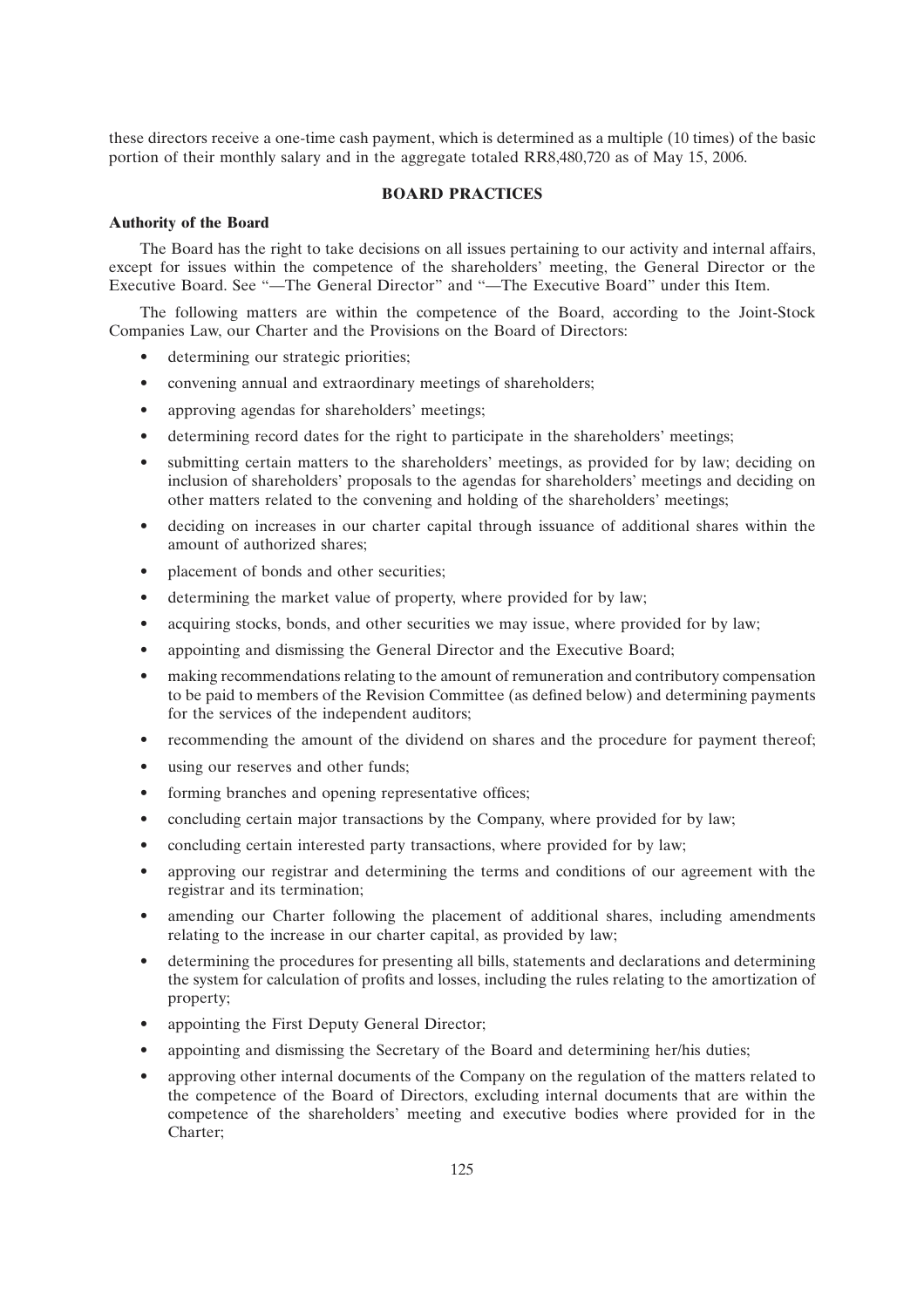these directors receive a one-time cash payment, which is determined as a multiple (10 times) of the basic portion of their monthly salary and in the aggregate totaled RR8,480,720 as of May 15, 2006.

## BOARD PRACTICES

### Authority of the Board

The Board has the right to take decisions on all issues pertaining to our activity and internal affairs, except for issues within the competence of the shareholders' meeting, the General Director or the Executive Board. See "—The General Director" and "—The Executive Board" under this Item.

The following matters are within the competence of the Board, according to the Joint-Stock Companies Law, our Charter and the Provisions on the Board of Directors:

- determining our strategic priorities;
- convening annual and extraordinary meetings of shareholders;
- approving agendas for shareholders' meetings;
- determining record dates for the right to participate in the shareholders' meetings;
- submitting certain matters to the shareholders' meetings, as provided for by law; deciding on inclusion of shareholders' proposals to the agendas for shareholders' meetings and deciding on other matters related to the convening and holding of the shareholders' meetings;
- deciding on increases in our charter capital through issuance of additional shares within the amount of authorized shares;
- placement of bonds and other securities;
- determining the market value of property, where provided for by law;
- acquiring stocks, bonds, and other securities we may issue, where provided for by law;
- appointing and dismissing the General Director and the Executive Board;
- making recommendations relating to the amount of remuneration and contributory compensation to be paid to members of the Revision Committee (as defined below) and determining payments for the services of the independent auditors;
- recommending the amount of the dividend on shares and the procedure for payment thereof;
- using our reserves and other funds;
- forming branches and opening representative offices;
- concluding certain major transactions by the Company, where provided for by law;
- concluding certain interested party transactions, where provided for by law;
- approving our registrar and determining the terms and conditions of our agreement with the registrar and its termination;
- amending our Charter following the placement of additional shares, including amendments relating to the increase in our charter capital, as provided by law;
- determining the procedures for presenting all bills, statements and declarations and determining the system for calculation of profits and losses, including the rules relating to the amortization of property;
- appointing the First Deputy General Director;
- appointing and dismissing the Secretary of the Board and determining her/his duties;
- approving other internal documents of the Company on the regulation of the matters related to the competence of the Board of Directors, excluding internal documents that are within the competence of the shareholders' meeting and executive bodies where provided for in the Charter;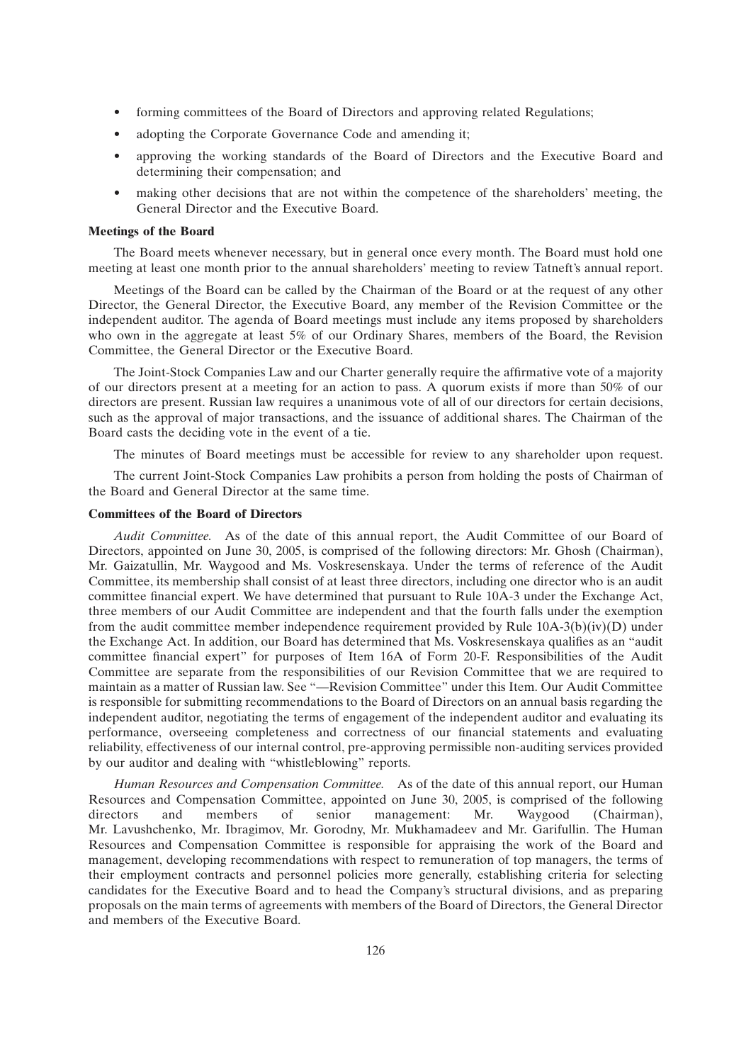- forming committees of the Board of Directors and approving related Regulations;
- adopting the Corporate Governance Code and amending it;
- approving the working standards of the Board of Directors and the Executive Board and determining their compensation; and
- making other decisions that are not within the competence of the shareholders' meeting, the General Director and the Executive Board.

**Meetings of the Board**

The Board meets whenever necessary, but in general once every month. The Board must hold one meeting at least one month prior to the annual shareholders' meeting to review Tatneft's annual report.

Meetings of the Board can be called by the Chairman of the Board or at the request of any other Director, the General Director, the Executive Board, any member of the Revision Committee or the independent auditor. The agenda of Board meetings must include any items proposed by shareholders who own in the aggregate at least 5% of our Ordinary Shares, members of the Board, the Revision Committee, the General Director or the Executive Board.

The Joint-Stock Companies Law and our Charter generally require the affirmative vote of a majority of our directors present at a meeting for an action to pass. A quorum exists if more than 50% of our directors are present. Russian law requires a unanimous vote of all of our directors for certain decisions, such as the approval of major transactions, and the issuance of additional shares. The Chairman of the Board casts the deciding vote in the event of a tie.

The minutes of Board meetings must be accessible for review to any shareholder upon request.

The current Joint-Stock Companies Law prohibits a person from holding the posts of Chairman of the Board and General Director at the same time.

**Committees of the Board of Directors**

*Audit Committee.* As of the date of this annual report, the Audit Committee of our Board of Directors, appointed on June 30, 2005, is comprised of the following directors: Mr. Ghosh (Chairman), Mr. Gaizatullin, Mr. Waygood and Ms. Voskresenskaya. Under the terms of reference of the Audit Committee, its membership shall consist of at least three directors, including one director who is an audit committee financial expert. We have determined that pursuant to Rule 10A-3 under the Exchange Act, three members of our Audit Committee are independent and that the fourth falls under the exemption from the audit committee member independence requirement provided by Rule 10A-3(b)(iv)(D) under the Exchange Act. In addition, our Board has determined that Ms. Voskresenskaya qualifies as an "audit committee financial expert" for purposes of Item 16A of Form 20-F. Responsibilities of the Audit Committee are separate from the responsibilities of our Revision Committee that we are required to maintain as a matter of Russian law. See "—Revision Committee" under this Item. Our Audit Committee is responsible for submitting recommendations to the Board of Directors on an annual basis regarding the independent auditor, negotiating the terms of engagement of the independent auditor and evaluating its performance, overseeing completeness and correctness of our financial statements and evaluating reliability, effectiveness of our internal control, pre-approving permissible non-auditing services provided by our auditor and dealing with "whistleblowing" reports.

*Human Resources and Compensation Committee.* As of the date of this annual report, our Human Resources and Compensation Committee, appointed on June 30, 2005, is comprised of the following directors and members of senior management: Mr. Waygood (Chairman), Mr. Lavushchenko, Mr. Ibragimov, Mr. Gorodny, Mr. Mukhamadeev and Mr. Garifullin. The Human Resources and Compensation Committee is responsible for appraising the work of the Board and management, developing recommendations with respect to remuneration of top managers, the terms of their employment contracts and personnel policies more generally, establishing criteria for selecting candidates for the Executive Board and to head the Company's structural divisions, and as preparing proposals on the main terms of agreements with members of the Board of Directors, the General Director and members of the Executive Board.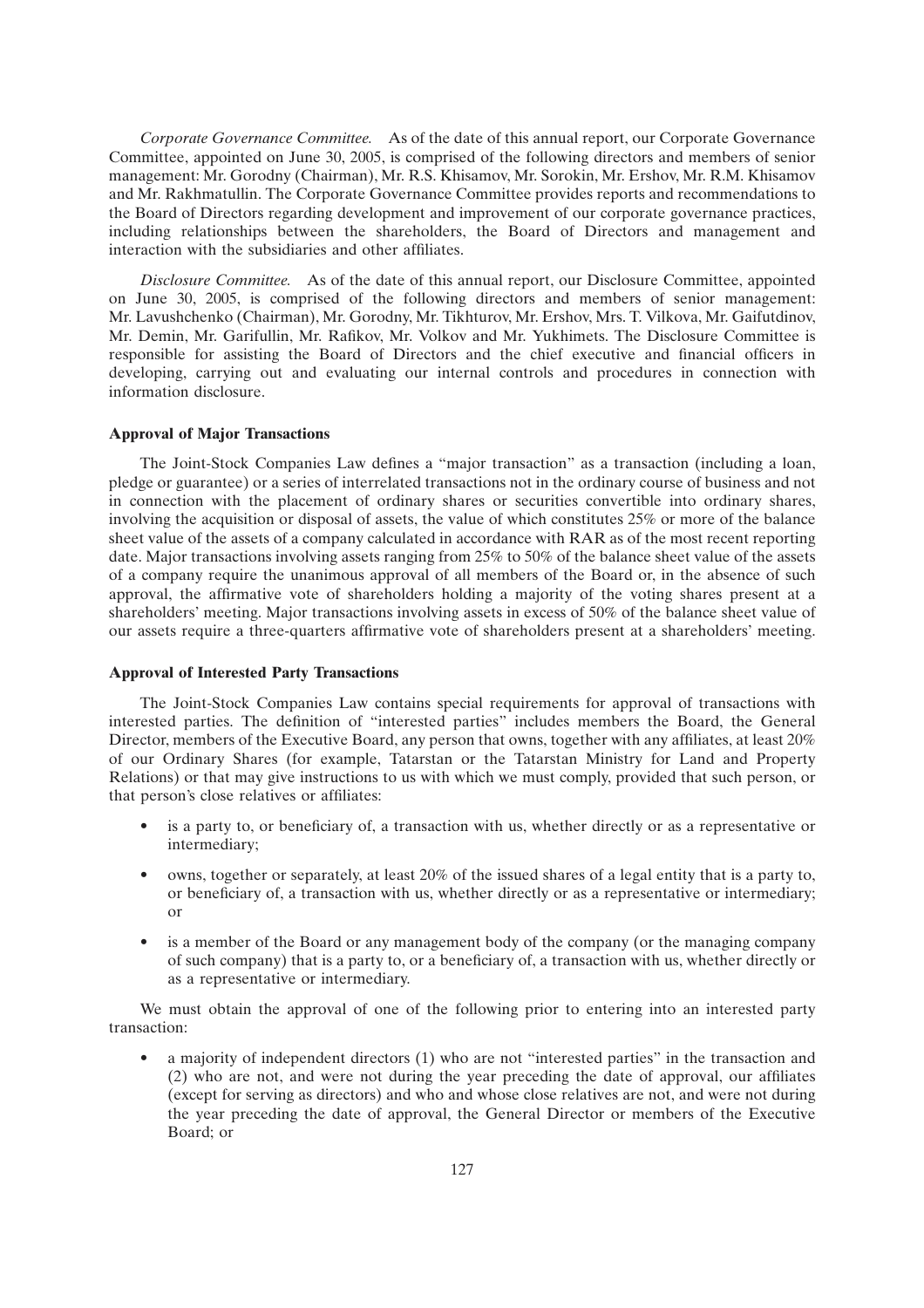*Corporate Governance Committee.* As of the date of this annual report, our Corporate Governance Committee, appointed on June 30, 2005, is comprised of the following directors and members of senior management: Mr. Gorodny (Chairman), Mr. R.S. Khisamov, Mr. Sorokin, Mr. Ershov, Mr. R.M. Khisamov and Mr. Rakhmatullin. The Corporate Governance Committee provides reports and recommendations to the Board of Directors regarding development and improvement of our corporate governance practices, including relationships between the shareholders, the Board of Directors and management and interaction with the subsidiaries and other affiliates.

*Disclosure Committee.* As of the date of this annual report, our Disclosure Committee, appointed on June 30, 2005, is comprised of the following directors and members of senior management: Mr. Lavushchenko (Chairman), Mr. Gorodny, Mr. Tikhturov, Mr. Ershov, Mrs. T. Vilkova, Mr. Gaifutdinov, Mr. Demin, Mr. Garifullin, Mr. Rafikov, Mr. Volkov and Mr. Yukhimets. The Disclosure Committee is responsible for assisting the Board of Directors and the chief executive and financial officers in developing, carrying out and evaluating our internal controls and procedures in connection with information disclosure.

**Approval of Major Transactions**

The Joint-Stock Companies Law defines a "major transaction" as a transaction (including a loan, pledge or guarantee) or a series of interrelated transactions not in the ordinary course of business and not in connection with the placement of ordinary shares or securities convertible into ordinary shares, involving the acquisition or disposal of assets, the value of which constitutes 25% or more of the balance sheet value of the assets of a company calculated in accordance with RAR as of the most recent reporting date. Major transactions involving assets ranging from 25% to 50% of the balance sheet value of the assets of a company require the unanimous approval of all members of the Board or, in the absence of such approval, the affirmative vote of shareholders holding a majority of the voting shares present at a shareholders' meeting. Major transactions involving assets in excess of 50% of the balance sheet value of our assets require a three-quarters affirmative vote of shareholders present at a shareholders' meeting.

**Approval of Interested Party Transactions**

The Joint-Stock Companies Law contains special requirements for approval of transactions with interested parties. The definition of "interested parties" includes members the Board, the General Director, members of the Executive Board, any person that owns, together with any affiliates, at least 20% of our Ordinary Shares (for example, Tatarstan or the Tatarstan Ministry for Land and Property Relations) or that may give instructions to us with which we must comply, provided that such person, or that person's close relatives or affiliates:

- is a party to, or beneficiary of, a transaction with us, whether directly or as a representative or intermediary;
- owns, together or separately, at least 20% of the issued shares of a legal entity that is a party to, or beneficiary of, a transaction with us, whether directly or as a representative or intermediary; or
- is a member of the Board or any management body of the company (or the managing company of such company) that is a party to, or a beneficiary of, a transaction with us, whether directly or as a representative or intermediary.

We must obtain the approval of one of the following prior to entering into an interested party transaction:

- a majority of independent directors (1) who are not "interested parties" in the transaction and (2) who are not, and were not during the year preceding the date of approval, our affiliates (except for serving as directors) and who and whose close relatives are not, and were not during the year preceding the date of approval, the General Director or members of the Executive Board; or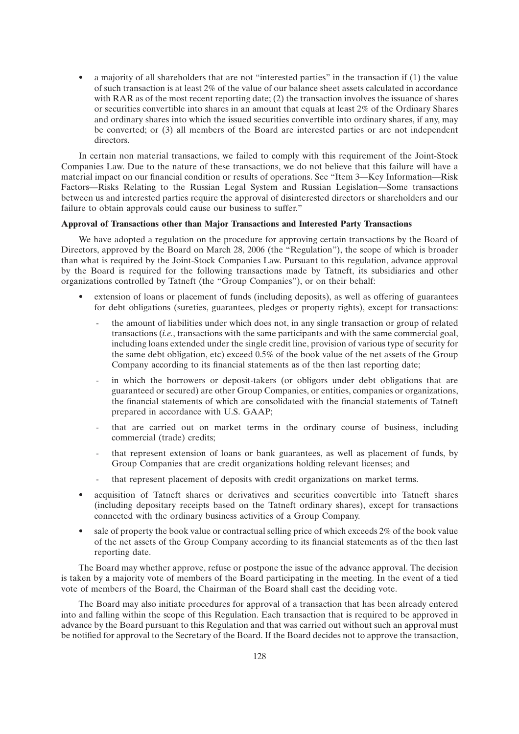- a majority of all shareholders that are not "interested parties" in the transaction if (1) the value of such transaction is at least 2% of the value of our balance sheet assets calculated in accordance with RAR as of the most recent reporting date; (2) the transaction involves the issuance of shares or securities convertible into shares in an amount that equals at least 2% of the Ordinary Shares and ordinary shares into which the issued securities convertible into ordinary shares, if any, may be converted; or (3) all members of the Board are interested parties or are not independent directors.

In certain non material transactions, we failed to comply with this requirement of the Joint-Stock Companies Law. Due to the nature of these transactions, we do not believe that this failure will have a material impact on our financial condition or results of operations. See "Item 3—Key Information—Risk Factors—Risks Relating to the Russian Legal System and Russian Legislation—Some transactions between us and interested parties require the approval of disinterested directors or shareholders and our failure to obtain approvals could cause our business to suffer."

**Approval of Transactions other than Major Transactions and Interested Party Transactions**

We have adopted a regulation on the procedure for approving certain transactions by the Board of Directors, approved by the Board on March 28, 2006 (the "Regulation"), the scope of which is broader than what is required by the Joint-Stock Companies Law. Pursuant to this regulation, advance approval by the Board is required for the following transactions made by Tatneft, its subsidiaries and other organizations controlled by Tatneft (the "Group Companies"), or on their behalf:

- extension of loans or placement of funds (including deposits), as well as offering of guarantees for debt obligations (sureties, guarantees, pledges or property rights), except for transactions:
  - the amount of liabilities under which does not, in any single transaction or group of related transactions (*i.e.*, transactions with the same participants and with the same commercial goal, including loans extended under the single credit line, provision of various type of security for the same debt obligation, etc) exceed 0.5% of the book value of the net assets of the Group Company according to its financial statements as of the then last reporting date;
  - in which the borrowers or deposit-takers (or obligors under debt obligations that are guaranteed or secured) are other Group Companies, or entities, companies or organizations, the financial statements of which are consolidated with the financial statements of Tatneft prepared in accordance with U.S. GAAP;
  - that are carried out on market terms in the ordinary course of business, including commercial (trade) credits;
  - that represent extension of loans or bank guarantees, as well as placement of funds, by Group Companies that are credit organizations holding relevant licenses; and
  - that represent placement of deposits with credit organizations on market terms.
- acquisition of Tatneft shares or derivatives and securities convertible into Tatneft shares (including depositary receipts based on the Tatneft ordinary shares), except for transactions connected with the ordinary business activities of a Group Company.
- sale of property the book value or contractual selling price of which exceeds 2% of the book value of the net assets of the Group Company according to its financial statements as of the then last reporting date.

The Board may whether approve, refuse or postpone the issue of the advance approval. The decision is taken by a majority vote of members of the Board participating in the meeting. In the event of a tied vote of members of the Board, the Chairman of the Board shall cast the deciding vote.

The Board may also initiate procedures for approval of a transaction that has been already entered into and falling within the scope of this Regulation. Each transaction that is required to be approved in advance by the Board pursuant to this Regulation and that was carried out without such an approval must be notified for approval to the Secretary of the Board. If the Board decides not to approve the transaction,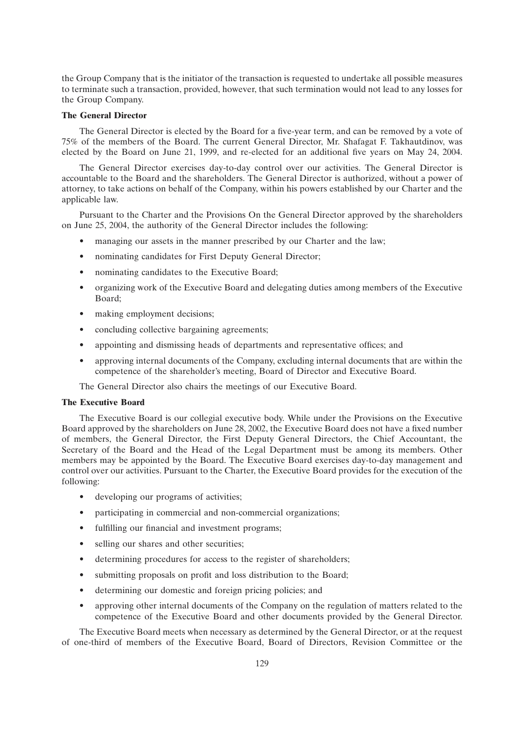the Group Company that is the initiator of the transaction is requested to undertake all possible measures to terminate such a transaction, provided, however, that such termination would not lead to any losses for the Group Company.

**The General Director**

The General Director is elected by the Board for a five-year term, and can be removed by a vote of 75% of the members of the Board. The current General Director, Mr. Shafagat F. Takhautdinov, was elected by the Board on June 21, 1999, and re-elected for an additional five years on May 24, 2004.

The General Director exercises day-to-day control over our activities. The General Director is accountable to the Board and the shareholders. The General Director is authorized, without a power of attorney, to take actions on behalf of the Company, within his powers established by our Charter and the applicable law.

Pursuant to the Charter and the Provisions On the General Director approved by the shareholders on June 25, 2004, the authority of the General Director includes the following:

- managing our assets in the manner prescribed by our Charter and the law;
- nominating candidates for First Deputy General Director;
- nominating candidates to the Executive Board;
- organizing work of the Executive Board and delegating duties among members of the Executive Board;
- making employment decisions;
- concluding collective bargaining agreements;
- appointing and dismissing heads of departments and representative offices; and
- approving internal documents of the Company, excluding internal documents that are within the competence of the shareholder's meeting, Board of Director and Executive Board.

The General Director also chairs the meetings of our Executive Board.

**The Executive Board**

The Executive Board is our collegial executive body. While under the Provisions on the Executive Board approved by the shareholders on June 28, 2002, the Executive Board does not have a fixed number of members, the General Director, the First Deputy General Directors, the Chief Accountant, the Secretary of the Board and the Head of the Legal Department must be among its members. Other members may be appointed by the Board. The Executive Board exercises day-to-day management and control over our activities. Pursuant to the Charter, the Executive Board provides for the execution of the following:

- developing our programs of activities;
- participating in commercial and non-commercial organizations;
- fulfilling our financial and investment programs;
- selling our shares and other securities;
- determining procedures for access to the register of shareholders;
- submitting proposals on profit and loss distribution to the Board;
- determining our domestic and foreign pricing policies; and
- approving other internal documents of the Company on the regulation of matters related to the competence of the Executive Board and other documents provided by the General Director.

The Executive Board meets when necessary as determined by the General Director, or at the request of one-third of members of the Executive Board, Board of Directors, Revision Committee or the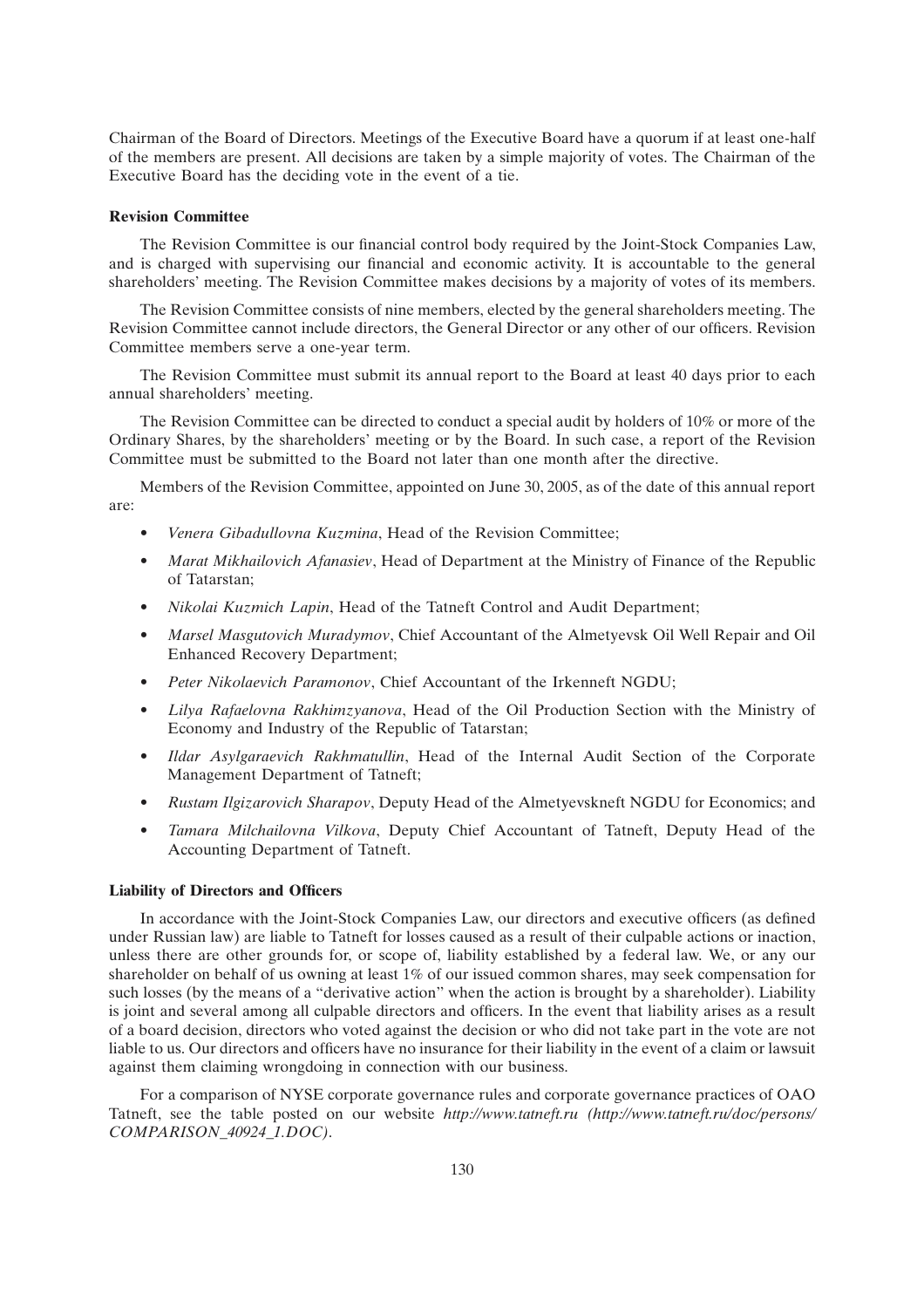Chairman of the Board of Directors. Meetings of the Executive Board have a quorum if at least one-half of the members are present. All decisions are taken by a simple majority of votes. The Chairman of the Executive Board has the deciding vote in the event of a tie.

### Revision Committee

The Revision Committee is our financial control body required by the Joint-Stock Companies Law, and is charged with supervising our financial and economic activity. It is accountable to the general shareholders' meeting. The Revision Committee makes decisions by a majority of votes of its members.

The Revision Committee consists of nine members, elected by the general shareholders meeting. The Revision Committee cannot include directors, the General Director or any other of our officers. Revision Committee members serve a one-year term.

The Revision Committee must submit its annual report to the Board at least 40 days prior to each annual shareholders' meeting.

The Revision Committee can be directed to conduct a special audit by holders of 10% or more of the Ordinary Shares, by the shareholders' meeting or by the Board. In such case, a report of the Revision Committee must be submitted to the Board not later than one month after the directive.

Members of the Revision Committee, appointed on June 30, 2005, as of the date of this annual report are:

- *Venera Gibadullovna Kuzmina*, Head of the Revision Committee;
- *Marat Mikhailovich Afanasiev*, Head of Department at the Ministry of Finance of the Republic of Tatarstan;
- *Nikolai Kuzmich Lapin*, Head of the Tatneft Control and Audit Department;
- *Marsel Masgutovich Muradymov*, Chief Accountant of the Almetyevsk Oil Well Repair and Oil Enhanced Recovery Department;
- *Peter Nikolaevich Paramonov*, Chief Accountant of the Irkenneft NGDU;
- *Lilya Rafaelovna Rakhimzyanova*, Head of the Oil Production Section with the Ministry of Economy and Industry of the Republic of Tatarstan;
- *Ildar Asylgaraevich Rakhmatullin*, Head of the Internal Audit Section of the Corporate Management Department of Tatneft;
- *Rustam Ilgizarovich Sharapov*, Deputy Head of the Almetyevskneft NGDU for Economics; and
- *Tamara Milchailovna Vilkova*, Deputy Chief Accountant of Tatneft, Deputy Head of the Accounting Department of Tatneft.

### Liability of Directors and Officers

In accordance with the Joint-Stock Companies Law, our directors and executive officers (as defined under Russian law) are liable to Tatneft for losses caused as a result of their culpable actions or inaction, unless there are other grounds for, or scope of, liability established by a federal law. We, or any our shareholder on behalf of us owning at least 1% of our issued common shares, may seek compensation for such losses (by the means of a "derivative action" when the action is brought by a shareholder). Liability is joint and several among all culpable directors and officers. In the event that liability arises as a result of a board decision, directors who voted against the decision or who did not take part in the vote are not liable to us. Our directors and officers have no insurance for their liability in the event of a claim or lawsuit against them claiming wrongdoing in connection with our business.

For a comparison of NYSE corporate governance rules and corporate governance practices of OAO Tatneft, see the table posted on our website *http://www.tatneft.ru (http://www.tatneft.ru/doc/persons/COMPARISON_40924_1.DOC)*.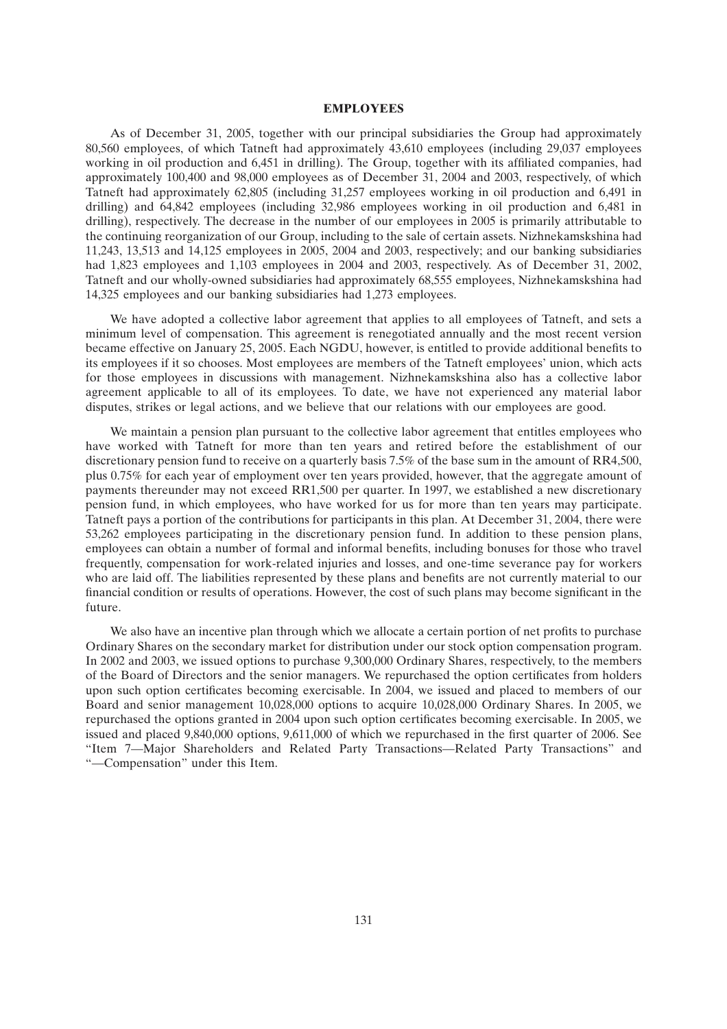## EMPLOYEES

As of December 31, 2005, together with our principal subsidiaries the Group had approximately 80,560 employees, of which Tatneft had approximately 43,610 employees (including 29,037 employees working in oil production and 6,451 in drilling). The Group, together with its affiliated companies, had approximately 100,400 and 98,000 employees as of December 31, 2004 and 2003, respectively, of which Tatneft had approximately 62,805 (including 31,257 employees working in oil production and 6,491 in drilling) and 64,842 employees (including 32,986 employees working in oil production and 6,481 in drilling), respectively. The decrease in the number of our employees in 2005 is primarily attributable to the continuing reorganization of our Group, including to the sale of certain assets. Nizhnekamskshina had 11,243, 13,513 and 14,125 employees in 2005, 2004 and 2003, respectively; and our banking subsidiaries had 1,823 employees and 1,103 employees in 2004 and 2003, respectively. As of December 31, 2002, Tatneft and our wholly-owned subsidiaries had approximately 68,555 employees, Nizhnekamskshina had 14,325 employees and our banking subsidiaries had 1,273 employees.

We have adopted a collective labor agreement that applies to all employees of Tatneft, and sets a minimum level of compensation. This agreement is renegotiated annually and the most recent version became effective on January 25, 2005. Each NGDU, however, is entitled to provide additional benefits to its employees if it so chooses. Most employees are members of the Tatneft employees' union, which acts for those employees in discussions with management. Nizhnekamskshina also has a collective labor agreement applicable to all of its employees. To date, we have not experienced any material labor disputes, strikes or legal actions, and we believe that our relations with our employees are good.

We maintain a pension plan pursuant to the collective labor agreement that entitles employees who have worked with Tatneft for more than ten years and retired before the establishment of our discretionary pension fund to receive on a quarterly basis 7.5% of the base sum in the amount of RR4,500, plus 0.75% for each year of employment over ten years provided, however, that the aggregate amount of payments thereunder may not exceed RR1,500 per quarter. In 1997, we established a new discretionary pension fund, in which employees, who have worked for us for more than ten years may participate. Tatneft pays a portion of the contributions for participants in this plan. At December 31, 2004, there were 53,262 employees participating in the discretionary pension fund. In addition to these pension plans, employees can obtain a number of formal and informal benefits, including bonuses for those who travel frequently, compensation for work-related injuries and losses, and one-time severance pay for workers who are laid off. The liabilities represented by these plans and benefits are not currently material to our financial condition or results of operations. However, the cost of such plans may become significant in the future.

We also have an incentive plan through which we allocate a certain portion of net profits to purchase Ordinary Shares on the secondary market for distribution under our stock option compensation program. In 2002 and 2003, we issued options to purchase 9,300,000 Ordinary Shares, respectively, to the members of the Board of Directors and the senior managers. We repurchased the option certificates from holders upon such option certificates becoming exercisable. In 2004, we issued and placed to members of our Board and senior management 10,028,000 options to acquire 10,028,000 Ordinary Shares. In 2005, we repurchased the options granted in 2004 upon such option certificates becoming exercisable. In 2005, we issued and placed 9,840,000 options, 9,611,000 of which we repurchased in the first quarter of 2006. See "Item 7—Major Shareholders and Related Party Transactions—Related Party Transactions" and "—Compensation" under this Item.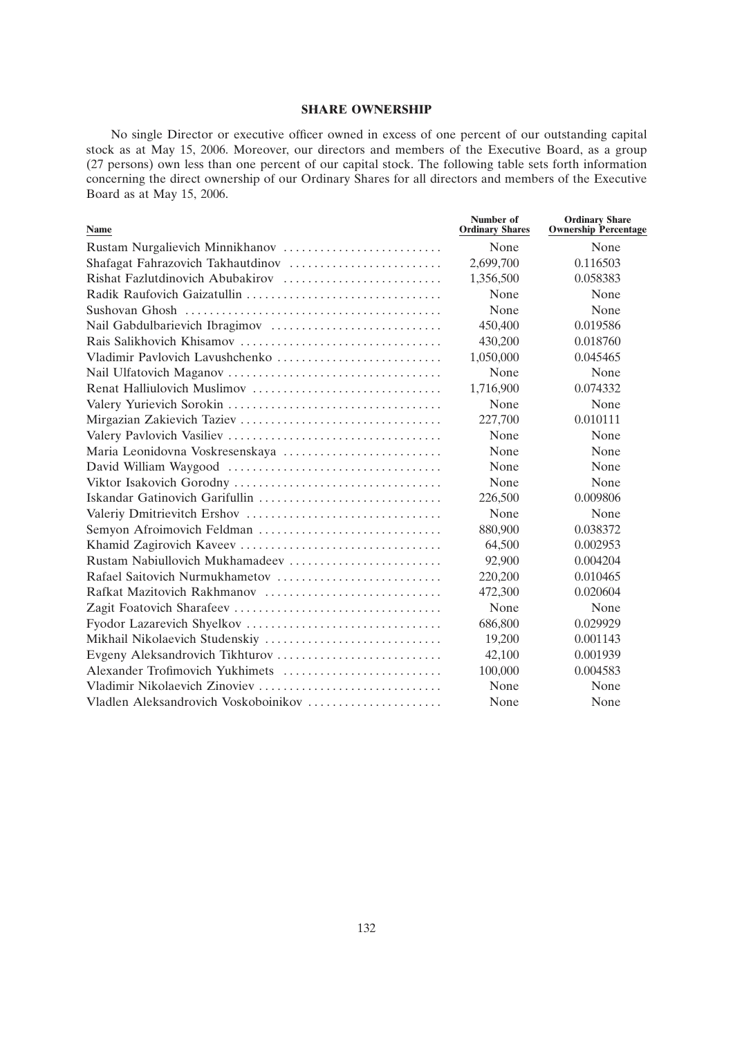## SHARE OWNERSHIP

No single Director or executive officer owned in excess of one percent of our outstanding capital stock as at May 15, 2006. Moreover, our directors and members of the Executive Board, as a group (27 persons) own less than one percent of our capital stock. The following table sets forth information concerning the direct ownership of our Ordinary Shares for all directors and members of the Executive Board as at May 15, 2006.

| Name | Number of Ordinary Shares | Ordinary Share Ownership Percentage |
|---|---|---|
| Rustam Nurgalievich Minnikhanov | None | None |
| Shafagat Fahrazovich Takhautdinov | 2,699,700 | 0.116503 |
| Rishat Fazlutdinovich Abubakirov | 1,356,500 | 0.058383 |
| Radik Raufovich Gaizatullin | None | None |
| Sushovan Ghosh | None | None |
| Nail Gabdulbarievich Ibragimov | 450,400 | 0.019586 |
| Rais Salikhovich Khisamov | 430,200 | 0.018760 |
| Vladimir Pavlovich Lavushchenko | 1,050,000 | 0.045465 |
| Nail Ulfatovich Maganov | None | None |
| Renat Halliulovich Muslimov | 1,716,900 | 0.074332 |
| Valery Yurievich Sorokin | None | None |
| Mirgazian Zakievich Taziev | 227,700 | 0.010111 |
| Valery Pavlovich Vasiliev | None | None |
| Maria Leonidovna Voskresenskaya | None | None |
| David William Waygood | None | None |
| Viktor Isakovich Gorodny | None | None |
| Iskandar Gatinovich Garifullin | 226,500 | 0.009806 |
| Valeriy Dmitrievitch Ershov | None | None |
| Semyon Afroimovich Feldman | 880,900 | 0.038372 |
| Khamid Zagirovich Kaveev | 64,500 | 0.002953 |
| Rustam Nabiullovich Mukhamadeev | 92,900 | 0.004204 |
| Rafael Saitovich Nurmukhametov | 220,200 | 0.010465 |
| Rafkat Mazitovich Rakhmanov | 472,300 | 0.020604 |
| Zagit Foatovich Sharafeev | None | None |
| Fyodor Lazarevich Shyelkov | 686,800 | 0.029929 |
| Mikhail Nikolaevich Studenskiy | 19,200 | 0.001143 |
| Evgeny Aleksandrovich Tikhturov | 42,100 | 0.001939 |
| Alexander Trofimovich Yukhimets | 100,000 | 0.004583 |
| Vladimir Nikolaevich Zinoviev | None | None |
| Vladlen Aleksandrovich Voskoboinikov | None | None |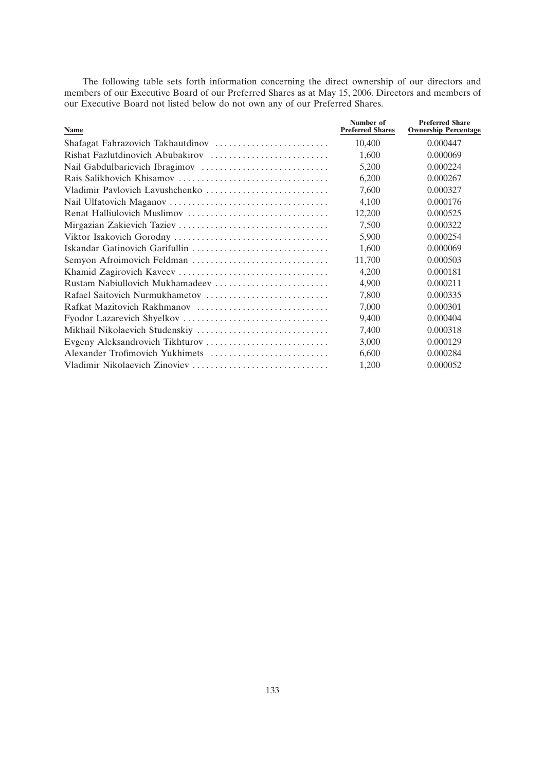The following table sets forth information concerning the direct ownership of our directors and members of our Executive Board of our Preferred Shares as at May 15, 2006. Directors and members of our Executive Board not listed below do not own any of our Preferred Shares.

| Name | Number of Preferred Shares | Preferred Share Ownership Percentage |
|---|---|---|
| Shafagat Fahrazovich Takhautdinov | 10,400 | 0.000447 |
| Rishat Fazlutdinovich Abubakirov | 1,600 | 0.000069 |
| Nail Gabdulbarievich Ibragimov | 5,200 | 0.000224 |
| Rais Salikhovich Khisamov | 6,200 | 0.000267 |
| Vladimir Pavlovich Lavushchenko | 7,600 | 0.000327 |
| Nail Ulfatovich Maganov | 4,100 | 0.000176 |
| Renat Halliulovich Muslimov | 12,200 | 0.000525 |
| Mirgazian Zakievich Taziev | 7,500 | 0.000322 |
| Viktor Isakovich Gorodny | 5,900 | 0.000254 |
| Iskandar Gatinovich Garifullin | 1,600 | 0.000069 |
| Semyon Afroimovich Feldman | 11,700 | 0.000503 |
| Khamid Zagirovich Kaveev | 4,200 | 0.000181 |
| Rustam Nabiullovich Mukhamadeev | 4,900 | 0.000211 |
| Rafael Saitovich Nurmukhametov | 7,800 | 0.000335 |
| Rafkat Mazitovich Rakhmanov | 7,000 | 0.000301 |
| Fyodor Lazarevich Shyelkov | 9,400 | 0.000404 |
| Mikhail Nikolaevich Studenskiy | 7,400 | 0.000318 |
| Evgeny Aleksandrovich Tikhturov | 3,000 | 0.000129 |
| Alexander Trofimovich Yukhimets | 6,600 | 0.000284 |
| Vladimir Nikolaevich Zinoviev | 1,200 | 0.000052 |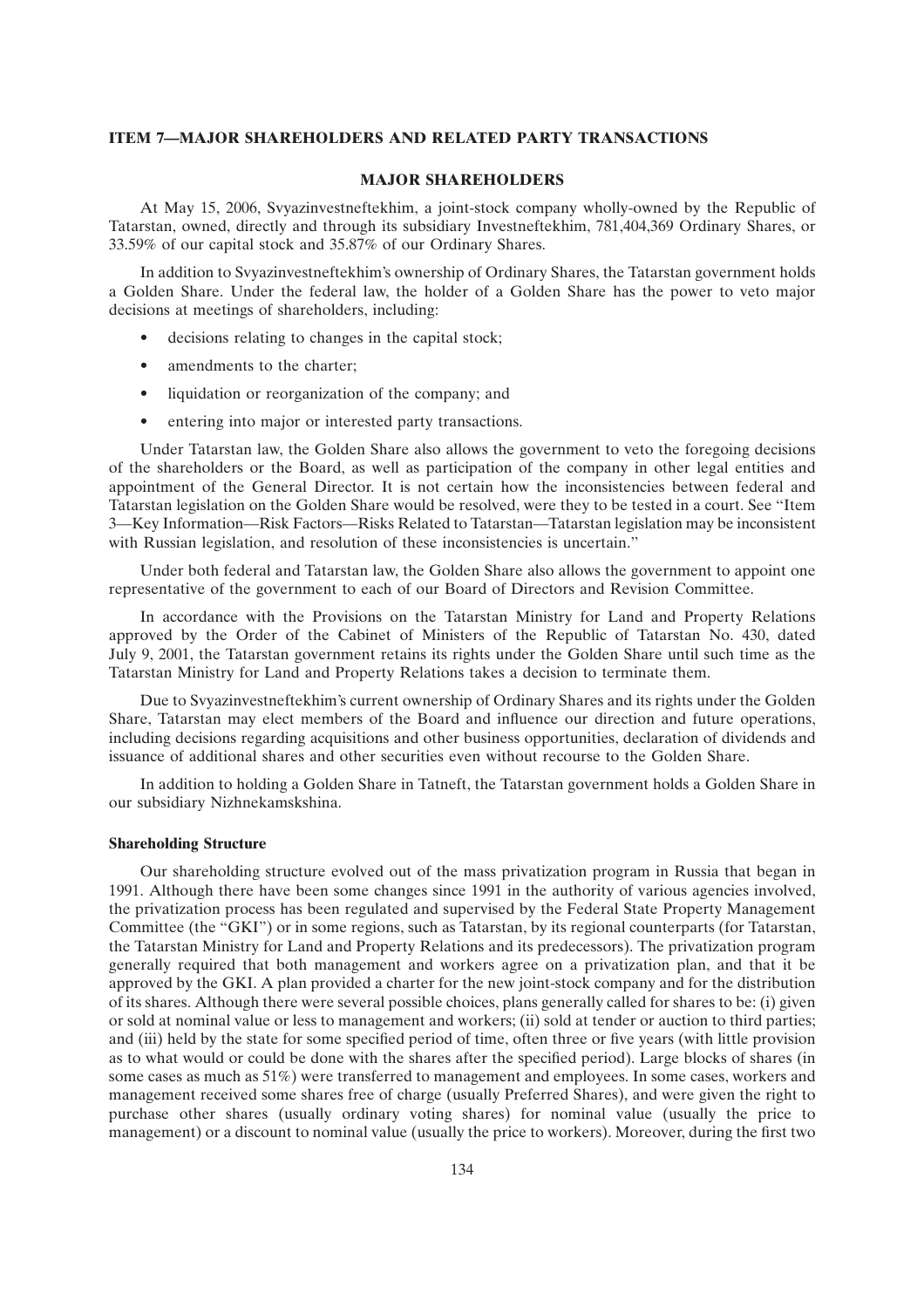## ITEM 7—MAJOR SHAREHOLDERS AND RELATED PARTY TRANSACTIONS

### MAJOR SHAREHOLDERS

At May 15, 2006, Svyazinvestneftekhim, a joint-stock company wholly-owned by the Republic of Tatarstan, owned, directly and through its subsidiary Investneftekhim, 781,404,369 Ordinary Shares, or 33.59% of our capital stock and 35.87% of our Ordinary Shares.

In addition to Svyazinvestneftekhim's ownership of Ordinary Shares, the Tatarstan government holds a Golden Share. Under the federal law, the holder of a Golden Share has the power to veto major decisions at meetings of shareholders, including:

- decisions relating to changes in the capital stock;
- amendments to the charter;
- liquidation or reorganization of the company; and
- entering into major or interested party transactions.

Under Tatarstan law, the Golden Share also allows the government to veto the foregoing decisions of the shareholders or the Board, as well as participation of the company in other legal entities and appointment of the General Director. It is not certain how the inconsistencies between federal and Tatarstan legislation on the Golden Share would be resolved, were they to be tested in a court. See "Item 3—Key Information—Risk Factors—Risks Related to Tatarstan—Tatarstan legislation may be inconsistent with Russian legislation, and resolution of these inconsistencies is uncertain."

Under both federal and Tatarstan law, the Golden Share also allows the government to appoint one representative of the government to each of our Board of Directors and Revision Committee.

In accordance with the Provisions on the Tatarstan Ministry for Land and Property Relations approved by the Order of the Cabinet of Ministers of the Republic of Tatarstan No. 430, dated July 9, 2001, the Tatarstan government retains its rights under the Golden Share until such time as the Tatarstan Ministry for Land and Property Relations takes a decision to terminate them.

Due to Svyazinvestneftekhim's current ownership of Ordinary Shares and its rights under the Golden Share, Tatarstan may elect members of the Board and influence our direction and future operations, including decisions regarding acquisitions and other business opportunities, declaration of dividends and issuance of additional shares and other securities even without recourse to the Golden Share.

In addition to holding a Golden Share in Tatneft, the Tatarstan government holds a Golden Share in our subsidiary Nizhnekamskshina.

#### Shareholding Structure

Our shareholding structure evolved out of the mass privatization program in Russia that began in 1991. Although there have been some changes since 1991 in the authority of various agencies involved, the privatization process has been regulated and supervised by the Federal State Property Management Committee (the "GKI") or in some regions, such as Tatarstan, by its regional counterparts (for Tatarstan, the Tatarstan Ministry for Land and Property Relations and its predecessors). The privatization program generally required that both management and workers agree on a privatization plan, and that it be approved by the GKI. A plan provided a charter for the new joint-stock company and for the distribution of its shares. Although there were several possible choices, plans generally called for shares to be: (i) given or sold at nominal value or less to management and workers; (ii) sold at tender or auction to third parties; and (iii) held by the state for some specified period of time, often three or five years (with little provision as to what would or could be done with the shares after the specified period). Large blocks of shares (in some cases as much as 51%) were transferred to management and employees. In some cases, workers and management received some shares free of charge (usually Preferred Shares), and were given the right to purchase other shares (usually ordinary voting shares) for nominal value (usually the price to management) or a discount to nominal value (usually the price to workers). Moreover, during the first two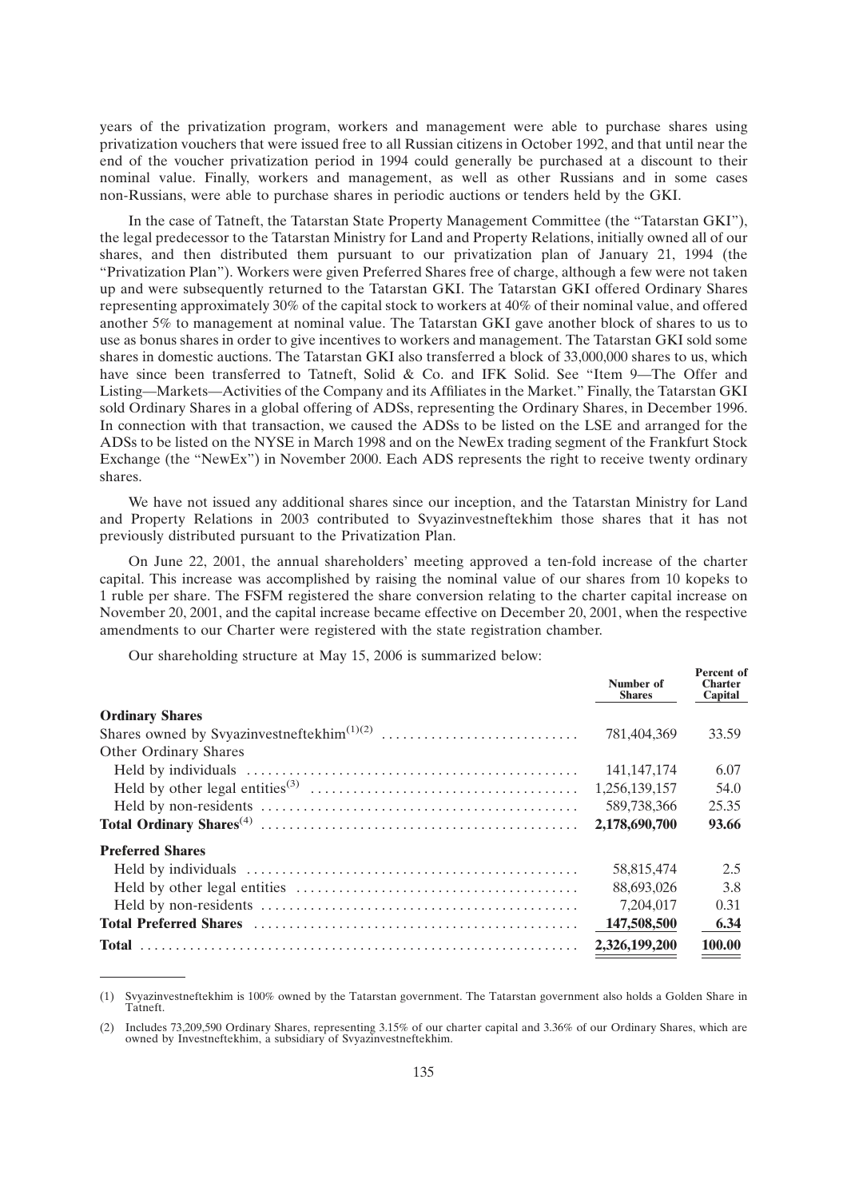years of the privatization program, workers and management were able to purchase shares using privatization vouchers that were issued free to all Russian citizens in October 1992, and that until near the end of the voucher privatization period in 1994 could generally be purchased at a discount to their nominal value. Finally, workers and management, as well as other Russians and in some cases non-Russians, were able to purchase shares in periodic auctions or tenders held by the GKI.

In the case of Tatneft, the Tatarstan State Property Management Committee (the "Tatarstan GKI"), the legal predecessor to the Tatarstan Ministry for Land and Property Relations, initially owned all of our shares, and then distributed them pursuant to our privatization plan of January 21, 1994 (the "Privatization Plan"). Workers were given Preferred Shares free of charge, although a few were not taken up and were subsequently returned to the Tatarstan GKI. The Tatarstan GKI offered Ordinary Shares representing approximately 30% of the capital stock to workers at 40% of their nominal value, and offered another 5% to management at nominal value. The Tatarstan GKI gave another block of shares to us to use as bonus shares in order to give incentives to workers and management. The Tatarstan GKI sold some shares in domestic auctions. The Tatarstan GKI also transferred a block of 33,000,000 shares to us, which have since been transferred to Tatneft, Solid & Co. and IFK Solid. See "Item 9—The Offer and Listing—Markets—Activities of the Company and its Affiliates in the Market." Finally, the Tatarstan GKI sold Ordinary Shares in a global offering of ADSs, representing the Ordinary Shares, in December 1996. In connection with that transaction, we caused the ADSs to be listed on the LSE and arranged for the ADSs to be listed on the NYSE in March 1998 and on the NewEx trading segment of the Frankfurt Stock Exchange (the "NewEx") in November 2000. Each ADS represents the right to receive twenty ordinary shares.

We have not issued any additional shares since our inception, and the Tatarstan Ministry for Land and Property Relations in 2003 contributed to Svyazinvestneftekhim those shares that it has not previously distributed pursuant to the Privatization Plan.

On June 22, 2001, the annual shareholders' meeting approved a ten-fold increase of the charter capital. This increase was accomplished by raising the nominal value of our shares from 10 kopeks to 1 ruble per share. The FSFM registered the share conversion relating to the charter capital increase on November 20, 2001, and the capital increase became effective on December 20, 2001, when the respective amendments to our Charter were registered with the state registration chamber.

Our shareholding structure at May 15, 2006 is summarized below:

| | Number of Shares | Percent of Charter Capital |
|---|---|---|
| **Ordinary Shares** | | |
| Shares owned by Svyazinvestneftekhim[(1)(2)] | 781,404,369 | 33.59 |
| Other Ordinary Shares | | |
| Held by individuals | 141,147,174 | 6.07 |
| Held by other legal entities[(3)] | 1,256,139,157 | 54.0 |
| Held by non-residents | 589,738,366 | 25.35 |
| **Total Ordinary Shares[(4)]** | **2,178,690,700** | **93.66** |
| **Preferred Shares** | | |
| Held by individuals | 58,815,474 | 2.5 |
| Held by other legal entities | 88,693,026 | 3.8 |
| Held by non-residents | 7,204,017 | 0.31 |
| **Total Preferred Shares** | **147,508,500** | **6.34** |
| **Total** | **2,326,199,200** | **100.00** |

(1) Svyazinvestneftekhim is 100% owned by the Tatarstan government. The Tatarstan government also holds a Golden Share in Tatneft.

(2) Includes 73,209,590 Ordinary Shares, representing 3.15% of our charter capital and 3.36% of our Ordinary Shares, which are owned by Investneftekhim, a subsidiary of Svyazinvestneftekhim.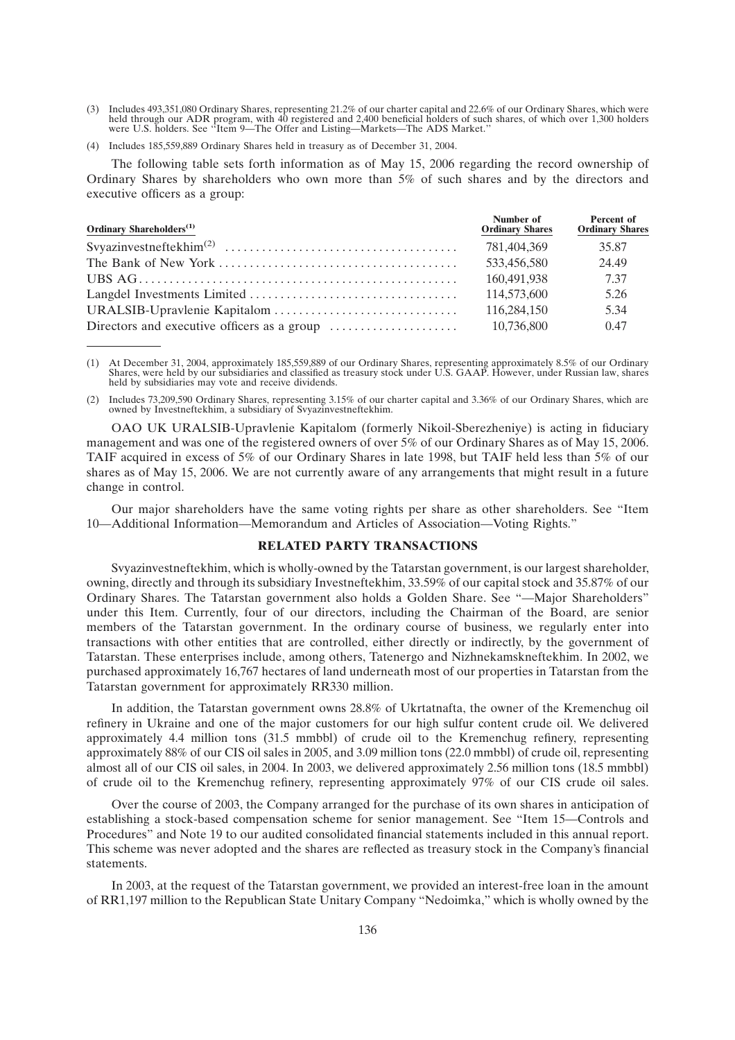(3) Includes 493,351,080 Ordinary Shares, representing 21.2% of our charter capital and 22.6% of our Ordinary Shares, which were held through our ADR program, with 40 registered and 2,400 beneficial holders of such shares, of which over 1,300 holders were U.S. holders. See "Item 9—The Offer and Listing—Markets—The ADS Market."

(4) Includes 185,559,889 Ordinary Shares held in treasury as of December 31, 2004.

The following table sets forth information as of May 15, 2006 regarding the record ownership of Ordinary Shares by shareholders who own more than 5% of such shares and by the directors and executive officers as a group:

| Ordinary Shareholders[1] | Number of Ordinary Shares | Percent of Ordinary Shares |
|---|---|---|
| Svyazinvestneftekhim[2] | 781,404,369 | 35.87 |
| The Bank of New York | 533,456,580 | 24.49 |
| UBS AG | 160,491,938 | 7.37 |
| Langdel Investments Limited | 114,573,600 | 5.26 |
| URALSIB-Upravlenie Kapitalom | 116,284,150 | 5.34 |
| Directors and executive officers as a group | 10,736,800 | 0.47 |

(1) At December 31, 2004, approximately 185,559,889 of our Ordinary Shares, representing approximately 8.5% of our Ordinary Shares, were held by our subsidiaries and classified as treasury stock under U.S. GAAP. However, under Russian law, shares held by subsidiaries may vote and receive dividends.

(2) Includes 73,209,590 Ordinary Shares, representing 3.15% of our charter capital and 3.36% of our Ordinary Shares, which are owned by Investneftekhim, a subsidiary of Svyazinvestneftekhim.

OAO UK URALSIB-Upravlenie Kapitalom (formerly Nikoil-Sberezheniye) is acting in fiduciary management and was one of the registered owners of over 5% of our Ordinary Shares as of May 15, 2006. TAIF acquired in excess of 5% of our Ordinary Shares in late 1998, but TAIF held less than 5% of our shares as of May 15, 2006. We are not currently aware of any arrangements that might result in a future change in control.

Our major shareholders have the same voting rights per share as other shareholders. See "Item 10—Additional Information—Memorandum and Articles of Association—Voting Rights."

## RELATED PARTY TRANSACTIONS

Svyazinvestneftekhim, which is wholly-owned by the Tatarstan government, is our largest shareholder, owning, directly and through its subsidiary Investneftekhim, 33.59% of our capital stock and 35.87% of our Ordinary Shares. The Tatarstan government also holds a Golden Share. See "—Major Shareholders" under this Item. Currently, four of our directors, including the Chairman of the Board, are senior members of the Tatarstan government. In the ordinary course of business, we regularly enter into transactions with other entities that are controlled, either directly or indirectly, by the government of Tatarstan. These enterprises include, among others, Tatenergo and Nizhnekamskneftekhim. In 2002, we purchased approximately 16,767 hectares of land underneath most of our properties in Tatarstan from the Tatarstan government for approximately RR330 million.

In addition, the Tatarstan government owns 28.8% of Ukrtatnafta, the owner of the Kremenchug oil refinery in Ukraine and one of the major customers for our high sulfur content crude oil. We delivered approximately 4.4 million tons (31.5 mmbbl) of crude oil to the Kremenchug refinery, representing approximately 88% of our CIS oil sales in 2005, and 3.09 million tons (22.0 mmbbl) of crude oil, representing almost all of our CIS oil sales, in 2004. In 2003, we delivered approximately 2.56 million tons (18.5 mmbbl) of crude oil to the Kremenchug refinery, representing approximately 97% of our CIS crude oil sales.

Over the course of 2003, the Company arranged for the purchase of its own shares in anticipation of establishing a stock-based compensation scheme for senior management. See "Item 15—Controls and Procedures" and Note 19 to our audited consolidated financial statements included in this annual report. This scheme was never adopted and the shares are reflected as treasury stock in the Company's financial statements.

In 2003, at the request of the Tatarstan government, we provided an interest-free loan in the amount of RR1,197 million to the Republican State Unitary Company "Nedoimka," which is wholly owned by the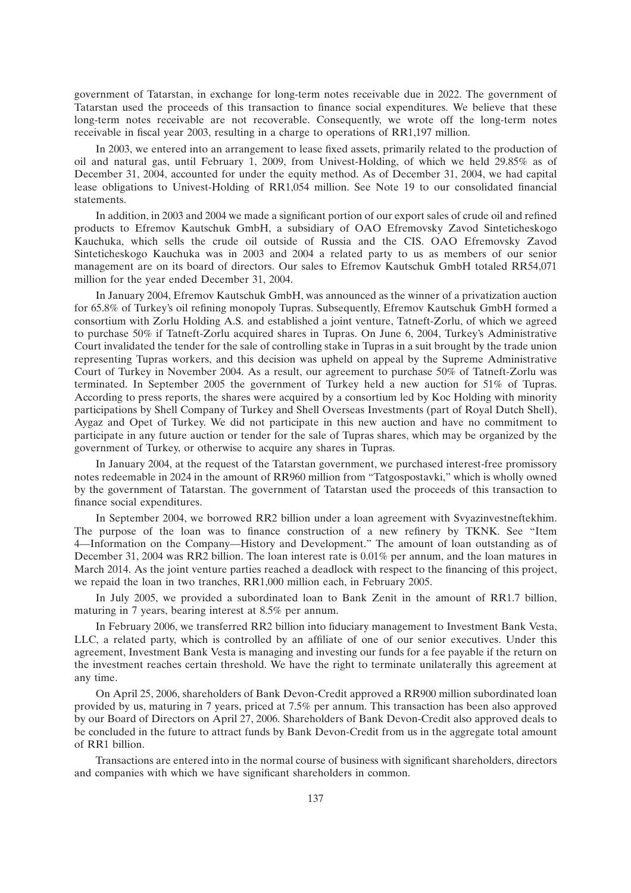government of Tatarstan, in exchange for long-term notes receivable due in 2022. The government of Tatarstan used the proceeds of this transaction to finance social expenditures. We believe that these long-term notes receivable are not recoverable. Consequently, we wrote off the long-term notes receivable in fiscal year 2003, resulting in a charge to operations of RR1,197 million.

In 2003, we entered into an arrangement to lease fixed assets, primarily related to the production of oil and natural gas, until February 1, 2009, from Univest-Holding, of which we held 29.85% as of December 31, 2004, accounted for under the equity method. As of December 31, 2004, we had capital lease obligations to Univest-Holding of RR1,054 million. See Note 19 to our consolidated financial statements.

In addition, in 2003 and 2004 we made a significant portion of our export sales of crude oil and refined products to Efremov Kautschuk GmbH, a subsidiary of OAO Efremovsky Zavod Sinteticheskogo Kauchuka, which sells the crude oil outside of Russia and the CIS. OAO Efremovsky Zavod Sinteticheskogo Kauchuka was in 2003 and 2004 a related party to us as members of our senior management are on its board of directors. Our sales to Efremov Kautschuk GmbH totaled RR54,071 million for the year ended December 31, 2004.

In January 2004, Efremov Kautschuk GmbH, was announced as the winner of a privatization auction for 65.8% of Turkey's oil refining monopoly Tupras. Subsequently, Efremov Kautschuk GmbH formed a consortium with Zorlu Holding A.S. and established a joint venture, Tatneft-Zorlu, of which we agreed to purchase 50% if Tatneft-Zorlu acquired shares in Tupras. On June 6, 2004, Turkey's Administrative Court invalidated the tender for the sale of controlling stake in Tupras in a suit brought by the trade union representing Tupras workers, and this decision was upheld on appeal by the Supreme Administrative Court of Turkey in November 2004. As a result, our agreement to purchase 50% of Tatneft-Zorlu was terminated. In September 2005 the government of Turkey held a new auction for 51% of Tupras. According to press reports, the shares were acquired by a consortium led by Koc Holding with minority participations by Shell Company of Turkey and Shell Overseas Investments (part of Royal Dutch Shell), Aygaz and Opet of Turkey. We did not participate in this new auction and have no commitment to participate in any future auction or tender for the sale of Tupras shares, which may be organized by the government of Turkey, or otherwise to acquire any shares in Tupras.

In January 2004, at the request of the Tatarstan government, we purchased interest-free promissory notes redeemable in 2024 in the amount of RR960 million from "Tatgospostavki," which is wholly owned by the government of Tatarstan. The government of Tatarstan used the proceeds of this transaction to finance social expenditures.

In September 2004, we borrowed RR2 billion under a loan agreement with Svyazinvestneftekhim. The purpose of the loan was to finance construction of a new refinery by TKNK. See "Item 4—Information on the Company—History and Development." The amount of loan outstanding as of December 31, 2004 was RR2 billion. The loan interest rate is 0.01% per annum, and the loan matures in March 2014. As the joint venture parties reached a deadlock with respect to the financing of this project, we repaid the loan in two tranches, RR1,000 million each, in February 2005.

In July 2005, we provided a subordinated loan to Bank Zenit in the amount of RR1.7 billion, maturing in 7 years, bearing interest at 8.5% per annum.

In February 2006, we transferred RR2 billion into fiduciary management to Investment Bank Vesta, LLC, a related party, which is controlled by an affiliate of one of our senior executives. Under this agreement, Investment Bank Vesta is managing and investing our funds for a fee payable if the return on the investment reaches certain threshold. We have the right to terminate unilaterally this agreement at any time.

On April 25, 2006, shareholders of Bank Devon-Credit approved a RR900 million subordinated loan provided by us, maturing in 7 years, priced at 7.5% per annum. This transaction has been also approved by our Board of Directors on April 27, 2006. Shareholders of Bank Devon-Credit also approved deals to be concluded in the future to attract funds by Bank Devon-Credit from us in the aggregate total amount of RR1 billion.

Transactions are entered into in the normal course of business with significant shareholders, directors and companies with which we have significant shareholders in common.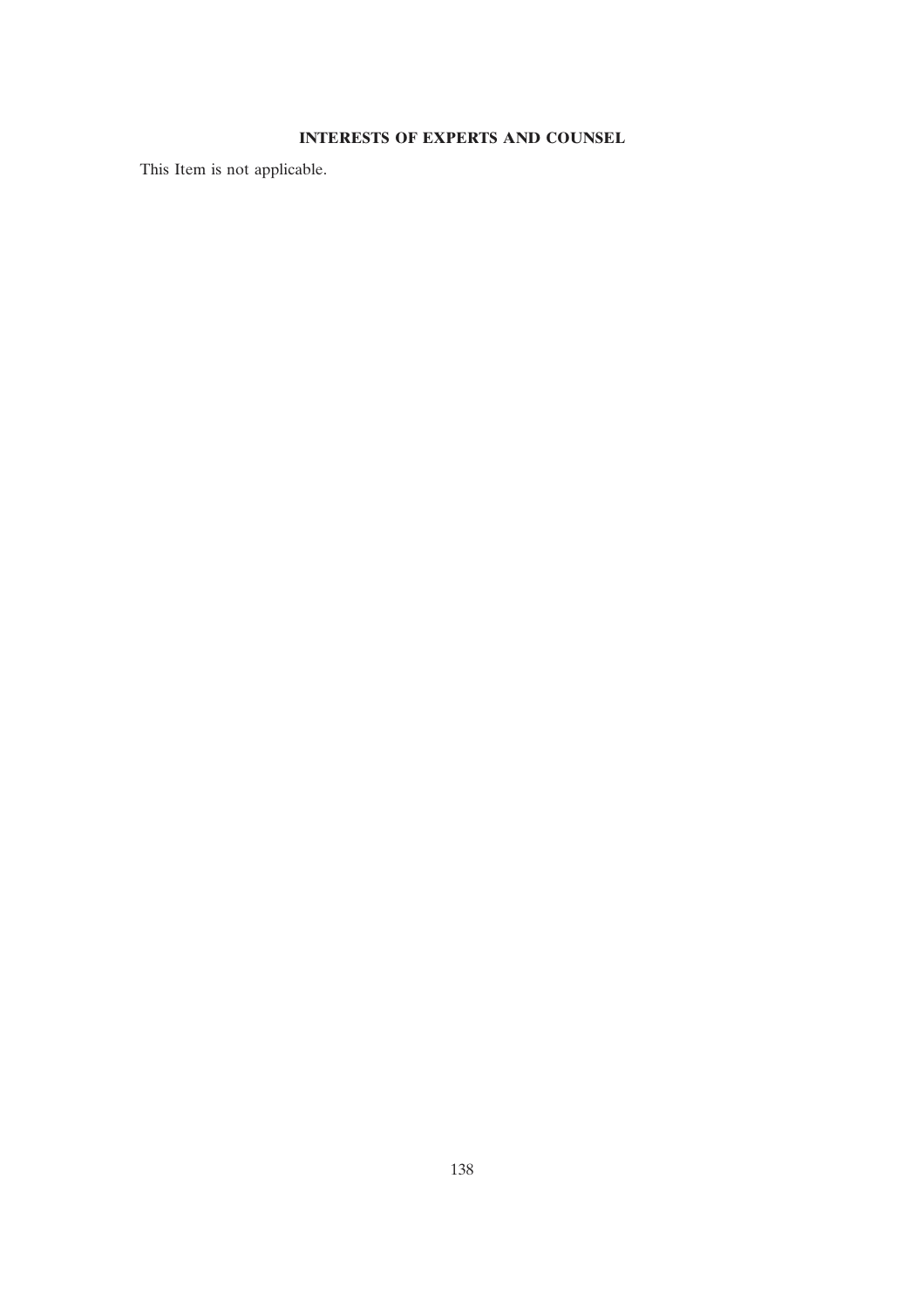## INTERESTS OF EXPERTS AND COUNSEL

This Item is not applicable.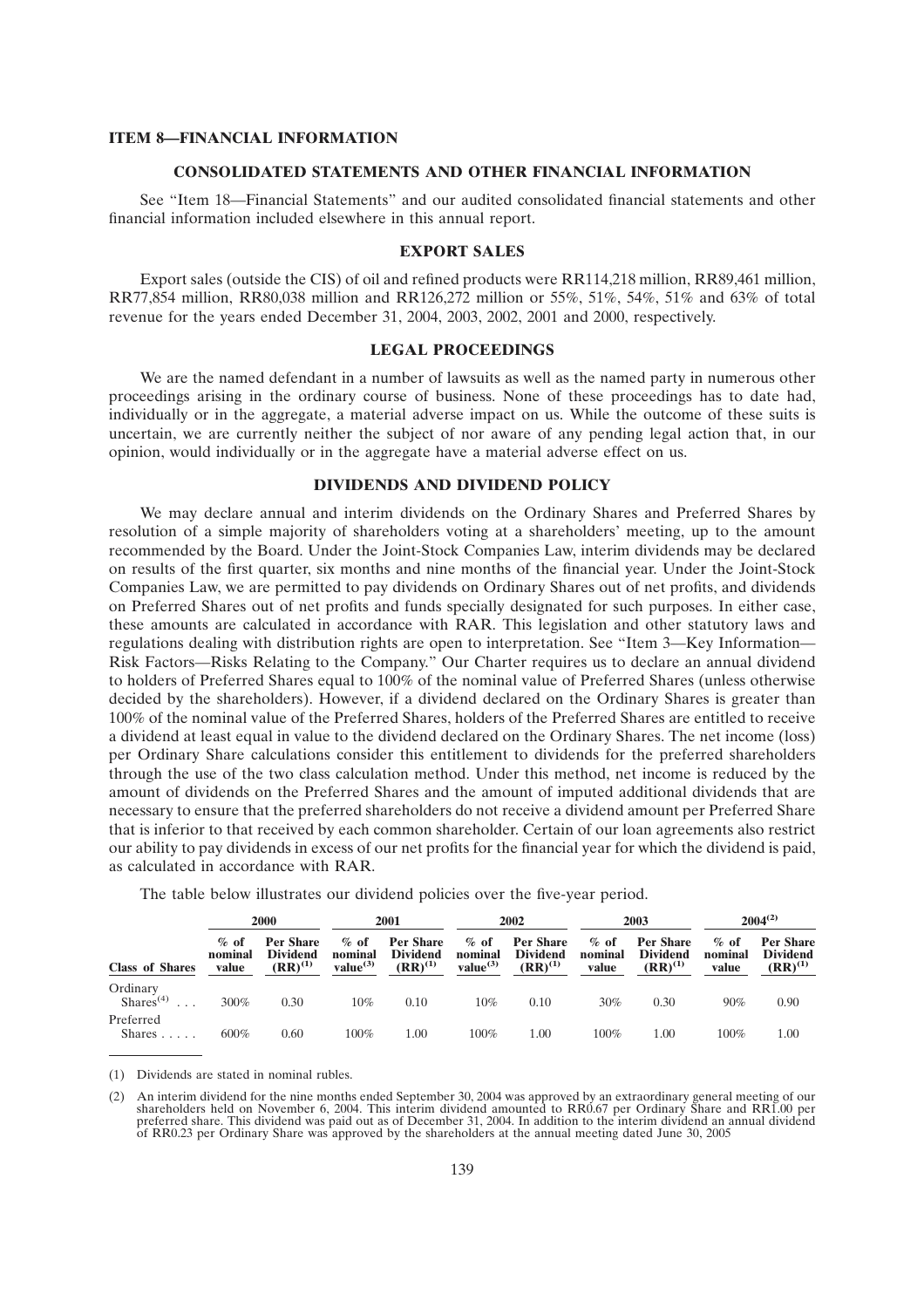## ITEM 8—FINANCIAL INFORMATION

### CONSOLIDATED STATEMENTS AND OTHER FINANCIAL INFORMATION

See "Item 18—Financial Statements" and our audited consolidated financial statements and other financial information included elsewhere in this annual report.

### EXPORT SALES

Export sales (outside the CIS) of oil and refined products were RR114,218 million, RR89,461 million, RR77,854 million, RR80,038 million and RR126,272 million or 55%, 51%, 54%, 51% and 63% of total revenue for the years ended December 31, 2004, 2003, 2002, 2001 and 2000, respectively.

### LEGAL PROCEEDINGS

We are the named defendant in a number of lawsuits as well as the named party in numerous other proceedings arising in the ordinary course of business. None of these proceedings has to date had, individually or in the aggregate, a material adverse impact on us. While the outcome of these suits is uncertain, we are currently neither the subject of nor aware of any pending legal action that, in our opinion, would individually or in the aggregate have a material adverse effect on us.

### DIVIDENDS AND DIVIDEND POLICY

We may declare annual and interim dividends on the Ordinary Shares and Preferred Shares by resolution of a simple majority of shareholders voting at a shareholders' meeting, up to the amount recommended by the Board. Under the Joint-Stock Companies Law, interim dividends may be declared on results of the first quarter, six months and nine months of the financial year. Under the Joint-Stock Companies Law, we are permitted to pay dividends on Ordinary Shares out of net profits, and dividends on Preferred Shares out of net profits and funds specially designated for such purposes. In either case, these amounts are calculated in accordance with RAR. This legislation and other statutory laws and regulations dealing with distribution rights are open to interpretation. See "Item 3—Key Information—Risk Factors—Risks Relating to the Company." Our Charter requires us to declare an annual dividend to holders of Preferred Shares equal to 100% of the nominal value of Preferred Shares (unless otherwise decided by the shareholders). However, if a dividend declared on the Ordinary Shares is greater than 100% of the nominal value of the Preferred Shares, holders of the Preferred Shares are entitled to receive a dividend at least equal in value to the dividend declared on the Ordinary Shares. The net income (loss) per Ordinary Share calculations consider this entitlement to dividends for the preferred shareholders through the use of the two class calculation method. Under this method, net income is reduced by the amount of dividends on the Preferred Shares and the amount of imputed additional dividends that are necessary to ensure that the preferred shareholders do not receive a dividend amount per Preferred Share that is inferior to that received by each common shareholder. Certain of our loan agreements also restrict our ability to pay dividends in excess of our net profits for the financial year for which the dividend is paid, as calculated in accordance with RAR.

The table below illustrates our dividend policies over the five-year period.

| | 2000 | | 2001 | | 2002 | | 2003 | | 2004[(2)] | |
|---|---|---|---|---|---|---|---|---|---|---|
| **Class of Shares** | **% of nominal value** | **Per Share Dividend (RR)[(1)]** | **% of nominal value[(3)]** | **Per Share Dividend (RR)[(1)]** | **% of nominal value[(3)]** | **Per Share Dividend (RR)[(1)]** | **% of nominal value** | **Per Share Dividend (RR)[(1)]** | **% of nominal value** | **Per Share Dividend (RR)[(1)]** |
| Ordinary Shares[(4)] . . . | 300% | 0.30 | 10% | 0.10 | 10% | 0.10 | 30% | 0.30 | 90% | 0.90 |
| Preferred Shares . . . . . | 600% | 0.60 | 100% | 1.00 | 100% | 1.00 | 100% | 1.00 | 100% | 1.00 |

(1) Dividends are stated in nominal rubles.

(2) An interim dividend for the nine months ended September 30, 2004 was approved by an extraordinary general meeting of our shareholders held on November 6, 2004. This interim dividend amounted to RR0.67 per Ordinary Share and RR1.00 per preferred share. This dividend was paid out as of December 31, 2004. In addition to the interim dividend an annual dividend of RR0.23 per Ordinary Share was approved by the shareholders at the annual meeting dated June 30, 2005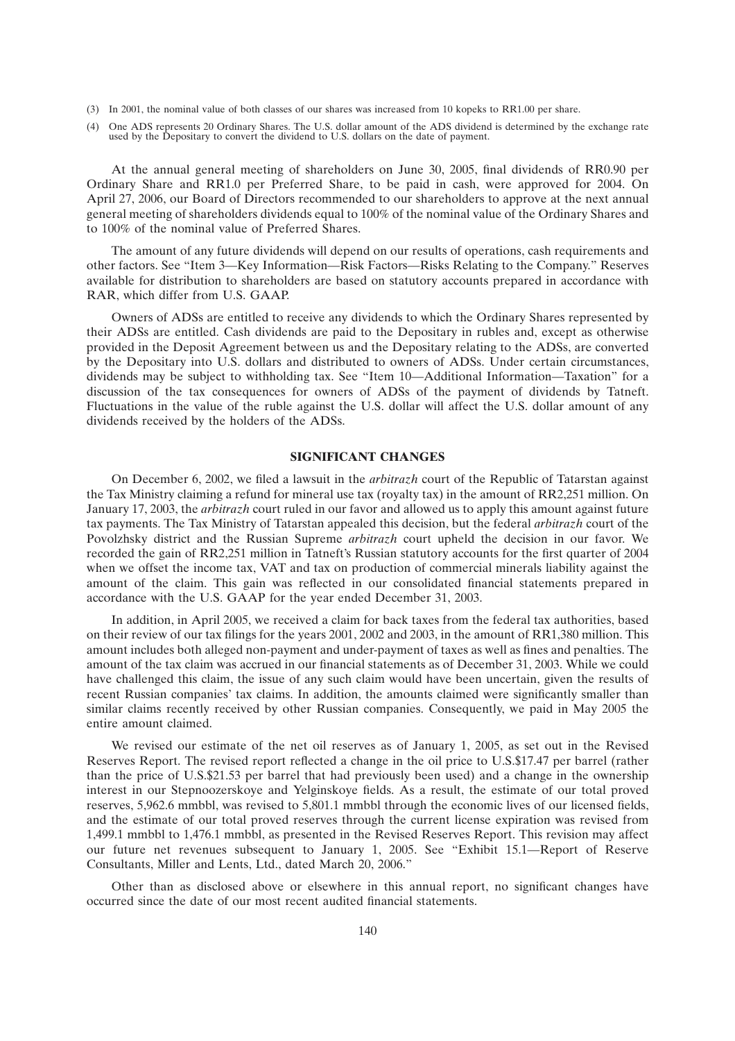(3) In 2001, the nominal value of both classes of our shares was increased from 10 kopeks to RR1.00 per share.

(4) One ADS represents 20 Ordinary Shares. The U.S. dollar amount of the ADS dividend is determined by the exchange rate used by the Depositary to convert the dividend to U.S. dollars on the date of payment.

At the annual general meeting of shareholders on June 30, 2005, final dividends of RR0.90 per Ordinary Share and RR1.0 per Preferred Share, to be paid in cash, were approved for 2004. On April 27, 2006, our Board of Directors recommended to our shareholders to approve at the next annual general meeting of shareholders dividends equal to 100% of the nominal value of the Ordinary Shares and to 100% of the nominal value of Preferred Shares.

The amount of any future dividends will depend on our results of operations, cash requirements and other factors. See "Item 3—Key Information—Risk Factors—Risks Relating to the Company." Reserves available for distribution to shareholders are based on statutory accounts prepared in accordance with RAR, which differ from U.S. GAAP.

Owners of ADSs are entitled to receive any dividends to which the Ordinary Shares represented by their ADSs are entitled. Cash dividends are paid to the Depositary in rubles and, except as otherwise provided in the Deposit Agreement between us and the Depositary relating to the ADSs, are converted by the Depositary into U.S. dollars and distributed to owners of ADSs. Under certain circumstances, dividends may be subject to withholding tax. See "Item 10—Additional Information—Taxation" for a discussion of the tax consequences for owners of ADSs of the payment of dividends by Tatneft. Fluctuations in the value of the ruble against the U.S. dollar will affect the U.S. dollar amount of any dividends received by the holders of the ADSs.

## SIGNIFICANT CHANGES

On December 6, 2002, we filed a lawsuit in the *arbitrazh* court of the Republic of Tatarstan against the Tax Ministry claiming a refund for mineral use tax (royalty tax) in the amount of RR2,251 million. On January 17, 2003, the *arbitrazh* court ruled in our favor and allowed us to apply this amount against future tax payments. The Tax Ministry of Tatarstan appealed this decision, but the federal *arbitrazh* court of the Povolzhsky district and the Russian Supreme *arbitrazh* court upheld the decision in our favor. We recorded the gain of RR2,251 million in Tatneft's Russian statutory accounts for the first quarter of 2004 when we offset the income tax, VAT and tax on production of commercial minerals liability against the amount of the claim. This gain was reflected in our consolidated financial statements prepared in accordance with the U.S. GAAP for the year ended December 31, 2003.

In addition, in April 2005, we received a claim for back taxes from the federal tax authorities, based on their review of our tax filings for the years 2001, 2002 and 2003, in the amount of RR1,380 million. This amount includes both alleged non-payment and under-payment of taxes as well as fines and penalties. The amount of the tax claim was accrued in our financial statements as of December 31, 2003. While we could have challenged this claim, the issue of any such claim would have been uncertain, given the results of recent Russian companies' tax claims. In addition, the amounts claimed were significantly smaller than similar claims recently received by other Russian companies. Consequently, we paid in May 2005 the entire amount claimed.

We revised our estimate of the net oil reserves as of January 1, 2005, as set out in the Revised Reserves Report. The revised report reflected a change in the oil price to U.S.$17.47 per barrel (rather than the price of U.S.$21.53 per barrel that had previously been used) and a change in the ownership interest in our Stepnoozerskoye and Yelginskoye fields. As a result, the estimate of our total proved reserves, 5,962.6 mmbbl, was revised to 5,801.1 mmbbl through the economic lives of our licensed fields, and the estimate of our total proved reserves through the current license expiration was revised from 1,499.1 mmbbl to 1,476.1 mmbbl, as presented in the Revised Reserves Report. This revision may affect our future net revenues subsequent to January 1, 2005. See "Exhibit 15.1—Report of Reserve Consultants, Miller and Lents, Ltd., dated March 20, 2006."

Other than as disclosed above or elsewhere in this annual report, no significant changes have occurred since the date of our most recent audited financial statements.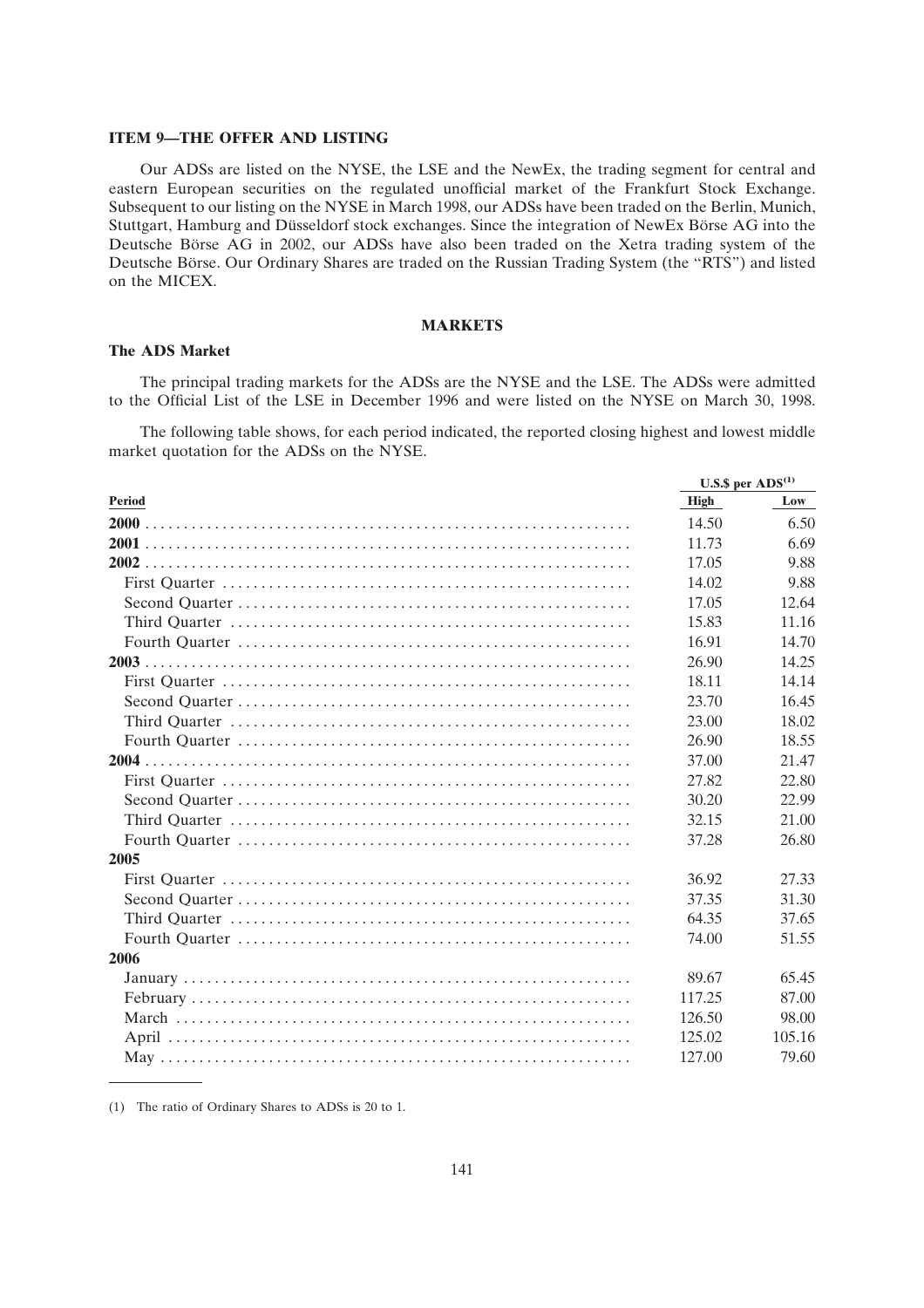## ITEM 9—THE OFFER AND LISTING

Our ADSs are listed on the NYSE, the LSE and the NewEx, the trading segment for central and eastern European securities on the regulated unofficial market of the Frankfurt Stock Exchange. Subsequent to our listing on the NYSE in March 1998, our ADSs have been traded on the Berlin, Munich, Stuttgart, Hamburg and Düsseldorf stock exchanges. Since the integration of NewEx Börse AG into the Deutsche Börse AG in 2002, our ADSs have also been traded on the Xetra trading system of the Deutsche Börse. Our Ordinary Shares are traded on the Russian Trading System (the "RTS") and listed on the MICEX.

### MARKETS

#### The ADS Market

The principal trading markets for the ADSs are the NYSE and the LSE. The ADSs were admitted to the Official List of the LSE in December 1996 and were listed on the NYSE on March 30, 1998.

The following table shows, for each period indicated, the reported closing highest and lowest middle market quotation for the ADSs on the NYSE.

| | U.S.$ per ADS[(1)] | |
|---|---|---|
| **Period** | **High** | **Low** |
| **2000** | 14.50 | 6.50 |
| **2001** | 11.73 | 6.69 |
| **2002** | 17.05 | 9.88 |
| First Quarter | 14.02 | 9.88 |
| Second Quarter | 17.05 | 12.64 |
| Third Quarter | 15.83 | 11.16 |
| Fourth Quarter | 16.91 | 14.70 |
| **2003** | 26.90 | 14.25 |
| First Quarter | 18.11 | 14.14 |
| Second Quarter | 23.70 | 16.45 |
| Third Quarter | 23.00 | 18.02 |
| Fourth Quarter | 26.90 | 18.55 |
| **2004** | 37.00 | 21.47 |
| First Quarter | 27.82 | 22.80 |
| Second Quarter | 30.20 | 22.99 |
| Third Quarter | 32.15 | 21.00 |
| Fourth Quarter | 37.28 | 26.80 |
| **2005** | | |
| First Quarter | 36.92 | 27.33 |
| Second Quarter | 37.35 | 31.30 |
| Third Quarter | 64.35 | 37.65 |
| Fourth Quarter | 74.00 | 51.55 |
| **2006** | | |
| January | 89.67 | 65.45 |
| February | 117.25 | 87.00 |
| March | 126.50 | 98.00 |
| April | 125.02 | 105.16 |
| May | 127.00 | 79.60 |

(1) The ratio of Ordinary Shares to ADSs is 20 to 1.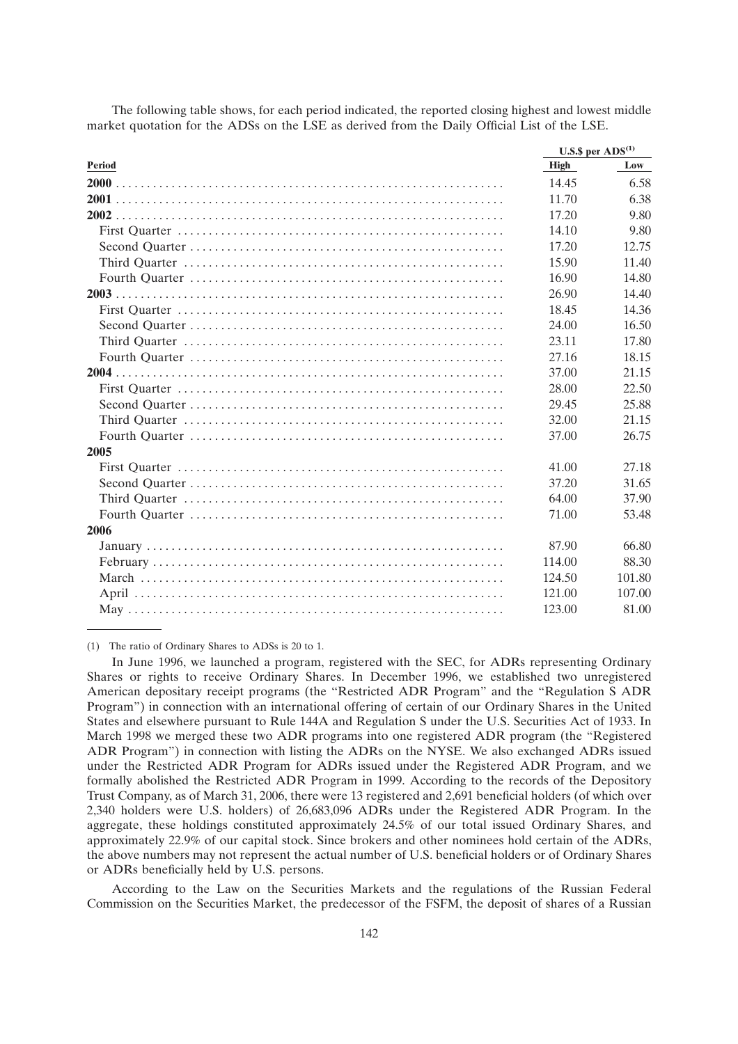The following table shows, for each period indicated, the reported closing highest and lowest middle market quotation for the ADSs on the LSE as derived from the Daily Official List of the LSE.

| Period | U.S.$ per ADS[(1)] | |
|---|---|---|
| | **High** | **Low** |
| **2000** | 14.45 | 6.58 |
| **2001** | 11.70 | 6.38 |
| **2002** | 17.20 | 9.80 |
| First Quarter | 14.10 | 9.80 |
| Second Quarter | 17.20 | 12.75 |
| Third Quarter | 15.90 | 11.40 |
| Fourth Quarter | 16.90 | 14.80 |
| **2003** | 26.90 | 14.40 |
| First Quarter | 18.45 | 14.36 |
| Second Quarter | 24.00 | 16.50 |
| Third Quarter | 23.11 | 17.80 |
| Fourth Quarter | 27.16 | 18.15 |
| **2004** | 37.00 | 21.15 |
| First Quarter | 28.00 | 22.50 |
| Second Quarter | 29.45 | 25.88 |
| Third Quarter | 32.00 | 21.15 |
| Fourth Quarter | 37.00 | 26.75 |
| **2005** | | |
| First Quarter | 41.00 | 27.18 |
| Second Quarter | 37.20 | 31.65 |
| Third Quarter | 64.00 | 37.90 |
| Fourth Quarter | 71.00 | 53.48 |
| **2006** | | |
| January | 87.90 | 66.80 |
| February | 114.00 | 88.30 |
| March | 124.50 | 101.80 |
| April | 121.00 | 107.00 |
| May | 123.00 | 81.00 |

(1) The ratio of Ordinary Shares to ADSs is 20 to 1.

In June 1996, we launched a program, registered with the SEC, for ADRs representing Ordinary Shares or rights to receive Ordinary Shares. In December 1996, we established two unregistered American depositary receipt programs (the "Restricted ADR Program" and the "Regulation S ADR Program") in connection with an international offering of certain of our Ordinary Shares in the United States and elsewhere pursuant to Rule 144A and Regulation S under the U.S. Securities Act of 1933. In March 1998 we merged these two ADR programs into one registered ADR program (the "Registered ADR Program") in connection with listing the ADRs on the NYSE. We also exchanged ADRs issued under the Restricted ADR Program for ADRs issued under the Registered ADR Program, and we formally abolished the Restricted ADR Program in 1999. According to the records of the Depository Trust Company, as of March 31, 2006, there were 13 registered and 2,691 beneficial holders (of which over 2,340 holders were U.S. holders) of 26,683,096 ADRs under the Registered ADR Program. In the aggregate, these holdings constituted approximately 24.5% of our total issued Ordinary Shares, and approximately 22.9% of our capital stock. Since brokers and other nominees hold certain of the ADRs, the above numbers may not represent the actual number of U.S. beneficial holders or of Ordinary Shares or ADRs beneficially held by U.S. persons.

According to the Law on the Securities Markets and the regulations of the Russian Federal Commission on the Securities Market, the predecessor of the FSFM, the deposit of shares of a Russian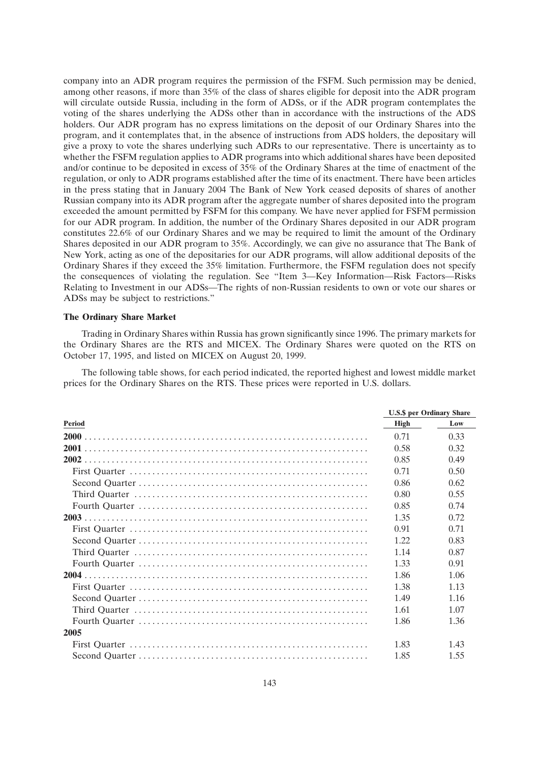company into an ADR program requires the permission of the FSFM. Such permission may be denied, among other reasons, if more than 35% of the class of shares eligible for deposit into the ADR program will circulate outside Russia, including in the form of ADSs, or if the ADR program contemplates the voting of the shares underlying the ADSs other than in accordance with the instructions of the ADS holders. Our ADR program has no express limitations on the deposit of our Ordinary Shares into the program, and it contemplates that, in the absence of instructions from ADS holders, the depositary will give a proxy to vote the shares underlying such ADRs to our representative. There is uncertainty as to whether the FSFM regulation applies to ADR programs into which additional shares have been deposited and/or continue to be deposited in excess of 35% of the Ordinary Shares at the time of enactment of the regulation, or only to ADR programs established after the time of its enactment. There have been articles in the press stating that in January 2004 The Bank of New York ceased deposits of shares of another Russian company into its ADR program after the aggregate number of shares deposited into the program exceeded the amount permitted by FSFM for this company. We have never applied for FSFM permission for our ADR program. In addition, the number of the Ordinary Shares deposited in our ADR program constitutes 22.6% of our Ordinary Shares and we may be required to limit the amount of the Ordinary Shares deposited in our ADR program to 35%. Accordingly, we can give no assurance that The Bank of New York, acting as one of the depositaries for our ADR programs, will allow additional deposits of the Ordinary Shares if they exceed the 35% limitation. Furthermore, the FSFM regulation does not specify the consequences of violating the regulation. See "Item 3—Key Information—Risk Factors—Risks Relating to Investment in our ADSs—The rights of non-Russian residents to own or vote our shares or ADSs may be subject to restrictions."

**The Ordinary Share Market**

Trading in Ordinary Shares within Russia has grown significantly since 1996. The primary markets for the Ordinary Shares are the RTS and MICEX. The Ordinary Shares were quoted on the RTS on October 17, 1995, and listed on MICEX on August 20, 1999.

The following table shows, for each period indicated, the reported highest and lowest middle market prices for the Ordinary Shares on the RTS. These prices were reported in U.S. dollars.

| | U.S.$ per Ordinary Share | |
|---|---|---|
| **Period** | **High** | **Low** |
| **2000** | 0.71 | 0.33 |
| **2001** | 0.58 | 0.32 |
| **2002** | 0.85 | 0.49 |
| First Quarter | 0.71 | 0.50 |
| Second Quarter | 0.86 | 0.62 |
| Third Quarter | 0.80 | 0.55 |
| Fourth Quarter | 0.85 | 0.74 |
| **2003** | 1.35 | 0.72 |
| First Quarter | 0.91 | 0.71 |
| Second Quarter | 1.22 | 0.83 |
| Third Quarter | 1.14 | 0.87 |
| Fourth Quarter | 1.33 | 0.91 |
| **2004** | 1.86 | 1.06 |
| First Quarter | 1.38 | 1.13 |
| Second Quarter | 1.49 | 1.16 |
| Third Quarter | 1.61 | 1.07 |
| Fourth Quarter | 1.86 | 1.36 |
| **2005** | | |
| First Quarter | 1.83 | 1.43 |
| Second Quarter | 1.85 | 1.55 |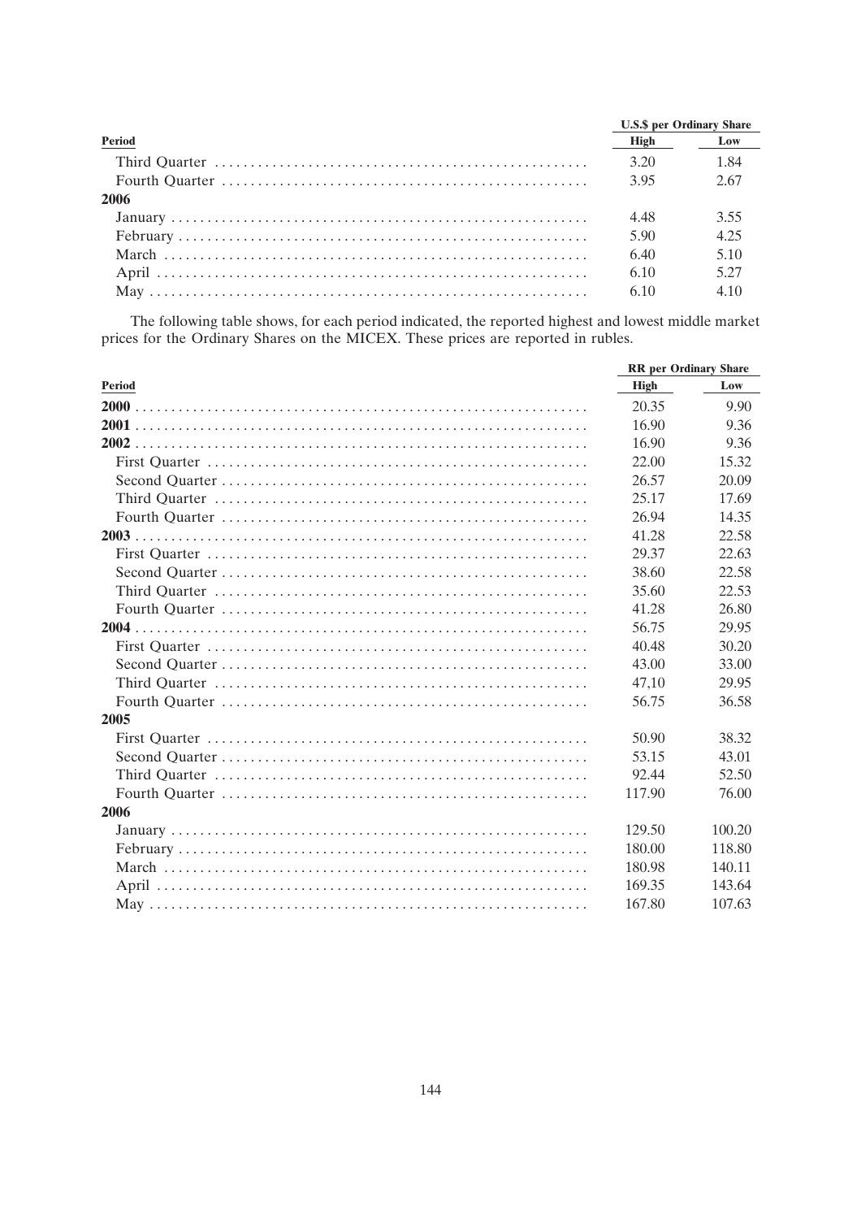| Period | U.S.$ per Ordinary Share | |
|---|---|---|
| | High | Low |
| Third Quarter | 3.20 | 1.84 |
| Fourth Quarter | 3.95 | 2.67 |
| **2006** | | |
| January | 4.48 | 3.55 |
| February | 5.90 | 4.25 |
| March | 6.40 | 5.10 |
| April | 6.10 | 5.27 |
| May | 6.10 | 4.10 |

The following table shows, for each period indicated, the reported highest and lowest middle market prices for the Ordinary Shares on the MICEX. These prices are reported in rubles.

| Period | RR per Ordinary Share | |
|---|---|---|
| | High | Low |
| **2000** | 20.35 | 9.90 |
| **2001** | 16.90 | 9.36 |
| **2002** | 16.90 | 9.36 |
| First Quarter | 22.00 | 15.32 |
| Second Quarter | 26.57 | 20.09 |
| Third Quarter | 25.17 | 17.69 |
| Fourth Quarter | 26.94 | 14.35 |
| **2003** | 41.28 | 22.58 |
| First Quarter | 29.37 | 22.63 |
| Second Quarter | 38.60 | 22.58 |
| Third Quarter | 35.60 | 22.53 |
| Fourth Quarter | 41.28 | 26.80 |
| **2004** | 56.75 | 29.95 |
| First Quarter | 40.48 | 30.20 |
| Second Quarter | 43.00 | 33.00 |
| Third Quarter | 47,10 | 29.95 |
| Fourth Quarter | 56.75 | 36.58 |
| **2005** | | |
| First Quarter | 50.90 | 38.32 |
| Second Quarter | 53.15 | 43.01 |
| Third Quarter | 92.44 | 52.50 |
| Fourth Quarter | 117.90 | 76.00 |
| **2006** | | |
| January | 129.50 | 100.20 |
| February | 180.00 | 118.80 |
| March | 180.98 | 140.11 |
| April | 169.35 | 143.64 |
| May | 167.80 | 107.63 |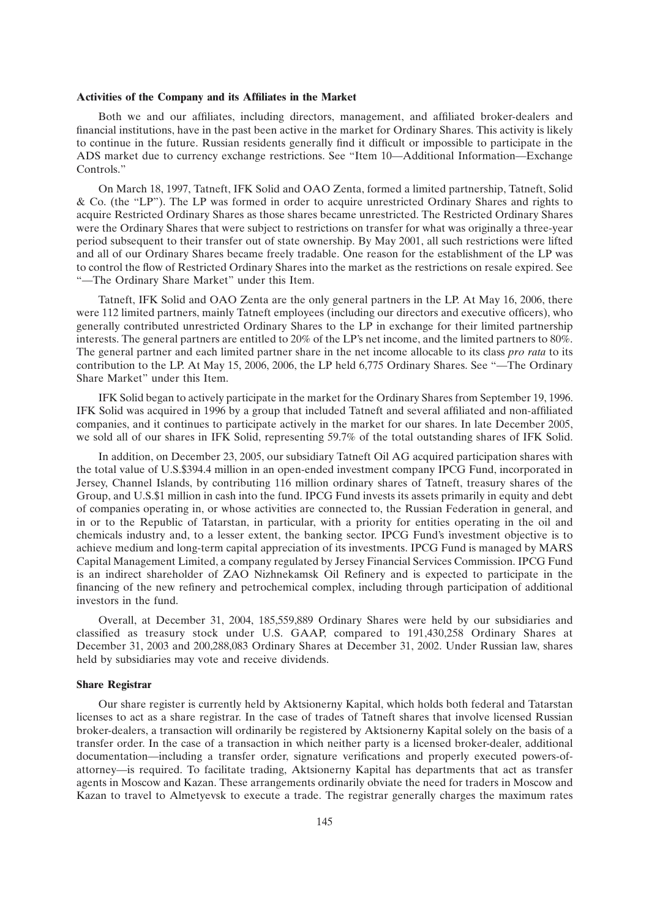### Activities of the Company and its Affiliates in the Market

Both we and our affiliates, including directors, management, and affiliated broker-dealers and financial institutions, have in the past been active in the market for Ordinary Shares. This activity is likely to continue in the future. Russian residents generally find it difficult or impossible to participate in the ADS market due to currency exchange restrictions. See "Item 10—Additional Information—Exchange Controls."

On March 18, 1997, Tatneft, IFK Solid and OAO Zenta, formed a limited partnership, Tatneft, Solid & Co. (the "LP"). The LP was formed in order to acquire unrestricted Ordinary Shares and rights to acquire Restricted Ordinary Shares as those shares became unrestricted. The Restricted Ordinary Shares were the Ordinary Shares that were subject to restrictions on transfer for what was originally a three-year period subsequent to their transfer out of state ownership. By May 2001, all such restrictions were lifted and all of our Ordinary Shares became freely tradable. One reason for the establishment of the LP was to control the flow of Restricted Ordinary Shares into the market as the restrictions on resale expired. See "—The Ordinary Share Market" under this Item.

Tatneft, IFK Solid and OAO Zenta are the only general partners in the LP. At May 16, 2006, there were 112 limited partners, mainly Tatneft employees (including our directors and executive officers), who generally contributed unrestricted Ordinary Shares to the LP in exchange for their limited partnership interests. The general partners are entitled to 20% of the LP's net income, and the limited partners to 80%. The general partner and each limited partner share in the net income allocable to its class *pro rata* to its contribution to the LP. At May 15, 2006, 2006, the LP held 6,775 Ordinary Shares. See "—The Ordinary Share Market" under this Item.

IFK Solid began to actively participate in the market for the Ordinary Shares from September 19, 1996. IFK Solid was acquired in 1996 by a group that included Tatneft and several affiliated and non-affiliated companies, and it continues to participate actively in the market for our shares. In late December 2005, we sold all of our shares in IFK Solid, representing 59.7% of the total outstanding shares of IFK Solid.

In addition, on December 23, 2005, our subsidiary Tatneft Oil AG acquired participation shares with the total value of U.S.$394.4 million in an open-ended investment company IPCG Fund, incorporated in Jersey, Channel Islands, by contributing 116 million ordinary shares of Tatneft, treasury shares of the Group, and U.S.$1 million in cash into the fund. IPCG Fund invests its assets primarily in equity and debt of companies operating in, or whose activities are connected to, the Russian Federation in general, and in or to the Republic of Tatarstan, in particular, with a priority for entities operating in the oil and chemicals industry and, to a lesser extent, the banking sector. IPCG Fund's investment objective is to achieve medium and long-term capital appreciation of its investments. IPCG Fund is managed by MARS Capital Management Limited, a company regulated by Jersey Financial Services Commission. IPCG Fund is an indirect shareholder of ZAO Nizhnekamsk Oil Refinery and is expected to participate in the financing of the new refinery and petrochemical complex, including through participation of additional investors in the fund.

Overall, at December 31, 2004, 185,559,889 Ordinary Shares were held by our subsidiaries and classified as treasury stock under U.S. GAAP, compared to 191,430,258 Ordinary Shares at December 31, 2003 and 200,288,083 Ordinary Shares at December 31, 2002. Under Russian law, shares held by subsidiaries may vote and receive dividends.

### Share Registrar

Our share register is currently held by Aktsionerny Kapital, which holds both federal and Tatarstan licenses to act as a share registrar. In the case of trades of Tatneft shares that involve licensed Russian broker-dealers, a transaction will ordinarily be registered by Aktsionerny Kapital solely on the basis of a transfer order. In the case of a transaction in which neither party is a licensed broker-dealer, additional documentation—including a transfer order, signature verifications and properly executed powers-of-attorney—is required. To facilitate trading, Aktsionerny Kapital has departments that act as transfer agents in Moscow and Kazan. These arrangements ordinarily obviate the need for traders in Moscow and Kazan to travel to Almetyevsk to execute a trade. The registrar generally charges the maximum rates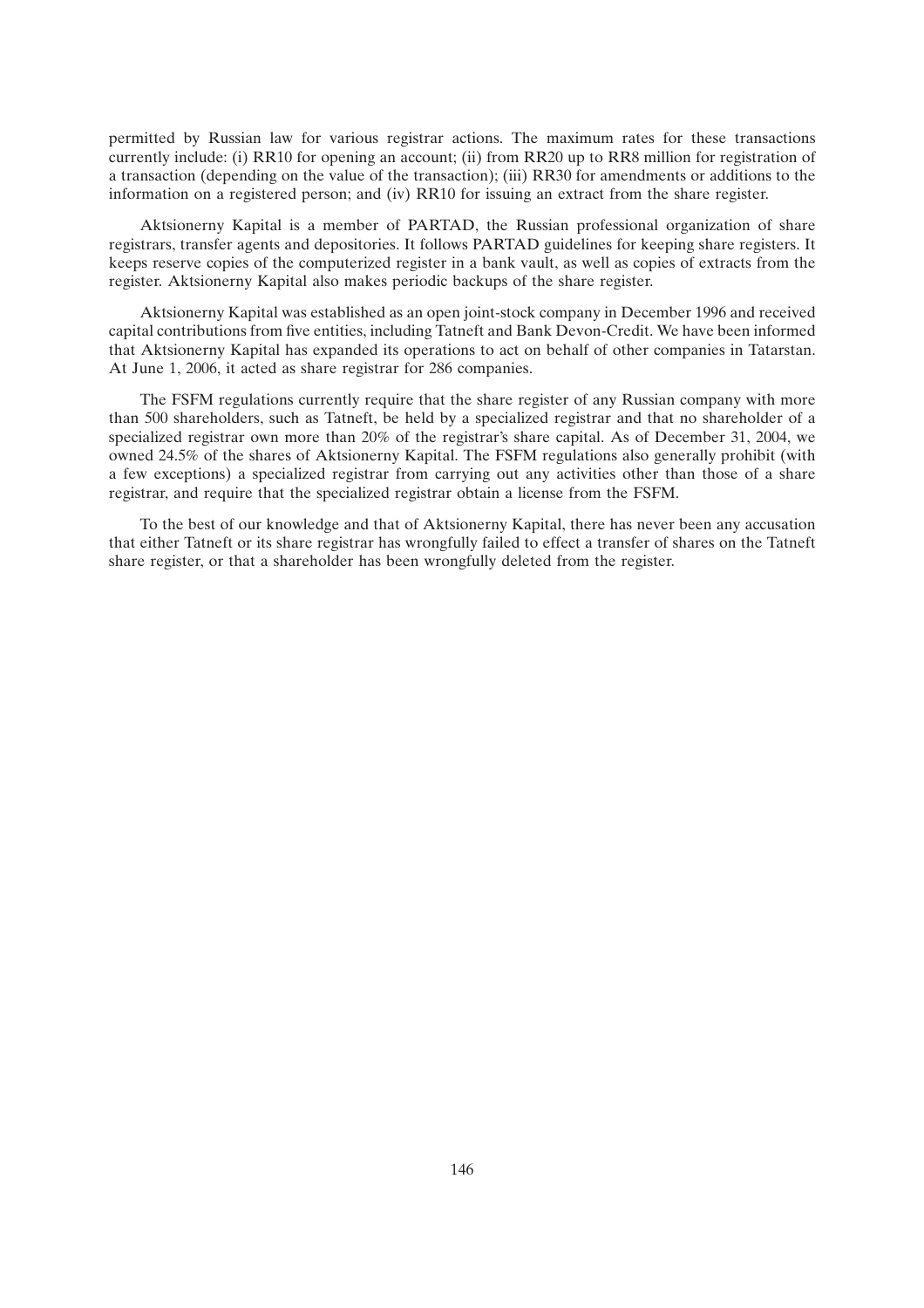permitted by Russian law for various registrar actions. The maximum rates for these transactions currently include: (i) RR10 for opening an account; (ii) from RR20 up to RR8 million for registration of a transaction (depending on the value of the transaction); (iii) RR30 for amendments or additions to the information on a registered person; and (iv) RR10 for issuing an extract from the share register.

Aktsionerny Kapital is a member of PARTAD, the Russian professional organization of share registrars, transfer agents and depositories. It follows PARTAD guidelines for keeping share registers. It keeps reserve copies of the computerized register in a bank vault, as well as copies of extracts from the register. Aktsionerny Kapital also makes periodic backups of the share register.

Aktsionerny Kapital was established as an open joint-stock company in December 1996 and received capital contributions from five entities, including Tatneft and Bank Devon-Credit. We have been informed that Aktsionerny Kapital has expanded its operations to act on behalf of other companies in Tatarstan. At June 1, 2006, it acted as share registrar for 286 companies.

The FSFM regulations currently require that the share register of any Russian company with more than 500 shareholders, such as Tatneft, be held by a specialized registrar and that no shareholder of a specialized registrar own more than 20% of the registrar's share capital. As of December 31, 2004, we owned 24.5% of the shares of Aktsionerny Kapital. The FSFM regulations also generally prohibit (with a few exceptions) a specialized registrar from carrying out any activities other than those of a share registrar, and require that the specialized registrar obtain a license from the FSFM.

To the best of our knowledge and that of Aktsionerny Kapital, there has never been any accusation that either Tatneft or its share registrar has wrongfully failed to effect a transfer of shares on the Tatneft share register, or that a shareholder has been wrongfully deleted from the register.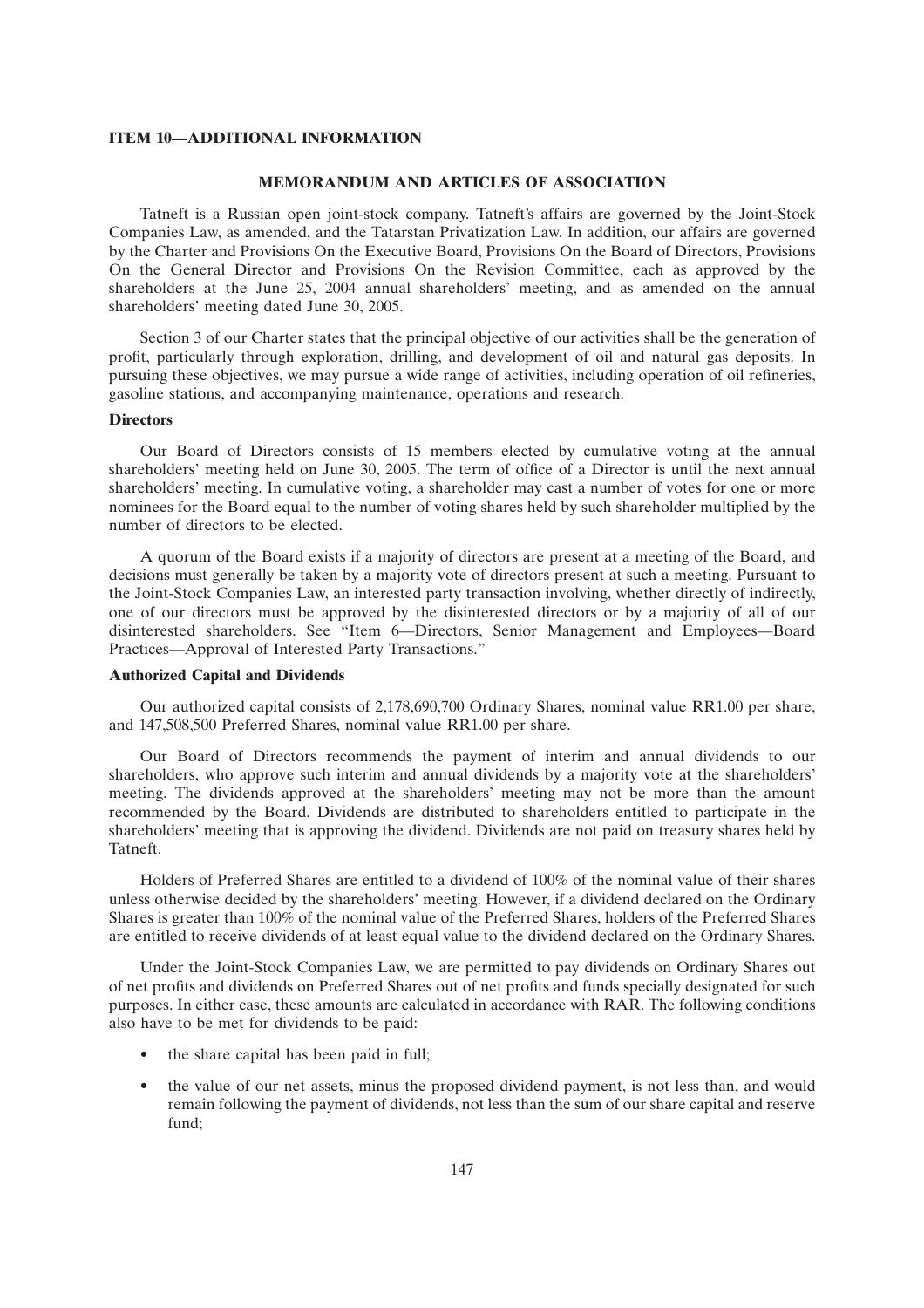## ITEM 10—ADDITIONAL INFORMATION

### MEMORANDUM AND ARTICLES OF ASSOCIATION

Tatneft is a Russian open joint-stock company. Tatneft's affairs are governed by the Joint-Stock Companies Law, as amended, and the Tatarstan Privatization Law. In addition, our affairs are governed by the Charter and Provisions On the Executive Board, Provisions On the Board of Directors, Provisions On the General Director and Provisions On the Revision Committee, each as approved by the shareholders at the June 25, 2004 annual shareholders' meeting, and as amended on the annual shareholders' meeting dated June 30, 2005.

Section 3 of our Charter states that the principal objective of our activities shall be the generation of profit, particularly through exploration, drilling, and development of oil and natural gas deposits. In pursuing these objectives, we may pursue a wide range of activities, including operation of oil refineries, gasoline stations, and accompanying maintenance, operations and research.

**Directors**

Our Board of Directors consists of 15 members elected by cumulative voting at the annual shareholders' meeting held on June 30, 2005. The term of office of a Director is until the next annual shareholders' meeting. In cumulative voting, a shareholder may cast a number of votes for one or more nominees for the Board equal to the number of voting shares held by such shareholder multiplied by the number of directors to be elected.

A quorum of the Board exists if a majority of directors are present at a meeting of the Board, and decisions must generally be taken by a majority vote of directors present at such a meeting. Pursuant to the Joint-Stock Companies Law, an interested party transaction involving, whether directly of indirectly, one of our directors must be approved by the disinterested directors or by a majority of all of our disinterested shareholders. See "Item 6—Directors, Senior Management and Employees—Board Practices—Approval of Interested Party Transactions."

**Authorized Capital and Dividends**

Our authorized capital consists of 2,178,690,700 Ordinary Shares, nominal value RR1.00 per share, and 147,508,500 Preferred Shares, nominal value RR1.00 per share.

Our Board of Directors recommends the payment of interim and annual dividends to our shareholders, who approve such interim and annual dividends by a majority vote at the shareholders' meeting. The dividends approved at the shareholders' meeting may not be more than the amount recommended by the Board. Dividends are distributed to shareholders entitled to participate in the shareholders' meeting that is approving the dividend. Dividends are not paid on treasury shares held by Tatneft.

Holders of Preferred Shares are entitled to a dividend of 100% of the nominal value of their shares unless otherwise decided by the shareholders' meeting. However, if a dividend declared on the Ordinary Shares is greater than 100% of the nominal value of the Preferred Shares, holders of the Preferred Shares are entitled to receive dividends of at least equal value to the dividend declared on the Ordinary Shares.

Under the Joint-Stock Companies Law, we are permitted to pay dividends on Ordinary Shares out of net profits and dividends on Preferred Shares out of net profits and funds specially designated for such purposes. In either case, these amounts are calculated in accordance with RAR. The following conditions also have to be met for dividends to be paid:

- the share capital has been paid in full;
- the value of our net assets, minus the proposed dividend payment, is not less than, and would remain following the payment of dividends, not less than the sum of our share capital and reserve fund;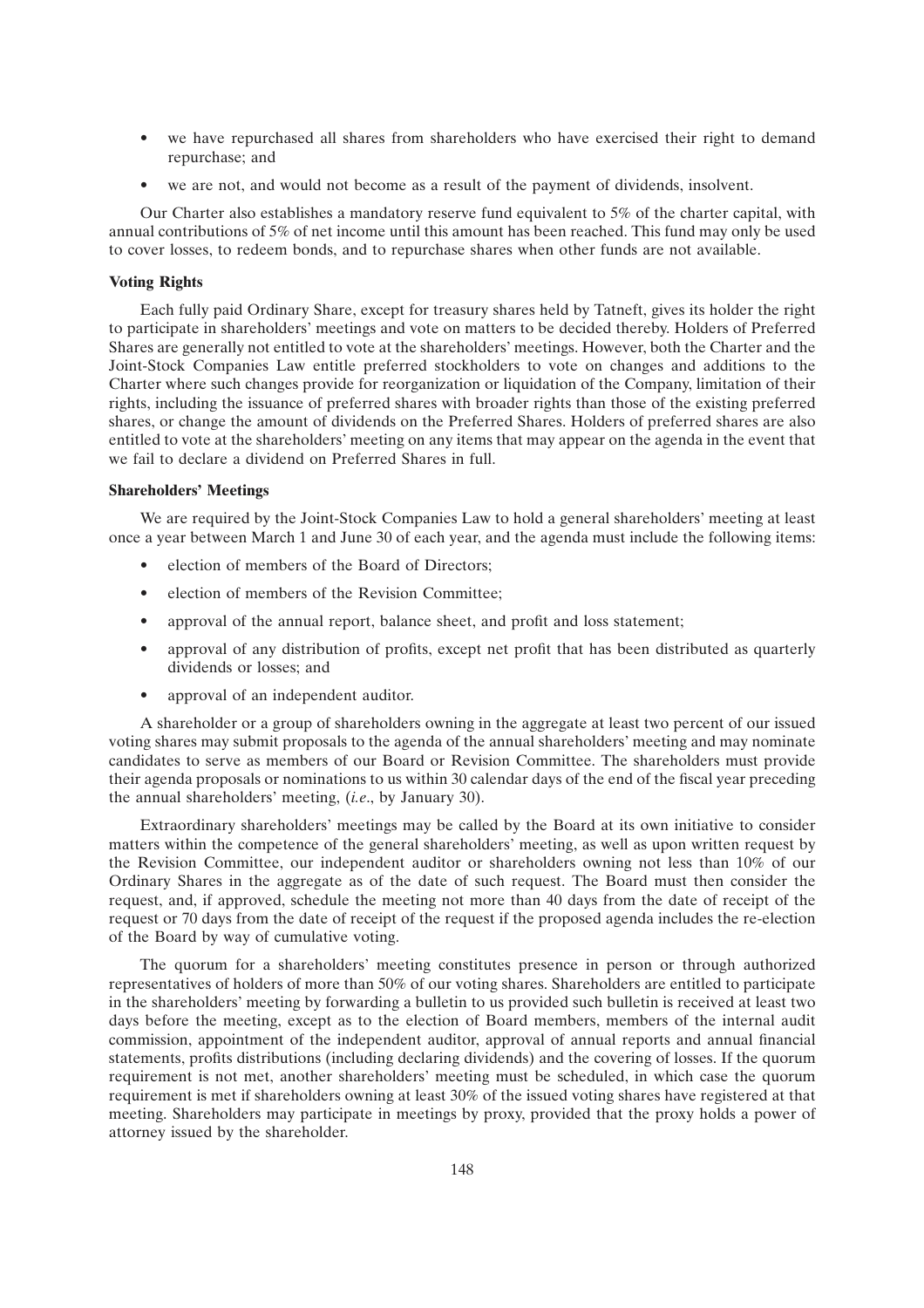- we have repurchased all shares from shareholders who have exercised their right to demand repurchase; and
- we are not, and would not become as a result of the payment of dividends, insolvent.

Our Charter also establishes a mandatory reserve fund equivalent to 5% of the charter capital, with annual contributions of 5% of net income until this amount has been reached. This fund may only be used to cover losses, to redeem bonds, and to repurchase shares when other funds are not available.

**Voting Rights**

Each fully paid Ordinary Share, except for treasury shares held by Tatneft, gives its holder the right to participate in shareholders' meetings and vote on matters to be decided thereby. Holders of Preferred Shares are generally not entitled to vote at the shareholders' meetings. However, both the Charter and the Joint-Stock Companies Law entitle preferred stockholders to vote on changes and additions to the Charter where such changes provide for reorganization or liquidation of the Company, limitation of their rights, including the issuance of preferred shares with broader rights than those of the existing preferred shares, or change the amount of dividends on the Preferred Shares. Holders of preferred shares are also entitled to vote at the shareholders' meeting on any items that may appear on the agenda in the event that we fail to declare a dividend on Preferred Shares in full.

**Shareholders' Meetings**

We are required by the Joint-Stock Companies Law to hold a general shareholders' meeting at least once a year between March 1 and June 30 of each year, and the agenda must include the following items:

- election of members of the Board of Directors;
- election of members of the Revision Committee;
- approval of the annual report, balance sheet, and profit and loss statement;
- approval of any distribution of profits, except net profit that has been distributed as quarterly dividends or losses; and
- approval of an independent auditor.

A shareholder or a group of shareholders owning in the aggregate at least two percent of our issued voting shares may submit proposals to the agenda of the annual shareholders' meeting and may nominate candidates to serve as members of our Board or Revision Committee. The shareholders must provide their agenda proposals or nominations to us within 30 calendar days of the end of the fiscal year preceding the annual shareholders' meeting, (*i.e*., by January 30).

Extraordinary shareholders' meetings may be called by the Board at its own initiative to consider matters within the competence of the general shareholders' meeting, as well as upon written request by the Revision Committee, our independent auditor or shareholders owning not less than 10% of our Ordinary Shares in the aggregate as of the date of such request. The Board must then consider the request, and, if approved, schedule the meeting not more than 40 days from the date of receipt of the request or 70 days from the date of receipt of the request if the proposed agenda includes the re-election of the Board by way of cumulative voting.

The quorum for a shareholders' meeting constitutes presence in person or through authorized representatives of holders of more than 50% of our voting shares. Shareholders are entitled to participate in the shareholders' meeting by forwarding a bulletin to us provided such bulletin is received at least two days before the meeting, except as to the election of Board members, members of the internal audit commission, appointment of the independent auditor, approval of annual reports and annual financial statements, profits distributions (including declaring dividends) and the covering of losses. If the quorum requirement is not met, another shareholders' meeting must be scheduled, in which case the quorum requirement is met if shareholders owning at least 30% of the issued voting shares have registered at that meeting. Shareholders may participate in meetings by proxy, provided that the proxy holds a power of attorney issued by the shareholder.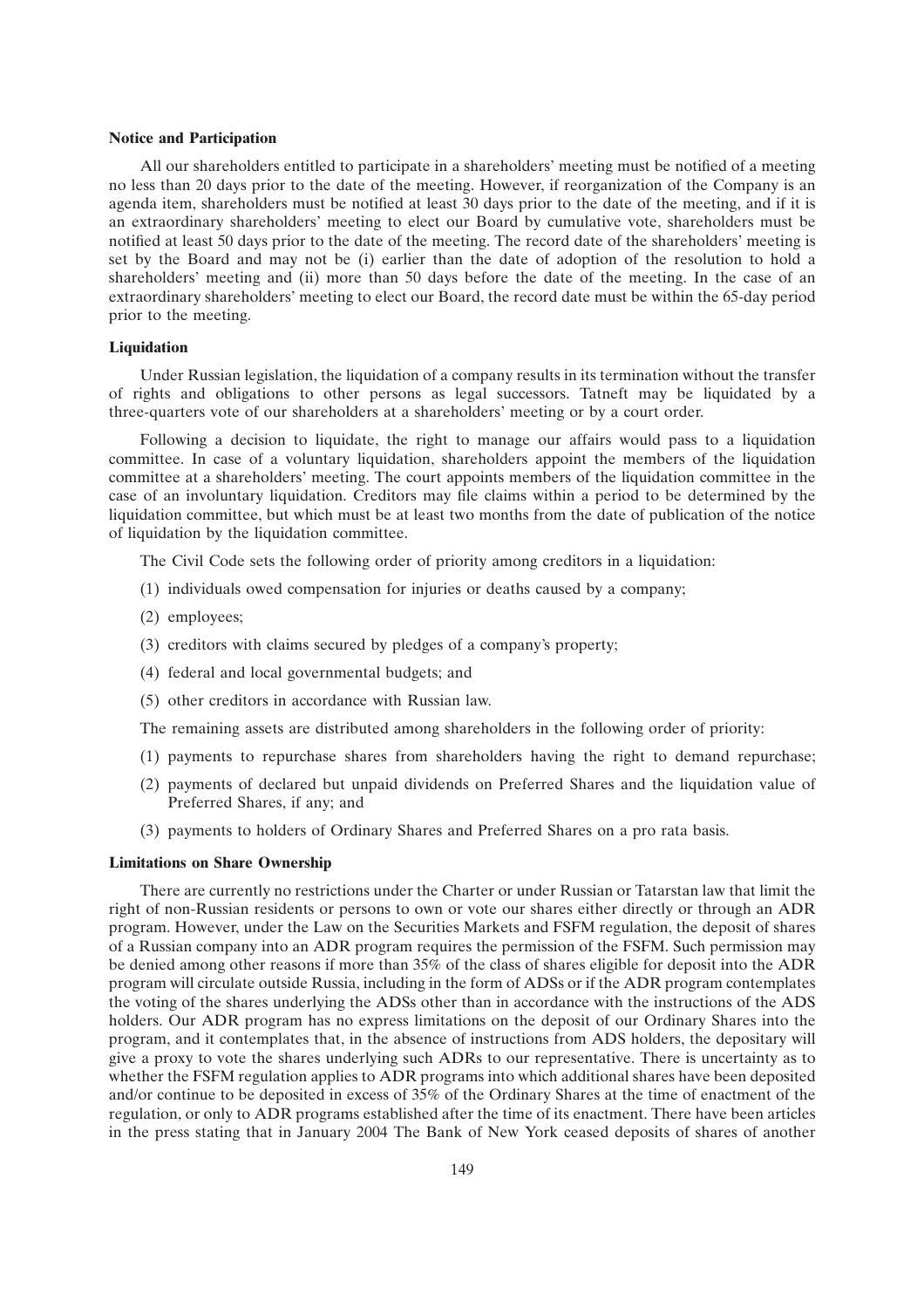### Notice and Participation

All our shareholders entitled to participate in a shareholders' meeting must be notified of a meeting no less than 20 days prior to the date of the meeting. However, if reorganization of the Company is an agenda item, shareholders must be notified at least 30 days prior to the date of the meeting, and if it is an extraordinary shareholders' meeting to elect our Board by cumulative vote, shareholders must be notified at least 50 days prior to the date of the meeting. The record date of the shareholders' meeting is set by the Board and may not be (i) earlier than the date of adoption of the resolution to hold a shareholders' meeting and (ii) more than 50 days before the date of the meeting. In the case of an extraordinary shareholders' meeting to elect our Board, the record date must be within the 65-day period prior to the meeting.

### Liquidation

Under Russian legislation, the liquidation of a company results in its termination without the transfer of rights and obligations to other persons as legal successors. Tatneft may be liquidated by a three-quarters vote of our shareholders at a shareholders' meeting or by a court order.

Following a decision to liquidate, the right to manage our affairs would pass to a liquidation committee. In case of a voluntary liquidation, shareholders appoint the members of the liquidation committee at a shareholders' meeting. The court appoints members of the liquidation committee in the case of an involuntary liquidation. Creditors may file claims within a period to be determined by the liquidation committee, but which must be at least two months from the date of publication of the notice of liquidation by the liquidation committee.

The Civil Code sets the following order of priority among creditors in a liquidation:

(1) individuals owed compensation for injuries or deaths caused by a company;

(2) employees;

(3) creditors with claims secured by pledges of a company's property;

(4) federal and local governmental budgets; and

(5) other creditors in accordance with Russian law.

The remaining assets are distributed among shareholders in the following order of priority:

(1) payments to repurchase shares from shareholders having the right to demand repurchase;

(2) payments of declared but unpaid dividends on Preferred Shares and the liquidation value of Preferred Shares, if any; and

(3) payments to holders of Ordinary Shares and Preferred Shares on a pro rata basis.

### Limitations on Share Ownership

There are currently no restrictions under the Charter or under Russian or Tatarstan law that limit the right of non-Russian residents or persons to own or vote our shares either directly or through an ADR program. However, under the Law on the Securities Markets and FSFM regulation, the deposit of shares of a Russian company into an ADR program requires the permission of the FSFM. Such permission may be denied among other reasons if more than 35% of the class of shares eligible for deposit into the ADR program will circulate outside Russia, including in the form of ADSs or if the ADR program contemplates the voting of the shares underlying the ADSs other than in accordance with the instructions of the ADS holders. Our ADR program has no express limitations on the deposit of our Ordinary Shares into the program, and it contemplates that, in the absence of instructions from ADS holders, the depositary will give a proxy to vote the shares underlying such ADRs to our representative. There is uncertainty as to whether the FSFM regulation applies to ADR programs into which additional shares have been deposited and/or continue to be deposited in excess of 35% of the Ordinary Shares at the time of enactment of the regulation, or only to ADR programs established after the time of its enactment. There have been articles in the press stating that in January 2004 The Bank of New York ceased deposits of shares of another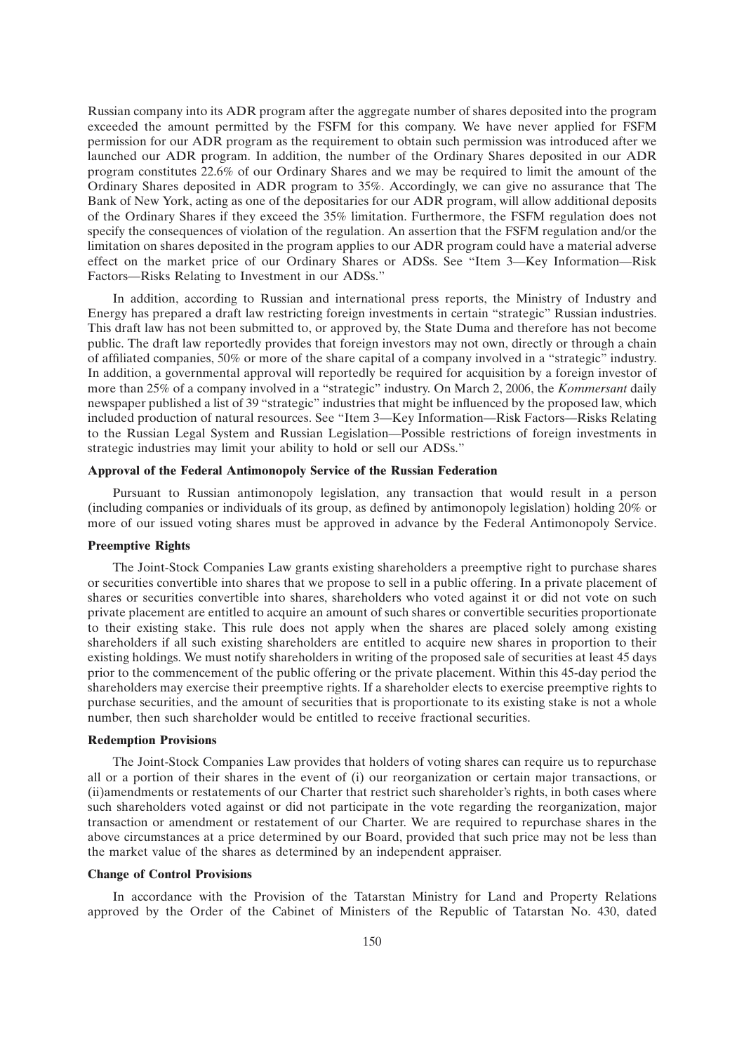Russian company into its ADR program after the aggregate number of shares deposited into the program exceeded the amount permitted by the FSFM for this company. We have never applied for FSFM permission for our ADR program as the requirement to obtain such permission was introduced after we launched our ADR program. In addition, the number of the Ordinary Shares deposited in our ADR program constitutes 22.6% of our Ordinary Shares and we may be required to limit the amount of the Ordinary Shares deposited in ADR program to 35%. Accordingly, we can give no assurance that The Bank of New York, acting as one of the depositaries for our ADR program, will allow additional deposits of the Ordinary Shares if they exceed the 35% limitation. Furthermore, the FSFM regulation does not specify the consequences of violation of the regulation. An assertion that the FSFM regulation and/or the limitation on shares deposited in the program applies to our ADR program could have a material adverse effect on the market price of our Ordinary Shares or ADSs. See "Item 3—Key Information—Risk Factors—Risks Relating to Investment in our ADSs."

In addition, according to Russian and international press reports, the Ministry of Industry and Energy has prepared a draft law restricting foreign investments in certain "strategic" Russian industries. This draft law has not been submitted to, or approved by, the State Duma and therefore has not become public. The draft law reportedly provides that foreign investors may not own, directly or through a chain of affiliated companies, 50% or more of the share capital of a company involved in a "strategic" industry. In addition, a governmental approval will reportedly be required for acquisition by a foreign investor of more than 25% of a company involved in a "strategic" industry. On March 2, 2006, the *Kommersant* daily newspaper published a list of 39 "strategic" industries that might be influenced by the proposed law, which included production of natural resources. See "Item 3—Key Information—Risk Factors—Risks Relating to the Russian Legal System and Russian Legislation—Possible restrictions of foreign investments in strategic industries may limit your ability to hold or sell our ADSs."

**Approval of the Federal Antimonopoly Service of the Russian Federation**

Pursuant to Russian antimonopoly legislation, any transaction that would result in a person (including companies or individuals of its group, as defined by antimonopoly legislation) holding 20% or more of our issued voting shares must be approved in advance by the Federal Antimonopoly Service.

**Preemptive Rights**

The Joint-Stock Companies Law grants existing shareholders a preemptive right to purchase shares or securities convertible into shares that we propose to sell in a public offering. In a private placement of shares or securities convertible into shares, shareholders who voted against it or did not vote on such private placement are entitled to acquire an amount of such shares or convertible securities proportionate to their existing stake. This rule does not apply when the shares are placed solely among existing shareholders if all such existing shareholders are entitled to acquire new shares in proportion to their existing holdings. We must notify shareholders in writing of the proposed sale of securities at least 45 days prior to the commencement of the public offering or the private placement. Within this 45-day period the shareholders may exercise their preemptive rights. If a shareholder elects to exercise preemptive rights to purchase securities, and the amount of securities that is proportionate to its existing stake is not a whole number, then such shareholder would be entitled to receive fractional securities.

**Redemption Provisions**

The Joint-Stock Companies Law provides that holders of voting shares can require us to repurchase all or a portion of their shares in the event of (i) our reorganization or certain major transactions, or (ii)amendments or restatements of our Charter that restrict such shareholder's rights, in both cases where such shareholders voted against or did not participate in the vote regarding the reorganization, major transaction or amendment or restatement of our Charter. We are required to repurchase shares in the above circumstances at a price determined by our Board, provided that such price may not be less than the market value of the shares as determined by an independent appraiser.

**Change of Control Provisions**

In accordance with the Provision of the Tatarstan Ministry for Land and Property Relations approved by the Order of the Cabinet of Ministers of the Republic of Tatarstan No. 430, dated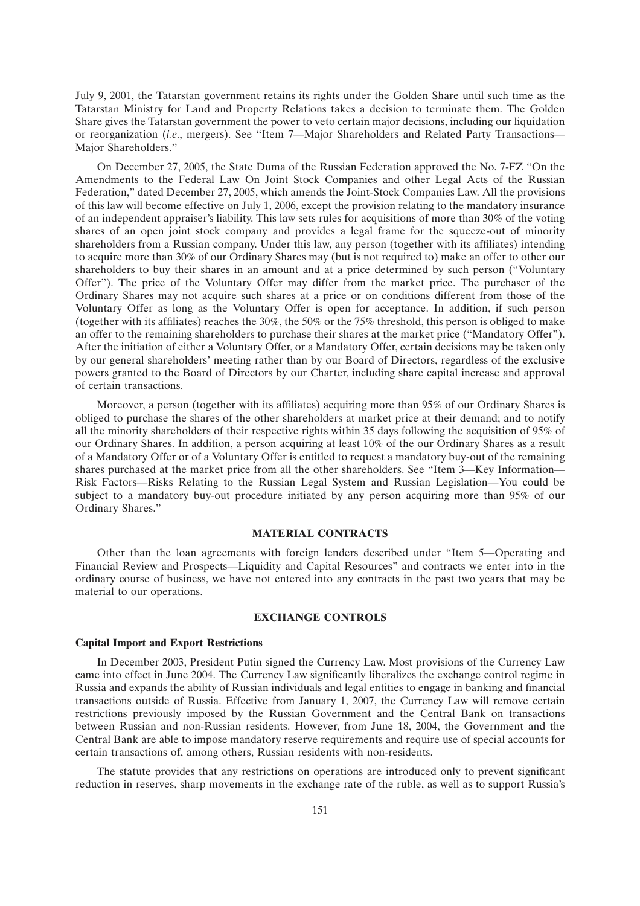July 9, 2001, the Tatarstan government retains its rights under the Golden Share until such time as the Tatarstan Ministry for Land and Property Relations takes a decision to terminate them. The Golden Share gives the Tatarstan government the power to veto certain major decisions, including our liquidation or reorganization (*i.e.*, mergers). See "Item 7—Major Shareholders and Related Party Transactions—Major Shareholders."

On December 27, 2005, the State Duma of the Russian Federation approved the No. 7-FZ "On the Amendments to the Federal Law On Joint Stock Companies and other Legal Acts of the Russian Federation," dated December 27, 2005, which amends the Joint-Stock Companies Law. All the provisions of this law will become effective on July 1, 2006, except the provision relating to the mandatory insurance of an independent appraiser's liability. This law sets rules for acquisitions of more than 30% of the voting shares of an open joint stock company and provides a legal frame for the squeeze-out of minority shareholders from a Russian company. Under this law, any person (together with its affiliates) intending to acquire more than 30% of our Ordinary Shares may (but is not required to) make an offer to other our shareholders to buy their shares in an amount and at a price determined by such person ("Voluntary Offer"). The price of the Voluntary Offer may differ from the market price. The purchaser of the Ordinary Shares may not acquire such shares at a price or on conditions different from those of the Voluntary Offer as long as the Voluntary Offer is open for acceptance. In addition, if such person (together with its affiliates) reaches the 30%, the 50% or the 75% threshold, this person is obliged to make an offer to the remaining shareholders to purchase their shares at the market price ("Mandatory Offer"). After the initiation of either a Voluntary Offer, or a Mandatory Offer, certain decisions may be taken only by our general shareholders' meeting rather than by our Board of Directors, regardless of the exclusive powers granted to the Board of Directors by our Charter, including share capital increase and approval of certain transactions.

Moreover, a person (together with its affiliates) acquiring more than 95% of our Ordinary Shares is obliged to purchase the shares of the other shareholders at market price at their demand; and to notify all the minority shareholders of their respective rights within 35 days following the acquisition of 95% of our Ordinary Shares. In addition, a person acquiring at least 10% of the our Ordinary Shares as a result of a Mandatory Offer or of a Voluntary Offer is entitled to request a mandatory buy-out of the remaining shares purchased at the market price from all the other shareholders. See "Item 3—Key Information—Risk Factors—Risks Relating to the Russian Legal System and Russian Legislation—You could be subject to a mandatory buy-out procedure initiated by any person acquiring more than 95% of our Ordinary Shares."

## MATERIAL CONTRACTS

Other than the loan agreements with foreign lenders described under "Item 5—Operating and Financial Review and Prospects—Liquidity and Capital Resources" and contracts we enter into in the ordinary course of business, we have not entered into any contracts in the past two years that may be material to our operations.

## EXCHANGE CONTROLS

### Capital Import and Export Restrictions

In December 2003, President Putin signed the Currency Law. Most provisions of the Currency Law came into effect in June 2004. The Currency Law significantly liberalizes the exchange control regime in Russia and expands the ability of Russian individuals and legal entities to engage in banking and financial transactions outside of Russia. Effective from January 1, 2007, the Currency Law will remove certain restrictions previously imposed by the Russian Government and the Central Bank on transactions between Russian and non-Russian residents. However, from June 18, 2004, the Government and the Central Bank are able to impose mandatory reserve requirements and require use of special accounts for certain transactions of, among others, Russian residents with non-residents.

The statute provides that any restrictions on operations are introduced only to prevent significant reduction in reserves, sharp movements in the exchange rate of the ruble, as well as to support Russia's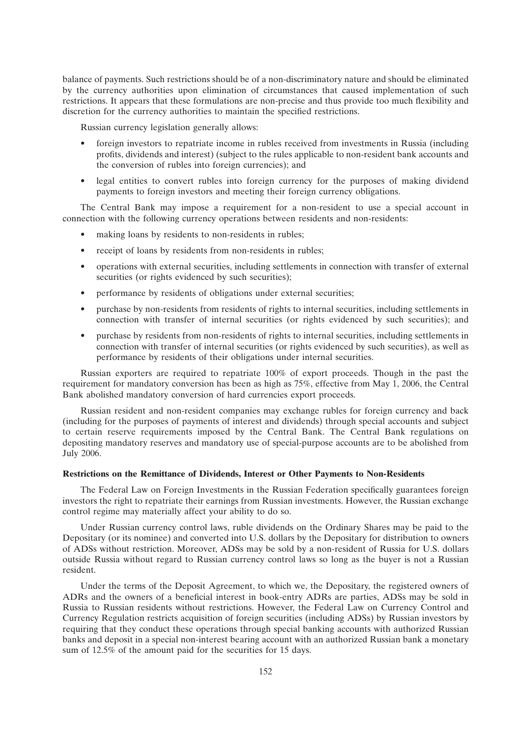balance of payments. Such restrictions should be of a non-discriminatory nature and should be eliminated by the currency authorities upon elimination of circumstances that caused implementation of such restrictions. It appears that these formulations are non-precise and thus provide too much flexibility and discretion for the currency authorities to maintain the specified restrictions.

Russian currency legislation generally allows:

- foreign investors to repatriate income in rubles received from investments in Russia (including profits, dividends and interest) (subject to the rules applicable to non-resident bank accounts and the conversion of rubles into foreign currencies); and
- legal entities to convert rubles into foreign currency for the purposes of making dividend payments to foreign investors and meeting their foreign currency obligations.

The Central Bank may impose a requirement for a non-resident to use a special account in connection with the following currency operations between residents and non-residents:

- making loans by residents to non-residents in rubles;
- receipt of loans by residents from non-residents in rubles;
- operations with external securities, including settlements in connection with transfer of external securities (or rights evidenced by such securities);
- performance by residents of obligations under external securities;
- purchase by non-residents from residents of rights to internal securities, including settlements in connection with transfer of internal securities (or rights evidenced by such securities); and
- purchase by residents from non-residents of rights to internal securities, including settlements in connection with transfer of internal securities (or rights evidenced by such securities), as well as performance by residents of their obligations under internal securities.

Russian exporters are required to repatriate 100% of export proceeds. Though in the past the requirement for mandatory conversion has been as high as 75%, effective from May 1, 2006, the Central Bank abolished mandatory conversion of hard currencies export proceeds.

Russian resident and non-resident companies may exchange rubles for foreign currency and back (including for the purposes of payments of interest and dividends) through special accounts and subject to certain reserve requirements imposed by the Central Bank. The Central Bank regulations on depositing mandatory reserves and mandatory use of special-purpose accounts are to be abolished from July 2006.

**Restrictions on the Remittance of Dividends, Interest or Other Payments to Non-Residents**

The Federal Law on Foreign Investments in the Russian Federation specifically guarantees foreign investors the right to repatriate their earnings from Russian investments. However, the Russian exchange control regime may materially affect your ability to do so.

Under Russian currency control laws, ruble dividends on the Ordinary Shares may be paid to the Depositary (or its nominee) and converted into U.S. dollars by the Depositary for distribution to owners of ADSs without restriction. Moreover, ADSs may be sold by a non-resident of Russia for U.S. dollars outside Russia without regard to Russian currency control laws so long as the buyer is not a Russian resident.

Under the terms of the Deposit Agreement, to which we, the Depositary, the registered owners of ADRs and the owners of a beneficial interest in book-entry ADRs are parties, ADSs may be sold in Russia to Russian residents without restrictions. However, the Federal Law on Currency Control and Currency Regulation restricts acquisition of foreign securities (including ADSs) by Russian investors by requiring that they conduct these operations through special banking accounts with authorized Russian banks and deposit in a special non-interest bearing account with an authorized Russian bank a monetary sum of 12.5% of the amount paid for the securities for 15 days.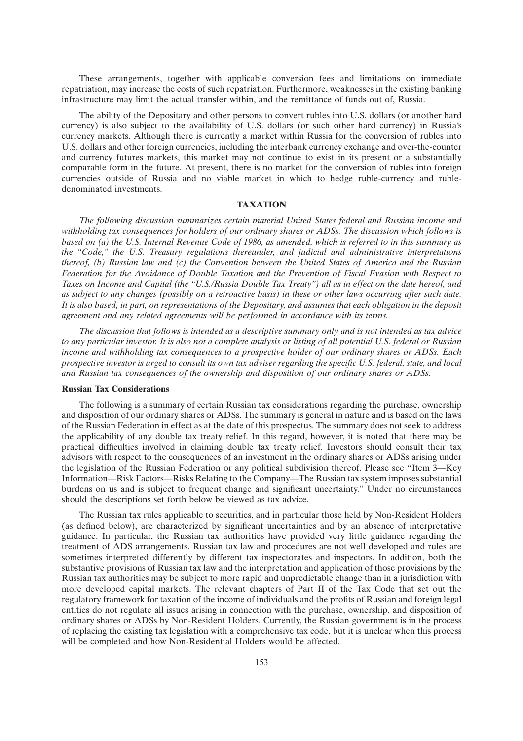These arrangements, together with applicable conversion fees and limitations on immediate repatriation, may increase the costs of such repatriation. Furthermore, weaknesses in the existing banking infrastructure may limit the actual transfer within, and the remittance of funds out of, Russia.

The ability of the Depositary and other persons to convert rubles into U.S. dollars (or another hard currency) is also subject to the availability of U.S. dollars (or such other hard currency) in Russia's currency markets. Although there is currently a market within Russia for the conversion of rubles into U.S. dollars and other foreign currencies, including the interbank currency exchange and over-the-counter and currency futures markets, this market may not continue to exist in its present or a substantially comparable form in the future. At present, there is no market for the conversion of rubles into foreign currencies outside of Russia and no viable market in which to hedge ruble-currency and ruble-denominated investments.

## TAXATION

*The following discussion summarizes certain material United States federal and Russian income and withholding tax consequences for holders of our ordinary shares or ADSs. The discussion which follows is based on (a) the U.S. Internal Revenue Code of 1986, as amended, which is referred to in this summary as the "Code," the U.S. Treasury regulations thereunder, and judicial and administrative interpretations thereof, (b) Russian law and (c) the Convention between the United States of America and the Russian Federation for the Avoidance of Double Taxation and the Prevention of Fiscal Evasion with Respect to Taxes on Income and Capital (the "U.S./Russia Double Tax Treaty") all as in effect on the date hereof, and as subject to any changes (possibly on a retroactive basis) in these or other laws occurring after such date. It is also based, in part, on representations of the Depositary, and assumes that each obligation in the deposit agreement and any related agreements will be performed in accordance with its terms.*

*The discussion that follows is intended as a descriptive summary only and is not intended as tax advice to any particular investor. It is also not a complete analysis or listing of all potential U.S. federal or Russian income and withholding tax consequences to a prospective holder of our ordinary shares or ADSs. Each prospective investor is urged to consult its own tax adviser regarding the specific U.S. federal, state, and local and Russian tax consequences of the ownership and disposition of our ordinary shares or ADSs.*

### Russian Tax Considerations

The following is a summary of certain Russian tax considerations regarding the purchase, ownership and disposition of our ordinary shares or ADSs. The summary is general in nature and is based on the laws of the Russian Federation in effect as at the date of this prospectus. The summary does not seek to address the applicability of any double tax treaty relief. In this regard, however, it is noted that there may be practical difficulties involved in claiming double tax treaty relief. Investors should consult their tax advisors with respect to the consequences of an investment in the ordinary shares or ADSs arising under the legislation of the Russian Federation or any political subdivision thereof. Please see "Item 3—Key Information—Risk Factors—Risks Relating to the Company—The Russian tax system imposes substantial burdens on us and is subject to frequent change and significant uncertainty." Under no circumstances should the descriptions set forth below be viewed as tax advice.

The Russian tax rules applicable to securities, and in particular those held by Non-Resident Holders (as defined below), are characterized by significant uncertainties and by an absence of interpretative guidance. In particular, the Russian tax authorities have provided very little guidance regarding the treatment of ADS arrangements. Russian tax law and procedures are not well developed and rules are sometimes interpreted differently by different tax inspectorates and inspectors. In addition, both the substantive provisions of Russian tax law and the interpretation and application of those provisions by the Russian tax authorities may be subject to more rapid and unpredictable change than in a jurisdiction with more developed capital markets. The relevant chapters of Part II of the Tax Code that set out the regulatory framework for taxation of the income of individuals and the profits of Russian and foreign legal entities do not regulate all issues arising in connection with the purchase, ownership, and disposition of ordinary shares or ADSs by Non-Resident Holders. Currently, the Russian government is in the process of replacing the existing tax legislation with a comprehensive tax code, but it is unclear when this process will be completed and how Non-Residential Holders would be affected.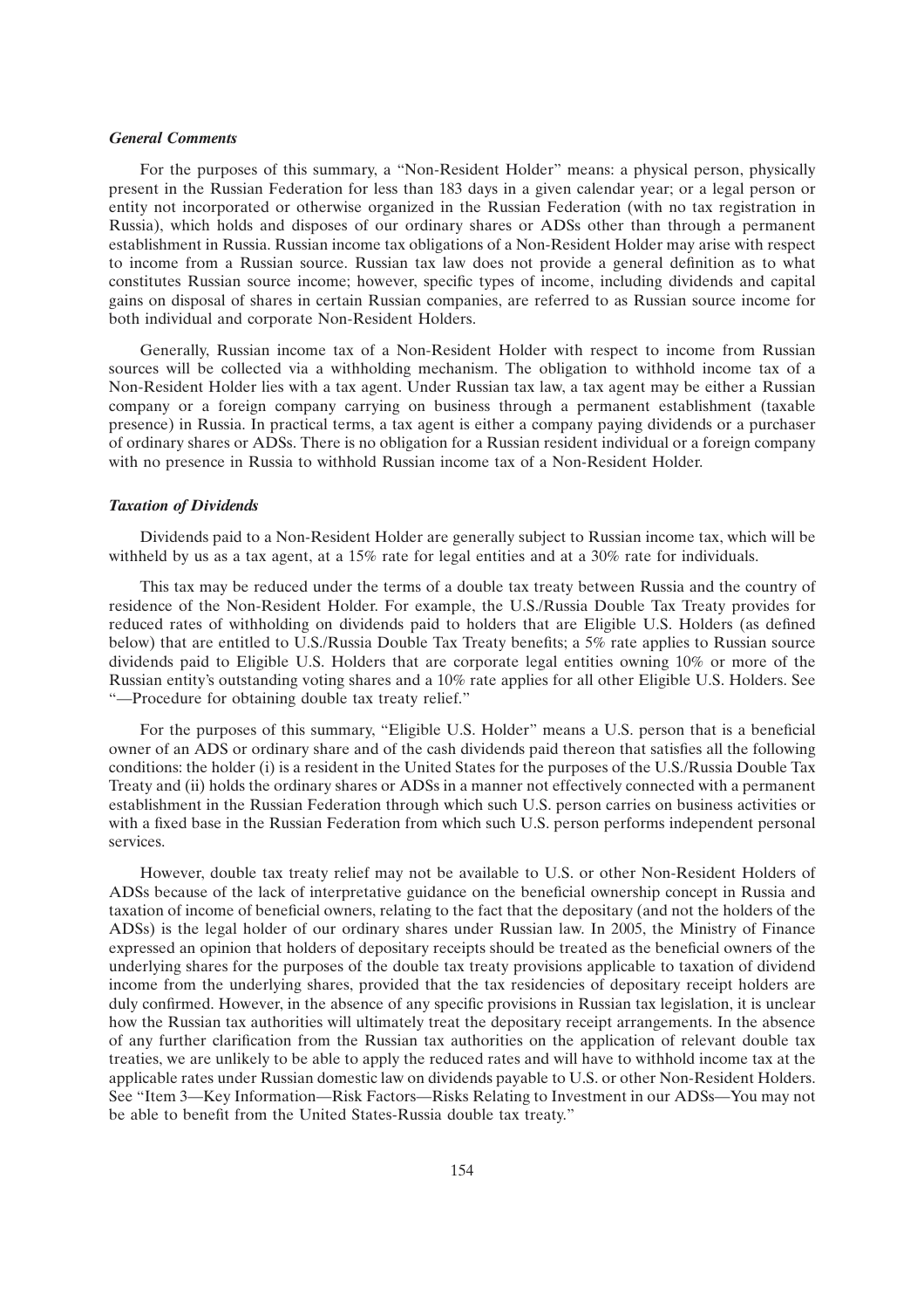### *General Comments*

For the purposes of this summary, a "Non-Resident Holder" means: a physical person, physically present in the Russian Federation for less than 183 days in a given calendar year; or a legal person or entity not incorporated or otherwise organized in the Russian Federation (with no tax registration in Russia), which holds and disposes of our ordinary shares or ADSs other than through a permanent establishment in Russia. Russian income tax obligations of a Non-Resident Holder may arise with respect to income from a Russian source. Russian tax law does not provide a general definition as to what constitutes Russian source income; however, specific types of income, including dividends and capital gains on disposal of shares in certain Russian companies, are referred to as Russian source income for both individual and corporate Non-Resident Holders.

Generally, Russian income tax of a Non-Resident Holder with respect to income from Russian sources will be collected via a withholding mechanism. The obligation to withhold income tax of a Non-Resident Holder lies with a tax agent. Under Russian tax law, a tax agent may be either a Russian company or a foreign company carrying on business through a permanent establishment (taxable presence) in Russia. In practical terms, a tax agent is either a company paying dividends or a purchaser of ordinary shares or ADSs. There is no obligation for a Russian resident individual or a foreign company with no presence in Russia to withhold Russian income tax of a Non-Resident Holder.

### *Taxation of Dividends*

Dividends paid to a Non-Resident Holder are generally subject to Russian income tax, which will be withheld by us as a tax agent, at a 15% rate for legal entities and at a 30% rate for individuals.

This tax may be reduced under the terms of a double tax treaty between Russia and the country of residence of the Non-Resident Holder. For example, the U.S./Russia Double Tax Treaty provides for reduced rates of withholding on dividends paid to holders that are Eligible U.S. Holders (as defined below) that are entitled to U.S./Russia Double Tax Treaty benefits; a 5% rate applies to Russian source dividends paid to Eligible U.S. Holders that are corporate legal entities owning 10% or more of the Russian entity's outstanding voting shares and a 10% rate applies for all other Eligible U.S. Holders. See "—Procedure for obtaining double tax treaty relief."

For the purposes of this summary, "Eligible U.S. Holder" means a U.S. person that is a beneficial owner of an ADS or ordinary share and of the cash dividends paid thereon that satisfies all the following conditions: the holder (i) is a resident in the United States for the purposes of the U.S./Russia Double Tax Treaty and (ii) holds the ordinary shares or ADSs in a manner not effectively connected with a permanent establishment in the Russian Federation through which such U.S. person carries on business activities or with a fixed base in the Russian Federation from which such U.S. person performs independent personal services.

However, double tax treaty relief may not be available to U.S. or other Non-Resident Holders of ADSs because of the lack of interpretative guidance on the beneficial ownership concept in Russia and taxation of income of beneficial owners, relating to the fact that the depositary (and not the holders of the ADSs) is the legal holder of our ordinary shares under Russian law. In 2005, the Ministry of Finance expressed an opinion that holders of depositary receipts should be treated as the beneficial owners of the underlying shares for the purposes of the double tax treaty provisions applicable to taxation of dividend income from the underlying shares, provided that the tax residencies of depositary receipt holders are duly confirmed. However, in the absence of any specific provisions in Russian tax legislation, it is unclear how the Russian tax authorities will ultimately treat the depositary receipt arrangements. In the absence of any further clarification from the Russian tax authorities on the application of relevant double tax treaties, we are unlikely to be able to apply the reduced rates and will have to withhold income tax at the applicable rates under Russian domestic law on dividends payable to U.S. or other Non-Resident Holders. See "Item 3—Key Information—Risk Factors—Risks Relating to Investment in our ADSs—You may not be able to benefit from the United States-Russia double tax treaty."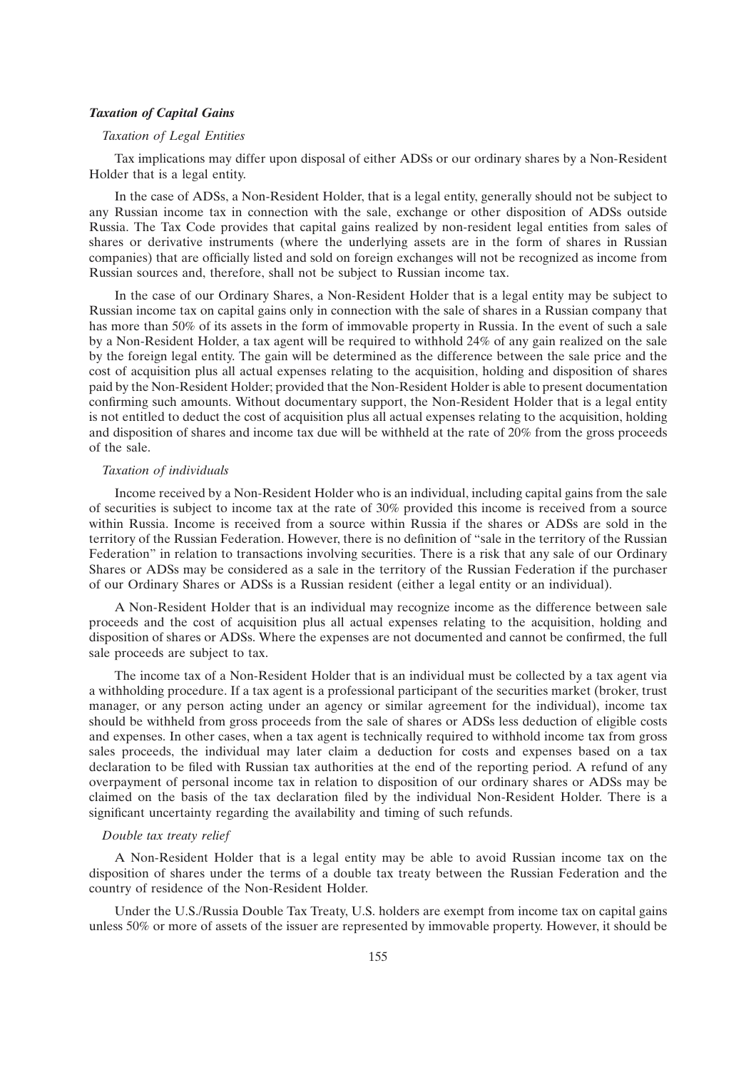### *Taxation of Capital Gains*

#### *Taxation of Legal Entities*

Tax implications may differ upon disposal of either ADSs or our ordinary shares by a Non-Resident Holder that is a legal entity.

In the case of ADSs, a Non-Resident Holder, that is a legal entity, generally should not be subject to any Russian income tax in connection with the sale, exchange or other disposition of ADSs outside Russia. The Tax Code provides that capital gains realized by non-resident legal entities from sales of shares or derivative instruments (where the underlying assets are in the form of shares in Russian companies) that are officially listed and sold on foreign exchanges will not be recognized as income from Russian sources and, therefore, shall not be subject to Russian income tax.

In the case of our Ordinary Shares, a Non-Resident Holder that is a legal entity may be subject to Russian income tax on capital gains only in connection with the sale of shares in a Russian company that has more than 50% of its assets in the form of immovable property in Russia. In the event of such a sale by a Non-Resident Holder, a tax agent will be required to withhold 24% of any gain realized on the sale by the foreign legal entity. The gain will be determined as the difference between the sale price and the cost of acquisition plus all actual expenses relating to the acquisition, holding and disposition of shares paid by the Non-Resident Holder; provided that the Non-Resident Holder is able to present documentation confirming such amounts. Without documentary support, the Non-Resident Holder that is a legal entity is not entitled to deduct the cost of acquisition plus all actual expenses relating to the acquisition, holding and disposition of shares and income tax due will be withheld at the rate of 20% from the gross proceeds of the sale.

#### *Taxation of individuals*

Income received by a Non-Resident Holder who is an individual, including capital gains from the sale of securities is subject to income tax at the rate of 30% provided this income is received from a source within Russia. Income is received from a source within Russia if the shares or ADSs are sold in the territory of the Russian Federation. However, there is no definition of "sale in the territory of the Russian Federation" in relation to transactions involving securities. There is a risk that any sale of our Ordinary Shares or ADSs may be considered as a sale in the territory of the Russian Federation if the purchaser of our Ordinary Shares or ADSs is a Russian resident (either a legal entity or an individual).

A Non-Resident Holder that is an individual may recognize income as the difference between sale proceeds and the cost of acquisition plus all actual expenses relating to the acquisition, holding and disposition of shares or ADSs. Where the expenses are not documented and cannot be confirmed, the full sale proceeds are subject to tax.

The income tax of a Non-Resident Holder that is an individual must be collected by a tax agent via a withholding procedure. If a tax agent is a professional participant of the securities market (broker, trust manager, or any person acting under an agency or similar agreement for the individual), income tax should be withheld from gross proceeds from the sale of shares or ADSs less deduction of eligible costs and expenses. In other cases, when a tax agent is technically required to withhold income tax from gross sales proceeds, the individual may later claim a deduction for costs and expenses based on a tax declaration to be filed with Russian tax authorities at the end of the reporting period. A refund of any overpayment of personal income tax in relation to disposition of our ordinary shares or ADSs may be claimed on the basis of the tax declaration filed by the individual Non-Resident Holder. There is a significant uncertainty regarding the availability and timing of such refunds.

#### *Double tax treaty relief*

A Non-Resident Holder that is a legal entity may be able to avoid Russian income tax on the disposition of shares under the terms of a double tax treaty between the Russian Federation and the country of residence of the Non-Resident Holder.

Under the U.S./Russia Double Tax Treaty, U.S. holders are exempt from income tax on capital gains unless 50% or more of assets of the issuer are represented by immovable property. However, it should be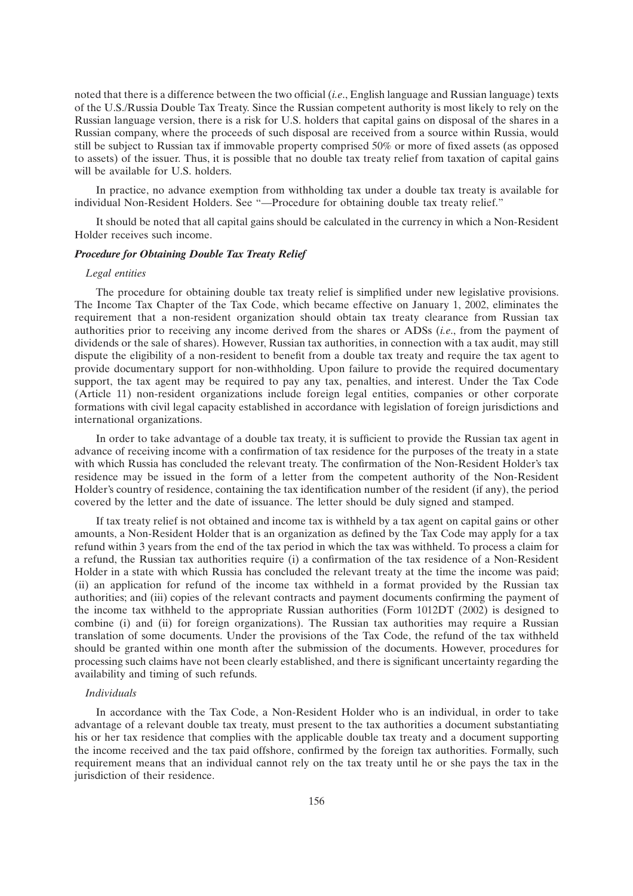noted that there is a difference between the two official (*i.e.*, English language and Russian language) texts of the U.S./Russia Double Tax Treaty. Since the Russian competent authority is most likely to rely on the Russian language version, there is a risk for U.S. holders that capital gains on disposal of the shares in a Russian company, where the proceeds of such disposal are received from a source within Russia, would still be subject to Russian tax if immovable property comprised 50% or more of fixed assets (as opposed to assets) of the issuer. Thus, it is possible that no double tax treaty relief from taxation of capital gains will be available for U.S. holders.

In practice, no advance exemption from withholding tax under a double tax treaty is available for individual Non-Resident Holders. See "—Procedure for obtaining double tax treaty relief."

It should be noted that all capital gains should be calculated in the currency in which a Non-Resident Holder receives such income.

### *Procedure for Obtaining Double Tax Treaty Relief*

#### *Legal entities*

The procedure for obtaining double tax treaty relief is simplified under new legislative provisions. The Income Tax Chapter of the Tax Code, which became effective on January 1, 2002, eliminates the requirement that a non-resident organization should obtain tax treaty clearance from Russian tax authorities prior to receiving any income derived from the shares or ADSs (*i.e.*, from the payment of dividends or the sale of shares). However, Russian tax authorities, in connection with a tax audit, may still dispute the eligibility of a non-resident to benefit from a double tax treaty and require the tax agent to provide documentary support for non-withholding. Upon failure to provide the required documentary support, the tax agent may be required to pay any tax, penalties, and interest. Under the Tax Code (Article 11) non-resident organizations include foreign legal entities, companies or other corporate formations with civil legal capacity established in accordance with legislation of foreign jurisdictions and international organizations.

In order to take advantage of a double tax treaty, it is sufficient to provide the Russian tax agent in advance of receiving income with a confirmation of tax residence for the purposes of the treaty in a state with which Russia has concluded the relevant treaty. The confirmation of the Non-Resident Holder's tax residence may be issued in the form of a letter from the competent authority of the Non-Resident Holder's country of residence, containing the tax identification number of the resident (if any), the period covered by the letter and the date of issuance. The letter should be duly signed and stamped.

If tax treaty relief is not obtained and income tax is withheld by a tax agent on capital gains or other amounts, a Non-Resident Holder that is an organization as defined by the Tax Code may apply for a tax refund within 3 years from the end of the tax period in which the tax was withheld. To process a claim for a refund, the Russian tax authorities require (i) a confirmation of the tax residence of a Non-Resident Holder in a state with which Russia has concluded the relevant treaty at the time the income was paid; (ii) an application for refund of the income tax withheld in a format provided by the Russian tax authorities; and (iii) copies of the relevant contracts and payment documents confirming the payment of the income tax withheld to the appropriate Russian authorities (Form 1012DT (2002) is designed to combine (i) and (ii) for foreign organizations). The Russian tax authorities may require a Russian translation of some documents. Under the provisions of the Tax Code, the refund of the tax withheld should be granted within one month after the submission of the documents. However, procedures for processing such claims have not been clearly established, and there is significant uncertainty regarding the availability and timing of such refunds.

#### *Individuals*

In accordance with the Tax Code, a Non-Resident Holder who is an individual, in order to take advantage of a relevant double tax treaty, must present to the tax authorities a document substantiating his or her tax residence that complies with the applicable double tax treaty and a document supporting the income received and the tax paid offshore, confirmed by the foreign tax authorities. Formally, such requirement means that an individual cannot rely on the tax treaty until he or she pays the tax in the jurisdiction of their residence.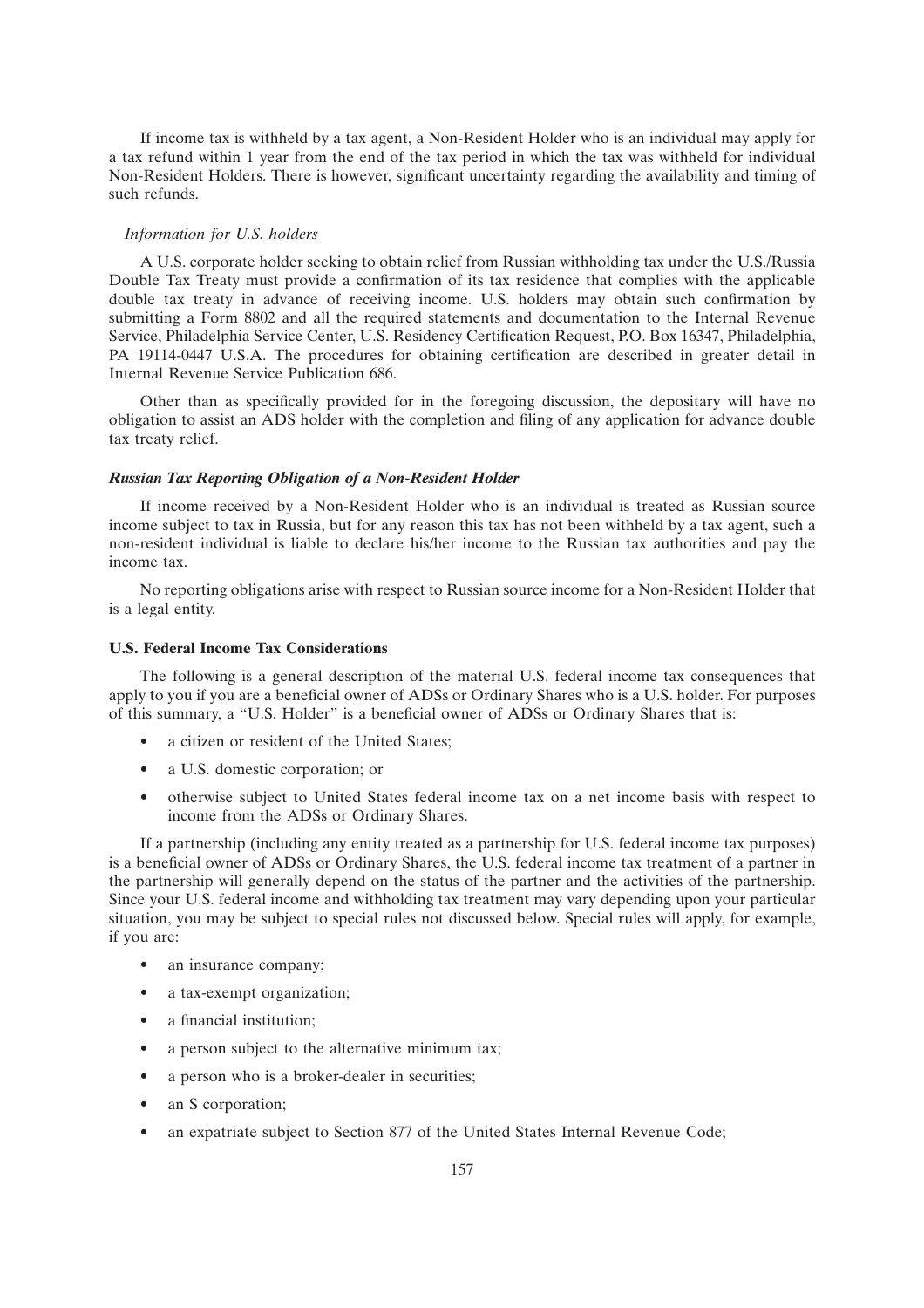If income tax is withheld by a tax agent, a Non-Resident Holder who is an individual may apply for a tax refund within 1 year from the end of the tax period in which the tax was withheld for individual Non-Resident Holders. There is however, significant uncertainty regarding the availability and timing of such refunds.

*Information for U.S. holders*

A U.S. corporate holder seeking to obtain relief from Russian withholding tax under the U.S./Russia Double Tax Treaty must provide a confirmation of its tax residence that complies with the applicable double tax treaty in advance of receiving income. U.S. holders may obtain such confirmation by submitting a Form 8802 and all the required statements and documentation to the Internal Revenue Service, Philadelphia Service Center, U.S. Residency Certification Request, P.O. Box 16347, Philadelphia, PA 19114-0447 U.S.A. The procedures for obtaining certification are described in greater detail in Internal Revenue Service Publication 686.

Other than as specifically provided for in the foregoing discussion, the depositary will have no obligation to assist an ADS holder with the completion and filing of any application for advance double tax treaty relief.

***Russian Tax Reporting Obligation of a Non-Resident Holder***

If income received by a Non-Resident Holder who is an individual is treated as Russian source income subject to tax in Russia, but for any reason this tax has not been withheld by a tax agent, such a non-resident individual is liable to declare his/her income to the Russian tax authorities and pay the income tax.

No reporting obligations arise with respect to Russian source income for a Non-Resident Holder that is a legal entity.

**U.S. Federal Income Tax Considerations**

The following is a general description of the material U.S. federal income tax consequences that apply to you if you are a beneficial owner of ADSs or Ordinary Shares who is a U.S. holder. For purposes of this summary, a "U.S. Holder" is a beneficial owner of ADSs or Ordinary Shares that is:

- a citizen or resident of the United States;
- a U.S. domestic corporation; or
- otherwise subject to United States federal income tax on a net income basis with respect to income from the ADSs or Ordinary Shares.

If a partnership (including any entity treated as a partnership for U.S. federal income tax purposes) is a beneficial owner of ADSs or Ordinary Shares, the U.S. federal income tax treatment of a partner in the partnership will generally depend on the status of the partner and the activities of the partnership. Since your U.S. federal income and withholding tax treatment may vary depending upon your particular situation, you may be subject to special rules not discussed below. Special rules will apply, for example, if you are:

- an insurance company;
- a tax-exempt organization;
- a financial institution;
- a person subject to the alternative minimum tax;
- a person who is a broker-dealer in securities;
- an S corporation;
- an expatriate subject to Section 877 of the United States Internal Revenue Code;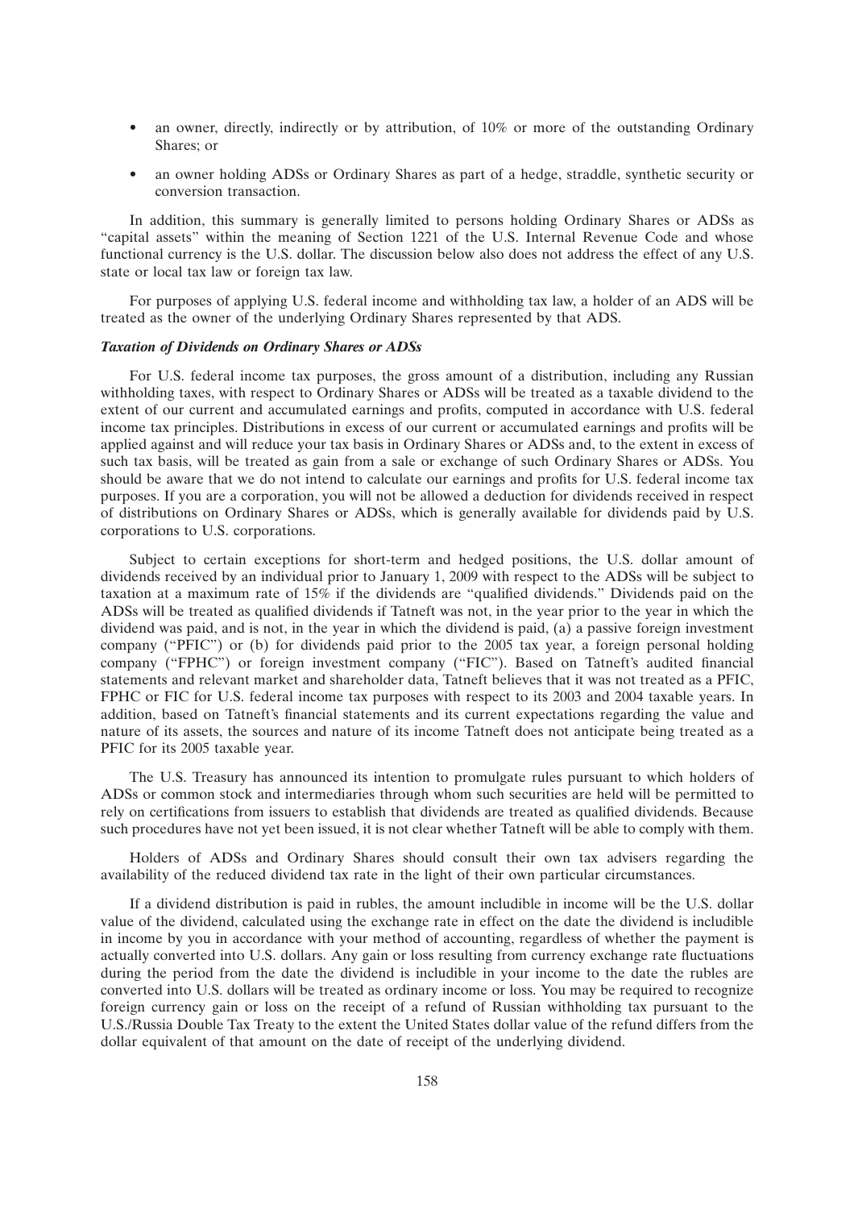- an owner, directly, indirectly or by attribution, of 10% or more of the outstanding Ordinary Shares; or
- an owner holding ADSs or Ordinary Shares as part of a hedge, straddle, synthetic security or conversion transaction.

In addition, this summary is generally limited to persons holding Ordinary Shares or ADSs as "capital assets" within the meaning of Section 1221 of the U.S. Internal Revenue Code and whose functional currency is the U.S. dollar. The discussion below also does not address the effect of any U.S. state or local tax law or foreign tax law.

For purposes of applying U.S. federal income and withholding tax law, a holder of an ADS will be treated as the owner of the underlying Ordinary Shares represented by that ADS.

***Taxation of Dividends on Ordinary Shares or ADSs***

For U.S. federal income tax purposes, the gross amount of a distribution, including any Russian withholding taxes, with respect to Ordinary Shares or ADSs will be treated as a taxable dividend to the extent of our current and accumulated earnings and profits, computed in accordance with U.S. federal income tax principles. Distributions in excess of our current or accumulated earnings and profits will be applied against and will reduce your tax basis in Ordinary Shares or ADSs and, to the extent in excess of such tax basis, will be treated as gain from a sale or exchange of such Ordinary Shares or ADSs. You should be aware that we do not intend to calculate our earnings and profits for U.S. federal income tax purposes. If you are a corporation, you will not be allowed a deduction for dividends received in respect of distributions on Ordinary Shares or ADSs, which is generally available for dividends paid by U.S. corporations to U.S. corporations.

Subject to certain exceptions for short-term and hedged positions, the U.S. dollar amount of dividends received by an individual prior to January 1, 2009 with respect to the ADSs will be subject to taxation at a maximum rate of 15% if the dividends are "qualified dividends." Dividends paid on the ADSs will be treated as qualified dividends if Tatneft was not, in the year prior to the year in which the dividend was paid, and is not, in the year in which the dividend is paid, (a) a passive foreign investment company ("PFIC") or (b) for dividends paid prior to the 2005 tax year, a foreign personal holding company ("FPHC") or foreign investment company ("FIC"). Based on Tatneft's audited financial statements and relevant market and shareholder data, Tatneft believes that it was not treated as a PFIC, FPHC or FIC for U.S. federal income tax purposes with respect to its 2003 and 2004 taxable years. In addition, based on Tatneft's financial statements and its current expectations regarding the value and nature of its assets, the sources and nature of its income Tatneft does not anticipate being treated as a PFIC for its 2005 taxable year.

The U.S. Treasury has announced its intention to promulgate rules pursuant to which holders of ADSs or common stock and intermediaries through whom such securities are held will be permitted to rely on certifications from issuers to establish that dividends are treated as qualified dividends. Because such procedures have not yet been issued, it is not clear whether Tatneft will be able to comply with them.

Holders of ADSs and Ordinary Shares should consult their own tax advisers regarding the availability of the reduced dividend tax rate in the light of their own particular circumstances.

If a dividend distribution is paid in rubles, the amount includible in income will be the U.S. dollar value of the dividend, calculated using the exchange rate in effect on the date the dividend is includible in income by you in accordance with your method of accounting, regardless of whether the payment is actually converted into U.S. dollars. Any gain or loss resulting from currency exchange rate fluctuations during the period from the date the dividend is includible in your income to the date the rubles are converted into U.S. dollars will be treated as ordinary income or loss. You may be required to recognize foreign currency gain or loss on the receipt of a refund of Russian withholding tax pursuant to the U.S./Russia Double Tax Treaty to the extent the United States dollar value of the refund differs from the dollar equivalent of that amount on the date of receipt of the underlying dividend.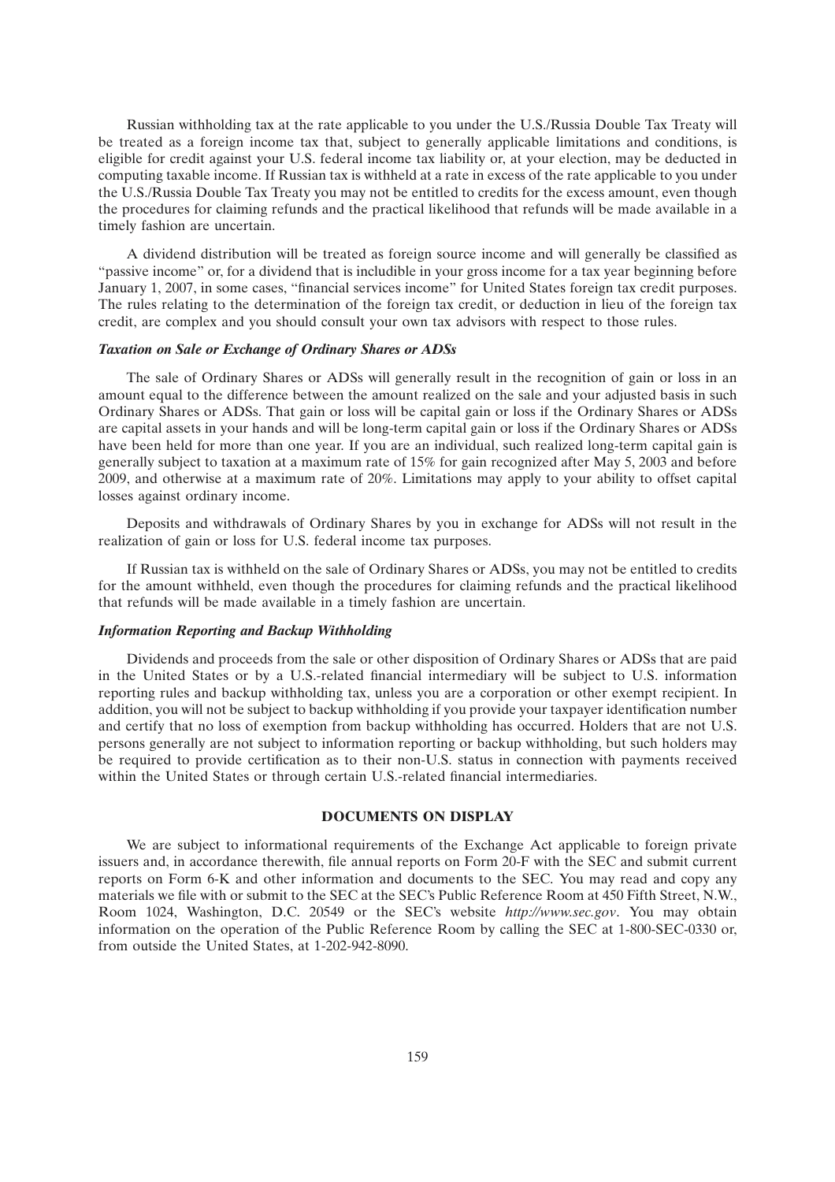Russian withholding tax at the rate applicable to you under the U.S./Russia Double Tax Treaty will be treated as a foreign income tax that, subject to generally applicable limitations and conditions, is eligible for credit against your U.S. federal income tax liability or, at your election, may be deducted in computing taxable income. If Russian tax is withheld at a rate in excess of the rate applicable to you under the U.S./Russia Double Tax Treaty you may not be entitled to credits for the excess amount, even though the procedures for claiming refunds and the practical likelihood that refunds will be made available in a timely fashion are uncertain.

A dividend distribution will be treated as foreign source income and will generally be classified as "passive income" or, for a dividend that is includible in your gross income for a tax year beginning before January 1, 2007, in some cases, "financial services income" for United States foreign tax credit purposes. The rules relating to the determination of the foreign tax credit, or deduction in lieu of the foreign tax credit, are complex and you should consult your own tax advisors with respect to those rules.

***Taxation on Sale or Exchange of Ordinary Shares or ADSs***

The sale of Ordinary Shares or ADSs will generally result in the recognition of gain or loss in an amount equal to the difference between the amount realized on the sale and your adjusted basis in such Ordinary Shares or ADSs. That gain or loss will be capital gain or loss if the Ordinary Shares or ADSs are capital assets in your hands and will be long-term capital gain or loss if the Ordinary Shares or ADSs have been held for more than one year. If you are an individual, such realized long-term capital gain is generally subject to taxation at a maximum rate of 15% for gain recognized after May 5, 2003 and before 2009, and otherwise at a maximum rate of 20%. Limitations may apply to your ability to offset capital losses against ordinary income.

Deposits and withdrawals of Ordinary Shares by you in exchange for ADSs will not result in the realization of gain or loss for U.S. federal income tax purposes.

If Russian tax is withheld on the sale of Ordinary Shares or ADSs, you may not be entitled to credits for the amount withheld, even though the procedures for claiming refunds and the practical likelihood that refunds will be made available in a timely fashion are uncertain.

***Information Reporting and Backup Withholding***

Dividends and proceeds from the sale or other disposition of Ordinary Shares or ADSs that are paid in the United States or by a U.S.-related financial intermediary will be subject to U.S. information reporting rules and backup withholding tax, unless you are a corporation or other exempt recipient. In addition, you will not be subject to backup withholding if you provide your taxpayer identification number and certify that no loss of exemption from backup withholding has occurred. Holders that are not U.S. persons generally are not subject to information reporting or backup withholding, but such holders may be required to provide certification as to their non-U.S. status in connection with payments received within the United States or through certain U.S.-related financial intermediaries.

## DOCUMENTS ON DISPLAY

We are subject to informational requirements of the Exchange Act applicable to foreign private issuers and, in accordance therewith, file annual reports on Form 20-F with the SEC and submit current reports on Form 6-K and other information and documents to the SEC. You may read and copy any materials we file with or submit to the SEC at the SEC's Public Reference Room at 450 Fifth Street, N.W., Room 1024, Washington, D.C. 20549 or the SEC's website *http://www.sec.gov*. You may obtain information on the operation of the Public Reference Room by calling the SEC at 1-800-SEC-0330 or, from outside the United States, at 1-202-942-8090.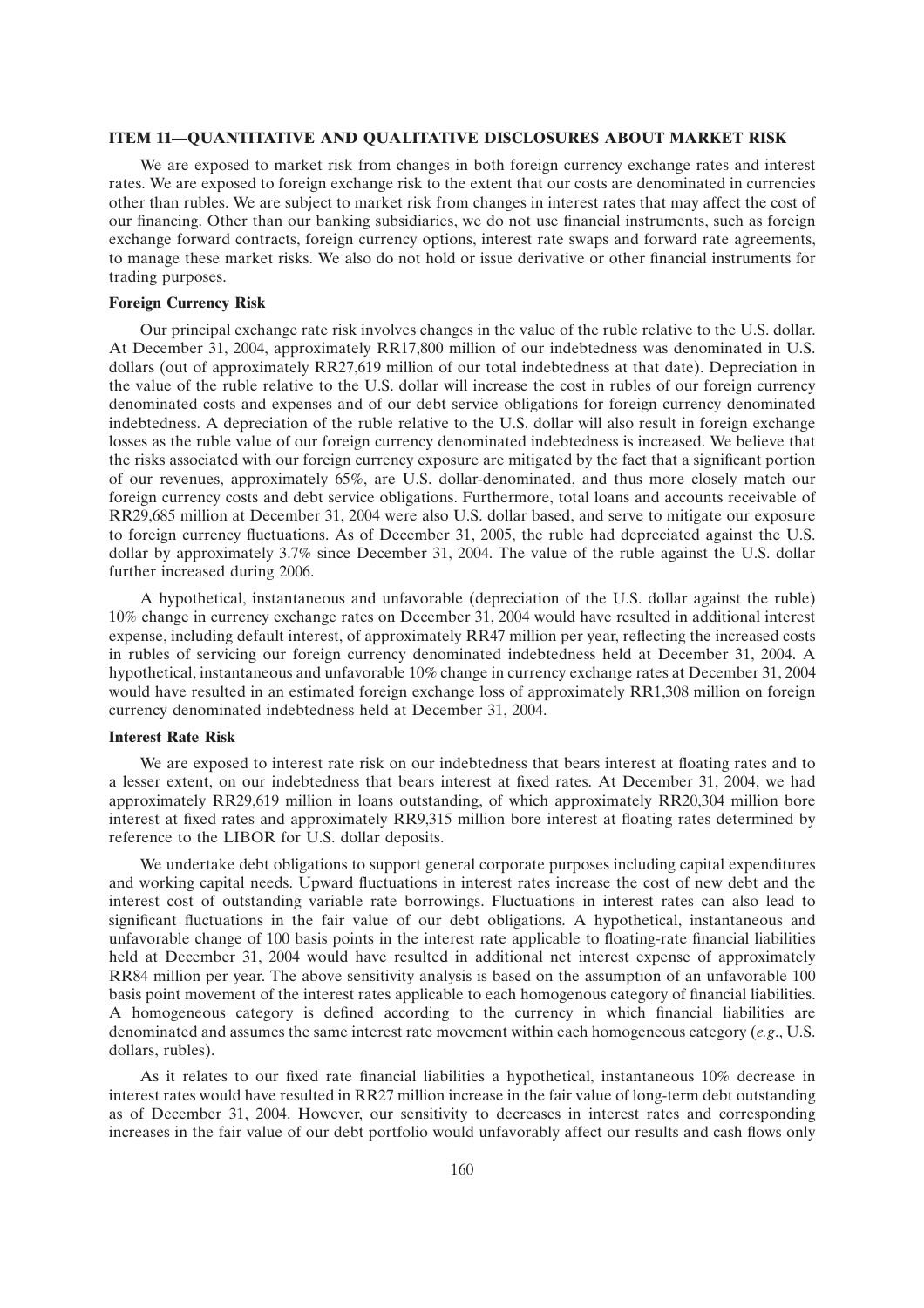## ITEM 11—QUANTITATIVE AND QUALITATIVE DISCLOSURES ABOUT MARKET RISK

We are exposed to market risk from changes in both foreign currency exchange rates and interest rates. We are exposed to foreign exchange risk to the extent that our costs are denominated in currencies other than rubles. We are subject to market risk from changes in interest rates that may affect the cost of our financing. Other than our banking subsidiaries, we do not use financial instruments, such as foreign exchange forward contracts, foreign currency options, interest rate swaps and forward rate agreements, to manage these market risks. We also do not hold or issue derivative or other financial instruments for trading purposes.

### Foreign Currency Risk

Our principal exchange rate risk involves changes in the value of the ruble relative to the U.S. dollar. At December 31, 2004, approximately RR17,800 million of our indebtedness was denominated in U.S. dollars (out of approximately RR27,619 million of our total indebtedness at that date). Depreciation in the value of the ruble relative to the U.S. dollar will increase the cost in rubles of our foreign currency denominated costs and expenses and of our debt service obligations for foreign currency denominated indebtedness. A depreciation of the ruble relative to the U.S. dollar will also result in foreign exchange losses as the ruble value of our foreign currency denominated indebtedness is increased. We believe that the risks associated with our foreign currency exposure are mitigated by the fact that a significant portion of our revenues, approximately 65%, are U.S. dollar-denominated, and thus more closely match our foreign currency costs and debt service obligations. Furthermore, total loans and accounts receivable of RR29,685 million at December 31, 2004 were also U.S. dollar based, and serve to mitigate our exposure to foreign currency fluctuations. As of December 31, 2005, the ruble had depreciated against the U.S. dollar by approximately 3.7% since December 31, 2004. The value of the ruble against the U.S. dollar further increased during 2006.

A hypothetical, instantaneous and unfavorable (depreciation of the U.S. dollar against the ruble) 10% change in currency exchange rates on December 31, 2004 would have resulted in additional interest expense, including default interest, of approximately RR47 million per year, reflecting the increased costs in rubles of servicing our foreign currency denominated indebtedness held at December 31, 2004. A hypothetical, instantaneous and unfavorable 10% change in currency exchange rates at December 31, 2004 would have resulted in an estimated foreign exchange loss of approximately RR1,308 million on foreign currency denominated indebtedness held at December 31, 2004.

### Interest Rate Risk

We are exposed to interest rate risk on our indebtedness that bears interest at floating rates and to a lesser extent, on our indebtedness that bears interest at fixed rates. At December 31, 2004, we had approximately RR29,619 million in loans outstanding, of which approximately RR20,304 million bore interest at fixed rates and approximately RR9,315 million bore interest at floating rates determined by reference to the LIBOR for U.S. dollar deposits.

We undertake debt obligations to support general corporate purposes including capital expenditures and working capital needs. Upward fluctuations in interest rates increase the cost of new debt and the interest cost of outstanding variable rate borrowings. Fluctuations in interest rates can also lead to significant fluctuations in the fair value of our debt obligations. A hypothetical, instantaneous and unfavorable change of 100 basis points in the interest rate applicable to floating-rate financial liabilities held at December 31, 2004 would have resulted in additional net interest expense of approximately RR84 million per year. The above sensitivity analysis is based on the assumption of an unfavorable 100 basis point movement of the interest rates applicable to each homogenous category of financial liabilities. A homogeneous category is defined according to the currency in which financial liabilities are denominated and assumes the same interest rate movement within each homogeneous category (*e.g.*, U.S. dollars, rubles).

As it relates to our fixed rate financial liabilities a hypothetical, instantaneous 10% decrease in interest rates would have resulted in RR27 million increase in the fair value of long-term debt outstanding as of December 31, 2004. However, our sensitivity to decreases in interest rates and corresponding increases in the fair value of our debt portfolio would unfavorably affect our results and cash flows only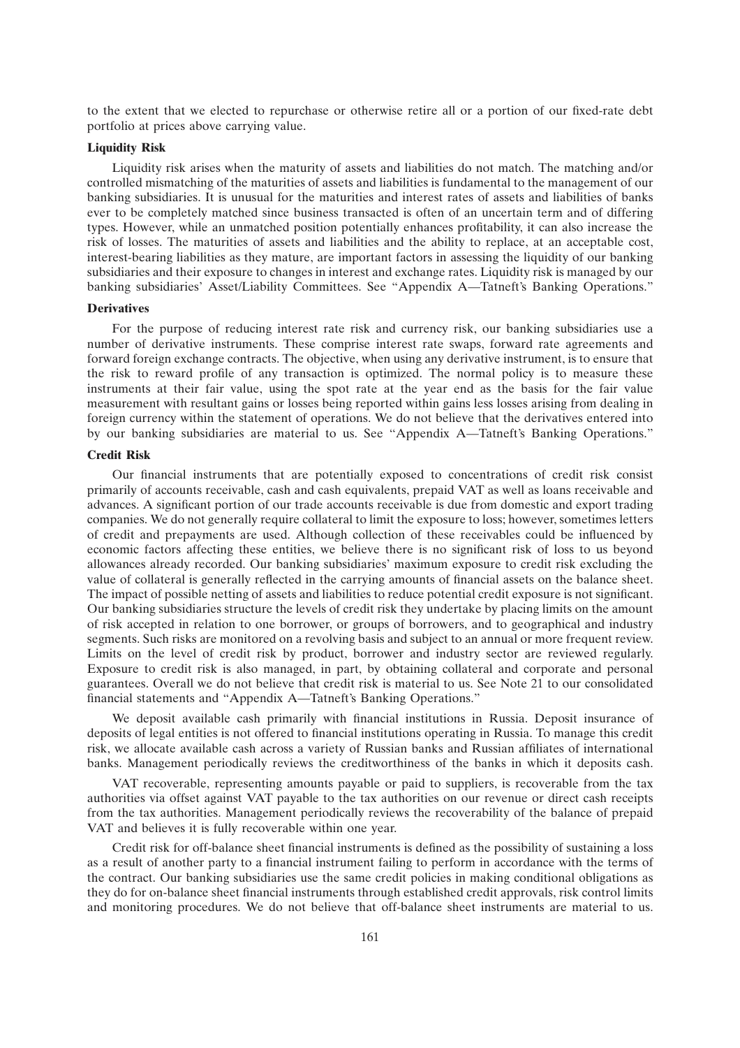to the extent that we elected to repurchase or otherwise retire all or a portion of our fixed-rate debt portfolio at prices above carrying value.

**Liquidity Risk**

Liquidity risk arises when the maturity of assets and liabilities do not match. The matching and/or controlled mismatching of the maturities of assets and liabilities is fundamental to the management of our banking subsidiaries. It is unusual for the maturities and interest rates of assets and liabilities of banks ever to be completely matched since business transacted is often of an uncertain term and of differing types. However, while an unmatched position potentially enhances profitability, it can also increase the risk of losses. The maturities of assets and liabilities and the ability to replace, at an acceptable cost, interest-bearing liabilities as they mature, are important factors in assessing the liquidity of our banking subsidiaries and their exposure to changes in interest and exchange rates. Liquidity risk is managed by our banking subsidiaries' Asset/Liability Committees. See "Appendix A—Tatneft's Banking Operations."

**Derivatives**

For the purpose of reducing interest rate risk and currency risk, our banking subsidiaries use a number of derivative instruments. These comprise interest rate swaps, forward rate agreements and forward foreign exchange contracts. The objective, when using any derivative instrument, is to ensure that the risk to reward profile of any transaction is optimized. The normal policy is to measure these instruments at their fair value, using the spot rate at the year end as the basis for the fair value measurement with resultant gains or losses being reported within gains less losses arising from dealing in foreign currency within the statement of operations. We do not believe that the derivatives entered into by our banking subsidiaries are material to us. See "Appendix A—Tatneft's Banking Operations."

**Credit Risk**

Our financial instruments that are potentially exposed to concentrations of credit risk consist primarily of accounts receivable, cash and cash equivalents, prepaid VAT as well as loans receivable and advances. A significant portion of our trade accounts receivable is due from domestic and export trading companies. We do not generally require collateral to limit the exposure to loss; however, sometimes letters of credit and prepayments are used. Although collection of these receivables could be influenced by economic factors affecting these entities, we believe there is no significant risk of loss to us beyond allowances already recorded. Our banking subsidiaries' maximum exposure to credit risk excluding the value of collateral is generally reflected in the carrying amounts of financial assets on the balance sheet. The impact of possible netting of assets and liabilities to reduce potential credit exposure is not significant. Our banking subsidiaries structure the levels of credit risk they undertake by placing limits on the amount of risk accepted in relation to one borrower, or groups of borrowers, and to geographical and industry segments. Such risks are monitored on a revolving basis and subject to an annual or more frequent review. Limits on the level of credit risk by product, borrower and industry sector are reviewed regularly. Exposure to credit risk is also managed, in part, by obtaining collateral and corporate and personal guarantees. Overall we do not believe that credit risk is material to us. See Note 21 to our consolidated financial statements and "Appendix A—Tatneft's Banking Operations."

We deposit available cash primarily with financial institutions in Russia. Deposit insurance of deposits of legal entities is not offered to financial institutions operating in Russia. To manage this credit risk, we allocate available cash across a variety of Russian banks and Russian affiliates of international banks. Management periodically reviews the creditworthiness of the banks in which it deposits cash.

VAT recoverable, representing amounts payable or paid to suppliers, is recoverable from the tax authorities via offset against VAT payable to the tax authorities on our revenue or direct cash receipts from the tax authorities. Management periodically reviews the recoverability of the balance of prepaid VAT and believes it is fully recoverable within one year.

Credit risk for off-balance sheet financial instruments is defined as the possibility of sustaining a loss as a result of another party to a financial instrument failing to perform in accordance with the terms of the contract. Our banking subsidiaries use the same credit policies in making conditional obligations as they do for on-balance sheet financial instruments through established credit approvals, risk control limits and monitoring procedures. We do not believe that off-balance sheet instruments are material to us.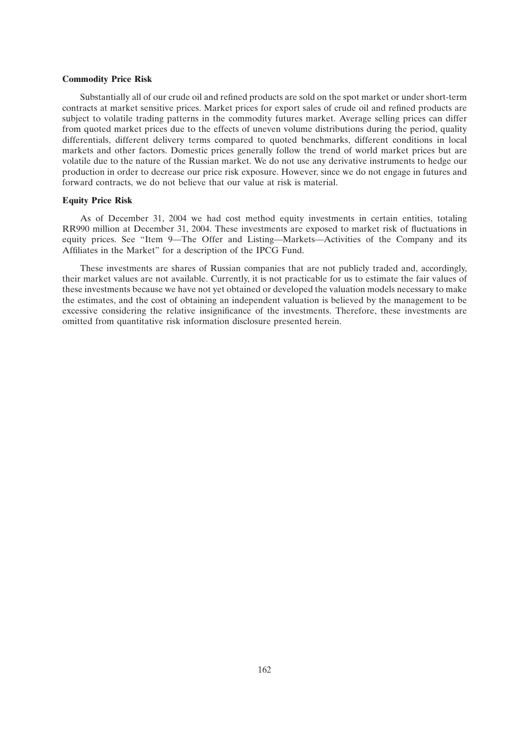### Commodity Price Risk

Substantially all of our crude oil and refined products are sold on the spot market or under short-term contracts at market sensitive prices. Market prices for export sales of crude oil and refined products are subject to volatile trading patterns in the commodity futures market. Average selling prices can differ from quoted market prices due to the effects of uneven volume distributions during the period, quality differentials, different delivery terms compared to quoted benchmarks, different conditions in local markets and other factors. Domestic prices generally follow the trend of world market prices but are volatile due to the nature of the Russian market. We do not use any derivative instruments to hedge our production in order to decrease our price risk exposure. However, since we do not engage in futures and forward contracts, we do not believe that our value at risk is material.

### Equity Price Risk

As of December 31, 2004 we had cost method equity investments in certain entities, totaling RR990 million at December 31, 2004. These investments are exposed to market risk of fluctuations in equity prices. See "Item 9—The Offer and Listing—Markets—Activities of the Company and its Affiliates in the Market" for a description of the IPCG Fund.

These investments are shares of Russian companies that are not publicly traded and, accordingly, their market values are not available. Currently, it is not practicable for us to estimate the fair values of these investments because we have not yet obtained or developed the valuation models necessary to make the estimates, and the cost of obtaining an independent valuation is believed by the management to be excessive considering the relative insignificance of the investments. Therefore, these investments are omitted from quantitative risk information disclosure presented herein.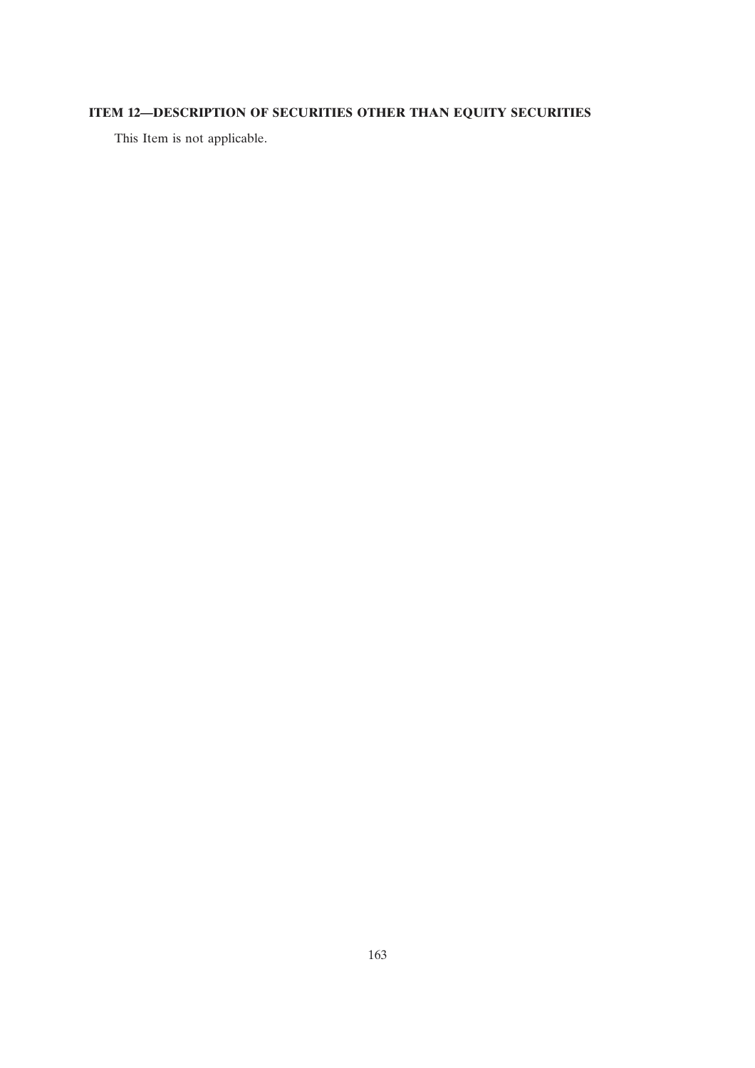## ITEM 12—DESCRIPTION OF SECURITIES OTHER THAN EQUITY SECURITIES

This Item is not applicable.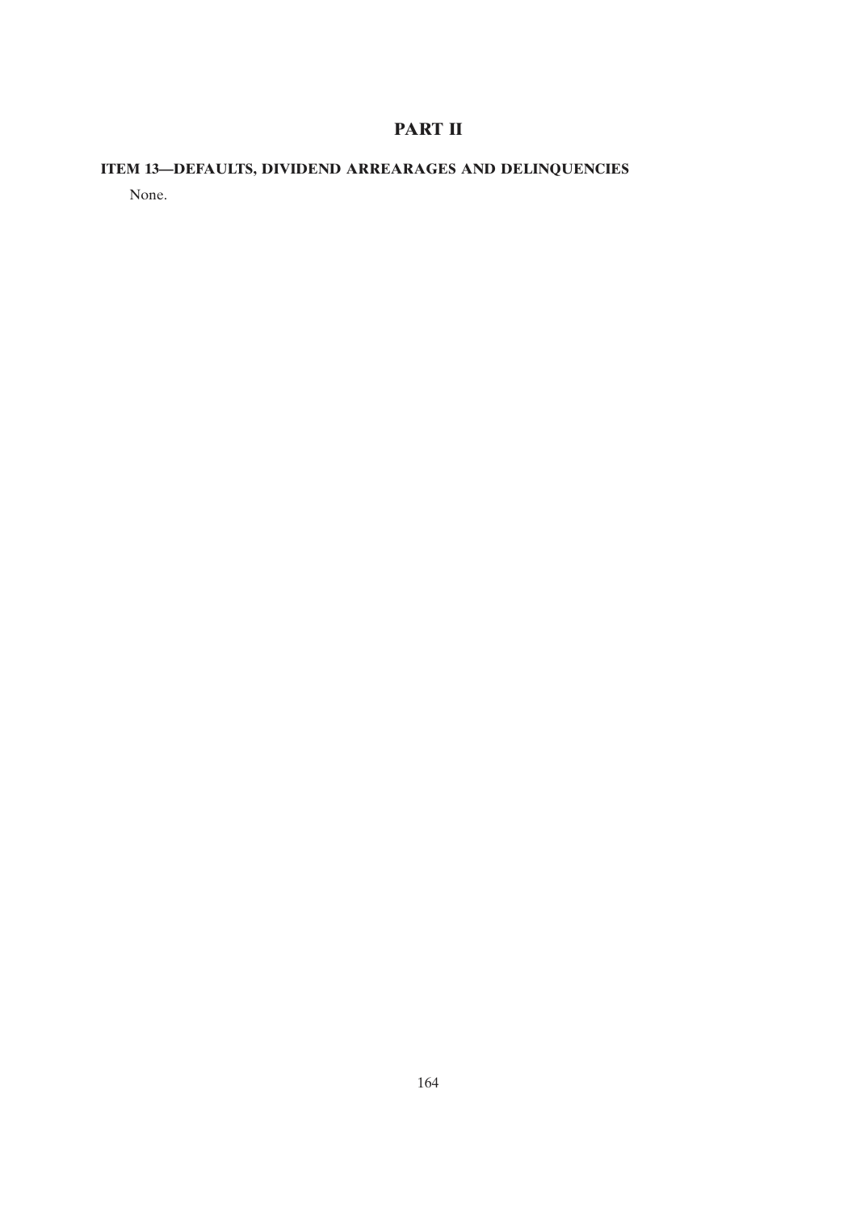# PART II

## ITEM 13—DEFAULTS, DIVIDEND ARREARAGES AND DELINQUENCIES

None.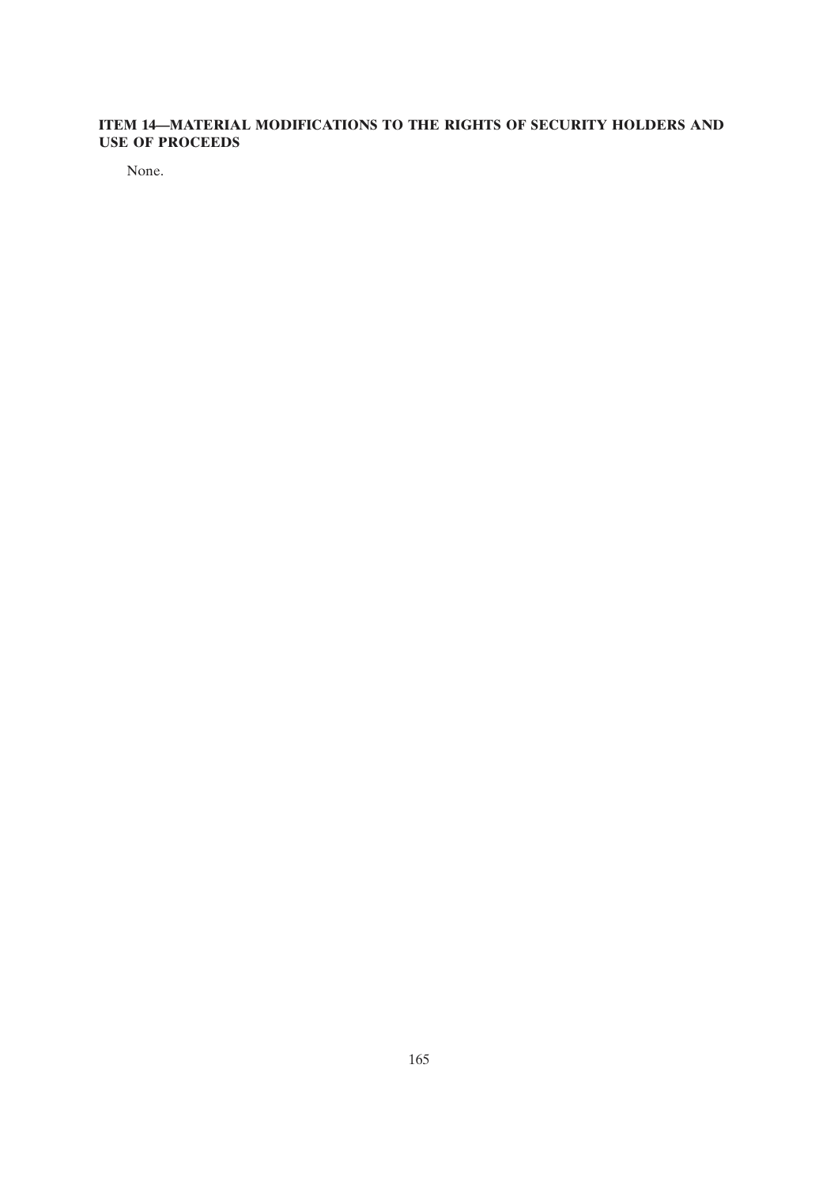## ITEM 14—MATERIAL MODIFICATIONS TO THE RIGHTS OF SECURITY HOLDERS AND USE OF PROCEEDS

None.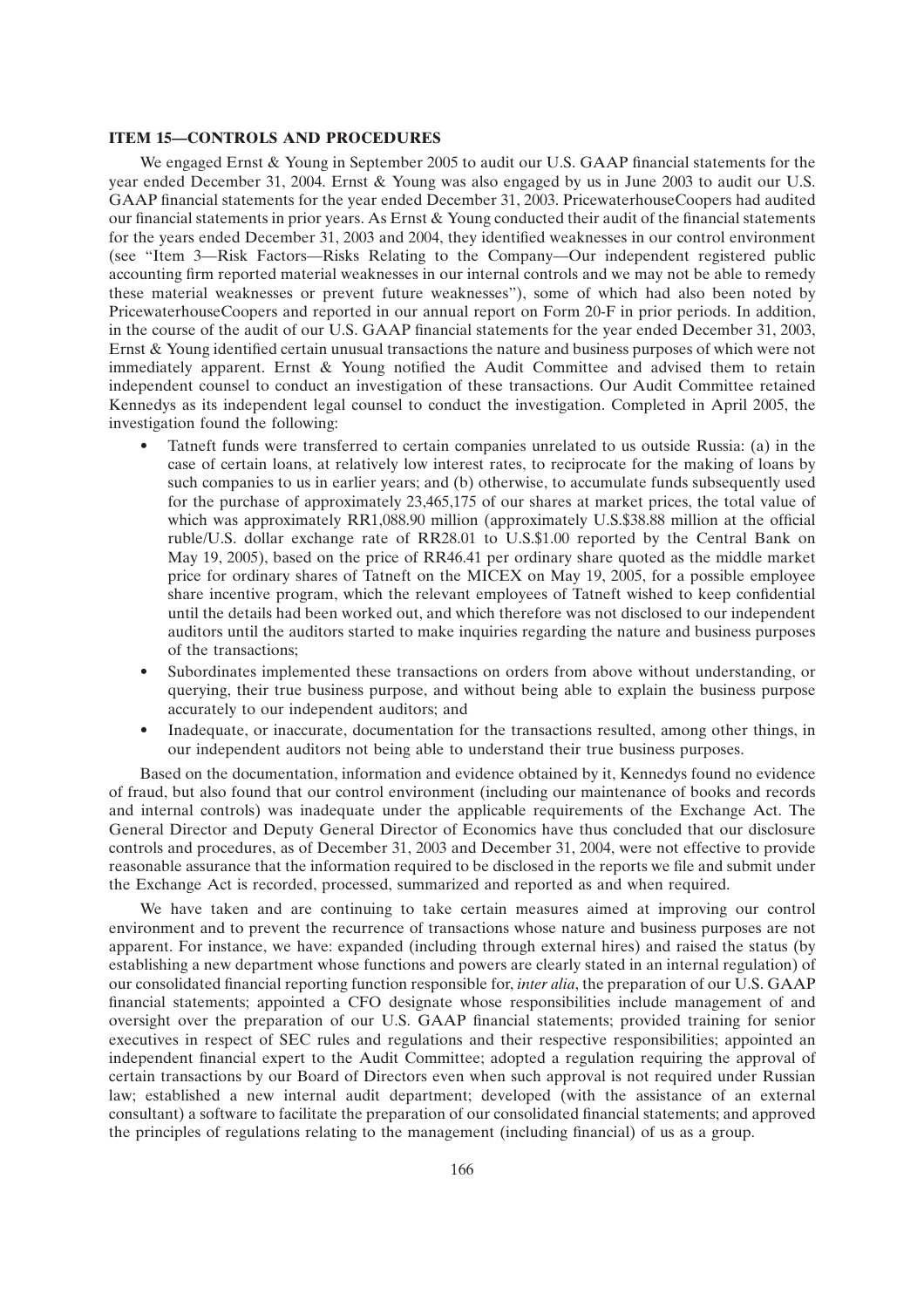## ITEM 15—CONTROLS AND PROCEDURES

We engaged Ernst & Young in September 2005 to audit our U.S. GAAP financial statements for the year ended December 31, 2004. Ernst & Young was also engaged by us in June 2003 to audit our U.S. GAAP financial statements for the year ended December 31, 2003. PricewaterhouseCoopers had audited our financial statements in prior years. As Ernst & Young conducted their audit of the financial statements for the years ended December 31, 2003 and 2004, they identified weaknesses in our control environment (see "Item 3—Risk Factors—Risks Relating to the Company—Our independent registered public accounting firm reported material weaknesses in our internal controls and we may not be able to remedy these material weaknesses or prevent future weaknesses"), some of which had also been noted by PricewaterhouseCoopers and reported in our annual report on Form 20-F in prior periods. In addition, in the course of the audit of our U.S. GAAP financial statements for the year ended December 31, 2003, Ernst & Young identified certain unusual transactions the nature and business purposes of which were not immediately apparent. Ernst & Young notified the Audit Committee and advised them to retain independent counsel to conduct an investigation of these transactions. Our Audit Committee retained Kennedys as its independent legal counsel to conduct the investigation. Completed in April 2005, the investigation found the following:

- Tatneft funds were transferred to certain companies unrelated to us outside Russia: (a) in the case of certain loans, at relatively low interest rates, to reciprocate for the making of loans by such companies to us in earlier years; and (b) otherwise, to accumulate funds subsequently used for the purchase of approximately 23,465,175 of our shares at market prices, the total value of which was approximately RR1,088.90 million (approximately U.S.$38.88 million at the official ruble/U.S. dollar exchange rate of RR28.01 to U.S.$1.00 reported by the Central Bank on May 19, 2005), based on the price of RR46.41 per ordinary share quoted as the middle market price for ordinary shares of Tatneft on the MICEX on May 19, 2005, for a possible employee share incentive program, which the relevant employees of Tatneft wished to keep confidential until the details had been worked out, and which therefore was not disclosed to our independent auditors until the auditors started to make inquiries regarding the nature and business purposes of the transactions;
- Subordinates implemented these transactions on orders from above without understanding, or querying, their true business purpose, and without being able to explain the business purpose accurately to our independent auditors; and
- Inadequate, or inaccurate, documentation for the transactions resulted, among other things, in our independent auditors not being able to understand their true business purposes.

Based on the documentation, information and evidence obtained by it, Kennedys found no evidence of fraud, but also found that our control environment (including our maintenance of books and records and internal controls) was inadequate under the applicable requirements of the Exchange Act. The General Director and Deputy General Director of Economics have thus concluded that our disclosure controls and procedures, as of December 31, 2003 and December 31, 2004, were not effective to provide reasonable assurance that the information required to be disclosed in the reports we file and submit under the Exchange Act is recorded, processed, summarized and reported as and when required.

We have taken and are continuing to take certain measures aimed at improving our control environment and to prevent the recurrence of transactions whose nature and business purposes are not apparent. For instance, we have: expanded (including through external hires) and raised the status (by establishing a new department whose functions and powers are clearly stated in an internal regulation) of our consolidated financial reporting function responsible for, *inter alia*, the preparation of our U.S. GAAP financial statements; appointed a CFO designate whose responsibilities include management of and oversight over the preparation of our U.S. GAAP financial statements; provided training for senior executives in respect of SEC rules and regulations and their respective responsibilities; appointed an independent financial expert to the Audit Committee; adopted a regulation requiring the approval of certain transactions by our Board of Directors even when such approval is not required under Russian law; established a new internal audit department; developed (with the assistance of an external consultant) a software to facilitate the preparation of our consolidated financial statements; and approved the principles of regulations relating to the management (including financial) of us as a group.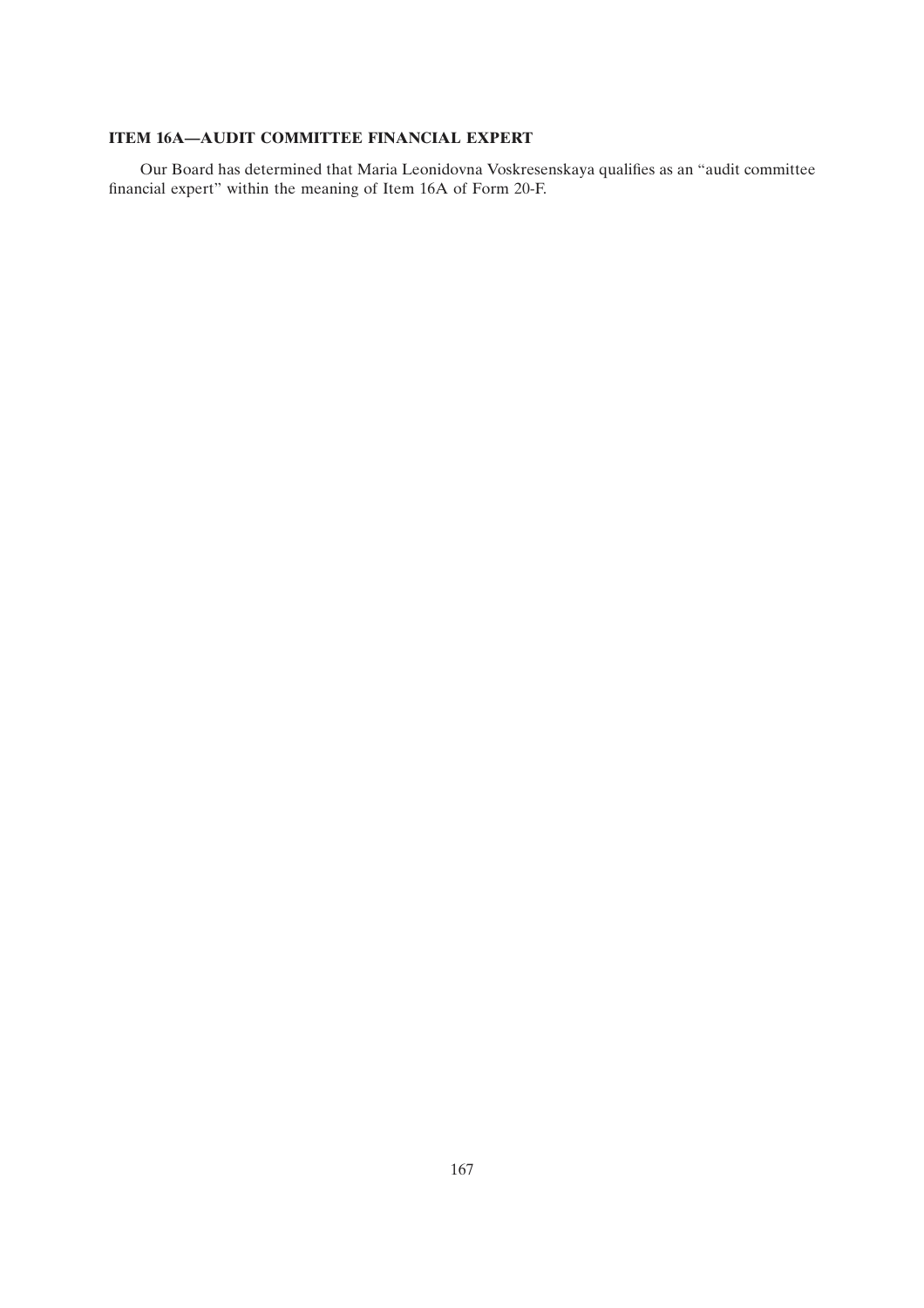## ITEM 16A—AUDIT COMMITTEE FINANCIAL EXPERT

Our Board has determined that Maria Leonidovna Voskresenskaya qualifies as an "audit committee financial expert" within the meaning of Item 16A of Form 20-F.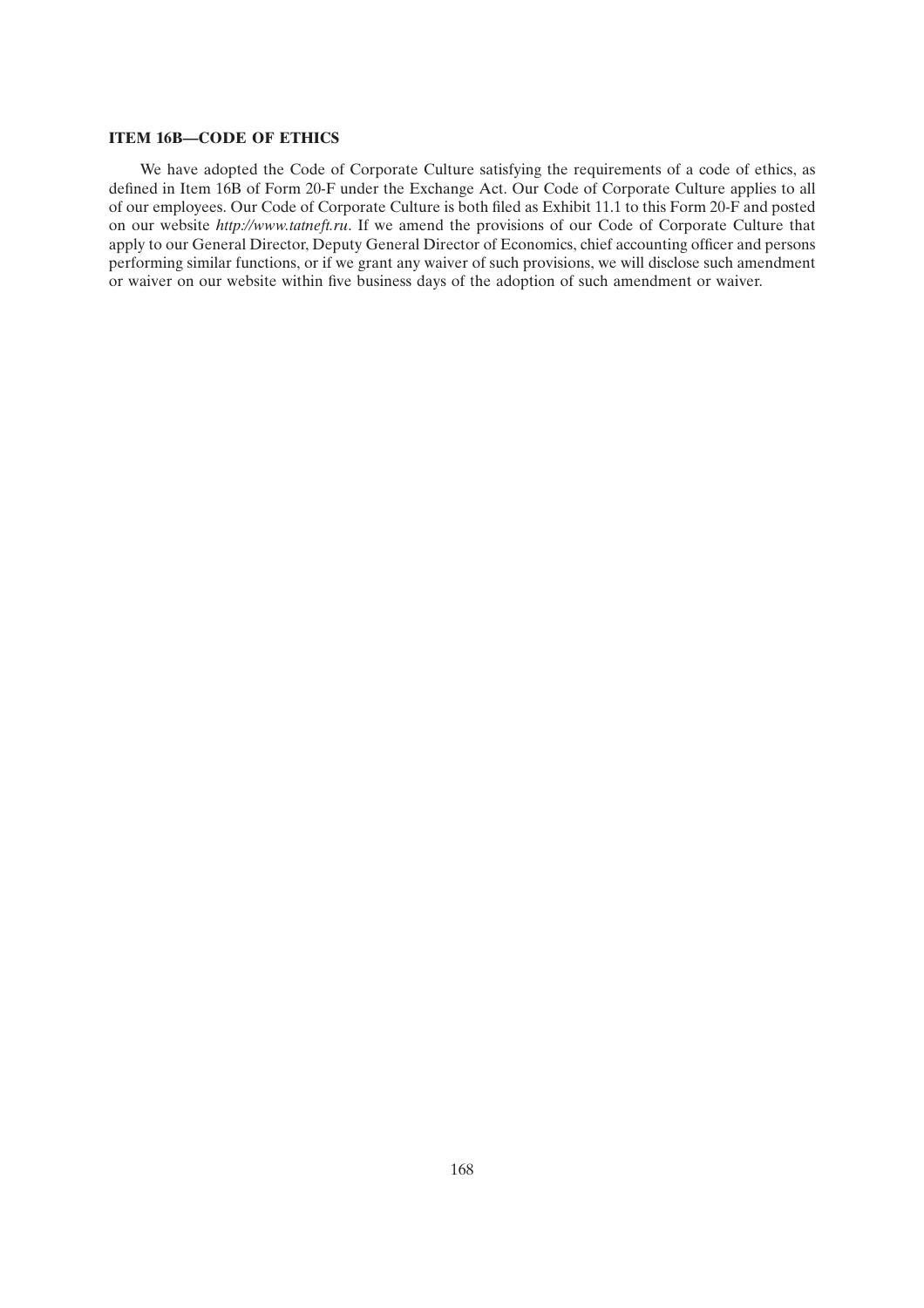## ITEM 16B—CODE OF ETHICS

We have adopted the Code of Corporate Culture satisfying the requirements of a code of ethics, as defined in Item 16B of Form 20-F under the Exchange Act. Our Code of Corporate Culture applies to all of our employees. Our Code of Corporate Culture is both filed as Exhibit 11.1 to this Form 20-F and posted on our website *http://www.tatneft.ru*. If we amend the provisions of our Code of Corporate Culture that apply to our General Director, Deputy General Director of Economics, chief accounting officer and persons performing similar functions, or if we grant any waiver of such provisions, we will disclose such amendment or waiver on our website within five business days of the adoption of such amendment or waiver.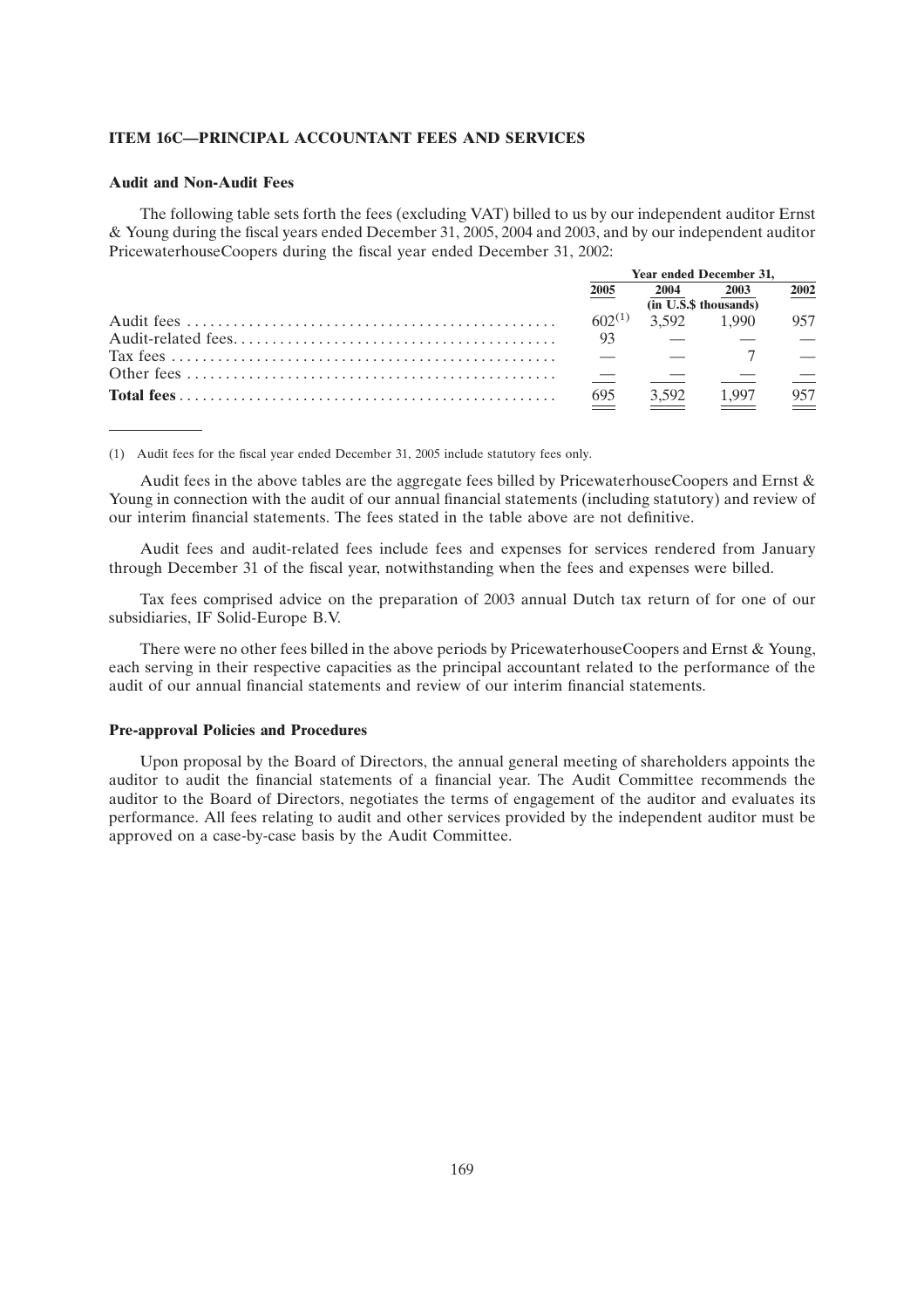### ITEM 16C—PRINCIPAL ACCOUNTANT FEES AND SERVICES

#### Audit and Non-Audit Fees

The following table sets forth the fees (excluding VAT) billed to us by our independent auditor Ernst & Young during the fiscal years ended December 31, 2005, 2004 and 2003, and by our independent auditor PricewaterhouseCoopers during the fiscal year ended December 31, 2002:

| | Year ended December 31, | | | |
|---|---|---|---|---|
| | 2005 | 2004 | 2003 | 2002 |
| | (in U.S.$ thousands) | | | |
| Audit fees | 602(1) | 3,592 | 1,990 | 957 |
| Audit-related fees | 93 | — | — | — |
| Tax fees | — | — | 7 | — |
| Other fees | — | — | — | — |
| **Total fees** | 695 | 3,592 | 1,997 | 957 |

(1) Audit fees for the fiscal year ended December 31, 2005 include statutory fees only.

Audit fees in the above tables are the aggregate fees billed by PricewaterhouseCoopers and Ernst & Young in connection with the audit of our annual financial statements (including statutory) and review of our interim financial statements. The fees stated in the table above are not definitive.

Audit fees and audit-related fees include fees and expenses for services rendered from January through December 31 of the fiscal year, notwithstanding when the fees and expenses were billed.

Tax fees comprised advice on the preparation of 2003 annual Dutch tax return of for one of our subsidiaries, IF Solid-Europe B.V.

There were no other fees billed in the above periods by PricewaterhouseCoopers and Ernst & Young, each serving in their respective capacities as the principal accountant related to the performance of the audit of our annual financial statements and review of our interim financial statements.

#### Pre-approval Policies and Procedures

Upon proposal by the Board of Directors, the annual general meeting of shareholders appoints the auditor to audit the financial statements of a financial year. The Audit Committee recommends the auditor to the Board of Directors, negotiates the terms of engagement of the auditor and evaluates its performance. All fees relating to audit and other services provided by the independent auditor must be approved on a case-by-case basis by the Audit Committee.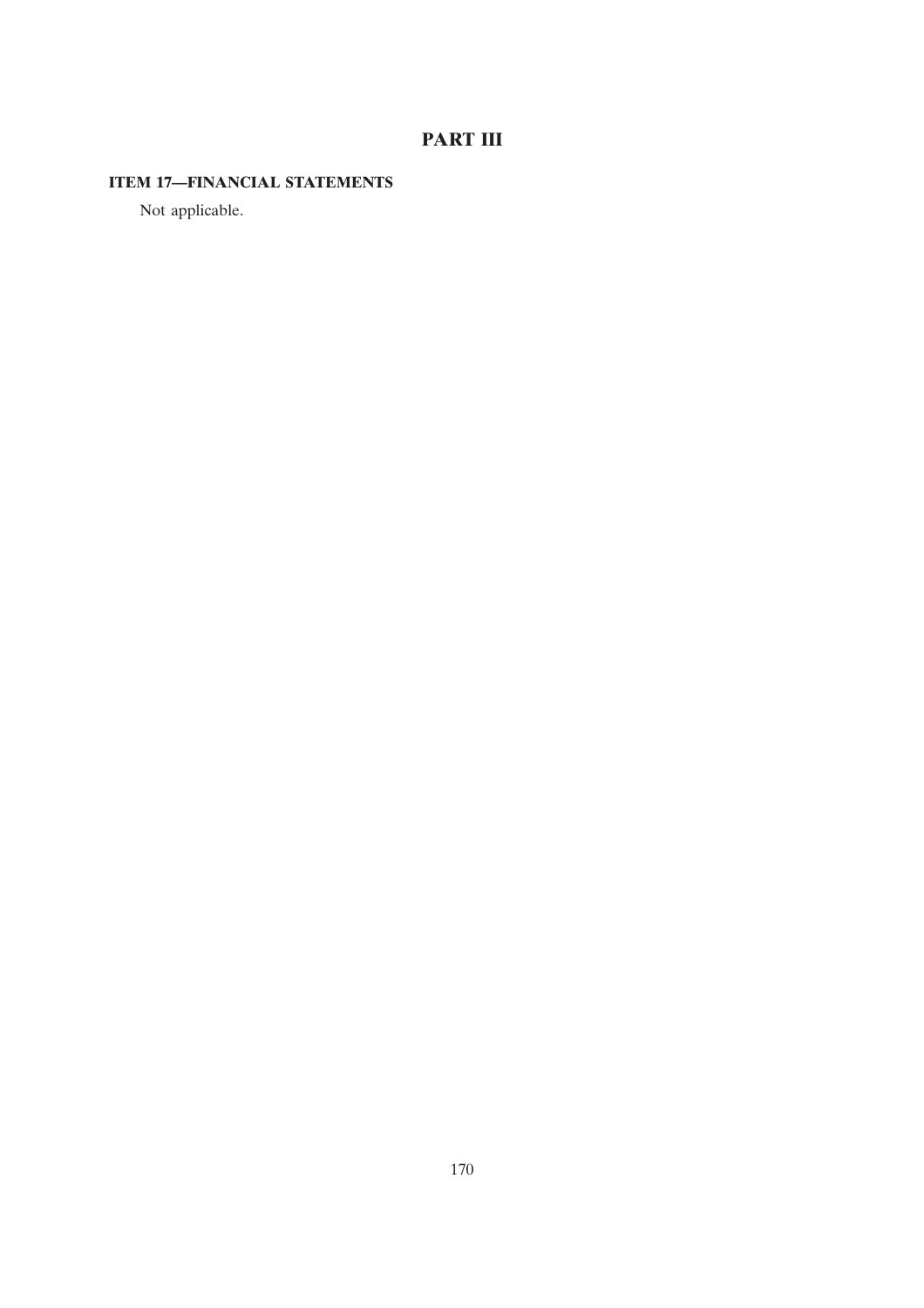# PART III

## ITEM 17—FINANCIAL STATEMENTS

Not applicable.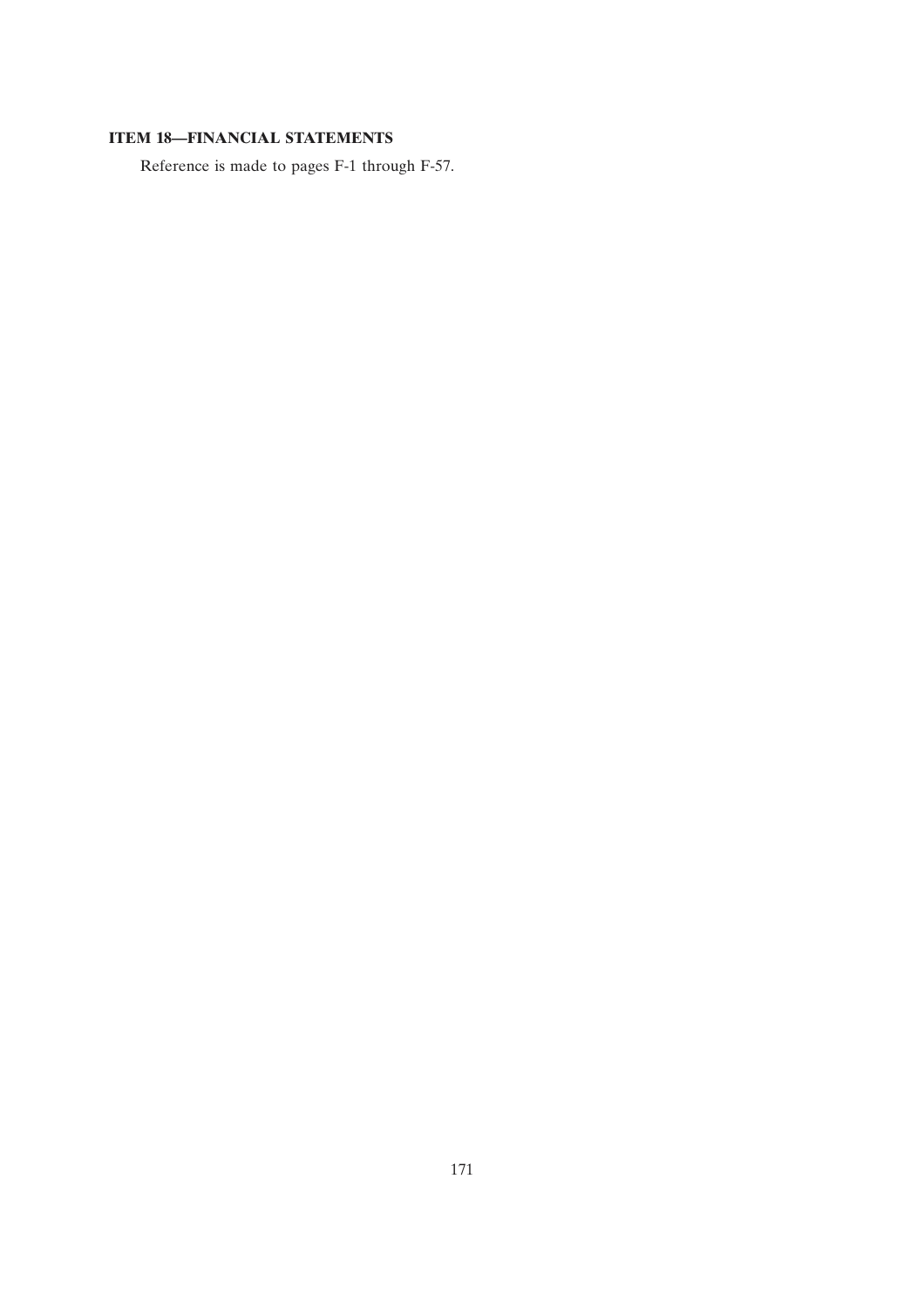## ITEM 18—FINANCIAL STATEMENTS

Reference is made to pages F-1 through F-57.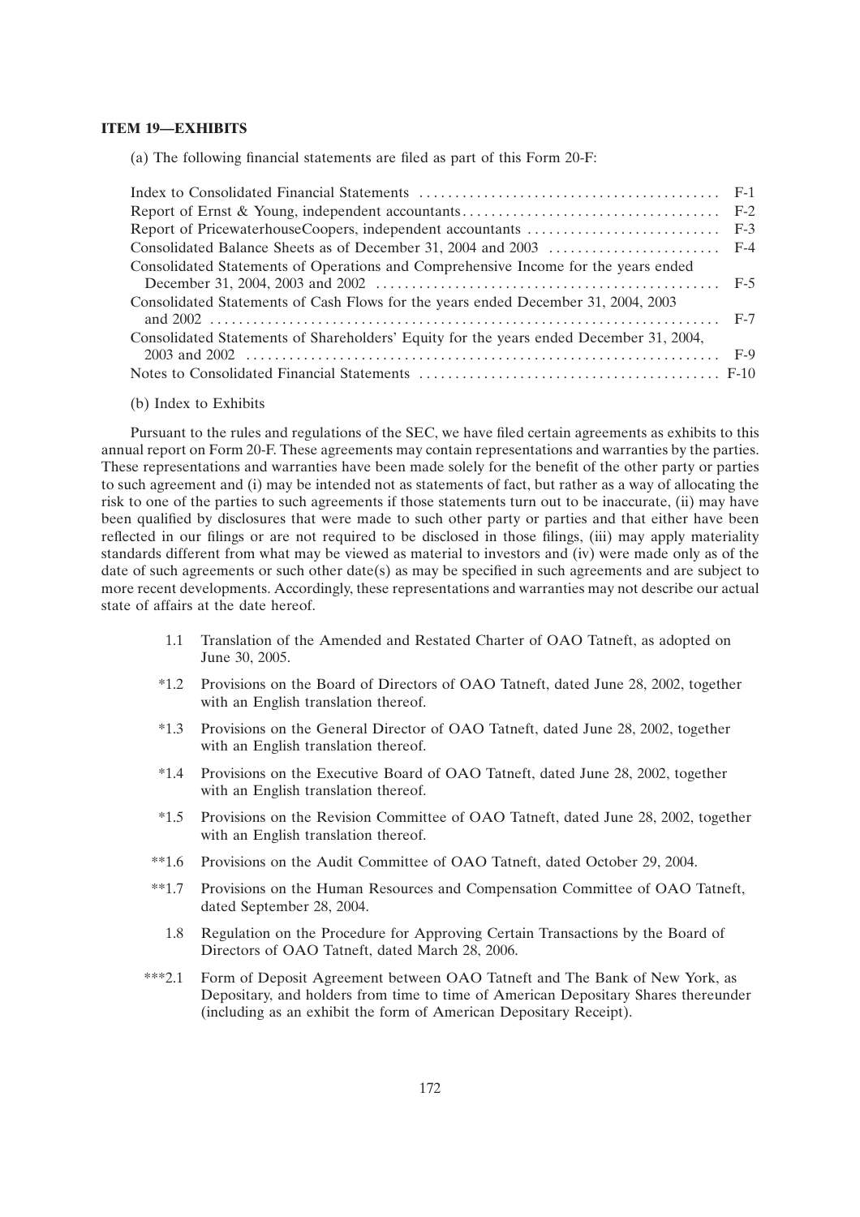**ITEM 19—EXHIBITS**

(a) The following financial statements are filed as part of this Form 20-F:

| | |
|---|---|
| Index to Consolidated Financial Statements | F-1 |
| Report of Ernst & Young, independent accountants | F-2 |
| Report of PricewaterhouseCoopers, independent accountants | F-3 |
| Consolidated Balance Sheets as of December 31, 2004 and 2003 | F-4 |
| Consolidated Statements of Operations and Comprehensive Income for the years ended December 31, 2004, 2003 and 2002 | F-5 |
| Consolidated Statements of Cash Flows for the years ended December 31, 2004, 2003 and 2002 | F-7 |
| Consolidated Statements of Shareholders' Equity for the years ended December 31, 2004, 2003 and 2002 | F-9 |
| Notes to Consolidated Financial Statements | F-10 |

(b) Index to Exhibits

Pursuant to the rules and regulations of the SEC, we have filed certain agreements as exhibits to this annual report on Form 20-F. These agreements may contain representations and warranties by the parties. These representations and warranties have been made solely for the benefit of the other party or parties to such agreement and (i) may be intended not as statements of fact, but rather as a way of allocating the risk to one of the parties to such agreements if those statements turn out to be inaccurate, (ii) may have been qualified by disclosures that were made to such other party or parties and that either have been reflected in our filings or are not required to be disclosed in those filings, (iii) may apply materiality standards different from what may be viewed as material to investors and (iv) were made only as of the date of such agreements or such other date(s) as may be specified in such agreements and are subject to more recent developments. Accordingly, these representations and warranties may not describe our actual state of affairs at the date hereof.

1.1 Translation of the Amended and Restated Charter of OAO Tatneft, as adopted on June 30, 2005.

*1.2 Provisions on the Board of Directors of OAO Tatneft, dated June 28, 2002, together with an English translation thereof.

*1.3 Provisions on the General Director of OAO Tatneft, dated June 28, 2002, together with an English translation thereof.

*1.4 Provisions on the Executive Board of OAO Tatneft, dated June 28, 2002, together with an English translation thereof.

*1.5 Provisions on the Revision Committee of OAO Tatneft, dated June 28, 2002, together with an English translation thereof.

**1.6 Provisions on the Audit Committee of OAO Tatneft, dated October 29, 2004.

**1.7 Provisions on the Human Resources and Compensation Committee of OAO Tatneft, dated September 28, 2004.

1.8 Regulation on the Procedure for Approving Certain Transactions by the Board of Directors of OAO Tatneft, dated March 28, 2006.

***2.1 Form of Deposit Agreement between OAO Tatneft and The Bank of New York, as Depositary, and holders from time to time of American Depositary Shares thereunder (including as an exhibit the form of American Depositary Receipt).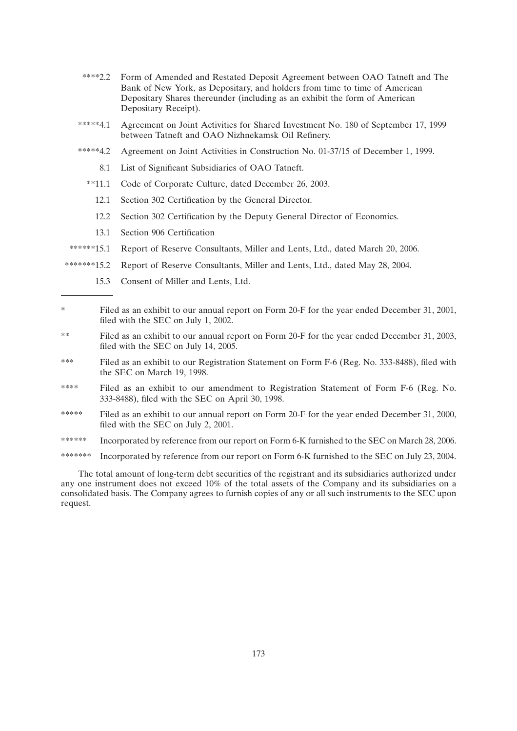| | |
|---|---|
| ****2.2 | Form of Amended and Restated Deposit Agreement between OAO Tatneft and The Bank of New York, as Depositary, and holders from time to time of American Depositary Shares thereunder (including as an exhibit the form of American Depositary Receipt). |
| *****4.1 | Agreement on Joint Activities for Shared Investment No. 180 of September 17, 1999 between Tatneft and OAO Nizhnekamsk Oil Refinery. |
| *****4.2 | Agreement on Joint Activities in Construction No. 01-37/15 of December 1, 1999. |
| 8.1 | List of Significant Subsidiaries of OAO Tatneft. |
| **11.1 | Code of Corporate Culture, dated December 26, 2003. |
| 12.1 | Section 302 Certification by the General Director. |
| 12.2 | Section 302 Certification by the Deputy General Director of Economics. |
| 13.1 | Section 906 Certification |
| ******15.1 | Report of Reserve Consultants, Miller and Lents, Ltd., dated March 20, 2006. |
| *******15.2 | Report of Reserve Consultants, Miller and Lents, Ltd., dated May 28, 2004. |
| 15.3 | Consent of Miller and Lents, Ltd. |

---

| | |
|---|---|
| * | Filed as an exhibit to our annual report on Form 20-F for the year ended December 31, 2001, filed with the SEC on July 1, 2002. |
| ** | Filed as an exhibit to our annual report on Form 20-F for the year ended December 31, 2003, filed with the SEC on July 14, 2005. |
| *** | Filed as an exhibit to our Registration Statement on Form F-6 (Reg. No. 333-8488), filed with the SEC on March 19, 1998. |
| **** | Filed as an exhibit to our amendment to Registration Statement of Form F-6 (Reg. No. 333-8488), filed with the SEC on April 30, 1998. |
| ***** | Filed as an exhibit to our annual report on Form 20-F for the year ended December 31, 2000, filed with the SEC on July 2, 2001. |
| ****** | Incorporated by reference from our report on Form 6-K furnished to the SEC on March 28, 2006. |
| ******* | Incorporated by reference from our report on Form 6-K furnished to the SEC on July 23, 2004. |

The total amount of long-term debt securities of the registrant and its subsidiaries authorized under any one instrument does not exceed 10% of the total assets of the Company and its subsidiaries on a consolidated basis. The Company agrees to furnish copies of any or all such instruments to the SEC upon request.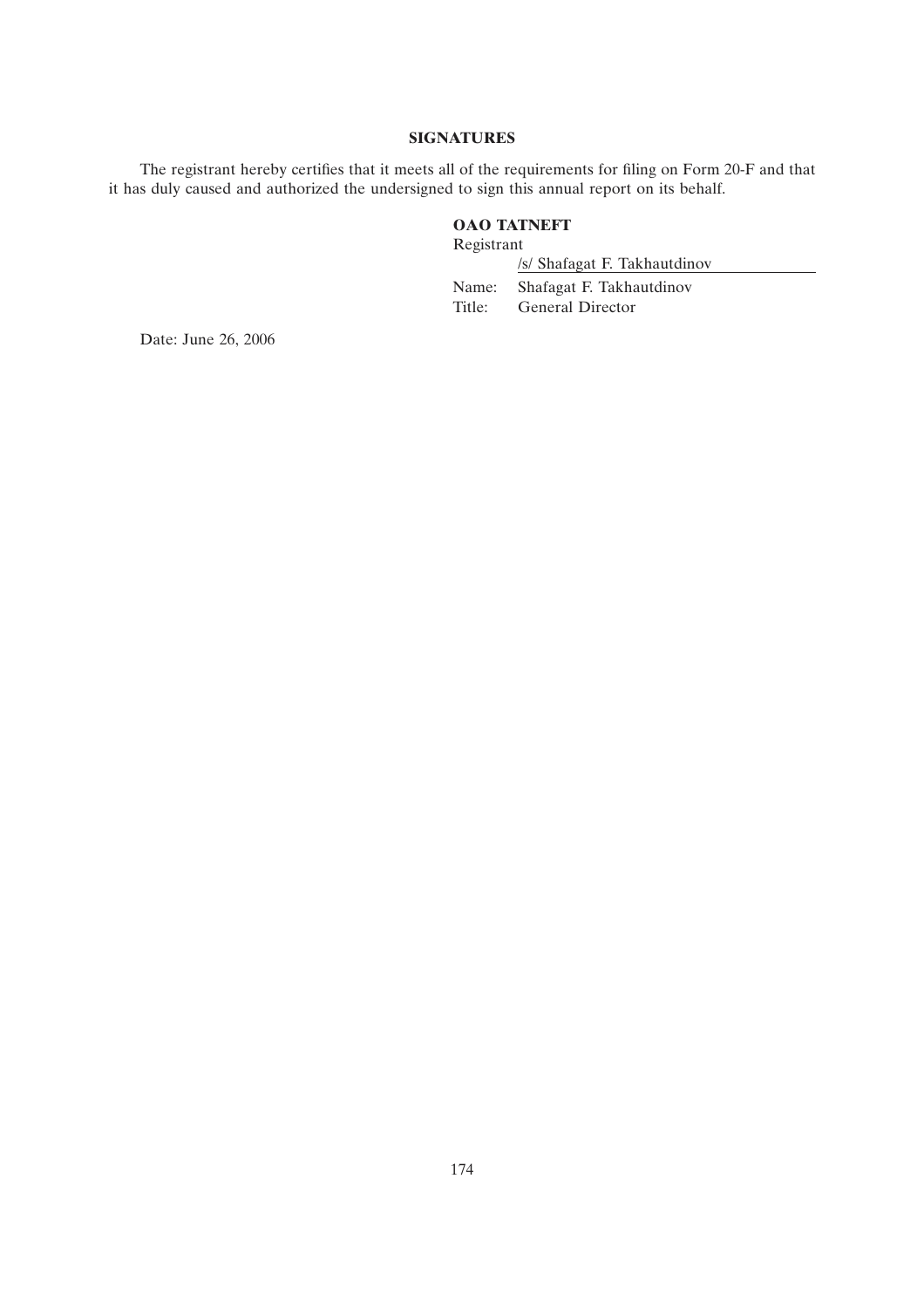## SIGNATURES

The registrant hereby certifies that it meets all of the requirements for filing on Form 20-F and that it has duly caused and authorized the undersigned to sign this annual report on its behalf.

**OAO TATNEFT**
Registrant

/s/ Shafagat F. Takhautdinov

Name: Shafagat F. Takhautdinov
Title: General Director

Date: June 26, 2006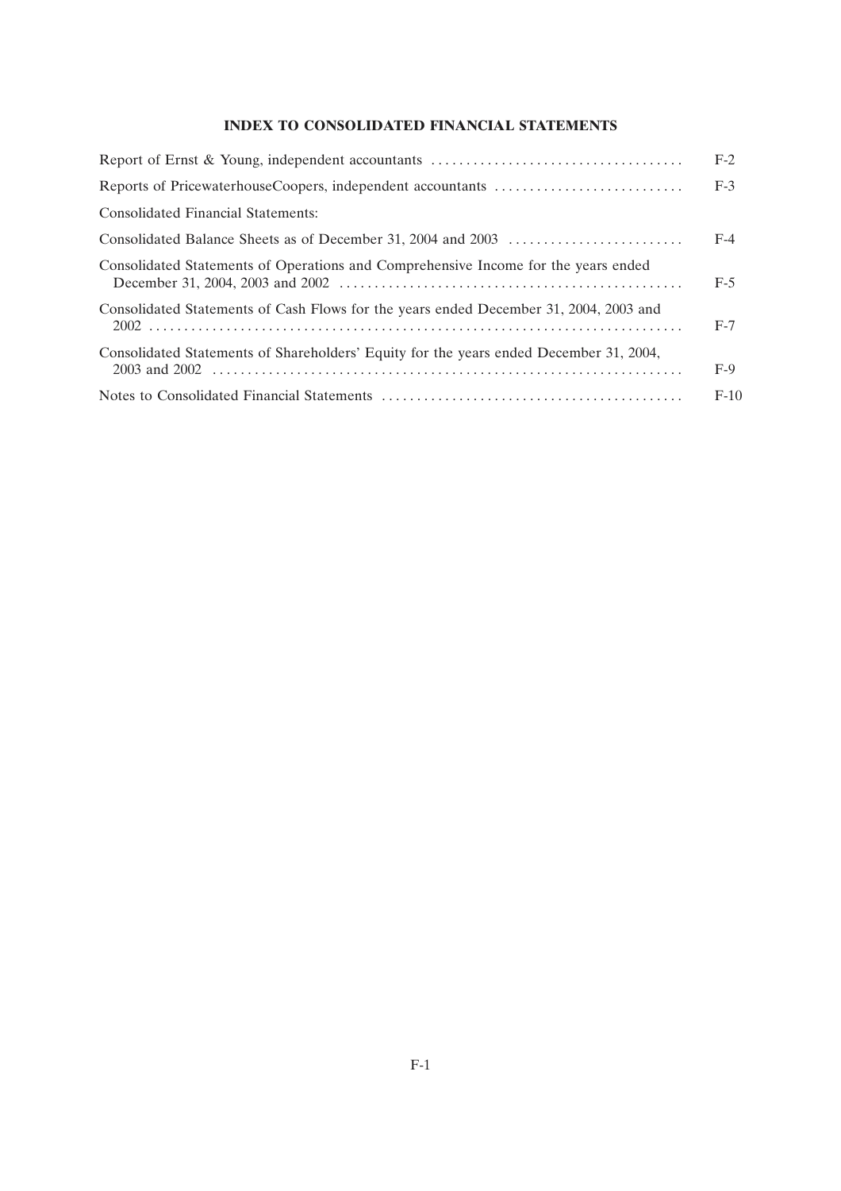# INDEX TO CONSOLIDATED FINANCIAL STATEMENTS

| | |
|---|---|
| Report of Ernst & Young, independent accountants | F-2 |
| Reports of PricewaterhouseCoopers, independent accountants | F-3 |
| Consolidated Financial Statements: | |
| Consolidated Balance Sheets as of December 31, 2004 and 2003 | F-4 |
| Consolidated Statements of Operations and Comprehensive Income for the years ended December 31, 2004, 2003 and 2002 | F-5 |
| Consolidated Statements of Cash Flows for the years ended December 31, 2004, 2003 and 2002 | F-7 |
| Consolidated Statements of Shareholders' Equity for the years ended December 31, 2004, 2003 and 2002 | F-9 |
| Notes to Consolidated Financial Statements | F-10 |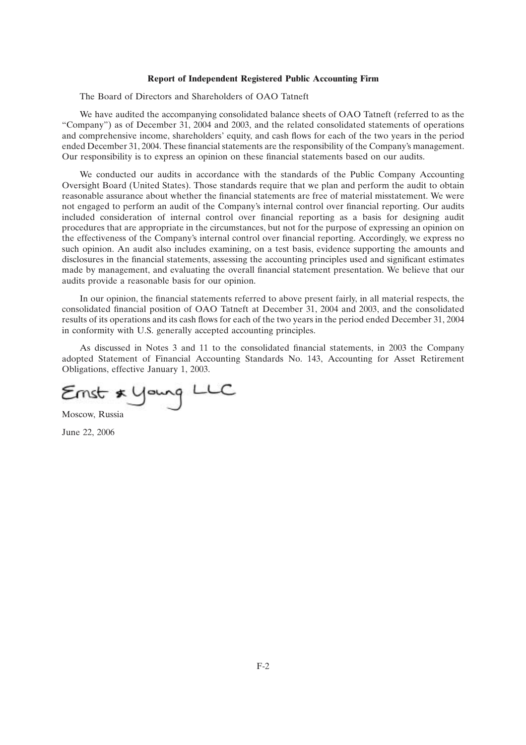**Report of Independent Registered Public Accounting Firm**

The Board of Directors and Shareholders of OAO Tatneft

We have audited the accompanying consolidated balance sheets of OAO Tatneft (referred to as the "Company") as of December 31, 2004 and 2003, and the related consolidated statements of operations and comprehensive income, shareholders' equity, and cash flows for each of the two years in the period ended December 31, 2004. These financial statements are the responsibility of the Company's management. Our responsibility is to express an opinion on these financial statements based on our audits.

We conducted our audits in accordance with the standards of the Public Company Accounting Oversight Board (United States). Those standards require that we plan and perform the audit to obtain reasonable assurance about whether the financial statements are free of material misstatement. We were not engaged to perform an audit of the Company's internal control over financial reporting. Our audits included consideration of internal control over financial reporting as a basis for designing audit procedures that are appropriate in the circumstances, but not for the purpose of expressing an opinion on the effectiveness of the Company's internal control over financial reporting. Accordingly, we express no such opinion. An audit also includes examining, on a test basis, evidence supporting the amounts and disclosures in the financial statements, assessing the accounting principles used and significant estimates made by management, and evaluating the overall financial statement presentation. We believe that our audits provide a reasonable basis for our opinion.

In our opinion, the financial statements referred to above present fairly, in all material respects, the consolidated financial position of OAO Tatneft at December 31, 2004 and 2003, and the consolidated results of its operations and its cash flows for each of the two years in the period ended December 31, 2004 in conformity with U.S. generally accepted accounting principles.

As discussed in Notes 3 and 11 to the consolidated financial statements, in 2003 the Company adopted Statement of Financial Accounting Standards No. 143, Accounting for Asset Retirement Obligations, effective January 1, 2003.

Ernst & Young LLC

Moscow, Russia

June 22, 2006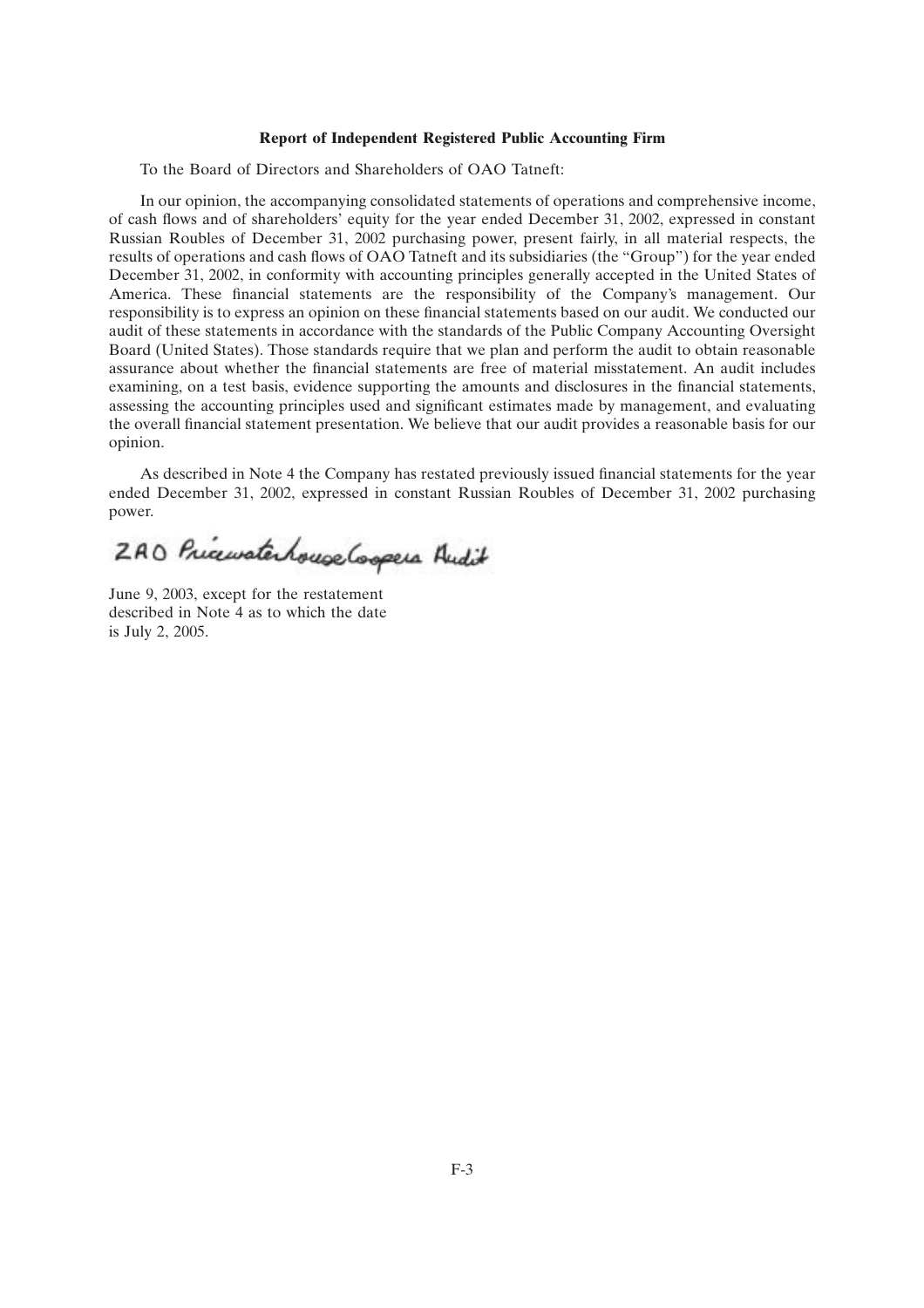**Report of Independent Registered Public Accounting Firm**

To the Board of Directors and Shareholders of OAO Tatneft:

In our opinion, the accompanying consolidated statements of operations and comprehensive income, of cash flows and of shareholders' equity for the year ended December 31, 2002, expressed in constant Russian Roubles of December 31, 2002 purchasing power, present fairly, in all material respects, the results of operations and cash flows of OAO Tatneft and its subsidiaries (the "Group") for the year ended December 31, 2002, in conformity with accounting principles generally accepted in the United States of America. These financial statements are the responsibility of the Company's management. Our responsibility is to express an opinion on these financial statements based on our audit. We conducted our audit of these statements in accordance with the standards of the Public Company Accounting Oversight Board (United States). Those standards require that we plan and perform the audit to obtain reasonable assurance about whether the financial statements are free of material misstatement. An audit includes examining, on a test basis, evidence supporting the amounts and disclosures in the financial statements, assessing the accounting principles used and significant estimates made by management, and evaluating the overall financial statement presentation. We believe that our audit provides a reasonable basis for our opinion.

As described in Note 4 the Company has restated previously issued financial statements for the year ended December 31, 2002, expressed in constant Russian Roubles of December 31, 2002 purchasing power.

ZAO PricewaterhouseCoopers Audit

June 9, 2003, except for the restatement described in Note 4 as to which the date is July 2, 2005.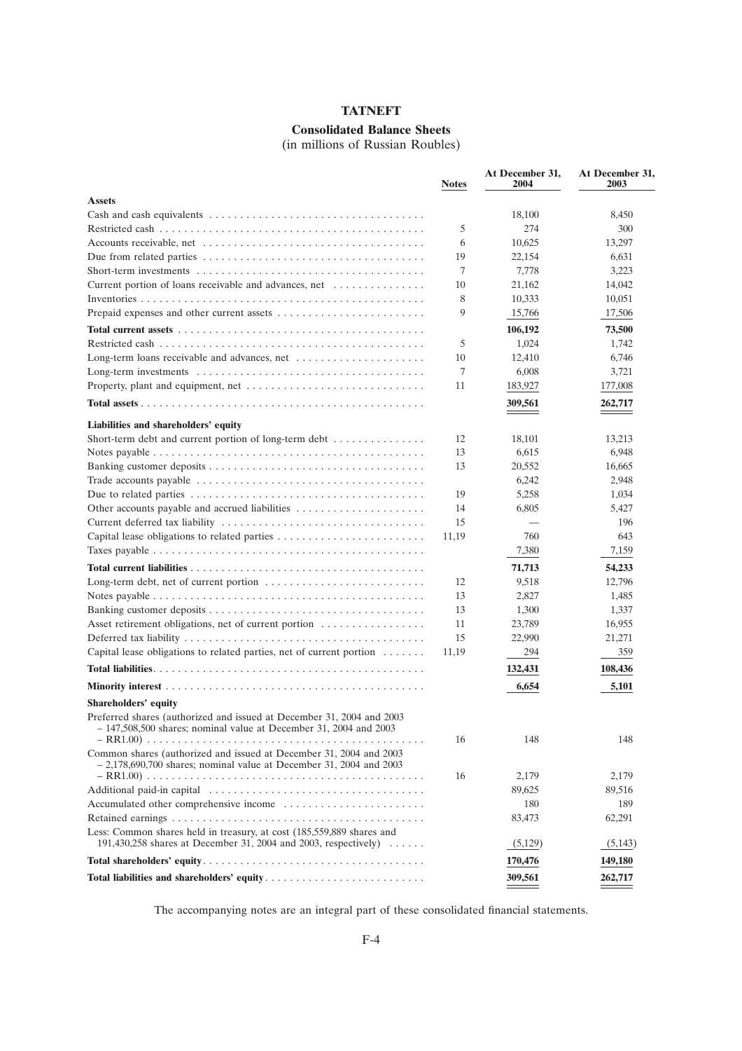# TATNEFT

## Consolidated Balance Sheets

(in millions of Russian Roubles)

| | Notes | At December 31, 2004 | At December 31, 2003 |
|---|---|---|---|
| **Assets** | | | |
| Cash and cash equivalents | | 18,100 | 8,450 |
| Restricted cash | 5 | 274 | 300 |
| Accounts receivable, net | 6 | 10,625 | 13,297 |
| Due from related parties | 19 | 22,154 | 6,631 |
| Short-term investments | 7 | 7,778 | 3,223 |
| Current portion of loans receivable and advances, net | 10 | 21,162 | 14,042 |
| Inventories | 8 | 10,333 | 10,051 |
| Prepaid expenses and other current assets | 9 | 15,766 | 17,506 |
| **Total current assets** | | **106,192** | **73,500** |
| Restricted cash | 5 | 1,024 | 1,742 |
| Long-term loans receivable and advances, net | 10 | 12,410 | 6,746 |
| Long-term investments | 7 | 6,008 | 3,721 |
| Property, plant and equipment, net | 11 | 183,927 | 177,008 |
| **Total assets** | | **309,561** | **262,717** |
| **Liabilities and shareholders' equity** | | | |
| Short-term debt and current portion of long-term debt | 12 | 18,101 | 13,213 |
| Notes payable | 13 | 6,615 | 6,948 |
| Banking customer deposits | 13 | 20,552 | 16,665 |
| Trade accounts payable | | 6,242 | 2,948 |
| Due to related parties | 19 | 5,258 | 1,034 |
| Other accounts payable and accrued liabilities | 14 | 6,805 | 5,427 |
| Current deferred tax liability | 15 | — | 196 |
| Capital lease obligations to related parties | 11,19 | 760 | 643 |
| Taxes payable | | 7,380 | 7,159 |
| **Total current liabilities** | | **71,713** | **54,233** |
| Long-term debt, net of current portion | 12 | 9,518 | 12,796 |
| Notes payable | 13 | 2,827 | 1,485 |
| Banking customer deposits | 13 | 1,300 | 1,337 |
| Asset retirement obligations, net of current portion | 11 | 23,789 | 16,955 |
| Deferred tax liability | 15 | 22,990 | 21,271 |
| Capital lease obligations to related parties, net of current portion | 11,19 | 294 | 359 |
| **Total liabilities** | | **132,431** | **108,436** |
| **Minority interest** | | **6,654** | **5,101** |
| **Shareholders' equity** | | | |
| Preferred shares (authorized and issued at December 31, 2004 and 2003 – 147,508,500 shares; nominal value at December 31, 2004 and 2003 – RR1.00) | 16 | 148 | 148 |
| Common shares (authorized and issued at December 31, 2004 and 2003 – 2,178,690,700 shares; nominal value at December 31, 2004 and 2003 – RR1.00) | 16 | 2,179 | 2,179 |
| Additional paid-in capital | | 89,625 | 89,516 |
| Accumulated other comprehensive income | | 180 | 189 |
| Retained earnings | | 83,473 | 62,291 |
| Less: Common shares held in treasury, at cost (185,559,889 shares and 191,430,258 shares at December 31, 2004 and 2003, respectively) | | (5,129) | (5,143) |
| **Total shareholders' equity** | | **170,476** | **149,180** |
| **Total liabilities and shareholders' equity** | | **309,561** | **262,717** |

The accompanying notes are an integral part of these consolidated financial statements.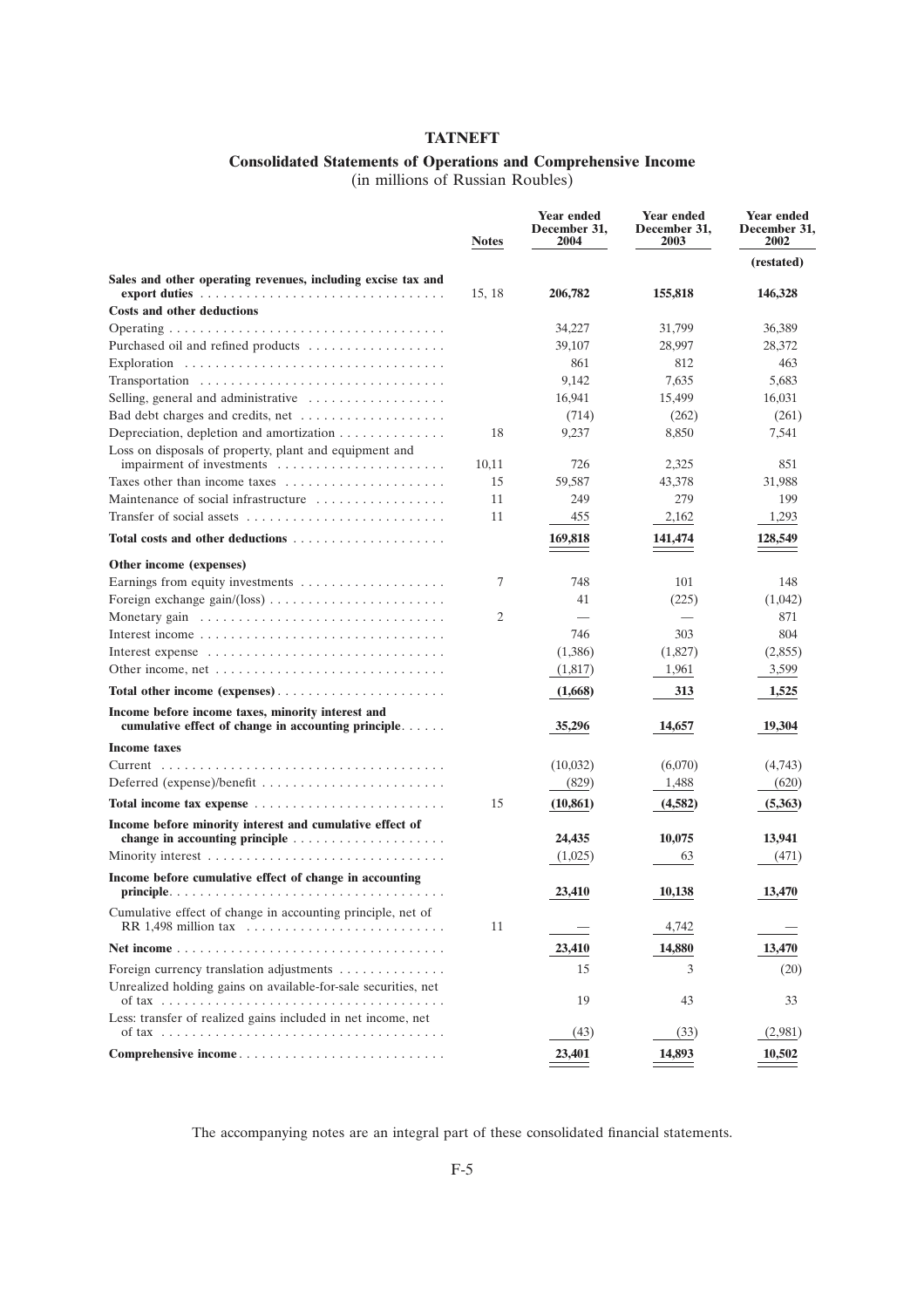# TATNEFT

## Consolidated Statements of Operations and Comprehensive Income

(in millions of Russian Roubles)

| | Notes | Year ended December 31, 2004 | Year ended December 31, 2003 | Year ended December 31, 2002 |
|---|---|---|---|---|
| | | | | (restated) |
| **Sales and other operating revenues, including excise tax and export duties** | 15, 18 | **206,782** | **155,818** | **146,328** |
| **Costs and other deductions** | | | | |
| Operating | | 34,227 | 31,799 | 36,389 |
| Purchased oil and refined products | | 39,107 | 28,997 | 28,372 |
| Exploration | | 861 | 812 | 463 |
| Transportation | | 9,142 | 7,635 | 5,683 |
| Selling, general and administrative | | 16,941 | 15,499 | 16,031 |
| Bad debt charges and credits, net | | (714) | (262) | (261) |
| Depreciation, depletion and amortization | 18 | 9,237 | 8,850 | 7,541 |
| Loss on disposals of property, plant and equipment and impairment of investments | 10,11 | 726 | 2,325 | 851 |
| Taxes other than income taxes | 15 | 59,587 | 43,378 | 31,988 |
| Maintenance of social infrastructure | 11 | 249 | 279 | 199 |
| Transfer of social assets | 11 | 455 | 2,162 | 1,293 |
| **Total costs and other deductions** | | **169,818** | **141,474** | **128,549** |
| **Other income (expenses)** | | | | |
| Earnings from equity investments | 7 | 748 | 101 | 148 |
| Foreign exchange gain/(loss) | | 41 | (225) | (1,042) |
| Monetary gain | 2 | — | — | 871 |
| Interest income | | 746 | 303 | 804 |
| Interest expense | | (1,386) | (1,827) | (2,855) |
| Other income, net | | (1,817) | 1,961 | 3,599 |
| **Total other income (expenses)** | | **(1,668)** | **313** | **1,525** |
| **Income before income taxes, minority interest and cumulative effect of change in accounting principle** | | **35,296** | **14,657** | **19,304** |
| **Income taxes** | | | | |
| Current | | (10,032) | (6,070) | (4,743) |
| Deferred (expense)/benefit | | (829) | 1,488 | (620) |
| **Total income tax expense** | 15 | **(10,861)** | **(4,582)** | **(5,363)** |
| **Income before minority interest and cumulative effect of change in accounting principle** | | **24,435** | **10,075** | **13,941** |
| Minority interest | | (1,025) | 63 | (471) |
| **Income before cumulative effect of change in accounting principle** | | **23,410** | **10,138** | **13,470** |
| Cumulative effect of change in accounting principle, net of RR 1,498 million tax | 11 | — | 4,742 | — |
| **Net income** | | **23,410** | **14,880** | **13,470** |
| Foreign currency translation adjustments | | 15 | 3 | (20) |
| Unrealized holding gains on available-for-sale securities, net of tax | | 19 | 43 | 33 |
| Less: transfer of realized gains included in net income, net of tax | | (43) | (33) | (2,981) |
| **Comprehensive income** | | **23,401** | **14,893** | **10,502** |

The accompanying notes are an integral part of these consolidated financial statements.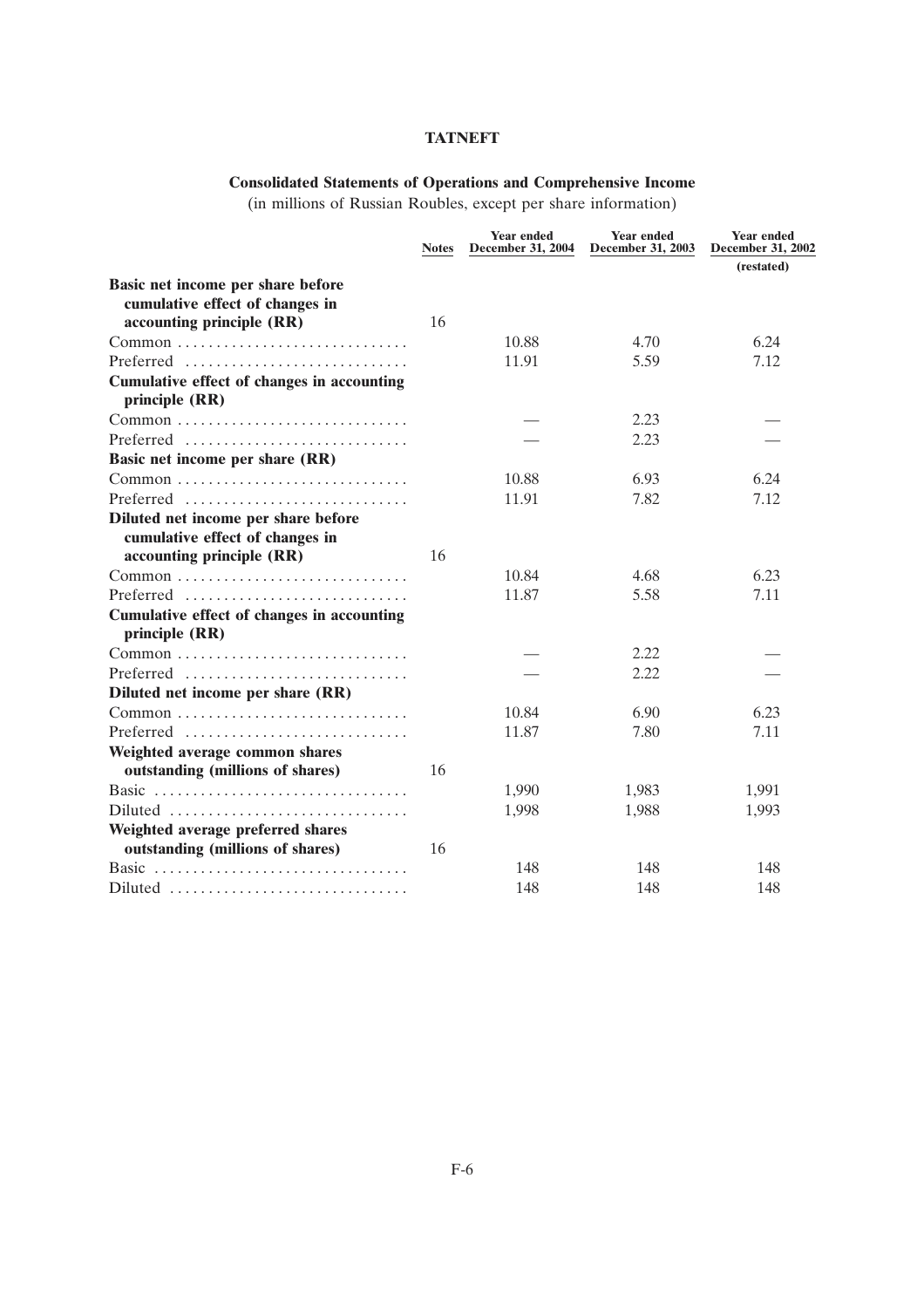# TATNEFT

## Consolidated Statements of Operations and Comprehensive Income

(in millions of Russian Roubles, except per share information)

| | Notes | Year ended December 31, 2004 | Year ended December 31, 2003 | Year ended December 31, 2002 (restated) |
|---|---|---|---|---|
| **Basic net income per share before cumulative effect of changes in accounting principle (RR)** | 16 | | | |
| Common | | 10.88 | 4.70 | 6.24 |
| Preferred | | 11.91 | 5.59 | 7.12 |
| **Cumulative effect of changes in accounting principle (RR)** | | | | |
| Common | | — | 2.23 | — |
| Preferred | | — | 2.23 | — |
| **Basic net income per share (RR)** | | | | |
| Common | | 10.88 | 6.93 | 6.24 |
| Preferred | | 11.91 | 7.82 | 7.12 |
| **Diluted net income per share before cumulative effect of changes in accounting principle (RR)** | 16 | | | |
| Common | | 10.84 | 4.68 | 6.23 |
| Preferred | | 11.87 | 5.58 | 7.11 |
| **Cumulative effect of changes in accounting principle (RR)** | | | | |
| Common | | — | 2.22 | — |
| Preferred | | — | 2.22 | — |
| **Diluted net income per share (RR)** | | | | |
| Common | | 10.84 | 6.90 | 6.23 |
| Preferred | | 11.87 | 7.80 | 7.11 |
| **Weighted average common shares outstanding (millions of shares)** | 16 | | | |
| Basic | | 1,990 | 1,983 | 1,991 |
| Diluted | | 1,998 | 1,988 | 1,993 |
| **Weighted average preferred shares outstanding (millions of shares)** | 16 | | | |
| Basic | | 148 | 148 | 148 |
| Diluted | | 148 | 148 | 148 |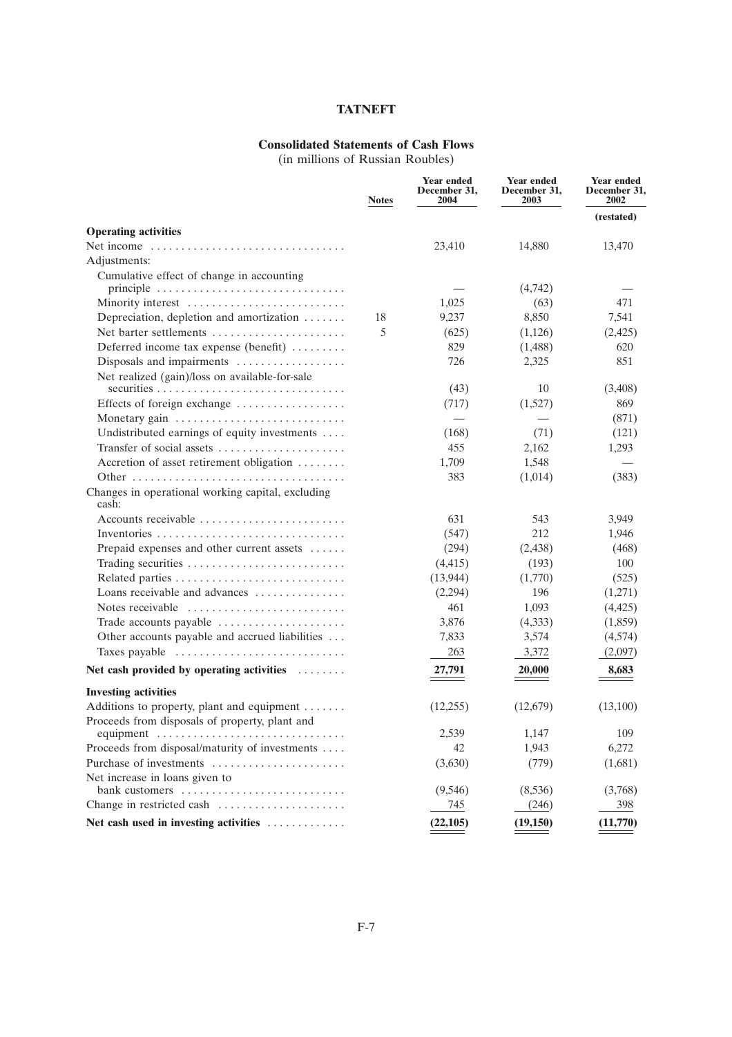# TATNEFT

## Consolidated Statements of Cash Flows

(in millions of Russian Roubles)

| | Notes | Year ended December 31, 2004 | Year ended December 31, 2003 | Year ended December 31, 2002 |
|---|---|---|---|---|
| | | | | (restated) |
| **Operating activities** | | | | |
| Net income | | 23,410 | 14,880 | 13,470 |
| Adjustments: | | | | |
| Cumulative effect of change in accounting principle | | — | (4,742) | — |
| Minority interest | | 1,025 | (63) | 471 |
| Depreciation, depletion and amortization | 18 | 9,237 | 8,850 | 7,541 |
| Net barter settlements | 5 | (625) | (1,126) | (2,425) |
| Deferred income tax expense (benefit) | | 829 | (1,488) | 620 |
| Disposals and impairments | | 726 | 2,325 | 851 |
| Net realized (gain)/loss on available-for-sale securities | | (43) | 10 | (3,408) |
| Effects of foreign exchange | | (717) | (1,527) | 869 |
| Monetary gain | | — | — | (871) |
| Undistributed earnings of equity investments | | (168) | (71) | (121) |
| Transfer of social assets | | 455 | 2,162 | 1,293 |
| Accretion of asset retirement obligation | | 1,709 | 1,548 | — |
| Other | | 383 | (1,014) | (383) |
| Changes in operational working capital, excluding cash: | | | | |
| Accounts receivable | | 631 | 543 | 3,949 |
| Inventories | | (547) | 212 | 1,946 |
| Prepaid expenses and other current assets | | (294) | (2,438) | (468) |
| Trading securities | | (4,415) | (193) | 100 |
| Related parties | | (13,944) | (1,770) | (525) |
| Loans receivable and advances | | (2,294) | 196 | (1,271) |
| Notes receivable | | 461 | 1,093 | (4,425) |
| Trade accounts payable | | 3,876 | (4,333) | (1,859) |
| Other accounts payable and accrued liabilities | | 7,833 | 3,574 | (4,574) |
| Taxes payable | | 263 | 3,372 | (2,097) |
| **Net cash provided by operating activities** | | **27,791** | **20,000** | **8,683** |
| **Investing activities** | | | | |
| Additions to property, plant and equipment | | (12,255) | (12,679) | (13,100) |
| Proceeds from disposals of property, plant and equipment | | 2,539 | 1,147 | 109 |
| Proceeds from disposal/maturity of investments | | 42 | 1,943 | 6,272 |
| Purchase of investments | | (3,630) | (779) | (1,681) |
| Net increase in loans given to bank customers | | (9,546) | (8,536) | (3,768) |
| Change in restricted cash | | 745 | (246) | 398 |
| **Net cash used in investing activities** | | **(22,105)** | **(19,150)** | **(11,770)** |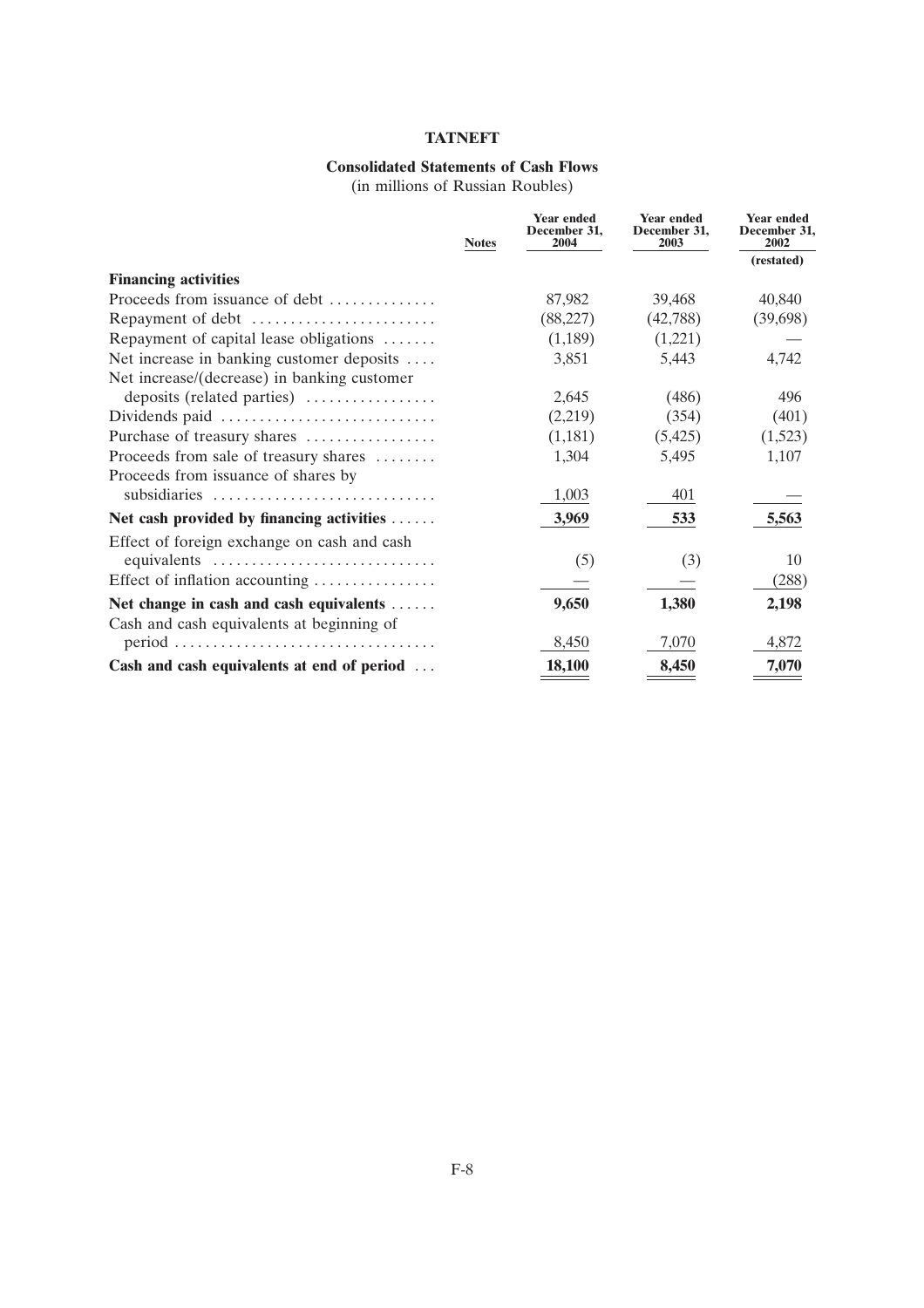**TATNEFT**

**Consolidated Statements of Cash Flows**
(in millions of Russian Roubles)

| | Notes | Year ended December 31, 2004 | Year ended December 31, 2003 | Year ended December 31, 2002 (restated) |
|---|---|---|---|---|
| **Financing activities** | | | | |
| Proceeds from issuance of debt | | 87,982 | 39,468 | 40,840 |
| Repayment of debt | | (88,227) | (42,788) | (39,698) |
| Repayment of capital lease obligations | | (1,189) | (1,221) | — |
| Net increase in banking customer deposits | | 3,851 | 5,443 | 4,742 |
| Net increase/(decrease) in banking customer deposits (related parties) | | 2,645 | (486) | 496 |
| Dividends paid | | (2,219) | (354) | (401) |
| Purchase of treasury shares | | (1,181) | (5,425) | (1,523) |
| Proceeds from sale of treasury shares | | 1,304 | 5,495 | 1,107 |
| Proceeds from issuance of shares by subsidiaries | | 1,003 | 401 | — |
| **Net cash provided by financing activities** | | **3,969** | **533** | **5,563** |
| Effect of foreign exchange on cash and cash equivalents | | (5) | (3) | 10 |
| Effect of inflation accounting | | — | — | (288) |
| **Net change in cash and cash equivalents** | | **9,650** | **1,380** | **2,198** |
| Cash and cash equivalents at beginning of period | | 8,450 | 7,070 | 4,872 |
| **Cash and cash equivalents at end of period** | | **18,100** | **8,450** | **7,070** |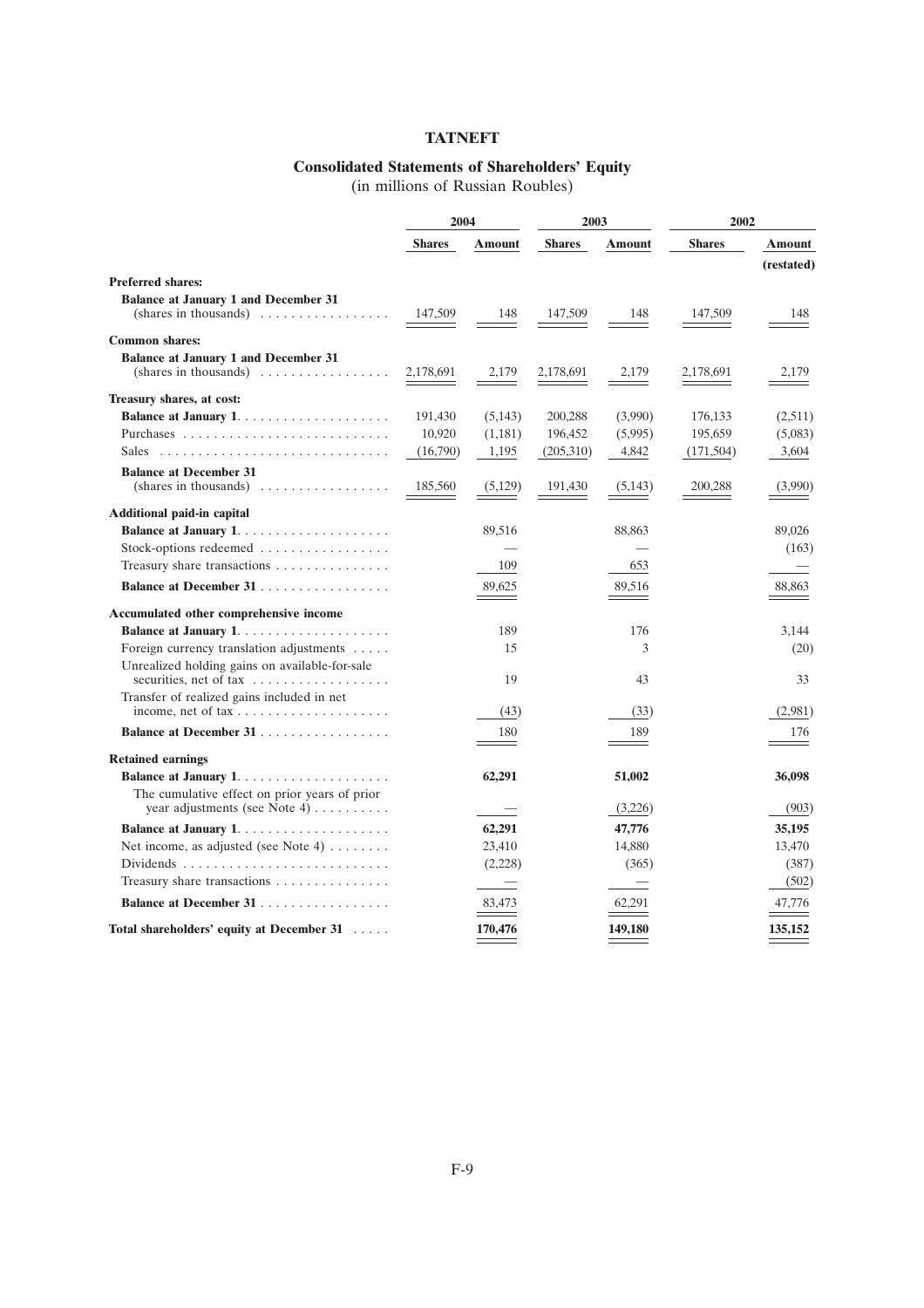# TATNEFT

## Consolidated Statements of Shareholders' Equity

(in millions of Russian Roubles)

| | 2004 | | 2003 | | 2002 | |
|---|---|---|---|---|---|---|
| | Shares | Amount | Shares | Amount | Shares | Amount (restated) |
| **Preferred shares:** | | | | | | |
| **Balance at January 1 and December 31** (shares in thousands) | 147,509 | 148 | 147,509 | 148 | 147,509 | 148 |
| **Common shares:** | | | | | | |
| **Balance at January 1 and December 31** (shares in thousands) | 2,178,691 | 2,179 | 2,178,691 | 2,179 | 2,178,691 | 2,179 |
| **Treasury shares, at cost:** | | | | | | |
| **Balance at January 1** | 191,430 | (5,143) | 200,288 | (3,990) | 176,133 | (2,511) |
| Purchases | 10,920 | (1,181) | 196,452 | (5,995) | 195,659 | (5,083) |
| Sales | (16,790) | 1,195 | (205,310) | 4,842 | (171,504) | 3,604 |
| **Balance at December 31** (shares in thousands) | 185,560 | (5,129) | 191,430 | (5,143) | 200,288 | (3,990) |
| **Additional paid-in capital** | | | | | | |
| **Balance at January 1** | | 89,516 | | 88,863 | | 89,026 |
| Stock-options redeemed | | — | | — | | (163) |
| Treasury share transactions | | 109 | | 653 | | — |
| **Balance at December 31** | | 89,625 | | 89,516 | | 88,863 |
| **Accumulated other comprehensive income** | | | | | | |
| **Balance at January 1** | | 189 | | 176 | | 3,144 |
| Foreign currency translation adjustments | | 15 | | 3 | | (20) |
| Unrealized holding gains on available-for-sale securities, net of tax | | 19 | | 43 | | 33 |
| Transfer of realized gains included in net income, net of tax | | (43) | | (33) | | (2,981) |
| **Balance at December 31** | | 180 | | 189 | | 176 |
| **Retained earnings** | | | | | | |
| **Balance at January 1** | | **62,291** | | **51,002** | | **36,098** |
| The cumulative effect on prior years of prior year adjustments (see Note 4) | | — | | (3,226) | | (903) |
| **Balance at January 1** | | **62,291** | | **47,776** | | **35,195** |
| Net income, as adjusted (see Note 4) | | 23,410 | | 14,880 | | 13,470 |
| Dividends | | (2,228) | | (365) | | (387) |
| Treasury share transactions | | — | | — | | (502) |
| **Balance at December 31** | | 83,473 | | 62,291 | | 47,776 |
| **Total shareholders' equity at December 31** | | **170,476** | | **149,180** | | **135,152** |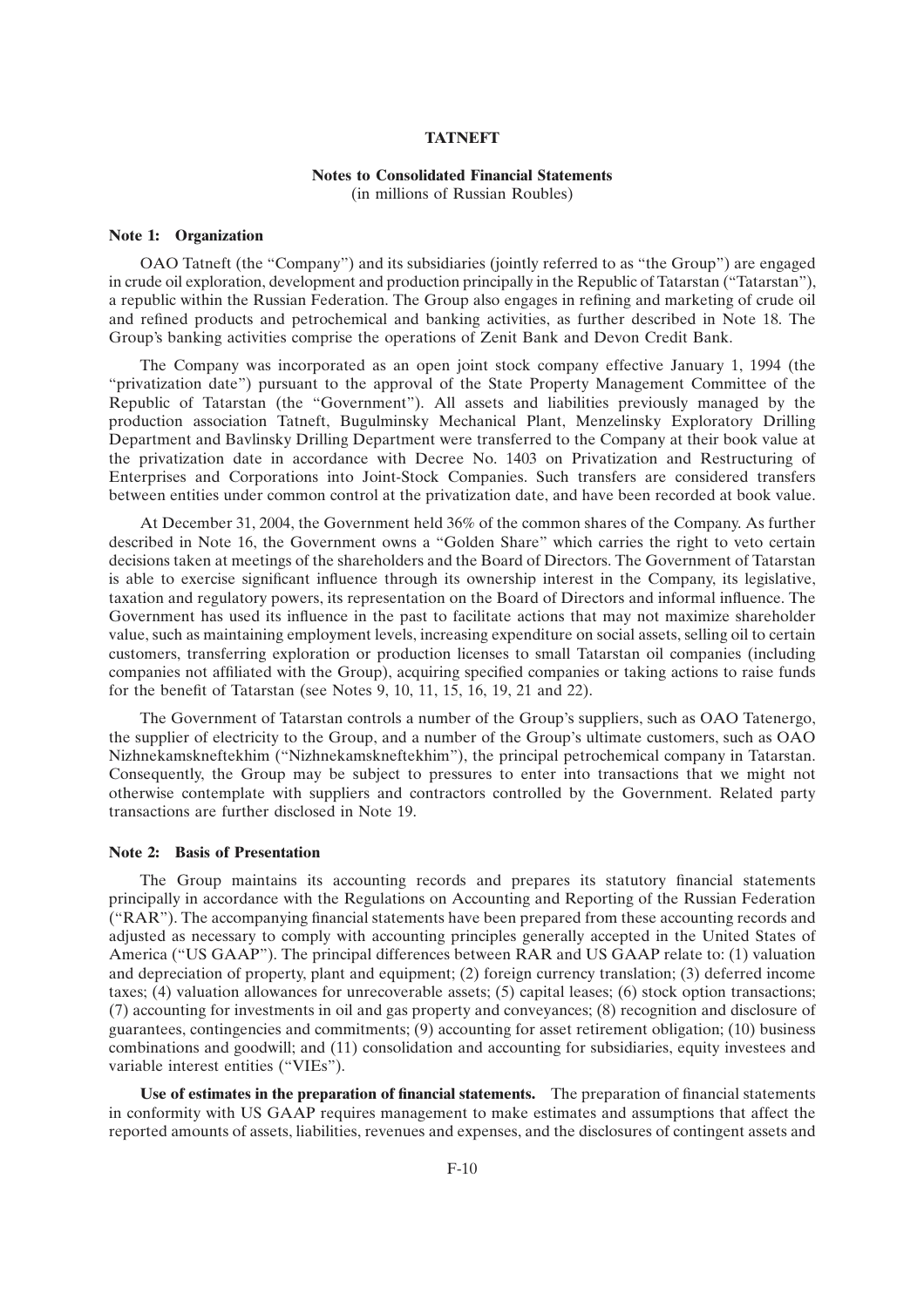# TATNEFT

## Notes to Consolidated Financial Statements

(in millions of Russian Roubles)

### Note 1: Organization

OAO Tatneft (the "Company") and its subsidiaries (jointly referred to as "the Group") are engaged in crude oil exploration, development and production principally in the Republic of Tatarstan ("Tatarstan"), a republic within the Russian Federation. The Group also engages in refining and marketing of crude oil and refined products and petrochemical and banking activities, as further described in Note 18. The Group's banking activities comprise the operations of Zenit Bank and Devon Credit Bank.

The Company was incorporated as an open joint stock company effective January 1, 1994 (the "privatization date") pursuant to the approval of the State Property Management Committee of the Republic of Tatarstan (the "Government"). All assets and liabilities previously managed by the production association Tatneft, Bugulminsky Mechanical Plant, Menzelinsky Exploratory Drilling Department and Bavlinsky Drilling Department were transferred to the Company at their book value at the privatization date in accordance with Decree No. 1403 on Privatization and Restructuring of Enterprises and Corporations into Joint-Stock Companies. Such transfers are considered transfers between entities under common control at the privatization date, and have been recorded at book value.

At December 31, 2004, the Government held 36% of the common shares of the Company. As further described in Note 16, the Government owns a "Golden Share" which carries the right to veto certain decisions taken at meetings of the shareholders and the Board of Directors. The Government of Tatarstan is able to exercise significant influence through its ownership interest in the Company, its legislative, taxation and regulatory powers, its representation on the Board of Directors and informal influence. The Government has used its influence in the past to facilitate actions that may not maximize shareholder value, such as maintaining employment levels, increasing expenditure on social assets, selling oil to certain customers, transferring exploration or production licenses to small Tatarstan oil companies (including companies not affiliated with the Group), acquiring specified companies or taking actions to raise funds for the benefit of Tatarstan (see Notes 9, 10, 11, 15, 16, 19, 21 and 22).

The Government of Tatarstan controls a number of the Group's suppliers, such as OAO Tatenergo, the supplier of electricity to the Group, and a number of the Group's ultimate customers, such as OAO Nizhnekamskneftekhim ("Nizhnekamskneftekhim"), the principal petrochemical company in Tatarstan. Consequently, the Group may be subject to pressures to enter into transactions that we might not otherwise contemplate with suppliers and contractors controlled by the Government. Related party transactions are further disclosed in Note 19.

### Note 2: Basis of Presentation

The Group maintains its accounting records and prepares its statutory financial statements principally in accordance with the Regulations on Accounting and Reporting of the Russian Federation ("RAR"). The accompanying financial statements have been prepared from these accounting records and adjusted as necessary to comply with accounting principles generally accepted in the United States of America ("US GAAP"). The principal differences between RAR and US GAAP relate to: (1) valuation and depreciation of property, plant and equipment; (2) foreign currency translation; (3) deferred income taxes; (4) valuation allowances for unrecoverable assets; (5) capital leases; (6) stock option transactions; (7) accounting for investments in oil and gas property and conveyances; (8) recognition and disclosure of guarantees, contingencies and commitments; (9) accounting for asset retirement obligation; (10) business combinations and goodwill; and (11) consolidation and accounting for subsidiaries, equity investees and variable interest entities ("VIEs").

**Use of estimates in the preparation of financial statements.** The preparation of financial statements in conformity with US GAAP requires management to make estimates and assumptions that affect the reported amounts of assets, liabilities, revenues and expenses, and the disclosures of contingent assets and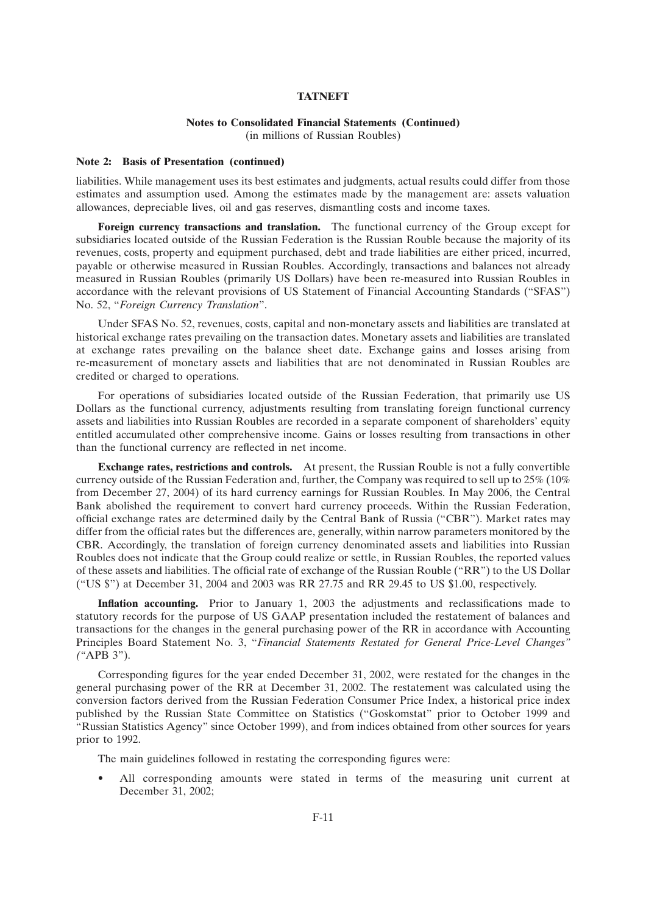**Note 2: Basis of Presentation (continued)**

liabilities. While management uses its best estimates and judgments, actual results could differ from those estimates and assumption used. Among the estimates made by the management are: assets valuation allowances, depreciable lives, oil and gas reserves, dismantling costs and income taxes.

**Foreign currency transactions and translation.** The functional currency of the Group except for subsidiaries located outside of the Russian Federation is the Russian Rouble because the majority of its revenues, costs, property and equipment purchased, debt and trade liabilities are either priced, incurred, payable or otherwise measured in Russian Roubles. Accordingly, transactions and balances not already measured in Russian Roubles (primarily US Dollars) have been re-measured into Russian Roubles in accordance with the relevant provisions of US Statement of Financial Accounting Standards ("SFAS") No. 52, "*Foreign Currency Translation*".

Under SFAS No. 52, revenues, costs, capital and non-monetary assets and liabilities are translated at historical exchange rates prevailing on the transaction dates. Monetary assets and liabilities are translated at exchange rates prevailing on the balance sheet date. Exchange gains and losses arising from re-measurement of monetary assets and liabilities that are not denominated in Russian Roubles are credited or charged to operations.

For operations of subsidiaries located outside of the Russian Federation, that primarily use US Dollars as the functional currency, adjustments resulting from translating foreign functional currency assets and liabilities into Russian Roubles are recorded in a separate component of shareholders' equity entitled accumulated other comprehensive income. Gains or losses resulting from transactions in other than the functional currency are reflected in net income.

**Exchange rates, restrictions and controls.** At present, the Russian Rouble is not a fully convertible currency outside of the Russian Federation and, further, the Company was required to sell up to 25% (10% from December 27, 2004) of its hard currency earnings for Russian Roubles. In May 2006, the Central Bank abolished the requirement to convert hard currency proceeds. Within the Russian Federation, official exchange rates are determined daily by the Central Bank of Russia ("CBR"). Market rates may differ from the official rates but the differences are, generally, within narrow parameters monitored by the CBR. Accordingly, the translation of foreign currency denominated assets and liabilities into Russian Roubles does not indicate that the Group could realize or settle, in Russian Roubles, the reported values of these assets and liabilities. The official rate of exchange of the Russian Rouble ("RR") to the US Dollar ("US $") at December 31, 2004 and 2003 was RR 27.75 and RR 29.45 to US $1.00, respectively.

**Inflation accounting.** Prior to January 1, 2003 the adjustments and reclassifications made to statutory records for the purpose of US GAAP presentation included the restatement of balances and transactions for the changes in the general purchasing power of the RR in accordance with Accounting Principles Board Statement No. 3, "*Financial Statements Restated for General Price-Level Changes" (*"APB 3").

Corresponding figures for the year ended December 31, 2002, were restated for the changes in the general purchasing power of the RR at December 31, 2002. The restatement was calculated using the conversion factors derived from the Russian Federation Consumer Price Index, a historical price index published by the Russian State Committee on Statistics ("Goskomstat" prior to October 1999 and "Russian Statistics Agency" since October 1999), and from indices obtained from other sources for years prior to 1992.

The main guidelines followed in restating the corresponding figures were:

- All corresponding amounts were stated in terms of the measuring unit current at December 31, 2002;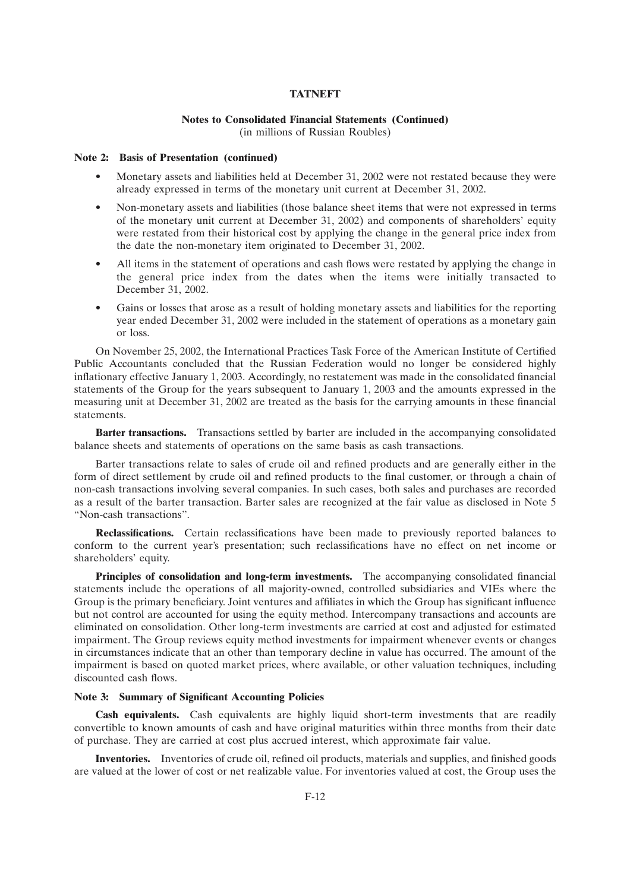**Notes to Consolidated Financial Statements (Continued)**
(in millions of Russian Roubles)

**Note 2: Basis of Presentation (continued)**

- Monetary assets and liabilities held at December 31, 2002 were not restated because they were already expressed in terms of the monetary unit current at December 31, 2002.
- Non-monetary assets and liabilities (those balance sheet items that were not expressed in terms of the monetary unit current at December 31, 2002) and components of shareholders' equity were restated from their historical cost by applying the change in the general price index from the date the non-monetary item originated to December 31, 2002.
- All items in the statement of operations and cash flows were restated by applying the change in the general price index from the dates when the items were initially transacted to December 31, 2002.
- Gains or losses that arose as a result of holding monetary assets and liabilities for the reporting year ended December 31, 2002 were included in the statement of operations as a monetary gain or loss.

On November 25, 2002, the International Practices Task Force of the American Institute of Certified Public Accountants concluded that the Russian Federation would no longer be considered highly inflationary effective January 1, 2003. Accordingly, no restatement was made in the consolidated financial statements of the Group for the years subsequent to January 1, 2003 and the amounts expressed in the measuring unit at December 31, 2002 are treated as the basis for the carrying amounts in these financial statements.

**Barter transactions.** Transactions settled by barter are included in the accompanying consolidated balance sheets and statements of operations on the same basis as cash transactions.

Barter transactions relate to sales of crude oil and refined products and are generally either in the form of direct settlement by crude oil and refined products to the final customer, or through a chain of non-cash transactions involving several companies. In such cases, both sales and purchases are recorded as a result of the barter transaction. Barter sales are recognized at the fair value as disclosed in Note 5 "Non-cash transactions".

**Reclassifications.** Certain reclassifications have been made to previously reported balances to conform to the current year's presentation; such reclassifications have no effect on net income or shareholders' equity.

**Principles of consolidation and long-term investments.** The accompanying consolidated financial statements include the operations of all majority-owned, controlled subsidiaries and VIEs where the Group is the primary beneficiary. Joint ventures and affiliates in which the Group has significant influence but not control are accounted for using the equity method. Intercompany transactions and accounts are eliminated on consolidation. Other long-term investments are carried at cost and adjusted for estimated impairment. The Group reviews equity method investments for impairment whenever events or changes in circumstances indicate that an other than temporary decline in value has occurred. The amount of the impairment is based on quoted market prices, where available, or other valuation techniques, including discounted cash flows.

**Note 3: Summary of Significant Accounting Policies**

**Cash equivalents.** Cash equivalents are highly liquid short-term investments that are readily convertible to known amounts of cash and have original maturities within three months from their date of purchase. They are carried at cost plus accrued interest, which approximate fair value.

**Inventories.** Inventories of crude oil, refined oil products, materials and supplies, and finished goods are valued at the lower of cost or net realizable value. For inventories valued at cost, the Group uses the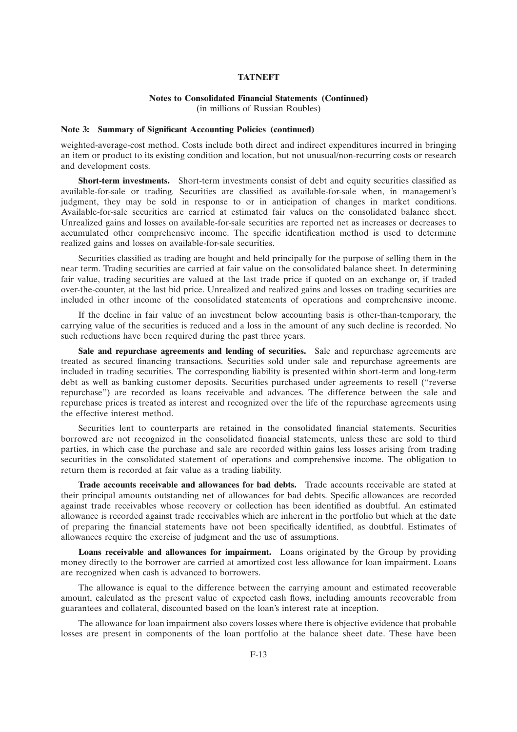**Note 3: Summary of Significant Accounting Policies (continued)**

weighted-average-cost method. Costs include both direct and indirect expenditures incurred in bringing an item or product to its existing condition and location, but not unusual/non-recurring costs or research and development costs.

**Short-term investments.** Short-term investments consist of debt and equity securities classified as available-for-sale or trading. Securities are classified as available-for-sale when, in management's judgment, they may be sold in response to or in anticipation of changes in market conditions. Available-for-sale securities are carried at estimated fair values on the consolidated balance sheet. Unrealized gains and losses on available-for-sale securities are reported net as increases or decreases to accumulated other comprehensive income. The specific identification method is used to determine realized gains and losses on available-for-sale securities.

Securities classified as trading are bought and held principally for the purpose of selling them in the near term. Trading securities are carried at fair value on the consolidated balance sheet. In determining fair value, trading securities are valued at the last trade price if quoted on an exchange or, if traded over-the-counter, at the last bid price. Unrealized and realized gains and losses on trading securities are included in other income of the consolidated statements of operations and comprehensive income.

If the decline in fair value of an investment below accounting basis is other-than-temporary, the carrying value of the securities is reduced and a loss in the amount of any such decline is recorded. No such reductions have been required during the past three years.

**Sale and repurchase agreements and lending of securities.** Sale and repurchase agreements are treated as secured financing transactions. Securities sold under sale and repurchase agreements are included in trading securities. The corresponding liability is presented within short-term and long-term debt as well as banking customer deposits. Securities purchased under agreements to resell ("reverse repurchase") are recorded as loans receivable and advances. The difference between the sale and repurchase prices is treated as interest and recognized over the life of the repurchase agreements using the effective interest method.

Securities lent to counterparts are retained in the consolidated financial statements. Securities borrowed are not recognized in the consolidated financial statements, unless these are sold to third parties, in which case the purchase and sale are recorded within gains less losses arising from trading securities in the consolidated statement of operations and comprehensive income. The obligation to return them is recorded at fair value as a trading liability.

**Trade accounts receivable and allowances for bad debts.** Trade accounts receivable are stated at their principal amounts outstanding net of allowances for bad debts. Specific allowances are recorded against trade receivables whose recovery or collection has been identified as doubtful. An estimated allowance is recorded against trade receivables which are inherent in the portfolio but which at the date of preparing the financial statements have not been specifically identified, as doubtful. Estimates of allowances require the exercise of judgment and the use of assumptions.

**Loans receivable and allowances for impairment.** Loans originated by the Group by providing money directly to the borrower are carried at amortized cost less allowance for loan impairment. Loans are recognized when cash is advanced to borrowers.

The allowance is equal to the difference between the carrying amount and estimated recoverable amount, calculated as the present value of expected cash flows, including amounts recoverable from guarantees and collateral, discounted based on the loan's interest rate at inception.

The allowance for loan impairment also covers losses where there is objective evidence that probable losses are present in components of the loan portfolio at the balance sheet date. These have been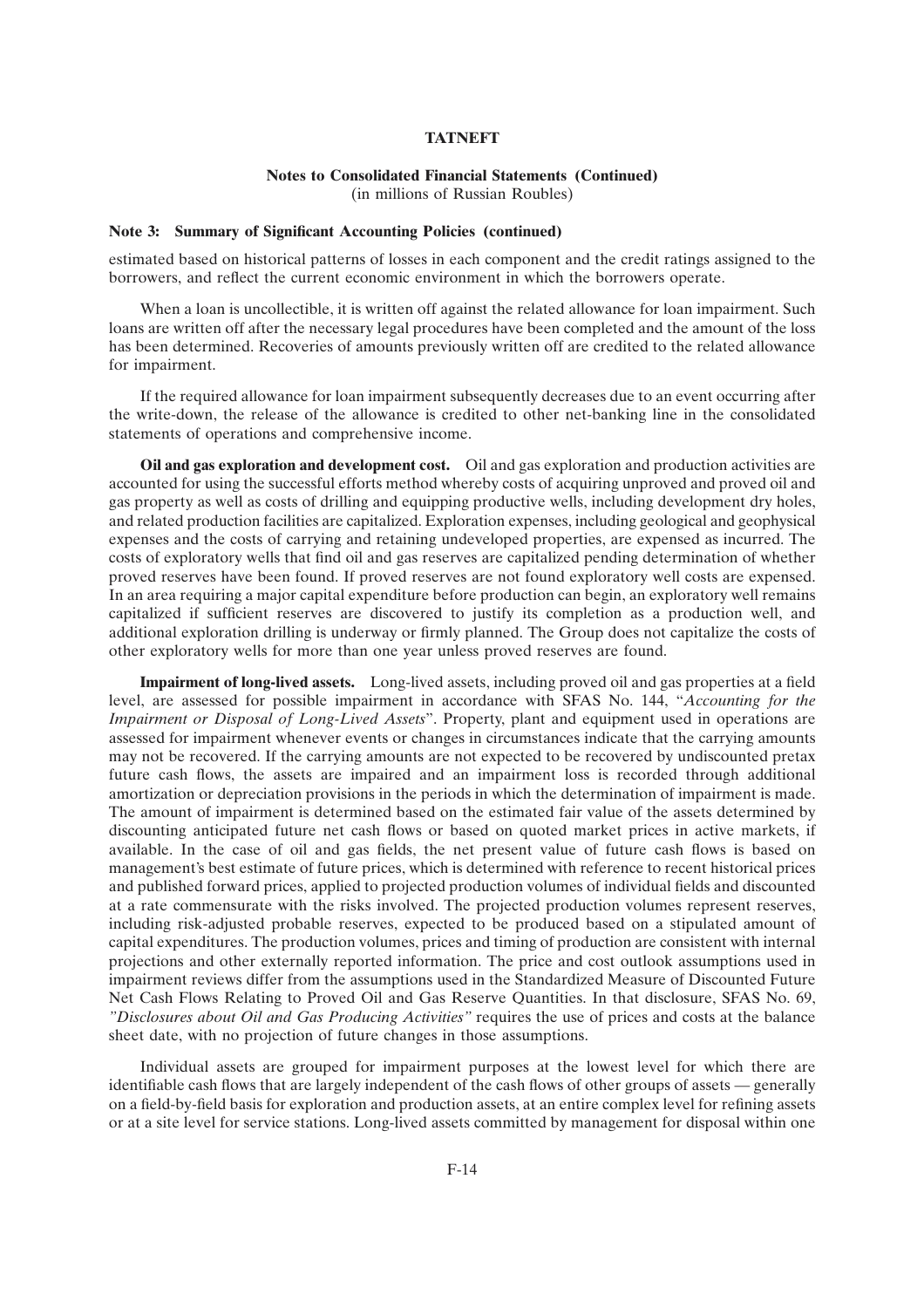**Note 3: Summary of Significant Accounting Policies (continued)**

estimated based on historical patterns of losses in each component and the credit ratings assigned to the borrowers, and reflect the current economic environment in which the borrowers operate.

When a loan is uncollectible, it is written off against the related allowance for loan impairment. Such loans are written off after the necessary legal procedures have been completed and the amount of the loss has been determined. Recoveries of amounts previously written off are credited to the related allowance for impairment.

If the required allowance for loan impairment subsequently decreases due to an event occurring after the write-down, the release of the allowance is credited to other net-banking line in the consolidated statements of operations and comprehensive income.

**Oil and gas exploration and development cost.** Oil and gas exploration and production activities are accounted for using the successful efforts method whereby costs of acquiring unproved and proved oil and gas property as well as costs of drilling and equipping productive wells, including development dry holes, and related production facilities are capitalized. Exploration expenses, including geological and geophysical expenses and the costs of carrying and retaining undeveloped properties, are expensed as incurred. The costs of exploratory wells that find oil and gas reserves are capitalized pending determination of whether proved reserves have been found. If proved reserves are not found exploratory well costs are expensed. In an area requiring a major capital expenditure before production can begin, an exploratory well remains capitalized if sufficient reserves are discovered to justify its completion as a production well, and additional exploration drilling is underway or firmly planned. The Group does not capitalize the costs of other exploratory wells for more than one year unless proved reserves are found.

**Impairment of long-lived assets.** Long-lived assets, including proved oil and gas properties at a field level, are assessed for possible impairment in accordance with SFAS No. 144, "*Accounting for the Impairment or Disposal of Long-Lived Assets*". Property, plant and equipment used in operations are assessed for impairment whenever events or changes in circumstances indicate that the carrying amounts may not be recovered. If the carrying amounts are not expected to be recovered by undiscounted pretax future cash flows, the assets are impaired and an impairment loss is recorded through additional amortization or depreciation provisions in the periods in which the determination of impairment is made. The amount of impairment is determined based on the estimated fair value of the assets determined by discounting anticipated future net cash flows or based on quoted market prices in active markets, if available. In the case of oil and gas fields, the net present value of future cash flows is based on management's best estimate of future prices, which is determined with reference to recent historical prices and published forward prices, applied to projected production volumes of individual fields and discounted at a rate commensurate with the risks involved. The projected production volumes represent reserves, including risk-adjusted probable reserves, expected to be produced based on a stipulated amount of capital expenditures. The production volumes, prices and timing of production are consistent with internal projections and other externally reported information. The price and cost outlook assumptions used in impairment reviews differ from the assumptions used in the Standardized Measure of Discounted Future Net Cash Flows Relating to Proved Oil and Gas Reserve Quantities. In that disclosure, SFAS No. 69, *"Disclosures about Oil and Gas Producing Activities"* requires the use of prices and costs at the balance sheet date, with no projection of future changes in those assumptions.

Individual assets are grouped for impairment purposes at the lowest level for which there are identifiable cash flows that are largely independent of the cash flows of other groups of assets — generally on a field-by-field basis for exploration and production assets, at an entire complex level for refining assets or at a site level for service stations. Long-lived assets committed by management for disposal within one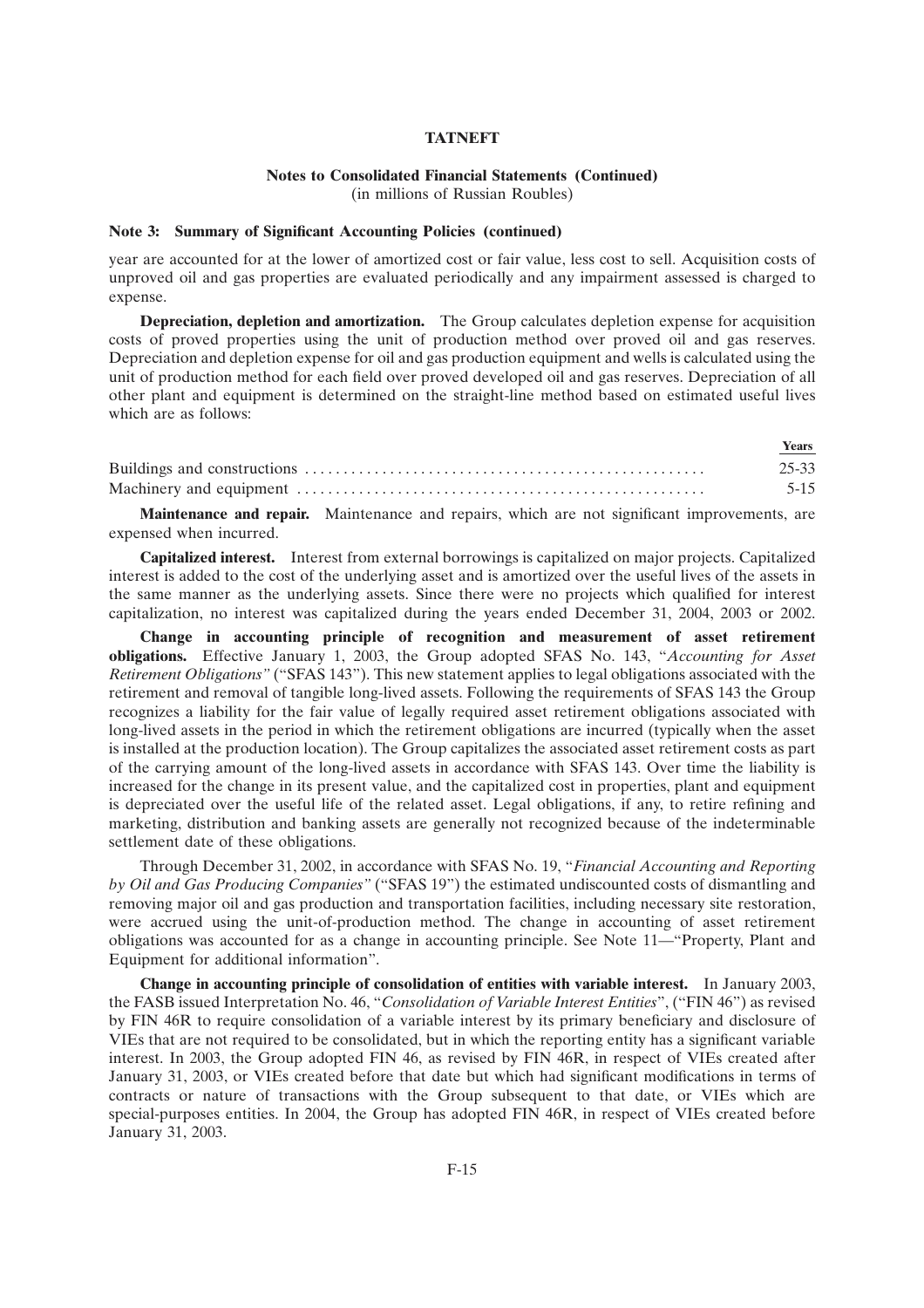**Note 3: Summary of Significant Accounting Policies (continued)**

year are accounted for at the lower of amortized cost or fair value, less cost to sell. Acquisition costs of unproved oil and gas properties are evaluated periodically and any impairment assessed is charged to expense.

**Depreciation, depletion and amortization.** The Group calculates depletion expense for acquisition costs of proved properties using the unit of production method over proved oil and gas reserves. Depreciation and depletion expense for oil and gas production equipment and wells is calculated using the unit of production method for each field over proved developed oil and gas reserves. Depreciation of all other plant and equipment is determined on the straight-line method based on estimated useful lives which are as follows:

| | Years |
|---|---|
| Buildings and constructions | 25-33 |
| Machinery and equipment | 5-15 |

**Maintenance and repair.** Maintenance and repairs, which are not significant improvements, are expensed when incurred.

**Capitalized interest.** Interest from external borrowings is capitalized on major projects. Capitalized interest is added to the cost of the underlying asset and is amortized over the useful lives of the assets in the same manner as the underlying assets. Since there were no projects which qualified for interest capitalization, no interest was capitalized during the years ended December 31, 2004, 2003 or 2002.

**Change in accounting principle of recognition and measurement of asset retirement obligations.** Effective January 1, 2003, the Group adopted SFAS No. 143, "*Accounting for Asset Retirement Obligations"* ("SFAS 143"). This new statement applies to legal obligations associated with the retirement and removal of tangible long-lived assets. Following the requirements of SFAS 143 the Group recognizes a liability for the fair value of legally required asset retirement obligations associated with long-lived assets in the period in which the retirement obligations are incurred (typically when the asset is installed at the production location). The Group capitalizes the associated asset retirement costs as part of the carrying amount of the long-lived assets in accordance with SFAS 143. Over time the liability is increased for the change in its present value, and the capitalized cost in properties, plant and equipment is depreciated over the useful life of the related asset. Legal obligations, if any, to retire refining and marketing, distribution and banking assets are generally not recognized because of the indeterminable settlement date of these obligations.

Through December 31, 2002, in accordance with SFAS No. 19, "*Financial Accounting and Reporting by Oil and Gas Producing Companies"* ("SFAS 19") the estimated undiscounted costs of dismantling and removing major oil and gas production and transportation facilities, including necessary site restoration, were accrued using the unit-of-production method. The change in accounting of asset retirement obligations was accounted for as a change in accounting principle. See Note 11—"Property, Plant and Equipment for additional information".

**Change in accounting principle of consolidation of entities with variable interest.** In January 2003, the FASB issued Interpretation No. 46, "*Consolidation of Variable Interest Entities*", ("FIN 46") as revised by FIN 46R to require consolidation of a variable interest by its primary beneficiary and disclosure of VIEs that are not required to be consolidated, but in which the reporting entity has a significant variable interest. In 2003, the Group adopted FIN 46, as revised by FIN 46R, in respect of VIEs created after January 31, 2003, or VIEs created before that date but which had significant modifications in terms of contracts or nature of transactions with the Group subsequent to that date, or VIEs which are special-purposes entities. In 2004, the Group has adopted FIN 46R, in respect of VIEs created before January 31, 2003.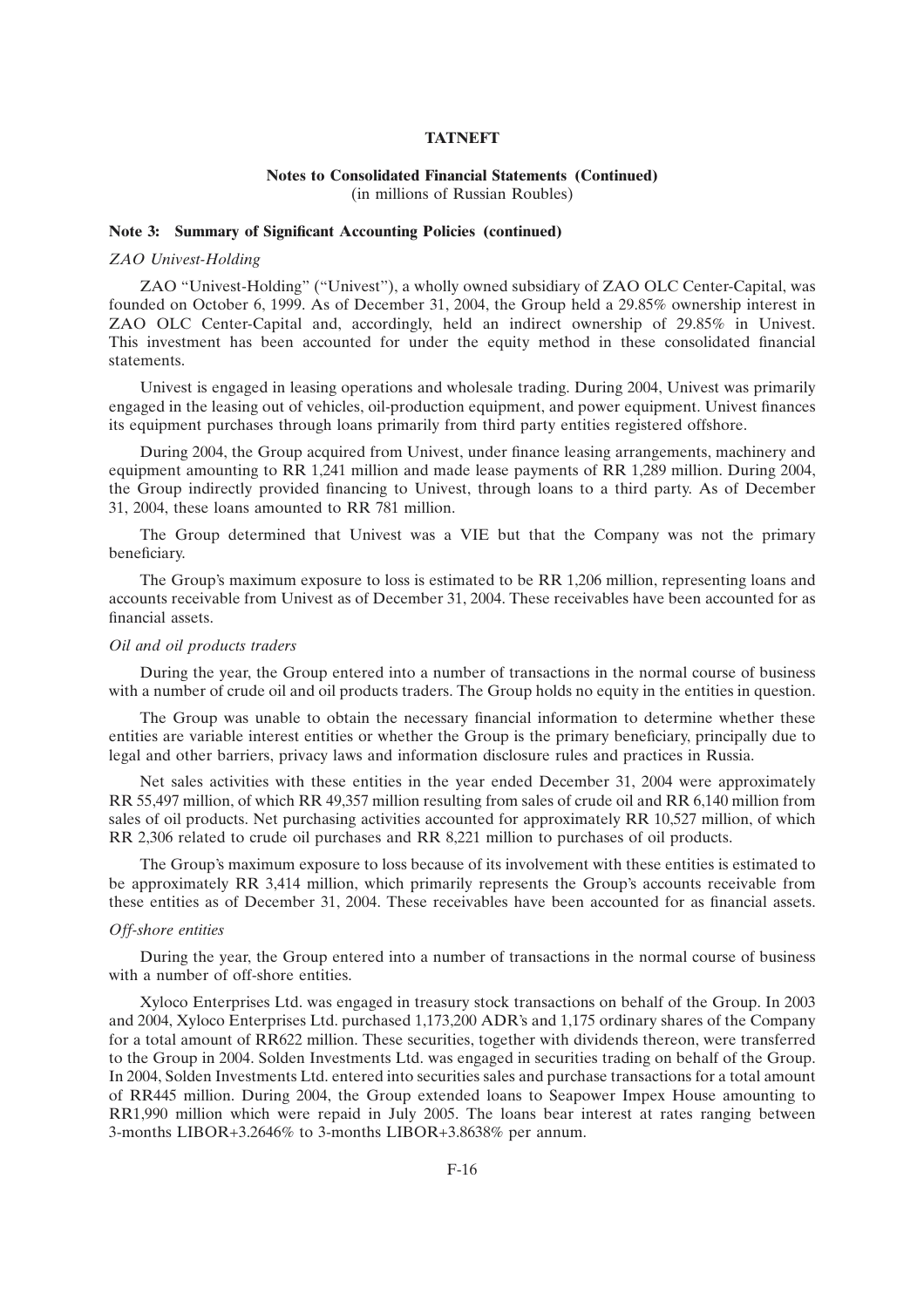**Notes to Consolidated Financial Statements (Continued)**
(in millions of Russian Roubles)

### Note 3: Summary of Significant Accounting Policies (continued)

*ZAO Univest-Holding*

ZAO "Univest-Holding" ("Univest"), a wholly owned subsidiary of ZAO OLC Center-Capital, was founded on October 6, 1999. As of December 31, 2004, the Group held a 29.85% ownership interest in ZAO OLC Center-Capital and, accordingly, held an indirect ownership of 29.85% in Univest. This investment has been accounted for under the equity method in these consolidated financial statements.

Univest is engaged in leasing operations and wholesale trading. During 2004, Univest was primarily engaged in the leasing out of vehicles, oil-production equipment, and power equipment. Univest finances its equipment purchases through loans primarily from third party entities registered offshore.

During 2004, the Group acquired from Univest, under finance leasing arrangements, machinery and equipment amounting to RR 1,241 million and made lease payments of RR 1,289 million. During 2004, the Group indirectly provided financing to Univest, through loans to a third party. As of December 31, 2004, these loans amounted to RR 781 million.

The Group determined that Univest was a VIE but that the Company was not the primary beneficiary.

The Group's maximum exposure to loss is estimated to be RR 1,206 million, representing loans and accounts receivable from Univest as of December 31, 2004. These receivables have been accounted for as financial assets.

*Oil and oil products traders*

During the year, the Group entered into a number of transactions in the normal course of business with a number of crude oil and oil products traders. The Group holds no equity in the entities in question.

The Group was unable to obtain the necessary financial information to determine whether these entities are variable interest entities or whether the Group is the primary beneficiary, principally due to legal and other barriers, privacy laws and information disclosure rules and practices in Russia.

Net sales activities with these entities in the year ended December 31, 2004 were approximately RR 55,497 million, of which RR 49,357 million resulting from sales of crude oil and RR 6,140 million from sales of oil products. Net purchasing activities accounted for approximately RR 10,527 million, of which RR 2,306 related to crude oil purchases and RR 8,221 million to purchases of oil products.

The Group's maximum exposure to loss because of its involvement with these entities is estimated to be approximately RR 3,414 million, which primarily represents the Group's accounts receivable from these entities as of December 31, 2004. These receivables have been accounted for as financial assets.

*Off-shore entities*

During the year, the Group entered into a number of transactions in the normal course of business with a number of off-shore entities.

Xyloco Enterprises Ltd. was engaged in treasury stock transactions on behalf of the Group. In 2003 and 2004, Xyloco Enterprises Ltd. purchased 1,173,200 ADR's and 1,175 ordinary shares of the Company for a total amount of RR622 million. These securities, together with dividends thereon, were transferred to the Group in 2004. Solden Investments Ltd. was engaged in securities trading on behalf of the Group. In 2004, Solden Investments Ltd. entered into securities sales and purchase transactions for a total amount of RR445 million. During 2004, the Group extended loans to Seapower Impex House amounting to RR1,990 million which were repaid in July 2005. The loans bear interest at rates ranging between 3-months LIBOR+3.2646% to 3-months LIBOR+3.8638% per annum.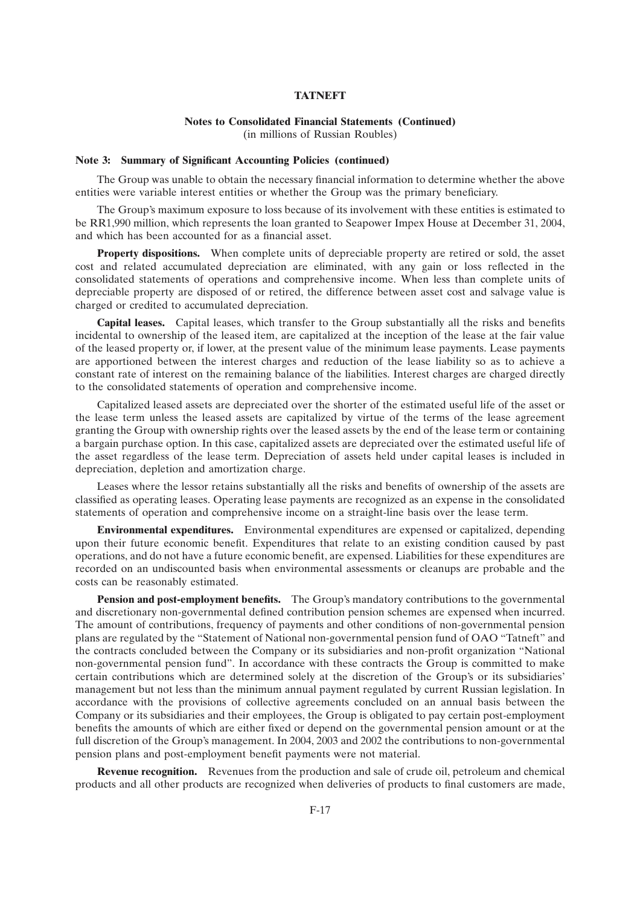**Note 3: Summary of Significant Accounting Policies (continued)**

The Group was unable to obtain the necessary financial information to determine whether the above entities were variable interest entities or whether the Group was the primary beneficiary.

The Group's maximum exposure to loss because of its involvement with these entities is estimated to be RR1,990 million, which represents the loan granted to Seapower Impex House at December 31, 2004, and which has been accounted for as a financial asset.

**Property dispositions.** When complete units of depreciable property are retired or sold, the asset cost and related accumulated depreciation are eliminated, with any gain or loss reflected in the consolidated statements of operations and comprehensive income. When less than complete units of depreciable property are disposed of or retired, the difference between asset cost and salvage value is charged or credited to accumulated depreciation.

**Capital leases.** Capital leases, which transfer to the Group substantially all the risks and benefits incidental to ownership of the leased item, are capitalized at the inception of the lease at the fair value of the leased property or, if lower, at the present value of the minimum lease payments. Lease payments are apportioned between the interest charges and reduction of the lease liability so as to achieve a constant rate of interest on the remaining balance of the liabilities. Interest charges are charged directly to the consolidated statements of operation and comprehensive income.

Capitalized leased assets are depreciated over the shorter of the estimated useful life of the asset or the lease term unless the leased assets are capitalized by virtue of the terms of the lease agreement granting the Group with ownership rights over the leased assets by the end of the lease term or containing a bargain purchase option. In this case, capitalized assets are depreciated over the estimated useful life of the asset regardless of the lease term. Depreciation of assets held under capital leases is included in depreciation, depletion and amortization charge.

Leases where the lessor retains substantially all the risks and benefits of ownership of the assets are classified as operating leases. Operating lease payments are recognized as an expense in the consolidated statements of operation and comprehensive income on a straight-line basis over the lease term.

**Environmental expenditures.** Environmental expenditures are expensed or capitalized, depending upon their future economic benefit. Expenditures that relate to an existing condition caused by past operations, and do not have a future economic benefit, are expensed. Liabilities for these expenditures are recorded on an undiscounted basis when environmental assessments or cleanups are probable and the costs can be reasonably estimated.

**Pension and post-employment benefits.** The Group's mandatory contributions to the governmental and discretionary non-governmental defined contribution pension schemes are expensed when incurred. The amount of contributions, frequency of payments and other conditions of non-governmental pension plans are regulated by the "Statement of National non-governmental pension fund of OAO "Tatneft" and the contracts concluded between the Company or its subsidiaries and non-profit organization "National non-governmental pension fund". In accordance with these contracts the Group is committed to make certain contributions which are determined solely at the discretion of the Group's or its subsidiaries' management but not less than the minimum annual payment regulated by current Russian legislation. In accordance with the provisions of collective agreements concluded on an annual basis between the Company or its subsidiaries and their employees, the Group is obligated to pay certain post-employment benefits the amounts of which are either fixed or depend on the governmental pension amount or at the full discretion of the Group's management. In 2004, 2003 and 2002 the contributions to non-governmental pension plans and post-employment benefit payments were not material.

**Revenue recognition.** Revenues from the production and sale of crude oil, petroleum and chemical products and all other products are recognized when deliveries of products to final customers are made,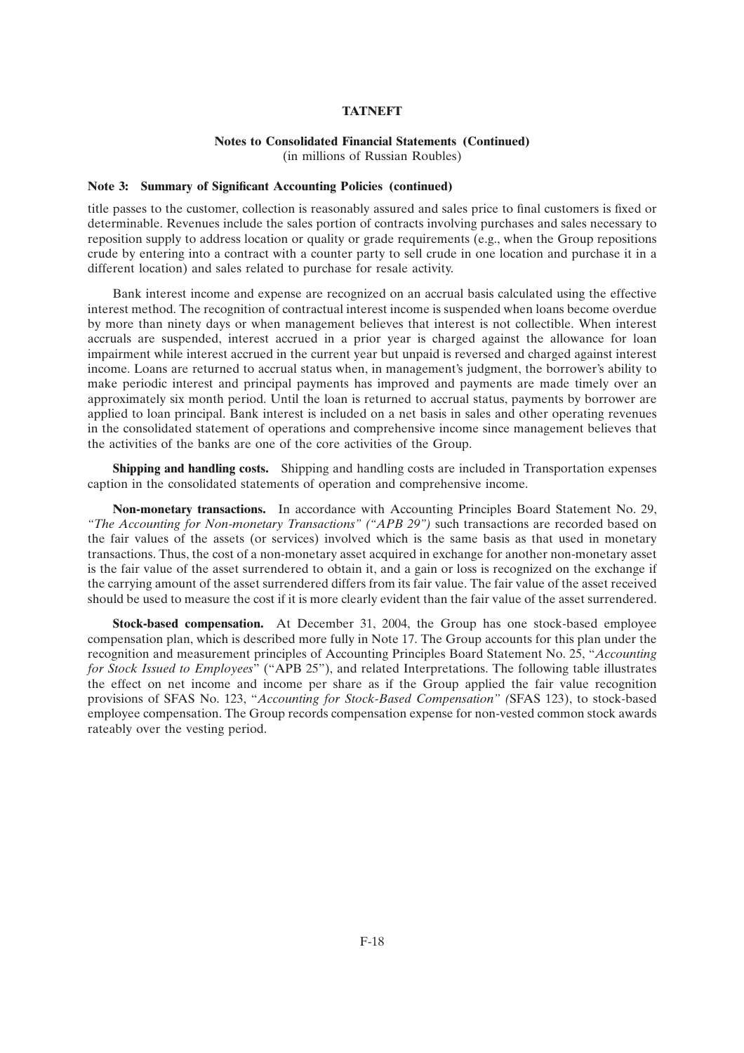**Note 3: Summary of Significant Accounting Policies (continued)**

title passes to the customer, collection is reasonably assured and sales price to final customers is fixed or determinable. Revenues include the sales portion of contracts involving purchases and sales necessary to reposition supply to address location or quality or grade requirements (e.g., when the Group repositions crude by entering into a contract with a counter party to sell crude in one location and purchase it in a different location) and sales related to purchase for resale activity.

Bank interest income and expense are recognized on an accrual basis calculated using the effective interest method. The recognition of contractual interest income is suspended when loans become overdue by more than ninety days or when management believes that interest is not collectible. When interest accruals are suspended, interest accrued in a prior year is charged against the allowance for loan impairment while interest accrued in the current year but unpaid is reversed and charged against interest income. Loans are returned to accrual status when, in management's judgment, the borrower's ability to make periodic interest and principal payments has improved and payments are made timely over an approximately six month period. Until the loan is returned to accrual status, payments by borrower are applied to loan principal. Bank interest is included on a net basis in sales and other operating revenues in the consolidated statement of operations and comprehensive income since management believes that the activities of the banks are one of the core activities of the Group.

**Shipping and handling costs.** Shipping and handling costs are included in Transportation expenses caption in the consolidated statements of operation and comprehensive income.

**Non-monetary transactions.** In accordance with Accounting Principles Board Statement No. 29, *"The Accounting for Non-monetary Transactions" ("APB 29")* such transactions are recorded based on the fair values of the assets (or services) involved which is the same basis as that used in monetary transactions. Thus, the cost of a non-monetary asset acquired in exchange for another non-monetary asset is the fair value of the asset surrendered to obtain it, and a gain or loss is recognized on the exchange if the carrying amount of the asset surrendered differs from its fair value. The fair value of the asset received should be used to measure the cost if it is more clearly evident than the fair value of the asset surrendered.

**Stock-based compensation.** At December 31, 2004, the Group has one stock-based employee compensation plan, which is described more fully in Note 17. The Group accounts for this plan under the recognition and measurement principles of Accounting Principles Board Statement No. 25, "*Accounting for Stock Issued to Employees*" ("APB 25"), and related Interpretations. The following table illustrates the effect on net income and income per share as if the Group applied the fair value recognition provisions of SFAS No. 123, "*Accounting for Stock-Based Compensation" (*SFAS 123), to stock-based employee compensation. The Group records compensation expense for non-vested common stock awards rateably over the vesting period.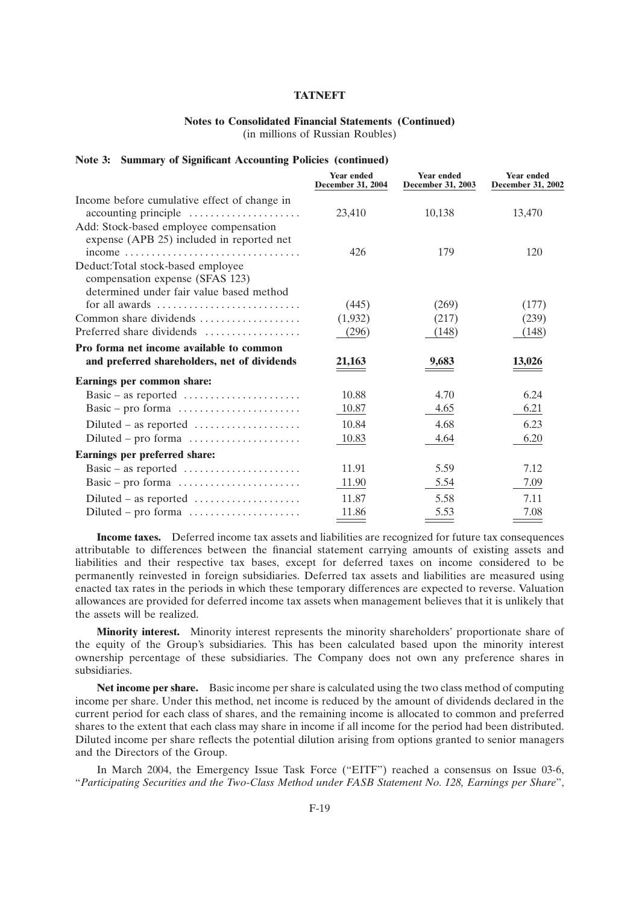**Notes to Consolidated Financial Statements (Continued)**
(in millions of Russian Roubles)

## Note 3: Summary of Significant Accounting Policies (continued)

| | Year ended December 31, 2004 | Year ended December 31, 2003 | Year ended December 31, 2002 |
|---|---|---|---|
| Income before cumulative effect of change in accounting principle | 23,410 | 10,138 | 13,470 |
| Add: Stock-based employee compensation expense (APB 25) included in reported net income | 426 | 179 | 120 |
| Deduct:Total stock-based employee compensation expense (SFAS 123) determined under fair value based method for all awards | (445) | (269) | (177) |
| Common share dividends | (1,932) | (217) | (239) |
| Preferred share dividends | (296) | (148) | (148) |
| **Pro forma net income available to common and preferred shareholders, net of dividends** | **21,163** | **9,683** | **13,026** |
| **Earnings per common share:** | | | |
| Basic – as reported | 10.88 | 4.70 | 6.24 |
| Basic – pro forma | 10.87 | 4.65 | 6.21 |
| Diluted – as reported | 10.84 | 4.68 | 6.23 |
| Diluted – pro forma | 10.83 | 4.64 | 6.20 |
| **Earnings per preferred share:** | | | |
| Basic – as reported | 11.91 | 5.59 | 7.12 |
| Basic – pro forma | 11.90 | 5.54 | 7.09 |
| Diluted – as reported | 11.87 | 5.58 | 7.11 |
| Diluted – pro forma | 11.86 | 5.53 | 7.08 |

**Income taxes.** Deferred income tax assets and liabilities are recognized for future tax consequences attributable to differences between the financial statement carrying amounts of existing assets and liabilities and their respective tax bases, except for deferred taxes on income considered to be permanently reinvested in foreign subsidiaries. Deferred tax assets and liabilities are measured using enacted tax rates in the periods in which these temporary differences are expected to reverse. Valuation allowances are provided for deferred income tax assets when management believes that it is unlikely that the assets will be realized.

**Minority interest.** Minority interest represents the minority shareholders' proportionate share of the equity of the Group's subsidiaries. This has been calculated based upon the minority interest ownership percentage of these subsidiaries. The Company does not own any preference shares in subsidiaries.

**Net income per share.** Basic income per share is calculated using the two class method of computing income per share. Under this method, net income is reduced by the amount of dividends declared in the current period for each class of shares, and the remaining income is allocated to common and preferred shares to the extent that each class may share in income if all income for the period had been distributed. Diluted income per share reflects the potential dilution arising from options granted to senior managers and the Directors of the Group.

In March 2004, the Emergency Issue Task Force ("EITF") reached a consensus on Issue 03-6, "*Participating Securities and the Two-Class Method under FASB Statement No. 128, Earnings per Share*",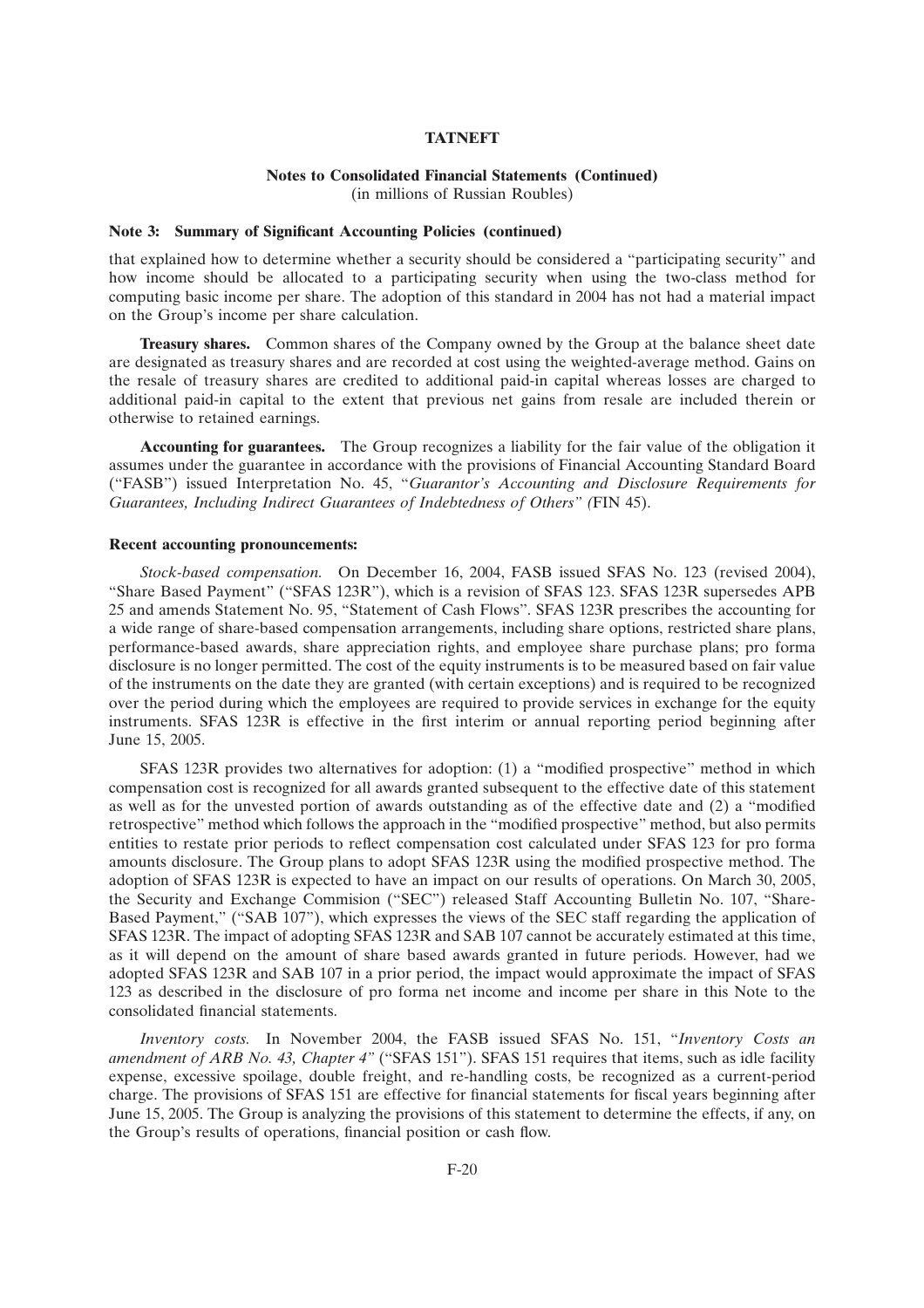that explained how to determine whether a security should be considered a "participating security" and how income should be allocated to a participating security when using the two-class method for computing basic income per share. The adoption of this standard in 2004 has not had a material impact on the Group's income per share calculation.

**Treasury shares.** Common shares of the Company owned by the Group at the balance sheet date are designated as treasury shares and are recorded at cost using the weighted-average method. Gains on the resale of treasury shares are credited to additional paid-in capital whereas losses are charged to additional paid-in capital to the extent that previous net gains from resale are included therein or otherwise to retained earnings.

**Accounting for guarantees.** The Group recognizes a liability for the fair value of the obligation it assumes under the guarantee in accordance with the provisions of Financial Accounting Standard Board ("FASB") issued Interpretation No. 45, "*Guarantor's Accounting and Disclosure Requirements for Guarantees, Including Indirect Guarantees of Indebtedness of Others" (*FIN 45).

**Recent accounting pronouncements:**

*Stock-based compensation.* On December 16, 2004, FASB issued SFAS No. 123 (revised 2004), "Share Based Payment" ("SFAS 123R"), which is a revision of SFAS 123. SFAS 123R supersedes APB 25 and amends Statement No. 95, "Statement of Cash Flows". SFAS 123R prescribes the accounting for a wide range of share-based compensation arrangements, including share options, restricted share plans, performance-based awards, share appreciation rights, and employee share purchase plans; pro forma disclosure is no longer permitted. The cost of the equity instruments is to be measured based on fair value of the instruments on the date they are granted (with certain exceptions) and is required to be recognized over the period during which the employees are required to provide services in exchange for the equity instruments. SFAS 123R is effective in the first interim or annual reporting period beginning after June 15, 2005.

SFAS 123R provides two alternatives for adoption: (1) a "modified prospective" method in which compensation cost is recognized for all awards granted subsequent to the effective date of this statement as well as for the unvested portion of awards outstanding as of the effective date and (2) a "modified retrospective" method which follows the approach in the "modified prospective" method, but also permits entities to restate prior periods to reflect compensation cost calculated under SFAS 123 for pro forma amounts disclosure. The Group plans to adopt SFAS 123R using the modified prospective method. The adoption of SFAS 123R is expected to have an impact on our results of operations. On March 30, 2005, the Security and Exchange Commision ("SEC") released Staff Accounting Bulletin No. 107, "Share-Based Payment," ("SAB 107"), which expresses the views of the SEC staff regarding the application of SFAS 123R. The impact of adopting SFAS 123R and SAB 107 cannot be accurately estimated at this time, as it will depend on the amount of share based awards granted in future periods. However, had we adopted SFAS 123R and SAB 107 in a prior period, the impact would approximate the impact of SFAS 123 as described in the disclosure of pro forma net income and income per share in this Note to the consolidated financial statements.

*Inventory costs.* In November 2004, the FASB issued SFAS No. 151, "*Inventory Costs an amendment of ARB No. 43, Chapter 4"* ("SFAS 151"). SFAS 151 requires that items, such as idle facility expense, excessive spoilage, double freight, and re-handling costs, be recognized as a current-period charge. The provisions of SFAS 151 are effective for financial statements for fiscal years beginning after June 15, 2005. The Group is analyzing the provisions of this statement to determine the effects, if any, on the Group's results of operations, financial position or cash flow.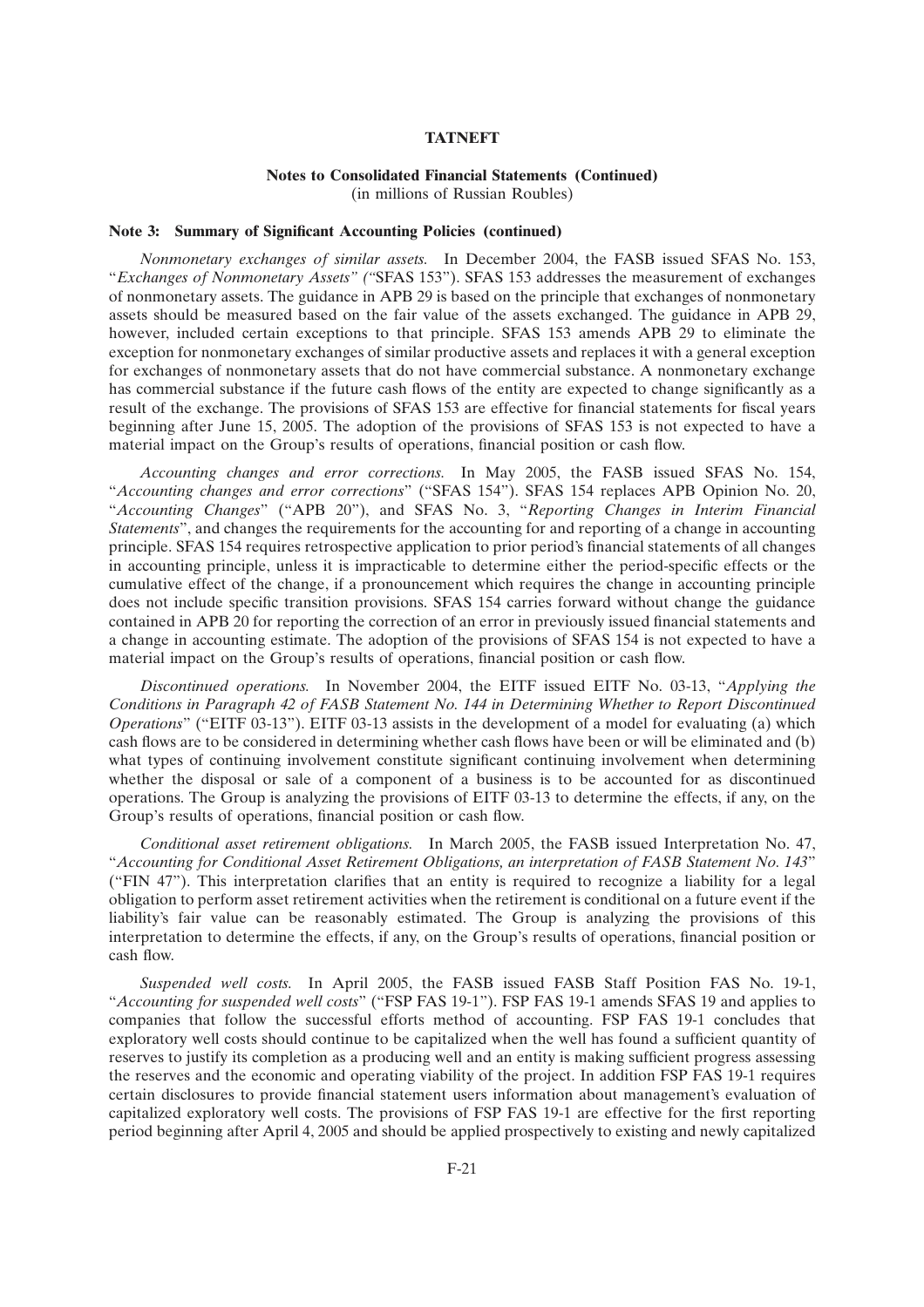**Notes to Consolidated Financial Statements (Continued)**
(in millions of Russian Roubles)

**Note 3: Summary of Significant Accounting Policies (continued)**

*Nonmonetary exchanges of similar assets.* In December 2004, the FASB issued SFAS No. 153, "*Exchanges of Nonmonetary Assets" ("*SFAS 153"). SFAS 153 addresses the measurement of exchanges of nonmonetary assets. The guidance in APB 29 is based on the principle that exchanges of nonmonetary assets should be measured based on the fair value of the assets exchanged. The guidance in APB 29, however, included certain exceptions to that principle. SFAS 153 amends APB 29 to eliminate the exception for nonmonetary exchanges of similar productive assets and replaces it with a general exception for exchanges of nonmonetary assets that do not have commercial substance. A nonmonetary exchange has commercial substance if the future cash flows of the entity are expected to change significantly as a result of the exchange. The provisions of SFAS 153 are effective for financial statements for fiscal years beginning after June 15, 2005. The adoption of the provisions of SFAS 153 is not expected to have a material impact on the Group's results of operations, financial position or cash flow.

*Accounting changes and error corrections.* In May 2005, the FASB issued SFAS No. 154, "*Accounting changes and error corrections*" ("SFAS 154"). SFAS 154 replaces APB Opinion No. 20, "*Accounting Changes*" ("APB 20"), and SFAS No. 3, "*Reporting Changes in Interim Financial Statements*", and changes the requirements for the accounting for and reporting of a change in accounting principle. SFAS 154 requires retrospective application to prior period's financial statements of all changes in accounting principle, unless it is impracticable to determine either the period-specific effects or the cumulative effect of the change, if a pronouncement which requires the change in accounting principle does not include specific transition provisions. SFAS 154 carries forward without change the guidance contained in APB 20 for reporting the correction of an error in previously issued financial statements and a change in accounting estimate. The adoption of the provisions of SFAS 154 is not expected to have a material impact on the Group's results of operations, financial position or cash flow.

*Discontinued operations.* In November 2004, the EITF issued EITF No. 03-13, "*Applying the Conditions in Paragraph 42 of FASB Statement No. 144 in Determining Whether to Report Discontinued Operations*" ("EITF 03-13"). EITF 03-13 assists in the development of a model for evaluating (a) which cash flows are to be considered in determining whether cash flows have been or will be eliminated and (b) what types of continuing involvement constitute significant continuing involvement when determining whether the disposal or sale of a component of a business is to be accounted for as discontinued operations. The Group is analyzing the provisions of EITF 03-13 to determine the effects, if any, on the Group's results of operations, financial position or cash flow.

*Conditional asset retirement obligations.* In March 2005, the FASB issued Interpretation No. 47, "*Accounting for Conditional Asset Retirement Obligations, an interpretation of FASB Statement No. 143*" ("FIN 47"). This interpretation clarifies that an entity is required to recognize a liability for a legal obligation to perform asset retirement activities when the retirement is conditional on a future event if the liability's fair value can be reasonably estimated. The Group is analyzing the provisions of this interpretation to determine the effects, if any, on the Group's results of operations, financial position or cash flow.

*Suspended well costs.* In April 2005, the FASB issued FASB Staff Position FAS No. 19-1, "*Accounting for suspended well costs*" ("FSP FAS 19-1"). FSP FAS 19-1 amends SFAS 19 and applies to companies that follow the successful efforts method of accounting. FSP FAS 19-1 concludes that exploratory well costs should continue to be capitalized when the well has found a sufficient quantity of reserves to justify its completion as a producing well and an entity is making sufficient progress assessing the reserves and the economic and operating viability of the project. In addition FSP FAS 19-1 requires certain disclosures to provide financial statement users information about management's evaluation of capitalized exploratory well costs. The provisions of FSP FAS 19-1 are effective for the first reporting period beginning after April 4, 2005 and should be applied prospectively to existing and newly capitalized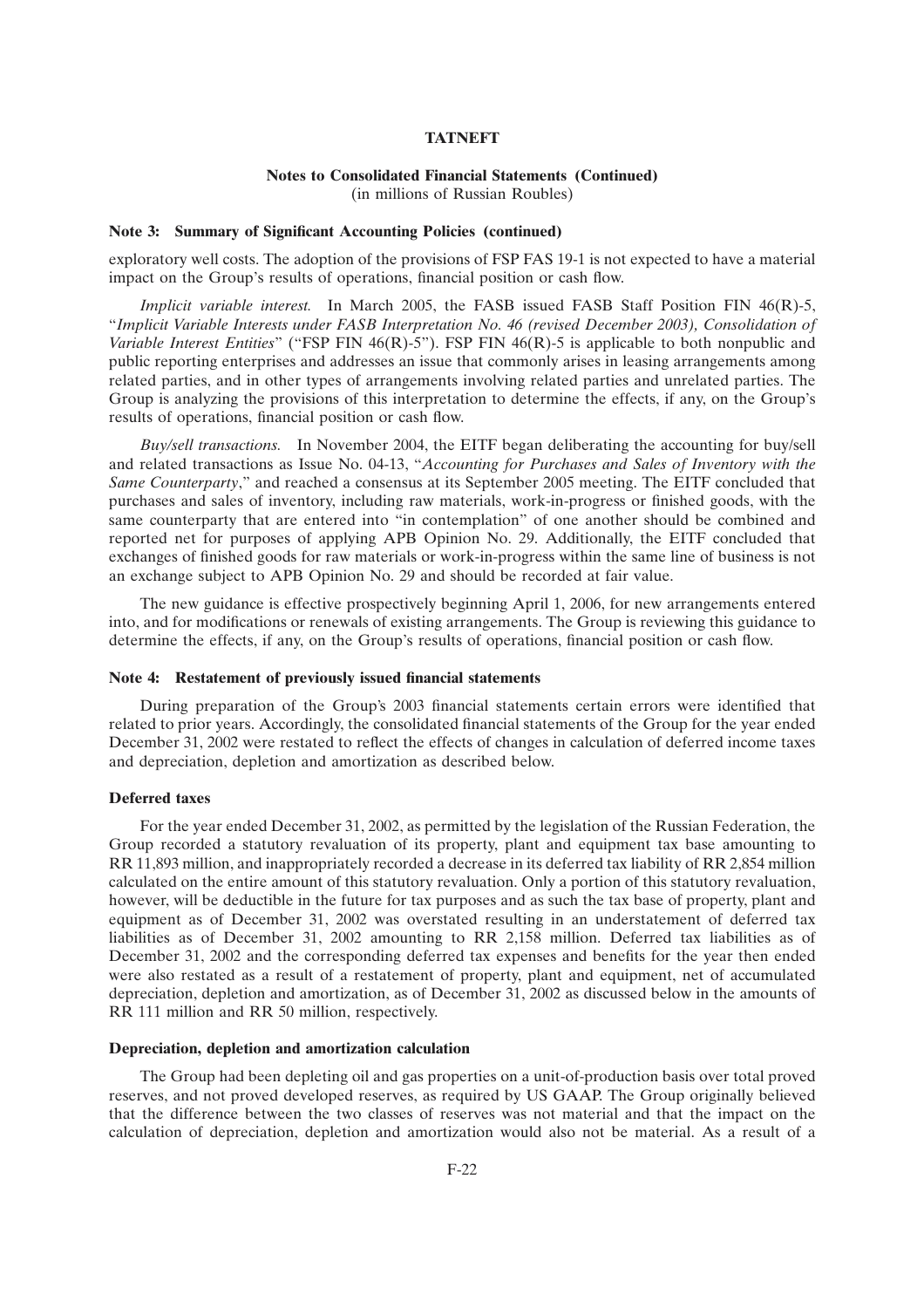## Note 3: Summary of Significant Accounting Policies (continued)

exploratory well costs. The adoption of the provisions of FSP FAS 19-1 is not expected to have a material impact on the Group's results of operations, financial position or cash flow.

*Implicit variable interest.* In March 2005, the FASB issued FASB Staff Position FIN 46(R)-5, "*Implicit Variable Interests under FASB Interpretation No. 46 (revised December 2003), Consolidation of Variable Interest Entities*" ("FSP FIN 46(R)-5"). FSP FIN 46(R)-5 is applicable to both nonpublic and public reporting enterprises and addresses an issue that commonly arises in leasing arrangements among related parties, and in other types of arrangements involving related parties and unrelated parties. The Group is analyzing the provisions of this interpretation to determine the effects, if any, on the Group's results of operations, financial position or cash flow.

*Buy/sell transactions.* In November 2004, the EITF began deliberating the accounting for buy/sell and related transactions as Issue No. 04-13, "*Accounting for Purchases and Sales of Inventory with the Same Counterparty*," and reached a consensus at its September 2005 meeting. The EITF concluded that purchases and sales of inventory, including raw materials, work-in-progress or finished goods, with the same counterparty that are entered into "in contemplation" of one another should be combined and reported net for purposes of applying APB Opinion No. 29. Additionally, the EITF concluded that exchanges of finished goods for raw materials or work-in-progress within the same line of business is not an exchange subject to APB Opinion No. 29 and should be recorded at fair value.

The new guidance is effective prospectively beginning April 1, 2006, for new arrangements entered into, and for modifications or renewals of existing arrangements. The Group is reviewing this guidance to determine the effects, if any, on the Group's results of operations, financial position or cash flow.

## Note 4: Restatement of previously issued financial statements

During preparation of the Group's 2003 financial statements certain errors were identified that related to prior years. Accordingly, the consolidated financial statements of the Group for the year ended December 31, 2002 were restated to reflect the effects of changes in calculation of deferred income taxes and depreciation, depletion and amortization as described below.

### Deferred taxes

For the year ended December 31, 2002, as permitted by the legislation of the Russian Federation, the Group recorded a statutory revaluation of its property, plant and equipment tax base amounting to RR 11,893 million, and inappropriately recorded a decrease in its deferred tax liability of RR 2,854 million calculated on the entire amount of this statutory revaluation. Only a portion of this statutory revaluation, however, will be deductible in the future for tax purposes and as such the tax base of property, plant and equipment as of December 31, 2002 was overstated resulting in an understatement of deferred tax liabilities as of December 31, 2002 amounting to RR 2,158 million. Deferred tax liabilities as of December 31, 2002 and the corresponding deferred tax expenses and benefits for the year then ended were also restated as a result of a restatement of property, plant and equipment, net of accumulated depreciation, depletion and amortization, as of December 31, 2002 as discussed below in the amounts of RR 111 million and RR 50 million, respectively.

### Depreciation, depletion and amortization calculation

The Group had been depleting oil and gas properties on a unit-of-production basis over total proved reserves, and not proved developed reserves, as required by US GAAP. The Group originally believed that the difference between the two classes of reserves was not material and that the impact on the calculation of depreciation, depletion and amortization would also not be material. As a result of a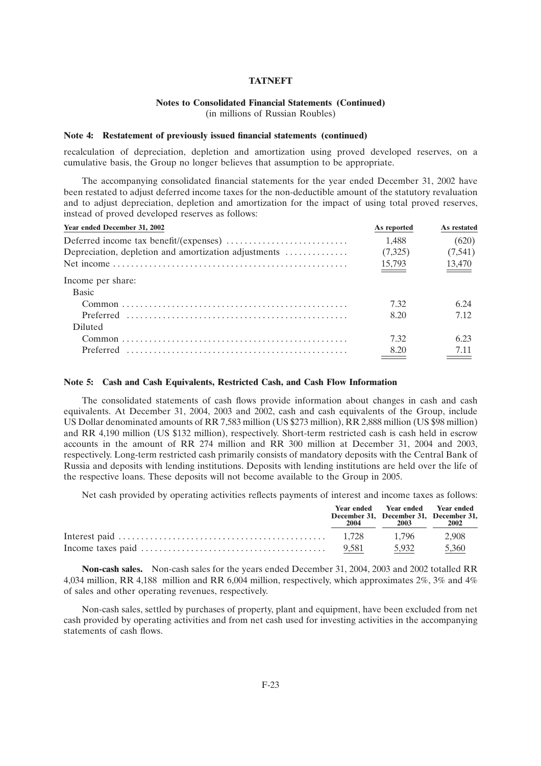## Notes to Consolidated Financial Statements (Continued)

(in millions of Russian Roubles)

### Note 4: Restatement of previously issued financial statements (continued)

recalculation of depreciation, depletion and amortization using proved developed reserves, on a cumulative basis, the Group no longer believes that assumption to be appropriate.

The accompanying consolidated financial statements for the year ended December 31, 2002 have been restated to adjust deferred income taxes for the non-deductible amount of the statutory revaluation and to adjust depreciation, depletion and amortization for the impact of using total proved reserves, instead of proved developed reserves as follows:

| Year ended December 31, 2002 | As reported | As restated |
|---|---|---|
| Deferred income tax benefit/(expenses) | 1,488 | (620) |
| Depreciation, depletion and amortization adjustments | (7,325) | (7,541) |
| Net income | 15,793 | 13,470 |
| Income per share: | | |
| Basic | | |
| Common | 7.32 | 6.24 |
| Preferred | 8.20 | 7.12 |
| Diluted | | |
| Common | 7.32 | 6.23 |
| Preferred | 8.20 | 7.11 |

### Note 5: Cash and Cash Equivalents, Restricted Cash, and Cash Flow Information

The consolidated statements of cash flows provide information about changes in cash and cash equivalents. At December 31, 2004, 2003 and 2002, cash and cash equivalents of the Group, include US Dollar denominated amounts of RR 7,583 million (US $273 million), RR 2,888 million (US $98 million) and RR 4,190 million (US $132 million), respectively. Short-term restricted cash is cash held in escrow accounts in the amount of RR 274 million and RR 300 million at December 31, 2004 and 2003, respectively. Long-term restricted cash primarily consists of mandatory deposits with the Central Bank of Russia and deposits with lending institutions. Deposits with lending institutions are held over the life of the respective loans. These deposits will not become available to the Group in 2005.

Net cash provided by operating activities reflects payments of interest and income taxes as follows:

| | Year ended December 31, 2004 | Year ended December 31, 2003 | Year ended December 31, 2002 |
|---|---|---|---|
| Interest paid | 1,728 | 1,796 | 2,908 |
| Income taxes paid | 9,581 | 5,932 | 5,360 |

**Non-cash sales.** Non-cash sales for the years ended December 31, 2004, 2003 and 2002 totalled RR 4,034 million, RR 4,188 million and RR 6,004 million, respectively, which approximates 2%, 3% and 4% of sales and other operating revenues, respectively.

Non-cash sales, settled by purchases of property, plant and equipment, have been excluded from net cash provided by operating activities and from net cash used for investing activities in the accompanying statements of cash flows.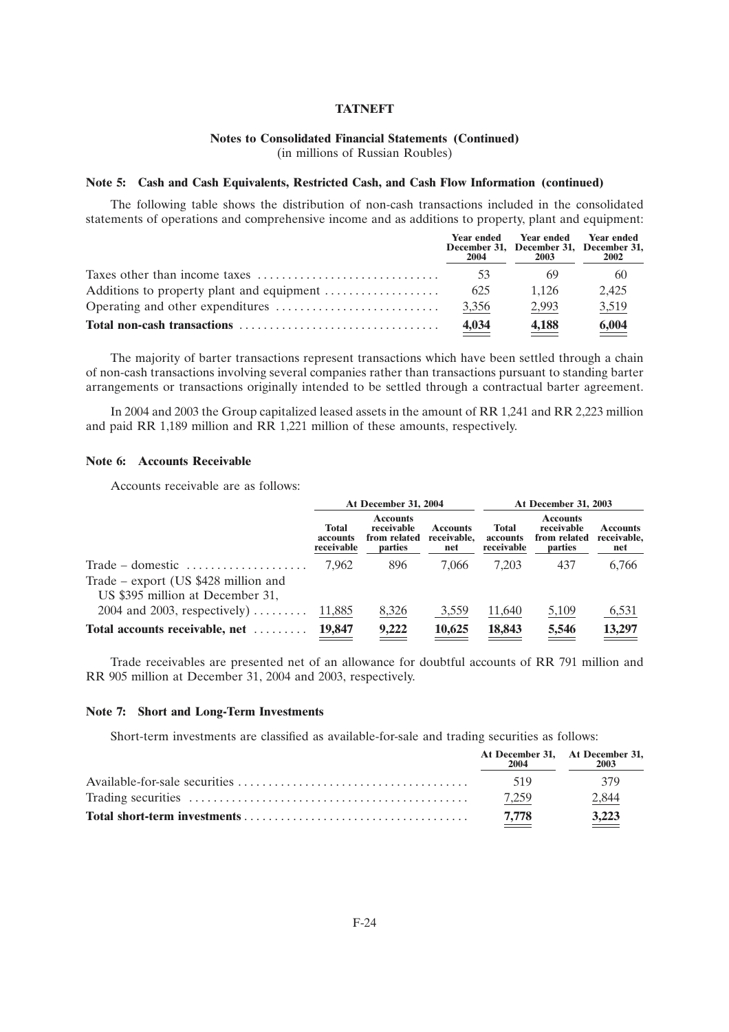**TATNEFT**

**Notes to Consolidated Financial Statements (Continued)**
(in millions of Russian Roubles)

### Note 5: Cash and Cash Equivalents, Restricted Cash, and Cash Flow Information (continued)

The following table shows the distribution of non-cash transactions included in the consolidated statements of operations and comprehensive income and as additions to property, plant and equipment:

| | Year ended December 31, 2004 | Year ended December 31, 2003 | Year ended December 31, 2002 |
|---|---|---|---|
| Taxes other than income taxes | 53 | 69 | 60 |
| Additions to property plant and equipment | 625 | 1,126 | 2,425 |
| Operating and other expenditures | 3,356 | 2,993 | 3,519 |
| **Total non-cash transactions** | **4,034** | **4,188** | **6,004** |

The majority of barter transactions represent transactions which have been settled through a chain of non-cash transactions involving several companies rather than transactions pursuant to standing barter arrangements or transactions originally intended to be settled through a contractual barter agreement.

In 2004 and 2003 the Group capitalized leased assets in the amount of RR 1,241 and RR 2,223 million and paid RR 1,189 million and RR 1,221 million of these amounts, respectively.

### Note 6: Accounts Receivable

Accounts receivable are as follows:

| | At December 31, 2004 | | | At December 31, 2003 | | |
|---|---|---|---|---|---|---|
| | Total accounts receivable | Accounts receivable from related parties | Accounts receivable, net | Total accounts receivable | Accounts receivable from related parties | Accounts receivable, net |
| Trade – domestic | 7,962 | 896 | 7,066 | 7,203 | 437 | 6,766 |
| Trade – export (US $428 million and US $395 million at December 31, 2004 and 2003, respectively) | 11,885 | 8,326 | 3,559 | 11,640 | 5,109 | 6,531 |
| **Total accounts receivable, net** | **19,847** | **9,222** | **10,625** | **18,843** | **5,546** | **13,297** |

Trade receivables are presented net of an allowance for doubtful accounts of RR 791 million and RR 905 million at December 31, 2004 and 2003, respectively.

### Note 7: Short and Long-Term Investments

Short-term investments are classified as available-for-sale and trading securities as follows:

| | At December 31, 2004 | At December 31, 2003 |
|---|---|---|
| Available-for-sale securities | 519 | 379 |
| Trading securities | 7,259 | 2,844 |
| **Total short-term investments** | **7,778** | **3,223** |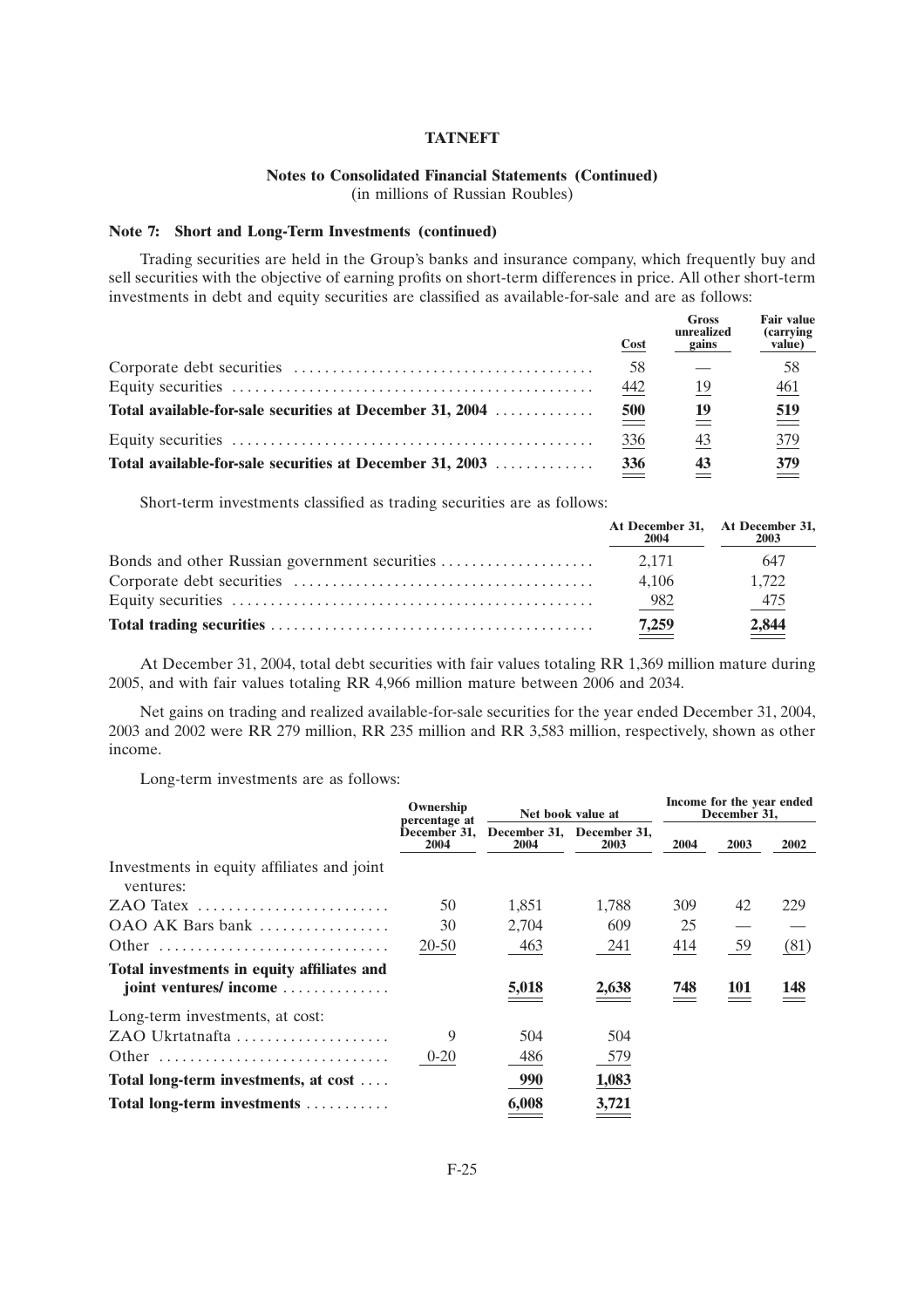# TATNEFT

## Notes to Consolidated Financial Statements (Continued)

(in millions of Russian Roubles)

### Note 7: Short and Long-Term Investments (continued)

Trading securities are held in the Group's banks and insurance company, which frequently buy and sell securities with the objective of earning profits on short-term differences in price. All other short-term investments in debt and equity securities are classified as available-for-sale and are as follows:

| | Cost | Gross unrealized gains | Fair value (carrying value) |
|---|---|---|---|
| Corporate debt securities | 58 | — | 58 |
| Equity securities | 442 | 19 | 461 |
| **Total available-for-sale securities at December 31, 2004** | **500** | **19** | **519** |
| Equity securities | 336 | 43 | 379 |
| **Total available-for-sale securities at December 31, 2003** | **336** | **43** | **379** |

Short-term investments classified as trading securities are as follows:

| | At December 31, 2004 | At December 31, 2003 |
|---|---|---|
| Bonds and other Russian government securities | 2,171 | 647 |
| Corporate debt securities | 4,106 | 1,722 |
| Equity securities | 982 | 475 |
| **Total trading securities** | **7,259** | **2,844** |

At December 31, 2004, total debt securities with fair values totaling RR 1,369 million mature during 2005, and with fair values totaling RR 4,966 million mature between 2006 and 2034.

Net gains on trading and realized available-for-sale securities for the year ended December 31, 2004, 2003 and 2002 were RR 279 million, RR 235 million and RR 3,583 million, respectively, shown as other income.

Long-term investments are as follows:

| | Ownership percentage at December 31, 2004 | Net book value at December 31, 2004 | Net book value at December 31, 2003 | Income for the year ended December 31, 2004 | 2003 | 2002 |
|---|---|---|---|---|---|---|
| Investments in equity affiliates and joint ventures: | | | | | | |
| ZAO Tatex | 50 | 1,851 | 1,788 | 309 | 42 | 229 |
| OAO AK Bars bank | 30 | 2,704 | 609 | 25 | — | — |
| Other | 20-50 | 463 | 241 | 414 | 59 | (81) |
| **Total investments in equity affiliates and joint ventures/ income** | | **5,018** | **2,638** | **748** | **101** | **148** |
| Long-term investments, at cost: | | | | | | |
| ZAO Ukrtatnafta | 9 | 504 | 504 | | | |
| Other | 0-20 | 486 | 579 | | | |
| **Total long-term investments, at cost** | | **990** | **1,083** | | | |
| **Total long-term investments** | | **6,008** | **3,721** | | | |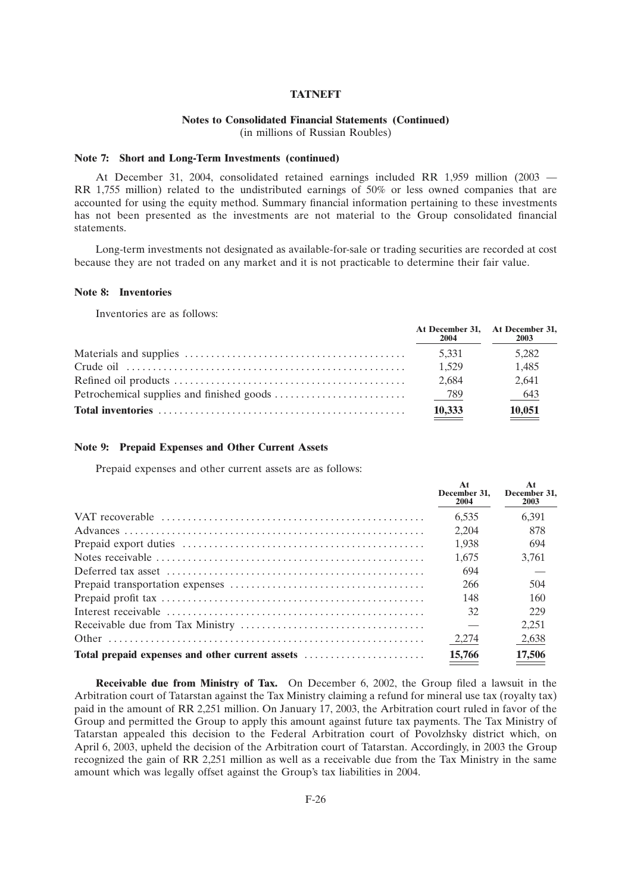# TATNEFT

## Notes to Consolidated Financial Statements (Continued)
(in millions of Russian Roubles)

### Note 7: Short and Long-Term Investments (continued)

At December 31, 2004, consolidated retained earnings included RR 1,959 million (2003 — RR 1,755 million) related to the undistributed earnings of 50% or less owned companies that are accounted for using the equity method. Summary financial information pertaining to these investments has not been presented as the investments are not material to the Group consolidated financial statements.

Long-term investments not designated as available-for-sale or trading securities are recorded at cost because they are not traded on any market and it is not practicable to determine their fair value.

### Note 8: Inventories

Inventories are as follows:

| | At December 31, 2004 | At December 31, 2003 |
|---|---|---|
| Materials and supplies | 5,331 | 5,282 |
| Crude oil | 1,529 | 1,485 |
| Refined oil products | 2,684 | 2,641 |
| Petrochemical supplies and finished goods | 789 | 643 |
| **Total inventories** | **10,333** | **10,051** |

### Note 9: Prepaid Expenses and Other Current Assets

Prepaid expenses and other current assets are as follows:

| | At December 31, 2004 | At December 31, 2003 |
|---|---|---|
| VAT recoverable | 6,535 | 6,391 |
| Advances | 2,204 | 878 |
| Prepaid export duties | 1,938 | 694 |
| Notes receivable | 1,675 | 3,761 |
| Deferred tax asset | 694 | — |
| Prepaid transportation expenses | 266 | 504 |
| Prepaid profit tax | 148 | 160 |
| Interest receivable | 32 | 229 |
| Receivable due from Tax Ministry | — | 2,251 |
| Other | 2,274 | 2,638 |
| **Total prepaid expenses and other current assets** | **15,766** | **17,506** |

**Receivable due from Ministry of Tax.** On December 6, 2002, the Group filed a lawsuit in the Arbitration court of Tatarstan against the Tax Ministry claiming a refund for mineral use tax (royalty tax) paid in the amount of RR 2,251 million. On January 17, 2003, the Arbitration court ruled in favor of the Group and permitted the Group to apply this amount against future tax payments. The Tax Ministry of Tatarstan appealed this decision to the Federal Arbitration court of Povolzhsky district which, on April 6, 2003, upheld the decision of the Arbitration court of Tatarstan. Accordingly, in 2003 the Group recognized the gain of RR 2,251 million as well as a receivable due from the Tax Ministry in the same amount which was legally offset against the Group's tax liabilities in 2004.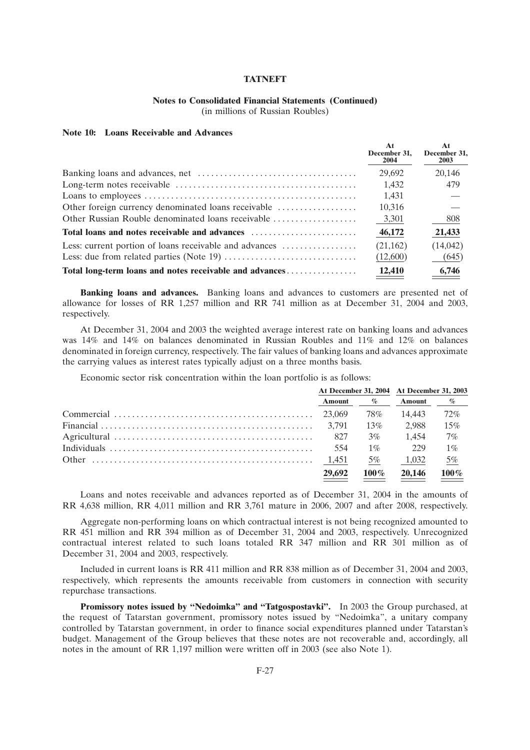**Notes to Consolidated Financial Statements (Continued)**
(in millions of Russian Roubles)

### Note 10: Loans Receivable and Advances

| | At December 31, 2004 | At December 31, 2003 |
|---|---|---|
| Banking loans and advances, net | 29,692 | 20,146 |
| Long-term notes receivable | 1,432 | 479 |
| Loans to employees | 1,431 | — |
| Other foreign currency denominated loans receivable | 10,316 | — |
| Other Russian Rouble denominated loans receivable | 3,301 | 808 |
| **Total loans and notes receivable and advances** | **46,172** | **21,433** |
| Less: current portion of loans receivable and advances | (21,162) | (14,042) |
| Less: due from related parties (Note 19) | (12,600) | (645) |
| **Total long-term loans and notes receivable and advances** | **12,410** | **6,746** |

**Banking loans and advances.** Banking loans and advances to customers are presented net of allowance for losses of RR 1,257 million and RR 741 million as at December 31, 2004 and 2003, respectively.

At December 31, 2004 and 2003 the weighted average interest rate on banking loans and advances was 14% and 14% on balances denominated in Russian Roubles and 11% and 12% on balances denominated in foreign currency, respectively. The fair values of banking loans and advances approximate the carrying values as interest rates typically adjust on a three months basis.

Economic sector risk concentration within the loan portfolio is as follows:

| | At December 31, 2004 | | At December 31, 2003 | |
|---|---|---|---|---|
| | Amount | % | Amount | % |
| Commercial | 23,069 | 78% | 14,443 | 72% |
| Financial | 3,791 | 13% | 2,988 | 15% |
| Agricultural | 827 | 3% | 1,454 | 7% |
| Individuals | 554 | 1% | 229 | 1% |
| Other | 1,451 | 5% | 1,032 | 5% |
| | **29,692** | **100%** | **20,146** | **100%** |

Loans and notes receivable and advances reported as of December 31, 2004 in the amounts of RR 4,638 million, RR 4,011 million and RR 3,761 mature in 2006, 2007 and after 2008, respectively.

Aggregate non-performing loans on which contractual interest is not being recognized amounted to RR 451 million and RR 394 million as of December 31, 2004 and 2003, respectively. Unrecognized contractual interest related to such loans totaled RR 347 million and RR 301 million as of December 31, 2004 and 2003, respectively.

Included in current loans is RR 411 million and RR 838 million as of December 31, 2004 and 2003, respectively, which represents the amounts receivable from customers in connection with security repurchase transactions.

**Promissory notes issued by "Nedoimka" and "Tatgospostavki".** In 2003 the Group purchased, at the request of Tatarstan government, promissory notes issued by "Nedoimka", a unitary company controlled by Tatarstan government, in order to finance social expenditures planned under Tatarstan's budget. Management of the Group believes that these notes are not recoverable and, accordingly, all notes in the amount of RR 1,197 million were written off in 2003 (see also Note 1).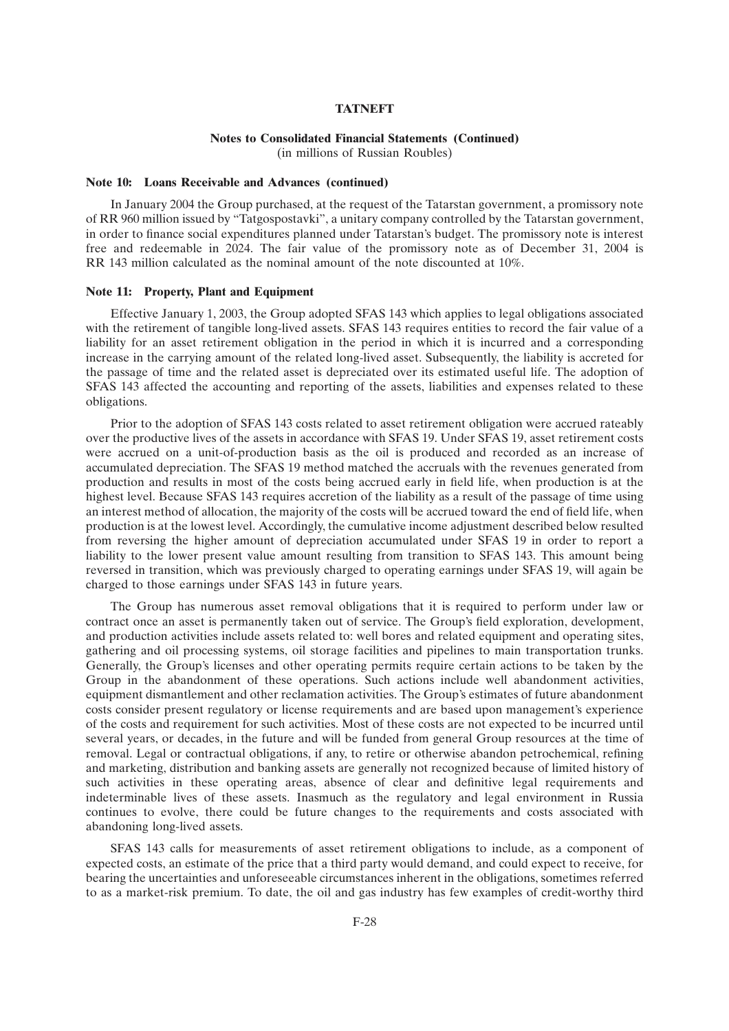**TATNEFT**

**Notes to Consolidated Financial Statements (Continued)**
(in millions of Russian Roubles)

### Note 10: Loans Receivable and Advances (continued)

In January 2004 the Group purchased, at the request of the Tatarstan government, a promissory note of RR 960 million issued by "Tatgospostavki", a unitary company controlled by the Tatarstan government, in order to finance social expenditures planned under Tatarstan's budget. The promissory note is interest free and redeemable in 2024. The fair value of the promissory note as of December 31, 2004 is RR 143 million calculated as the nominal amount of the note discounted at 10%.

### Note 11: Property, Plant and Equipment

Effective January 1, 2003, the Group adopted SFAS 143 which applies to legal obligations associated with the retirement of tangible long-lived assets. SFAS 143 requires entities to record the fair value of a liability for an asset retirement obligation in the period in which it is incurred and a corresponding increase in the carrying amount of the related long-lived asset. Subsequently, the liability is accreted for the passage of time and the related asset is depreciated over its estimated useful life. The adoption of SFAS 143 affected the accounting and reporting of the assets, liabilities and expenses related to these obligations.

Prior to the adoption of SFAS 143 costs related to asset retirement obligation were accrued rateably over the productive lives of the assets in accordance with SFAS 19. Under SFAS 19, asset retirement costs were accrued on a unit-of-production basis as the oil is produced and recorded as an increase of accumulated depreciation. The SFAS 19 method matched the accruals with the revenues generated from production and results in most of the costs being accrued early in field life, when production is at the highest level. Because SFAS 143 requires accretion of the liability as a result of the passage of time using an interest method of allocation, the majority of the costs will be accrued toward the end of field life, when production is at the lowest level. Accordingly, the cumulative income adjustment described below resulted from reversing the higher amount of depreciation accumulated under SFAS 19 in order to report a liability to the lower present value amount resulting from transition to SFAS 143. This amount being reversed in transition, which was previously charged to operating earnings under SFAS 19, will again be charged to those earnings under SFAS 143 in future years.

The Group has numerous asset removal obligations that it is required to perform under law or contract once an asset is permanently taken out of service. The Group's field exploration, development, and production activities include assets related to: well bores and related equipment and operating sites, gathering and oil processing systems, oil storage facilities and pipelines to main transportation trunks. Generally, the Group's licenses and other operating permits require certain actions to be taken by the Group in the abandonment of these operations. Such actions include well abandonment activities, equipment dismantlement and other reclamation activities. The Group's estimates of future abandonment costs consider present regulatory or license requirements and are based upon management's experience of the costs and requirement for such activities. Most of these costs are not expected to be incurred until several years, or decades, in the future and will be funded from general Group resources at the time of removal. Legal or contractual obligations, if any, to retire or otherwise abandon petrochemical, refining and marketing, distribution and banking assets are generally not recognized because of limited history of such activities in these operating areas, absence of clear and definitive legal requirements and indeterminable lives of these assets. Inasmuch as the regulatory and legal environment in Russia continues to evolve, there could be future changes to the requirements and costs associated with abandoning long-lived assets.

SFAS 143 calls for measurements of asset retirement obligations to include, as a component of expected costs, an estimate of the price that a third party would demand, and could expect to receive, for bearing the uncertainties and unforeseeable circumstances inherent in the obligations, sometimes referred to as a market-risk premium. To date, the oil and gas industry has few examples of credit-worthy third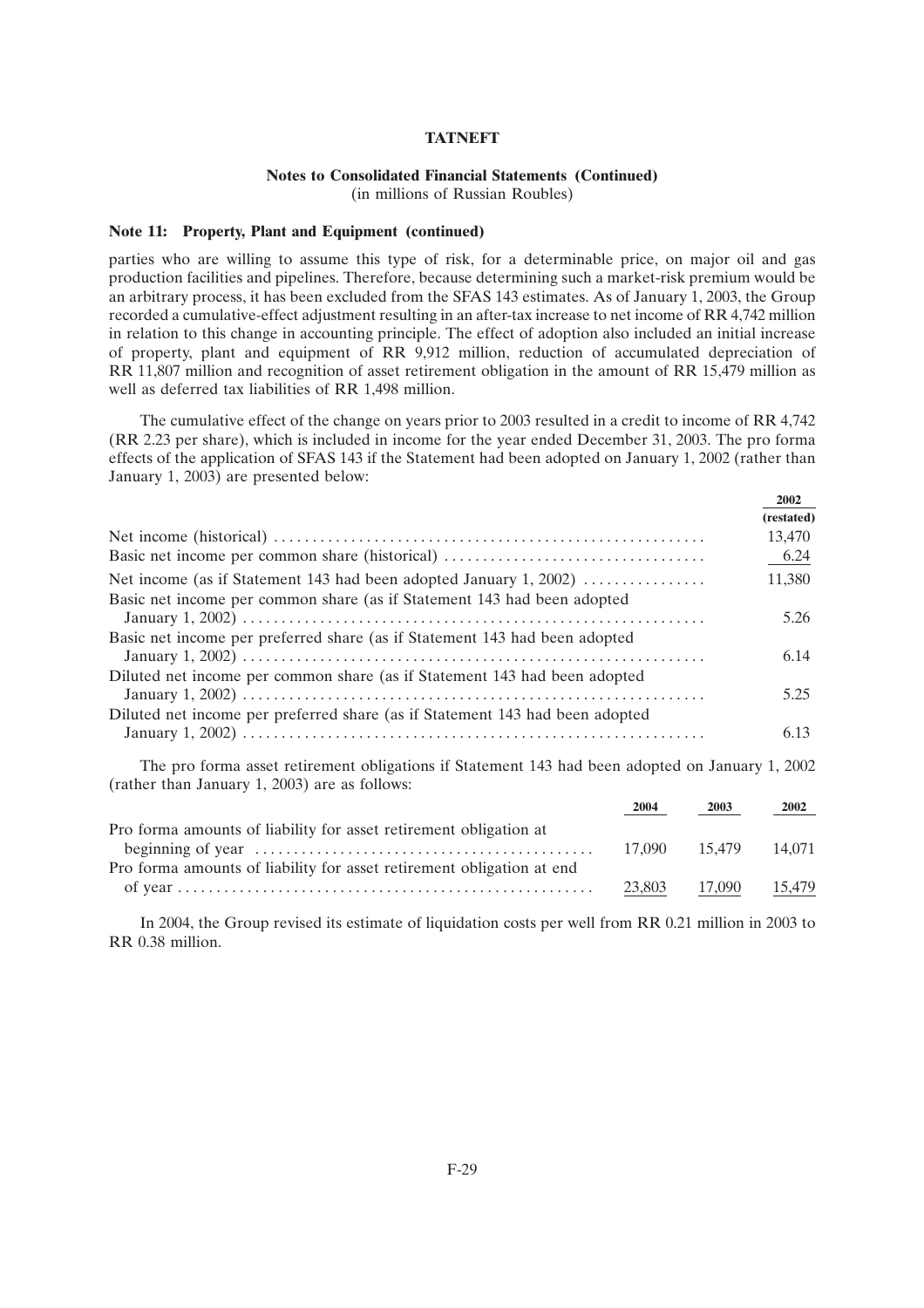**TATNEFT**

**Notes to Consolidated Financial Statements (Continued)**
(in millions of Russian Roubles)

### Note 11: Property, Plant and Equipment (continued)

parties who are willing to assume this type of risk, for a determinable price, on major oil and gas production facilities and pipelines. Therefore, because determining such a market-risk premium would be an arbitrary process, it has been excluded from the SFAS 143 estimates. As of January 1, 2003, the Group recorded a cumulative-effect adjustment resulting in an after-tax increase to net income of RR 4,742 million in relation to this change in accounting principle. The effect of adoption also included an initial increase of property, plant and equipment of RR 9,912 million, reduction of accumulated depreciation of RR 11,807 million and recognition of asset retirement obligation in the amount of RR 15,479 million as well as deferred tax liabilities of RR 1,498 million.

The cumulative effect of the change on years prior to 2003 resulted in a credit to income of RR 4,742 (RR 2.23 per share), which is included in income for the year ended December 31, 2003. The pro forma effects of the application of SFAS 143 if the Statement had been adopted on January 1, 2002 (rather than January 1, 2003) are presented below:

| | 2002 (restated) |
|---|---|
| Net income (historical) | 13,470 |
| Basic net income per common share (historical) | 6.24 |
| Net income (as if Statement 143 had been adopted January 1, 2002) | 11,380 |
| Basic net income per common share (as if Statement 143 had been adopted January 1, 2002) | 5.26 |
| Basic net income per preferred share (as if Statement 143 had been adopted January 1, 2002) | 6.14 |
| Diluted net income per common share (as if Statement 143 had been adopted January 1, 2002) | 5.25 |
| Diluted net income per preferred share (as if Statement 143 had been adopted January 1, 2002) | 6.13 |

The pro forma asset retirement obligations if Statement 143 had been adopted on January 1, 2002 (rather than January 1, 2003) are as follows:

| | 2004 | 2003 | 2002 |
|---|---|---|---|
| Pro forma amounts of liability for asset retirement obligation at beginning of year | 17,090 | 15,479 | 14,071 |
| Pro forma amounts of liability for asset retirement obligation at end of year | 23,803 | 17,090 | 15,479 |

In 2004, the Group revised its estimate of liquidation costs per well from RR 0.21 million in 2003 to RR 0.38 million.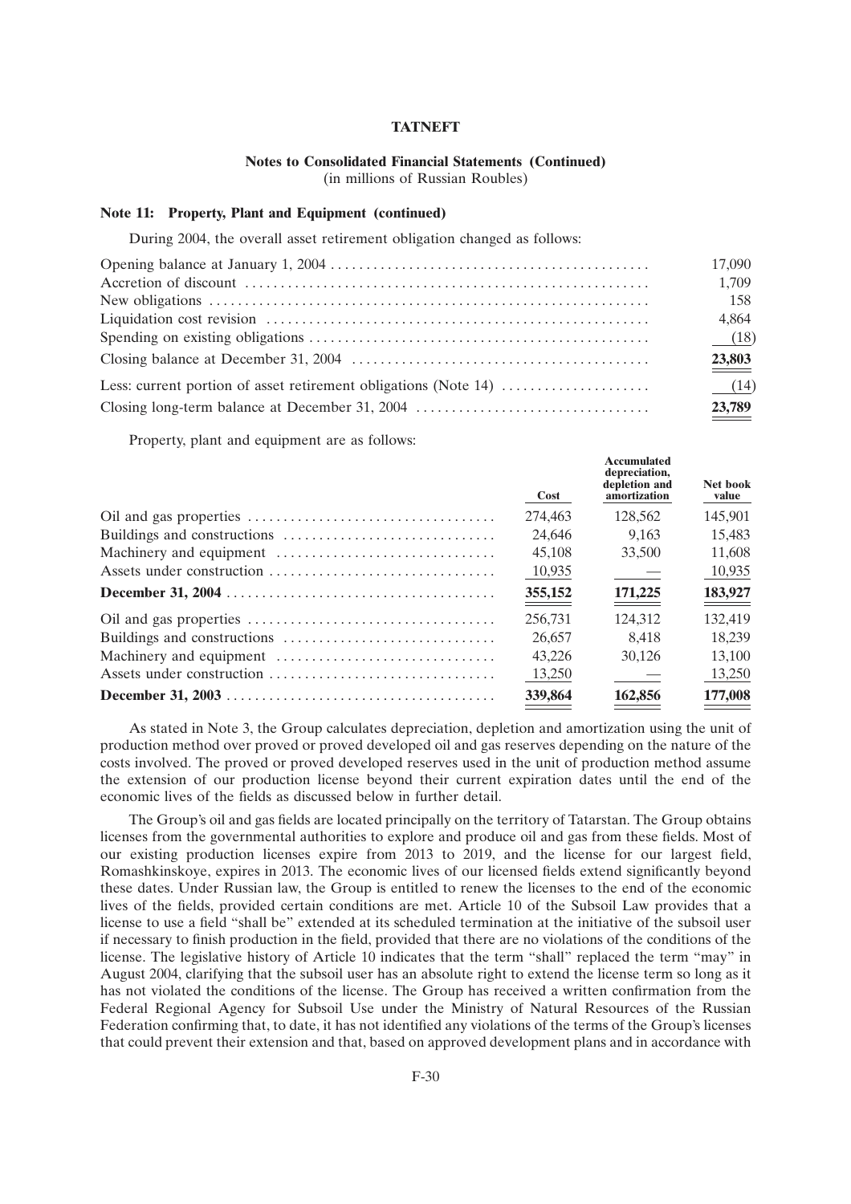**Notes to Consolidated Financial Statements (Continued)**
(in millions of Russian Roubles)

### Note 11: Property, Plant and Equipment (continued)

During 2004, the overall asset retirement obligation changed as follows:

| | |
|---|---|
| Opening balance at January 1, 2004 | 17,090 |
| Accretion of discount | 1,709 |
| New obligations | 158 |
| Liquidation cost revision | 4,864 |
| Spending on existing obligations | (18) |
| Closing balance at December 31, 2004 | 23,803 |
| Less: current portion of asset retirement obligations (Note 14) | (14) |
| Closing long-term balance at December 31, 2004 | 23,789 |

Property, plant and equipment are as follows:

| | Cost | Accumulated depreciation, depletion and amortization | Net book value |
|---|---|---|---|
| Oil and gas properties | 274,463 | 128,562 | 145,901 |
| Buildings and constructions | 24,646 | 9,163 | 15,483 |
| Machinery and equipment | 45,108 | 33,500 | 11,608 |
| Assets under construction | 10,935 | — | 10,935 |
| **December 31, 2004** | 355,152 | 171,225 | 183,927 |
| Oil and gas properties | 256,731 | 124,312 | 132,419 |
| Buildings and constructions | 26,657 | 8,418 | 18,239 |
| Machinery and equipment | 43,226 | 30,126 | 13,100 |
| Assets under construction | 13,250 | — | 13,250 |
| **December 31, 2003** | 339,864 | 162,856 | 177,008 |

As stated in Note 3, the Group calculates depreciation, depletion and amortization using the unit of production method over proved or proved developed oil and gas reserves depending on the nature of the costs involved. The proved or proved developed reserves used in the unit of production method assume the extension of our production license beyond their current expiration dates until the end of the economic lives of the fields as discussed below in further detail.

The Group's oil and gas fields are located principally on the territory of Tatarstan. The Group obtains licenses from the governmental authorities to explore and produce oil and gas from these fields. Most of our existing production licenses expire from 2013 to 2019, and the license for our largest field, Romashkinskoye, expires in 2013. The economic lives of our licensed fields extend significantly beyond these dates. Under Russian law, the Group is entitled to renew the licenses to the end of the economic lives of the fields, provided certain conditions are met. Article 10 of the Subsoil Law provides that a license to use a field "shall be" extended at its scheduled termination at the initiative of the subsoil user if necessary to finish production in the field, provided that there are no violations of the conditions of the license. The legislative history of Article 10 indicates that the term "shall" replaced the term "may" in August 2004, clarifying that the subsoil user has an absolute right to extend the license term so long as it has not violated the conditions of the license. The Group has received a written confirmation from the Federal Regional Agency for Subsoil Use under the Ministry of Natural Resources of the Russian Federation confirming that, to date, it has not identified any violations of the terms of the Group's licenses that could prevent their extension and that, based on approved development plans and in accordance with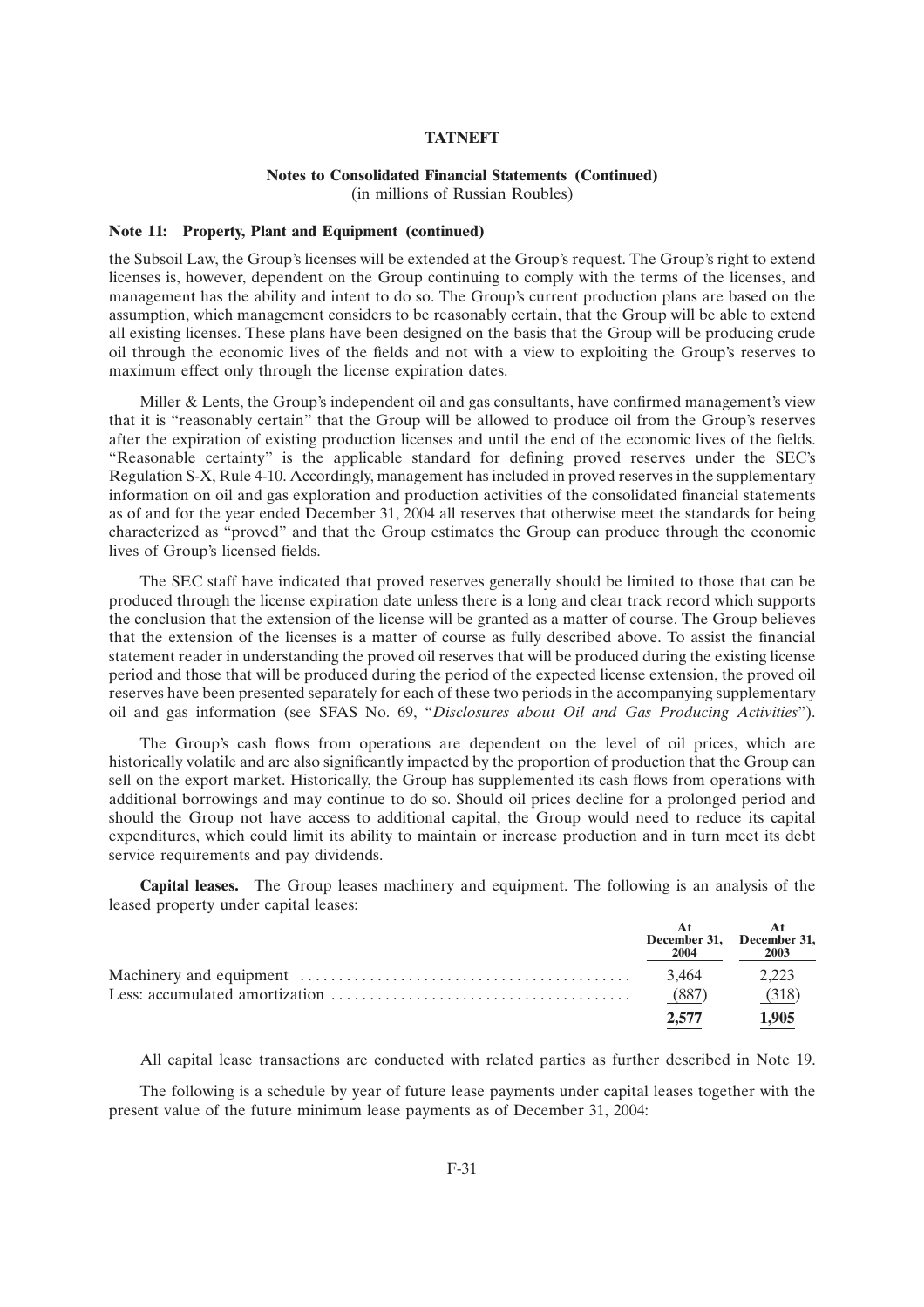**Notes to Consolidated Financial Statements (Continued)**
(in millions of Russian Roubles)

### Note 11: Property, Plant and Equipment (continued)

the Subsoil Law, the Group's licenses will be extended at the Group's request. The Group's right to extend licenses is, however, dependent on the Group continuing to comply with the terms of the licenses, and management has the ability and intent to do so. The Group's current production plans are based on the assumption, which management considers to be reasonably certain, that the Group will be able to extend all existing licenses. These plans have been designed on the basis that the Group will be producing crude oil through the economic lives of the fields and not with a view to exploiting the Group's reserves to maximum effect only through the license expiration dates.

Miller & Lents, the Group's independent oil and gas consultants, have confirmed management's view that it is "reasonably certain" that the Group will be allowed to produce oil from the Group's reserves after the expiration of existing production licenses and until the end of the economic lives of the fields. "Reasonable certainty" is the applicable standard for defining proved reserves under the SEC's Regulation S-X, Rule 4-10. Accordingly, management has included in proved reserves in the supplementary information on oil and gas exploration and production activities of the consolidated financial statements as of and for the year ended December 31, 2004 all reserves that otherwise meet the standards for being characterized as "proved" and that the Group estimates the Group can produce through the economic lives of Group's licensed fields.

The SEC staff have indicated that proved reserves generally should be limited to those that can be produced through the license expiration date unless there is a long and clear track record which supports the conclusion that the extension of the license will be granted as a matter of course. The Group believes that the extension of the licenses is a matter of course as fully described above. To assist the financial statement reader in understanding the proved oil reserves that will be produced during the existing license period and those that will be produced during the period of the expected license extension, the proved oil reserves have been presented separately for each of these two periods in the accompanying supplementary oil and gas information (see SFAS No. 69, "*Disclosures about Oil and Gas Producing Activities*").

The Group's cash flows from operations are dependent on the level of oil prices, which are historically volatile and are also significantly impacted by the proportion of production that the Group can sell on the export market. Historically, the Group has supplemented its cash flows from operations with additional borrowings and may continue to do so. Should oil prices decline for a prolonged period and should the Group not have access to additional capital, the Group would need to reduce its capital expenditures, which could limit its ability to maintain or increase production and in turn meet its debt service requirements and pay dividends.

**Capital leases.** The Group leases machinery and equipment. The following is an analysis of the leased property under capital leases:

| | At December 31, 2004 | At December 31, 2003 |
|---|---|---|
| Machinery and equipment | 3,464 | 2,223 |
| Less: accumulated amortization | (887) | (318) |
| | 2,577 | 1,905 |

All capital lease transactions are conducted with related parties as further described in Note 19.

The following is a schedule by year of future lease payments under capital leases together with the present value of the future minimum lease payments as of December 31, 2004: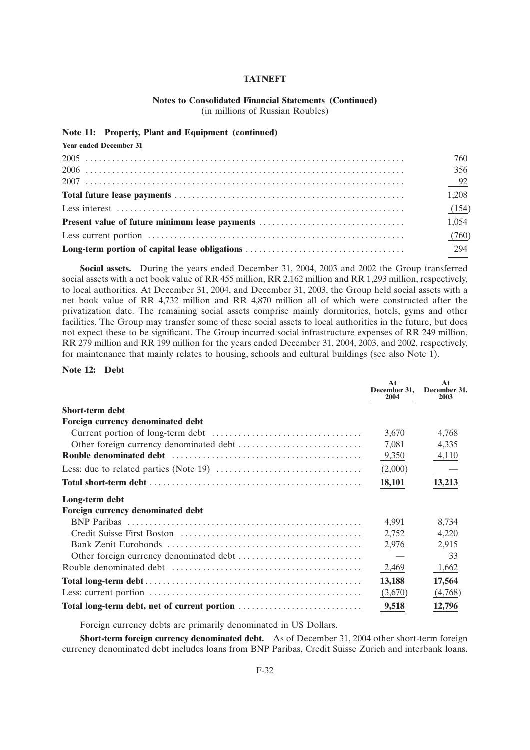**TATNEFT**

**Notes to Consolidated Financial Statements (Continued)**
(in millions of Russian Roubles)

### Note 11: Property, Plant and Equipment (continued)

| Year ended December 31 | |
|---|---|
| 2005 | 760 |
| 2006 | 356 |
| 2007 | 92 |
| **Total future lease payments** | 1,208 |
| Less interest | (154) |
| **Present value of future minimum lease payments** | 1,054 |
| Less current portion | (760) |
| **Long-term portion of capital lease obligations** | 294 |

**Social assets.** During the years ended December 31, 2004, 2003 and 2002 the Group transferred social assets with a net book value of RR 455 million, RR 2,162 million and RR 1,293 million, respectively, to local authorities. At December 31, 2004, and December 31, 2003, the Group held social assets with a net book value of RR 4,732 million and RR 4,870 million all of which were constructed after the privatization date. The remaining social assets comprise mainly dormitories, hotels, gyms and other facilities. The Group may transfer some of these social assets to local authorities in the future, but does not expect these to be significant. The Group incurred social infrastructure expenses of RR 249 million, RR 279 million and RR 199 million for the years ended December 31, 2004, 2003, and 2002, respectively, for maintenance that mainly relates to housing, schools and cultural buildings (see also Note 1).

### Note 12: Debt

| | At December 31, 2004 | At December 31, 2003 |
|---|---|---|
| **Short-term debt** | | |
| **Foreign currency denominated debt** | | |
| Current portion of long-term debt | 3,670 | 4,768 |
| Other foreign currency denominated debt | 7,081 | 4,335 |
| **Rouble denominated debt** | 9,350 | 4,110 |
| Less: due to related parties (Note 19) | (2,000) | — |
| **Total short-term debt** | **18,101** | **13,213** |
| **Long-term debt** | | |
| **Foreign currency denominated debt** | | |
| BNP Paribas | 4,991 | 8,734 |
| Credit Suisse First Boston | 2,752 | 4,220 |
| Bank Zenit Eurobonds | 2,976 | 2,915 |
| Other foreign currency denominated debt | — | 33 |
| Rouble denominated debt | 2,469 | 1,662 |
| **Total long-term debt** | **13,188** | **17,564** |
| Less: current portion | (3,670) | (4,768) |
| **Total long-term debt, net of current portion** | **9,518** | **12,796** |

Foreign currency debts are primarily denominated in US Dollars.

**Short-term foreign currency denominated debt.** As of December 31, 2004 other short-term foreign currency denominated debt includes loans from BNP Paribas, Credit Suisse Zurich and interbank loans.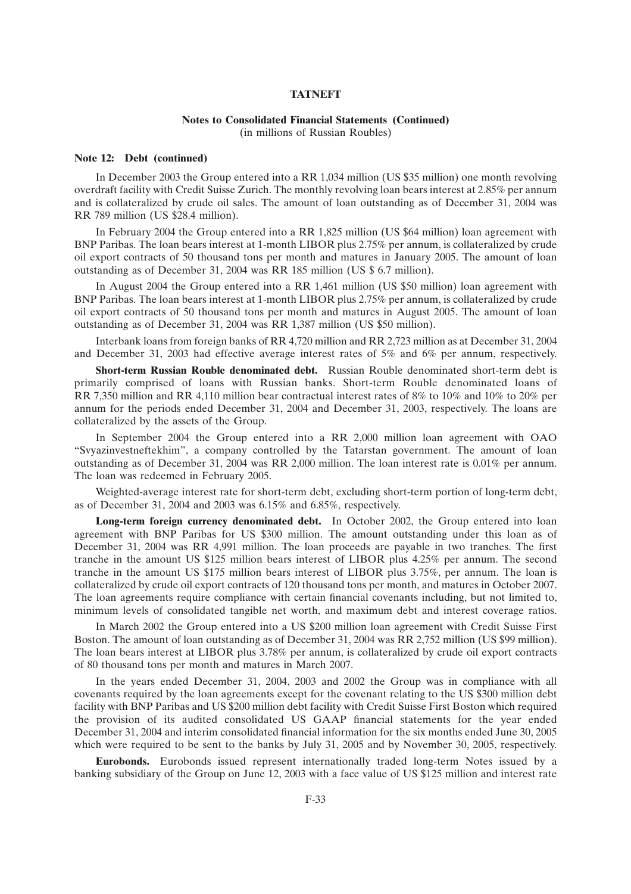**Notes to Consolidated Financial Statements (Continued)**
(in millions of Russian Roubles)

**Note 12: Debt (continued)**

In December 2003 the Group entered into a RR 1,034 million (US $35 million) one month revolving overdraft facility with Credit Suisse Zurich. The monthly revolving loan bears interest at 2.85% per annum and is collateralized by crude oil sales. The amount of loan outstanding as of December 31, 2004 was RR 789 million (US $28.4 million).

In February 2004 the Group entered into a RR 1,825 million (US $64 million) loan agreement with BNP Paribas. The loan bears interest at 1-month LIBOR plus 2.75% per annum, is collateralized by crude oil export contracts of 50 thousand tons per month and matures in January 2005. The amount of loan outstanding as of December 31, 2004 was RR 185 million (US $ 6.7 million).

In August 2004 the Group entered into a RR 1,461 million (US $50 million) loan agreement with BNP Paribas. The loan bears interest at 1-month LIBOR plus 2.75% per annum, is collateralized by crude oil export contracts of 50 thousand tons per month and matures in August 2005. The amount of loan outstanding as of December 31, 2004 was RR 1,387 million (US $50 million).

Interbank loans from foreign banks of RR 4,720 million and RR 2,723 million as at December 31, 2004 and December 31, 2003 had effective average interest rates of 5% and 6% per annum, respectively.

**Short-term Russian Rouble denominated debt.** Russian Rouble denominated short-term debt is primarily comprised of loans with Russian banks. Short-term Rouble denominated loans of RR 7,350 million and RR 4,110 million bear contractual interest rates of 8% to 10% and 10% to 20% per annum for the periods ended December 31, 2004 and December 31, 2003, respectively. The loans are collateralized by the assets of the Group.

In September 2004 the Group entered into a RR 2,000 million loan agreement with OAO "Svyazinvestneftekhim", a company controlled by the Tatarstan government. The amount of loan outstanding as of December 31, 2004 was RR 2,000 million. The loan interest rate is 0.01% per annum. The loan was redeemed in February 2005.

Weighted-average interest rate for short-term debt, excluding short-term portion of long-term debt, as of December 31, 2004 and 2003 was 6.15% and 6.85%, respectively.

**Long-term foreign currency denominated debt.** In October 2002, the Group entered into loan agreement with BNP Paribas for US $300 million. The amount outstanding under this loan as of December 31, 2004 was RR 4,991 million. The loan proceeds are payable in two tranches. The first tranche in the amount US $125 million bears interest of LIBOR plus 4.25% per annum. The second tranche in the amount US $175 million bears interest of LIBOR plus 3.75%, per annum. The loan is collateralized by crude oil export contracts of 120 thousand tons per month, and matures in October 2007. The loan agreements require compliance with certain financial covenants including, but not limited to, minimum levels of consolidated tangible net worth, and maximum debt and interest coverage ratios.

In March 2002 the Group entered into a US $200 million loan agreement with Credit Suisse First Boston. The amount of loan outstanding as of December 31, 2004 was RR 2,752 million (US $99 million). The loan bears interest at LIBOR plus 3.78% per annum, is collateralized by crude oil export contracts of 80 thousand tons per month and matures in March 2007.

In the years ended December 31, 2004, 2003 and 2002 the Group was in compliance with all covenants required by the loan agreements except for the covenant relating to the US $300 million debt facility with BNP Paribas and US $200 million debt facility with Credit Suisse First Boston which required the provision of its audited consolidated US GAAP financial statements for the year ended December 31, 2004 and interim consolidated financial information for the six months ended June 30, 2005 which were required to be sent to the banks by July 31, 2005 and by November 30, 2005, respectively.

**Eurobonds.** Eurobonds issued represent internationally traded long-term Notes issued by a banking subsidiary of the Group on June 12, 2003 with a face value of US $125 million and interest rate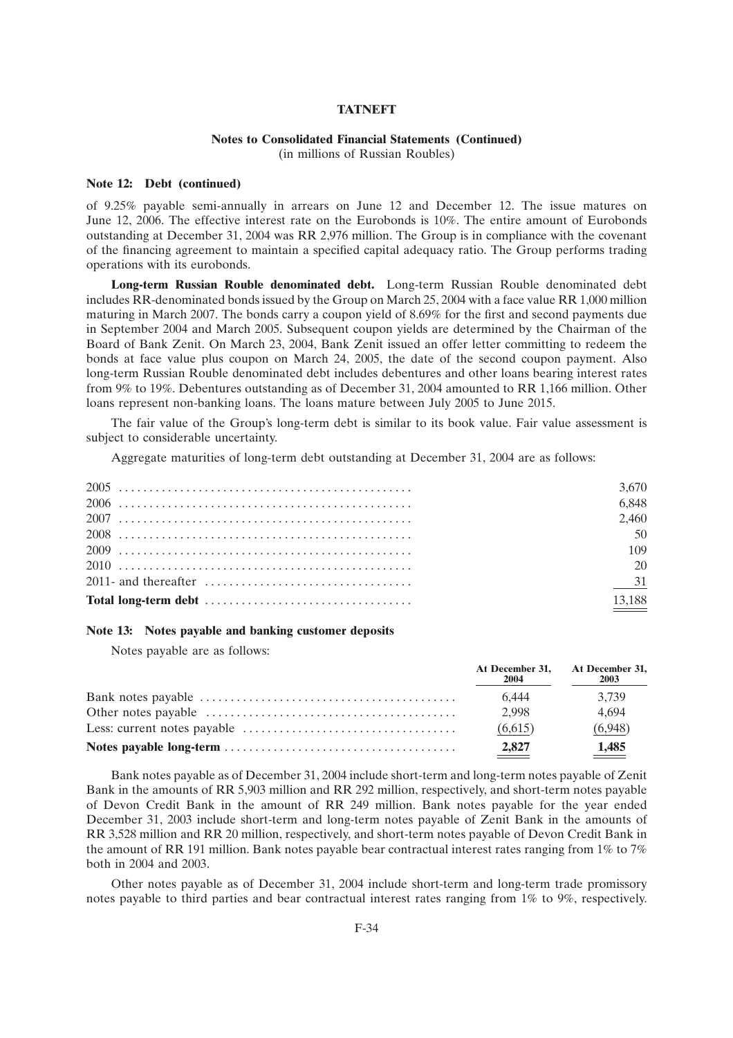**Notes to Consolidated Financial Statements (Continued)**
(in millions of Russian Roubles)

### Note 12: Debt (continued)

of 9.25% payable semi-annually in arrears on June 12 and December 12. The issue matures on June 12, 2006. The effective interest rate on the Eurobonds is 10%. The entire amount of Eurobonds outstanding at December 31, 2004 was RR 2,976 million. The Group is in compliance with the covenant of the financing agreement to maintain a specified capital adequacy ratio. The Group performs trading operations with its eurobonds.

**Long-term Russian Rouble denominated debt.** Long-term Russian Rouble denominated debt includes RR-denominated bonds issued by the Group on March 25, 2004 with a face value RR 1,000 million maturing in March 2007. The bonds carry a coupon yield of 8.69% for the first and second payments due in September 2004 and March 2005. Subsequent coupon yields are determined by the Chairman of the Board of Bank Zenit. On March 23, 2004, Bank Zenit issued an offer letter committing to redeem the bonds at face value plus coupon on March 24, 2005, the date of the second coupon payment. Also long-term Russian Rouble denominated debt includes debentures and other loans bearing interest rates from 9% to 19%. Debentures outstanding as of December 31, 2004 amounted to RR 1,166 million. Other loans represent non-banking loans. The loans mature between July 2005 to June 2015.

The fair value of the Group's long-term debt is similar to its book value. Fair value assessment is subject to considerable uncertainty.

Aggregate maturities of long-term debt outstanding at December 31, 2004 are as follows:

| | |
|---|---|
| 2005 | 3,670 |
| 2006 | 6,848 |
| 2007 | 2,460 |
| 2008 | 50 |
| 2009 | 109 |
| 2010 | 20 |
| 2011- and thereafter | 31 |
| **Total long-term debt** | 13,188 |

### Note 13: Notes payable and banking customer deposits

Notes payable are as follows:

| | At December 31, 2004 | At December 31, 2003 |
|---|---|---|
| Bank notes payable | 6,444 | 3,739 |
| Other notes payable | 2,998 | 4,694 |
| Less: current notes payable | (6,615) | (6,948) |
| **Notes payable long-term** | **2,827** | **1,485** |

Bank notes payable as of December 31, 2004 include short-term and long-term notes payable of Zenit Bank in the amounts of RR 5,903 million and RR 292 million, respectively, and short-term notes payable of Devon Credit Bank in the amount of RR 249 million. Bank notes payable for the year ended December 31, 2003 include short-term and long-term notes payable of Zenit Bank in the amounts of RR 3,528 million and RR 20 million, respectively, and short-term notes payable of Devon Credit Bank in the amount of RR 191 million. Bank notes payable bear contractual interest rates ranging from 1% to 7% both in 2004 and 2003.

Other notes payable as of December 31, 2004 include short-term and long-term trade promissory notes payable to third parties and bear contractual interest rates ranging from 1% to 9%, respectively.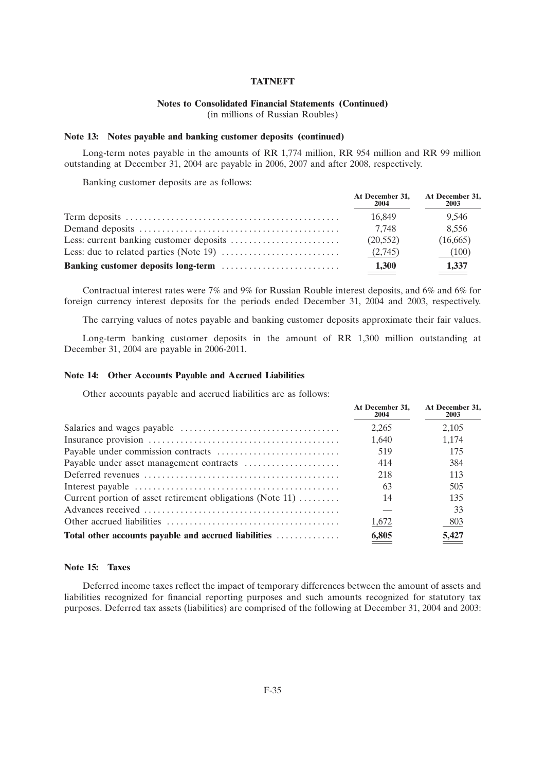# TATNEFT

## Notes to Consolidated Financial Statements (Continued)
(in millions of Russian Roubles)

### Note 13: Notes payable and banking customer deposits (continued)

Long-term notes payable in the amounts of RR 1,774 million, RR 954 million and RR 99 million outstanding at December 31, 2004 are payable in 2006, 2007 and after 2008, respectively.

Banking customer deposits are as follows:

| | At December 31, 2004 | At December 31, 2003 |
|---|---|---|
| Term deposits | 16,849 | 9,546 |
| Demand deposits | 7,748 | 8,556 |
| Less: current banking customer deposits | (20,552) | (16,665) |
| Less: due to related parties (Note 19) | (2,745) | (100) |
| **Banking customer deposits long-term** | **1,300** | **1,337** |

Contractual interest rates were 7% and 9% for Russian Rouble interest deposits, and 6% and 6% for foreign currency interest deposits for the periods ended December 31, 2004 and 2003, respectively.

The carrying values of notes payable and banking customer deposits approximate their fair values.

Long-term banking customer deposits in the amount of RR 1,300 million outstanding at December 31, 2004 are payable in 2006-2011.

### Note 14: Other Accounts Payable and Accrued Liabilities

Other accounts payable and accrued liabilities are as follows:

| | At December 31, 2004 | At December 31, 2003 |
|---|---|---|
| Salaries and wages payable | 2,265 | 2,105 |
| Insurance provision | 1,640 | 1,174 |
| Payable under commission contracts | 519 | 175 |
| Payable under asset management contracts | 414 | 384 |
| Deferred revenues | 218 | 113 |
| Interest payable | 63 | 505 |
| Current portion of asset retirement obligations (Note 11) | 14 | 135 |
| Advances received | — | 33 |
| Other accrued liabilities | 1,672 | 803 |
| **Total other accounts payable and accrued liabilities** | **6,805** | **5,427** |

### Note 15: Taxes

Deferred income taxes reflect the impact of temporary differences between the amount of assets and liabilities recognized for financial reporting purposes and such amounts recognized for statutory tax purposes. Deferred tax assets (liabilities) are comprised of the following at December 31, 2004 and 2003: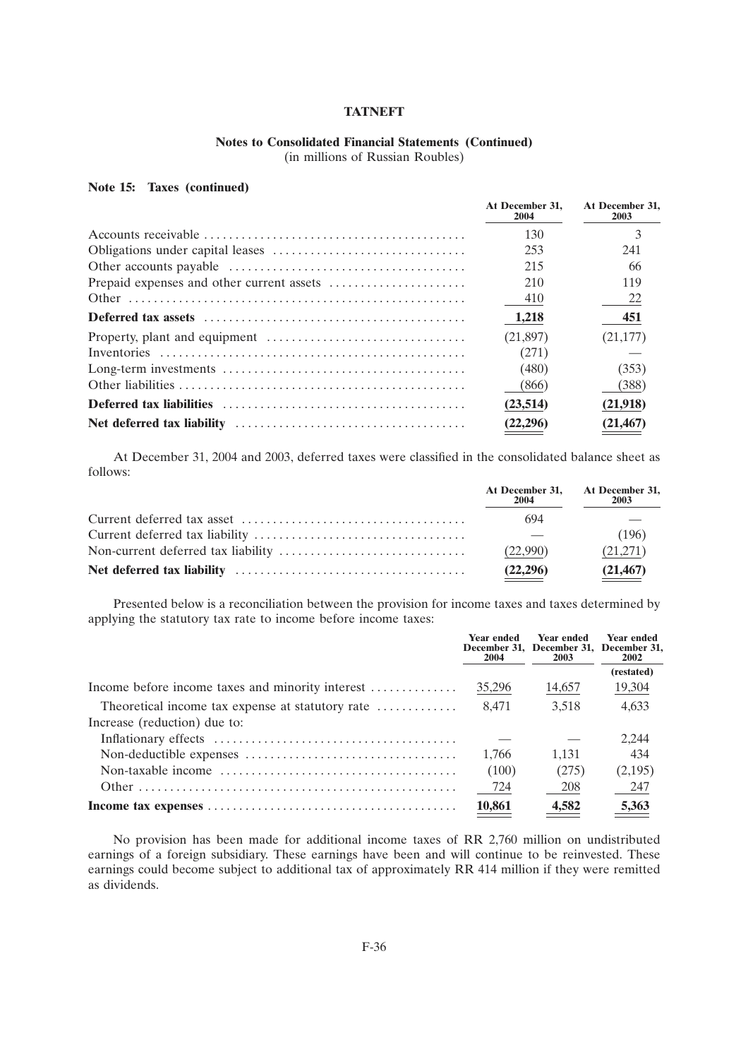**TATNEFT**

**Notes to Consolidated Financial Statements (Continued)**
(in millions of Russian Roubles)

**Note 15: Taxes (continued)**

| | At December 31, 2004 | At December 31, 2003 |
|---|---|---|
| Accounts receivable | 130 | 3 |
| Obligations under capital leases | 253 | 241 |
| Other accounts payable | 215 | 66 |
| Prepaid expenses and other current assets | 210 | 119 |
| Other | 410 | 22 |
| **Deferred tax assets** | **1,218** | **451** |
| Property, plant and equipment | (21,897) | (21,177) |
| Inventories | (271) | — |
| Long-term investments | (480) | (353) |
| Other liabilities | (866) | (388) |
| **Deferred tax liabilities** | **(23,514)** | **(21,918)** |
| **Net deferred tax liability** | **(22,296)** | **(21,467)** |

At December 31, 2004 and 2003, deferred taxes were classified in the consolidated balance sheet as follows:

| | At December 31, 2004 | At December 31, 2003 |
|---|---|---|
| Current deferred tax asset | 694 | — |
| Current deferred tax liability | — | (196) |
| Non-current deferred tax liability | (22,990) | (21,271) |
| **Net deferred tax liability** | **(22,296)** | **(21,467)** |

Presented below is a reconciliation between the provision for income taxes and taxes determined by applying the statutory tax rate to income before income taxes:

| | Year ended December 31, 2004 | Year ended December 31, 2003 | Year ended December 31, 2002 (restated) |
|---|---|---|---|
| Income before income taxes and minority interest | 35,296 | 14,657 | 19,304 |
| Theoretical income tax expense at statutory rate | 8,471 | 3,518 | 4,633 |
| Increase (reduction) due to: | | | |
| Inflationary effects | — | — | 2,244 |
| Non-deductible expenses | 1,766 | 1,131 | 434 |
| Non-taxable income | (100) | (275) | (2,195) |
| Other | 724 | 208 | 247 |
| **Income tax expenses** | **10,861** | **4,582** | **5,363** |

No provision has been made for additional income taxes of RR 2,760 million on undistributed earnings of a foreign subsidiary. These earnings have been and will continue to be reinvested. These earnings could become subject to additional tax of approximately RR 414 million if they were remitted as dividends.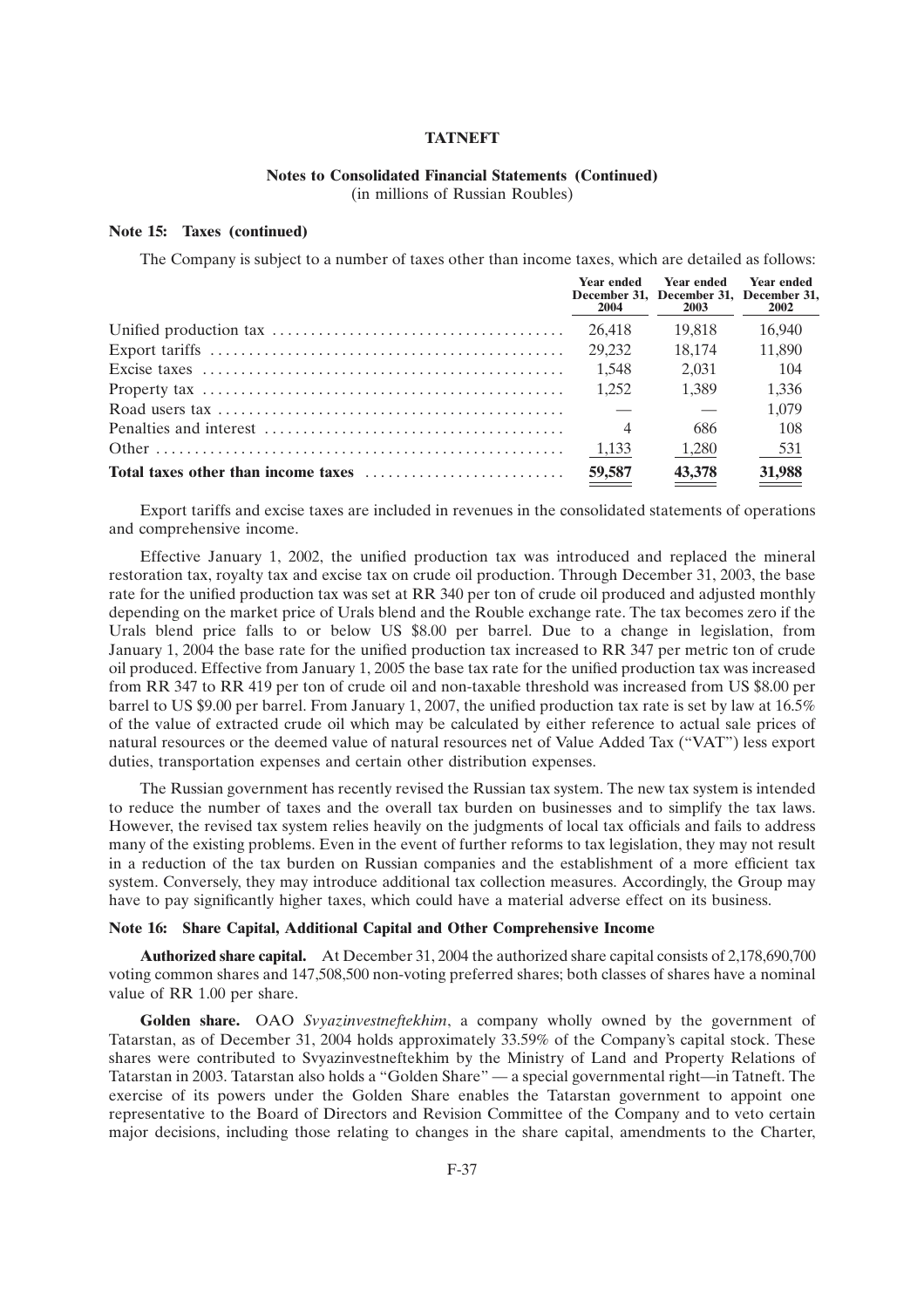# TATNEFT

## Notes to Consolidated Financial Statements (Continued)

(in millions of Russian Roubles)

### Note 15: Taxes (continued)

The Company is subject to a number of taxes other than income taxes, which are detailed as follows:

| | Year ended December 31, 2004 | Year ended December 31, 2003 | Year ended December 31, 2002 |
|---|---|---|---|
| Unified production tax | 26,418 | 19,818 | 16,940 |
| Export tariffs | 29,232 | 18,174 | 11,890 |
| Excise taxes | 1,548 | 2,031 | 104 |
| Property tax | 1,252 | 1,389 | 1,336 |
| Road users tax | — | — | 1,079 |
| Penalties and interest | 4 | 686 | 108 |
| Other | 1,133 | 1,280 | 531 |
| **Total taxes other than income taxes** | **59,587** | **43,378** | **31,988** |

Export tariffs and excise taxes are included in revenues in the consolidated statements of operations and comprehensive income.

Effective January 1, 2002, the unified production tax was introduced and replaced the mineral restoration tax, royalty tax and excise tax on crude oil production. Through December 31, 2003, the base rate for the unified production tax was set at RR 340 per ton of crude oil produced and adjusted monthly depending on the market price of Urals blend and the Rouble exchange rate. The tax becomes zero if the Urals blend price falls to or below US \$8.00 per barrel. Due to a change in legislation, from January 1, 2004 the base rate for the unified production tax increased to RR 347 per metric ton of crude oil produced. Effective from January 1, 2005 the base tax rate for the unified production tax was increased from RR 347 to RR 419 per ton of crude oil and non-taxable threshold was increased from US \$8.00 per barrel to US \$9.00 per barrel. From January 1, 2007, the unified production tax rate is set by law at 16.5% of the value of extracted crude oil which may be calculated by either reference to actual sale prices of natural resources or the deemed value of natural resources net of Value Added Tax ("VAT") less export duties, transportation expenses and certain other distribution expenses.

The Russian government has recently revised the Russian tax system. The new tax system is intended to reduce the number of taxes and the overall tax burden on businesses and to simplify the tax laws. However, the revised tax system relies heavily on the judgments of local tax officials and fails to address many of the existing problems. Even in the event of further reforms to tax legislation, they may not result in a reduction of the tax burden on Russian companies and the establishment of a more efficient tax system. Conversely, they may introduce additional tax collection measures. Accordingly, the Group may have to pay significantly higher taxes, which could have a material adverse effect on its business.

### Note 16: Share Capital, Additional Capital and Other Comprehensive Income

**Authorized share capital.** At December 31, 2004 the authorized share capital consists of 2,178,690,700 voting common shares and 147,508,500 non-voting preferred shares; both classes of shares have a nominal value of RR 1.00 per share.

**Golden share.** OAO *Svyazinvestneftekhim*, a company wholly owned by the government of Tatarstan, as of December 31, 2004 holds approximately 33.59% of the Company's capital stock. These shares were contributed to Svyazinvestneftekhim by the Ministry of Land and Property Relations of Tatarstan in 2003. Tatarstan also holds a "Golden Share" — a special governmental right—in Tatneft. The exercise of its powers under the Golden Share enables the Tatarstan government to appoint one representative to the Board of Directors and Revision Committee of the Company and to veto certain major decisions, including those relating to changes in the share capital, amendments to the Charter,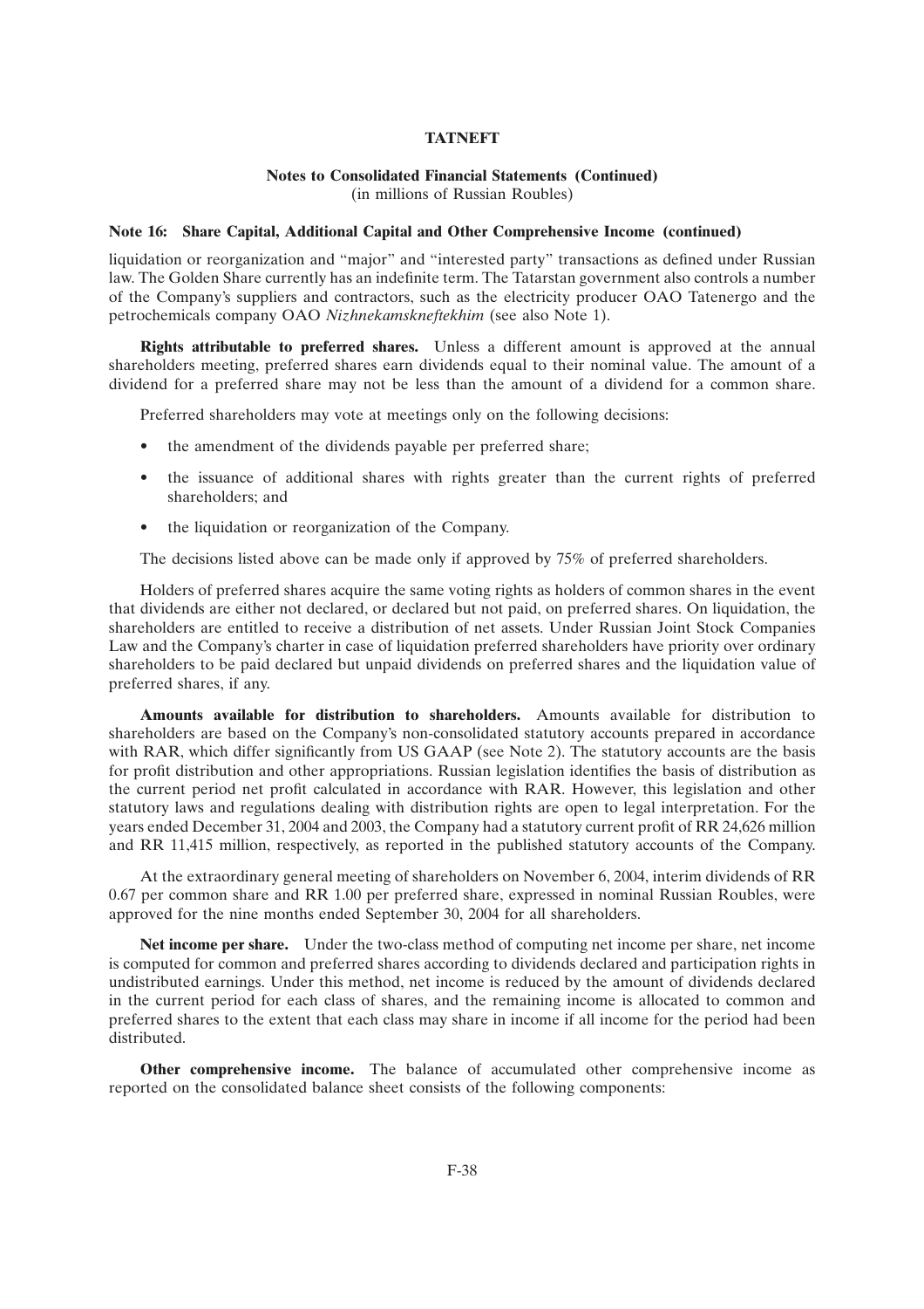**Note 16: Share Capital, Additional Capital and Other Comprehensive Income (continued)**

liquidation or reorganization and "major" and "interested party" transactions as defined under Russian law. The Golden Share currently has an indefinite term. The Tatarstan government also controls a number of the Company's suppliers and contractors, such as the electricity producer OAO Tatenergo and the petrochemicals company OAO *Nizhnekamskneftekhim* (see also Note 1).

**Rights attributable to preferred shares.** Unless a different amount is approved at the annual shareholders meeting, preferred shares earn dividends equal to their nominal value. The amount of a dividend for a preferred share may not be less than the amount of a dividend for a common share.

Preferred shareholders may vote at meetings only on the following decisions:

- the amendment of the dividends payable per preferred share;
- the issuance of additional shares with rights greater than the current rights of preferred shareholders; and
- the liquidation or reorganization of the Company.

The decisions listed above can be made only if approved by 75% of preferred shareholders.

Holders of preferred shares acquire the same voting rights as holders of common shares in the event that dividends are either not declared, or declared but not paid, on preferred shares. On liquidation, the shareholders are entitled to receive a distribution of net assets. Under Russian Joint Stock Companies Law and the Company's charter in case of liquidation preferred shareholders have priority over ordinary shareholders to be paid declared but unpaid dividends on preferred shares and the liquidation value of preferred shares, if any.

**Amounts available for distribution to shareholders.** Amounts available for distribution to shareholders are based on the Company's non-consolidated statutory accounts prepared in accordance with RAR, which differ significantly from US GAAP (see Note 2). The statutory accounts are the basis for profit distribution and other appropriations. Russian legislation identifies the basis of distribution as the current period net profit calculated in accordance with RAR. However, this legislation and other statutory laws and regulations dealing with distribution rights are open to legal interpretation. For the years ended December 31, 2004 and 2003, the Company had a statutory current profit of RR 24,626 million and RR 11,415 million, respectively, as reported in the published statutory accounts of the Company.

At the extraordinary general meeting of shareholders on November 6, 2004, interim dividends of RR 0.67 per common share and RR 1.00 per preferred share, expressed in nominal Russian Roubles, were approved for the nine months ended September 30, 2004 for all shareholders.

**Net income per share.** Under the two-class method of computing net income per share, net income is computed for common and preferred shares according to dividends declared and participation rights in undistributed earnings. Under this method, net income is reduced by the amount of dividends declared in the current period for each class of shares, and the remaining income is allocated to common and preferred shares to the extent that each class may share in income if all income for the period had been distributed.

**Other comprehensive income.** The balance of accumulated other comprehensive income as reported on the consolidated balance sheet consists of the following components: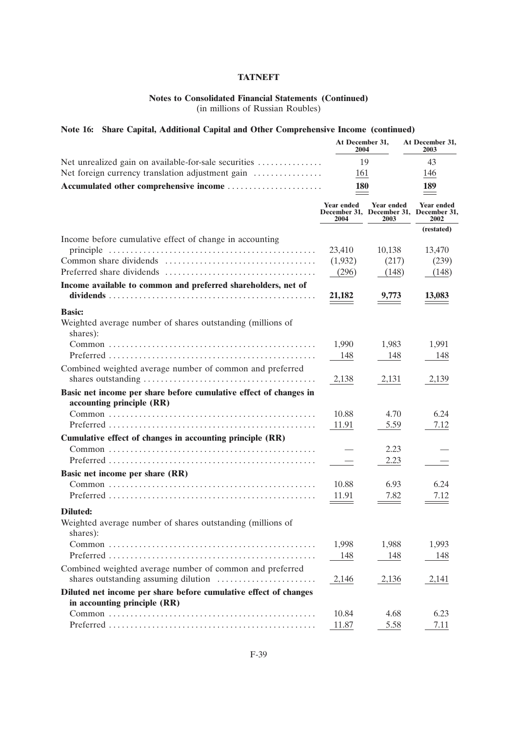**TATNEFT**

**Notes to Consolidated Financial Statements (Continued)**
(in millions of Russian Roubles)

**Note 16: Share Capital, Additional Capital and Other Comprehensive Income (continued)**

| | At December 31, 2004 | At December 31, 2003 |
|---|---|---|
| Net unrealized gain on available-for-sale securities | 19 | 43 |
| Net foreign currency translation adjustment gain | 161 | 146 |
| **Accumulated other comprehensive income** | **180** | **189** |

| | Year ended December 31, 2004 | Year ended December 31, 2003 | Year ended December 31, 2002 (restated) |
|---|---|---|---|
| Income before cumulative effect of change in accounting principle | 23,410 | 10,138 | 13,470 |
| Common share dividends | (1,932) | (217) | (239) |
| Preferred share dividends | (296) | (148) | (148) |
| **Income available to common and preferred shareholders, net of dividends** | **21,182** | **9,773** | **13,083** |
| **Basic:** | | | |
| Weighted average number of shares outstanding (millions of shares): | | | |
| Common | 1,990 | 1,983 | 1,991 |
| Preferred | 148 | 148 | 148 |
| Combined weighted average number of common and preferred shares outstanding | 2,138 | 2,131 | 2,139 |
| **Basic net income per share before cumulative effect of changes in accounting principle (RR)** | | | |
| Common | 10.88 | 4.70 | 6.24 |
| Preferred | 11.91 | 5.59 | 7.12 |
| **Cumulative effect of changes in accounting principle (RR)** | | | |
| Common | — | 2.23 | — |
| Preferred | — | 2.23 | — |
| **Basic net income per share (RR)** | | | |
| Common | 10.88 | 6.93 | 6.24 |
| Preferred | 11.91 | 7.82 | 7.12 |
| **Diluted:** | | | |
| Weighted average number of shares outstanding (millions of shares): | | | |
| Common | 1,998 | 1,988 | 1,993 |
| Preferred | 148 | 148 | 148 |
| Combined weighted average number of common and preferred shares outstanding assuming dilution | 2,146 | 2,136 | 2,141 |
| **Diluted net income per share before cumulative effect of changes in accounting principle (RR)** | | | |
| Common | 10.84 | 4.68 | 6.23 |
| Preferred | 11.87 | 5.58 | 7.11 |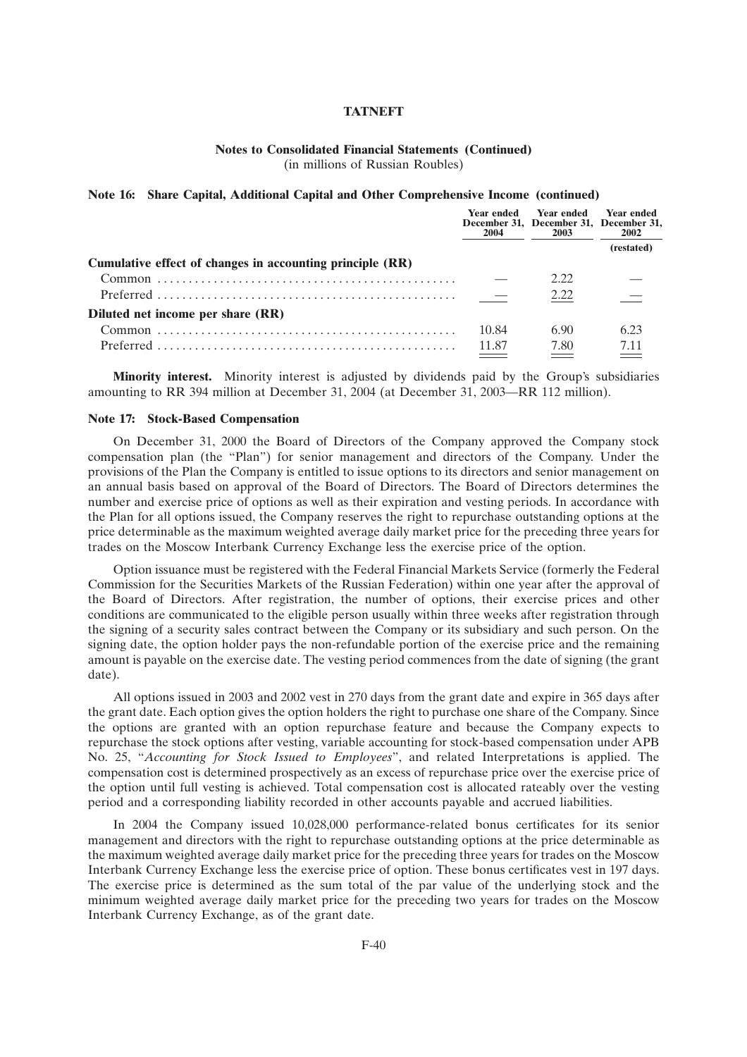**Notes to Consolidated Financial Statements (Continued)**
(in millions of Russian Roubles)

### Note 16: Share Capital, Additional Capital and Other Comprehensive Income (continued)

| | Year ended December 31, 2004 | Year ended December 31, 2003 | Year ended December 31, 2002 (restated) |
|---|---|---|---|
| **Cumulative effect of changes in accounting principle (RR)** | | | |
| Common | — | 2.22 | — |
| Preferred | — | 2.22 | — |
| **Diluted net income per share (RR)** | | | |
| Common | 10.84 | 6.90 | 6.23 |
| Preferred | 11.87 | 7.80 | 7.11 |

**Minority interest.** Minority interest is adjusted by dividends paid by the Group's subsidiaries amounting to RR 394 million at December 31, 2004 (at December 31, 2003—RR 112 million).

### Note 17: Stock-Based Compensation

On December 31, 2000 the Board of Directors of the Company approved the Company stock compensation plan (the "Plan") for senior management and directors of the Company. Under the provisions of the Plan the Company is entitled to issue options to its directors and senior management on an annual basis based on approval of the Board of Directors. The Board of Directors determines the number and exercise price of options as well as their expiration and vesting periods. In accordance with the Plan for all options issued, the Company reserves the right to repurchase outstanding options at the price determinable as the maximum weighted average daily market price for the preceding three years for trades on the Moscow Interbank Currency Exchange less the exercise price of the option.

Option issuance must be registered with the Federal Financial Markets Service (formerly the Federal Commission for the Securities Markets of the Russian Federation) within one year after the approval of the Board of Directors. After registration, the number of options, their exercise prices and other conditions are communicated to the eligible person usually within three weeks after registration through the signing of a security sales contract between the Company or its subsidiary and such person. On the signing date, the option holder pays the non-refundable portion of the exercise price and the remaining amount is payable on the exercise date. The vesting period commences from the date of signing (the grant date).

All options issued in 2003 and 2002 vest in 270 days from the grant date and expire in 365 days after the grant date. Each option gives the option holders the right to purchase one share of the Company. Since the options are granted with an option repurchase feature and because the Company expects to repurchase the stock options after vesting, variable accounting for stock-based compensation under APB No. 25, "*Accounting for Stock Issued to Employees*", and related Interpretations is applied. The compensation cost is determined prospectively as an excess of repurchase price over the exercise price of the option until full vesting is achieved. Total compensation cost is allocated rateably over the vesting period and a corresponding liability recorded in other accounts payable and accrued liabilities.

In 2004 the Company issued 10,028,000 performance-related bonus certificates for its senior management and directors with the right to repurchase outstanding options at the price determinable as the maximum weighted average daily market price for the preceding three years for trades on the Moscow Interbank Currency Exchange less the exercise price of option. These bonus certificates vest in 197 days. The exercise price is determined as the sum total of the par value of the underlying stock and the minimum weighted average daily market price for the preceding two years for trades on the Moscow Interbank Currency Exchange, as of the grant date.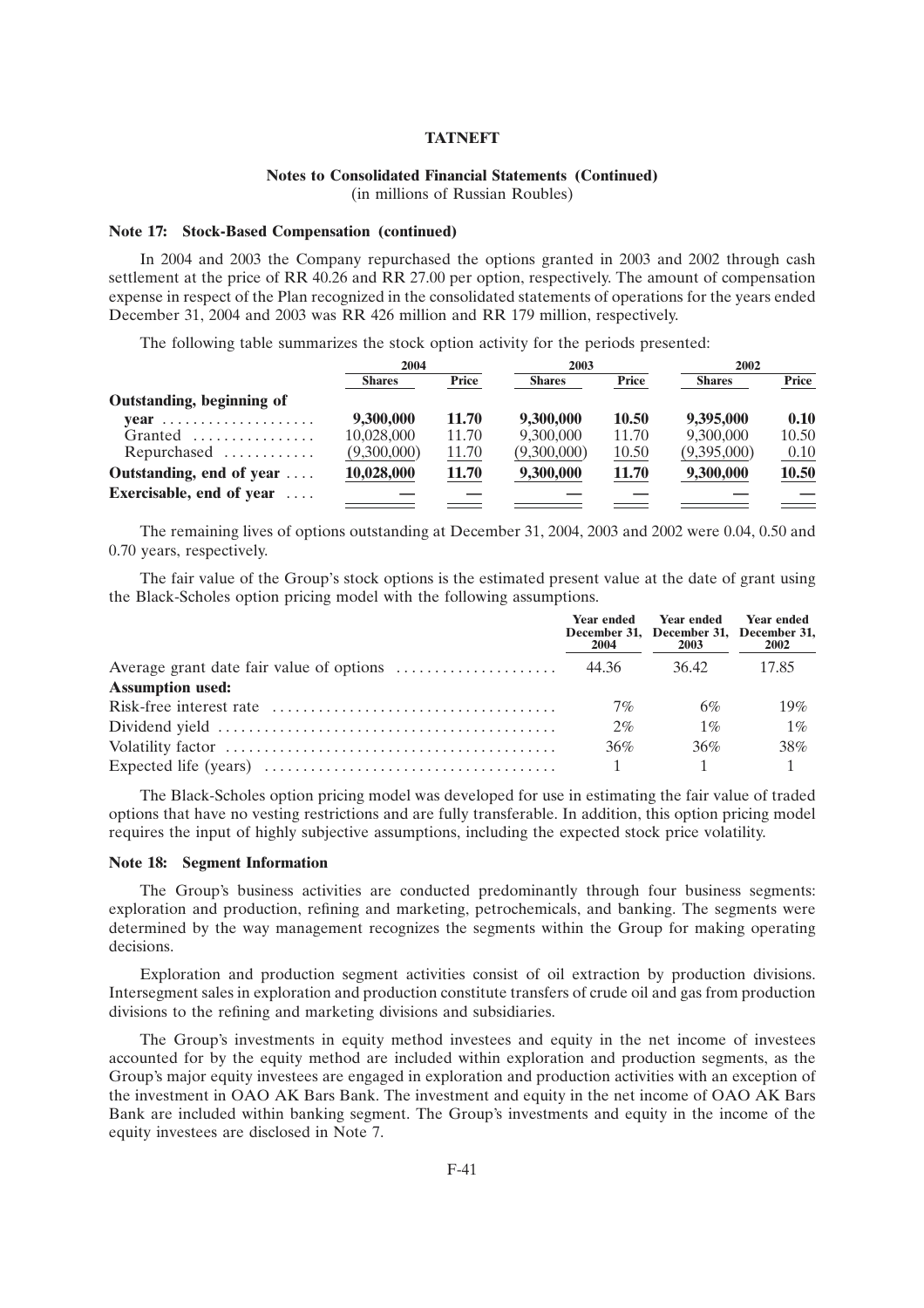## Note 17: Stock-Based Compensation (continued)

In 2004 and 2003 the Company repurchased the options granted in 2003 and 2002 through cash settlement at the price of RR 40.26 and RR 27.00 per option, respectively. The amount of compensation expense in respect of the Plan recognized in the consolidated statements of operations for the years ended December 31, 2004 and 2003 was RR 426 million and RR 179 million, respectively.

The following table summarizes the stock option activity for the periods presented:

| | 2004 | | 2003 | | 2002 | |
|---|---|---|---|---|---|---|
| | **Shares** | **Price** | **Shares** | **Price** | **Shares** | **Price** |
| **Outstanding, beginning of year** | **9,300,000** | **11.70** | **9,300,000** | **10.50** | **9,395,000** | **0.10** |
| Granted | 10,028,000 | 11.70 | 9,300,000 | 11.70 | 9,300,000 | 10.50 |
| Repurchased | (9,300,000) | 11.70 | (9,300,000) | 10.50 | (9,395,000) | 0.10 |
| **Outstanding, end of year** | **10,028,000** | **11.70** | **9,300,000** | **11.70** | **9,300,000** | **10.50** |
| **Exercisable, end of year** | **—** | **—** | **—** | **—** | **—** | **—** |

The remaining lives of options outstanding at December 31, 2004, 2003 and 2002 were 0.04, 0.50 and 0.70 years, respectively.

The fair value of the Group's stock options is the estimated present value at the date of grant using the Black-Scholes option pricing model with the following assumptions.

| | Year ended December 31, 2004 | Year ended December 31, 2003 | Year ended December 31, 2002 |
|---|---|---|---|
| Average grant date fair value of options | 44.36 | 36.42 | 17.85 |
| **Assumption used:** | | | |
| Risk-free interest rate | 7% | 6% | 19% |
| Dividend yield | 2% | 1% | 1% |
| Volatility factor | 36% | 36% | 38% |
| Expected life (years) | 1 | 1 | 1 |

The Black-Scholes option pricing model was developed for use in estimating the fair value of traded options that have no vesting restrictions and are fully transferable. In addition, this option pricing model requires the input of highly subjective assumptions, including the expected stock price volatility.

## Note 18: Segment Information

The Group's business activities are conducted predominantly through four business segments: exploration and production, refining and marketing, petrochemicals, and banking. The segments were determined by the way management recognizes the segments within the Group for making operating decisions.

Exploration and production segment activities consist of oil extraction by production divisions. Intersegment sales in exploration and production constitute transfers of crude oil and gas from production divisions to the refining and marketing divisions and subsidiaries.

The Group's investments in equity method investees and equity in the net income of investees accounted for by the equity method are included within exploration and production segments, as the Group's major equity investees are engaged in exploration and production activities with an exception of the investment in OAO AK Bars Bank. The investment and equity in the net income of OAO AK Bars Bank are included within banking segment. The Group's investments and equity in the income of the equity investees are disclosed in Note 7.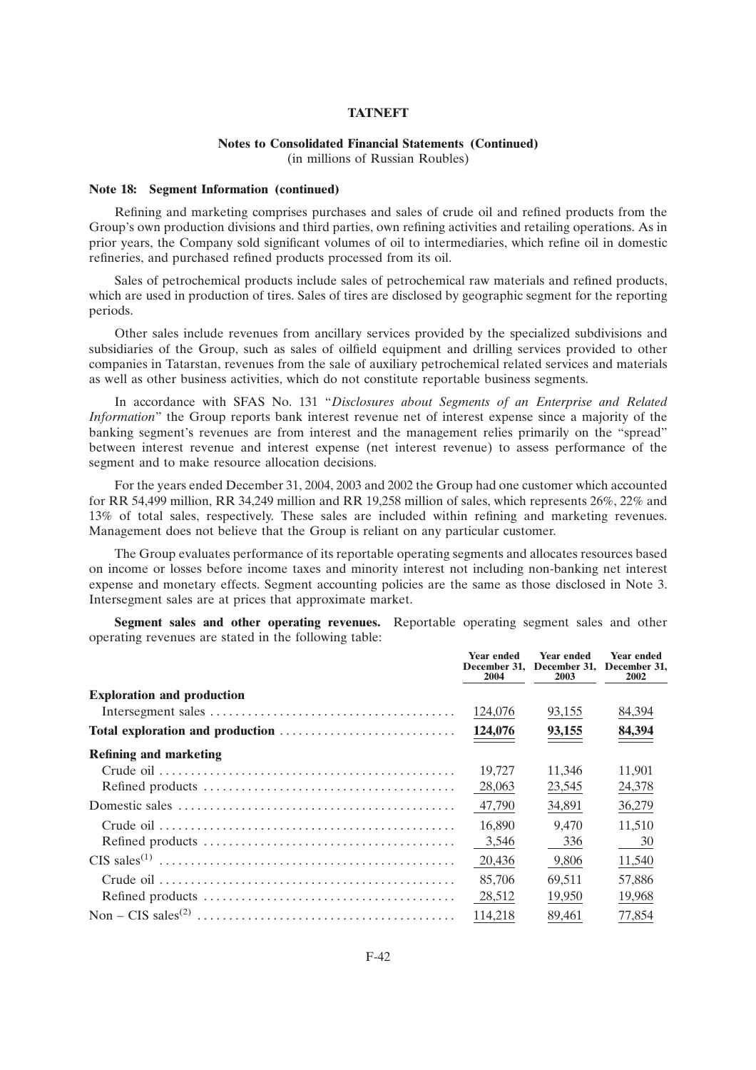**TATNEFT**

**Notes to Consolidated Financial Statements (Continued)**
(in millions of Russian Roubles)

**Note 18: Segment Information (continued)**

Refining and marketing comprises purchases and sales of crude oil and refined products from the Group's own production divisions and third parties, own refining activities and retailing operations. As in prior years, the Company sold significant volumes of oil to intermediaries, which refine oil in domestic refineries, and purchased refined products processed from its oil.

Sales of petrochemical products include sales of petrochemical raw materials and refined products, which are used in production of tires. Sales of tires are disclosed by geographic segment for the reporting periods.

Other sales include revenues from ancillary services provided by the specialized subdivisions and subsidiaries of the Group, such as sales of oilfield equipment and drilling services provided to other companies in Tatarstan, revenues from the sale of auxiliary petrochemical related services and materials as well as other business activities, which do not constitute reportable business segments.

In accordance with SFAS No. 131 "*Disclosures about Segments of an Enterprise and Related Information*" the Group reports bank interest revenue net of interest expense since a majority of the banking segment's revenues are from interest and the management relies primarily on the "spread" between interest revenue and interest expense (net interest revenue) to assess performance of the segment and to make resource allocation decisions.

For the years ended December 31, 2004, 2003 and 2002 the Group had one customer which accounted for RR 54,499 million, RR 34,249 million and RR 19,258 million of sales, which represents 26%, 22% and 13% of total sales, respectively. These sales are included within refining and marketing revenues. Management does not believe that the Group is reliant on any particular customer.

The Group evaluates performance of its reportable operating segments and allocates resources based on income or losses before income taxes and minority interest not including non-banking net interest expense and monetary effects. Segment accounting policies are the same as those disclosed in Note 3. Intersegment sales are at prices that approximate market.

**Segment sales and other operating revenues.** Reportable operating segment sales and other operating revenues are stated in the following table:

| | Year ended December 31, 2004 | Year ended December 31, 2003 | Year ended December 31, 2002 |
|---|---|---|---|
| **Exploration and production** | | | |
| Intersegment sales | 124,076 | 93,155 | 84,394 |
| **Total exploration and production** | **124,076** | **93,155** | **84,394** |
| **Refining and marketing** | | | |
| Crude oil | 19,727 | 11,346 | 11,901 |
| Refined products | 28,063 | 23,545 | 24,378 |
| Domestic sales | 47,790 | 34,891 | 36,279 |
| Crude oil | 16,890 | 9,470 | 11,510 |
| Refined products | 3,546 | 336 | 30 |
| CIS sales[(1)] | 20,436 | 9,806 | 11,540 |
| Crude oil | 85,706 | 69,511 | 57,886 |
| Refined products | 28,512 | 19,950 | 19,968 |
| Non – CIS sales[(2)] | 114,218 | 89,461 | 77,854 |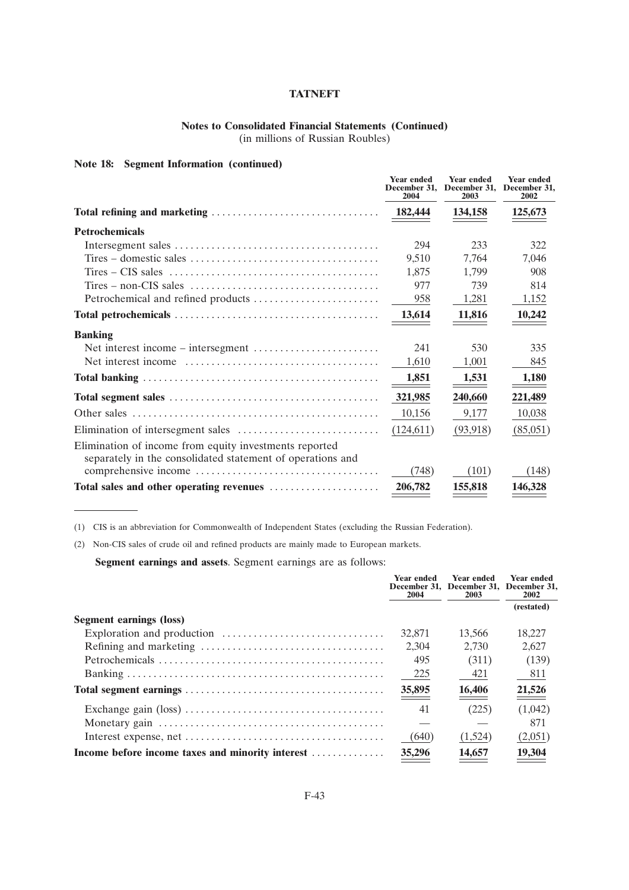**TATNEFT**

**Notes to Consolidated Financial Statements (Continued)**
(in millions of Russian Roubles)

**Note 18: Segment Information (continued)**

| | Year ended December 31, 2004 | Year ended December 31, 2003 | Year ended December 31, 2002 |
|---|---|---|---|
| **Total refining and marketing** | **182,444** | **134,158** | **125,673** |
| **Petrochemicals** | | | |
| Intersegment sales | 294 | 233 | 322 |
| Tires – domestic sales | 9,510 | 7,764 | 7,046 |
| Tires – CIS sales | 1,875 | 1,799 | 908 |
| Tires – non-CIS sales | 977 | 739 | 814 |
| Petrochemical and refined products | 958 | 1,281 | 1,152 |
| **Total petrochemicals** | **13,614** | **11,816** | **10,242** |
| **Banking** | | | |
| Net interest income – intersegment | 241 | 530 | 335 |
| Net interest income | 1,610 | 1,001 | 845 |
| **Total banking** | **1,851** | **1,531** | **1,180** |
| **Total segment sales** | **321,985** | **240,660** | **221,489** |
| Other sales | 10,156 | 9,177 | 10,038 |
| Elimination of intersegment sales | (124,611) | (93,918) | (85,051) |
| Elimination of income from equity investments reported separately in the consolidated statement of operations and comprehensive income | (748) | (101) | (148) |
| **Total sales and other operating revenues** | **206,782** | **155,818** | **146,328** |

(1) CIS is an abbreviation for Commonwealth of Independent States (excluding the Russian Federation).

(2) Non-CIS sales of crude oil and refined products are mainly made to European markets.

**Segment earnings and assets**. Segment earnings are as follows:

| | Year ended December 31, 2004 | Year ended December 31, 2003 | Year ended December 31, 2002 (restated) |
|---|---|---|---|
| **Segment earnings (loss)** | | | |
| Exploration and production | 32,871 | 13,566 | 18,227 |
| Refining and marketing | 2,304 | 2,730 | 2,627 |
| Petrochemicals | 495 | (311) | (139) |
| Banking | 225 | 421 | 811 |
| **Total segment earnings** | **35,895** | **16,406** | **21,526** |
| Exchange gain (loss) | 41 | (225) | (1,042) |
| Monetary gain | — | — | 871 |
| Interest expense, net | (640) | (1,524) | (2,051) |
| **Income before income taxes and minority interest** | **35,296** | **14,657** | **19,304** |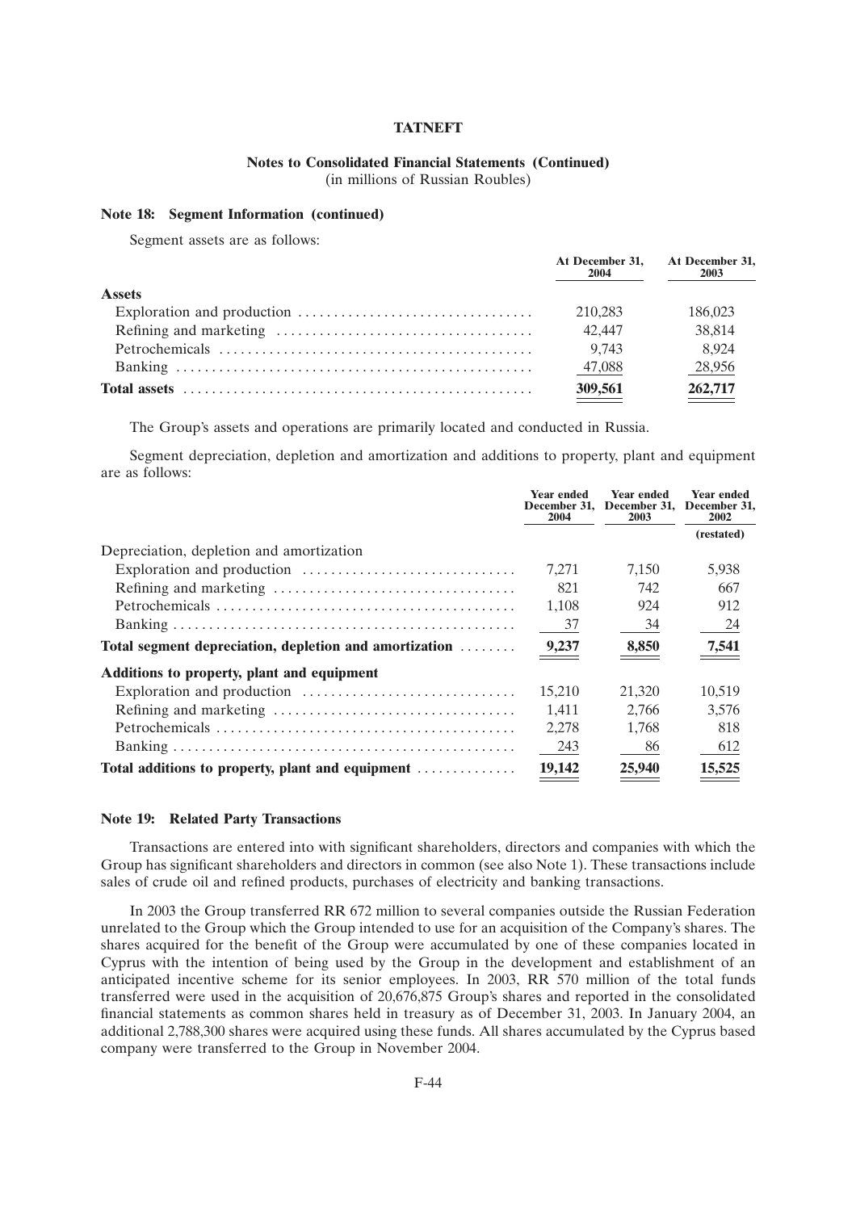**TATNEFT**

**Notes to Consolidated Financial Statements (Continued)**
(in millions of Russian Roubles)

**Note 18: Segment Information (continued)**

Segment assets are as follows:

| | At December 31, 2004 | At December 31, 2003 |
|---|---|---|
| **Assets** | | |
| Exploration and production | 210,283 | 186,023 |
| Refining and marketing | 42,447 | 38,814 |
| Petrochemicals | 9,743 | 8,924 |
| Banking | 47,088 | 28,956 |
| **Total assets** | **309,561** | **262,717** |

The Group's assets and operations are primarily located and conducted in Russia.

Segment depreciation, depletion and amortization and additions to property, plant and equipment are as follows:

| | Year ended December 31, 2004 | Year ended December 31, 2003 | Year ended December 31, 2002 |
|---|---|---|---|
| | | | **(restated)** |
| Depreciation, depletion and amortization | | | |
| Exploration and production | 7,271 | 7,150 | 5,938 |
| Refining and marketing | 821 | 742 | 667 |
| Petrochemicals | 1,108 | 924 | 912 |
| Banking | 37 | 34 | 24 |
| **Total segment depreciation, depletion and amortization** | **9,237** | **8,850** | **7,541** |
| **Additions to property, plant and equipment** | | | |
| Exploration and production | 15,210 | 21,320 | 10,519 |
| Refining and marketing | 1,411 | 2,766 | 3,576 |
| Petrochemicals | 2,278 | 1,768 | 818 |
| Banking | 243 | 86 | 612 |
| **Total additions to property, plant and equipment** | **19,142** | **25,940** | **15,525** |

**Note 19: Related Party Transactions**

Transactions are entered into with significant shareholders, directors and companies with which the Group has significant shareholders and directors in common (see also Note 1). These transactions include sales of crude oil and refined products, purchases of electricity and banking transactions.

In 2003 the Group transferred RR 672 million to several companies outside the Russian Federation unrelated to the Group which the Group intended to use for an acquisition of the Company's shares. The shares acquired for the benefit of the Group were accumulated by one of these companies located in Cyprus with the intention of being used by the Group in the development and establishment of an anticipated incentive scheme for its senior employees. In 2003, RR 570 million of the total funds transferred were used in the acquisition of 20,676,875 Group's shares and reported in the consolidated financial statements as common shares held in treasury as of December 31, 2003. In January 2004, an additional 2,788,300 shares were acquired using these funds. All shares accumulated by the Cyprus based company were transferred to the Group in November 2004.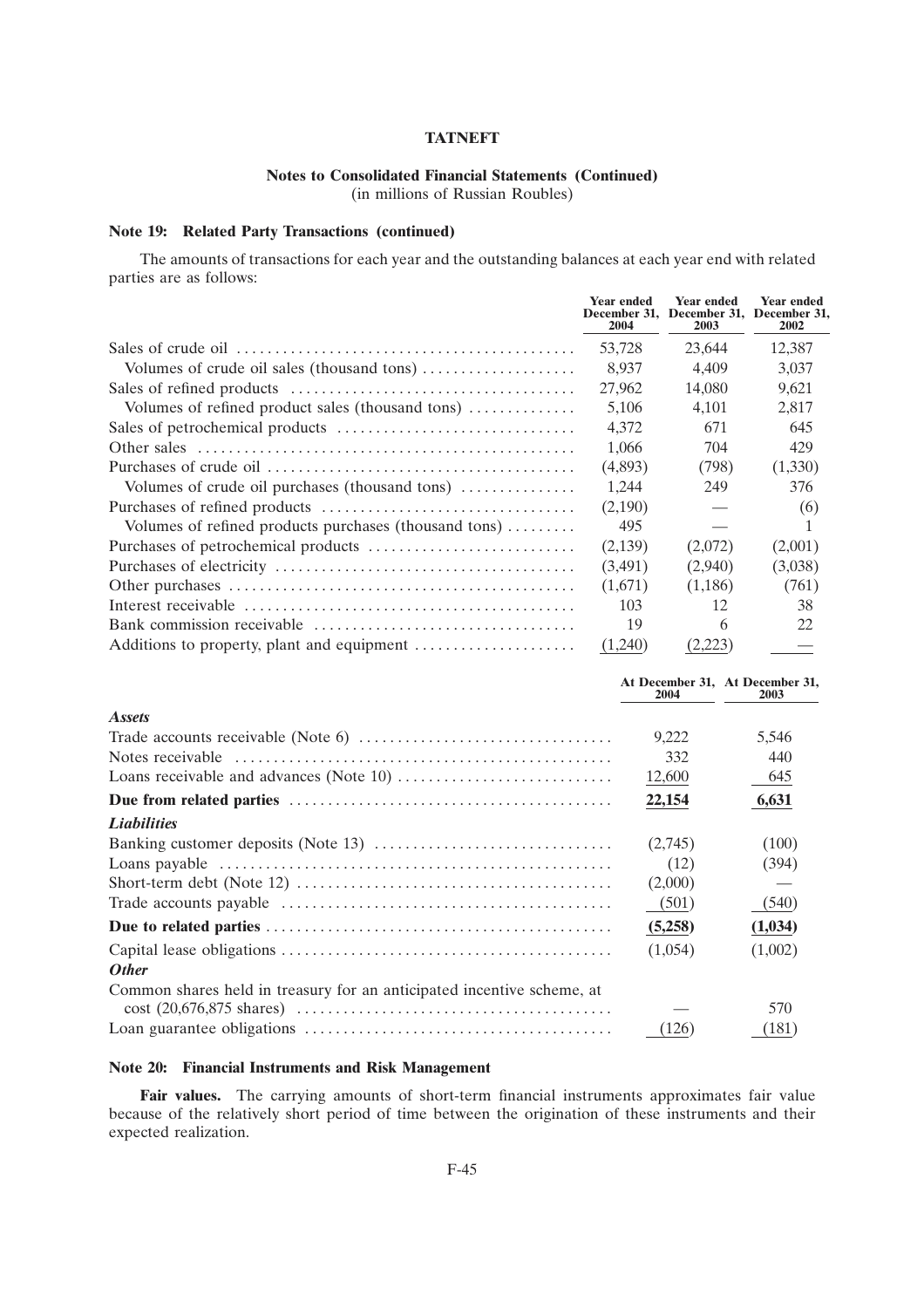**TATNEFT**

**Notes to Consolidated Financial Statements (Continued)**
(in millions of Russian Roubles)

### Note 19: Related Party Transactions (continued)

The amounts of transactions for each year and the outstanding balances at each year end with related parties are as follows:

| | Year ended December 31, 2004 | Year ended December 31, 2003 | Year ended December 31, 2002 |
|---|---|---|---|
| Sales of crude oil | 53,728 | 23,644 | 12,387 |
| Volumes of crude oil sales (thousand tons) | 8,937 | 4,409 | 3,037 |
| Sales of refined products | 27,962 | 14,080 | 9,621 |
| Volumes of refined product sales (thousand tons) | 5,106 | 4,101 | 2,817 |
| Sales of petrochemical products | 4,372 | 671 | 645 |
| Other sales | 1,066 | 704 | 429 |
| Purchases of crude oil | (4,893) | (798) | (1,330) |
| Volumes of crude oil purchases (thousand tons) | 1,244 | 249 | 376 |
| Purchases of refined products | (2,190) | — | (6) |
| Volumes of refined products purchases (thousand tons) | 495 | — | 1 |
| Purchases of petrochemical products | (2,139) | (2,072) | (2,001) |
| Purchases of electricity | (3,491) | (2,940) | (3,038) |
| Other purchases | (1,671) | (1,186) | (761) |
| Interest receivable | 103 | 12 | 38 |
| Bank commission receivable | 19 | 6 | 22 |
| Additions to property, plant and equipment | (1,240) | (2,223) | — |

| | At December 31, 2004 | At December 31, 2003 |
|---|---|---|
| ***Assets*** | | |
| Trade accounts receivable (Note 6) | 9,222 | 5,546 |
| Notes receivable | 332 | 440 |
| Loans receivable and advances (Note 10) | 12,600 | 645 |
| **Due from related parties** | **22,154** | **6,631** |
| ***Liabilities*** | | |
| Banking customer deposits (Note 13) | (2,745) | (100) |
| Loans payable | (12) | (394) |
| Short-term debt (Note 12) | (2,000) | — |
| Trade accounts payable | (501) | (540) |
| **Due to related parties** | **(5,258)** | **(1,034)** |
| Capital lease obligations | (1,054) | (1,002) |
| ***Other*** | | |
| Common shares held in treasury for an anticipated incentive scheme, at cost (20,676,875 shares) | — | 570 |
| Loan guarantee obligations | (126) | (181) |

### Note 20: Financial Instruments and Risk Management

**Fair values.** The carrying amounts of short-term financial instruments approximates fair value because of the relatively short period of time between the origination of these instruments and their expected realization.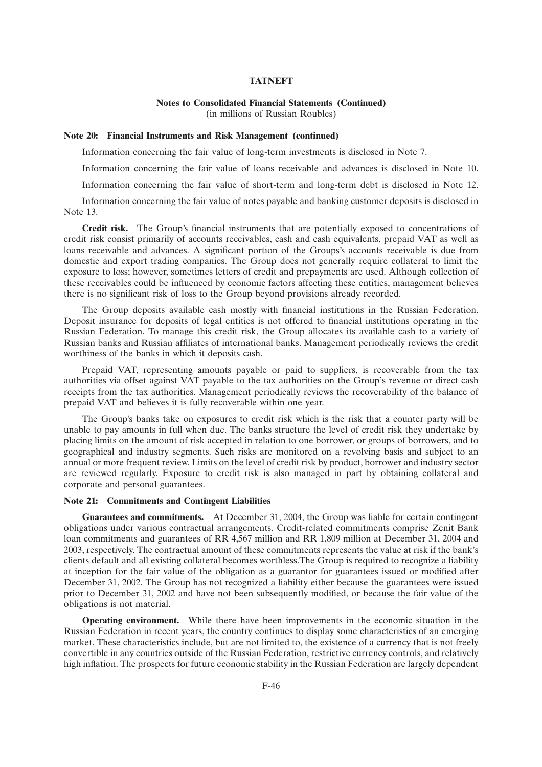**Note 20: Financial Instruments and Risk Management (continued)**

Information concerning the fair value of long-term investments is disclosed in Note 7.

Information concerning the fair value of loans receivable and advances is disclosed in Note 10.

Information concerning the fair value of short-term and long-term debt is disclosed in Note 12.

Information concerning the fair value of notes payable and banking customer deposits is disclosed in Note 13.

**Credit risk.** The Group's financial instruments that are potentially exposed to concentrations of credit risk consist primarily of accounts receivables, cash and cash equivalents, prepaid VAT as well as loans receivable and advances. A significant portion of the Groups's accounts receivable is due from domestic and export trading companies. The Group does not generally require collateral to limit the exposure to loss; however, sometimes letters of credit and prepayments are used. Although collection of these receivables could be influenced by economic factors affecting these entities, management believes there is no significant risk of loss to the Group beyond provisions already recorded.

The Group deposits available cash mostly with financial institutions in the Russian Federation. Deposit insurance for deposits of legal entities is not offered to financial institutions operating in the Russian Federation. To manage this credit risk, the Group allocates its available cash to a variety of Russian banks and Russian affiliates of international banks. Management periodically reviews the credit worthiness of the banks in which it deposits cash.

Prepaid VAT, representing amounts payable or paid to suppliers, is recoverable from the tax authorities via offset against VAT payable to the tax authorities on the Group's revenue or direct cash receipts from the tax authorities. Management periodically reviews the recoverability of the balance of prepaid VAT and believes it is fully recoverable within one year.

The Group's banks take on exposures to credit risk which is the risk that a counter party will be unable to pay amounts in full when due. The banks structure the level of credit risk they undertake by placing limits on the amount of risk accepted in relation to one borrower, or groups of borrowers, and to geographical and industry segments. Such risks are monitored on a revolving basis and subject to an annual or more frequent review. Limits on the level of credit risk by product, borrower and industry sector are reviewed regularly. Exposure to credit risk is also managed in part by obtaining collateral and corporate and personal guarantees.

**Note 21: Commitments and Contingent Liabilities**

**Guarantees and commitments.** At December 31, 2004, the Group was liable for certain contingent obligations under various contractual arrangements. Credit-related commitments comprise Zenit Bank loan commitments and guarantees of RR 4,567 million and RR 1,809 million at December 31, 2004 and 2003, respectively. The contractual amount of these commitments represents the value at risk if the bank's clients default and all existing collateral becomes worthless.The Group is required to recognize a liability at inception for the fair value of the obligation as a guarantor for guarantees issued or modified after December 31, 2002. The Group has not recognized a liability either because the guarantees were issued prior to December 31, 2002 and have not been subsequently modified, or because the fair value of the obligations is not material.

**Operating environment.** While there have been improvements in the economic situation in the Russian Federation in recent years, the country continues to display some characteristics of an emerging market. These characteristics include, but are not limited to, the existence of a currency that is not freely convertible in any countries outside of the Russian Federation, restrictive currency controls, and relatively high inflation. The prospects for future economic stability in the Russian Federation are largely dependent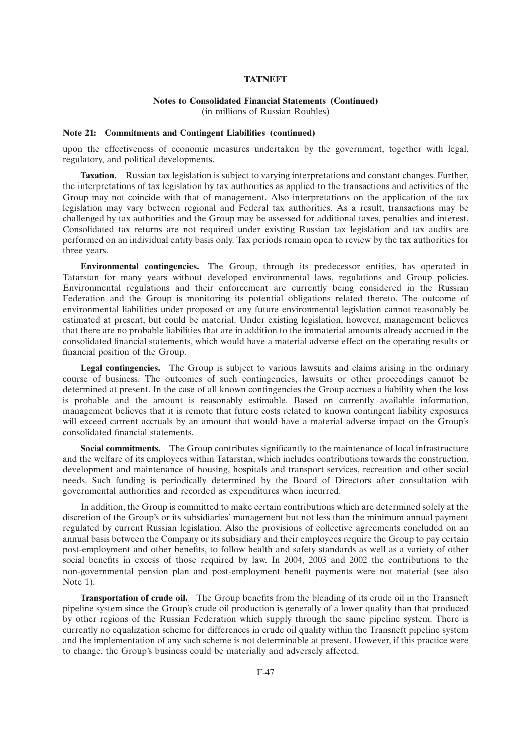**Notes to Consolidated Financial Statements (Continued)**
(in millions of Russian Roubles)

**Note 21: Commitments and Contingent Liabilities (continued)**

upon the effectiveness of economic measures undertaken by the government, together with legal, regulatory, and political developments.

**Taxation.** Russian tax legislation is subject to varying interpretations and constant changes. Further, the interpretations of tax legislation by tax authorities as applied to the transactions and activities of the Group may not coincide with that of management. Also interpretations on the application of the tax legislation may vary between regional and Federal tax authorities. As a result, transactions may be challenged by tax authorities and the Group may be assessed for additional taxes, penalties and interest. Consolidated tax returns are not required under existing Russian tax legislation and tax audits are performed on an individual entity basis only. Tax periods remain open to review by the tax authorities for three years.

**Environmental contingencies.** The Group, through its predecessor entities, has operated in Tatarstan for many years without developed environmental laws, regulations and Group policies. Environmental regulations and their enforcement are currently being considered in the Russian Federation and the Group is monitoring its potential obligations related thereto. The outcome of environmental liabilities under proposed or any future environmental legislation cannot reasonably be estimated at present, but could be material. Under existing legislation, however, management believes that there are no probable liabilities that are in addition to the immaterial amounts already accrued in the consolidated financial statements, which would have a material adverse effect on the operating results or financial position of the Group.

**Legal contingencies.** The Group is subject to various lawsuits and claims arising in the ordinary course of business. The outcomes of such contingencies, lawsuits or other proceedings cannot be determined at present. In the case of all known contingencies the Group accrues a liability when the loss is probable and the amount is reasonably estimable. Based on currently available information, management believes that it is remote that future costs related to known contingent liability exposures will exceed current accruals by an amount that would have a material adverse impact on the Group's consolidated financial statements.

**Social commitments.** The Group contributes significantly to the maintenance of local infrastructure and the welfare of its employees within Tatarstan, which includes contributions towards the construction, development and maintenance of housing, hospitals and transport services, recreation and other social needs. Such funding is periodically determined by the Board of Directors after consultation with governmental authorities and recorded as expenditures when incurred.

In addition, the Group is committed to make certain contributions which are determined solely at the discretion of the Group's or its subsidiaries' management but not less than the minimum annual payment regulated by current Russian legislation. Also the provisions of collective agreements concluded on an annual basis between the Company or its subsidiary and their employees require the Group to pay certain post-employment and other benefits, to follow health and safety standards as well as a variety of other social benefits in excess of those required by law. In 2004, 2003 and 2002 the contributions to the non-governmental pension plan and post-employment benefit payments were not material (see also Note 1).

**Transportation of crude oil.** The Group benefits from the blending of its crude oil in the Transneft pipeline system since the Group's crude oil production is generally of a lower quality than that produced by other regions of the Russian Federation which supply through the same pipeline system. There is currently no equalization scheme for differences in crude oil quality within the Transneft pipeline system and the implementation of any such scheme is not determinable at present. However, if this practice were to change, the Group's business could be materially and adversely affected.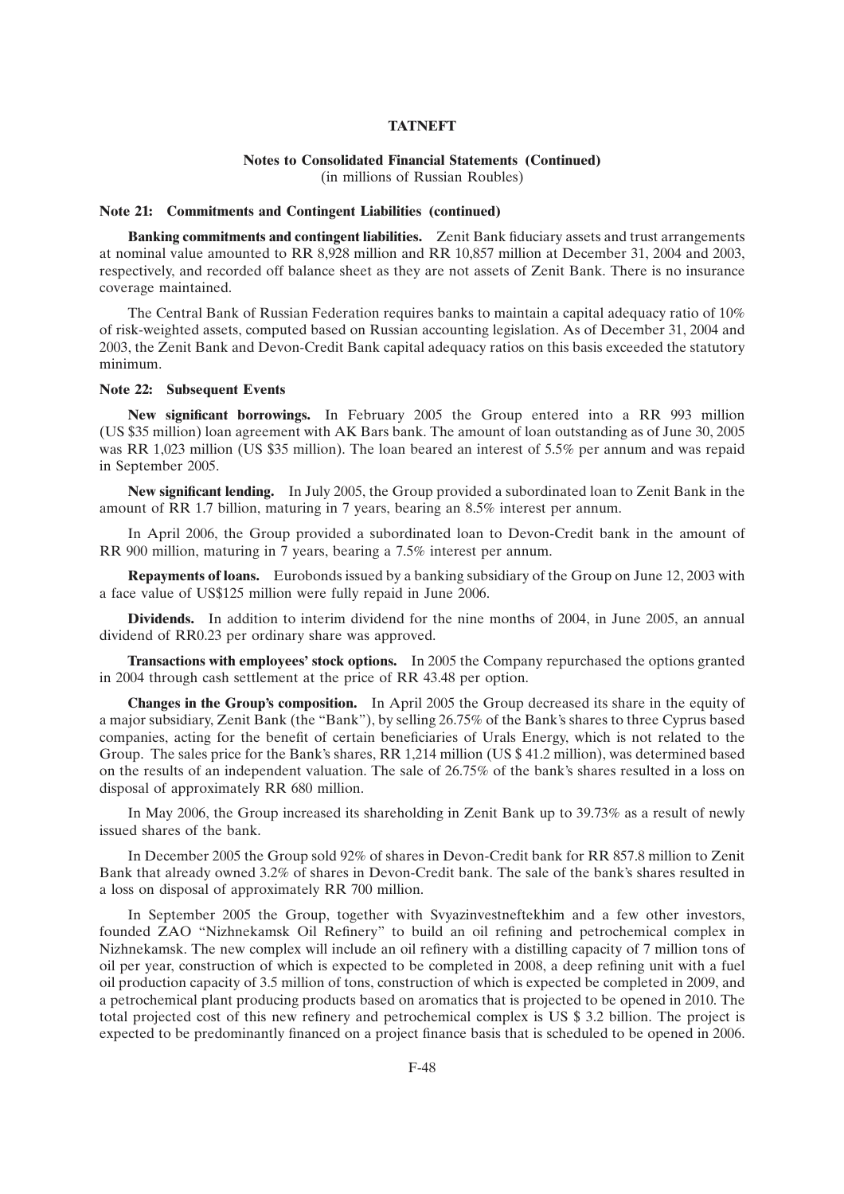**Notes to Consolidated Financial Statements (Continued)**
(in millions of Russian Roubles)

### Note 21: Commitments and Contingent Liabilities (continued)

**Banking commitments and contingent liabilities.** Zenit Bank fiduciary assets and trust arrangements at nominal value amounted to RR 8,928 million and RR 10,857 million at December 31, 2004 and 2003, respectively, and recorded off balance sheet as they are not assets of Zenit Bank. There is no insurance coverage maintained.

The Central Bank of Russian Federation requires banks to maintain a capital adequacy ratio of 10% of risk-weighted assets, computed based on Russian accounting legislation. As of December 31, 2004 and 2003, the Zenit Bank and Devon-Credit Bank capital adequacy ratios on this basis exceeded the statutory minimum.

### Note 22: Subsequent Events

**New significant borrowings.** In February 2005 the Group entered into a RR 993 million (US $35 million) loan agreement with AK Bars bank. The amount of loan outstanding as of June 30, 2005 was RR 1,023 million (US $35 million). The loan beared an interest of 5.5% per annum and was repaid in September 2005.

**New significant lending.** In July 2005, the Group provided a subordinated loan to Zenit Bank in the amount of RR 1.7 billion, maturing in 7 years, bearing an 8.5% interest per annum.

In April 2006, the Group provided a subordinated loan to Devon-Credit bank in the amount of RR 900 million, maturing in 7 years, bearing a 7.5% interest per annum.

**Repayments of loans.** Eurobonds issued by a banking subsidiary of the Group on June 12, 2003 with a face value of US$125 million were fully repaid in June 2006.

**Dividends.** In addition to interim dividend for the nine months of 2004, in June 2005, an annual dividend of RR0.23 per ordinary share was approved.

**Transactions with employees' stock options.** In 2005 the Company repurchased the options granted in 2004 through cash settlement at the price of RR 43.48 per option.

**Changes in the Group's composition.** In April 2005 the Group decreased its share in the equity of a major subsidiary, Zenit Bank (the "Bank"), by selling 26.75% of the Bank's shares to three Cyprus based companies, acting for the benefit of certain beneficiaries of Urals Energy, which is not related to the Group. The sales price for the Bank's shares, RR 1,214 million (US $ 41.2 million), was determined based on the results of an independent valuation. The sale of 26.75% of the bank's shares resulted in a loss on disposal of approximately RR 680 million.

In May 2006, the Group increased its shareholding in Zenit Bank up to 39.73% as a result of newly issued shares of the bank.

In December 2005 the Group sold 92% of shares in Devon-Credit bank for RR 857.8 million to Zenit Bank that already owned 3.2% of shares in Devon-Credit bank. The sale of the bank's shares resulted in a loss on disposal of approximately RR 700 million.

In September 2005 the Group, together with Svyazinvestneftekhim and a few other investors, founded ZAO "Nizhnekamsk Oil Refinery" to build an oil refining and petrochemical complex in Nizhnekamsk. The new complex will include an oil refinery with a distilling capacity of 7 million tons of oil per year, construction of which is expected to be completed in 2008, a deep refining unit with a fuel oil production capacity of 3.5 million of tons, construction of which is expected be completed in 2009, and a petrochemical plant producing products based on aromatics that is projected to be opened in 2010. The total projected cost of this new refinery and petrochemical complex is US $ 3.2 billion. The project is expected to be predominantly financed on a project finance basis that is scheduled to be opened in 2006.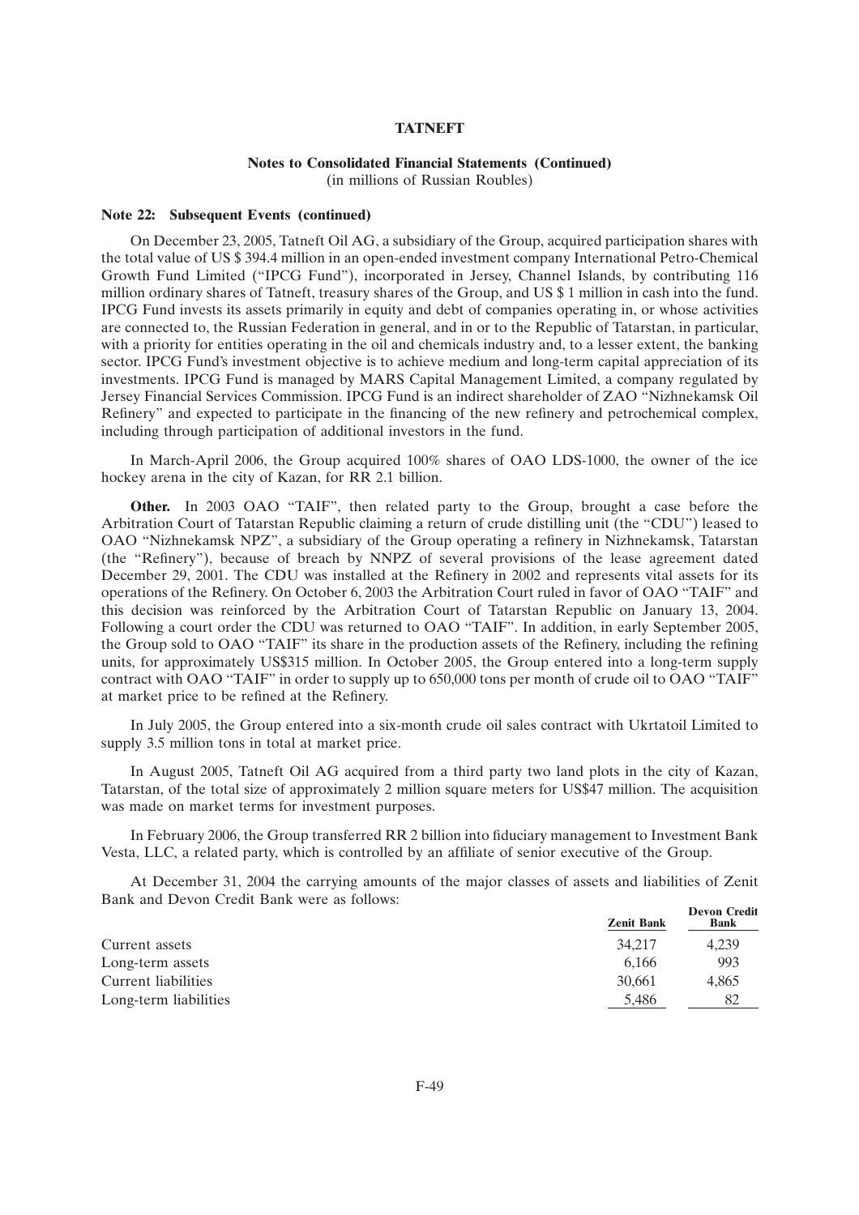**Notes to Consolidated Financial Statements (Continued)**
(in millions of Russian Roubles)

**Note 22: Subsequent Events (continued)**

On December 23, 2005, Tatneft Oil AG, a subsidiary of the Group, acquired participation shares with the total value of US $ 394.4 million in an open-ended investment company International Petro-Chemical Growth Fund Limited ("IPCG Fund"), incorporated in Jersey, Channel Islands, by contributing 116 million ordinary shares of Tatneft, treasury shares of the Group, and US $ 1 million in cash into the fund. IPCG Fund invests its assets primarily in equity and debt of companies operating in, or whose activities are connected to, the Russian Federation in general, and in or to the Republic of Tatarstan, in particular, with a priority for entities operating in the oil and chemicals industry and, to a lesser extent, the banking sector. IPCG Fund's investment objective is to achieve medium and long-term capital appreciation of its investments. IPCG Fund is managed by MARS Capital Management Limited, a company regulated by Jersey Financial Services Commission. IPCG Fund is an indirect shareholder of ZAO "Nizhnekamsk Oil Refinery" and expected to participate in the financing of the new refinery and petrochemical complex, including through participation of additional investors in the fund.

In March-April 2006, the Group acquired 100% shares of OAO LDS-1000, the owner of the ice hockey arena in the city of Kazan, for RR 2.1 billion.

**Other.** In 2003 OAO "TAIF", then related party to the Group, brought a case before the Arbitration Court of Tatarstan Republic claiming a return of crude distilling unit (the "CDU") leased to OAO "Nizhnekamsk NPZ", a subsidiary of the Group operating a refinery in Nizhnekamsk, Tatarstan (the "Refinery"), because of breach by NNPZ of several provisions of the lease agreement dated December 29, 2001. The CDU was installed at the Refinery in 2002 and represents vital assets for its operations of the Refinery. On October 6, 2003 the Arbitration Court ruled in favor of OAO "TAIF" and this decision was reinforced by the Arbitration Court of Tatarstan Republic on January 13, 2004. Following a court order the CDU was returned to OAO "TAIF". In addition, in early September 2005, the Group sold to OAO "TAIF" its share in the production assets of the Refinery, including the refining units, for approximately US$315 million. In October 2005, the Group entered into a long-term supply contract with OAO "TAIF" in order to supply up to 650,000 tons per month of crude oil to OAO "TAIF" at market price to be refined at the Refinery.

In July 2005, the Group entered into a six-month crude oil sales contract with Ukrtatoil Limited to supply 3.5 million tons in total at market price.

In August 2005, Tatneft Oil AG acquired from a third party two land plots in the city of Kazan, Tatarstan, of the total size of approximately 2 million square meters for US$47 million. The acquisition was made on market terms for investment purposes.

In February 2006, the Group transferred RR 2 billion into fiduciary management to Investment Bank Vesta, LLC, a related party, which is controlled by an affiliate of senior executive of the Group.

At December 31, 2004 the carrying amounts of the major classes of assets and liabilities of Zenit Bank and Devon Credit Bank were as follows:

| | Zenit Bank | Devon Credit Bank |
|---|---|---|
| Current assets | 34,217 | 4,239 |
| Long-term assets | 6,166 | 993 |
| Current liabilities | 30,661 | 4,865 |
| Long-term liabilities | 5,486 | 82 |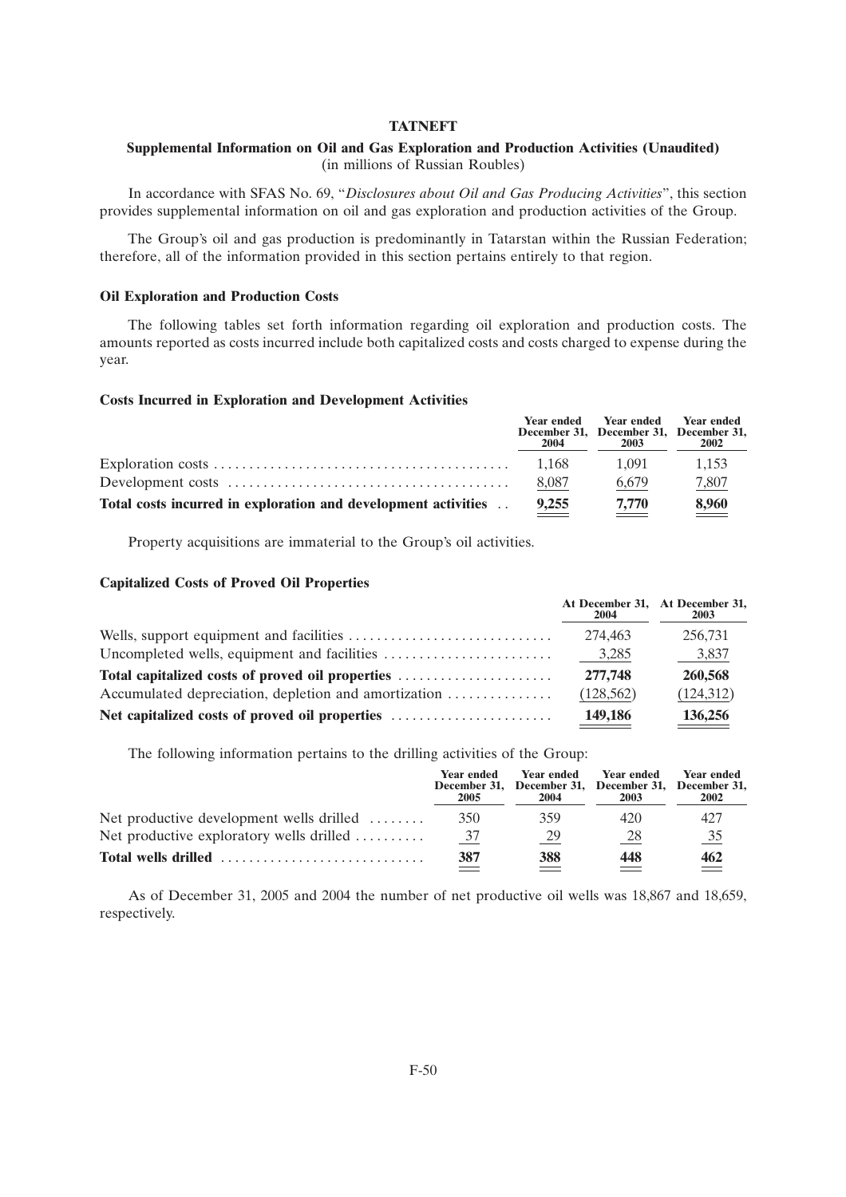# TATNEFT

## Supplemental Information on Oil and Gas Exploration and Production Activities (Unaudited)

(in millions of Russian Roubles)

In accordance with SFAS No. 69, "*Disclosures about Oil and Gas Producing Activities*", this section provides supplemental information on oil and gas exploration and production activities of the Group.

The Group's oil and gas production is predominantly in Tatarstan within the Russian Federation; therefore, all of the information provided in this section pertains entirely to that region.

### Oil Exploration and Production Costs

The following tables set forth information regarding oil exploration and production costs. The amounts reported as costs incurred include both capitalized costs and costs charged to expense during the year.

### Costs Incurred in Exploration and Development Activities

| | Year ended December 31, 2004 | Year ended December 31, 2003 | Year ended December 31, 2002 |
|---|---|---|---|
| Exploration costs | 1,168 | 1,091 | 1,153 |
| Development costs | 8,087 | 6,679 | 7,807 |
| **Total costs incurred in exploration and development activities** | **9,255** | **7,770** | **8,960** |

Property acquisitions are immaterial to the Group's oil activities.

### Capitalized Costs of Proved Oil Properties

| | At December 31, 2004 | At December 31, 2003 |
|---|---|---|
| Wells, support equipment and facilities | 274,463 | 256,731 |
| Uncompleted wells, equipment and facilities | 3,285 | 3,837 |
| **Total capitalized costs of proved oil properties** | **277,748** | **260,568** |
| Accumulated depreciation, depletion and amortization | (128,562) | (124,312) |
| **Net capitalized costs of proved oil properties** | **149,186** | **136,256** |

The following information pertains to the drilling activities of the Group:

| | Year ended December 31, 2005 | Year ended December 31, 2004 | Year ended December 31, 2003 | Year ended December 31, 2002 |
|---|---|---|---|---|
| Net productive development wells drilled | 350 | 359 | 420 | 427 |
| Net productive exploratory wells drilled | 37 | 29 | 28 | 35 |
| **Total wells drilled** | **387** | **388** | **448** | **462** |

As of December 31, 2005 and 2004 the number of net productive oil wells was 18,867 and 18,659, respectively.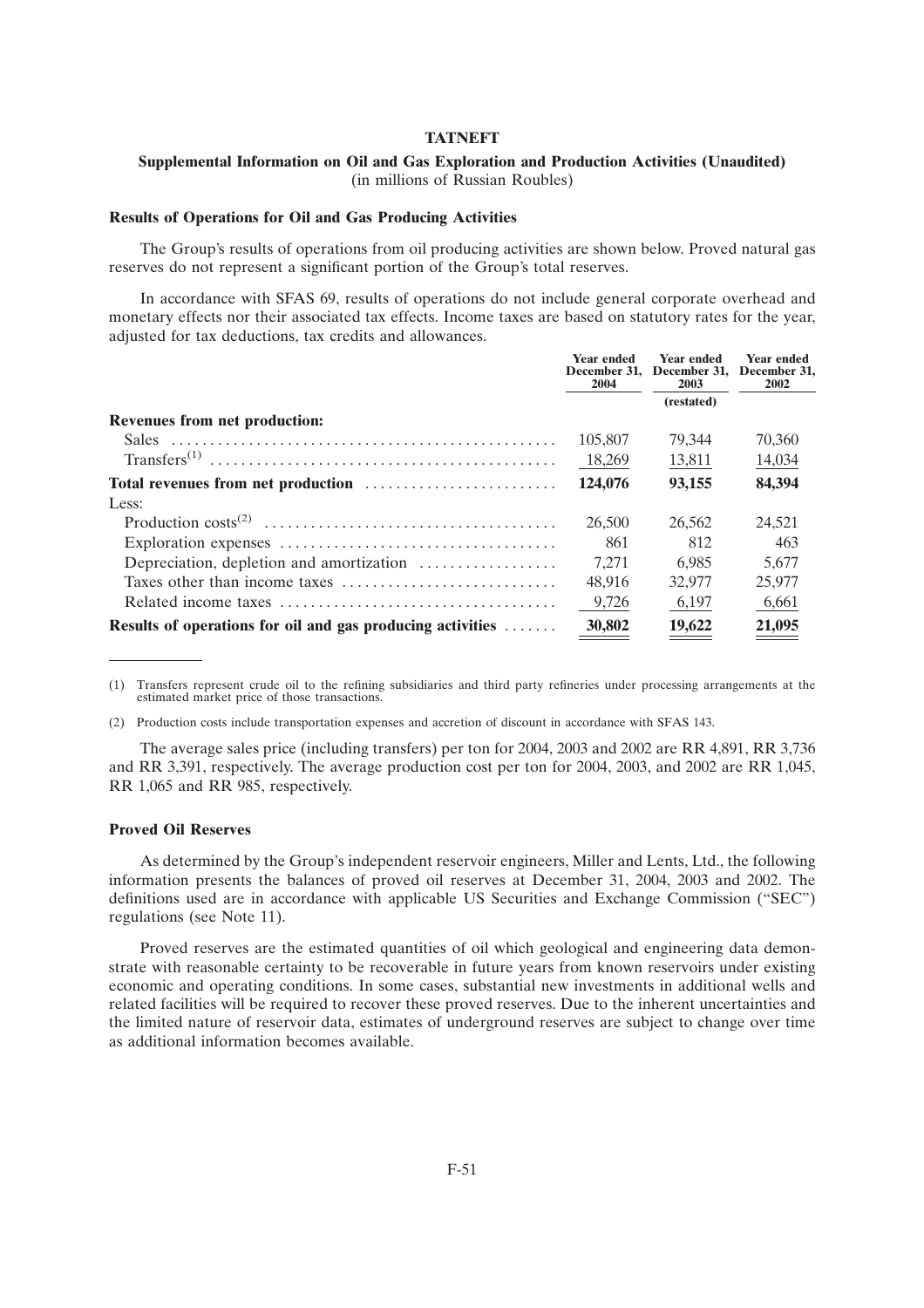**TATNEFT**

**Supplemental Information on Oil and Gas Exploration and Production Activities (Unaudited)**
(in millions of Russian Roubles)

**Results of Operations for Oil and Gas Producing Activities**

The Group's results of operations from oil producing activities are shown below. Proved natural gas reserves do not represent a significant portion of the Group's total reserves.

In accordance with SFAS 69, results of operations do not include general corporate overhead and monetary effects nor their associated tax effects. Income taxes are based on statutory rates for the year, adjusted for tax deductions, tax credits and allowances.

| | Year ended December 31, 2004 | Year ended December 31, 2003 | Year ended December 31, 2002 |
|---|---|---|---|
| | | (restated) | |
| **Revenues from net production:** | | | |
| Sales | 105,807 | 79,344 | 70,360 |
| Transfers[1] | 18,269 | 13,811 | 14,034 |
| **Total revenues from net production** | **124,076** | **93,155** | **84,394** |
| Less: | | | |
| Production costs[2] | 26,500 | 26,562 | 24,521 |
| Exploration expenses | 861 | 812 | 463 |
| Depreciation, depletion and amortization | 7,271 | 6,985 | 5,677 |
| Taxes other than income taxes | 48,916 | 32,977 | 25,977 |
| Related income taxes | 9,726 | 6,197 | 6,661 |
| **Results of operations for oil and gas producing activities** | **30,802** | **19,622** | **21,095** |

(1) Transfers represent crude oil to the refining subsidiaries and third party refineries under processing arrangements at the estimated market price of those transactions.

(2) Production costs include transportation expenses and accretion of discount in accordance with SFAS 143.

The average sales price (including transfers) per ton for 2004, 2003 and 2002 are RR 4,891, RR 3,736 and RR 3,391, respectively. The average production cost per ton for 2004, 2003, and 2002 are RR 1,045, RR 1,065 and RR 985, respectively.

**Proved Oil Reserves**

As determined by the Group's independent reservoir engineers, Miller and Lents, Ltd., the following information presents the balances of proved oil reserves at December 31, 2004, 2003 and 2002. The definitions used are in accordance with applicable US Securities and Exchange Commission ("SEC") regulations (see Note 11).

Proved reserves are the estimated quantities of oil which geological and engineering data demonstrate with reasonable certainty to be recoverable in future years from known reservoirs under existing economic and operating conditions. In some cases, substantial new investments in additional wells and related facilities will be required to recover these proved reserves. Due to the inherent uncertainties and the limited nature of reservoir data, estimates of underground reserves are subject to change over time as additional information becomes available.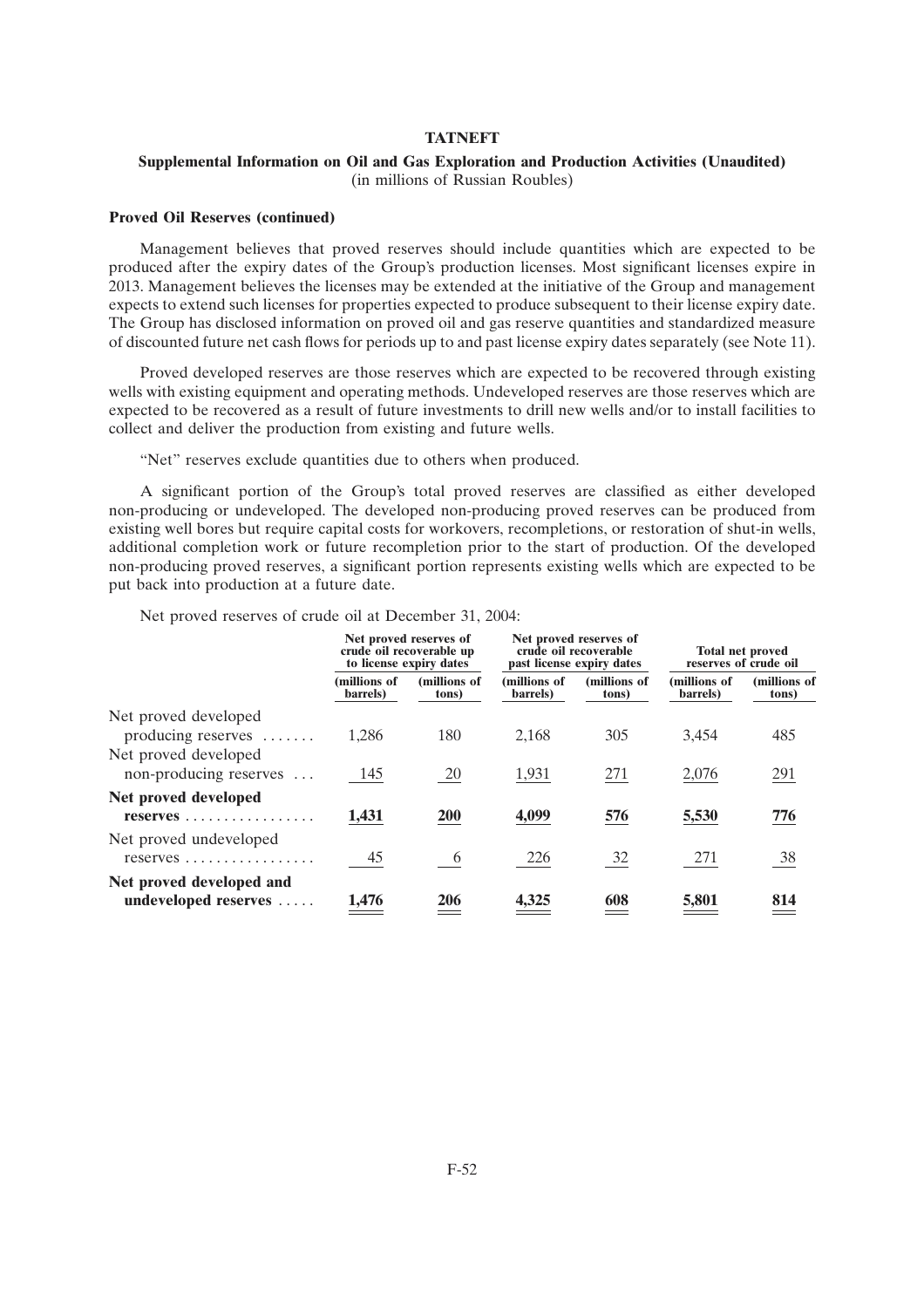**TATNEFT**

**Supplemental Information on Oil and Gas Exploration and Production Activities (Unaudited)**
(in millions of Russian Roubles)

**Proved Oil Reserves (continued)**

Management believes that proved reserves should include quantities which are expected to be produced after the expiry dates of the Group's production licenses. Most significant licenses expire in 2013. Management believes the licenses may be extended at the initiative of the Group and management expects to extend such licenses for properties expected to produce subsequent to their license expiry date. The Group has disclosed information on proved oil and gas reserve quantities and standardized measure of discounted future net cash flows for periods up to and past license expiry dates separately (see Note 11).

Proved developed reserves are those reserves which are expected to be recovered through existing wells with existing equipment and operating methods. Undeveloped reserves are those reserves which are expected to be recovered as a result of future investments to drill new wells and/or to install facilities to collect and deliver the production from existing and future wells.

"Net" reserves exclude quantities due to others when produced.

A significant portion of the Group's total proved reserves are classified as either developed non-producing or undeveloped. The developed non-producing proved reserves can be produced from existing well bores but require capital costs for workovers, recompletions, or restoration of shut-in wells, additional completion work or future recompletion prior to the start of production. Of the developed non-producing proved reserves, a significant portion represents existing wells which are expected to be put back into production at a future date.

Net proved reserves of crude oil at December 31, 2004:

| | Net proved reserves of crude oil recoverable up to license expiry dates | | Net proved reserves of crude oil recoverable past license expiry dates | | Total net proved reserves of crude oil | |
|---|---|---|---|---|---|---|
| | (millions of barrels) | (millions of tons) | (millions of barrels) | (millions of tons) | (millions of barrels) | (millions of tons) |
| Net proved developed producing reserves | 1,286 | 180 | 2,168 | 305 | 3,454 | 485 |
| Net proved developed non-producing reserves | 145 | 20 | 1,931 | 271 | 2,076 | 291 |
| **Net proved developed reserves** | **1,431** | **200** | **4,099** | **576** | **5,530** | **776** |
| Net proved undeveloped reserves | 45 | 6 | 226 | 32 | 271 | 38 |
| **Net proved developed and undeveloped reserves** | **1,476** | **206** | **4,325** | **608** | **5,801** | **814** |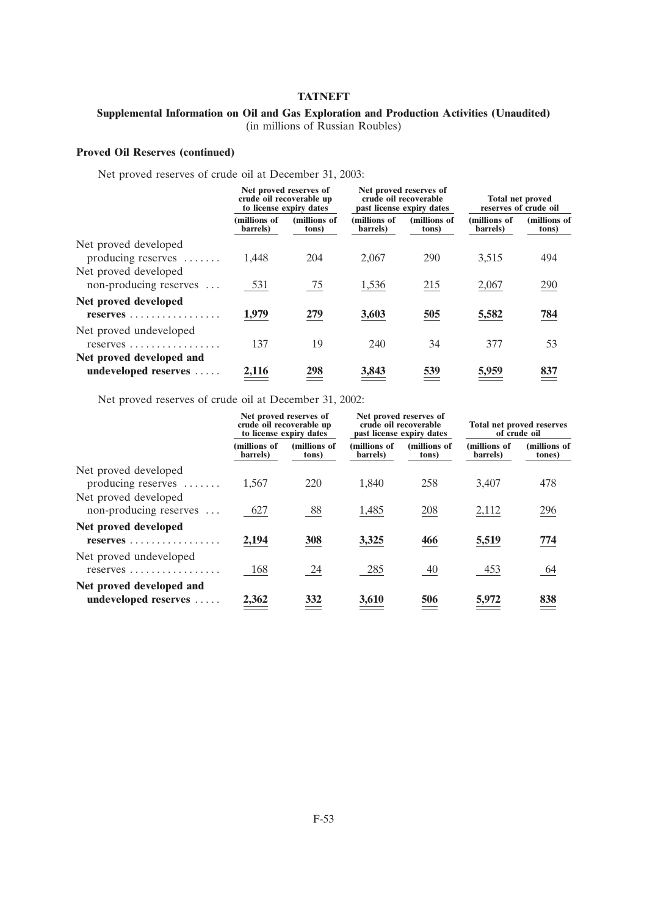**TATNEFT**

**Supplemental Information on Oil and Gas Exploration and Production Activities (Unaudited)**
(in millions of Russian Roubles)

**Proved Oil Reserves (continued)**

Net proved reserves of crude oil at December 31, 2003:

| | Net proved reserves of crude oil recoverable up to license expiry dates | | Net proved reserves of crude oil recoverable past license expiry dates | | Total net proved reserves of crude oil | |
|---|---|---|---|---|---|---|
| | (millions of barrels) | (millions of tons) | (millions of barrels) | (millions of tons) | (millions of barrels) | (millions of tons) |
| Net proved developed producing reserves | 1,448 | 204 | 2,067 | 290 | 3,515 | 494 |
| Net proved developed non-producing reserves | 531 | 75 | 1,536 | 215 | 2,067 | 290 |
| **Net proved developed reserves** | **1,979** | **279** | **3,603** | **505** | **5,582** | **784** |
| Net proved undeveloped reserves | 137 | 19 | 240 | 34 | 377 | 53 |
| **Net proved developed and undeveloped reserves** | **2,116** | **298** | **3,843** | **539** | **5,959** | **837** |

Net proved reserves of crude oil at December 31, 2002:

| | Net proved reserves of crude oil recoverable up to license expiry dates | | Net proved reserves of crude oil recoverable past license expiry dates | | Total net proved reserves of crude oil | |
|---|---|---|---|---|---|---|
| | (millions of barrels) | (millions of tons) | (millions of barrels) | (millions of tons) | (millions of barrels) | (millions of tones) |
| Net proved developed producing reserves | 1,567 | 220 | 1,840 | 258 | 3,407 | 478 |
| Net proved developed non-producing reserves | 627 | 88 | 1,485 | 208 | 2,112 | 296 |
| **Net proved developed reserves** | **2,194** | **308** | **3,325** | **466** | **5,519** | **774** |
| Net proved undeveloped reserves | 168 | 24 | 285 | 40 | 453 | 64 |
| **Net proved developed and undeveloped reserves** | **2,362** | **332** | **3,610** | **506** | **5,972** | **838** |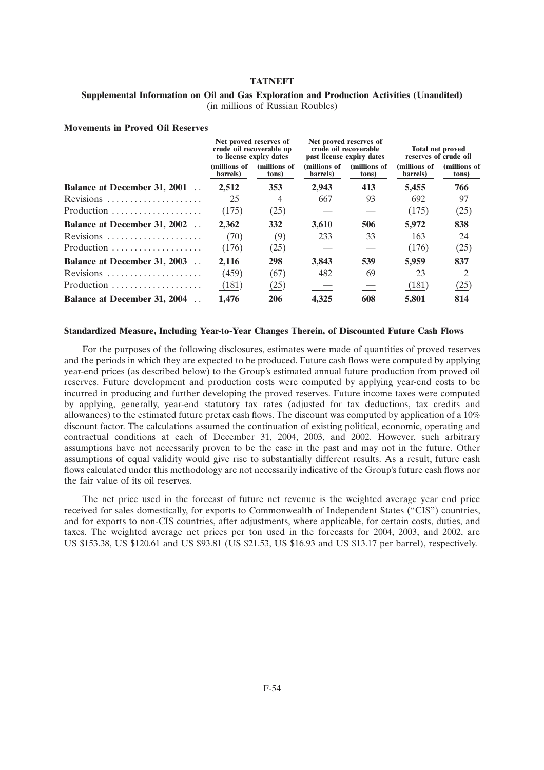# TATNEFT

## Supplemental Information on Oil and Gas Exploration and Production Activities (Unaudited)

(in millions of Russian Roubles)

### Movements in Proved Oil Reserves

| | Net proved reserves of crude oil recoverable up to license expiry dates | | Net proved reserves of crude oil recoverable past license expiry dates | | Total net proved reserves of crude oil | |
|---|---|---|---|---|---|---|
| | (millions of barrels) | (millions of tons) | (millions of barrels) | (millions of tons) | (millions of barrels) | (millions of tons) |
| **Balance at December 31, 2001** | **2,512** | **353** | **2,943** | **413** | **5,455** | **766** |
| Revisions | 25 | 4 | 667 | 93 | 692 | 97 |
| Production | (175) | (25) | — | — | (175) | (25) |
| **Balance at December 31, 2002** | **2,362** | **332** | **3,610** | **506** | **5,972** | **838** |
| Revisions | (70) | (9) | 233 | 33 | 163 | 24 |
| Production | (176) | (25) | — | — | (176) | (25) |
| **Balance at December 31, 2003** | **2,116** | **298** | **3,843** | **539** | **5,959** | **837** |
| Revisions | (459) | (67) | 482 | 69 | 23 | 2 |
| Production | (181) | (25) | — | — | (181) | (25) |
| **Balance at December 31, 2004** | **1,476** | **206** | **4,325** | **608** | **5,801** | **814** |

### Standardized Measure, Including Year-to-Year Changes Therein, of Discounted Future Cash Flows

For the purposes of the following disclosures, estimates were made of quantities of proved reserves and the periods in which they are expected to be produced. Future cash flows were computed by applying year-end prices (as described below) to the Group's estimated annual future production from proved oil reserves. Future development and production costs were computed by applying year-end costs to be incurred in producing and further developing the proved reserves. Future income taxes were computed by applying, generally, year-end statutory tax rates (adjusted for tax deductions, tax credits and allowances) to the estimated future pretax cash flows. The discount was computed by application of a 10% discount factor. The calculations assumed the continuation of existing political, economic, operating and contractual conditions at each of December 31, 2004, 2003, and 2002. However, such arbitrary assumptions have not necessarily proven to be the case in the past and may not in the future. Other assumptions of equal validity would give rise to substantially different results. As a result, future cash flows calculated under this methodology are not necessarily indicative of the Group's future cash flows nor the fair value of its oil reserves.

The net price used in the forecast of future net revenue is the weighted average year end price received for sales domestically, for exports to Commonwealth of Independent States ("CIS") countries, and for exports to non-CIS countries, after adjustments, where applicable, for certain costs, duties, and taxes. The weighted average net prices per ton used in the forecasts for 2004, 2003, and 2002, are US $153.38, US $120.61 and US $93.81 (US $21.53, US $16.93 and US $13.17 per barrel), respectively.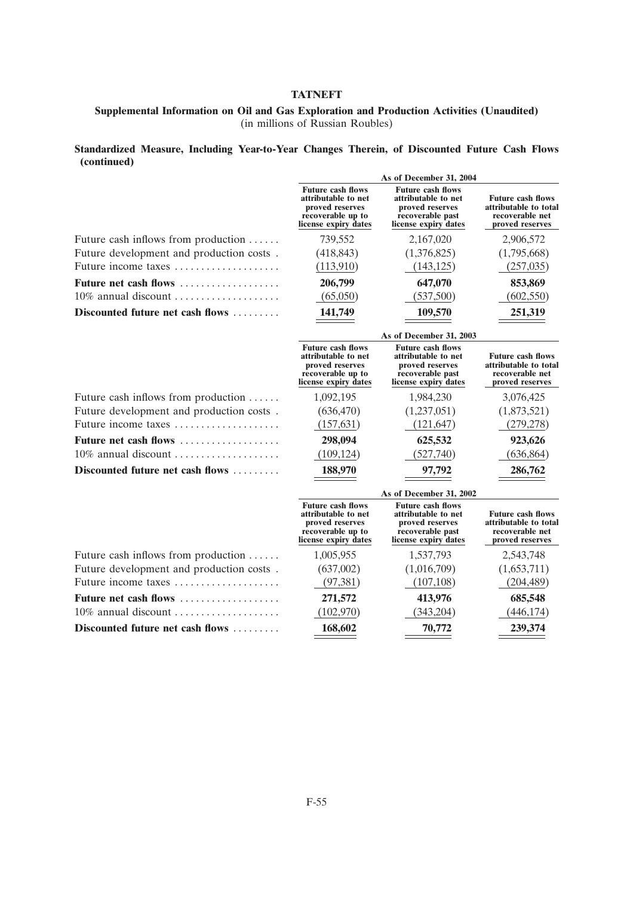# TATNEFT

## Supplemental Information on Oil and Gas Exploration and Production Activities (Unaudited)
(in millions of Russian Roubles)

### Standardized Measure, Including Year-to-Year Changes Therein, of Discounted Future Cash Flows (continued)

| | As of December 31, 2004 | | |
|---|---|---|---|
| | Future cash flows attributable to net proved reserves recoverable up to license expiry dates | Future cash flows attributable to net proved reserves recoverable past license expiry dates | Future cash flows attributable to total recoverable net proved reserves |
| Future cash inflows from production | 739,552 | 2,167,020 | 2,906,572 |
| Future development and production costs | (418,843) | (1,376,825) | (1,795,668) |
| Future income taxes | (113,910) | (143,125) | (257,035) |
| **Future net cash flows** | **206,799** | **647,070** | **853,869** |
| 10% annual discount | (65,050) | (537,500) | (602,550) |
| **Discounted future net cash flows** | **141,749** | **109,570** | **251,319** |

| | As of December 31, 2003 | | |
|---|---|---|---|
| | Future cash flows attributable to net proved reserves recoverable up to license expiry dates | Future cash flows attributable to net proved reserves recoverable past license expiry dates | Future cash flows attributable to total recoverable net proved reserves |
| Future cash inflows from production | 1,092,195 | 1,984,230 | 3,076,425 |
| Future development and production costs | (636,470) | (1,237,051) | (1,873,521) |
| Future income taxes | (157,631) | (121,647) | (279,278) |
| **Future net cash flows** | **298,094** | **625,532** | **923,626** |
| 10% annual discount | (109,124) | (527,740) | (636,864) |
| **Discounted future net cash flows** | **188,970** | **97,792** | **286,762** |

| | As of December 31, 2002 | | |
|---|---|---|---|
| | Future cash flows attributable to net proved reserves recoverable up to license expiry dates | Future cash flows attributable to net proved reserves recoverable past license expiry dates | Future cash flows attributable to total recoverable net proved reserves |
| Future cash inflows from production | 1,005,955 | 1,537,793 | 2,543,748 |
| Future development and production costs | (637,002) | (1,016,709) | (1,653,711) |
| Future income taxes | (97,381) | (107,108) | (204,489) |
| **Future net cash flows** | **271,572** | **413,976** | **685,548** |
| 10% annual discount | (102,970) | (343,204) | (446,174) |
| **Discounted future net cash flows** | **168,602** | **70,772** | **239,374** |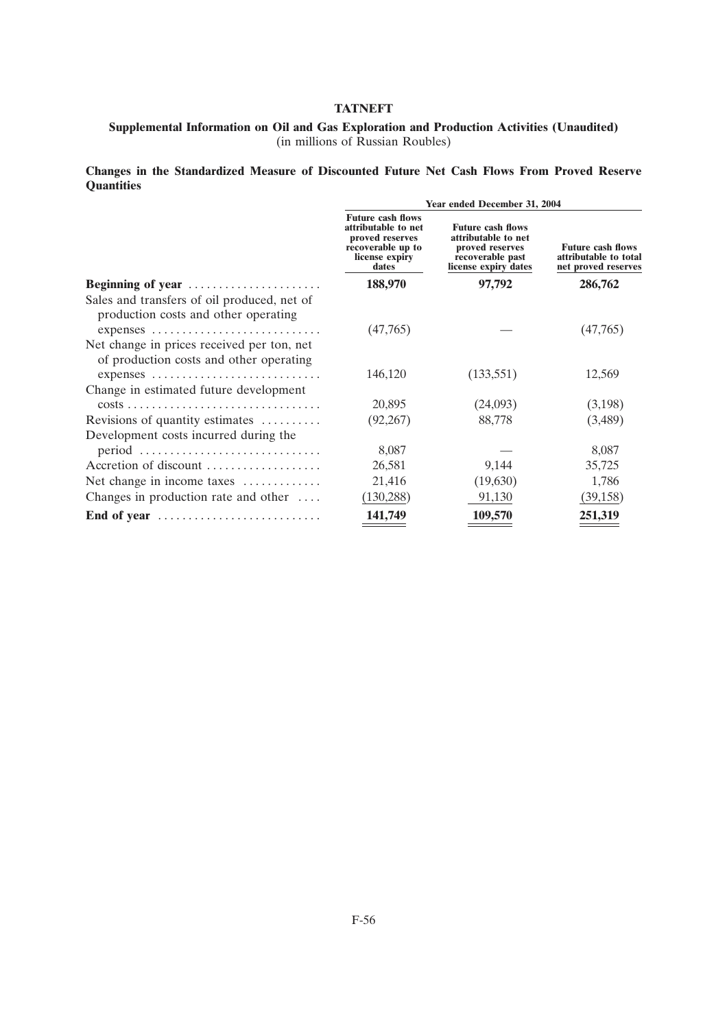# TATNEFT

## Supplemental Information on Oil and Gas Exploration and Production Activities (Unaudited)

(in millions of Russian Roubles)

### Changes in the Standardized Measure of Discounted Future Net Cash Flows From Proved Reserve Quantities

| | Year ended December 31, 2004 | | |
|---|---|---|---|
| | Future cash flows attributable to net proved reserves recoverable up to license expiry dates | Future cash flows attributable to net proved reserves recoverable past license expiry dates | Future cash flows attributable to total net proved reserves |
| **Beginning of year** | **188,970** | **97,792** | **286,762** |
| Sales and transfers of oil produced, net of production costs and other operating expenses | (47,765) | — | (47,765) |
| Net change in prices received per ton, net of production costs and other operating expenses | 146,120 | (133,551) | 12,569 |
| Change in estimated future development costs | 20,895 | (24,093) | (3,198) |
| Revisions of quantity estimates | (92,267) | 88,778 | (3,489) |
| Development costs incurred during the period | 8,087 | — | 8,087 |
| Accretion of discount | 26,581 | 9,144 | 35,725 |
| Net change in income taxes | 21,416 | (19,630) | 1,786 |
| Changes in production rate and other | (130,288) | 91,130 | (39,158) |
| **End of year** | **141,749** | **109,570** | **251,319** |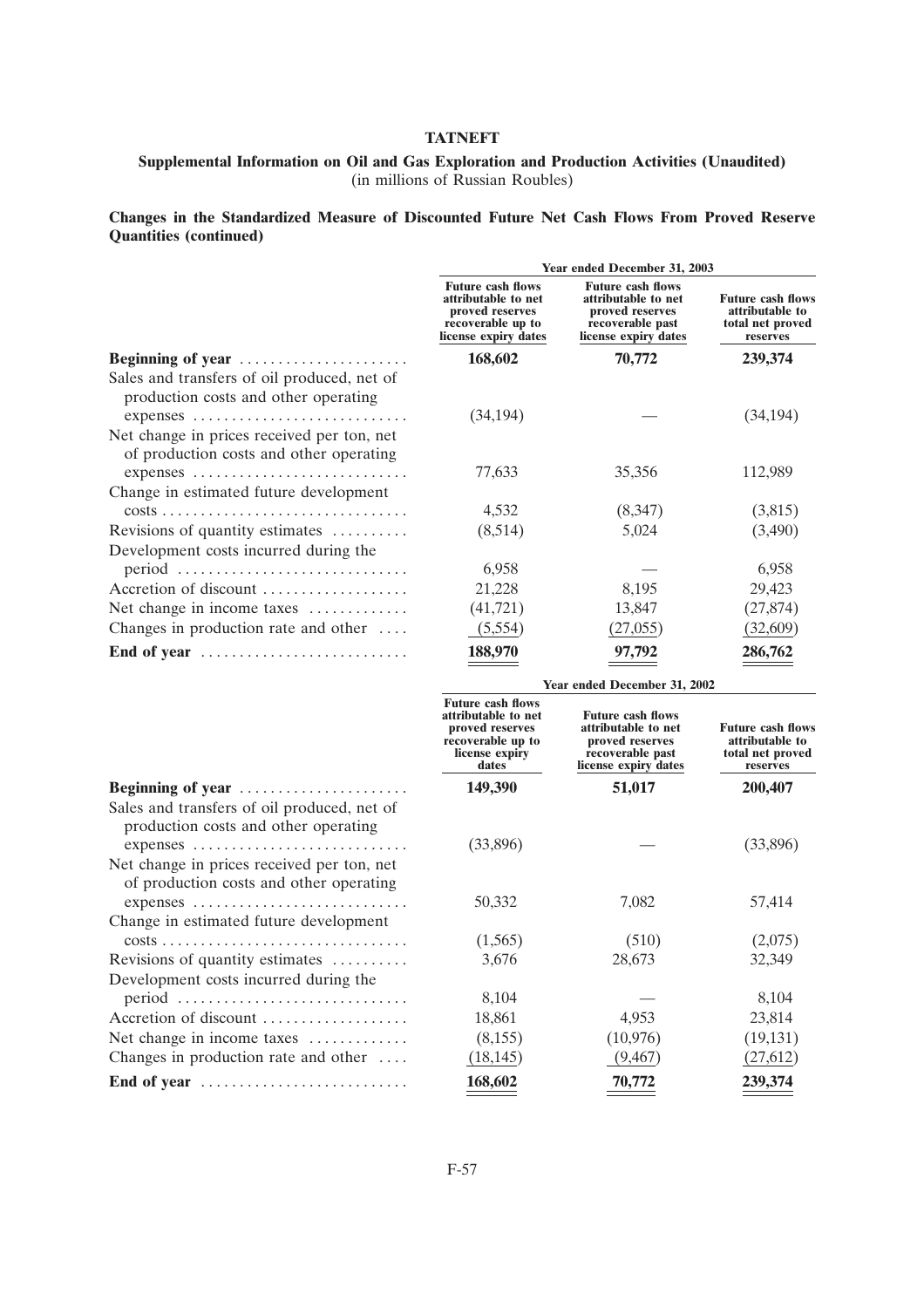# TATNEFT

## Supplemental Information on Oil and Gas Exploration and Production Activities (Unaudited)

(in millions of Russian Roubles)

### Changes in the Standardized Measure of Discounted Future Net Cash Flows From Proved Reserve Quantities (continued)

| | Year ended December 31, 2003 | | |
|---|---|---|---|
| | Future cash flows attributable to net proved reserves recoverable up to license expiry dates | Future cash flows attributable to net proved reserves recoverable past license expiry dates | Future cash flows attributable to total net proved reserves |
| **Beginning of year** | **168,602** | **70,772** | **239,374** |
| Sales and transfers of oil produced, net of production costs and other operating expenses | (34,194) | — | (34,194) |
| Net change in prices received per ton, net of production costs and other operating expenses | 77,633 | 35,356 | 112,989 |
| Change in estimated future development costs | 4,532 | (8,347) | (3,815) |
| Revisions of quantity estimates | (8,514) | 5,024 | (3,490) |
| Development costs incurred during the period | 6,958 | — | 6,958 |
| Accretion of discount | 21,228 | 8,195 | 29,423 |
| Net change in income taxes | (41,721) | 13,847 | (27,874) |
| Changes in production rate and other | (5,554) | (27,055) | (32,609) |
| **End of year** | **188,970** | **97,792** | **286,762** |

| | Year ended December 31, 2002 | | |
|---|---|---|---|
| | Future cash flows attributable to net proved reserves recoverable up to license expiry dates | Future cash flows attributable to net proved reserves recoverable past license expiry dates | Future cash flows attributable to total net proved reserves |
| **Beginning of year** | **149,390** | **51,017** | **200,407** |
| Sales and transfers of oil produced, net of production costs and other operating expenses | (33,896) | — | (33,896) |
| Net change in prices received per ton, net of production costs and other operating expenses | 50,332 | 7,082 | 57,414 |
| Change in estimated future development costs | (1,565) | (510) | (2,075) |
| Revisions of quantity estimates | 3,676 | 28,673 | 32,349 |
| Development costs incurred during the period | 8,104 | — | 8,104 |
| Accretion of discount | 18,861 | 4,953 | 23,814 |
| Net change in income taxes | (8,155) | (10,976) | (19,131) |
| Changes in production rate and other | (18,145) | (9,467) | (27,612) |
| **End of year** | **168,602** | **70,772** | **239,374** |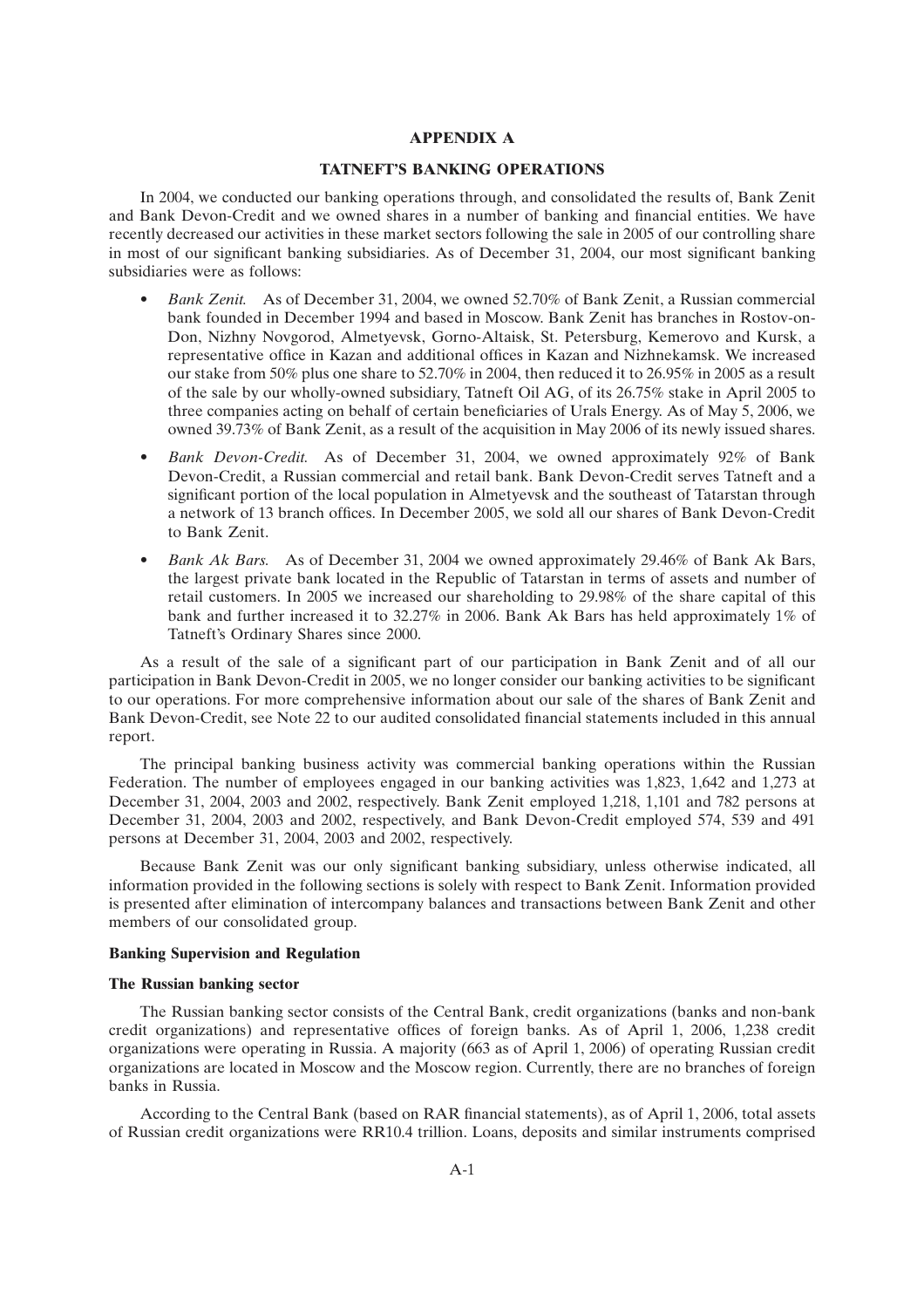# APPENDIX A

## TATNEFT'S BANKING OPERATIONS

In 2004, we conducted our banking operations through, and consolidated the results of, Bank Zenit and Bank Devon-Credit and we owned shares in a number of banking and financial entities. We have recently decreased our activities in these market sectors following the sale in 2005 of our controlling share in most of our significant banking subsidiaries. As of December 31, 2004, our most significant banking subsidiaries were as follows:

- *Bank Zenit.* As of December 31, 2004, we owned 52.70% of Bank Zenit, a Russian commercial bank founded in December 1994 and based in Moscow. Bank Zenit has branches in Rostov-on-Don, Nizhny Novgorod, Almetyevsk, Gorno-Altaisk, St. Petersburg, Kemerovo and Kursk, a representative office in Kazan and additional offices in Kazan and Nizhnekamsk. We increased our stake from 50% plus one share to 52.70% in 2004, then reduced it to 26.95% in 2005 as a result of the sale by our wholly-owned subsidiary, Tatneft Oil AG, of its 26.75% stake in April 2005 to three companies acting on behalf of certain beneficiaries of Urals Energy. As of May 5, 2006, we owned 39.73% of Bank Zenit, as a result of the acquisition in May 2006 of its newly issued shares.
- *Bank Devon-Credit.* As of December 31, 2004, we owned approximately 92% of Bank Devon-Credit, a Russian commercial and retail bank. Bank Devon-Credit serves Tatneft and a significant portion of the local population in Almetyevsk and the southeast of Tatarstan through a network of 13 branch offices. In December 2005, we sold all our shares of Bank Devon-Credit to Bank Zenit.
- *Bank Ak Bars.* As of December 31, 2004 we owned approximately 29.46% of Bank Ak Bars, the largest private bank located in the Republic of Tatarstan in terms of assets and number of retail customers. In 2005 we increased our shareholding to 29.98% of the share capital of this bank and further increased it to 32.27% in 2006. Bank Ak Bars has held approximately 1% of Tatneft's Ordinary Shares since 2000.

As a result of the sale of a significant part of our participation in Bank Zenit and of all our participation in Bank Devon-Credit in 2005, we no longer consider our banking activities to be significant to our operations. For more comprehensive information about our sale of the shares of Bank Zenit and Bank Devon-Credit, see Note 22 to our audited consolidated financial statements included in this annual report.

The principal banking business activity was commercial banking operations within the Russian Federation. The number of employees engaged in our banking activities was 1,823, 1,642 and 1,273 at December 31, 2004, 2003 and 2002, respectively. Bank Zenit employed 1,218, 1,101 and 782 persons at December 31, 2004, 2003 and 2002, respectively, and Bank Devon-Credit employed 574, 539 and 491 persons at December 31, 2004, 2003 and 2002, respectively.

Because Bank Zenit was our only significant banking subsidiary, unless otherwise indicated, all information provided in the following sections is solely with respect to Bank Zenit. Information provided is presented after elimination of intercompany balances and transactions between Bank Zenit and other members of our consolidated group.

### Banking Supervision and Regulation

#### The Russian banking sector

The Russian banking sector consists of the Central Bank, credit organizations (banks and non-bank credit organizations) and representative offices of foreign banks. As of April 1, 2006, 1,238 credit organizations were operating in Russia. A majority (663 as of April 1, 2006) of operating Russian credit organizations are located in Moscow and the Moscow region. Currently, there are no branches of foreign banks in Russia.

According to the Central Bank (based on RAR financial statements), as of April 1, 2006, total assets of Russian credit organizations were RR10.4 trillion. Loans, deposits and similar instruments comprised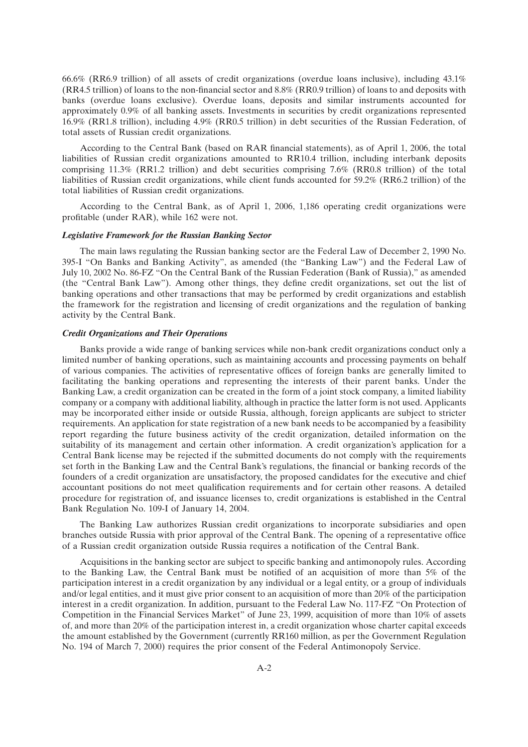66.6% (RR6.9 trillion) of all assets of credit organizations (overdue loans inclusive), including 43.1% (RR4.5 trillion) of loans to the non-financial sector and 8.8% (RR0.9 trillion) of loans to and deposits with banks (overdue loans exclusive). Overdue loans, deposits and similar instruments accounted for approximately 0.9% of all banking assets. Investments in securities by credit organizations represented 16.9% (RR1.8 trillion), including 4.9% (RR0.5 trillion) in debt securities of the Russian Federation, of total assets of Russian credit organizations.

According to the Central Bank (based on RAR financial statements), as of April 1, 2006, the total liabilities of Russian credit organizations amounted to RR10.4 trillion, including interbank deposits comprising 11.3% (RR1.2 trillion) and debt securities comprising 7.6% (RR0.8 trillion) of the total liabilities of Russian credit organizations, while client funds accounted for 59.2% (RR6.2 trillion) of the total liabilities of Russian credit organizations.

According to the Central Bank, as of April 1, 2006, 1,186 operating credit organizations were profitable (under RAR), while 162 were not.

### *Legislative Framework for the Russian Banking Sector*

The main laws regulating the Russian banking sector are the Federal Law of December 2, 1990 No. 395-I "On Banks and Banking Activity", as amended (the "Banking Law") and the Federal Law of July 10, 2002 No. 86-FZ "On the Central Bank of the Russian Federation (Bank of Russia)," as amended (the "Central Bank Law"). Among other things, they define credit organizations, set out the list of banking operations and other transactions that may be performed by credit organizations and establish the framework for the registration and licensing of credit organizations and the regulation of banking activity by the Central Bank.

### *Credit Organizations and Their Operations*

Banks provide a wide range of banking services while non-bank credit organizations conduct only a limited number of banking operations, such as maintaining accounts and processing payments on behalf of various companies. The activities of representative offices of foreign banks are generally limited to facilitating the banking operations and representing the interests of their parent banks. Under the Banking Law, a credit organization can be created in the form of a joint stock company, a limited liability company or a company with additional liability, although in practice the latter form is not used. Applicants may be incorporated either inside or outside Russia, although, foreign applicants are subject to stricter requirements. An application for state registration of a new bank needs to be accompanied by a feasibility report regarding the future business activity of the credit organization, detailed information on the suitability of its management and certain other information. A credit organization's application for a Central Bank license may be rejected if the submitted documents do not comply with the requirements set forth in the Banking Law and the Central Bank's regulations, the financial or banking records of the founders of a credit organization are unsatisfactory, the proposed candidates for the executive and chief accountant positions do not meet qualification requirements and for certain other reasons. A detailed procedure for registration of, and issuance licenses to, credit organizations is established in the Central Bank Regulation No. 109-I of January 14, 2004.

The Banking Law authorizes Russian credit organizations to incorporate subsidiaries and open branches outside Russia with prior approval of the Central Bank. The opening of a representative office of a Russian credit organization outside Russia requires a notification of the Central Bank.

Acquisitions in the banking sector are subject to specific banking and antimonopoly rules. According to the Banking Law, the Central Bank must be notified of an acquisition of more than 5% of the participation interest in a credit organization by any individual or a legal entity, or a group of individuals and/or legal entities, and it must give prior consent to an acquisition of more than 20% of the participation interest in a credit organization. In addition, pursuant to the Federal Law No. 117-FZ "On Protection of Competition in the Financial Services Market" of June 23, 1999, acquisition of more than 10% of assets of, and more than 20% of the participation interest in, a credit organization whose charter capital exceeds the amount established by the Government (currently RR160 million, as per the Government Regulation No. 194 of March 7, 2000) requires the prior consent of the Federal Antimonopoly Service.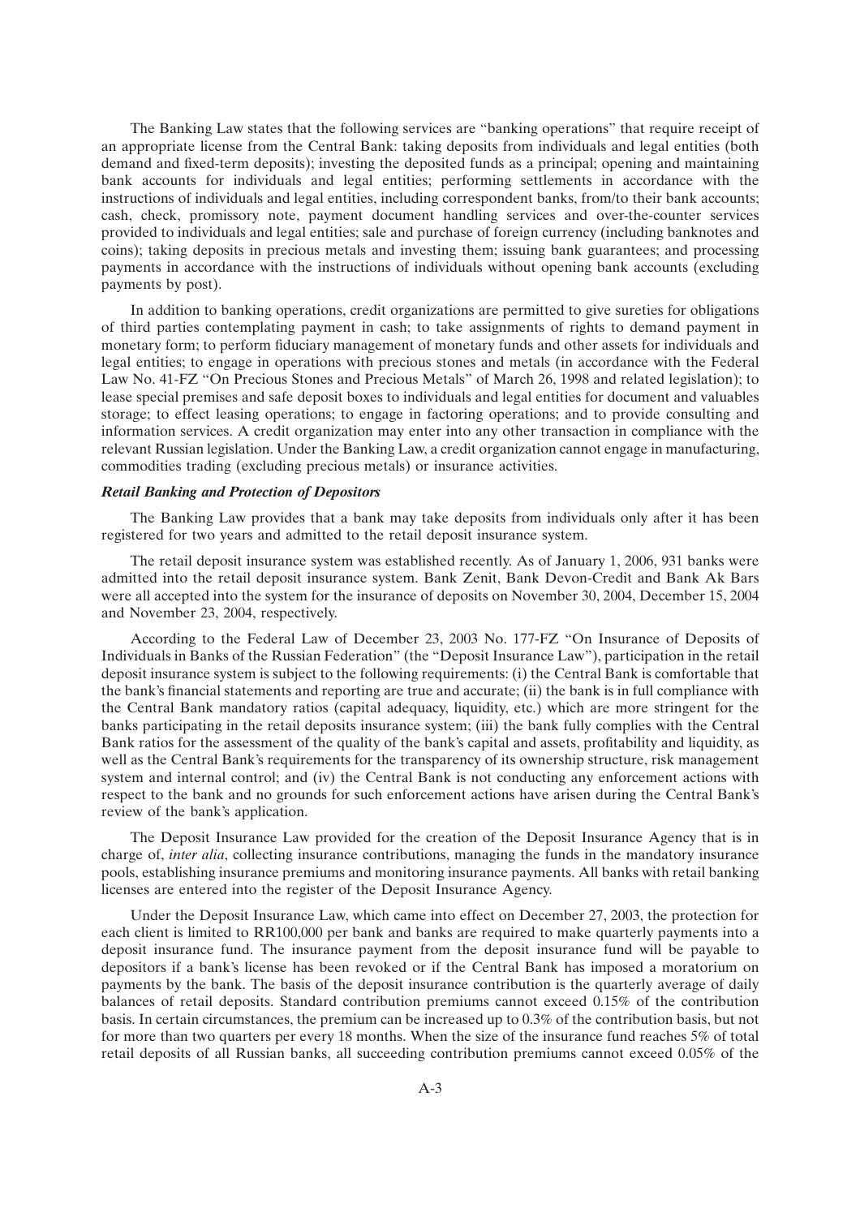The Banking Law states that the following services are "banking operations" that require receipt of an appropriate license from the Central Bank: taking deposits from individuals and legal entities (both demand and fixed-term deposits); investing the deposited funds as a principal; opening and maintaining bank accounts for individuals and legal entities; performing settlements in accordance with the instructions of individuals and legal entities, including correspondent banks, from/to their bank accounts; cash, check, promissory note, payment document handling services and over-the-counter services provided to individuals and legal entities; sale and purchase of foreign currency (including banknotes and coins); taking deposits in precious metals and investing them; issuing bank guarantees; and processing payments in accordance with the instructions of individuals without opening bank accounts (excluding payments by post).

In addition to banking operations, credit organizations are permitted to give sureties for obligations of third parties contemplating payment in cash; to take assignments of rights to demand payment in monetary form; to perform fiduciary management of monetary funds and other assets for individuals and legal entities; to engage in operations with precious stones and metals (in accordance with the Federal Law No. 41-FZ "On Precious Stones and Precious Metals" of March 26, 1998 and related legislation); to lease special premises and safe deposit boxes to individuals and legal entities for document and valuables storage; to effect leasing operations; to engage in factoring operations; and to provide consulting and information services. A credit organization may enter into any other transaction in compliance with the relevant Russian legislation. Under the Banking Law, a credit organization cannot engage in manufacturing, commodities trading (excluding precious metals) or insurance activities.

***Retail Banking and Protection of Depositors***

The Banking Law provides that a bank may take deposits from individuals only after it has been registered for two years and admitted to the retail deposit insurance system.

The retail deposit insurance system was established recently. As of January 1, 2006, 931 banks were admitted into the retail deposit insurance system. Bank Zenit, Bank Devon-Credit and Bank Ak Bars were all accepted into the system for the insurance of deposits on November 30, 2004, December 15, 2004 and November 23, 2004, respectively.

According to the Federal Law of December 23, 2003 No. 177-FZ "On Insurance of Deposits of Individuals in Banks of the Russian Federation" (the "Deposit Insurance Law"), participation in the retail deposit insurance system is subject to the following requirements: (i) the Central Bank is comfortable that the bank's financial statements and reporting are true and accurate; (ii) the bank is in full compliance with the Central Bank mandatory ratios (capital adequacy, liquidity, etc.) which are more stringent for the banks participating in the retail deposits insurance system; (iii) the bank fully complies with the Central Bank ratios for the assessment of the quality of the bank's capital and assets, profitability and liquidity, as well as the Central Bank's requirements for the transparency of its ownership structure, risk management system and internal control; and (iv) the Central Bank is not conducting any enforcement actions with respect to the bank and no grounds for such enforcement actions have arisen during the Central Bank's review of the bank's application.

The Deposit Insurance Law provided for the creation of the Deposit Insurance Agency that is in charge of, *inter alia*, collecting insurance contributions, managing the funds in the mandatory insurance pools, establishing insurance premiums and monitoring insurance payments. All banks with retail banking licenses are entered into the register of the Deposit Insurance Agency.

Under the Deposit Insurance Law, which came into effect on December 27, 2003, the protection for each client is limited to RR100,000 per bank and banks are required to make quarterly payments into a deposit insurance fund. The insurance payment from the deposit insurance fund will be payable to depositors if a bank's license has been revoked or if the Central Bank has imposed a moratorium on payments by the bank. The basis of the deposit insurance contribution is the quarterly average of daily balances of retail deposits. Standard contribution premiums cannot exceed 0.15% of the contribution basis. In certain circumstances, the premium can be increased up to 0.3% of the contribution basis, but not for more than two quarters per every 18 months. When the size of the insurance fund reaches 5% of total retail deposits of all Russian banks, all succeeding contribution premiums cannot exceed 0.05% of the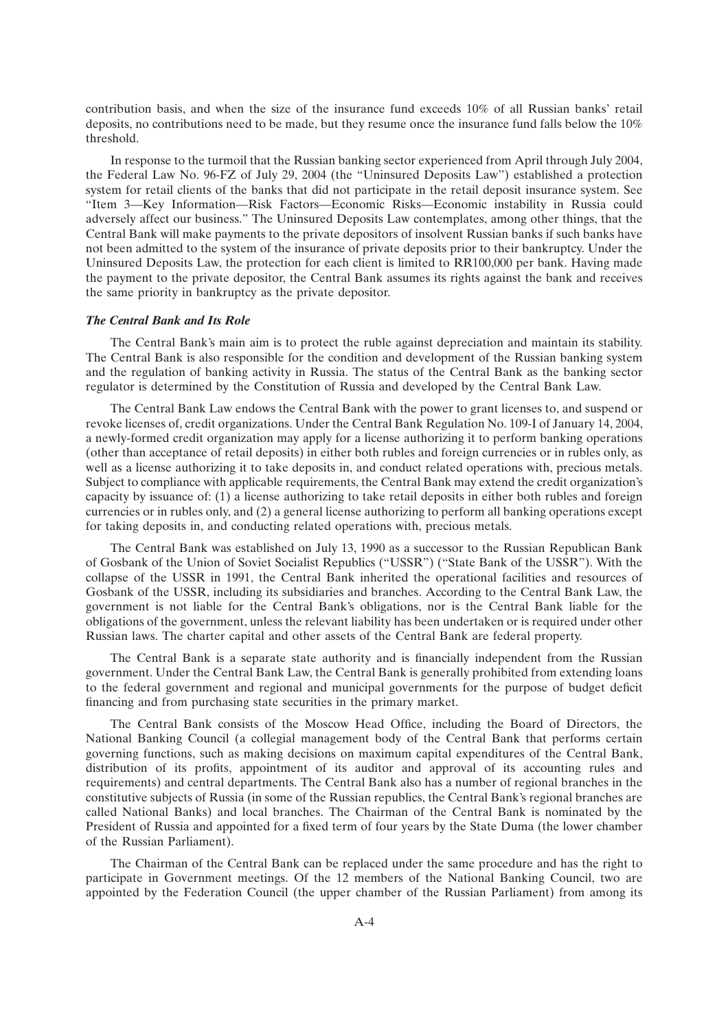contribution basis, and when the size of the insurance fund exceeds 10% of all Russian banks' retail deposits, no contributions need to be made, but they resume once the insurance fund falls below the 10% threshold.

In response to the turmoil that the Russian banking sector experienced from April through July 2004, the Federal Law No. 96-FZ of July 29, 2004 (the "Uninsured Deposits Law") established a protection system for retail clients of the banks that did not participate in the retail deposit insurance system. See "Item 3—Key Information—Risk Factors—Economic Risks—Economic instability in Russia could adversely affect our business." The Uninsured Deposits Law contemplates, among other things, that the Central Bank will make payments to the private depositors of insolvent Russian banks if such banks have not been admitted to the system of the insurance of private deposits prior to their bankruptcy. Under the Uninsured Deposits Law, the protection for each client is limited to RR100,000 per bank. Having made the payment to the private depositor, the Central Bank assumes its rights against the bank and receives the same priority in bankruptcy as the private depositor.

***The Central Bank and Its Role***

The Central Bank's main aim is to protect the ruble against depreciation and maintain its stability. The Central Bank is also responsible for the condition and development of the Russian banking system and the regulation of banking activity in Russia. The status of the Central Bank as the banking sector regulator is determined by the Constitution of Russia and developed by the Central Bank Law.

The Central Bank Law endows the Central Bank with the power to grant licenses to, and suspend or revoke licenses of, credit organizations. Under the Central Bank Regulation No. 109-I of January 14, 2004, a newly-formed credit organization may apply for a license authorizing it to perform banking operations (other than acceptance of retail deposits) in either both rubles and foreign currencies or in rubles only, as well as a license authorizing it to take deposits in, and conduct related operations with, precious metals. Subject to compliance with applicable requirements, the Central Bank may extend the credit organization's capacity by issuance of: (1) a license authorizing to take retail deposits in either both rubles and foreign currencies or in rubles only, and (2) a general license authorizing to perform all banking operations except for taking deposits in, and conducting related operations with, precious metals.

The Central Bank was established on July 13, 1990 as a successor to the Russian Republican Bank of Gosbank of the Union of Soviet Socialist Republics ("USSR") ("State Bank of the USSR"). With the collapse of the USSR in 1991, the Central Bank inherited the operational facilities and resources of Gosbank of the USSR, including its subsidiaries and branches. According to the Central Bank Law, the government is not liable for the Central Bank's obligations, nor is the Central Bank liable for the obligations of the government, unless the relevant liability has been undertaken or is required under other Russian laws. The charter capital and other assets of the Central Bank are federal property.

The Central Bank is a separate state authority and is financially independent from the Russian government. Under the Central Bank Law, the Central Bank is generally prohibited from extending loans to the federal government and regional and municipal governments for the purpose of budget deficit financing and from purchasing state securities in the primary market.

The Central Bank consists of the Moscow Head Office, including the Board of Directors, the National Banking Council (a collegial management body of the Central Bank that performs certain governing functions, such as making decisions on maximum capital expenditures of the Central Bank, distribution of its profits, appointment of its auditor and approval of its accounting rules and requirements) and central departments. The Central Bank also has a number of regional branches in the constitutive subjects of Russia (in some of the Russian republics, the Central Bank's regional branches are called National Banks) and local branches. The Chairman of the Central Bank is nominated by the President of Russia and appointed for a fixed term of four years by the State Duma (the lower chamber of the Russian Parliament).

The Chairman of the Central Bank can be replaced under the same procedure and has the right to participate in Government meetings. Of the 12 members of the National Banking Council, two are appointed by the Federation Council (the upper chamber of the Russian Parliament) from among its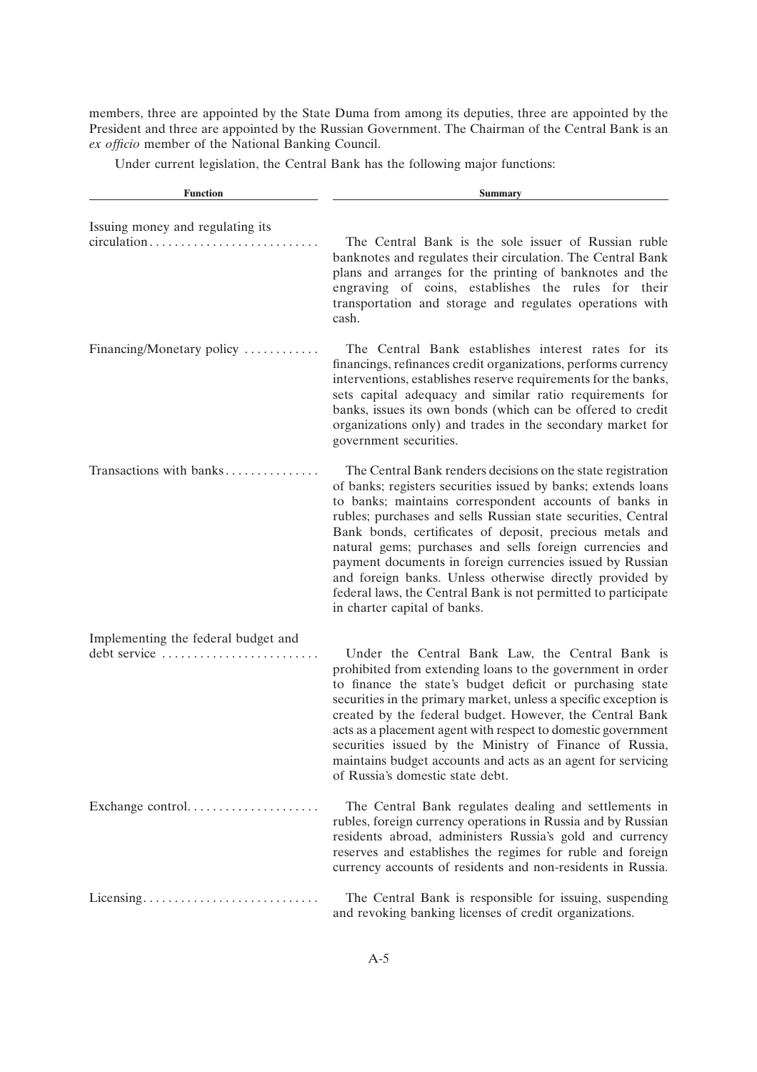members, three are appointed by the State Duma from among its deputies, three are appointed by the President and three are appointed by the Russian Government. The Chairman of the Central Bank is an *ex officio* member of the National Banking Council.

Under current legislation, the Central Bank has the following major functions:

| Function | Summary |
| --- | --- |
| Issuing money and regulating its circulation | The Central Bank is the sole issuer of Russian ruble banknotes and regulates their circulation. The Central Bank plans and arranges for the printing of banknotes and the engraving of coins, establishes the rules for their transportation and storage and regulates operations with cash. |
| Financing/Monetary policy | The Central Bank establishes interest rates for its financings, refinances credit organizations, performs currency interventions, establishes reserve requirements for the banks, sets capital adequacy and similar ratio requirements for banks, issues its own bonds (which can be offered to credit organizations only) and trades in the secondary market for government securities. |
| Transactions with banks | The Central Bank renders decisions on the state registration of banks; registers securities issued by banks; extends loans to banks; maintains correspondent accounts of banks in rubles; purchases and sells Russian state securities, Central Bank bonds, certificates of deposit, precious metals and natural gems; purchases and sells foreign currencies and payment documents in foreign currencies issued by Russian and foreign banks. Unless otherwise directly provided by federal laws, the Central Bank is not permitted to participate in charter capital of banks. |
| Implementing the federal budget and debt service | Under the Central Bank Law, the Central Bank is prohibited from extending loans to the government in order to finance the state's budget deficit or purchasing state securities in the primary market, unless a specific exception is created by the federal budget. However, the Central Bank acts as a placement agent with respect to domestic government securities issued by the Ministry of Finance of Russia, maintains budget accounts and acts as an agent for servicing of Russia's domestic state debt. |
| Exchange control | The Central Bank regulates dealing and settlements in rubles, foreign currency operations in Russia and by Russian residents abroad, administers Russia's gold and currency reserves and establishes the regimes for ruble and foreign currency accounts of residents and non-residents in Russia. |
| Licensing | The Central Bank is responsible for issuing, suspending and revoking banking licenses of credit organizations. |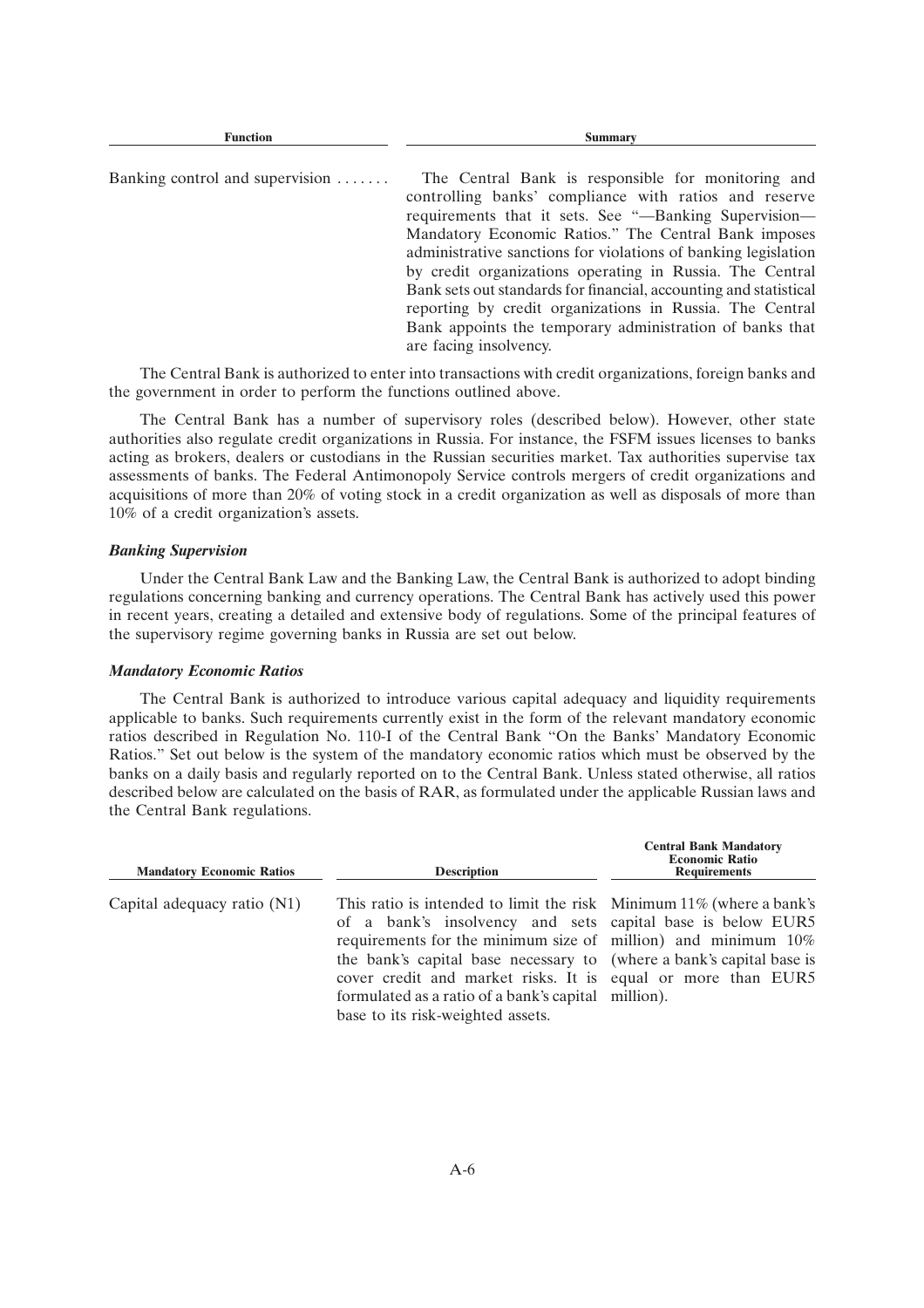| Function | Summary |
|---|---|
| Banking control and supervision ....... | The Central Bank is responsible for monitoring and controlling banks' compliance with ratios and reserve requirements that it sets. See "—Banking Supervision—Mandatory Economic Ratios." The Central Bank imposes administrative sanctions for violations of banking legislation by credit organizations operating in Russia. The Central Bank sets out standards for financial, accounting and statistical reporting by credit organizations in Russia. The Central Bank appoints the temporary administration of banks that are facing insolvency. |

The Central Bank is authorized to enter into transactions with credit organizations, foreign banks and the government in order to perform the functions outlined above.

The Central Bank has a number of supervisory roles (described below). However, other state authorities also regulate credit organizations in Russia. For instance, the FSFM issues licenses to banks acting as brokers, dealers or custodians in the Russian securities market. Tax authorities supervise tax assessments of banks. The Federal Antimonopoly Service controls mergers of credit organizations and acquisitions of more than 20% of voting stock in a credit organization as well as disposals of more than 10% of a credit organization's assets.

### *Banking Supervision*

Under the Central Bank Law and the Banking Law, the Central Bank is authorized to adopt binding regulations concerning banking and currency operations. The Central Bank has actively used this power in recent years, creating a detailed and extensive body of regulations. Some of the principal features of the supervisory regime governing banks in Russia are set out below.

### *Mandatory Economic Ratios*

The Central Bank is authorized to introduce various capital adequacy and liquidity requirements applicable to banks. Such requirements currently exist in the form of the relevant mandatory economic ratios described in Regulation No. 110-I of the Central Bank "On the Banks' Mandatory Economic Ratios." Set out below is the system of the mandatory economic ratios which must be observed by the banks on a daily basis and regularly reported on to the Central Bank. Unless stated otherwise, all ratios described below are calculated on the basis of RAR, as formulated under the applicable Russian laws and the Central Bank regulations.

| Mandatory Economic Ratios | Description | Central Bank Mandatory Economic Ratio Requirements |
|---|---|---|
| Capital adequacy ratio (N1) | This ratio is intended to limit the risk of a bank's insolvency and sets requirements for the minimum size of the bank's capital base necessary to cover credit and market risks. It is formulated as a ratio of a bank's capital base to its risk-weighted assets. | Minimum 11% (where a bank's capital base is below EUR5 million) and minimum 10% (where a bank's capital base is equal or more than EUR5 million). |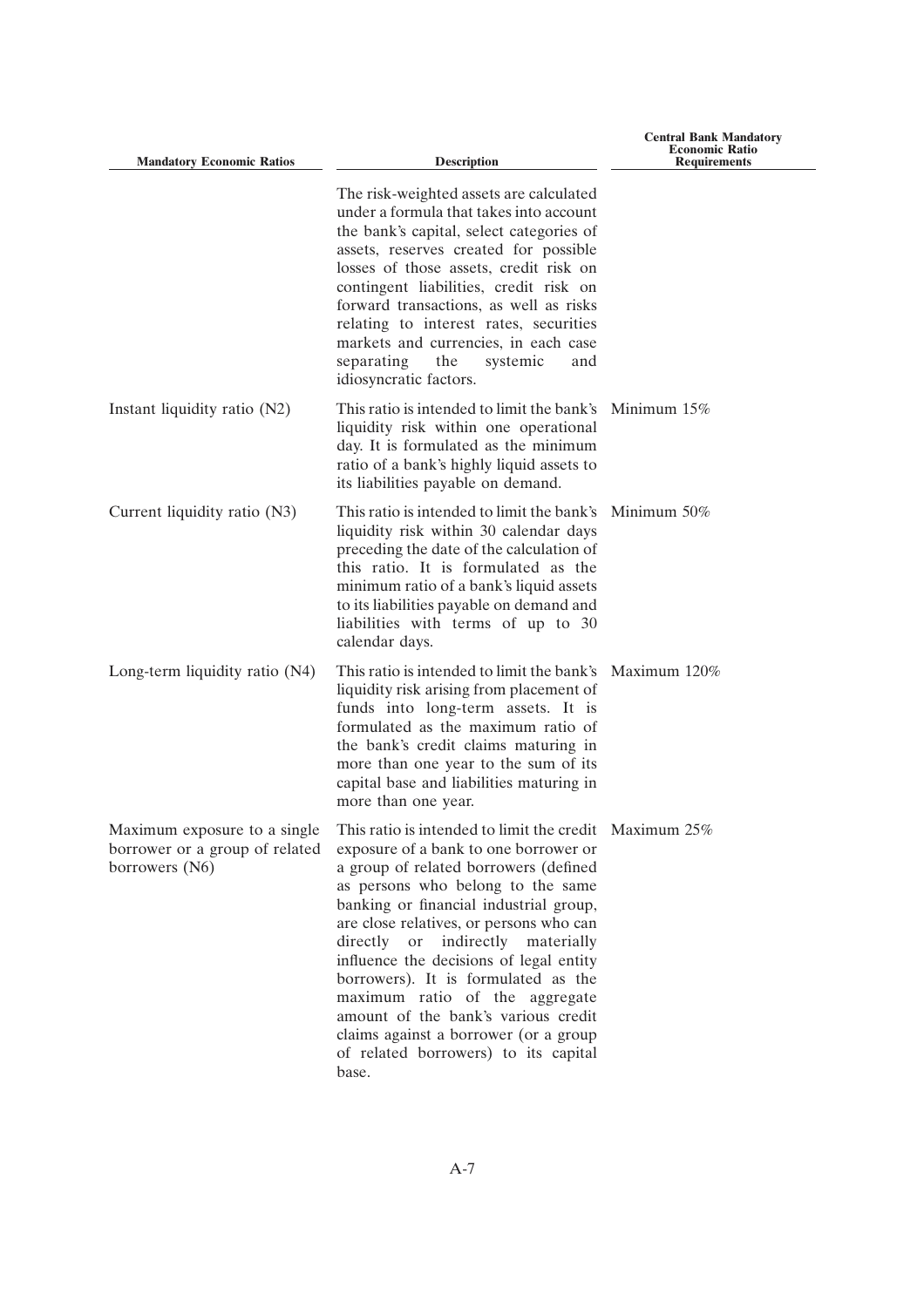| Mandatory Economic Ratios | Description | Central Bank Mandatory Economic Ratio Requirements |
|---|---|---|
| | The risk-weighted assets are calculated under a formula that takes into account the bank's capital, select categories of assets, reserves created for possible losses of those assets, credit risk on contingent liabilities, credit risk on forward transactions, as well as risks relating to interest rates, securities markets and currencies, in each case separating the systemic and idiosyncratic factors. | |
| Instant liquidity ratio (N2) | This ratio is intended to limit the bank's liquidity risk within one operational day. It is formulated as the minimum ratio of a bank's highly liquid assets to its liabilities payable on demand. | Minimum 15% |
| Current liquidity ratio (N3) | This ratio is intended to limit the bank's liquidity risk within 30 calendar days preceding the date of the calculation of this ratio. It is formulated as the minimum ratio of a bank's liquid assets to its liabilities payable on demand and liabilities with terms of up to 30 calendar days. | Minimum 50% |
| Long-term liquidity ratio (N4) | This ratio is intended to limit the bank's liquidity risk arising from placement of funds into long-term assets. It is formulated as the maximum ratio of the bank's credit claims maturing in more than one year to the sum of its capital base and liabilities maturing in more than one year. | Maximum 120% |
| Maximum exposure to a single borrower or a group of related borrowers (N6) | This ratio is intended to limit the credit exposure of a bank to one borrower or a group of related borrowers (defined as persons who belong to the same banking or financial industrial group, are close relatives, or persons who can directly or indirectly materially influence the decisions of legal entity borrowers). It is formulated as the maximum ratio of the aggregate amount of the bank's various credit claims against a borrower (or a group of related borrowers) to its capital base. | Maximum 25% |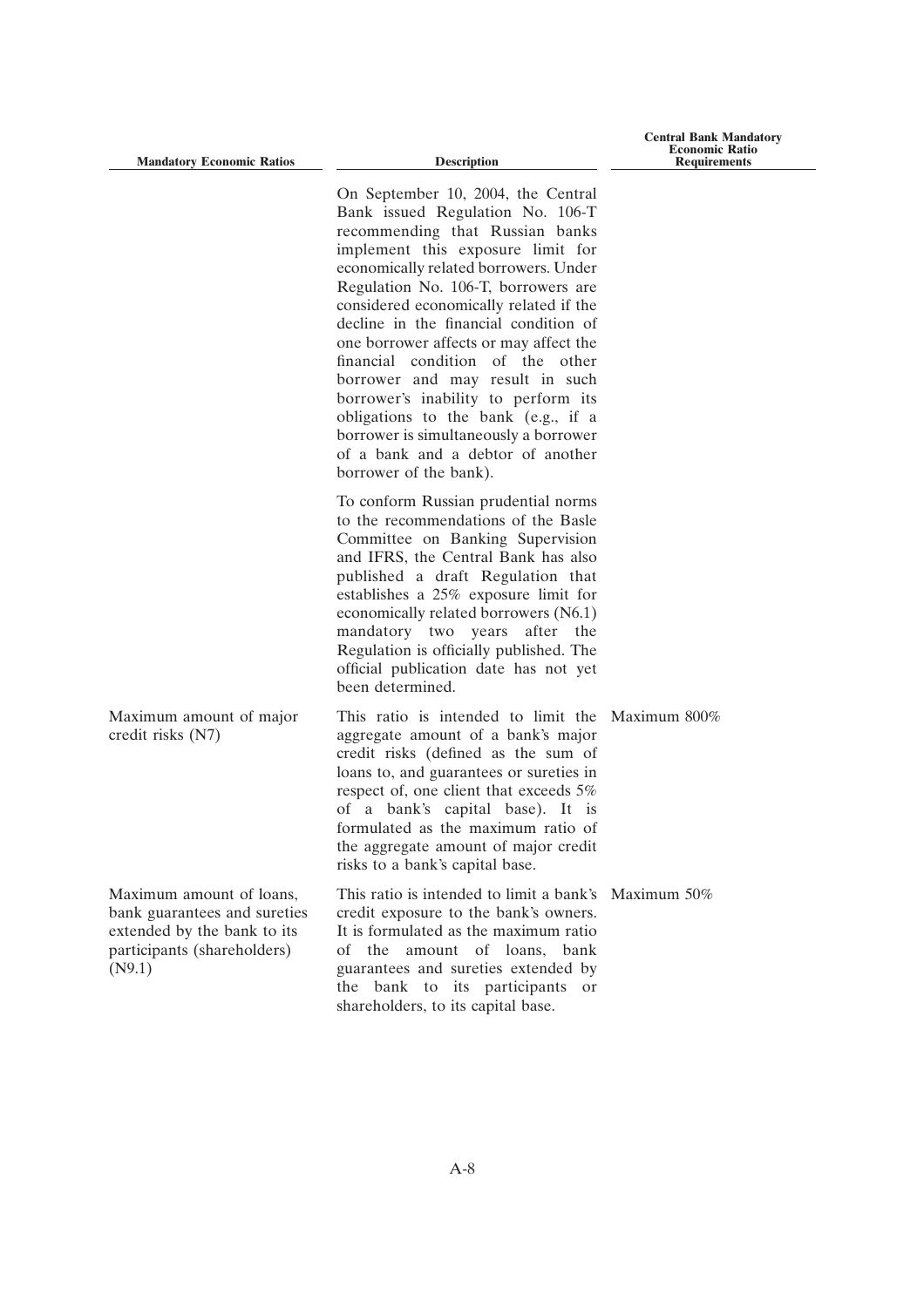| Mandatory Economic Ratios | Description | Central Bank Mandatory Economic Ratio Requirements |
|---|---|---|
| | On September 10, 2004, the Central Bank issued Regulation No. 106-T recommending that Russian banks implement this exposure limit for economically related borrowers. Under Regulation No. 106-T, borrowers are considered economically related if the decline in the financial condition of one borrower affects or may affect the financial condition of the other borrower and may result in such borrower's inability to perform its obligations to the bank (e.g., if a borrower is simultaneously a borrower of a bank and a debtor of another borrower of the bank). | |
| | To conform Russian prudential norms to the recommendations of the Basle Committee on Banking Supervision and IFRS, the Central Bank has also published a draft Regulation that establishes a 25% exposure limit for economically related borrowers (N6.1) mandatory two years after the Regulation is officially published. The official publication date has not yet been determined. | |
| Maximum amount of major credit risks (N7) | This ratio is intended to limit the aggregate amount of a bank's major credit risks (defined as the sum of loans to, and guarantees or sureties in respect of, one client that exceeds 5% of a bank's capital base). It is formulated as the maximum ratio of the aggregate amount of major credit risks to a bank's capital base. | Maximum 800% |
| Maximum amount of loans, bank guarantees and sureties extended by the bank to its participants (shareholders) (N9.1) | This ratio is intended to limit a bank's credit exposure to the bank's owners. It is formulated as the maximum ratio of the amount of loans, bank guarantees and sureties extended by the bank to its participants or shareholders, to its capital base. | Maximum 50% |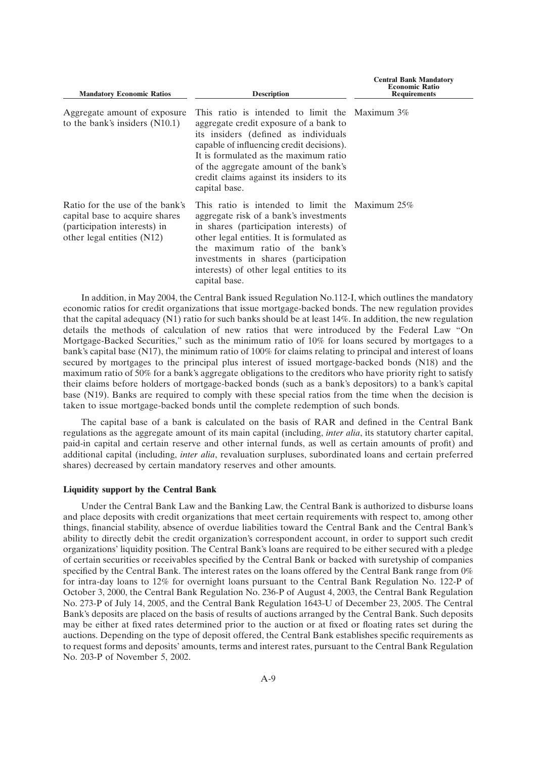| Mandatory Economic Ratios | Description | Central Bank Mandatory Economic Ratio Requirements |
|---|---|---|
| Aggregate amount of exposure to the bank's insiders (N10.1) | This ratio is intended to limit the aggregate credit exposure of a bank to its insiders (defined as individuals capable of influencing credit decisions). It is formulated as the maximum ratio of the aggregate amount of the bank's credit claims against its insiders to its capital base. | Maximum 3% |
| Ratio for the use of the bank's capital base to acquire shares (participation interests) in other legal entities (N12) | This ratio is intended to limit the aggregate risk of a bank's investments in shares (participation interests) of other legal entities. It is formulated as the maximum ratio of the bank's investments in shares (participation interests) of other legal entities to its capital base. | Maximum 25% |

In addition, in May 2004, the Central Bank issued Regulation No.112-I, which outlines the mandatory economic ratios for credit organizations that issue mortgage-backed bonds. The new regulation provides that the capital adequacy (N1) ratio for such banks should be at least 14%. In addition, the new regulation details the methods of calculation of new ratios that were introduced by the Federal Law "On Mortgage-Backed Securities," such as the minimum ratio of 10% for loans secured by mortgages to a bank's capital base (N17), the minimum ratio of 100% for claims relating to principal and interest of loans secured by mortgages to the principal plus interest of issued mortgage-backed bonds (N18) and the maximum ratio of 50% for a bank's aggregate obligations to the creditors who have priority right to satisfy their claims before holders of mortgage-backed bonds (such as a bank's depositors) to a bank's capital base (N19). Banks are required to comply with these special ratios from the time when the decision is taken to issue mortgage-backed bonds until the complete redemption of such bonds.

The capital base of a bank is calculated on the basis of RAR and defined in the Central Bank regulations as the aggregate amount of its main capital (including, *inter alia*, its statutory charter capital, paid-in capital and certain reserve and other internal funds, as well as certain amounts of profit) and additional capital (including, *inter alia*, revaluation surpluses, subordinated loans and certain preferred shares) decreased by certain mandatory reserves and other amounts.

**Liquidity support by the Central Bank**

Under the Central Bank Law and the Banking Law, the Central Bank is authorized to disburse loans and place deposits with credit organizations that meet certain requirements with respect to, among other things, financial stability, absence of overdue liabilities toward the Central Bank and the Central Bank's ability to directly debit the credit organization's correspondent account, in order to support such credit organizations' liquidity position. The Central Bank's loans are required to be either secured with a pledge of certain securities or receivables specified by the Central Bank or backed with suretyship of companies specified by the Central Bank. The interest rates on the loans offered by the Central Bank range from 0% for intra-day loans to 12% for overnight loans pursuant to the Central Bank Regulation No. 122-P of October 3, 2000, the Central Bank Regulation No. 236-P of August 4, 2003, the Central Bank Regulation No. 273-P of July 14, 2005, and the Central Bank Regulation 1643-U of December 23, 2005. The Central Bank's deposits are placed on the basis of results of auctions arranged by the Central Bank. Such deposits may be either at fixed rates determined prior to the auction or at fixed or floating rates set during the auctions. Depending on the type of deposit offered, the Central Bank establishes specific requirements as to request forms and deposits' amounts, terms and interest rates, pursuant to the Central Bank Regulation No. 203-P of November 5, 2002.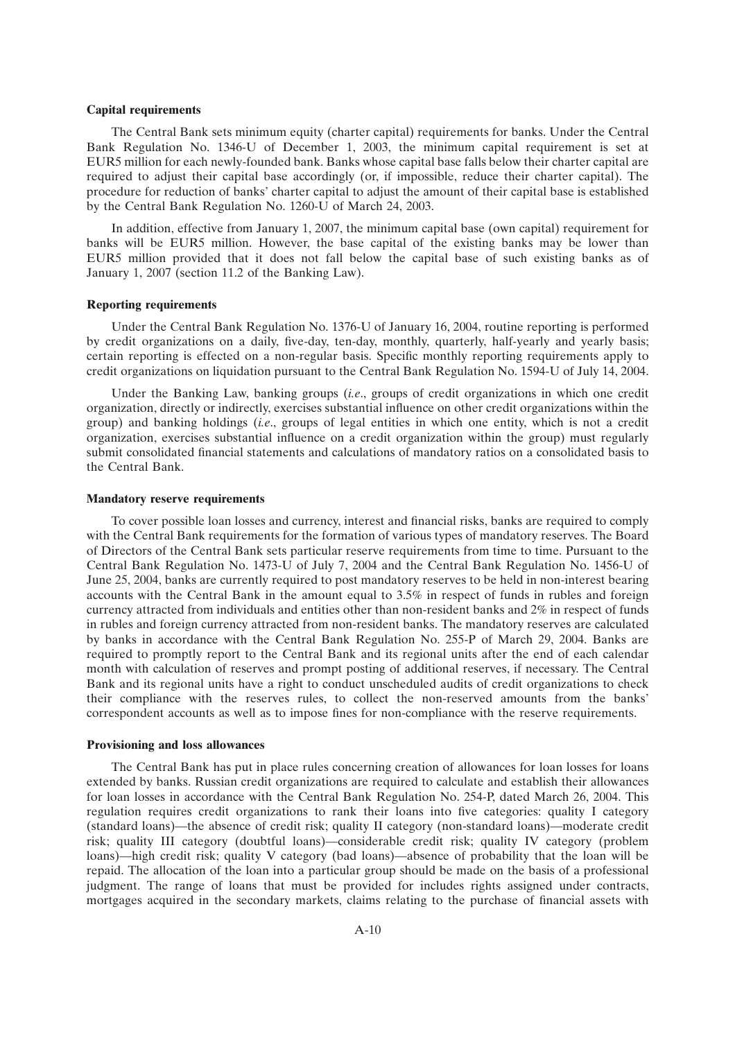**Capital requirements**

The Central Bank sets minimum equity (charter capital) requirements for banks. Under the Central Bank Regulation No. 1346-U of December 1, 2003, the minimum capital requirement is set at EUR5 million for each newly-founded bank. Banks whose capital base falls below their charter capital are required to adjust their capital base accordingly (or, if impossible, reduce their charter capital). The procedure for reduction of banks' charter capital to adjust the amount of their capital base is established by the Central Bank Regulation No. 1260-U of March 24, 2003.

In addition, effective from January 1, 2007, the minimum capital base (own capital) requirement for banks will be EUR5 million. However, the base capital of the existing banks may be lower than EUR5 million provided that it does not fall below the capital base of such existing banks as of January 1, 2007 (section 11.2 of the Banking Law).

**Reporting requirements**

Under the Central Bank Regulation No. 1376-U of January 16, 2004, routine reporting is performed by credit organizations on a daily, five-day, ten-day, monthly, quarterly, half-yearly and yearly basis; certain reporting is effected on a non-regular basis. Specific monthly reporting requirements apply to credit organizations on liquidation pursuant to the Central Bank Regulation No. 1594-U of July 14, 2004.

Under the Banking Law, banking groups (*i.e*., groups of credit organizations in which one credit organization, directly or indirectly, exercises substantial influence on other credit organizations within the group) and banking holdings (*i.e*., groups of legal entities in which one entity, which is not a credit organization, exercises substantial influence on a credit organization within the group) must regularly submit consolidated financial statements and calculations of mandatory ratios on a consolidated basis to the Central Bank.

**Mandatory reserve requirements**

To cover possible loan losses and currency, interest and financial risks, banks are required to comply with the Central Bank requirements for the formation of various types of mandatory reserves. The Board of Directors of the Central Bank sets particular reserve requirements from time to time. Pursuant to the Central Bank Regulation No. 1473-U of July 7, 2004 and the Central Bank Regulation No. 1456-U of June 25, 2004, banks are currently required to post mandatory reserves to be held in non-interest bearing accounts with the Central Bank in the amount equal to 3.5% in respect of funds in rubles and foreign currency attracted from individuals and entities other than non-resident banks and 2% in respect of funds in rubles and foreign currency attracted from non-resident banks. The mandatory reserves are calculated by banks in accordance with the Central Bank Regulation No. 255-P of March 29, 2004. Banks are required to promptly report to the Central Bank and its regional units after the end of each calendar month with calculation of reserves and prompt posting of additional reserves, if necessary. The Central Bank and its regional units have a right to conduct unscheduled audits of credit organizations to check their compliance with the reserves rules, to collect the non-reserved amounts from the banks' correspondent accounts as well as to impose fines for non-compliance with the reserve requirements.

**Provisioning and loss allowances**

The Central Bank has put in place rules concerning creation of allowances for loan losses for loans extended by banks. Russian credit organizations are required to calculate and establish their allowances for loan losses in accordance with the Central Bank Regulation No. 254-P, dated March 26, 2004. This regulation requires credit organizations to rank their loans into five categories: quality I category (standard loans)—the absence of credit risk; quality II category (non-standard loans)—moderate credit risk; quality III category (doubtful loans)—considerable credit risk; quality IV category (problem loans)—high credit risk; quality V category (bad loans)—absence of probability that the loan will be repaid. The allocation of the loan into a particular group should be made on the basis of a professional judgment. The range of loans that must be provided for includes rights assigned under contracts, mortgages acquired in the secondary markets, claims relating to the purchase of financial assets with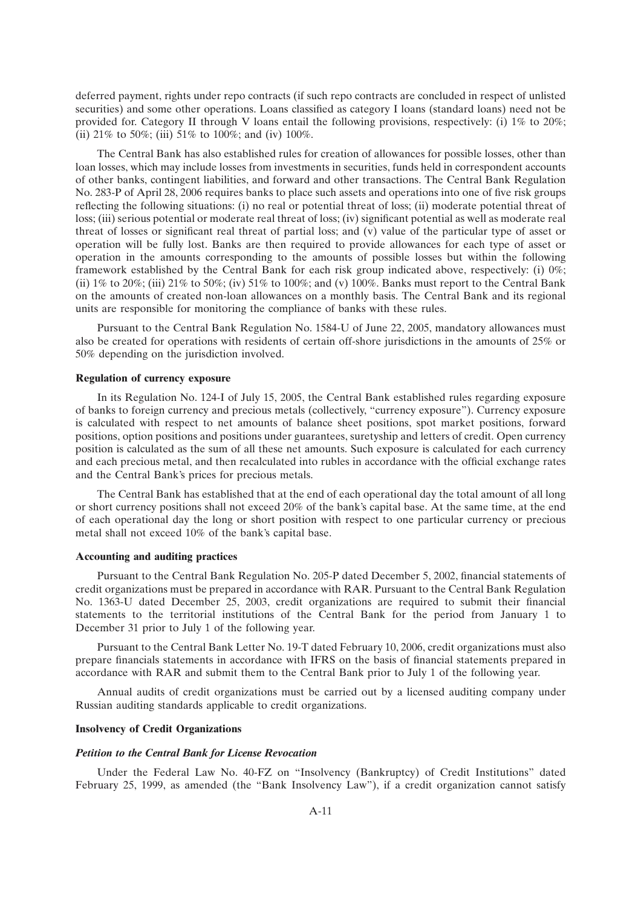deferred payment, rights under repo contracts (if such repo contracts are concluded in respect of unlisted securities) and some other operations. Loans classified as category I loans (standard loans) need not be provided for. Category II through V loans entail the following provisions, respectively: (i) 1% to 20%; (ii) 21% to 50%; (iii) 51% to 100%; and (iv) 100%.

The Central Bank has also established rules for creation of allowances for possible losses, other than loan losses, which may include losses from investments in securities, funds held in correspondent accounts of other banks, contingent liabilities, and forward and other transactions. The Central Bank Regulation No. 283-P of April 28, 2006 requires banks to place such assets and operations into one of five risk groups reflecting the following situations: (i) no real or potential threat of loss; (ii) moderate potential threat of loss; (iii) serious potential or moderate real threat of loss; (iv) significant potential as well as moderate real threat of losses or significant real threat of partial loss; and (v) value of the particular type of asset or operation will be fully lost. Banks are then required to provide allowances for each type of asset or operation in the amounts corresponding to the amounts of possible losses but within the following framework established by the Central Bank for each risk group indicated above, respectively: (i) 0%; (ii) 1% to 20%; (iii) 21% to 50%; (iv) 51% to 100%; and (v) 100%. Banks must report to the Central Bank on the amounts of created non-loan allowances on a monthly basis. The Central Bank and its regional units are responsible for monitoring the compliance of banks with these rules.

Pursuant to the Central Bank Regulation No. 1584-U of June 22, 2005, mandatory allowances must also be created for operations with residents of certain off-shore jurisdictions in the amounts of 25% or 50% depending on the jurisdiction involved.

**Regulation of currency exposure**

In its Regulation No. 124-I of July 15, 2005, the Central Bank established rules regarding exposure of banks to foreign currency and precious metals (collectively, "currency exposure"). Currency exposure is calculated with respect to net amounts of balance sheet positions, spot market positions, forward positions, option positions and positions under guarantees, suretyship and letters of credit. Open currency position is calculated as the sum of all these net amounts. Such exposure is calculated for each currency and each precious metal, and then recalculated into rubles in accordance with the official exchange rates and the Central Bank's prices for precious metals.

The Central Bank has established that at the end of each operational day the total amount of all long or short currency positions shall not exceed 20% of the bank's capital base. At the same time, at the end of each operational day the long or short position with respect to one particular currency or precious metal shall not exceed 10% of the bank's capital base.

**Accounting and auditing practices**

Pursuant to the Central Bank Regulation No. 205-P dated December 5, 2002, financial statements of credit organizations must be prepared in accordance with RAR. Pursuant to the Central Bank Regulation No. 1363-U dated December 25, 2003, credit organizations are required to submit their financial statements to the territorial institutions of the Central Bank for the period from January 1 to December 31 prior to July 1 of the following year.

Pursuant to the Central Bank Letter No. 19-T dated February 10, 2006, credit organizations must also prepare financials statements in accordance with IFRS on the basis of financial statements prepared in accordance with RAR and submit them to the Central Bank prior to July 1 of the following year.

Annual audits of credit organizations must be carried out by a licensed auditing company under Russian auditing standards applicable to credit organizations.

**Insolvency of Credit Organizations**

***Petition to the Central Bank for License Revocation***

Under the Federal Law No. 40-FZ on "Insolvency (Bankruptcy) of Credit Institutions" dated February 25, 1999, as amended (the "Bank Insolvency Law"), if a credit organization cannot satisfy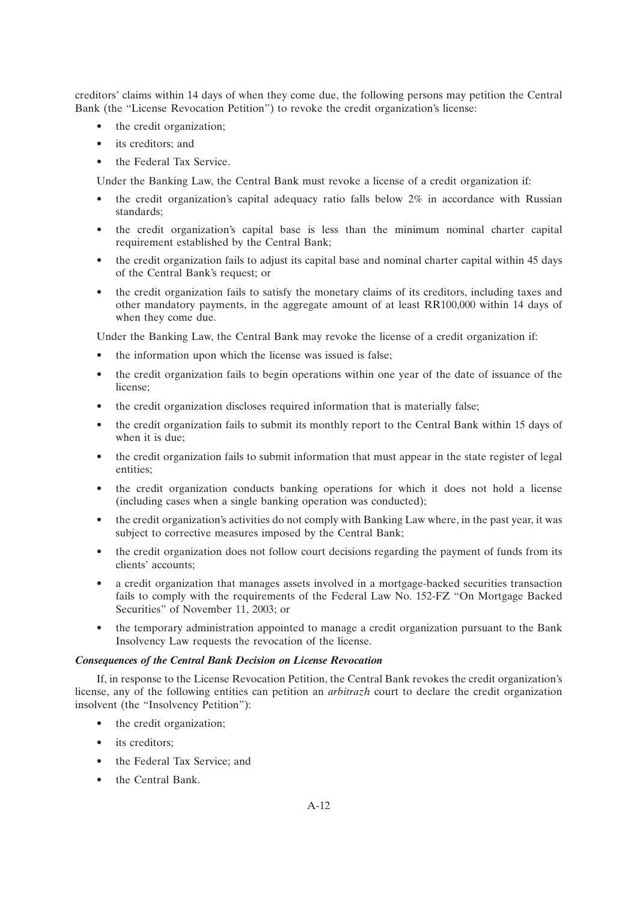creditors' claims within 14 days of when they come due, the following persons may petition the Central Bank (the "License Revocation Petition") to revoke the credit organization's license:

- the credit organization;
- its creditors; and
- the Federal Tax Service.

Under the Banking Law, the Central Bank must revoke a license of a credit organization if:

- the credit organization's capital adequacy ratio falls below 2% in accordance with Russian standards;
- the credit organization's capital base is less than the minimum nominal charter capital requirement established by the Central Bank;
- the credit organization fails to adjust its capital base and nominal charter capital within 45 days of the Central Bank's request; or
- the credit organization fails to satisfy the monetary claims of its creditors, including taxes and other mandatory payments, in the aggregate amount of at least RR100,000 within 14 days of when they come due.

Under the Banking Law, the Central Bank may revoke the license of a credit organization if:

- the information upon which the license was issued is false;
- the credit organization fails to begin operations within one year of the date of issuance of the license;
- the credit organization discloses required information that is materially false;
- the credit organization fails to submit its monthly report to the Central Bank within 15 days of when it is due;
- the credit organization fails to submit information that must appear in the state register of legal entities;
- the credit organization conducts banking operations for which it does not hold a license (including cases when a single banking operation was conducted);
- the credit organization's activities do not comply with Banking Law where, in the past year, it was subject to corrective measures imposed by the Central Bank;
- the credit organization does not follow court decisions regarding the payment of funds from its clients' accounts;
- a credit organization that manages assets involved in a mortgage-backed securities transaction fails to comply with the requirements of the Federal Law No. 152-FZ "On Mortgage Backed Securities" of November 11, 2003; or
- the temporary administration appointed to manage a credit organization pursuant to the Bank Insolvency Law requests the revocation of the license.

***Consequences of the Central Bank Decision on License Revocation***

If, in response to the License Revocation Petition, the Central Bank revokes the credit organization's license, any of the following entities can petition an *arbitrazh* court to declare the credit organization insolvent (the "Insolvency Petition"):

- the credit organization;
- its creditors;
- the Federal Tax Service; and
- the Central Bank.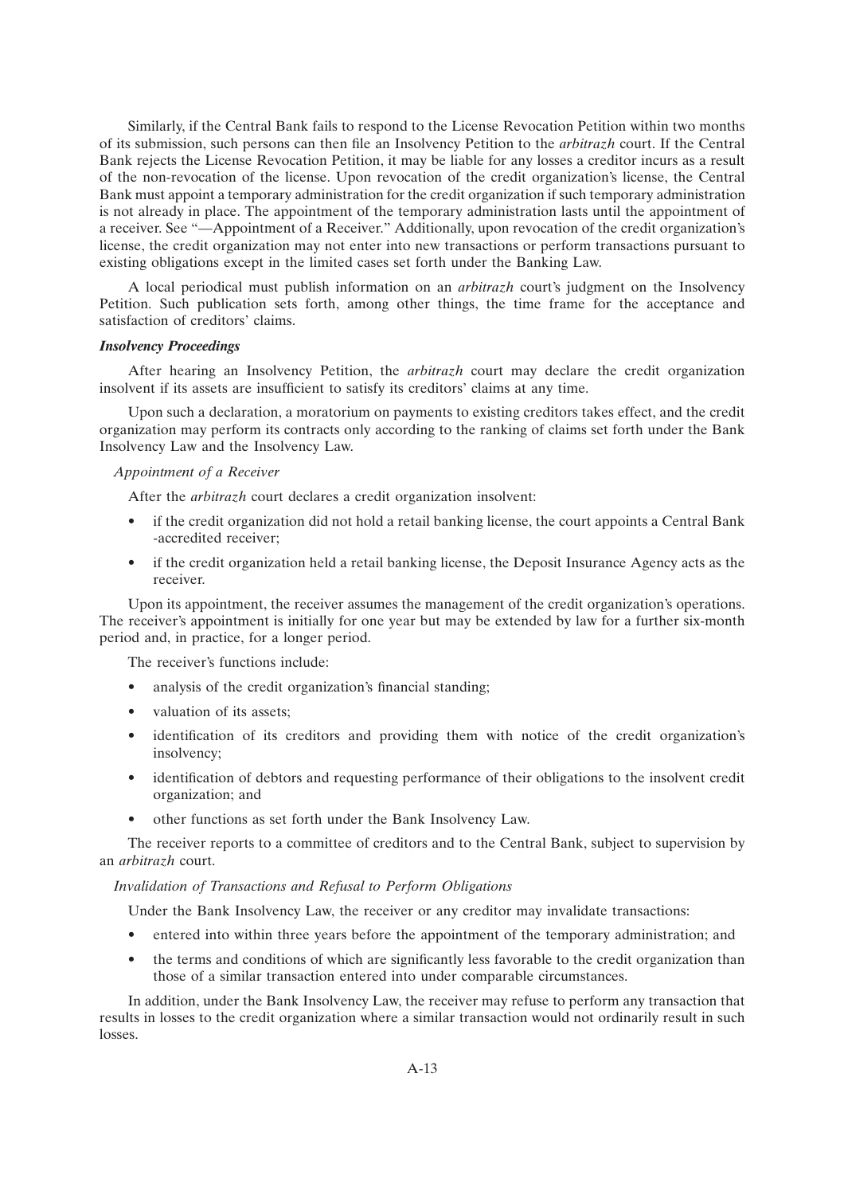Similarly, if the Central Bank fails to respond to the License Revocation Petition within two months of its submission, such persons can then file an Insolvency Petition to the *arbitrazh* court. If the Central Bank rejects the License Revocation Petition, it may be liable for any losses a creditor incurs as a result of the non-revocation of the license. Upon revocation of the credit organization's license, the Central Bank must appoint a temporary administration for the credit organization if such temporary administration is not already in place. The appointment of the temporary administration lasts until the appointment of a receiver. See "—Appointment of a Receiver." Additionally, upon revocation of the credit organization's license, the credit organization may not enter into new transactions or perform transactions pursuant to existing obligations except in the limited cases set forth under the Banking Law.

A local periodical must publish information on an *arbitrazh* court's judgment on the Insolvency Petition. Such publication sets forth, among other things, the time frame for the acceptance and satisfaction of creditors' claims.

### *Insolvency Proceedings*

After hearing an Insolvency Petition, the *arbitrazh* court may declare the credit organization insolvent if its assets are insufficient to satisfy its creditors' claims at any time.

Upon such a declaration, a moratorium on payments to existing creditors takes effect, and the credit organization may perform its contracts only according to the ranking of claims set forth under the Bank Insolvency Law and the Insolvency Law.

#### *Appointment of a Receiver*

After the *arbitrazh* court declares a credit organization insolvent:

- if the credit organization did not hold a retail banking license, the court appoints a Central Bank -accredited receiver;
- if the credit organization held a retail banking license, the Deposit Insurance Agency acts as the receiver.

Upon its appointment, the receiver assumes the management of the credit organization's operations. The receiver's appointment is initially for one year but may be extended by law for a further six-month period and, in practice, for a longer period.

The receiver's functions include:

- analysis of the credit organization's financial standing;
- valuation of its assets;
- identification of its creditors and providing them with notice of the credit organization's insolvency;
- identification of debtors and requesting performance of their obligations to the insolvent credit organization; and
- other functions as set forth under the Bank Insolvency Law.

The receiver reports to a committee of creditors and to the Central Bank, subject to supervision by an *arbitrazh* court.

#### *Invalidation of Transactions and Refusal to Perform Obligations*

Under the Bank Insolvency Law, the receiver or any creditor may invalidate transactions:

- entered into within three years before the appointment of the temporary administration; and
- the terms and conditions of which are significantly less favorable to the credit organization than those of a similar transaction entered into under comparable circumstances.

In addition, under the Bank Insolvency Law, the receiver may refuse to perform any transaction that results in losses to the credit organization where a similar transaction would not ordinarily result in such losses.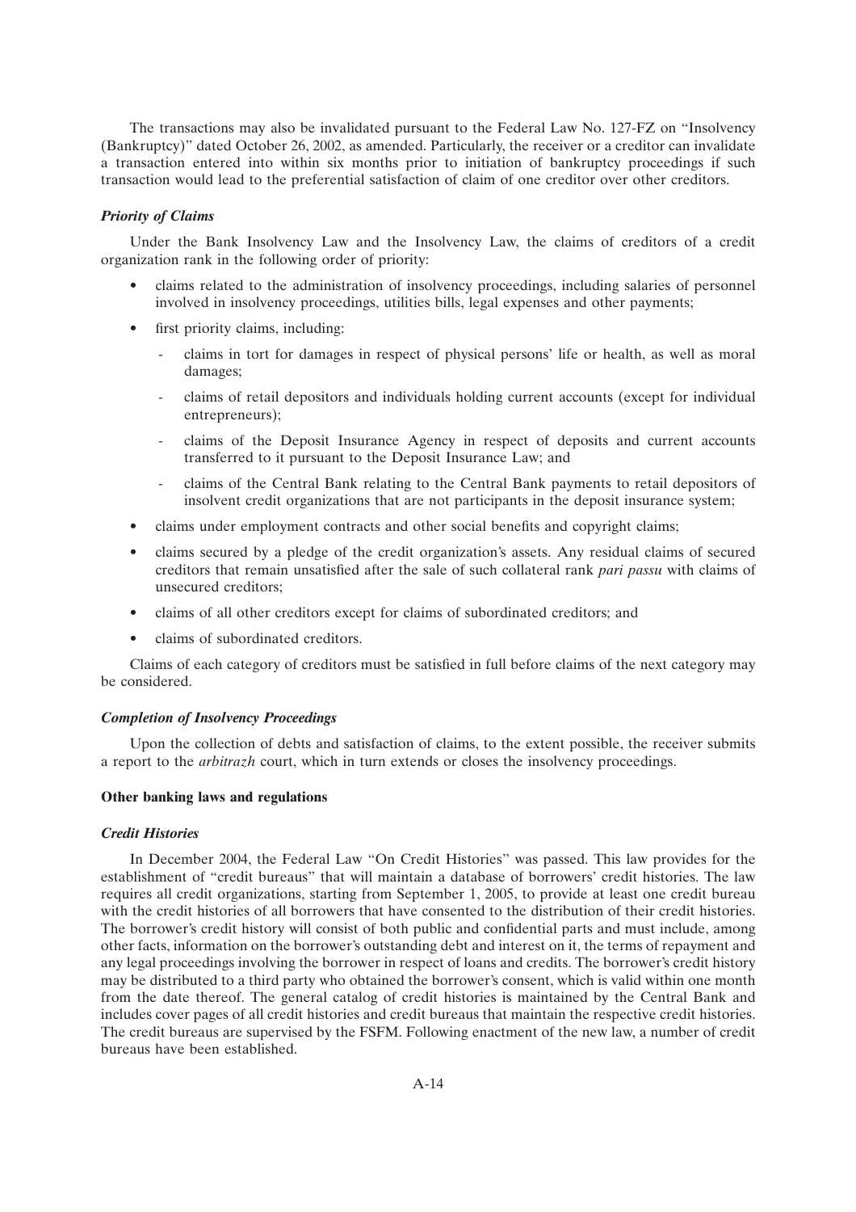The transactions may also be invalidated pursuant to the Federal Law No. 127-FZ on "Insolvency (Bankruptcy)" dated October 26, 2002, as amended. Particularly, the receiver or a creditor can invalidate a transaction entered into within six months prior to initiation of bankruptcy proceedings if such transaction would lead to the preferential satisfaction of claim of one creditor over other creditors.

***Priority of Claims***

Under the Bank Insolvency Law and the Insolvency Law, the claims of creditors of a credit organization rank in the following order of priority:

- claims related to the administration of insolvency proceedings, including salaries of personnel involved in insolvency proceedings, utilities bills, legal expenses and other payments;
- first priority claims, including:
  - claims in tort for damages in respect of physical persons' life or health, as well as moral damages;
  - claims of retail depositors and individuals holding current accounts (except for individual entrepreneurs);
  - claims of the Deposit Insurance Agency in respect of deposits and current accounts transferred to it pursuant to the Deposit Insurance Law; and
  - claims of the Central Bank relating to the Central Bank payments to retail depositors of insolvent credit organizations that are not participants in the deposit insurance system;
- claims under employment contracts and other social benefits and copyright claims;
- claims secured by a pledge of the credit organization's assets. Any residual claims of secured creditors that remain unsatisfied after the sale of such collateral rank *pari passu* with claims of unsecured creditors;
- claims of all other creditors except for claims of subordinated creditors; and
- claims of subordinated creditors.

Claims of each category of creditors must be satisfied in full before claims of the next category may be considered.

***Completion of Insolvency Proceedings***

Upon the collection of debts and satisfaction of claims, to the extent possible, the receiver submits a report to the *arbitrazh* court, which in turn extends or closes the insolvency proceedings.

**Other banking laws and regulations**

***Credit Histories***

In December 2004, the Federal Law "On Credit Histories" was passed. This law provides for the establishment of "credit bureaus" that will maintain a database of borrowers' credit histories. The law requires all credit organizations, starting from September 1, 2005, to provide at least one credit bureau with the credit histories of all borrowers that have consented to the distribution of their credit histories. The borrower's credit history will consist of both public and confidential parts and must include, among other facts, information on the borrower's outstanding debt and interest on it, the terms of repayment and any legal proceedings involving the borrower in respect of loans and credits. The borrower's credit history may be distributed to a third party who obtained the borrower's consent, which is valid within one month from the date thereof. The general catalog of credit histories is maintained by the Central Bank and includes cover pages of all credit histories and credit bureaus that maintain the respective credit histories. The credit bureaus are supervised by the FSFM. Following enactment of the new law, a number of credit bureaus have been established.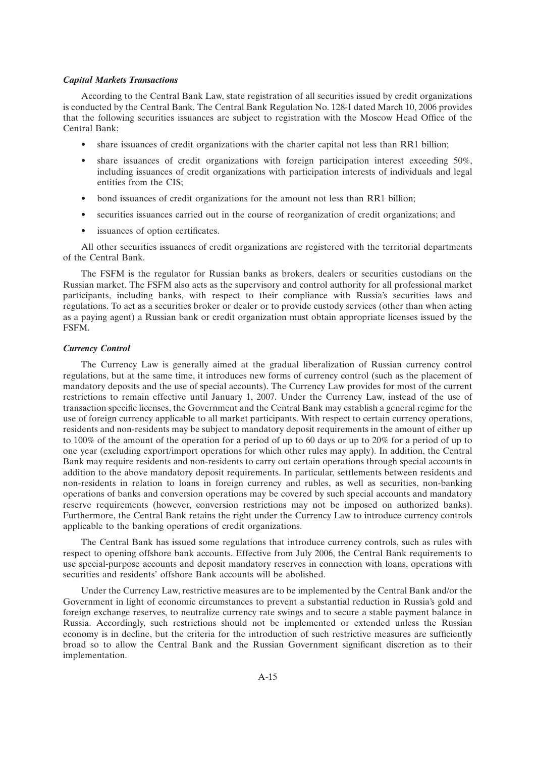### *Capital Markets Transactions*

According to the Central Bank Law, state registration of all securities issued by credit organizations is conducted by the Central Bank. The Central Bank Regulation No. 128-I dated March 10, 2006 provides that the following securities issuances are subject to registration with the Moscow Head Office of the Central Bank:

- share issuances of credit organizations with the charter capital not less than RR1 billion;
- share issuances of credit organizations with foreign participation interest exceeding 50%, including issuances of credit organizations with participation interests of individuals and legal entities from the CIS;
- bond issuances of credit organizations for the amount not less than RR1 billion;
- securities issuances carried out in the course of reorganization of credit organizations; and
- issuances of option certificates.

All other securities issuances of credit organizations are registered with the territorial departments of the Central Bank.

The FSFM is the regulator for Russian banks as brokers, dealers or securities custodians on the Russian market. The FSFM also acts as the supervisory and control authority for all professional market participants, including banks, with respect to their compliance with Russia's securities laws and regulations. To act as a securities broker or dealer or to provide custody services (other than when acting as a paying agent) a Russian bank or credit organization must obtain appropriate licenses issued by the FSFM.

### *Currency Control*

The Currency Law is generally aimed at the gradual liberalization of Russian currency control regulations, but at the same time, it introduces new forms of currency control (such as the placement of mandatory deposits and the use of special accounts). The Currency Law provides for most of the current restrictions to remain effective until January 1, 2007. Under the Currency Law, instead of the use of transaction specific licenses, the Government and the Central Bank may establish a general regime for the use of foreign currency applicable to all market participants. With respect to certain currency operations, residents and non-residents may be subject to mandatory deposit requirements in the amount of either up to 100% of the amount of the operation for a period of up to 60 days or up to 20% for a period of up to one year (excluding export/import operations for which other rules may apply). In addition, the Central Bank may require residents and non-residents to carry out certain operations through special accounts in addition to the above mandatory deposit requirements. In particular, settlements between residents and non-residents in relation to loans in foreign currency and rubles, as well as securities, non-banking operations of banks and conversion operations may be covered by such special accounts and mandatory reserve requirements (however, conversion restrictions may not be imposed on authorized banks). Furthermore, the Central Bank retains the right under the Currency Law to introduce currency controls applicable to the banking operations of credit organizations.

The Central Bank has issued some regulations that introduce currency controls, such as rules with respect to opening offshore bank accounts. Effective from July 2006, the Central Bank requirements to use special-purpose accounts and deposit mandatory reserves in connection with loans, operations with securities and residents' offshore Bank accounts will be abolished.

Under the Currency Law, restrictive measures are to be implemented by the Central Bank and/or the Government in light of economic circumstances to prevent a substantial reduction in Russia's gold and foreign exchange reserves, to neutralize currency rate swings and to secure a stable payment balance in Russia. Accordingly, such restrictions should not be implemented or extended unless the Russian economy is in decline, but the criteria for the introduction of such restrictive measures are sufficiently broad so to allow the Central Bank and the Russian Government significant discretion as to their implementation.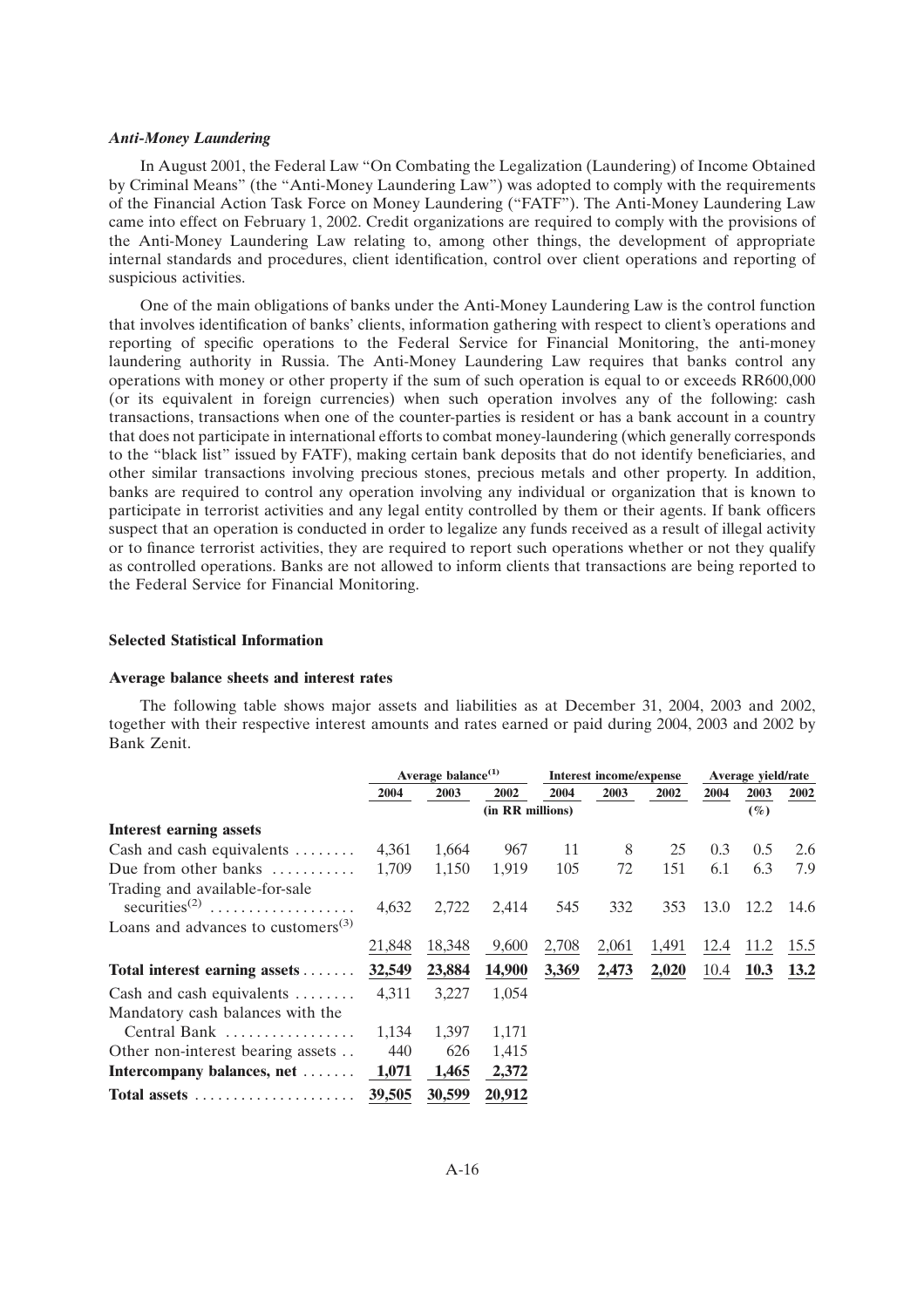### *Anti-Money Laundering*

In August 2001, the Federal Law "On Combating the Legalization (Laundering) of Income Obtained by Criminal Means" (the "Anti-Money Laundering Law") was adopted to comply with the requirements of the Financial Action Task Force on Money Laundering ("FATF"). The Anti-Money Laundering Law came into effect on February 1, 2002. Credit organizations are required to comply with the provisions of the Anti-Money Laundering Law relating to, among other things, the development of appropriate internal standards and procedures, client identification, control over client operations and reporting of suspicious activities.

One of the main obligations of banks under the Anti-Money Laundering Law is the control function that involves identification of banks' clients, information gathering with respect to client's operations and reporting of specific operations to the Federal Service for Financial Monitoring, the anti-money laundering authority in Russia. The Anti-Money Laundering Law requires that banks control any operations with money or other property if the sum of such operation is equal to or exceeds RR600,000 (or its equivalent in foreign currencies) when such operation involves any of the following: cash transactions, transactions when one of the counter-parties is resident or has a bank account in a country that does not participate in international efforts to combat money-laundering (which generally corresponds to the "black list" issued by FATF), making certain bank deposits that do not identify beneficiaries, and other similar transactions involving precious stones, precious metals and other property. In addition, banks are required to control any operation involving any individual or organization that is known to participate in terrorist activities and any legal entity controlled by them or their agents. If bank officers suspect that an operation is conducted in order to legalize any funds received as a result of illegal activity or to finance terrorist activities, they are required to report such operations whether or not they qualify as controlled operations. Banks are not allowed to inform clients that transactions are being reported to the Federal Service for Financial Monitoring.

**Selected Statistical Information**

**Average balance sheets and interest rates**

The following table shows major assets and liabilities as at December 31, 2004, 2003 and 2002, together with their respective interest amounts and rates earned or paid during 2004, 2003 and 2002 by Bank Zenit.

| | Average balance[1] | | | Interest income/expense | | | Average yield/rate | | |
|---|---|---|---|---|---|---|---|---|---|
| | 2004 | 2003 | 2002 | 2004 | 2003 | 2002 | 2004 | 2003 | 2002 |
| | (in RR millions) | | | | | | | (%) | |
| **Interest earning assets** | | | | | | | | | |
| Cash and cash equivalents | 4,361 | 1,664 | 967 | 11 | 8 | 25 | 0.3 | 0.5 | 2.6 |
| Due from other banks | 1,709 | 1,150 | 1,919 | 105 | 72 | 151 | 6.1 | 6.3 | 7.9 |
| Trading and available-for-sale securities[2] | 4,632 | 2,722 | 2,414 | 545 | 332 | 353 | 13.0 | 12.2 | 14.6 |
| Loans and advances to customers[3] | 21,848 | 18,348 | 9,600 | 2,708 | 2,061 | 1,491 | 12.4 | 11.2 | 15.5 |
| **Total interest earning assets** | **32,549** | **23,884** | **14,900** | **3,369** | **2,473** | **2,020** | 10.4 | **10.3** | **13.2** |
| Cash and cash equivalents | 4,311 | 3,227 | 1,054 | | | | | | |
| Mandatory cash balances with the Central Bank | 1,134 | 1,397 | 1,171 | | | | | | |
| Other non-interest bearing assets | 440 | 626 | 1,415 | | | | | | |
| **Intercompany balances, net** | **1,071** | **1,465** | **2,372** | | | | | | |
| **Total assets** | **39,505** | **30,599** | **20,912** | | | | | | |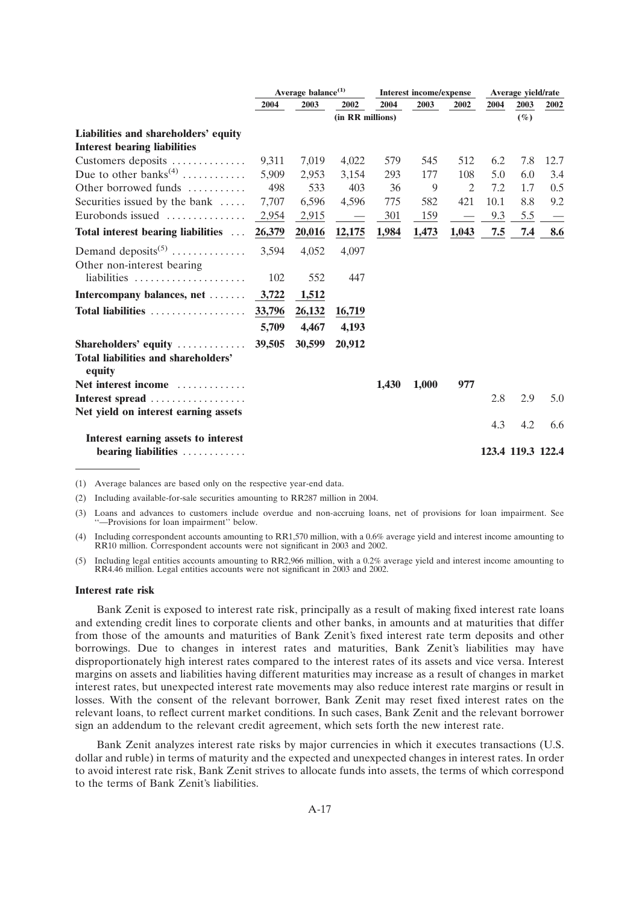| | Average balance(1) | | | Interest income/expense | | | Average yield/rate | | |
|---|---|---|---|---|---|---|---|---|---|
| | 2004 | 2003 | 2002 | 2004 | 2003 | 2002 | 2004 | 2003 | 2002 |
| | (in RR millions) | | | | | | (%) | | |
| **Liabilities and shareholders' equity** | | | | | | | | | |
| **Interest bearing liabilities** | | | | | | | | | |
| Customers deposits | 9,311 | 7,019 | 4,022 | 579 | 545 | 512 | 6.2 | 7.8 | 12.7 |
| Due to other banks(4) | 5,909 | 2,953 | 3,154 | 293 | 177 | 108 | 5.0 | 6.0 | 3.4 |
| Other borrowed funds | 498 | 533 | 403 | 36 | 9 | 2 | 7.2 | 1.7 | 0.5 |
| Securities issued by the bank | 7,707 | 6,596 | 4,596 | 775 | 582 | 421 | 10.1 | 8.8 | 9.2 |
| Eurobonds issued | 2,954 | 2,915 | — | 301 | 159 | — | 9.3 | 5.5 | — |
| **Total interest bearing liabilities** | **26,379** | **20,016** | **12,175** | **1,984** | **1,473** | **1,043** | **7.5** | **7.4** | **8.6** |
| Demand deposits(5) | 3,594 | 4,052 | 4,097 | | | | | | |
| Other non-interest bearing liabilities | 102 | 552 | 447 | | | | | | |
| **Intercompany balances, net** | **3,722** | **1,512** | | | | | | | |
| **Total liabilities** | **33,796** | **26,132** | **16,719** | | | | | | |
| | **5,709** | **4,467** | **4,193** | | | | | | |
| **Shareholders' equity** | **39,505** | **30,599** | **20,912** | | | | | | |
| **Total liabilities and shareholders' equity** | | | | | | | | | |
| **Net interest income** | | | | **1,430** | **1,000** | **977** | | | |
| **Interest spread** | | | | | | | 2.8 | 2.9 | 5.0 |
| **Net yield on interest earning assets** | | | | | | | 4.3 | 4.2 | 6.6 |
| **Interest earning assets to interest bearing liabilities** | | | | | | | **123.4** | **119.3** | **122.4** |

(1) Average balances are based only on the respective year-end data.

(2) Including available-for-sale securities amounting to RR287 million in 2004.

(3) Loans and advances to customers include overdue and non-accruing loans, net of provisions for loan impairment. See ''—Provisions for loan impairment'' below.

(4) Including correspondent accounts amounting to RR1,570 million, with a 0.6% average yield and interest income amounting to RR10 million. Correspondent accounts were not significant in 2003 and 2002.

(5) Including legal entities accounts amounting to RR2,966 million, with a 0.2% average yield and interest income amounting to RR4.46 million. Legal entities accounts were not significant in 2003 and 2002.

### Interest rate risk

Bank Zenit is exposed to interest rate risk, principally as a result of making fixed interest rate loans and extending credit lines to corporate clients and other banks, in amounts and at maturities that differ from those of the amounts and maturities of Bank Zenit's fixed interest rate term deposits and other borrowings. Due to changes in interest rates and maturities, Bank Zenit's liabilities may have disproportionately high interest rates compared to the interest rates of its assets and vice versa. Interest margins on assets and liabilities having different maturities may increase as a result of changes in market interest rates, but unexpected interest rate movements may also reduce interest rate margins or result in losses. With the consent of the relevant borrower, Bank Zenit may reset fixed interest rates on the relevant loans, to reflect current market conditions. In such cases, Bank Zenit and the relevant borrower sign an addendum to the relevant credit agreement, which sets forth the new interest rate.

Bank Zenit analyzes interest rate risks by major currencies in which it executes transactions (U.S. dollar and ruble) in terms of maturity and the expected and unexpected changes in interest rates. In order to avoid interest rate risk, Bank Zenit strives to allocate funds into assets, the terms of which correspond to the terms of Bank Zenit's liabilities.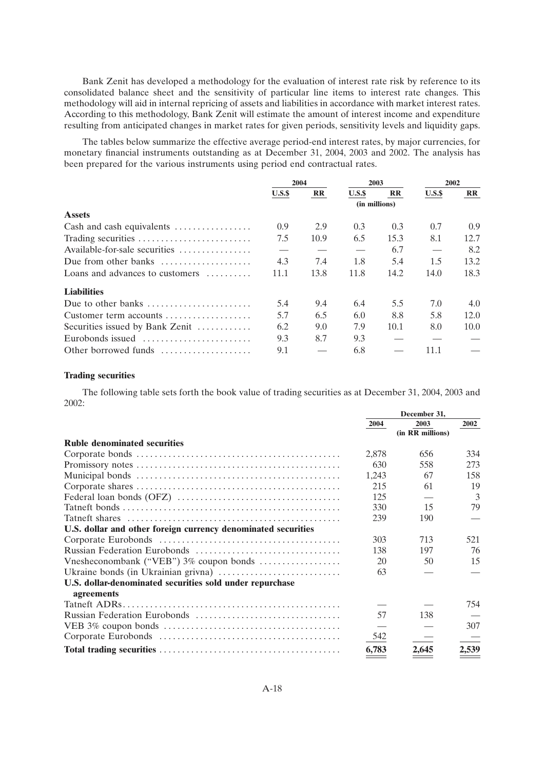Bank Zenit has developed a methodology for the evaluation of interest rate risk by reference to its consolidated balance sheet and the sensitivity of particular line items to interest rate changes. This methodology will aid in internal repricing of assets and liabilities in accordance with market interest rates. According to this methodology, Bank Zenit will estimate the amount of interest income and expenditure resulting from anticipated changes in market rates for given periods, sensitivity levels and liquidity gaps.

The tables below summarize the effective average period-end interest rates, by major currencies, for monetary financial instruments outstanding as at December 31, 2004, 2003 and 2002. The analysis has been prepared for the various instruments using period end contractual rates.

| | 2004 | | 2003 | | 2002 | |
|---|---|---|---|---|---|---|
| | U.S.$ | RR | U.S.$ | RR | U.S.$ | RR |
| | | | (in millions) | | | |
| **Assets** | | | | | | |
| Cash and cash equivalents | 0.9 | 2.9 | 0.3 | 0.3 | 0.7 | 0.9 |
| Trading securities | 7.5 | 10.9 | 6.5 | 15.3 | 8.1 | 12.7 |
| Available-for-sale securities | — | — | — | 6.7 | — | 8.2 |
| Due from other banks | 4.3 | 7.4 | 1.8 | 5.4 | 1.5 | 13.2 |
| Loans and advances to customers | 11.1 | 13.8 | 11.8 | 14.2 | 14.0 | 18.3 |
| **Liabilities** | | | | | | |
| Due to other banks | 5.4 | 9.4 | 6.4 | 5.5 | 7.0 | 4.0 |
| Customer term accounts | 5.7 | 6.5 | 6.0 | 8.8 | 5.8 | 12.0 |
| Securities issued by Bank Zenit | 6.2 | 9.0 | 7.9 | 10.1 | 8.0 | 10.0 |
| Eurobonds issued | 9.3 | 8.7 | 9.3 | — | — | — |
| Other borrowed funds | 9.1 | — | 6.8 | — | 11.1 | — |

**Trading securities**

The following table sets forth the book value of trading securities as at December 31, 2004, 2003 and 2002:

| | December 31, | | |
|---|---|---|---|
| | 2004 | 2003 | 2002 |
| | | (in RR millions) | |
| **Ruble denominated securities** | | | |
| Corporate bonds | 2,878 | 656 | 334 |
| Promissory notes | 630 | 558 | 273 |
| Municipal bonds | 1,243 | 67 | 158 |
| Corporate shares | 215 | 61 | 19 |
| Federal loan bonds (OFZ) | 125 | — | 3 |
| Tatneft bonds | 330 | 15 | 79 |
| Tatneft shares | 239 | 190 | — |
| **U.S. dollar and other foreign currency denominated securities** | | | |
| Corporate Eurobonds | 303 | 713 | 521 |
| Russian Federation Eurobonds | 138 | 197 | 76 |
| Vnesheconombank ("VEB") 3% coupon bonds | 20 | 50 | 15 |
| Ukraine bonds (in Ukrainian grivna) | 63 | — | — |
| **U.S. dollar-denominated securities sold under repurchase agreements** | | | |
| Tatneft ADRs | — | — | 754 |
| Russian Federation Eurobonds | 57 | 138 | — |
| VEB 3% coupon bonds | — | — | 307 |
| Corporate Eurobonds | 542 | — | — |
| **Total trading securities** | **6,783** | **2,645** | **2,539** |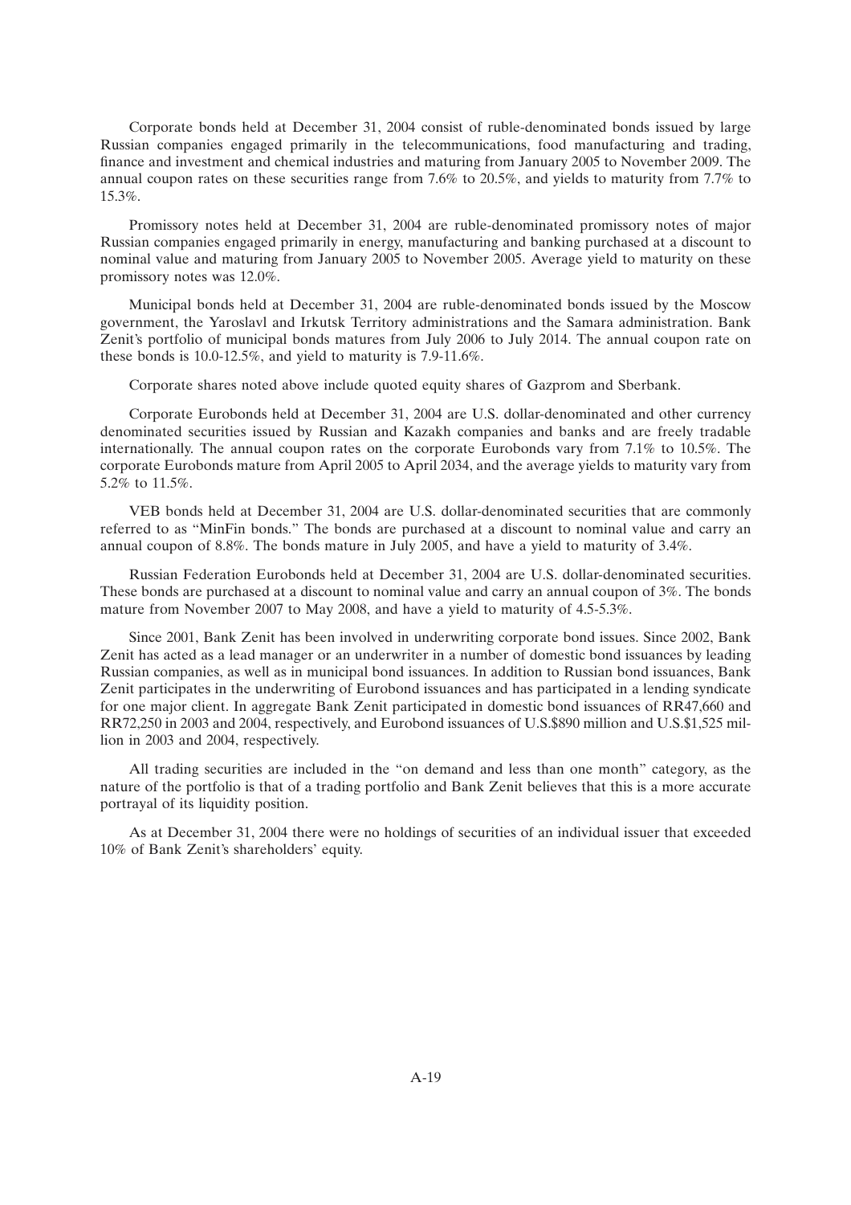Corporate bonds held at December 31, 2004 consist of ruble-denominated bonds issued by large Russian companies engaged primarily in the telecommunications, food manufacturing and trading, finance and investment and chemical industries and maturing from January 2005 to November 2009. The annual coupon rates on these securities range from 7.6% to 20.5%, and yields to maturity from 7.7% to 15.3%.

Promissory notes held at December 31, 2004 are ruble-denominated promissory notes of major Russian companies engaged primarily in energy, manufacturing and banking purchased at a discount to nominal value and maturing from January 2005 to November 2005. Average yield to maturity on these promissory notes was 12.0%.

Municipal bonds held at December 31, 2004 are ruble-denominated bonds issued by the Moscow government, the Yaroslavl and Irkutsk Territory administrations and the Samara administration. Bank Zenit's portfolio of municipal bonds matures from July 2006 to July 2014. The annual coupon rate on these bonds is 10.0-12.5%, and yield to maturity is 7.9-11.6%.

Corporate shares noted above include quoted equity shares of Gazprom and Sberbank.

Corporate Eurobonds held at December 31, 2004 are U.S. dollar-denominated and other currency denominated securities issued by Russian and Kazakh companies and banks and are freely tradable internationally. The annual coupon rates on the corporate Eurobonds vary from 7.1% to 10.5%. The corporate Eurobonds mature from April 2005 to April 2034, and the average yields to maturity vary from 5.2% to 11.5%.

VEB bonds held at December 31, 2004 are U.S. dollar-denominated securities that are commonly referred to as "MinFin bonds." The bonds are purchased at a discount to nominal value and carry an annual coupon of 8.8%. The bonds mature in July 2005, and have a yield to maturity of 3.4%.

Russian Federation Eurobonds held at December 31, 2004 are U.S. dollar-denominated securities. These bonds are purchased at a discount to nominal value and carry an annual coupon of 3%. The bonds mature from November 2007 to May 2008, and have a yield to maturity of 4.5-5.3%.

Since 2001, Bank Zenit has been involved in underwriting corporate bond issues. Since 2002, Bank Zenit has acted as a lead manager or an underwriter in a number of domestic bond issuances by leading Russian companies, as well as in municipal bond issuances. In addition to Russian bond issuances, Bank Zenit participates in the underwriting of Eurobond issuances and has participated in a lending syndicate for one major client. In aggregate Bank Zenit participated in domestic bond issuances of RR47,660 and RR72,250 in 2003 and 2004, respectively, and Eurobond issuances of U.S.$890 million and U.S.$1,525 million in 2003 and 2004, respectively.

All trading securities are included in the "on demand and less than one month" category, as the nature of the portfolio is that of a trading portfolio and Bank Zenit believes that this is a more accurate portrayal of its liquidity position.

As at December 31, 2004 there were no holdings of securities of an individual issuer that exceeded 10% of Bank Zenit's shareholders' equity.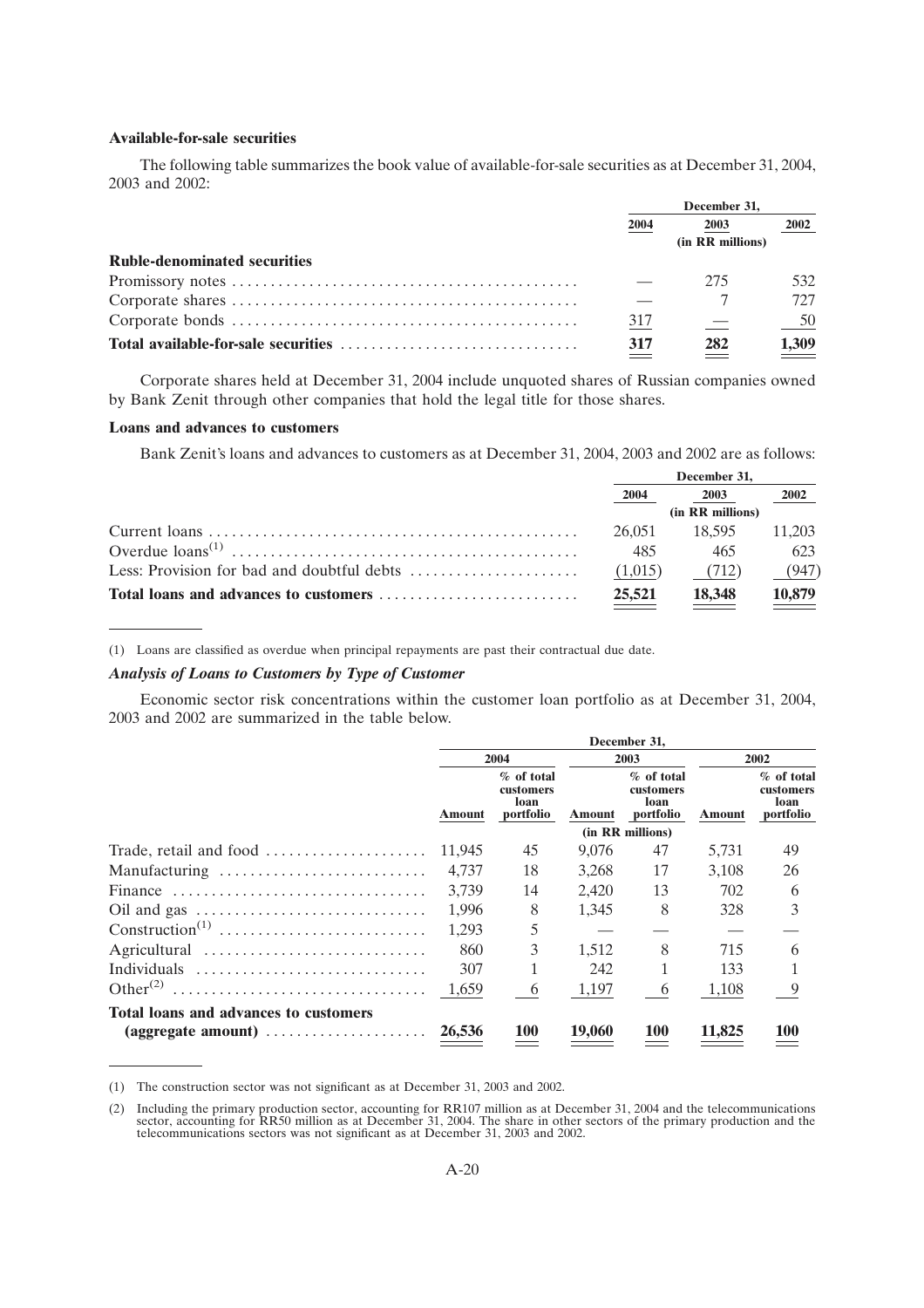**Available-for-sale securities**

The following table summarizes the book value of available-for-sale securities as at December 31, 2004, 2003 and 2002:

| | December 31, | | |
|---|---|---|---|
| | 2004 | 2003 | 2002 |
| | | (in RR millions) | |
| **Ruble-denominated securities** | | | |
| Promissory notes | — | 275 | 532 |
| Corporate shares | — | 7 | 727 |
| Corporate bonds | 317 | — | 50 |
| **Total available-for-sale securities** | **317** | **282** | **1,309** |

Corporate shares held at December 31, 2004 include unquoted shares of Russian companies owned by Bank Zenit through other companies that hold the legal title for those shares.

**Loans and advances to customers**

Bank Zenit's loans and advances to customers as at December 31, 2004, 2003 and 2002 are as follows:

| | December 31, | | |
|---|---|---|---|
| | 2004 | 2003 | 2002 |
| | | (in RR millions) | |
| Current loans | 26,051 | 18,595 | 11,203 |
| Overdue loans[1] | 485 | 465 | 623 |
| Less: Provision for bad and doubtful debts | (1,015) | (712) | (947) |
| **Total loans and advances to customers** | **25,521** | **18,348** | **10,879** |

(1) Loans are classified as overdue when principal repayments are past their contractual due date.

***Analysis of Loans to Customers by Type of Customer***

Economic sector risk concentrations within the customer loan portfolio as at December 31, 2004, 2003 and 2002 are summarized in the table below.

| | December 31, | | | | | |
|---|---|---|---|---|---|---|
| | 2004 | | 2003 | | 2002 | |
| | Amount | % of total customers loan portfolio | Amount | % of total customers loan portfolio | Amount | % of total customers loan portfolio |
| | | | (in RR millions) | | | |
| Trade, retail and food | 11,945 | 45 | 9,076 | 47 | 5,731 | 49 |
| Manufacturing | 4,737 | 18 | 3,268 | 17 | 3,108 | 26 |
| Finance | 3,739 | 14 | 2,420 | 13 | 702 | 6 |
| Oil and gas | 1,996 | 8 | 1,345 | 8 | 328 | 3 |
| Construction[1] | 1,293 | 5 | — | — | — | — |
| Agricultural | 860 | 3 | 1,512 | 8 | 715 | 6 |
| Individuals | 307 | 1 | 242 | 1 | 133 | 1 |
| Other[2] | 1,659 | 6 | 1,197 | 6 | 1,108 | 9 |
| **Total loans and advances to customers (aggregate amount)** | **26,536** | **100** | **19,060** | **100** | **11,825** | **100** |

(1) The construction sector was not significant as at December 31, 2003 and 2002.

(2) Including the primary production sector, accounting for RR107 million as at December 31, 2004 and the telecommunications sector, accounting for RR50 million as at December 31, 2004. The share in other sectors of the primary production and the telecommunications sectors was not significant as at December 31, 2003 and 2002.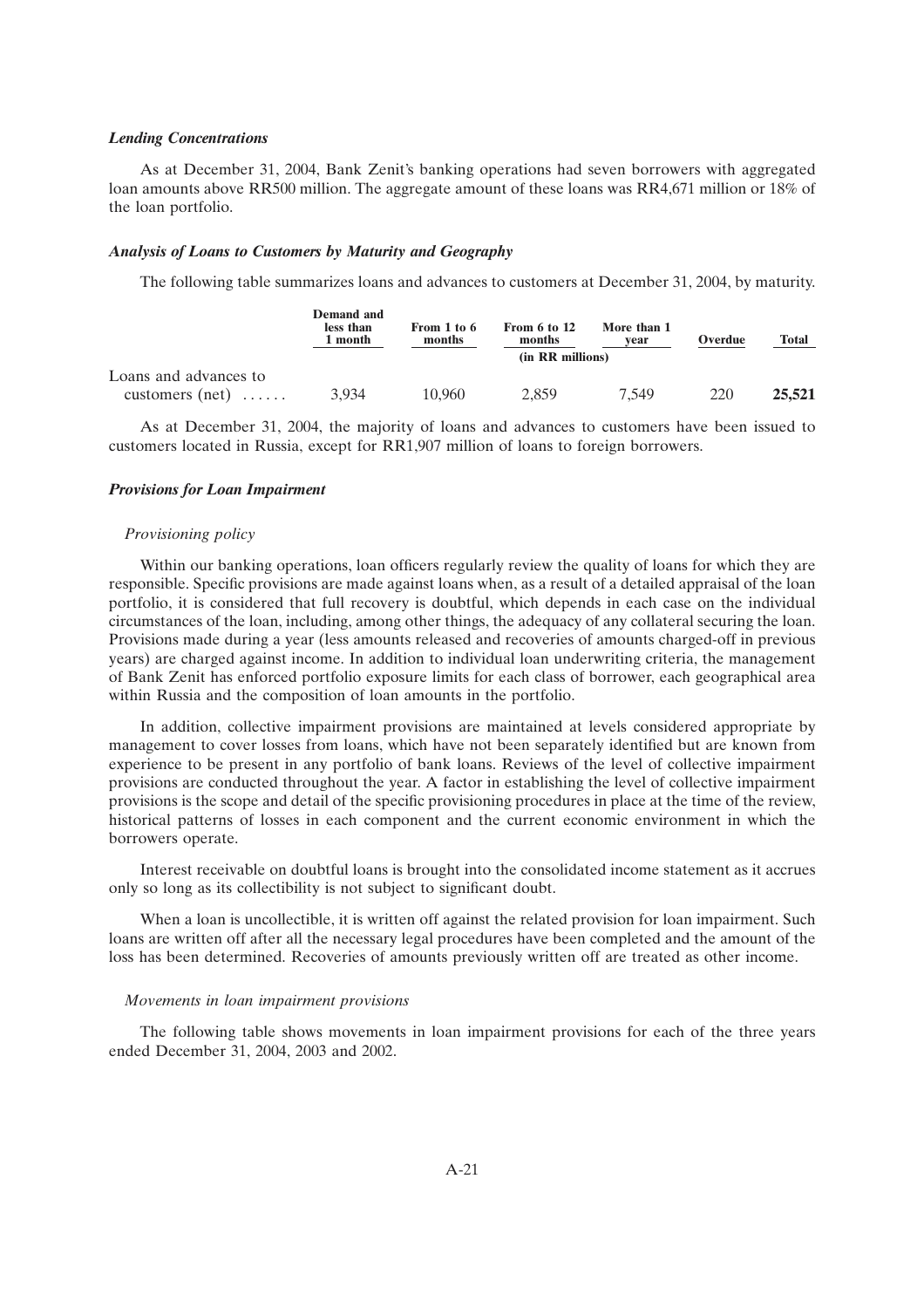### *Lending Concentrations*

As at December 31, 2004, Bank Zenit's banking operations had seven borrowers with aggregated loan amounts above RR500 million. The aggregate amount of these loans was RR4,671 million or 18% of the loan portfolio.

### *Analysis of Loans to Customers by Maturity and Geography*

The following table summarizes loans and advances to customers at December 31, 2004, by maturity.

| | Demand and less than 1 month | From 1 to 6 months | From 6 to 12 months | More than 1 year | Overdue | Total |
|---|---|---|---|---|---|---|
| | | | (in RR millions) | | | |
| Loans and advances to customers (net) | 3,934 | 10,960 | 2,859 | 7,549 | 220 | **25,521** |

As at December 31, 2004, the majority of loans and advances to customers have been issued to customers located in Russia, except for RR1,907 million of loans to foreign borrowers.

### *Provisions for Loan Impairment*

#### *Provisioning policy*

Within our banking operations, loan officers regularly review the quality of loans for which they are responsible. Specific provisions are made against loans when, as a result of a detailed appraisal of the loan portfolio, it is considered that full recovery is doubtful, which depends in each case on the individual circumstances of the loan, including, among other things, the adequacy of any collateral securing the loan. Provisions made during a year (less amounts released and recoveries of amounts charged-off in previous years) are charged against income. In addition to individual loan underwriting criteria, the management of Bank Zenit has enforced portfolio exposure limits for each class of borrower, each geographical area within Russia and the composition of loan amounts in the portfolio.

In addition, collective impairment provisions are maintained at levels considered appropriate by management to cover losses from loans, which have not been separately identified but are known from experience to be present in any portfolio of bank loans. Reviews of the level of collective impairment provisions are conducted throughout the year. A factor in establishing the level of collective impairment provisions is the scope and detail of the specific provisioning procedures in place at the time of the review, historical patterns of losses in each component and the current economic environment in which the borrowers operate.

Interest receivable on doubtful loans is brought into the consolidated income statement as it accrues only so long as its collectibility is not subject to significant doubt.

When a loan is uncollectible, it is written off against the related provision for loan impairment. Such loans are written off after all the necessary legal procedures have been completed and the amount of the loss has been determined. Recoveries of amounts previously written off are treated as other income.

#### *Movements in loan impairment provisions*

The following table shows movements in loan impairment provisions for each of the three years ended December 31, 2004, 2003 and 2002.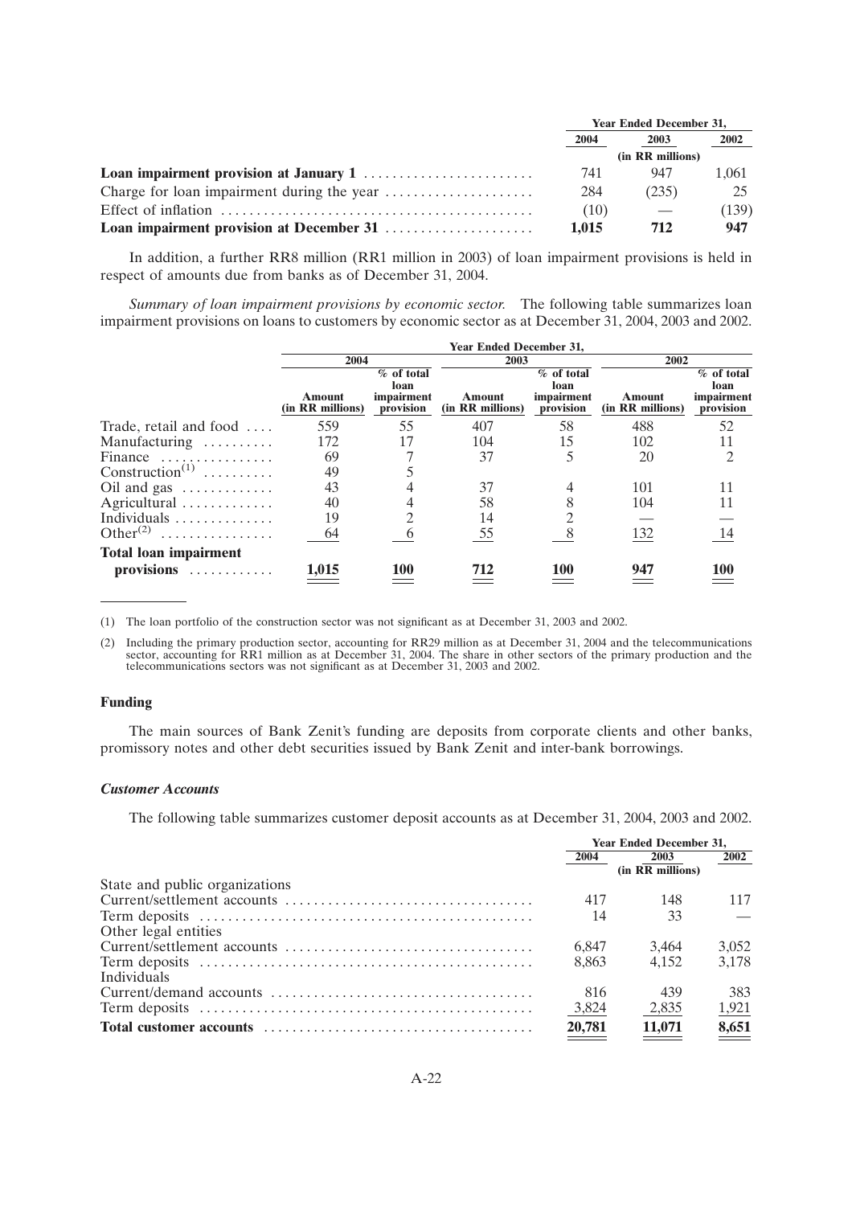| | Year Ended December 31, | | |
|---|---|---|---|
| | 2004 | 2003 | 2002 |
| | (in RR millions) | | |
| **Loan impairment provision at January 1** | 741 | 947 | 1,061 |
| Charge for loan impairment during the year | 284 | (235) | 25 |
| Effect of inflation | (10) | — | (139) |
| **Loan impairment provision at December 31** | **1,015** | **712** | **947** |

In addition, a further RR8 million (RR1 million in 2003) of loan impairment provisions is held in respect of amounts due from banks as of December 31, 2004.

*Summary of loan impairment provisions by economic sector.* The following table summarizes loan impairment provisions on loans to customers by economic sector as at December 31, 2004, 2003 and 2002.

| | Year Ended December 31, | | | | | |
|---|---|---|---|---|---|---|
| | 2004 | | 2003 | | 2002 | |
| | Amount (in RR millions) | % of total loan impairment provision | Amount (in RR millions) | % of total loan impairment provision | Amount (in RR millions) | % of total loan impairment provision |
| Trade, retail and food | 559 | 55 | 407 | 58 | 488 | 52 |
| Manufacturing | 172 | 17 | 104 | 15 | 102 | 11 |
| Finance | 69 | 7 | 37 | 5 | 20 | 2 |
| Construction[(1)] | 49 | 5 | | | | |
| Oil and gas | 43 | 4 | 37 | 4 | 101 | 11 |
| Agricultural | 40 | 4 | 58 | 8 | 104 | 11 |
| Individuals | 19 | 2 | 14 | 2 | — | — |
| Other[(2)] | 64 | 6 | 55 | 8 | 132 | 14 |
| **Total loan impairment provisions** | **1,015** | **100** | **712** | **100** | **947** | **100** |

(1) The loan portfolio of the construction sector was not significant as at December 31, 2003 and 2002.

(2) Including the primary production sector, accounting for RR29 million as at December 31, 2004 and the telecommunications sector, accounting for RR1 million as at December 31, 2004. The share in other sectors of the primary production and the telecommunications sectors was not significant as at December 31, 2003 and 2002.

### Funding

The main sources of Bank Zenit's funding are deposits from corporate clients and other banks, promissory notes and other debt securities issued by Bank Zenit and inter-bank borrowings.

#### *Customer Accounts*

The following table summarizes customer deposit accounts as at December 31, 2004, 2003 and 2002.

| | Year Ended December 31, | | |
|---|---|---|---|
| | 2004 | 2003 | 2002 |
| | (in RR millions) | | |
| State and public organizations | | | |
| Current/settlement accounts | 417 | 148 | 117 |
| Term deposits | 14 | 33 | — |
| Other legal entities | | | |
| Current/settlement accounts | 6,847 | 3,464 | 3,052 |
| Term deposits | 8,863 | 4,152 | 3,178 |
| Individuals | | | |
| Current/demand accounts | 816 | 439 | 383 |
| Term deposits | 3,824 | 2,835 | 1,921 |
| **Total customer accounts** | **20,781** | **11,071** | **8,651** |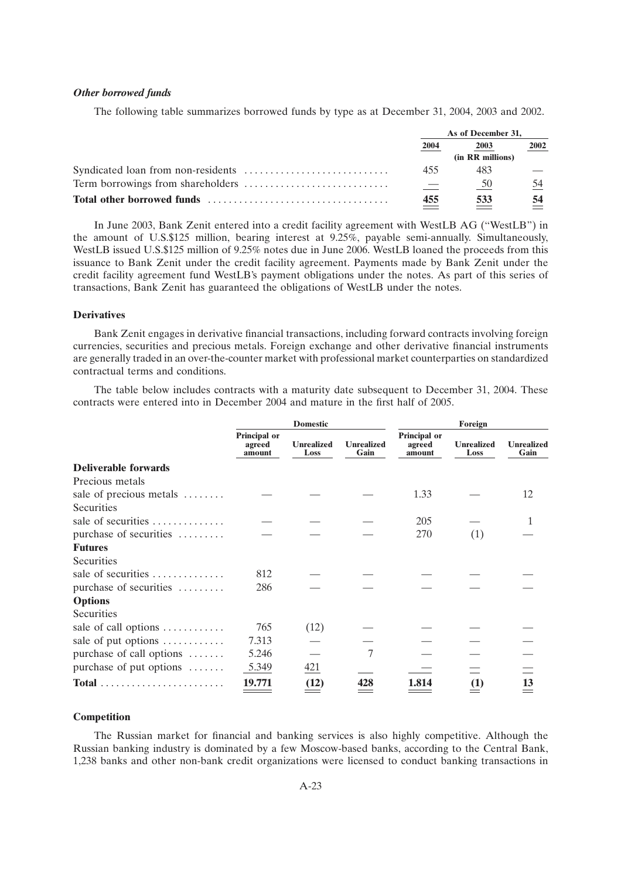### *Other borrowed funds*

The following table summarizes borrowed funds by type as at December 31, 2004, 2003 and 2002.

| | As of December 31, | | |
|---|---|---|---|
| | 2004 | 2003 | 2002 |
| | (in RR millions) | | |
| Syndicated loan from non-residents | 455 | 483 | — |
| Term borrowings from shareholders | — | 50 | 54 |
| **Total other borrowed funds** | 455 | 533 | 54 |

In June 2003, Bank Zenit entered into a credit facility agreement with WestLB AG ("WestLB") in the amount of U.S.$125 million, bearing interest at 9.25%, payable semi-annually. Simultaneously, WestLB issued U.S.$125 million of 9.25% notes due in June 2006. WestLB loaned the proceeds from this issuance to Bank Zenit under the credit facility agreement. Payments made by Bank Zenit under the credit facility agreement fund WestLB's payment obligations under the notes. As part of this series of transactions, Bank Zenit has guaranteed the obligations of WestLB under the notes.

### Derivatives

Bank Zenit engages in derivative financial transactions, including forward contracts involving foreign currencies, securities and precious metals. Foreign exchange and other derivative financial instruments are generally traded in an over-the-counter market with professional market counterparties on standardized contractual terms and conditions.

The table below includes contracts with a maturity date subsequent to December 31, 2004. These contracts were entered into in December 2004 and mature in the first half of 2005.

| | Domestic | | | Foreign | | |
|---|---|---|---|---|---|---|
| | Principal or agreed amount | Unrealized Loss | Unrealized Gain | Principal or agreed amount | Unrealized Loss | Unrealized Gain |
| **Deliverable forwards** | | | | | | |
| Precious metals | | | | | | |
| sale of precious metals | — | — | — | 1.33 | — | 12 |
| Securities | | | | | | |
| sale of securities | — | — | — | 205 | — | 1 |
| purchase of securities | — | — | — | 270 | (1) | — |
| **Futures** | | | | | | |
| Securities | | | | | | |
| sale of securities | 812 | — | — | — | — | — |
| purchase of securities | 286 | — | — | — | — | — |
| **Options** | | | | | | |
| Securities | | | | | | |
| sale of call options | 765 | (12) | — | — | — | — |
| sale of put options | 7.313 | — | — | — | — | — |
| purchase of call options | 5.246 | — | 7 | — | — | — |
| purchase of put options | 5.349 | 421 | | — | — | — |
| **Total** | 19.771 | (12) | 428 | 1.814 | (1) | 13 |

### Competition

The Russian market for financial and banking services is also highly competitive. Although the Russian banking industry is dominated by a few Moscow-based banks, according to the Central Bank, 1,238 banks and other non-bank credit organizations were licensed to conduct banking transactions in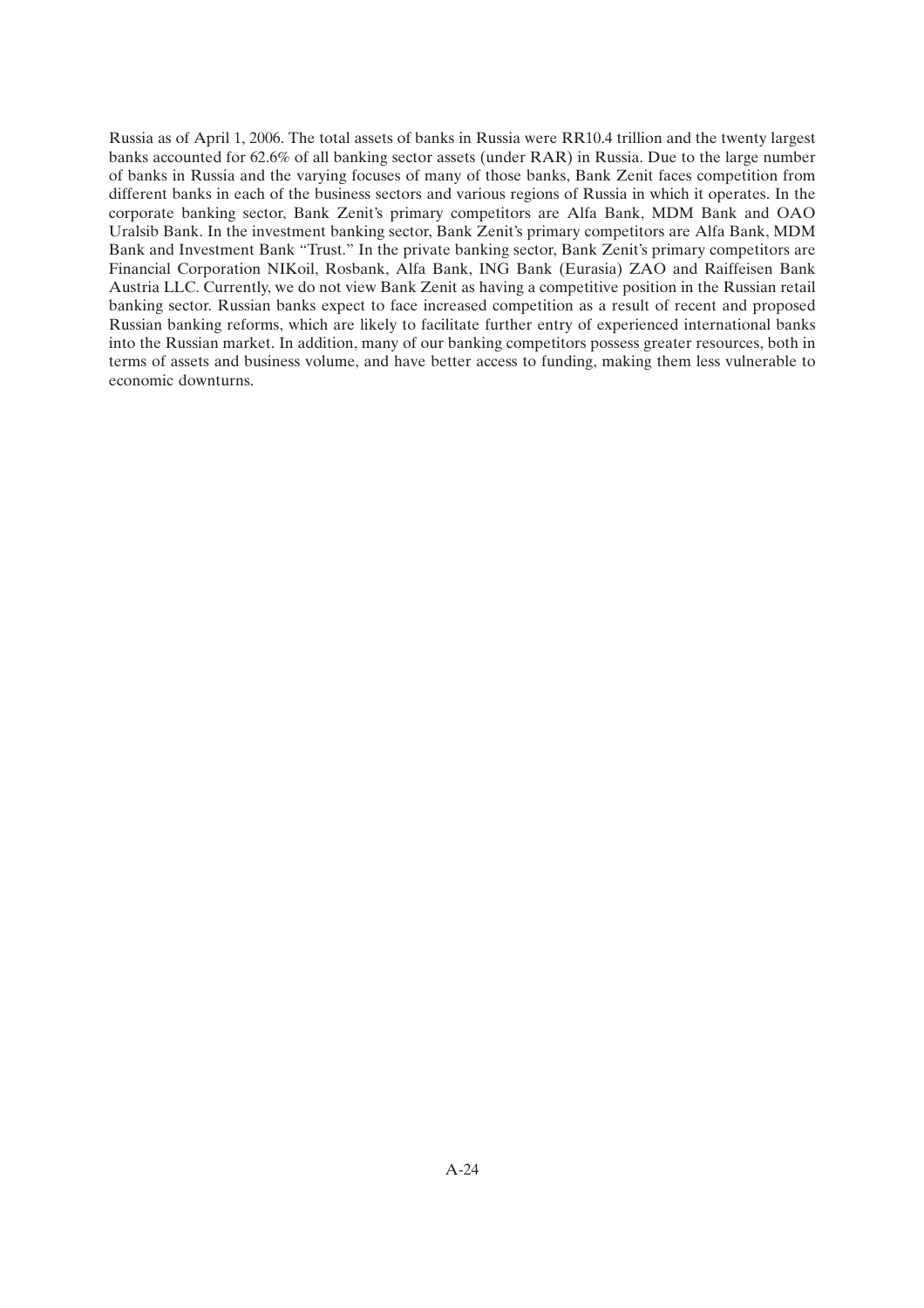Russia as of April 1, 2006. The total assets of banks in Russia were RR10.4 trillion and the twenty largest banks accounted for 62.6% of all banking sector assets (under RAR) in Russia. Due to the large number of banks in Russia and the varying focuses of many of those banks, Bank Zenit faces competition from different banks in each of the business sectors and various regions of Russia in which it operates. In the corporate banking sector, Bank Zenit's primary competitors are Alfa Bank, MDM Bank and OAO Uralsib Bank. In the investment banking sector, Bank Zenit's primary competitors are Alfa Bank, MDM Bank and Investment Bank "Trust." In the private banking sector, Bank Zenit's primary competitors are Financial Corporation NIKoil, Rosbank, Alfa Bank, ING Bank (Eurasia) ZAO and Raiffeisen Bank Austria LLC. Currently, we do not view Bank Zenit as having a competitive position in the Russian retail banking sector. Russian banks expect to face increased competition as a result of recent and proposed Russian banking reforms, which are likely to facilitate further entry of experienced international banks into the Russian market. In addition, many of our banking competitors possess greater resources, both in terms of assets and business volume, and have better access to funding, making them less vulnerable to economic downturns.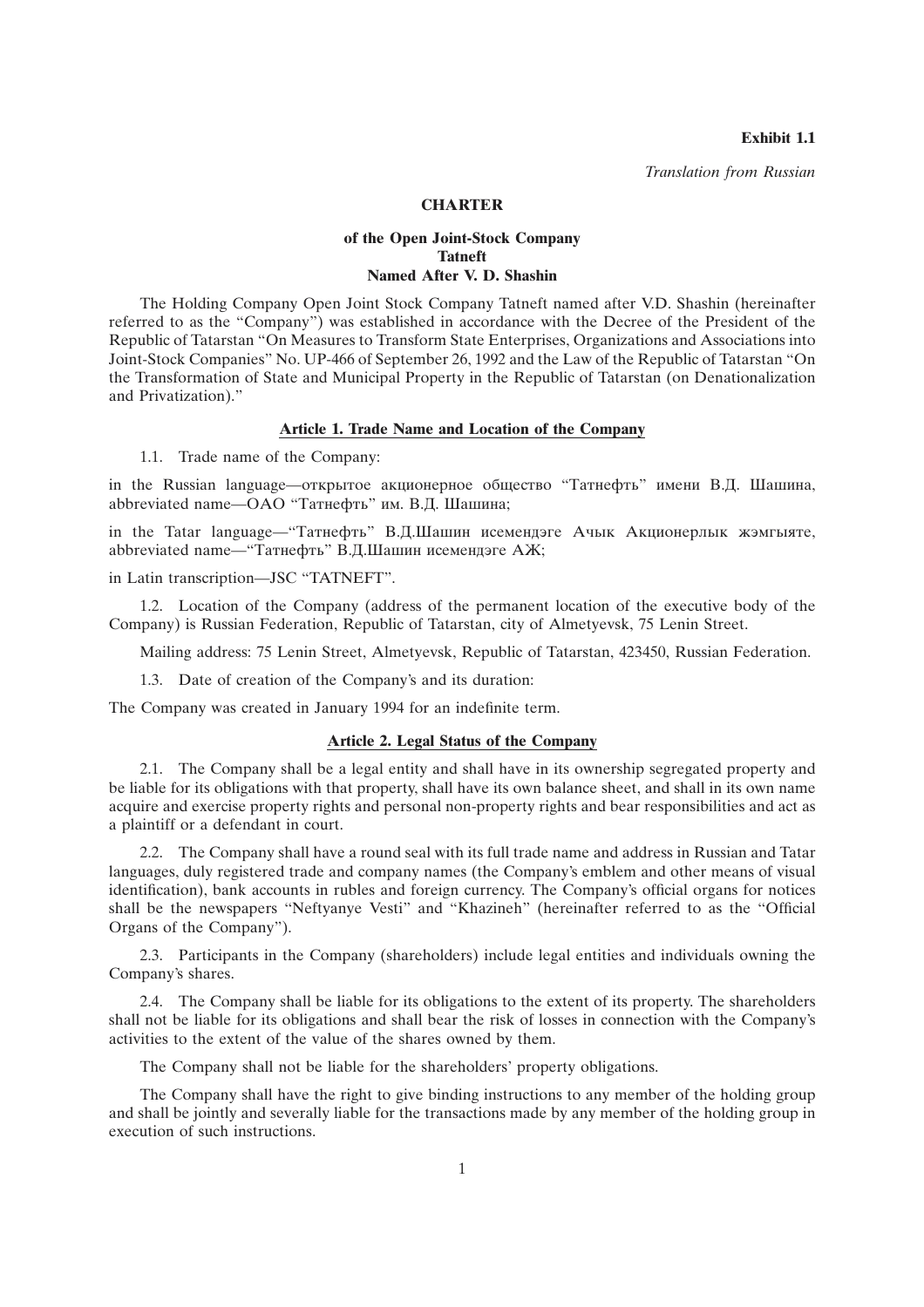**Exhibit 1.1**

*Translation from Russian*

# CHARTER

## of the Open Joint-Stock Company Tatneft Named After V. D. Shashin

The Holding Company Open Joint Stock Company Tatneft named after V.D. Shashin (hereinafter referred to as the "Company") was established in accordance with the Decree of the President of the Republic of Tatarstan "On Measures to Transform State Enterprises, Organizations and Associations into Joint-Stock Companies" No. UP-466 of September 26, 1992 and the Law of the Republic of Tatarstan "On the Transformation of State and Municipal Property in the Republic of Tatarstan (on Denationalization and Privatization)."

### Article 1. Trade Name and Location of the Company

1.1. Trade name of the Company:

in the Russian language—открытое акционерное общество "Татнефть" имени В.Д. Шашина, abbreviated name—ОАО "Татнефть" им. В.Д. Шашина;

in the Tatar language—"Татнефть" В.Д.Шашин исемендэге Ачык Акционерлык жэмгыяте, abbreviated name—"Татнефть" В.Д.Шашин исемендэге АЖ;

in Latin transcription—JSC "TATNEFT".

1.2. Location of the Company (address of the permanent location of the executive body of the Company) is Russian Federation, Republic of Tatarstan, city of Almetyevsk, 75 Lenin Street.

Mailing address: 75 Lenin Street, Almetyevsk, Republic of Tatarstan, 423450, Russian Federation.

1.3. Date of creation of the Company's and its duration:

The Company was created in January 1994 for an indefinite term.

### Article 2. Legal Status of the Company

2.1. The Company shall be a legal entity and shall have in its ownership segregated property and be liable for its obligations with that property, shall have its own balance sheet, and shall in its own name acquire and exercise property rights and personal non-property rights and bear responsibilities and act as a plaintiff or a defendant in court.

2.2. The Company shall have a round seal with its full trade name and address in Russian and Tatar languages, duly registered trade and company names (the Company's emblem and other means of visual identification), bank accounts in rubles and foreign currency. The Company's official organs for notices shall be the newspapers "Neftyanye Vesti" and "Khazineh" (hereinafter referred to as the "Official Organs of the Company").

2.3. Participants in the Company (shareholders) include legal entities and individuals owning the Company's shares.

2.4. The Company shall be liable for its obligations to the extent of its property. The shareholders shall not be liable for its obligations and shall bear the risk of losses in connection with the Company's activities to the extent of the value of the shares owned by them.

The Company shall not be liable for the shareholders' property obligations.

The Company shall have the right to give binding instructions to any member of the holding group and shall be jointly and severally liable for the transactions made by any member of the holding group in execution of such instructions.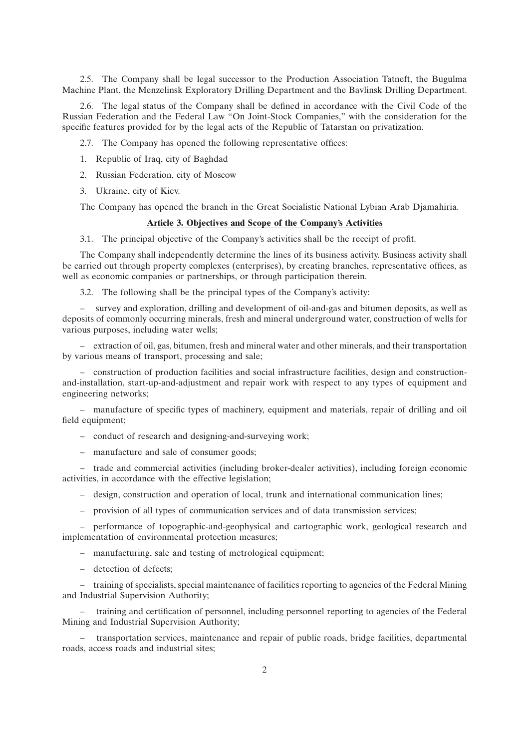2.5. The Company shall be legal successor to the Production Association Tatneft, the Bugulma Machine Plant, the Menzelinsk Exploratory Drilling Department and the Bavlinsk Drilling Department.

2.6. The legal status of the Company shall be defined in accordance with the Civil Code of the Russian Federation and the Federal Law "On Joint-Stock Companies," with the consideration for the specific features provided for by the legal acts of the Republic of Tatarstan on privatization.

2.7. The Company has opened the following representative offices:

1. Republic of Iraq, city of Baghdad
2. Russian Federation, city of Moscow
3. Ukraine, city of Kiev.

The Company has opened the branch in the Great Socialistic National Lybian Arab Djamahiria.

## Article 3. Objectives and Scope of the Company's Activities

3.1. The principal objective of the Company's activities shall be the receipt of profit.

The Company shall independently determine the lines of its business activity. Business activity shall be carried out through property complexes (enterprises), by creating branches, representative offices, as well as economic companies or partnerships, or through participation therein.

3.2. The following shall be the principal types of the Company's activity:

– survey and exploration, drilling and development of oil-and-gas and bitumen deposits, as well as deposits of commonly occurring minerals, fresh and mineral underground water, construction of wells for various purposes, including water wells;

– extraction of oil, gas, bitumen, fresh and mineral water and other minerals, and their transportation by various means of transport, processing and sale;

– construction of production facilities and social infrastructure facilities, design and construction-and-installation, start-up-and-adjustment and repair work with respect to any types of equipment and engineering networks;

– manufacture of specific types of machinery, equipment and materials, repair of drilling and oil field equipment;

– conduct of research and designing-and-surveying work;

– manufacture and sale of consumer goods;

– trade and commercial activities (including broker-dealer activities), including foreign economic activities, in accordance with the effective legislation;

– design, construction and operation of local, trunk and international communication lines;

– provision of all types of communication services and of data transmission services;

– performance of topographic-and-geophysical and cartographic work, geological research and implementation of environmental protection measures;

– manufacturing, sale and testing of metrological equipment;

– detection of defects;

– training of specialists, special maintenance of facilities reporting to agencies of the Federal Mining and Industrial Supervision Authority;

– training and certification of personnel, including personnel reporting to agencies of the Federal Mining and Industrial Supervision Authority;

– transportation services, maintenance and repair of public roads, bridge facilities, departmental roads, access roads and industrial sites;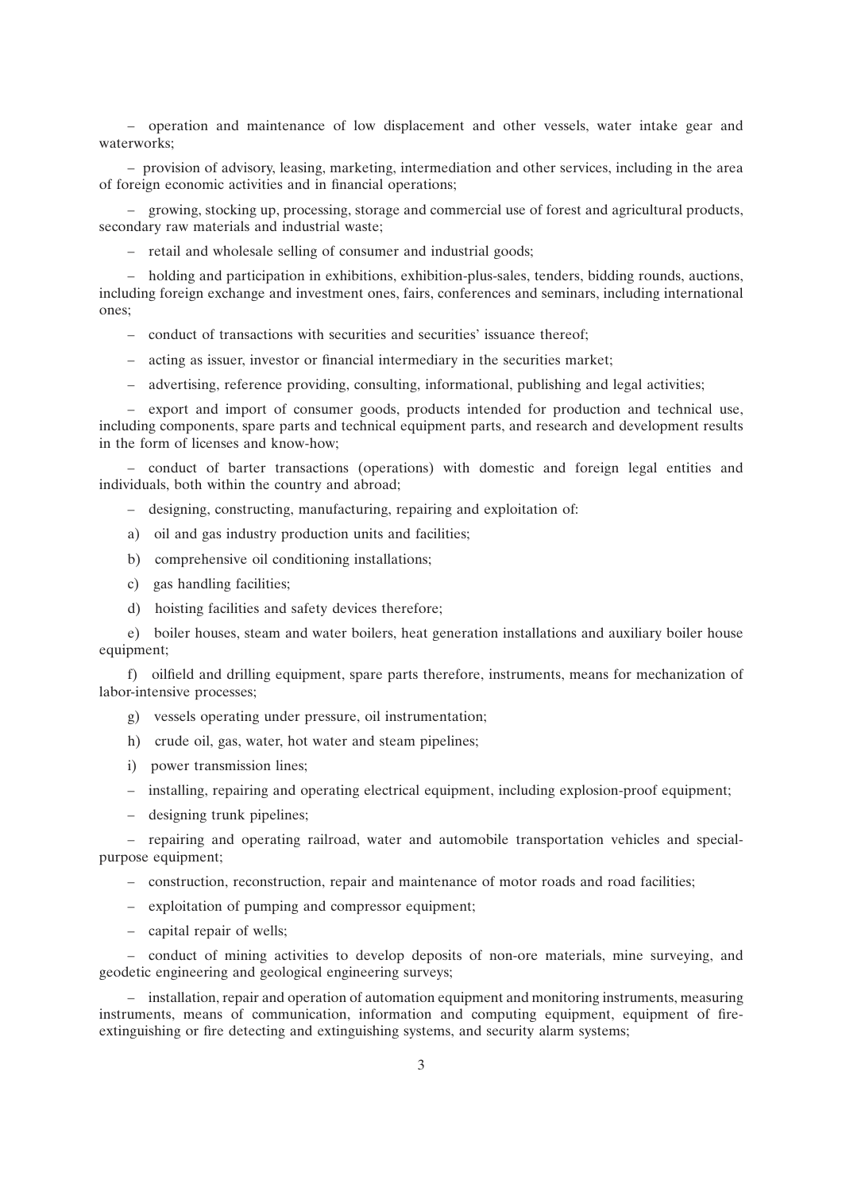– operation and maintenance of low displacement and other vessels, water intake gear and waterworks;

– provision of advisory, leasing, marketing, intermediation and other services, including in the area of foreign economic activities and in financial operations;

– growing, stocking up, processing, storage and commercial use of forest and agricultural products, secondary raw materials and industrial waste;

– retail and wholesale selling of consumer and industrial goods;

– holding and participation in exhibitions, exhibition-plus-sales, tenders, bidding rounds, auctions, including foreign exchange and investment ones, fairs, conferences and seminars, including international ones;

– conduct of transactions with securities and securities' issuance thereof;

– acting as issuer, investor or financial intermediary in the securities market;

– advertising, reference providing, consulting, informational, publishing and legal activities;

– export and import of consumer goods, products intended for production and technical use, including components, spare parts and technical equipment parts, and research and development results in the form of licenses and know-how;

– conduct of barter transactions (operations) with domestic and foreign legal entities and individuals, both within the country and abroad;

– designing, constructing, manufacturing, repairing and exploitation of:

a) oil and gas industry production units and facilities;

b) comprehensive oil conditioning installations;

c) gas handling facilities;

d) hoisting facilities and safety devices therefore;

e) boiler houses, steam and water boilers, heat generation installations and auxiliary boiler house equipment;

f) oilfield and drilling equipment, spare parts therefore, instruments, means for mechanization of labor-intensive processes;

g) vessels operating under pressure, oil instrumentation;

h) crude oil, gas, water, hot water and steam pipelines;

i) power transmission lines;

– installing, repairing and operating electrical equipment, including explosion-proof equipment;

– designing trunk pipelines;

– repairing and operating railroad, water and automobile transportation vehicles and special-purpose equipment;

– construction, reconstruction, repair and maintenance of motor roads and road facilities;

– exploitation of pumping and compressor equipment;

– capital repair of wells;

– conduct of mining activities to develop deposits of non-ore materials, mine surveying, and geodetic engineering and geological engineering surveys;

– installation, repair and operation of automation equipment and monitoring instruments, measuring instruments, means of communication, information and computing equipment, equipment of fire-extinguishing or fire detecting and extinguishing systems, and security alarm systems;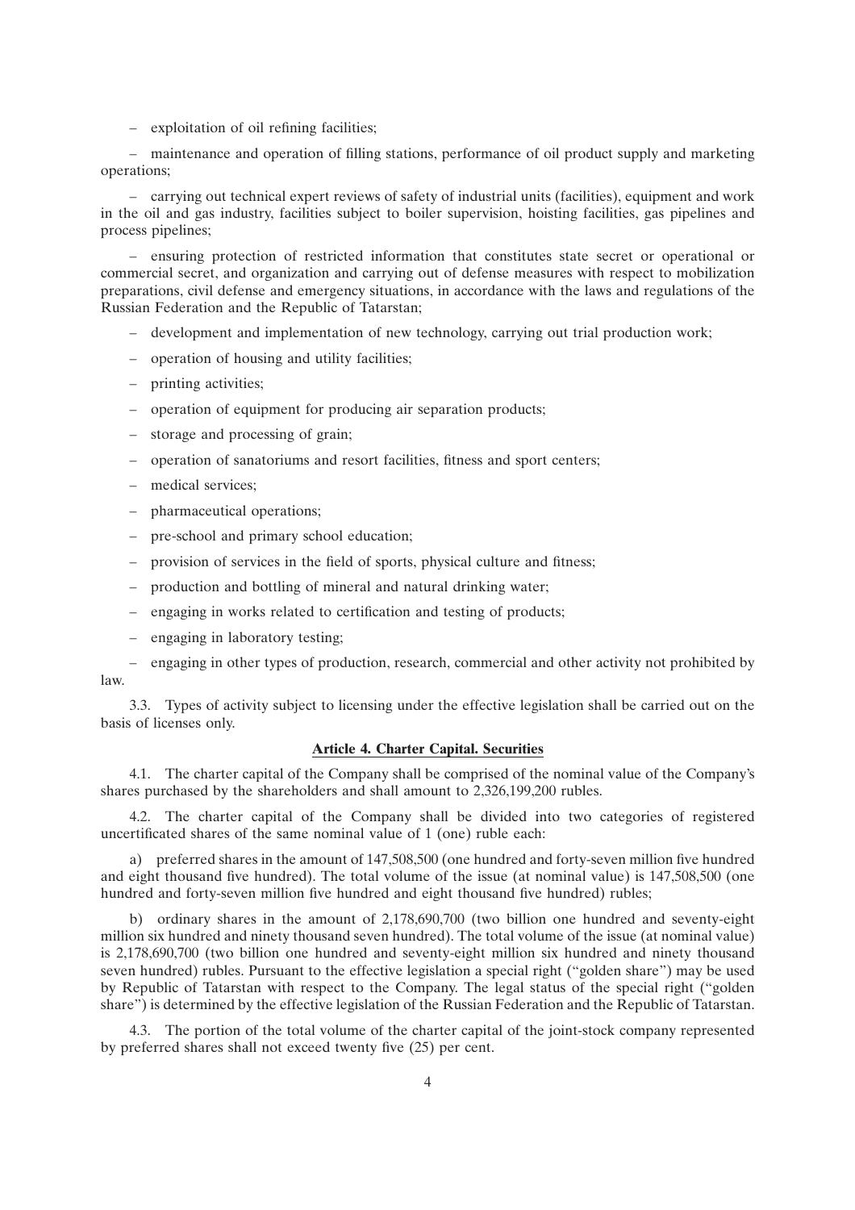– exploitation of oil refining facilities;

– maintenance and operation of filling stations, performance of oil product supply and marketing operations;

– carrying out technical expert reviews of safety of industrial units (facilities), equipment and work in the oil and gas industry, facilities subject to boiler supervision, hoisting facilities, gas pipelines and process pipelines;

– ensuring protection of restricted information that constitutes state secret or operational or commercial secret, and organization and carrying out of defense measures with respect to mobilization preparations, civil defense and emergency situations, in accordance with the laws and regulations of the Russian Federation and the Republic of Tatarstan;

– development and implementation of new technology, carrying out trial production work;

– operation of housing and utility facilities;

– printing activities;

– operation of equipment for producing air separation products;

– storage and processing of grain;

– operation of sanatoriums and resort facilities, fitness and sport centers;

– medical services;

– pharmaceutical operations;

– pre-school and primary school education;

– provision of services in the field of sports, physical culture and fitness;

– production and bottling of mineral and natural drinking water;

– engaging in works related to certification and testing of products;

– engaging in laboratory testing;

– engaging in other types of production, research, commercial and other activity not prohibited by law.

3.3. Types of activity subject to licensing under the effective legislation shall be carried out on the basis of licenses only.

## Article 4. Charter Capital. Securities

4.1. The charter capital of the Company shall be comprised of the nominal value of the Company's shares purchased by the shareholders and shall amount to 2,326,199,200 rubles.

4.2. The charter capital of the Company shall be divided into two categories of registered uncertificated shares of the same nominal value of 1 (one) ruble each:

a) preferred shares in the amount of 147,508,500 (one hundred and forty-seven million five hundred and eight thousand five hundred). The total volume of the issue (at nominal value) is 147,508,500 (one hundred and forty-seven million five hundred and eight thousand five hundred) rubles;

b) ordinary shares in the amount of 2,178,690,700 (two billion one hundred and seventy-eight million six hundred and ninety thousand seven hundred). The total volume of the issue (at nominal value) is 2,178,690,700 (two billion one hundred and seventy-eight million six hundred and ninety thousand seven hundred) rubles. Pursuant to the effective legislation a special right ("golden share") may be used by Republic of Tatarstan with respect to the Company. The legal status of the special right ("golden share") is determined by the effective legislation of the Russian Federation and the Republic of Tatarstan.

4.3. The portion of the total volume of the charter capital of the joint-stock company represented by preferred shares shall not exceed twenty five (25) per cent.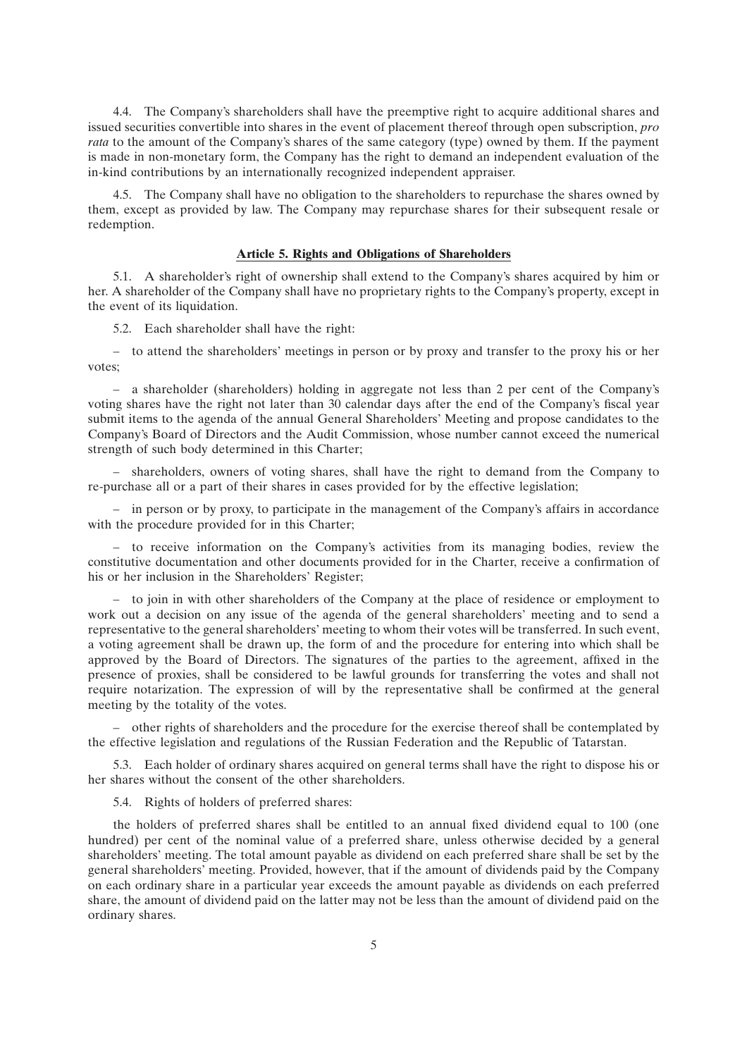4.4. The Company's shareholders shall have the preemptive right to acquire additional shares and issued securities convertible into shares in the event of placement thereof through open subscription, *pro rata* to the amount of the Company's shares of the same category (type) owned by them. If the payment is made in non-monetary form, the Company has the right to demand an independent evaluation of the in-kind contributions by an internationally recognized independent appraiser.

4.5. The Company shall have no obligation to the shareholders to repurchase the shares owned by them, except as provided by law. The Company may repurchase shares for their subsequent resale or redemption.

**Article 5. Rights and Obligations of Shareholders**

5.1. A shareholder's right of ownership shall extend to the Company's shares acquired by him or her. A shareholder of the Company shall have no proprietary rights to the Company's property, except in the event of its liquidation.

5.2. Each shareholder shall have the right:

– to attend the shareholders' meetings in person or by proxy and transfer to the proxy his or her votes;

– a shareholder (shareholders) holding in aggregate not less than 2 per cent of the Company's voting shares have the right not later than 30 calendar days after the end of the Company's fiscal year submit items to the agenda of the annual General Shareholders' Meeting and propose candidates to the Company's Board of Directors and the Audit Commission, whose number cannot exceed the numerical strength of such body determined in this Charter;

– shareholders, owners of voting shares, shall have the right to demand from the Company to re-purchase all or a part of their shares in cases provided for by the effective legislation;

– in person or by proxy, to participate in the management of the Company's affairs in accordance with the procedure provided for in this Charter;

– to receive information on the Company's activities from its managing bodies, review the constitutive documentation and other documents provided for in the Charter, receive a confirmation of his or her inclusion in the Shareholders' Register;

– to join in with other shareholders of the Company at the place of residence or employment to work out a decision on any issue of the agenda of the general shareholders' meeting and to send a representative to the general shareholders' meeting to whom their votes will be transferred. In such event, a voting agreement shall be drawn up, the form of and the procedure for entering into which shall be approved by the Board of Directors. The signatures of the parties to the agreement, affixed in the presence of proxies, shall be considered to be lawful grounds for transferring the votes and shall not require notarization. The expression of will by the representative shall be confirmed at the general meeting by the totality of the votes.

– other rights of shareholders and the procedure for the exercise thereof shall be contemplated by the effective legislation and regulations of the Russian Federation and the Republic of Tatarstan.

5.3. Each holder of ordinary shares acquired on general terms shall have the right to dispose his or her shares without the consent of the other shareholders.

5.4. Rights of holders of preferred shares:

the holders of preferred shares shall be entitled to an annual fixed dividend equal to 100 (one hundred) per cent of the nominal value of a preferred share, unless otherwise decided by a general shareholders' meeting. The total amount payable as dividend on each preferred share shall be set by the general shareholders' meeting. Provided, however, that if the amount of dividends paid by the Company on each ordinary share in a particular year exceeds the amount payable as dividends on each preferred share, the amount of dividend paid on the latter may not be less than the amount of dividend paid on the ordinary shares.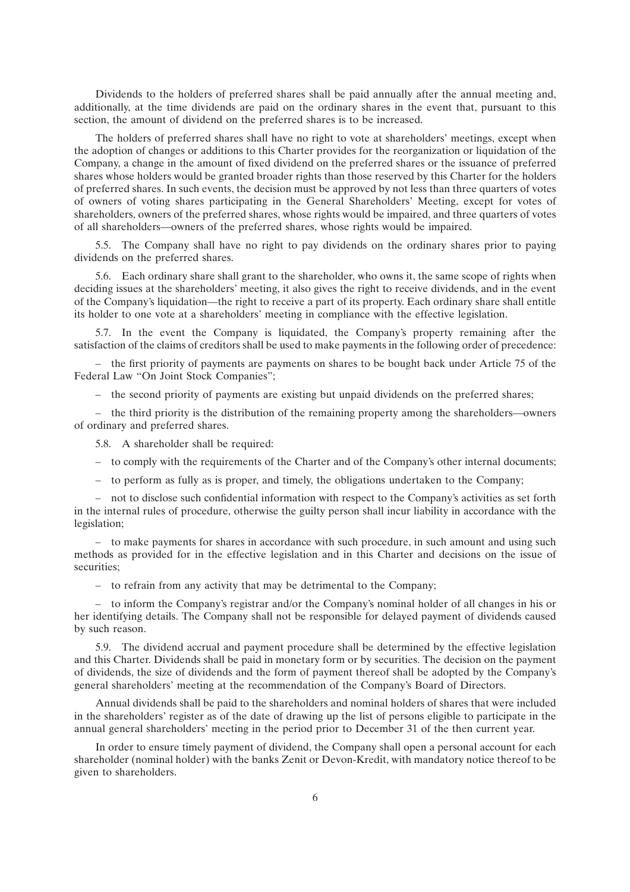Dividends to the holders of preferred shares shall be paid annually after the annual meeting and, additionally, at the time dividends are paid on the ordinary shares in the event that, pursuant to this section, the amount of dividend on the preferred shares is to be increased.

The holders of preferred shares shall have no right to vote at shareholders' meetings, except when the adoption of changes or additions to this Charter provides for the reorganization or liquidation of the Company, a change in the amount of fixed dividend on the preferred shares or the issuance of preferred shares whose holders would be granted broader rights than those reserved by this Charter for the holders of preferred shares. In such events, the decision must be approved by not less than three quarters of votes of owners of voting shares participating in the General Shareholders' Meeting, except for votes of shareholders, owners of the preferred shares, whose rights would be impaired, and three quarters of votes of all shareholders—owners of the preferred shares, whose rights would be impaired.

5.5. The Company shall have no right to pay dividends on the ordinary shares prior to paying dividends on the preferred shares.

5.6. Each ordinary share shall grant to the shareholder, who owns it, the same scope of rights when deciding issues at the shareholders' meeting, it also gives the right to receive dividends, and in the event of the Company's liquidation—the right to receive a part of its property. Each ordinary share shall entitle its holder to one vote at a shareholders' meeting in compliance with the effective legislation.

5.7. In the event the Company is liquidated, the Company's property remaining after the satisfaction of the claims of creditors shall be used to make payments in the following order of precedence:

– the first priority of payments are payments on shares to be bought back under Article 75 of the Federal Law "On Joint Stock Companies";

– the second priority of payments are existing but unpaid dividends on the preferred shares;

– the third priority is the distribution of the remaining property among the shareholders—owners of ordinary and preferred shares.

5.8. A shareholder shall be required:

– to comply with the requirements of the Charter and of the Company's other internal documents;

– to perform as fully as is proper, and timely, the obligations undertaken to the Company;

– not to disclose such confidential information with respect to the Company's activities as set forth in the internal rules of procedure, otherwise the guilty person shall incur liability in accordance with the legislation;

– to make payments for shares in accordance with such procedure, in such amount and using such methods as provided for in the effective legislation and in this Charter and decisions on the issue of securities;

– to refrain from any activity that may be detrimental to the Company;

– to inform the Company's registrar and/or the Company's nominal holder of all changes in his or her identifying details. The Company shall not be responsible for delayed payment of dividends caused by such reason.

5.9. The dividend accrual and payment procedure shall be determined by the effective legislation and this Charter. Dividends shall be paid in monetary form or by securities. The decision on the payment of dividends, the size of dividends and the form of payment thereof shall be adopted by the Company's general shareholders' meeting at the recommendation of the Company's Board of Directors.

Annual dividends shall be paid to the shareholders and nominal holders of shares that were included in the shareholders' register as of the date of drawing up the list of persons eligible to participate in the annual general shareholders' meeting in the period prior to December 31 of the then current year.

In order to ensure timely payment of dividend, the Company shall open a personal account for each shareholder (nominal holder) with the banks Zenit or Devon-Kredit, with mandatory notice thereof to be given to shareholders.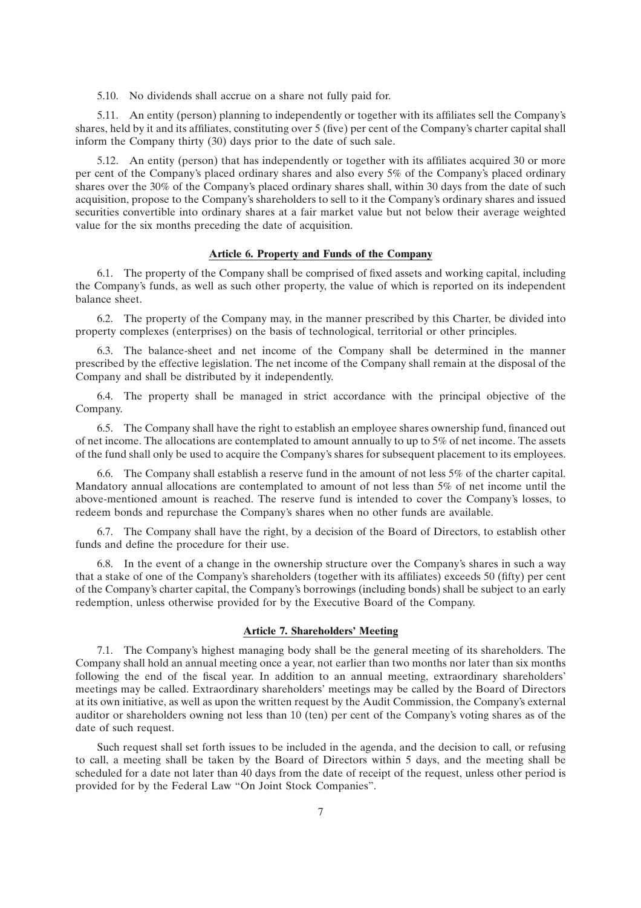5.10. No dividends shall accrue on a share not fully paid for.

5.11. An entity (person) planning to independently or together with its affiliates sell the Company's shares, held by it and its affiliates, constituting over 5 (five) per cent of the Company's charter capital shall inform the Company thirty (30) days prior to the date of such sale.

5.12. An entity (person) that has independently or together with its affiliates acquired 30 or more per cent of the Company's placed ordinary shares and also every 5% of the Company's placed ordinary shares over the 30% of the Company's placed ordinary shares shall, within 30 days from the date of such acquisition, propose to the Company's shareholders to sell to it the Company's ordinary shares and issued securities convertible into ordinary shares at a fair market value but not below their average weighted value for the six months preceding the date of acquisition.

## Article 6. Property and Funds of the Company

6.1. The property of the Company shall be comprised of fixed assets and working capital, including the Company's funds, as well as such other property, the value of which is reported on its independent balance sheet.

6.2. The property of the Company may, in the manner prescribed by this Charter, be divided into property complexes (enterprises) on the basis of technological, territorial or other principles.

6.3. The balance-sheet and net income of the Company shall be determined in the manner prescribed by the effective legislation. The net income of the Company shall remain at the disposal of the Company and shall be distributed by it independently.

6.4. The property shall be managed in strict accordance with the principal objective of the Company.

6.5. The Company shall have the right to establish an employee shares ownership fund, financed out of net income. The allocations are contemplated to amount annually to up to 5% of net income. The assets of the fund shall only be used to acquire the Company's shares for subsequent placement to its employees.

6.6. The Company shall establish a reserve fund in the amount of not less 5% of the charter capital. Mandatory annual allocations are contemplated to amount of not less than 5% of net income until the above-mentioned amount is reached. The reserve fund is intended to cover the Company's losses, to redeem bonds and repurchase the Company's shares when no other funds are available.

6.7. The Company shall have the right, by a decision of the Board of Directors, to establish other funds and define the procedure for their use.

6.8. In the event of a change in the ownership structure over the Company's shares in such a way that a stake of one of the Company's shareholders (together with its affiliates) exceeds 50 (fifty) per cent of the Company's charter capital, the Company's borrowings (including bonds) shall be subject to an early redemption, unless otherwise provided for by the Executive Board of the Company.

## Article 7. Shareholders' Meeting

7.1. The Company's highest managing body shall be the general meeting of its shareholders. The Company shall hold an annual meeting once a year, not earlier than two months nor later than six months following the end of the fiscal year. In addition to an annual meeting, extraordinary shareholders' meetings may be called. Extraordinary shareholders' meetings may be called by the Board of Directors at its own initiative, as well as upon the written request by the Audit Commission, the Company's external auditor or shareholders owning not less than 10 (ten) per cent of the Company's voting shares as of the date of such request.

Such request shall set forth issues to be included in the agenda, and the decision to call, or refusing to call, a meeting shall be taken by the Board of Directors within 5 days, and the meeting shall be scheduled for a date not later than 40 days from the date of receipt of the request, unless other period is provided for by the Federal Law "On Joint Stock Companies".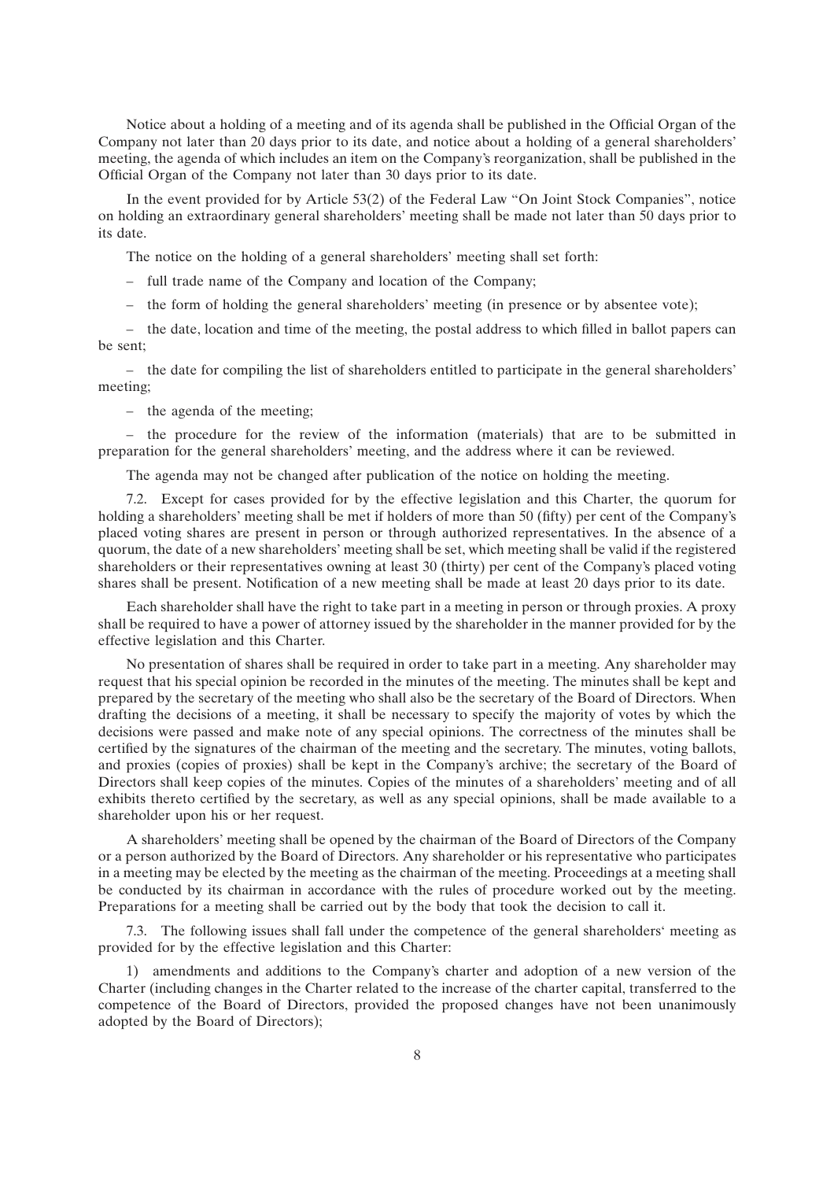Notice about a holding of a meeting and of its agenda shall be published in the Official Organ of the Company not later than 20 days prior to its date, and notice about a holding of a general shareholders' meeting, the agenda of which includes an item on the Company's reorganization, shall be published in the Official Organ of the Company not later than 30 days prior to its date.

In the event provided for by Article 53(2) of the Federal Law "On Joint Stock Companies", notice on holding an extraordinary general shareholders' meeting shall be made not later than 50 days prior to its date.

The notice on the holding of a general shareholders' meeting shall set forth:

– full trade name of the Company and location of the Company;

– the form of holding the general shareholders' meeting (in presence or by absentee vote);

– the date, location and time of the meeting, the postal address to which filled in ballot papers can be sent;

– the date for compiling the list of shareholders entitled to participate in the general shareholders' meeting;

– the agenda of the meeting;

– the procedure for the review of the information (materials) that are to be submitted in preparation for the general shareholders' meeting, and the address where it can be reviewed.

The agenda may not be changed after publication of the notice on holding the meeting.

7.2. Except for cases provided for by the effective legislation and this Charter, the quorum for holding a shareholders' meeting shall be met if holders of more than 50 (fifty) per cent of the Company's placed voting shares are present in person or through authorized representatives. In the absence of a quorum, the date of a new shareholders' meeting shall be set, which meeting shall be valid if the registered shareholders or their representatives owning at least 30 (thirty) per cent of the Company's placed voting shares shall be present. Notification of a new meeting shall be made at least 20 days prior to its date.

Each shareholder shall have the right to take part in a meeting in person or through proxies. A proxy shall be required to have a power of attorney issued by the shareholder in the manner provided for by the effective legislation and this Charter.

No presentation of shares shall be required in order to take part in a meeting. Any shareholder may request that his special opinion be recorded in the minutes of the meeting. The minutes shall be kept and prepared by the secretary of the meeting who shall also be the secretary of the Board of Directors. When drafting the decisions of a meeting, it shall be necessary to specify the majority of votes by which the decisions were passed and make note of any special opinions. The correctness of the minutes shall be certified by the signatures of the chairman of the meeting and the secretary. The minutes, voting ballots, and proxies (copies of proxies) shall be kept in the Company's archive; the secretary of the Board of Directors shall keep copies of the minutes. Copies of the minutes of a shareholders' meeting and of all exhibits thereto certified by the secretary, as well as any special opinions, shall be made available to a shareholder upon his or her request.

A shareholders' meeting shall be opened by the chairman of the Board of Directors of the Company or a person authorized by the Board of Directors. Any shareholder or his representative who participates in a meeting may be elected by the meeting as the chairman of the meeting. Proceedings at a meeting shall be conducted by its chairman in accordance with the rules of procedure worked out by the meeting. Preparations for a meeting shall be carried out by the body that took the decision to call it.

7.3. The following issues shall fall under the competence of the general shareholders' meeting as provided for by the effective legislation and this Charter:

1) amendments and additions to the Company's charter and adoption of a new version of the Charter (including changes in the Charter related to the increase of the charter capital, transferred to the competence of the Board of Directors, provided the proposed changes have not been unanimously adopted by the Board of Directors);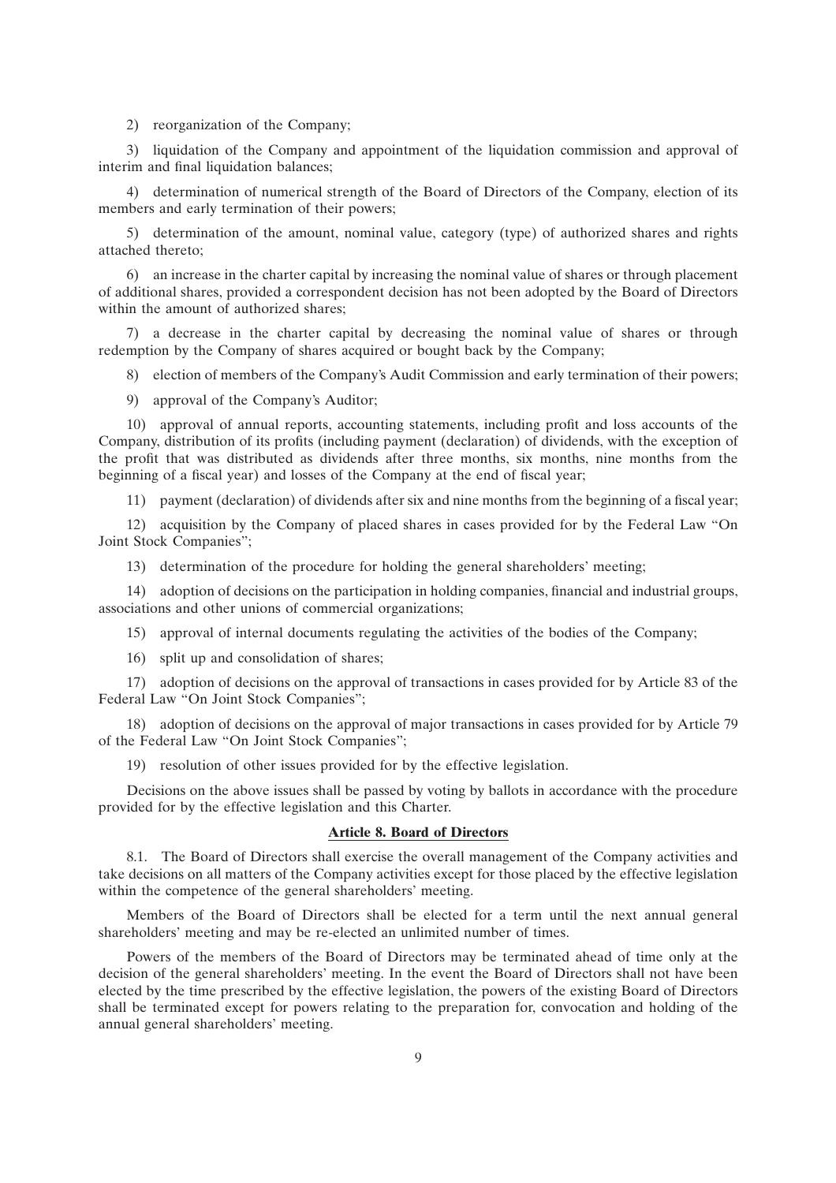2) reorganization of the Company;

3) liquidation of the Company and appointment of the liquidation commission and approval of interim and final liquidation balances;

4) determination of numerical strength of the Board of Directors of the Company, election of its members and early termination of their powers;

5) determination of the amount, nominal value, category (type) of authorized shares and rights attached thereto;

6) an increase in the charter capital by increasing the nominal value of shares or through placement of additional shares, provided a correspondent decision has not been adopted by the Board of Directors within the amount of authorized shares;

7) a decrease in the charter capital by decreasing the nominal value of shares or through redemption by the Company of shares acquired or bought back by the Company;

8) election of members of the Company's Audit Commission and early termination of their powers;

9) approval of the Company's Auditor;

10) approval of annual reports, accounting statements, including profit and loss accounts of the Company, distribution of its profits (including payment (declaration) of dividends, with the exception of the profit that was distributed as dividends after three months, six months, nine months from the beginning of a fiscal year) and losses of the Company at the end of fiscal year;

11) payment (declaration) of dividends after six and nine months from the beginning of a fiscal year;

12) acquisition by the Company of placed shares in cases provided for by the Federal Law "On Joint Stock Companies";

13) determination of the procedure for holding the general shareholders' meeting;

14) adoption of decisions on the participation in holding companies, financial and industrial groups, associations and other unions of commercial organizations;

15) approval of internal documents regulating the activities of the bodies of the Company;

16) split up and consolidation of shares;

17) adoption of decisions on the approval of transactions in cases provided for by Article 83 of the Federal Law "On Joint Stock Companies";

18) adoption of decisions on the approval of major transactions in cases provided for by Article 79 of the Federal Law "On Joint Stock Companies";

19) resolution of other issues provided for by the effective legislation.

Decisions on the above issues shall be passed by voting by ballots in accordance with the procedure provided for by the effective legislation and this Charter.

## Article 8. Board of Directors

8.1. The Board of Directors shall exercise the overall management of the Company activities and take decisions on all matters of the Company activities except for those placed by the effective legislation within the competence of the general shareholders' meeting.

Members of the Board of Directors shall be elected for a term until the next annual general shareholders' meeting and may be re-elected an unlimited number of times.

Powers of the members of the Board of Directors may be terminated ahead of time only at the decision of the general shareholders' meeting. In the event the Board of Directors shall not have been elected by the time prescribed by the effective legislation, the powers of the existing Board of Directors shall be terminated except for powers relating to the preparation for, convocation and holding of the annual general shareholders' meeting.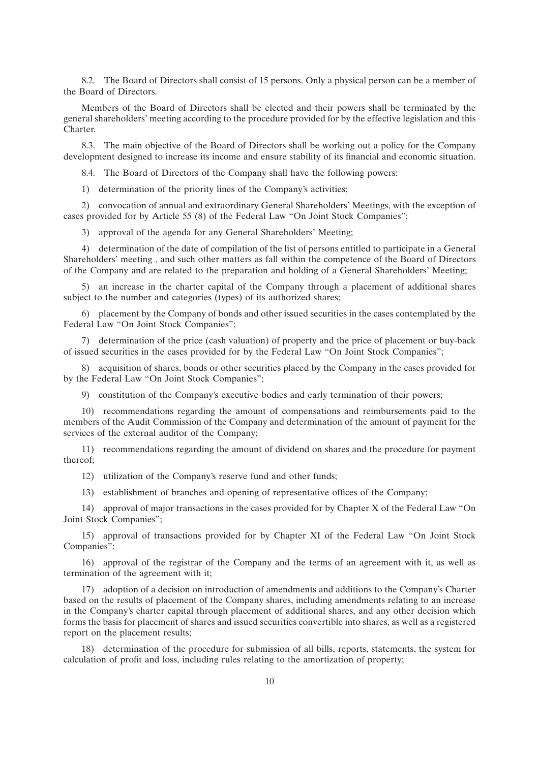8.2. The Board of Directors shall consist of 15 persons. Only a physical person can be a member of the Board of Directors.

Members of the Board of Directors shall be elected and their powers shall be terminated by the general shareholders' meeting according to the procedure provided for by the effective legislation and this Charter.

8.3. The main objective of the Board of Directors shall be working out a policy for the Company development designed to increase its income and ensure stability of its financial and economic situation.

8.4. The Board of Directors of the Company shall have the following powers:

1) determination of the priority lines of the Company's activities;

2) convocation of annual and extraordinary General Shareholders' Meetings, with the exception of cases provided for by Article 55 (8) of the Federal Law "On Joint Stock Companies";

3) approval of the agenda for any General Shareholders' Meeting;

4) determination of the date of compilation of the list of persons entitled to participate in a General Shareholders' meeting , and such other matters as fall within the competence of the Board of Directors of the Company and are related to the preparation and holding of a General Shareholders' Meeting;

5) an increase in the charter capital of the Company through a placement of additional shares subject to the number and categories (types) of its authorized shares;

6) placement by the Company of bonds and other issued securities in the cases contemplated by the Federal Law "On Joint Stock Companies";

7) determination of the price (cash valuation) of property and the price of placement or buy-back of issued securities in the cases provided for by the Federal Law "On Joint Stock Companies";

8) acquisition of shares, bonds or other securities placed by the Company in the cases provided for by the Federal Law "On Joint Stock Companies";

9) constitution of the Company's executive bodies and early termination of their powers;

10) recommendations regarding the amount of compensations and reimbursements paid to the members of the Audit Commission of the Company and determination of the amount of payment for the services of the external auditor of the Company;

11) recommendations regarding the amount of dividend on shares and the procedure for payment thereof;

12) utilization of the Company's reserve fund and other funds;

13) establishment of branches and opening of representative offices of the Company;

14) approval of major transactions in the cases provided for by Chapter X of the Federal Law "On Joint Stock Companies";

15) approval of transactions provided for by Chapter XI of the Federal Law "On Joint Stock Companies";

16) approval of the registrar of the Company and the terms of an agreement with it, as well as termination of the agreement with it;

17) adoption of a decision on introduction of amendments and additions to the Company's Charter based on the results of placement of the Company shares, including amendments relating to an increase in the Company's charter capital through placement of additional shares, and any other decision which forms the basis for placement of shares and issued securities convertible into shares, as well as a registered report on the placement results;

18) determination of the procedure for submission of all bills, reports, statements, the system for calculation of profit and loss, including rules relating to the amortization of property;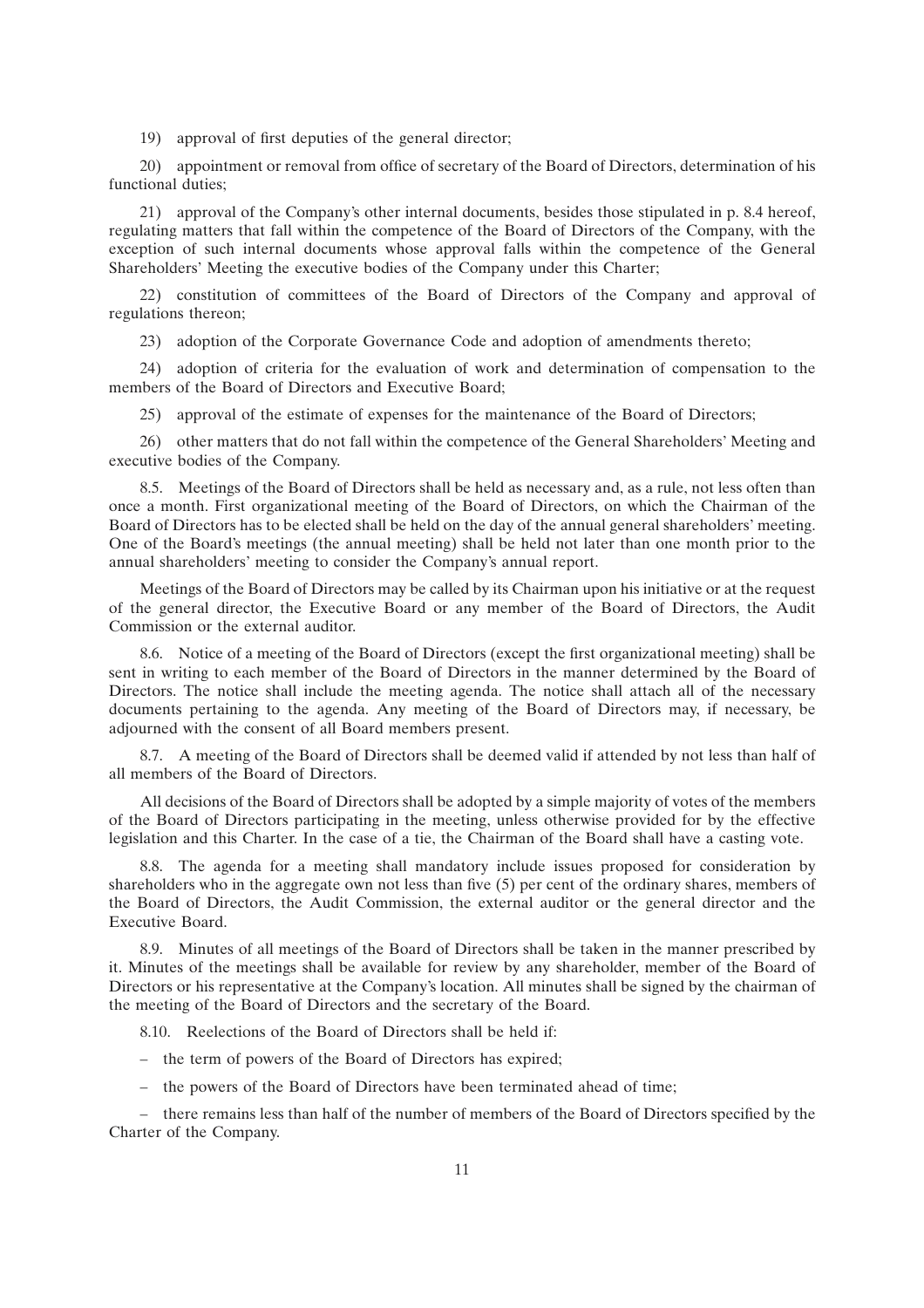19) approval of first deputies of the general director;

20) appointment or removal from office of secretary of the Board of Directors, determination of his functional duties;

21) approval of the Company's other internal documents, besides those stipulated in p. 8.4 hereof, regulating matters that fall within the competence of the Board of Directors of the Company, with the exception of such internal documents whose approval falls within the competence of the General Shareholders' Meeting the executive bodies of the Company under this Charter;

22) constitution of committees of the Board of Directors of the Company and approval of regulations thereon;

23) adoption of the Corporate Governance Code and adoption of amendments thereto;

24) adoption of criteria for the evaluation of work and determination of compensation to the members of the Board of Directors and Executive Board;

25) approval of the estimate of expenses for the maintenance of the Board of Directors;

26) other matters that do not fall within the competence of the General Shareholders' Meeting and executive bodies of the Company.

8.5. Meetings of the Board of Directors shall be held as necessary and, as a rule, not less often than once a month. First organizational meeting of the Board of Directors, on which the Chairman of the Board of Directors has to be elected shall be held on the day of the annual general shareholders' meeting. One of the Board's meetings (the annual meeting) shall be held not later than one month prior to the annual shareholders' meeting to consider the Company's annual report.

Meetings of the Board of Directors may be called by its Chairman upon his initiative or at the request of the general director, the Executive Board or any member of the Board of Directors, the Audit Commission or the external auditor.

8.6. Notice of a meeting of the Board of Directors (except the first organizational meeting) shall be sent in writing to each member of the Board of Directors in the manner determined by the Board of Directors. The notice shall include the meeting agenda. The notice shall attach all of the necessary documents pertaining to the agenda. Any meeting of the Board of Directors may, if necessary, be adjourned with the consent of all Board members present.

8.7. A meeting of the Board of Directors shall be deemed valid if attended by not less than half of all members of the Board of Directors.

All decisions of the Board of Directors shall be adopted by a simple majority of votes of the members of the Board of Directors participating in the meeting, unless otherwise provided for by the effective legislation and this Charter. In the case of a tie, the Chairman of the Board shall have a casting vote.

8.8. The agenda for a meeting shall mandatory include issues proposed for consideration by shareholders who in the aggregate own not less than five (5) per cent of the ordinary shares, members of the Board of Directors, the Audit Commission, the external auditor or the general director and the Executive Board.

8.9. Minutes of all meetings of the Board of Directors shall be taken in the manner prescribed by it. Minutes of the meetings shall be available for review by any shareholder, member of the Board of Directors or his representative at the Company's location. All minutes shall be signed by the chairman of the meeting of the Board of Directors and the secretary of the Board.

8.10. Reelections of the Board of Directors shall be held if:

– the term of powers of the Board of Directors has expired;

– the powers of the Board of Directors have been terminated ahead of time;

– there remains less than half of the number of members of the Board of Directors specified by the Charter of the Company.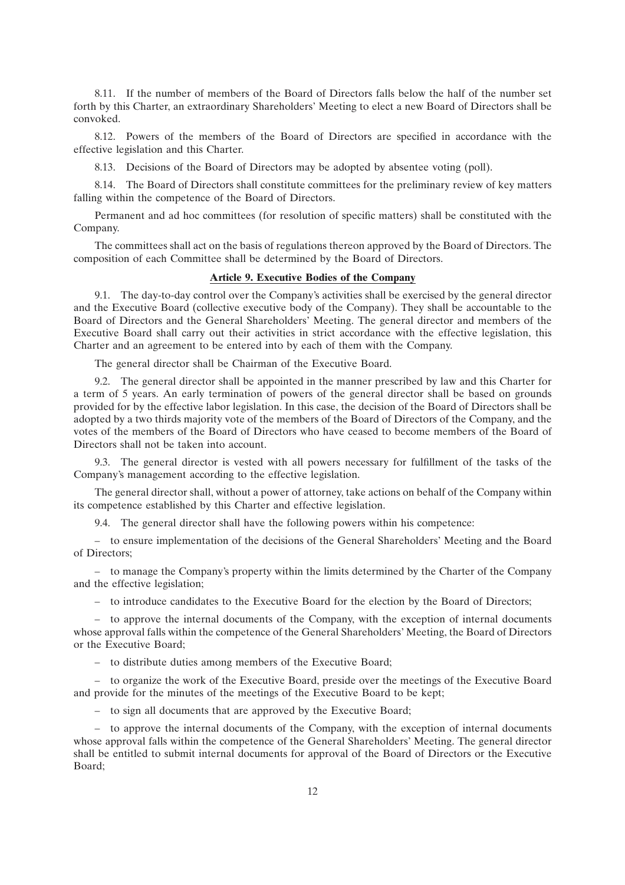8.11. If the number of members of the Board of Directors falls below the half of the number set forth by this Charter, an extraordinary Shareholders' Meeting to elect a new Board of Directors shall be convoked.

8.12. Powers of the members of the Board of Directors are specified in accordance with the effective legislation and this Charter.

8.13. Decisions of the Board of Directors may be adopted by absentee voting (poll).

8.14. The Board of Directors shall constitute committees for the preliminary review of key matters falling within the competence of the Board of Directors.

Permanent and ad hoc committees (for resolution of specific matters) shall be constituted with the Company.

The committees shall act on the basis of regulations thereon approved by the Board of Directors. The composition of each Committee shall be determined by the Board of Directors.

## Article 9. Executive Bodies of the Company

9.1. The day-to-day control over the Company's activities shall be exercised by the general director and the Executive Board (collective executive body of the Company). They shall be accountable to the Board of Directors and the General Shareholders' Meeting. The general director and members of the Executive Board shall carry out their activities in strict accordance with the effective legislation, this Charter and an agreement to be entered into by each of them with the Company.

The general director shall be Chairman of the Executive Board.

9.2. The general director shall be appointed in the manner prescribed by law and this Charter for a term of 5 years. An early termination of powers of the general director shall be based on grounds provided for by the effective labor legislation. In this case, the decision of the Board of Directors shall be adopted by a two thirds majority vote of the members of the Board of Directors of the Company, and the votes of the members of the Board of Directors who have ceased to become members of the Board of Directors shall not be taken into account.

9.3. The general director is vested with all powers necessary for fulfillment of the tasks of the Company's management according to the effective legislation.

The general director shall, without a power of attorney, take actions on behalf of the Company within its competence established by this Charter and effective legislation.

9.4. The general director shall have the following powers within his competence:

– to ensure implementation of the decisions of the General Shareholders' Meeting and the Board of Directors;

– to manage the Company's property within the limits determined by the Charter of the Company and the effective legislation;

– to introduce candidates to the Executive Board for the election by the Board of Directors;

– to approve the internal documents of the Company, with the exception of internal documents whose approval falls within the competence of the General Shareholders' Meeting, the Board of Directors or the Executive Board;

– to distribute duties among members of the Executive Board;

– to organize the work of the Executive Board, preside over the meetings of the Executive Board and provide for the minutes of the meetings of the Executive Board to be kept;

– to sign all documents that are approved by the Executive Board;

– to approve the internal documents of the Company, with the exception of internal documents whose approval falls within the competence of the General Shareholders' Meeting. The general director shall be entitled to submit internal documents for approval of the Board of Directors or the Executive Board;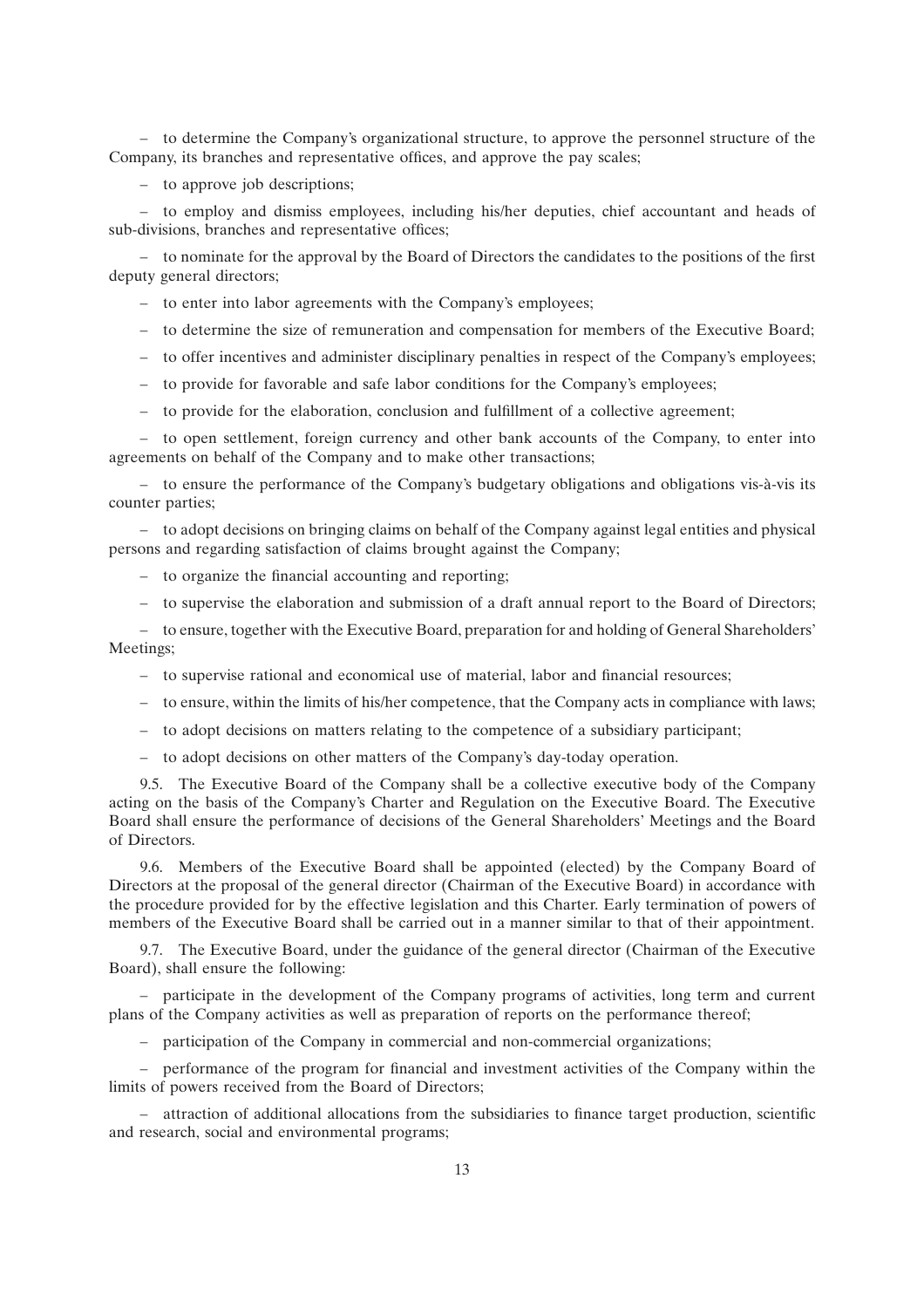– to determine the Company's organizational structure, to approve the personnel structure of the Company, its branches and representative offices, and approve the pay scales;

– to approve job descriptions;

– to employ and dismiss employees, including his/her deputies, chief accountant and heads of sub-divisions, branches and representative offices;

– to nominate for the approval by the Board of Directors the candidates to the positions of the first deputy general directors;

– to enter into labor agreements with the Company's employees;

– to determine the size of remuneration and compensation for members of the Executive Board;

– to offer incentives and administer disciplinary penalties in respect of the Company's employees;

– to provide for favorable and safe labor conditions for the Company's employees;

– to provide for the elaboration, conclusion and fulfillment of a collective agreement;

– to open settlement, foreign currency and other bank accounts of the Company, to enter into agreements on behalf of the Company and to make other transactions;

– to ensure the performance of the Company's budgetary obligations and obligations vis-à-vis its counter parties;

– to adopt decisions on bringing claims on behalf of the Company against legal entities and physical persons and regarding satisfaction of claims brought against the Company;

– to organize the financial accounting and reporting;

– to supervise the elaboration and submission of a draft annual report to the Board of Directors;

– to ensure, together with the Executive Board, preparation for and holding of General Shareholders' Meetings;

– to supervise rational and economical use of material, labor and financial resources;

– to ensure, within the limits of his/her competence, that the Company acts in compliance with laws;

– to adopt decisions on matters relating to the competence of a subsidiary participant;

– to adopt decisions on other matters of the Company's day-today operation.

9.5. The Executive Board of the Company shall be a collective executive body of the Company acting on the basis of the Company's Charter and Regulation on the Executive Board. The Executive Board shall ensure the performance of decisions of the General Shareholders' Meetings and the Board of Directors.

9.6. Members of the Executive Board shall be appointed (elected) by the Company Board of Directors at the proposal of the general director (Chairman of the Executive Board) in accordance with the procedure provided for by the effective legislation and this Charter. Early termination of powers of members of the Executive Board shall be carried out in a manner similar to that of their appointment.

9.7. The Executive Board, under the guidance of the general director (Chairman of the Executive Board), shall ensure the following:

– participate in the development of the Company programs of activities, long term and current plans of the Company activities as well as preparation of reports on the performance thereof;

– participation of the Company in commercial and non-commercial organizations;

– performance of the program for financial and investment activities of the Company within the limits of powers received from the Board of Directors;

– attraction of additional allocations from the subsidiaries to finance target production, scientific and research, social and environmental programs;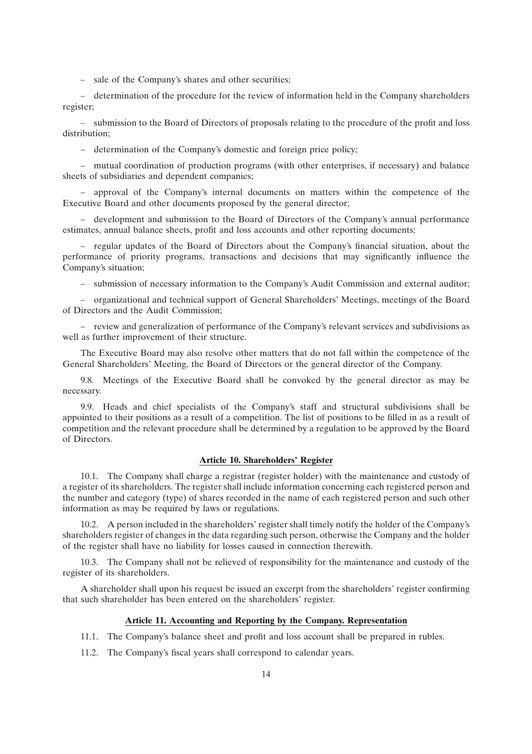– sale of the Company's shares and other securities;

– determination of the procedure for the review of information held in the Company shareholders register;

– submission to the Board of Directors of proposals relating to the procedure of the profit and loss distribution;

– determination of the Company's domestic and foreign price policy;

– mutual coordination of production programs (with other enterprises, if necessary) and balance sheets of subsidiaries and dependent companies;

– approval of the Company's internal documents on matters within the competence of the Executive Board and other documents proposed by the general director;

– development and submission to the Board of Directors of the Company's annual performance estimates, annual balance sheets, profit and loss accounts and other reporting documents;

– regular updates of the Board of Directors about the Company's financial situation, about the performance of priority programs, transactions and decisions that may significantly influence the Company's situation;

– submission of necessary information to the Company's Audit Commission and external auditor;

– organizational and technical support of General Shareholders' Meetings, meetings of the Board of Directors and the Audit Commission;

– review and generalization of performance of the Company's relevant services and subdivisions as well as further improvement of their structure.

The Executive Board may also resolve other matters that do not fall within the competence of the General Shareholders' Meeting, the Board of Directors or the general director of the Company.

9.8. Meetings of the Executive Board shall be convoked by the general director as may be necessary.

9.9. Heads and chief specialists of the Company's staff and structural subdivisions shall be appointed to their positions as a result of a competition. The list of positions to be filled in as a result of competition and the relevant procedure shall be determined by a regulation to be approved by the Board of Directors.

## Article 10. Shareholders' Register

10.1. The Company shall charge a registrar (register holder) with the maintenance and custody of a register of its shareholders. The register shall include information concerning each registered person and the number and category (type) of shares recorded in the name of each registered person and such other information as may be required by laws or regulations.

10.2. A person included in the shareholders' register shall timely notify the holder of the Company's shareholders register of changes in the data regarding such person, otherwise the Company and the holder of the register shall have no liability for losses caused in connection therewith.

10.3. The Company shall not be relieved of responsibility for the maintenance and custody of the register of its shareholders.

A shareholder shall upon his request be issued an excerpt from the shareholders' register confirming that such shareholder has been entered on the shareholders' register.

## Article 11. Accounting and Reporting by the Company. Representation

11.1. The Company's balance sheet and profit and loss account shall be prepared in rubles.

11.2. The Company's fiscal years shall correspond to calendar years.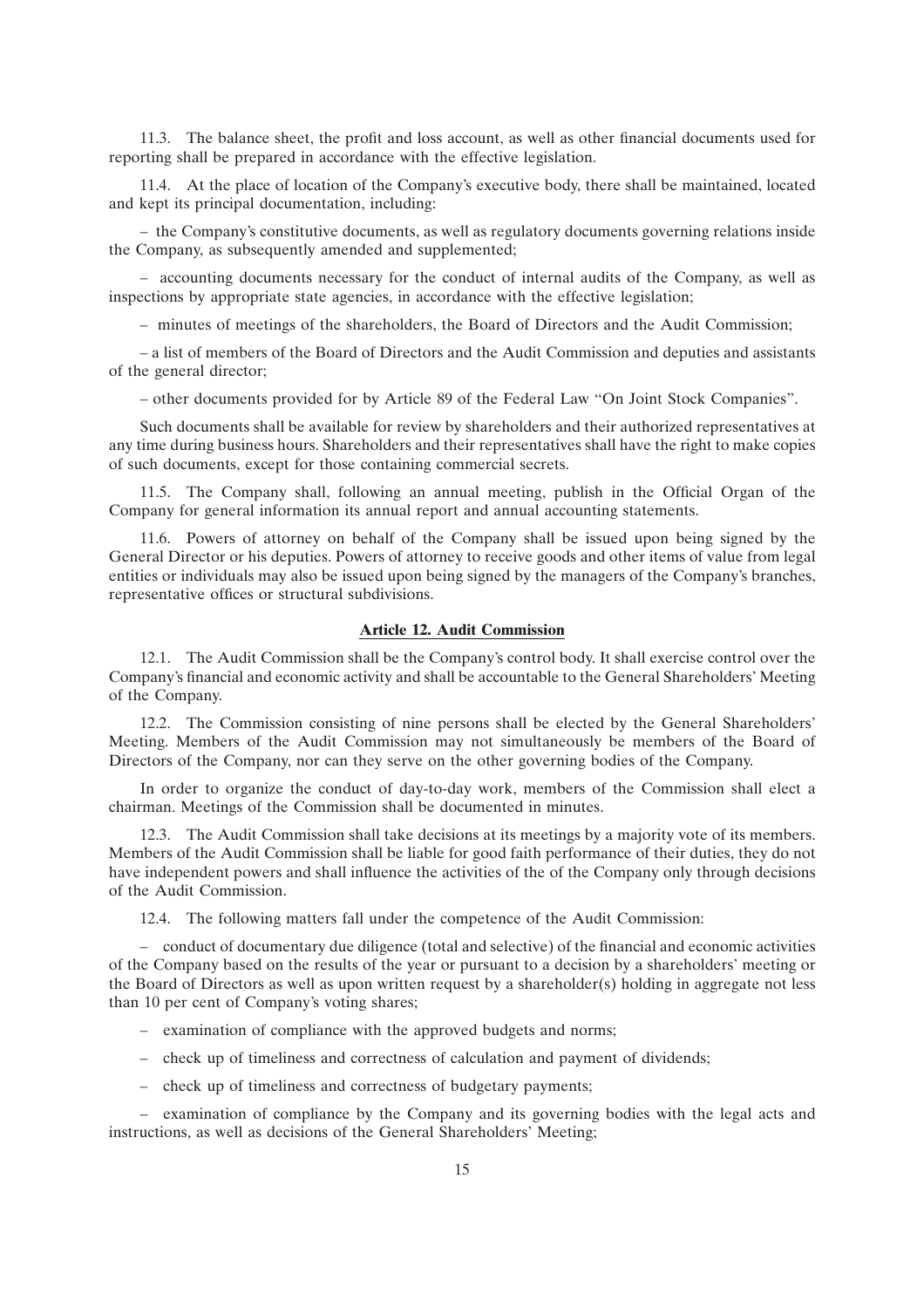11.3. The balance sheet, the profit and loss account, as well as other financial documents used for reporting shall be prepared in accordance with the effective legislation.

11.4. At the place of location of the Company's executive body, there shall be maintained, located and kept its principal documentation, including:

– the Company's constitutive documents, as well as regulatory documents governing relations inside the Company, as subsequently amended and supplemented;

– accounting documents necessary for the conduct of internal audits of the Company, as well as inspections by appropriate state agencies, in accordance with the effective legislation;

– minutes of meetings of the shareholders, the Board of Directors and the Audit Commission;

– a list of members of the Board of Directors and the Audit Commission and deputies and assistants of the general director;

– other documents provided for by Article 89 of the Federal Law "On Joint Stock Companies".

Such documents shall be available for review by shareholders and their authorized representatives at any time during business hours. Shareholders and their representatives shall have the right to make copies of such documents, except for those containing commercial secrets.

11.5. The Company shall, following an annual meeting, publish in the Official Organ of the Company for general information its annual report and annual accounting statements.

11.6. Powers of attorney on behalf of the Company shall be issued upon being signed by the General Director or his deputies. Powers of attorney to receive goods and other items of value from legal entities or individuals may also be issued upon being signed by the managers of the Company's branches, representative offices or structural subdivisions.

## Article 12. Audit Commission

12.1. The Audit Commission shall be the Company's control body. It shall exercise control over the Company's financial and economic activity and shall be accountable to the General Shareholders' Meeting of the Company.

12.2. The Commission consisting of nine persons shall be elected by the General Shareholders' Meeting. Members of the Audit Commission may not simultaneously be members of the Board of Directors of the Company, nor can they serve on the other governing bodies of the Company.

In order to organize the conduct of day-to-day work, members of the Commission shall elect a chairman. Meetings of the Commission shall be documented in minutes.

12.3. The Audit Commission shall take decisions at its meetings by a majority vote of its members. Members of the Audit Commission shall be liable for good faith performance of their duties, they do not have independent powers and shall influence the activities of the of the Company only through decisions of the Audit Commission.

12.4. The following matters fall under the competence of the Audit Commission:

– conduct of documentary due diligence (total and selective) of the financial and economic activities of the Company based on the results of the year or pursuant to a decision by a shareholders' meeting or the Board of Directors as well as upon written request by a shareholder(s) holding in aggregate not less than 10 per cent of Company's voting shares;

– examination of compliance with the approved budgets and norms;

– check up of timeliness and correctness of calculation and payment of dividends;

– check up of timeliness and correctness of budgetary payments;

– examination of compliance by the Company and its governing bodies with the legal acts and instructions, as well as decisions of the General Shareholders' Meeting;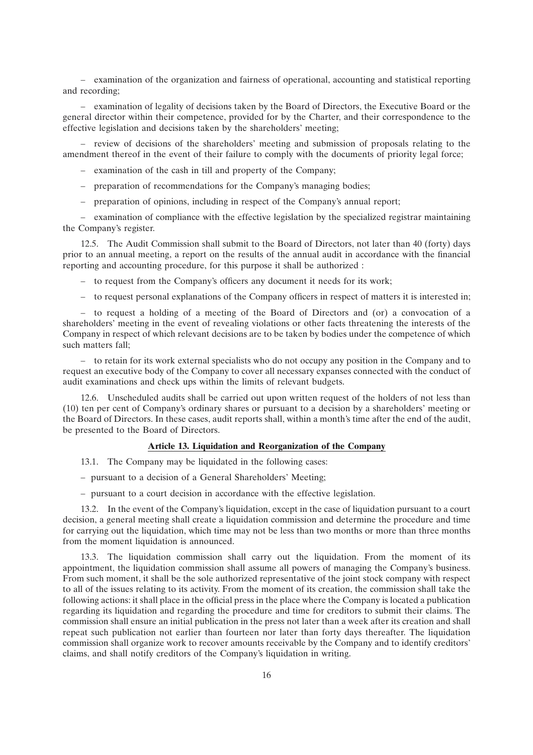– examination of the organization and fairness of operational, accounting and statistical reporting and recording;

– examination of legality of decisions taken by the Board of Directors, the Executive Board or the general director within their competence, provided for by the Charter, and their correspondence to the effective legislation and decisions taken by the shareholders' meeting;

– review of decisions of the shareholders' meeting and submission of proposals relating to the amendment thereof in the event of their failure to comply with the documents of priority legal force;

– examination of the cash in till and property of the Company;

– preparation of recommendations for the Company's managing bodies;

– preparation of opinions, including in respect of the Company's annual report;

– examination of compliance with the effective legislation by the specialized registrar maintaining the Company's register.

12.5. The Audit Commission shall submit to the Board of Directors, not later than 40 (forty) days prior to an annual meeting, a report on the results of the annual audit in accordance with the financial reporting and accounting procedure, for this purpose it shall be authorized :

– to request from the Company's officers any document it needs for its work;

– to request personal explanations of the Company officers in respect of matters it is interested in;

– to request a holding of a meeting of the Board of Directors and (or) a convocation of a shareholders' meeting in the event of revealing violations or other facts threatening the interests of the Company in respect of which relevant decisions are to be taken by bodies under the competence of which such matters fall;

– to retain for its work external specialists who do not occupy any position in the Company and to request an executive body of the Company to cover all necessary expanses connected with the conduct of audit examinations and check ups within the limits of relevant budgets.

12.6. Unscheduled audits shall be carried out upon written request of the holders of not less than (10) ten per cent of Company's ordinary shares or pursuant to a decision by a shareholders' meeting or the Board of Directors. In these cases, audit reports shall, within a month's time after the end of the audit, be presented to the Board of Directors.

## Article 13. Liquidation and Reorganization of the Company

13.1. The Company may be liquidated in the following cases:

– pursuant to a decision of a General Shareholders' Meeting;

– pursuant to a court decision in accordance with the effective legislation.

13.2. In the event of the Company's liquidation, except in the case of liquidation pursuant to a court decision, a general meeting shall create a liquidation commission and determine the procedure and time for carrying out the liquidation, which time may not be less than two months or more than three months from the moment liquidation is announced.

13.3. The liquidation commission shall carry out the liquidation. From the moment of its appointment, the liquidation commission shall assume all powers of managing the Company's business. From such moment, it shall be the sole authorized representative of the joint stock company with respect to all of the issues relating to its activity. From the moment of its creation, the commission shall take the following actions: it shall place in the official press in the place where the Company is located a publication regarding its liquidation and regarding the procedure and time for creditors to submit their claims. The commission shall ensure an initial publication in the press not later than a week after its creation and shall repeat such publication not earlier than fourteen nor later than forty days thereafter. The liquidation commission shall organize work to recover amounts receivable by the Company and to identify creditors' claims, and shall notify creditors of the Company's liquidation in writing.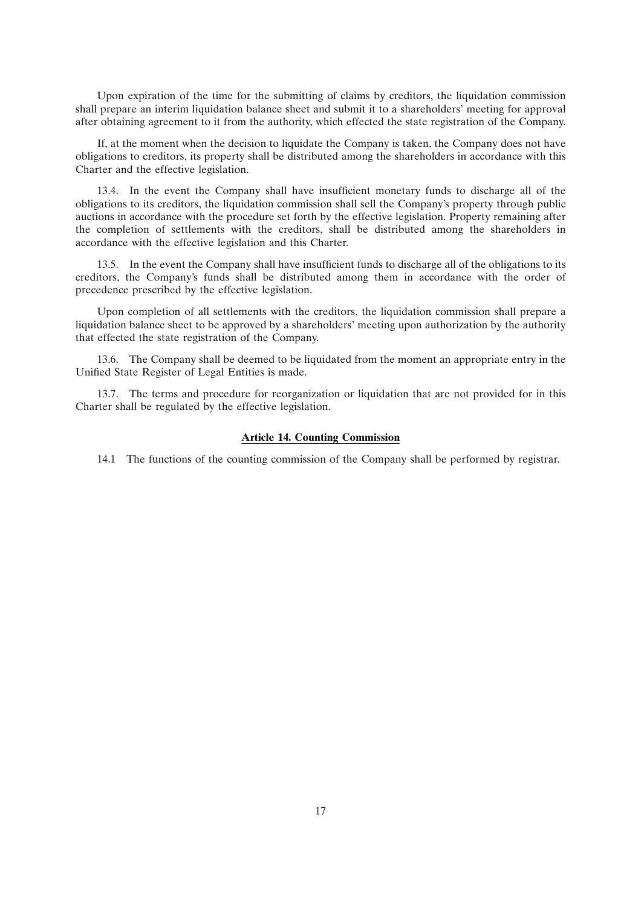Upon expiration of the time for the submitting of claims by creditors, the liquidation commission shall prepare an interim liquidation balance sheet and submit it to a shareholders' meeting for approval after obtaining agreement to it from the authority, which effected the state registration of the Company.

If, at the moment when the decision to liquidate the Company is taken, the Company does not have obligations to creditors, its property shall be distributed among the shareholders in accordance with this Charter and the effective legislation.

13.4. In the event the Company shall have insufficient monetary funds to discharge all of the obligations to its creditors, the liquidation commission shall sell the Company's property through public auctions in accordance with the procedure set forth by the effective legislation. Property remaining after the completion of settlements with the creditors, shall be distributed among the shareholders in accordance with the effective legislation and this Charter.

13.5. In the event the Company shall have insufficient funds to discharge all of the obligations to its creditors, the Company's funds shall be distributed among them in accordance with the order of precedence prescribed by the effective legislation.

Upon completion of all settlements with the creditors, the liquidation commission shall prepare a liquidation balance sheet to be approved by a shareholders' meeting upon authorization by the authority that effected the state registration of the Company.

13.6. The Company shall be deemed to be liquidated from the moment an appropriate entry in the Unified State Register of Legal Entities is made.

13.7. The terms and procedure for reorganization or liquidation that are not provided for in this Charter shall be regulated by the effective legislation.

## Article 14. Counting Commission

14.1 The functions of the counting commission of the Company shall be performed by registrar.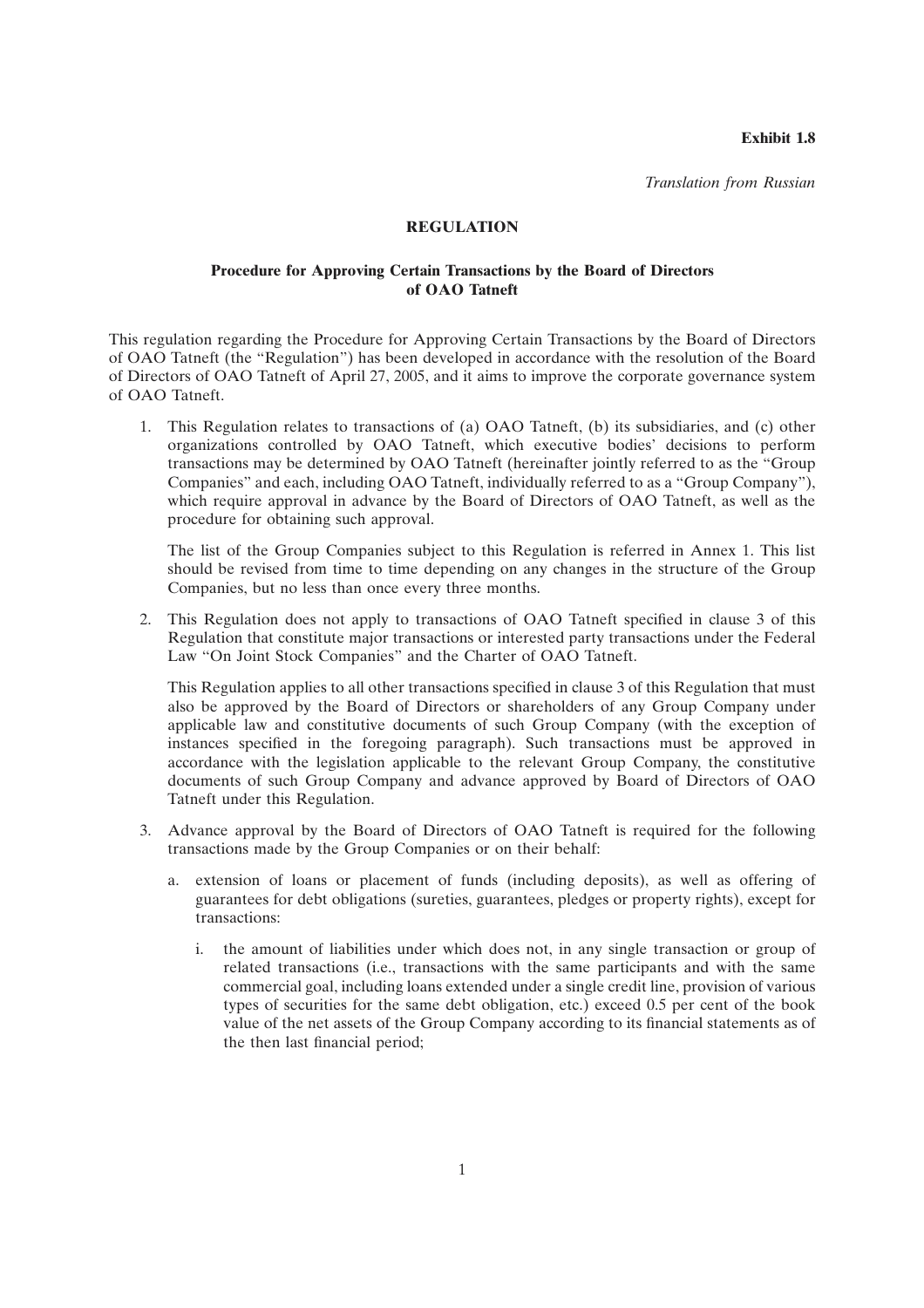**Exhibit 1.8**

*Translation from Russian*

**REGULATION**

**Procedure for Approving Certain Transactions by the Board of Directors of OAO Tatneft**

This regulation regarding the Procedure for Approving Certain Transactions by the Board of Directors of OAO Tatneft (the "Regulation") has been developed in accordance with the resolution of the Board of Directors of OAO Tatneft of April 27, 2005, and it aims to improve the corporate governance system of OAO Tatneft.

1. This Regulation relates to transactions of (a) OAO Tatneft, (b) its subsidiaries, and (c) other organizations controlled by OAO Tatneft, which executive bodies' decisions to perform transactions may be determined by OAO Tatneft (hereinafter jointly referred to as the "Group Companies" and each, including OAO Tatneft, individually referred to as a "Group Company"), which require approval in advance by the Board of Directors of OAO Tatneft, as well as the procedure for obtaining such approval.

   The list of the Group Companies subject to this Regulation is referred in Annex 1. This list should be revised from time to time depending on any changes in the structure of the Group Companies, but no less than once every three months.

2. This Regulation does not apply to transactions of OAO Tatneft specified in clause 3 of this Regulation that constitute major transactions or interested party transactions under the Federal Law "On Joint Stock Companies" and the Charter of OAO Tatneft.

   This Regulation applies to all other transactions specified in clause 3 of this Regulation that must also be approved by the Board of Directors or shareholders of any Group Company under applicable law and constitutive documents of such Group Company (with the exception of instances specified in the foregoing paragraph). Such transactions must be approved in accordance with the legislation applicable to the relevant Group Company, the constitutive documents of such Group Company and advance approved by Board of Directors of OAO Tatneft under this Regulation.

3. Advance approval by the Board of Directors of OAO Tatneft is required for the following transactions made by the Group Companies or on their behalf:

   a. extension of loans or placement of funds (including deposits), as well as offering of guarantees for debt obligations (sureties, guarantees, pledges or property rights), except for transactions:

      i. the amount of liabilities under which does not, in any single transaction or group of related transactions (i.e., transactions with the same participants and with the same commercial goal, including loans extended under a single credit line, provision of various types of securities for the same debt obligation, etc.) exceed 0.5 per cent of the book value of the net assets of the Group Company according to its financial statements as of the then last financial period;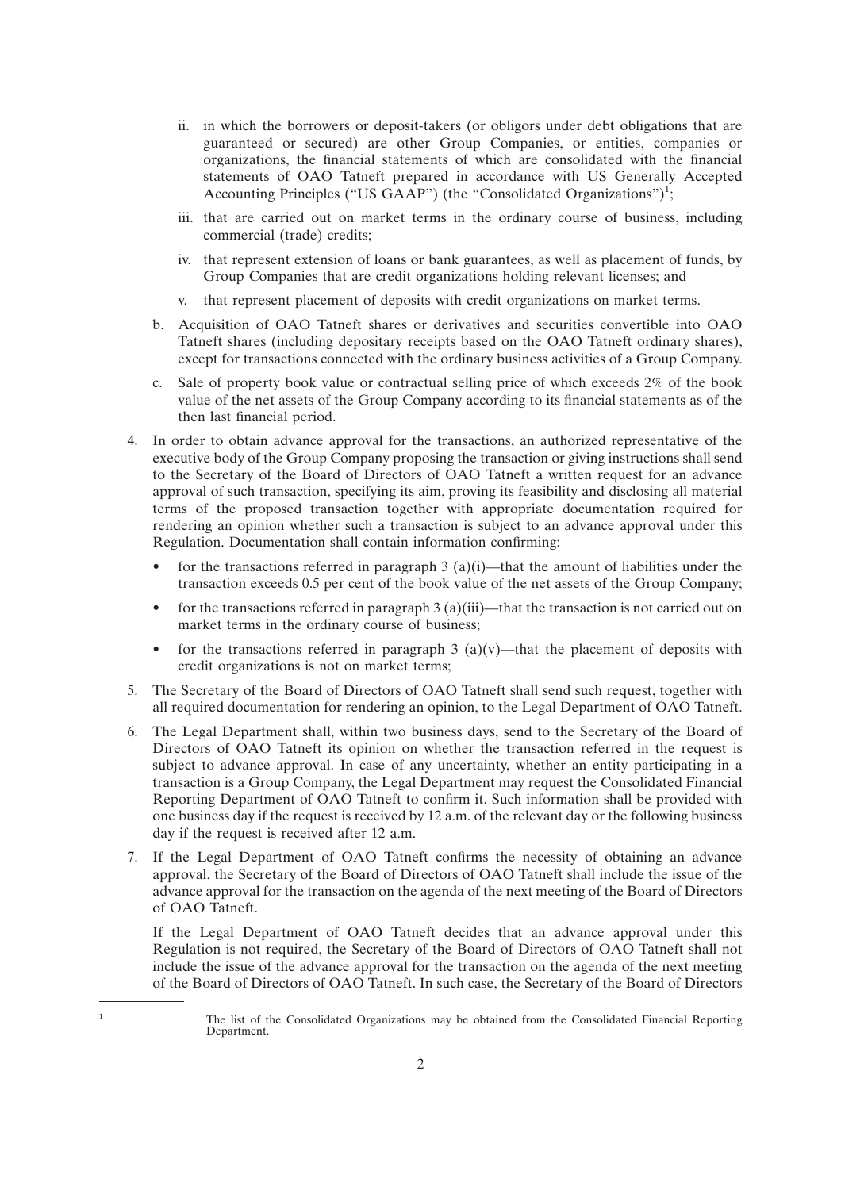ii. in which the borrowers or deposit-takers (or obligors under debt obligations that are guaranteed or secured) are other Group Companies, or entities, companies or organizations, the financial statements of which are consolidated with the financial statements of OAO Tatneft prepared in accordance with US Generally Accepted Accounting Principles ("US GAAP") (the "Consolidated Organizations")[1];

   iii. that are carried out on market terms in the ordinary course of business, including commercial (trade) credits;

   iv. that represent extension of loans or bank guarantees, as well as placement of funds, by Group Companies that are credit organizations holding relevant licenses; and

   v. that represent placement of deposits with credit organizations on market terms.

b. Acquisition of OAO Tatneft shares or derivatives and securities convertible into OAO Tatneft shares (including depositary receipts based on the OAO Tatneft ordinary shares), except for transactions connected with the ordinary business activities of a Group Company.

c. Sale of property book value or contractual selling price of which exceeds 2% of the book value of the net assets of the Group Company according to its financial statements as of the then last financial period.

4. In order to obtain advance approval for the transactions, an authorized representative of the executive body of the Group Company proposing the transaction or giving instructions shall send to the Secretary of the Board of Directors of OAO Tatneft a written request for an advance approval of such transaction, specifying its aim, proving its feasibility and disclosing all material terms of the proposed transaction together with appropriate documentation required for rendering an opinion whether such a transaction is subject to an advance approval under this Regulation. Documentation shall contain information confirming:

   - for the transactions referred in paragraph 3 (a)(i)—that the amount of liabilities under the transaction exceeds 0.5 per cent of the book value of the net assets of the Group Company;
   - for the transactions referred in paragraph 3 (a)(iii)—that the transaction is not carried out on market terms in the ordinary course of business;
   - for the transactions referred in paragraph 3 (a)(v)—that the placement of deposits with credit organizations is not on market terms;

5. The Secretary of the Board of Directors of OAO Tatneft shall send such request, together with all required documentation for rendering an opinion, to the Legal Department of OAO Tatneft.

6. The Legal Department shall, within two business days, send to the Secretary of the Board of Directors of OAO Tatneft its opinion on whether the transaction referred in the request is subject to advance approval. In case of any uncertainty, whether an entity participating in a transaction is a Group Company, the Legal Department may request the Consolidated Financial Reporting Department of OAO Tatneft to confirm it. Such information shall be provided with one business day if the request is received by 12 a.m. of the relevant day or the following business day if the request is received after 12 a.m.

7. If the Legal Department of OAO Tatneft confirms the necessity of obtaining an advance approval, the Secretary of the Board of Directors of OAO Tatneft shall include the issue of the advance approval for the transaction on the agenda of the next meeting of the Board of Directors of OAO Tatneft.

   If the Legal Department of OAO Tatneft decides that an advance approval under this Regulation is not required, the Secretary of the Board of Directors of OAO Tatneft shall not include the issue of the advance approval for the transaction on the agenda of the next meeting of the Board of Directors of OAO Tatneft. In such case, the Secretary of the Board of Directors

---

[1] The list of the Consolidated Organizations may be obtained from the Consolidated Financial Reporting Department.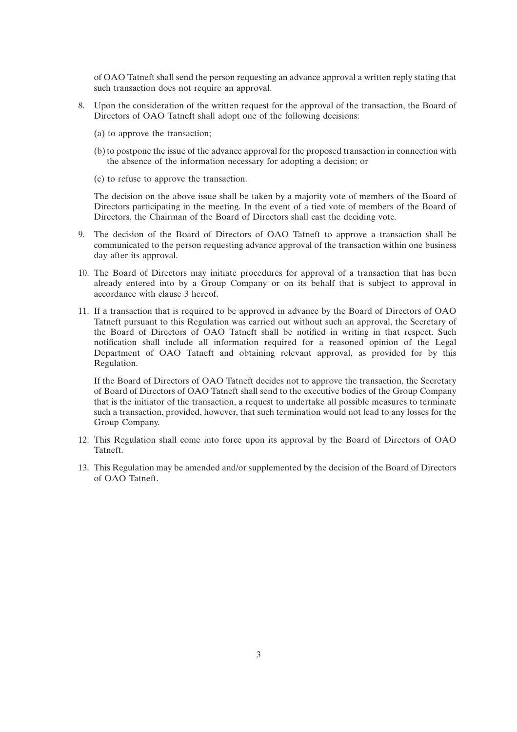of OAO Tatneft shall send the person requesting an advance approval a written reply stating that such transaction does not require an approval.

8. Upon the consideration of the written request for the approval of the transaction, the Board of Directors of OAO Tatneft shall adopt one of the following decisions:

   (a) to approve the transaction;

   (b) to postpone the issue of the advance approval for the proposed transaction in connection with the absence of the information necessary for adopting a decision; or

   (c) to refuse to approve the transaction.

   The decision on the above issue shall be taken by a majority vote of members of the Board of Directors participating in the meeting. In the event of a tied vote of members of the Board of Directors, the Chairman of the Board of Directors shall cast the deciding vote.

9. The decision of the Board of Directors of OAO Tatneft to approve a transaction shall be communicated to the person requesting advance approval of the transaction within one business day after its approval.

10. The Board of Directors may initiate procedures for approval of a transaction that has been already entered into by a Group Company or on its behalf that is subject to approval in accordance with clause 3 hereof.

11. If a transaction that is required to be approved in advance by the Board of Directors of OAO Tatneft pursuant to this Regulation was carried out without such an approval, the Secretary of the Board of Directors of OAO Tatneft shall be notified in writing in that respect. Such notification shall include all information required for a reasoned opinion of the Legal Department of OAO Tatneft and obtaining relevant approval, as provided for by this Regulation.

    If the Board of Directors of OAO Tatneft decides not to approve the transaction, the Secretary of Board of Directors of OAO Tatneft shall send to the executive bodies of the Group Company that is the initiator of the transaction, a request to undertake all possible measures to terminate such a transaction, provided, however, that such termination would not lead to any losses for the Group Company.

12. This Regulation shall come into force upon its approval by the Board of Directors of OAO Tatneft.

13. This Regulation may be amended and/or supplemented by the decision of the Board of Directors of OAO Tatneft.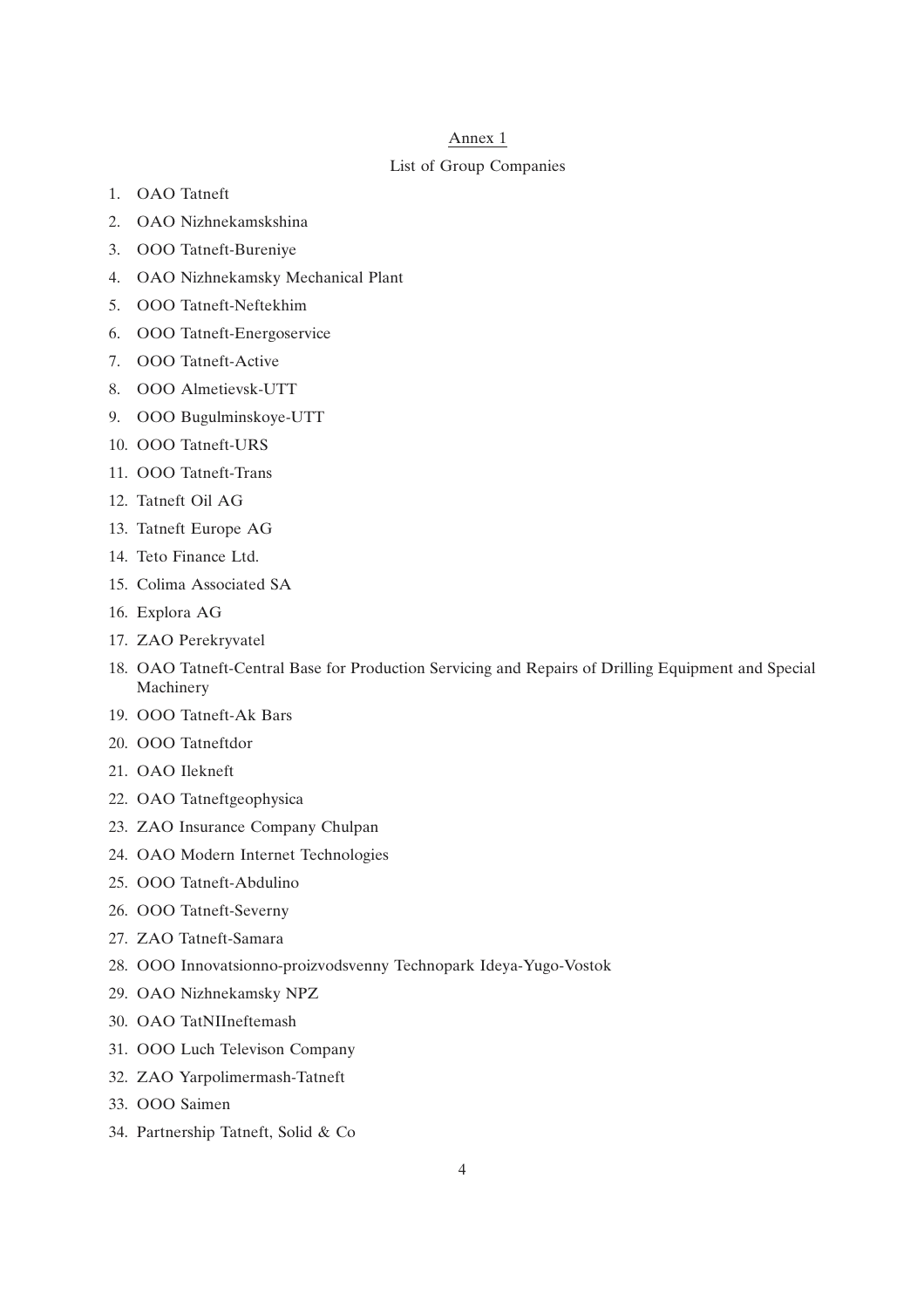Annex 1

List of Group Companies

1. OAO Tatneft
2. OAO Nizhnekamskshina
3. OOO Tatneft-Bureniye
4. OAO Nizhnekamsky Mechanical Plant
5. OOO Tatneft-Neftekhim
6. OOO Tatneft-Energoservice
7. OOO Tatneft-Active
8. OOO Almetievsk-UTT
9. OOO Bugulminskoye-UTT
10. OOO Tatneft-URS
11. OOO Tatneft-Trans
12. Tatneft Oil AG
13. Tatneft Europe AG
14. Teto Finance Ltd.
15. Colima Associated SA
16. Explora AG
17. ZAO Perekryvatel
18. OAO Tatneft-Central Base for Production Servicing and Repairs of Drilling Equipment and Special Machinery
19. OOO Tatneft-Ak Bars
20. OOO Tatneftdor
21. OAO Ilekneft
22. OAO Tatneftgeophysica
23. ZAO Insurance Company Chulpan
24. OAO Modern Internet Technologies
25. OOO Tatneft-Abdulino
26. OOO Tatneft-Severny
27. ZAO Tatneft-Samara
28. OOO Innovatsionno-proizvodsvenny Technopark Ideya-Yugo-Vostok
29. OAO Nizhnekamsky NPZ
30. OAO TatNIIneftemash
31. OOO Luch Televison Company
32. ZAO Yarpolimermash-Tatneft
33. OOO Saimen
34. Partnership Tatneft, Solid & Co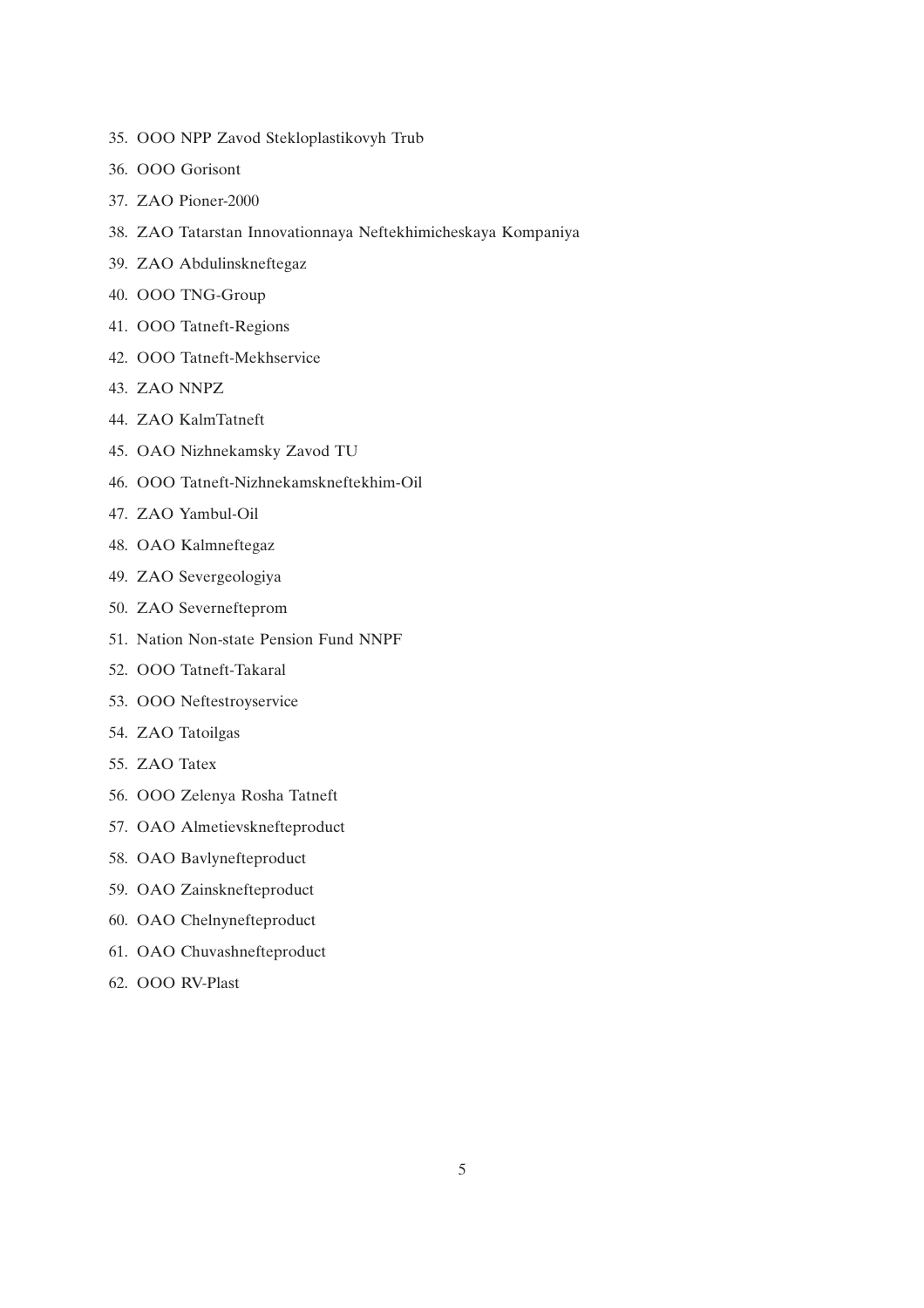35. OOO NPP Zavod Stekloplastikovyh Trub
36. OOO Gorisont
37. ZAO Pioner-2000
38. ZAO Tatarstan Innovationnaya Neftekhimicheskaya Kompaniya
39. ZAO Abdulinskneftegaz
40. OOO TNG-Group
41. OOO Tatneft-Regions
42. OOO Tatneft-Mekhservice
43. ZAO NNPZ
44. ZAO KalmTatneft
45. OAO Nizhnekamsky Zavod TU
46. OOO Tatneft-Nizhnekamskneftekhim-Oil
47. ZAO Yambul-Oil
48. OAO Kalmneftegaz
49. ZAO Severgeologiya
50. ZAO Severnefteprom
51. Nation Non-state Pension Fund NNPF
52. OOO Tatneft-Takaral
53. OOO Neftestroyservice
54. ZAO Tatoilgas
55. ZAO Tatex
56. OOO Zelenya Rosha Tatneft
57. OAO Almetievsknefteproduct
58. OAO Bavlynefteproduct
59. OAO Zainsknefteproduct
60. OAO Chelnynefteproduct
61. OAO Chuvashnefteproduct
62. OOO RV-Plast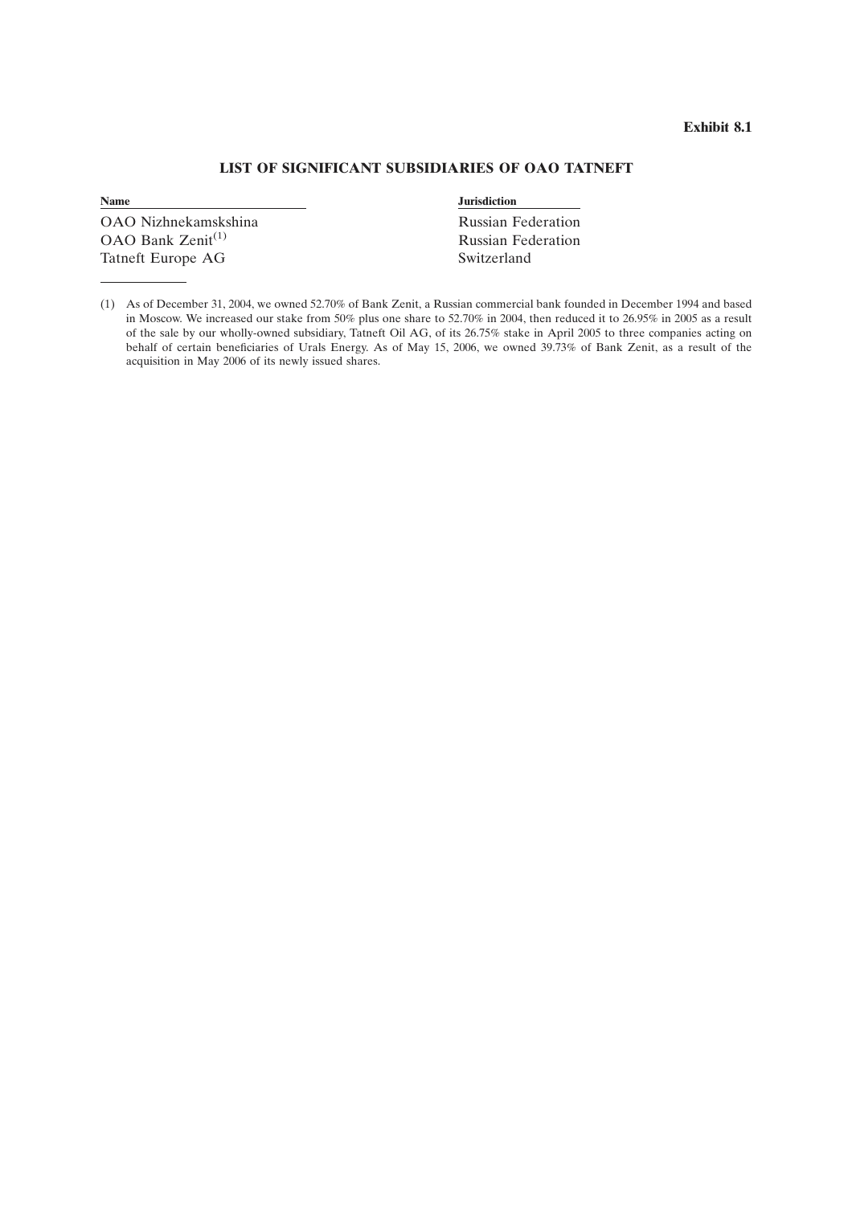**Exhibit 8.1**

## LIST OF SIGNIFICANT SUBSIDIARIES OF OAO TATNEFT

| Name | Jurisdiction |
| --- | --- |
| OAO Nizhnekamskshina | Russian Federation |
| OAO Bank Zenit[(1)] | Russian Federation |
| Tatneft Europe AG | Switzerland |

(1) As of December 31, 2004, we owned 52.70% of Bank Zenit, a Russian commercial bank founded in December 1994 and based in Moscow. We increased our stake from 50% plus one share to 52.70% in 2004, then reduced it to 26.95% in 2005 as a result of the sale by our wholly-owned subsidiary, Tatneft Oil AG, of its 26.75% stake in April 2005 to three companies acting on behalf of certain beneficiaries of Urals Energy. As of May 15, 2006, we owned 39.73% of Bank Zenit, as a result of the acquisition in May 2006 of its newly issued shares.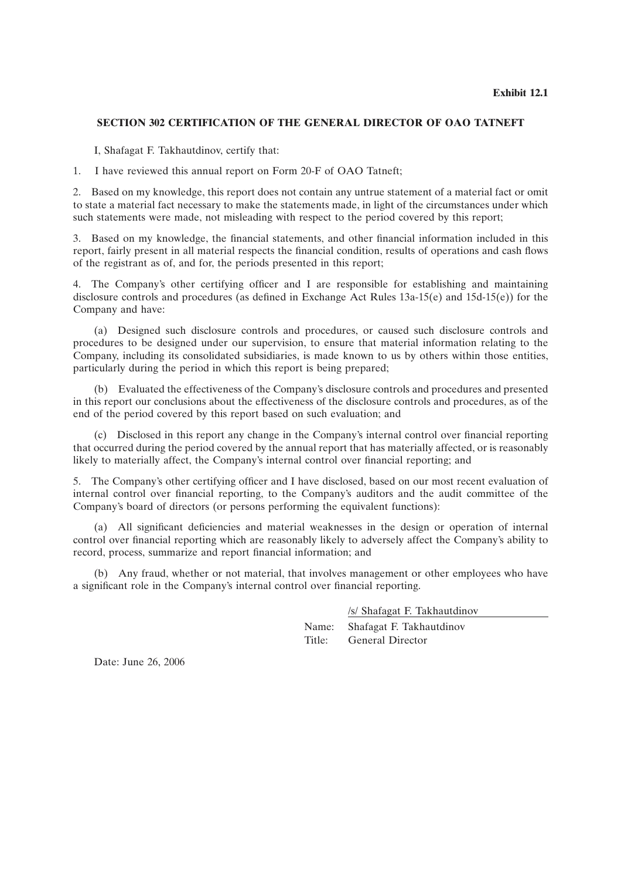**Exhibit 12.1**

## SECTION 302 CERTIFICATION OF THE GENERAL DIRECTOR OF OAO TATNEFT

I, Shafagat F. Takhautdinov, certify that:

1. I have reviewed this annual report on Form 20-F of OAO Tatneft;

2. Based on my knowledge, this report does not contain any untrue statement of a material fact or omit to state a material fact necessary to make the statements made, in light of the circumstances under which such statements were made, not misleading with respect to the period covered by this report;

3. Based on my knowledge, the financial statements, and other financial information included in this report, fairly present in all material respects the financial condition, results of operations and cash flows of the registrant as of, and for, the periods presented in this report;

4. The Company's other certifying officer and I are responsible for establishing and maintaining disclosure controls and procedures (as defined in Exchange Act Rules 13a-15(e) and 15d-15(e)) for the Company and have:

(a) Designed such disclosure controls and procedures, or caused such disclosure controls and procedures to be designed under our supervision, to ensure that material information relating to the Company, including its consolidated subsidiaries, is made known to us by others within those entities, particularly during the period in which this report is being prepared;

(b) Evaluated the effectiveness of the Company's disclosure controls and procedures and presented in this report our conclusions about the effectiveness of the disclosure controls and procedures, as of the end of the period covered by this report based on such evaluation; and

(c) Disclosed in this report any change in the Company's internal control over financial reporting that occurred during the period covered by the annual report that has materially affected, or is reasonably likely to materially affect, the Company's internal control over financial reporting; and

5. The Company's other certifying officer and I have disclosed, based on our most recent evaluation of internal control over financial reporting, to the Company's auditors and the audit committee of the Company's board of directors (or persons performing the equivalent functions):

(a) All significant deficiencies and material weaknesses in the design or operation of internal control over financial reporting which are reasonably likely to adversely affect the Company's ability to record, process, summarize and report financial information; and

(b) Any fraud, whether or not material, that involves management or other employees who have a significant role in the Company's internal control over financial reporting.

/s/ Shafagat F. Takhautdinov

Name: Shafagat F. Takhautdinov
Title: General Director

Date: June 26, 2006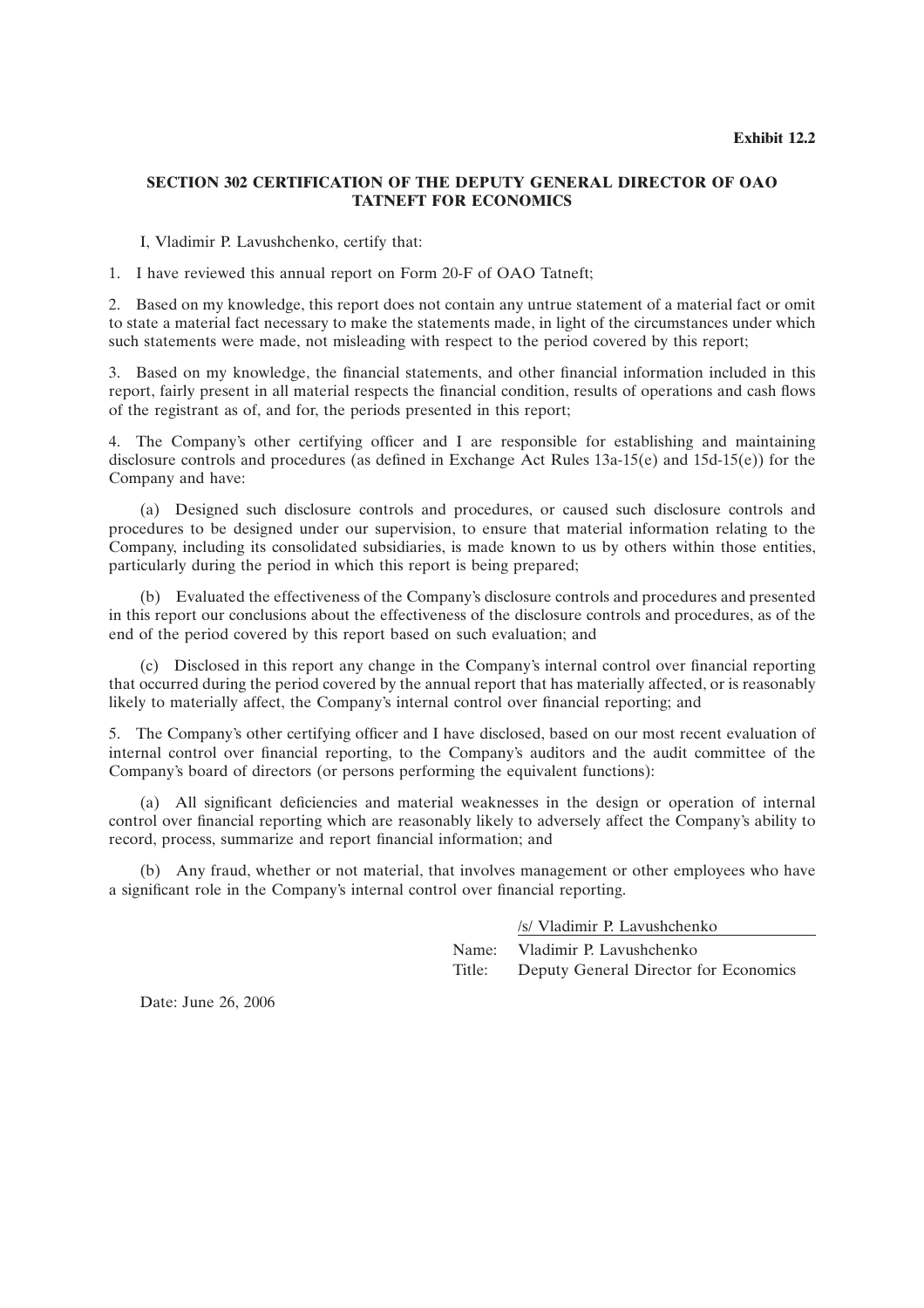**Exhibit 12.2**

## SECTION 302 CERTIFICATION OF THE DEPUTY GENERAL DIRECTOR OF OAO TATNEFT FOR ECONOMICS

I, Vladimir P. Lavushchenko, certify that:

1. I have reviewed this annual report on Form 20-F of OAO Tatneft;

2. Based on my knowledge, this report does not contain any untrue statement of a material fact or omit to state a material fact necessary to make the statements made, in light of the circumstances under which such statements were made, not misleading with respect to the period covered by this report;

3. Based on my knowledge, the financial statements, and other financial information included in this report, fairly present in all material respects the financial condition, results of operations and cash flows of the registrant as of, and for, the periods presented in this report;

4. The Company's other certifying officer and I are responsible for establishing and maintaining disclosure controls and procedures (as defined in Exchange Act Rules 13a-15(e) and 15d-15(e)) for the Company and have:

(a) Designed such disclosure controls and procedures, or caused such disclosure controls and procedures to be designed under our supervision, to ensure that material information relating to the Company, including its consolidated subsidiaries, is made known to us by others within those entities, particularly during the period in which this report is being prepared;

(b) Evaluated the effectiveness of the Company's disclosure controls and procedures and presented in this report our conclusions about the effectiveness of the disclosure controls and procedures, as of the end of the period covered by this report based on such evaluation; and

(c) Disclosed in this report any change in the Company's internal control over financial reporting that occurred during the period covered by the annual report that has materially affected, or is reasonably likely to materially affect, the Company's internal control over financial reporting; and

5. The Company's other certifying officer and I have disclosed, based on our most recent evaluation of internal control over financial reporting, to the Company's auditors and the audit committee of the Company's board of directors (or persons performing the equivalent functions):

(a) All significant deficiencies and material weaknesses in the design or operation of internal control over financial reporting which are reasonably likely to adversely affect the Company's ability to record, process, summarize and report financial information; and

(b) Any fraud, whether or not material, that involves management or other employees who have a significant role in the Company's internal control over financial reporting.

/s/ Vladimir P. Lavushchenko

Name: Vladimir P. Lavushchenko
Title: Deputy General Director for Economics

Date: June 26, 2006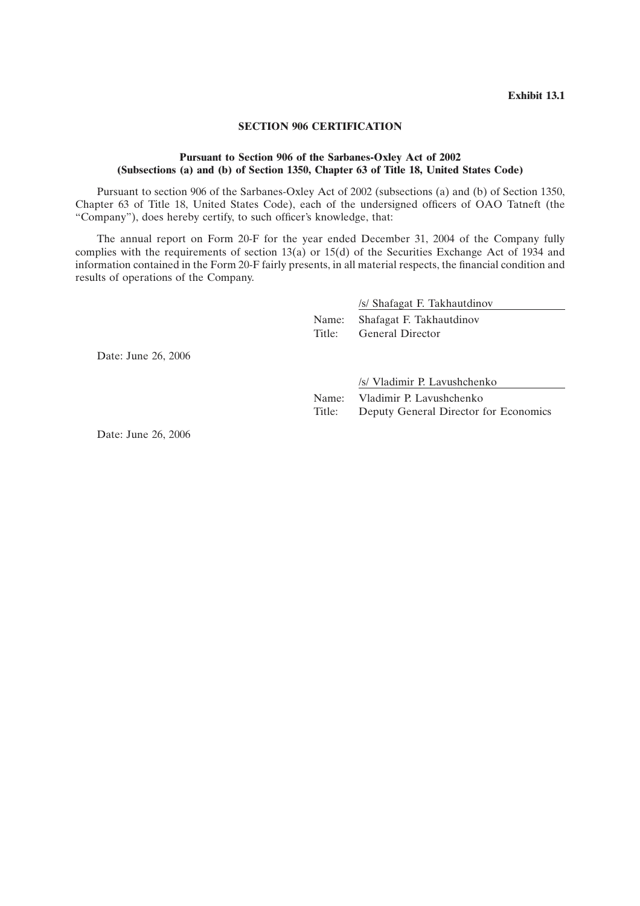**Exhibit 13.1**

## SECTION 906 CERTIFICATION

**Pursuant to Section 906 of the Sarbanes-Oxley Act of 2002**
**(Subsections (a) and (b) of Section 1350, Chapter 63 of Title 18, United States Code)**

Pursuant to section 906 of the Sarbanes-Oxley Act of 2002 (subsections (a) and (b) of Section 1350, Chapter 63 of Title 18, United States Code), each of the undersigned officers of OAO Tatneft (the "Company"), does hereby certify, to such officer's knowledge, that:

The annual report on Form 20-F for the year ended December 31, 2004 of the Company fully complies with the requirements of section 13(a) or 15(d) of the Securities Exchange Act of 1934 and information contained in the Form 20-F fairly presents, in all material respects, the financial condition and results of operations of the Company.

/s/ Shafagat F. Takhautdinov

Name: Shafagat F. Takhautdinov
Title: General Director

Date: June 26, 2006

/s/ Vladimir P. Lavushchenko

Name: Vladimir P. Lavushchenko
Title: Deputy General Director for Economics

Date: June 26, 2006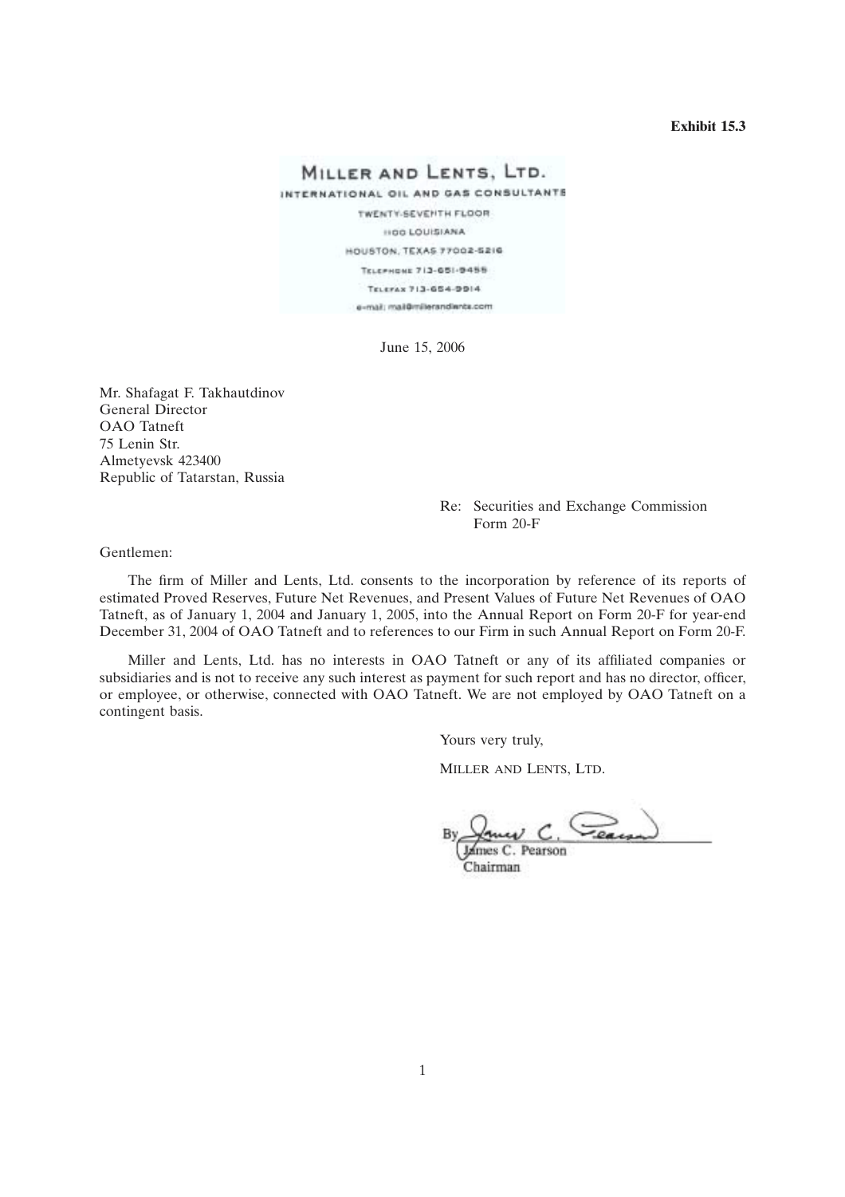**Exhibit 15.3**

MILLER AND LENTS, LTD.
INTERNATIONAL OIL AND GAS CONSULTANTS
TWENTY-SEVENTH FLOOR
1100 LOUISIANA
HOUSTON, TEXAS 77002-5216
TELEPHONE 713-651-9455
TELEFAX 713-654-9914
e-mail: mail@millerandlents.com

June 15, 2006

Mr. Shafagat F. Takhautdinov
General Director
OAO Tatneft
75 Lenin Str.
Almetyevsk 423400
Republic of Tatarstan, Russia

Re: Securities and Exchange Commission
Form 20-F

Gentlemen:

The firm of Miller and Lents, Ltd. consents to the incorporation by reference of its reports of estimated Proved Reserves, Future Net Revenues, and Present Values of Future Net Revenues of OAO Tatneft, as of January 1, 2004 and January 1, 2005, into the Annual Report on Form 20-F for year-end December 31, 2004 of OAO Tatneft and to references to our Firm in such Annual Report on Form 20-F.

Miller and Lents, Ltd. has no interests in OAO Tatneft or any of its affiliated companies or subsidiaries and is not to receive any such interest as payment for such report and has no director, officer, or employee, or otherwise, connected with OAO Tatneft. We are not employed by OAO Tatneft on a contingent basis.

Yours very truly,

MILLER AND LENTS, LTD.

By James C. Pearson
James C. Pearson
Chairman